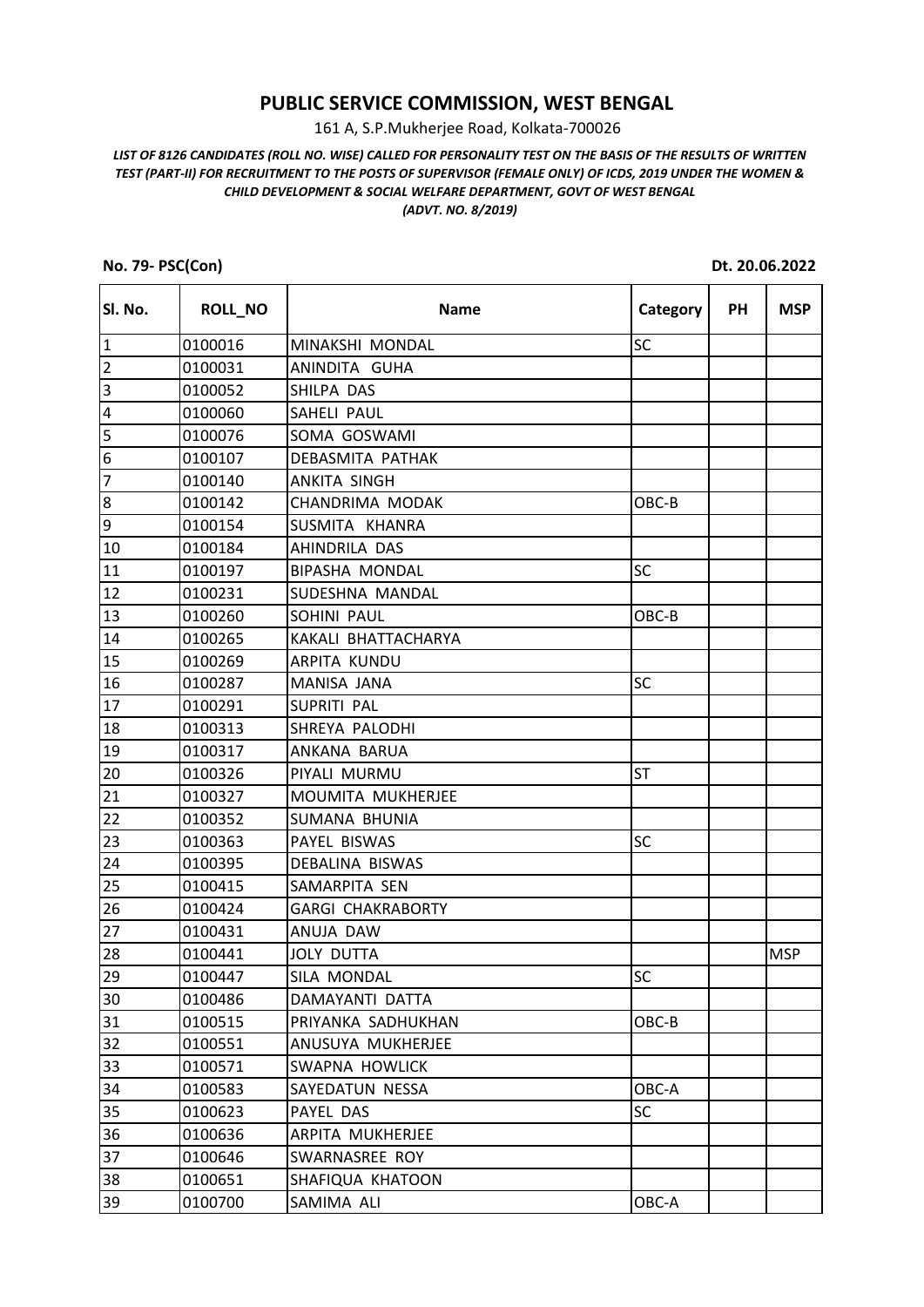# PUBLIC SERVICE COMMISSION, WEST BENGAL

161 A, S.P.Mukherjee Road, Kolkata-700026

*LIST OF 8126 CANDIDATES (ROLL NO. WISE) CALLED FOR PERSONALITY TEST ON THE BASIS OF THE RESULTS OF WRITTEN TEST (PART-II) FOR RECRUITMENT TO THE POSTS OF SUPERVISOR (FEMALE ONLY) OF ICDS, 2019 UNDER THE WOMEN & CHILD DEVELOPMENT & SOCIAL WELFARE DEPARTMENT, GOVT OF WEST BENGAL (ADVT. NO. 8/2019)*

**No. 79- PSC(Con)** **Dt. 20.06.2022**

| Sl. No. | ROLL_NO | Name | Category | PH | MSP |
|---|---|---|---|---|---|
| 1 | 0100016 | MINAKSHI MONDAL | SC | | |
| 2 | 0100031 | ANINDITA GUHA | | | |
| 3 | 0100052 | SHILPA DAS | | | |
| 4 | 0100060 | SAHELI PAUL | | | |
| 5 | 0100076 | SOMA GOSWAMI | | | |
| 6 | 0100107 | DEBASMITA PATHAK | | | |
| 7 | 0100140 | ANKITA SINGH | | | |
| 8 | 0100142 | CHANDRIMA MODAK | OBC-B | | |
| 9 | 0100154 | SUSMITA KHANRA | | | |
| 10 | 0100184 | AHINDRILA DAS | | | |
| 11 | 0100197 | BIPASHA MONDAL | SC | | |
| 12 | 0100231 | SUDESHNA MANDAL | | | |
| 13 | 0100260 | SOHINI PAUL | OBC-B | | |
| 14 | 0100265 | KAKALI BHATTACHARYA | | | |
| 15 | 0100269 | ARPITA KUNDU | | | |
| 16 | 0100287 | MANISA JANA | SC | | |
| 17 | 0100291 | SUPRITI PAL | | | |
| 18 | 0100313 | SHREYA PALODHI | | | |
| 19 | 0100317 | ANKANA BARUA | | | |
| 20 | 0100326 | PIYALI MURMU | ST | | |
| 21 | 0100327 | MOUMITA MUKHERJEE | | | |
| 22 | 0100352 | SUMANA BHUNIA | | | |
| 23 | 0100363 | PAYEL BISWAS | SC | | |
| 24 | 0100395 | DEBALINA BISWAS | | | |
| 25 | 0100415 | SAMARPITA SEN | | | |
| 26 | 0100424 | GARGI CHAKRABORTY | | | |
| 27 | 0100431 | ANUJA DAW | | | |
| 28 | 0100441 | JOLY DUTTA | | | MSP |
| 29 | 0100447 | SILA MONDAL | SC | | |
| 30 | 0100486 | DAMAYANTI DATTA | | | |
| 31 | 0100515 | PRIYANKA SADHUKHAN | OBC-B | | |
| 32 | 0100551 | ANUSUYA MUKHERJEE | | | |
| 33 | 0100571 | SWAPNA HOWLICK | | | |
| 34 | 0100583 | SAYEDATUN NESSA | OBC-A | | |
| 35 | 0100623 | PAYEL DAS | SC | | |
| 36 | 0100636 | ARPITA MUKHERJEE | | | |
| 37 | 0100646 | SWARNASREE ROY | | | |
| 38 | 0100651 | SHAFIQUA KHATOON | | | |
| 39 | 0100700 | SAMIMA ALI | OBC-A | | |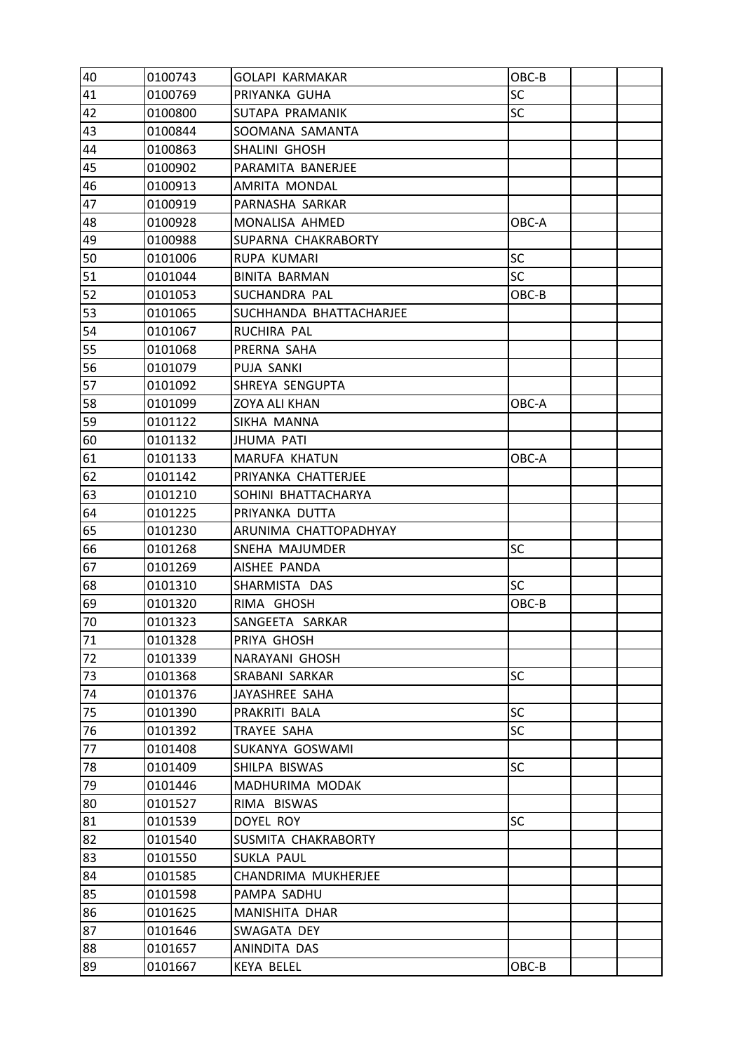| | | | | | |
|---|---|---|---|---|---|
| 40 | 0100743 | GOLAPI KARMAKAR | OBC-B | | |
| 41 | 0100769 | PRIYANKA GUHA | SC | | |
| 42 | 0100800 | SUTAPA PRAMANIK | SC | | |
| 43 | 0100844 | SOOMANA SAMANTA | | | |
| 44 | 0100863 | SHALINI GHOSH | | | |
| 45 | 0100902 | PARAMITA BANERJEE | | | |
| 46 | 0100913 | AMRITA MONDAL | | | |
| 47 | 0100919 | PARNASHA SARKAR | | | |
| 48 | 0100928 | MONALISA AHMED | OBC-A | | |
| 49 | 0100988 | SUPARNA CHAKRABORTY | | | |
| 50 | 0101006 | RUPA KUMARI | SC | | |
| 51 | 0101044 | BINITA BARMAN | SC | | |
| 52 | 0101053 | SUCHANDRA PAL | OBC-B | | |
| 53 | 0101065 | SUCHHANDA BHATTACHARJEE | | | |
| 54 | 0101067 | RUCHIRA PAL | | | |
| 55 | 0101068 | PRERNA SAHA | | | |
| 56 | 0101079 | PUJA SANKI | | | |
| 57 | 0101092 | SHREYA SENGUPTA | | | |
| 58 | 0101099 | ZOYA ALI KHAN | OBC-A | | |
| 59 | 0101122 | SIKHA MANNA | | | |
| 60 | 0101132 | JHUMA PATI | | | |
| 61 | 0101133 | MARUFA KHATUN | OBC-A | | |
| 62 | 0101142 | PRIYANKA CHATTERJEE | | | |
| 63 | 0101210 | SOHINI BHATTACHARYA | | | |
| 64 | 0101225 | PRIYANKA DUTTA | | | |
| 65 | 0101230 | ARUNIMA CHATTOPADHYAY | | | |
| 66 | 0101268 | SNEHA MAJUMDER | SC | | |
| 67 | 0101269 | AISHEE PANDA | | | |
| 68 | 0101310 | SHARMISTA DAS | SC | | |
| 69 | 0101320 | RIMA GHOSH | OBC-B | | |
| 70 | 0101323 | SANGEETA SARKAR | | | |
| 71 | 0101328 | PRIYA GHOSH | | | |
| 72 | 0101339 | NARAYANI GHOSH | | | |
| 73 | 0101368 | SRABANI SARKAR | SC | | |
| 74 | 0101376 | JAYASHREE SAHA | | | |
| 75 | 0101390 | PRAKRITI BALA | SC | | |
| 76 | 0101392 | TRAYEE SAHA | SC | | |
| 77 | 0101408 | SUKANYA GOSWAMI | | | |
| 78 | 0101409 | SHILPA BISWAS | SC | | |
| 79 | 0101446 | MADHURIMA MODAK | | | |
| 80 | 0101527 | RIMA BISWAS | | | |
| 81 | 0101539 | DOYEL ROY | SC | | |
| 82 | 0101540 | SUSMITA CHAKRABORTY | | | |
| 83 | 0101550 | SUKLA PAUL | | | |
| 84 | 0101585 | CHANDRIMA MUKHERJEE | | | |
| 85 | 0101598 | PAMPA SADHU | | | |
| 86 | 0101625 | MANISHITA DHAR | | | |
| 87 | 0101646 | SWAGATA DEY | | | |
| 88 | 0101657 | ANINDITA DAS | | | |
| 89 | 0101667 | KEYA BELEL | OBC-B | | |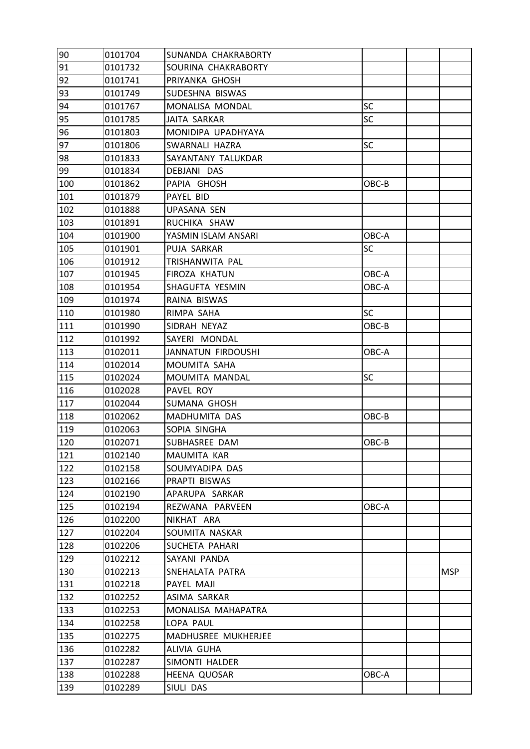| | | | | | |
|---|---|---|---|---|---|
| 90 | 0101704 | SUNANDA CHAKRABORTY | | | |
| 91 | 0101732 | SOURINA CHAKRABORTY | | | |
| 92 | 0101741 | PRIYANKA GHOSH | | | |
| 93 | 0101749 | SUDESHNA BISWAS | | | |
| 94 | 0101767 | MONALISA MONDAL | SC | | |
| 95 | 0101785 | JAITA SARKAR | SC | | |
| 96 | 0101803 | MONIDIPA UPADHYAYA | | | |
| 97 | 0101806 | SWARNALI HAZRA | SC | | |
| 98 | 0101833 | SAYANTANY TALUKDAR | | | |
| 99 | 0101834 | DEBJANI DAS | | | |
| 100 | 0101862 | PAPIA GHOSH | OBC-B | | |
| 101 | 0101879 | PAYEL BID | | | |
| 102 | 0101888 | UPASANA SEN | | | |
| 103 | 0101891 | RUCHIKA SHAW | | | |
| 104 | 0101900 | YASMIN ISLAM ANSARI | OBC-A | | |
| 105 | 0101901 | PUJA SARKAR | SC | | |
| 106 | 0101912 | TRISHANWITA PAL | | | |
| 107 | 0101945 | FIROZA KHATUN | OBC-A | | |
| 108 | 0101954 | SHAGUFTA YESMIN | OBC-A | | |
| 109 | 0101974 | RAINA BISWAS | | | |
| 110 | 0101980 | RIMPA SAHA | SC | | |
| 111 | 0101990 | SIDRAH NEYAZ | OBC-B | | |
| 112 | 0101992 | SAYERI MONDAL | | | |
| 113 | 0102011 | JANNATUN FIRDOUSHI | OBC-A | | |
| 114 | 0102014 | MOUMITA SAHA | | | |
| 115 | 0102024 | MOUMITA MANDAL | SC | | |
| 116 | 0102028 | PAVEL ROY | | | |
| 117 | 0102044 | SUMANA GHOSH | | | |
| 118 | 0102062 | MADHUMITA DAS | OBC-B | | |
| 119 | 0102063 | SOPIA SINGHA | | | |
| 120 | 0102071 | SUBHASREE DAM | OBC-B | | |
| 121 | 0102140 | MAUMITA KAR | | | |
| 122 | 0102158 | SOUMYADIPA DAS | | | |
| 123 | 0102166 | PRAPTI BISWAS | | | |
| 124 | 0102190 | APARUPA SARKAR | | | |
| 125 | 0102194 | REZWANA PARVEEN | OBC-A | | |
| 126 | 0102200 | NIKHAT ARA | | | |
| 127 | 0102204 | SOUMITA NASKAR | | | |
| 128 | 0102206 | SUCHETA PAHARI | | | |
| 129 | 0102212 | SAYANI PANDA | | | |
| 130 | 0102213 | SNEHALATA PATRA | | | MSP |
| 131 | 0102218 | PAYEL MAJI | | | |
| 132 | 0102252 | ASIMA SARKAR | | | |
| 133 | 0102253 | MONALISA MAHAPATRA | | | |
| 134 | 0102258 | LOPA PAUL | | | |
| 135 | 0102275 | MADHUSREE MUKHERJEE | | | |
| 136 | 0102282 | ALIVIA GUHA | | | |
| 137 | 0102287 | SIMONTI HALDER | | | |
| 138 | 0102288 | HEENA QUOSAR | OBC-A | | |
| 139 | 0102289 | SIULI DAS | | | |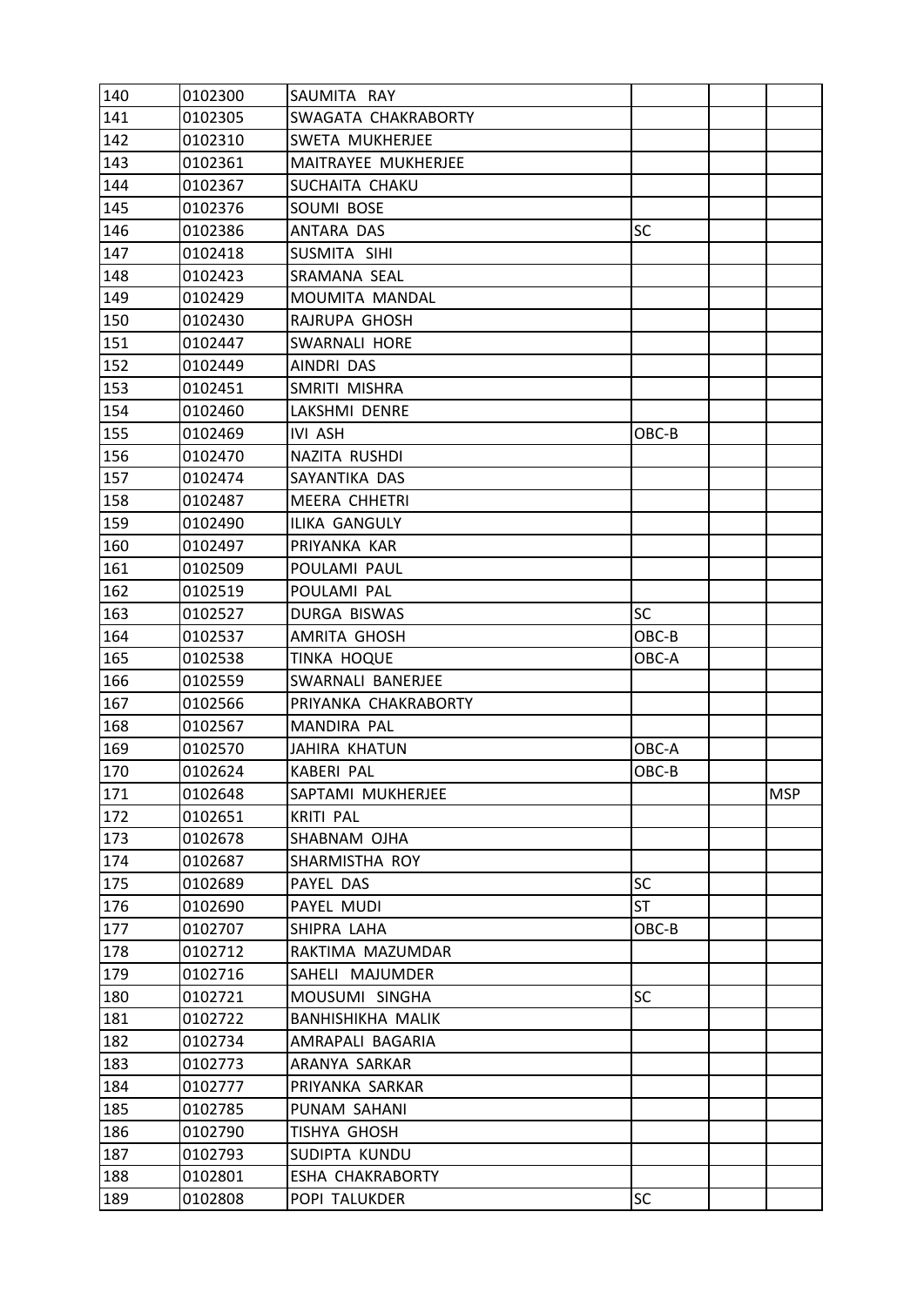| | | | | | |
|---|---|---|---|---|---|
| 140 | 0102300 | SAUMITA RAY | | | |
| 141 | 0102305 | SWAGATA CHAKRABORTY | | | |
| 142 | 0102310 | SWETA MUKHERJEE | | | |
| 143 | 0102361 | MAITRAYEE MUKHERJEE | | | |
| 144 | 0102367 | SUCHAITA CHAKU | | | |
| 145 | 0102376 | SOUMI BOSE | | | |
| 146 | 0102386 | ANTARA DAS | SC | | |
| 147 | 0102418 | SUSMITA SIHI | | | |
| 148 | 0102423 | SRAMANA SEAL | | | |
| 149 | 0102429 | MOUMITA MANDAL | | | |
| 150 | 0102430 | RAJRUPA GHOSH | | | |
| 151 | 0102447 | SWARNALI HORE | | | |
| 152 | 0102449 | AINDRI DAS | | | |
| 153 | 0102451 | SMRITI MISHRA | | | |
| 154 | 0102460 | LAKSHMI DENRE | | | |
| 155 | 0102469 | IVI ASH | OBC-B | | |
| 156 | 0102470 | NAZITA RUSHDI | | | |
| 157 | 0102474 | SAYANTIKA DAS | | | |
| 158 | 0102487 | MEERA CHHETRI | | | |
| 159 | 0102490 | ILIKA GANGULY | | | |
| 160 | 0102497 | PRIYANKA KAR | | | |
| 161 | 0102509 | POULAMI PAUL | | | |
| 162 | 0102519 | POULAMI PAL | | | |
| 163 | 0102527 | DURGA BISWAS | SC | | |
| 164 | 0102537 | AMRITA GHOSH | OBC-B | | |
| 165 | 0102538 | TINKA HOQUE | OBC-A | | |
| 166 | 0102559 | SWARNALI BANERJEE | | | |
| 167 | 0102566 | PRIYANKA CHAKRABORTY | | | |
| 168 | 0102567 | MANDIRA PAL | | | |
| 169 | 0102570 | JAHIRA KHATUN | OBC-A | | |
| 170 | 0102624 | KABERI PAL | OBC-B | | |
| 171 | 0102648 | SAPTAMI MUKHERJEE | | | MSP |
| 172 | 0102651 | KRITI PAL | | | |
| 173 | 0102678 | SHABNAM OJHA | | | |
| 174 | 0102687 | SHARMISTHA ROY | | | |
| 175 | 0102689 | PAYEL DAS | SC | | |
| 176 | 0102690 | PAYEL MUDI | ST | | |
| 177 | 0102707 | SHIPRA LAHA | OBC-B | | |
| 178 | 0102712 | RAKTIMA MAZUMDAR | | | |
| 179 | 0102716 | SAHELI MAJUMDER | | | |
| 180 | 0102721 | MOUSUMI SINGHA | SC | | |
| 181 | 0102722 | BANHISHIKHA MALIK | | | |
| 182 | 0102734 | AMRAPALI BAGARIA | | | |
| 183 | 0102773 | ARANYA SARKAR | | | |
| 184 | 0102777 | PRIYANKA SARKAR | | | |
| 185 | 0102785 | PUNAM SAHANI | | | |
| 186 | 0102790 | TISHYA GHOSH | | | |
| 187 | 0102793 | SUDIPTA KUNDU | | | |
| 188 | 0102801 | ESHA CHAKRABORTY | | | |
| 189 | 0102808 | POPI TALUKDER | SC | | |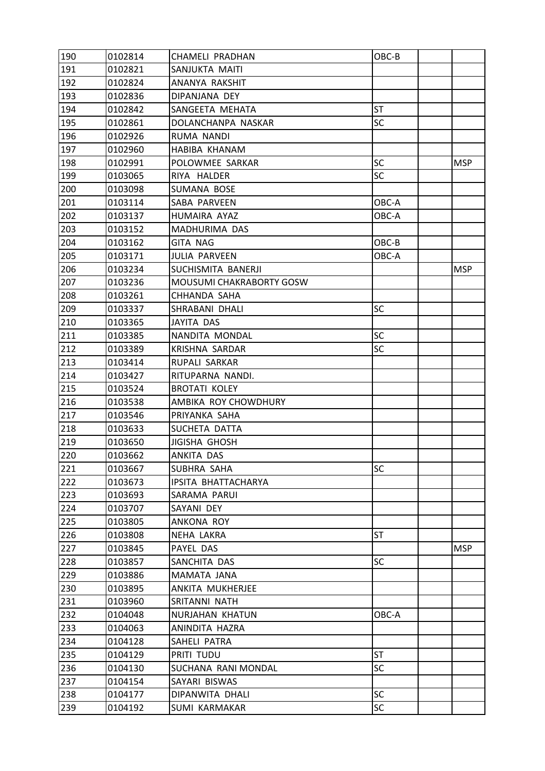| | | | | | |
|---|---|---|---|---|---|
| 190 | 0102814 | CHAMELI PRADHAN | OBC-B | | |
| 191 | 0102821 | SANJUKTA MAITI | | | |
| 192 | 0102824 | ANANYA RAKSHIT | | | |
| 193 | 0102836 | DIPANJANA DEY | | | |
| 194 | 0102842 | SANGEETA MEHATA | ST | | |
| 195 | 0102861 | DOLANCHANPA NASKAR | SC | | |
| 196 | 0102926 | RUMA NANDI | | | |
| 197 | 0102960 | HABIBA KHANAM | | | |
| 198 | 0102991 | POLOWMEE SARKAR | SC | | MSP |
| 199 | 0103065 | RIYA HALDER | SC | | |
| 200 | 0103098 | SUMANA BOSE | | | |
| 201 | 0103114 | SABA PARVEEN | OBC-A | | |
| 202 | 0103137 | HUMAIRA AYAZ | OBC-A | | |
| 203 | 0103152 | MADHURIMA DAS | | | |
| 204 | 0103162 | GITA NAG | OBC-B | | |
| 205 | 0103171 | JULIA PARVEEN | OBC-A | | |
| 206 | 0103234 | SUCHISMITA BANERJI | | | MSP |
| 207 | 0103236 | MOUSUMI CHAKRABORTY GOSW | | | |
| 208 | 0103261 | CHHANDA SAHA | | | |
| 209 | 0103337 | SHRABANI DHALI | SC | | |
| 210 | 0103365 | JAYITA DAS | | | |
| 211 | 0103385 | NANDITA MONDAL | SC | | |
| 212 | 0103389 | KRISHNA SARDAR | SC | | |
| 213 | 0103414 | RUPALI SARKAR | | | |
| 214 | 0103427 | RITUPARNA NANDI. | | | |
| 215 | 0103524 | BROTATI KOLEY | | | |
| 216 | 0103538 | AMBIKA ROY CHOWDHURY | | | |
| 217 | 0103546 | PRIYANKA SAHA | | | |
| 218 | 0103633 | SUCHETA DATTA | | | |
| 219 | 0103650 | JIGISHA GHOSH | | | |
| 220 | 0103662 | ANKITA DAS | | | |
| 221 | 0103667 | SUBHRA SAHA | SC | | |
| 222 | 0103673 | IPSITA BHATTACHARYA | | | |
| 223 | 0103693 | SARAMA PARUI | | | |
| 224 | 0103707 | SAYANI DEY | | | |
| 225 | 0103805 | ANKONA ROY | | | |
| 226 | 0103808 | NEHA LAKRA | ST | | |
| 227 | 0103845 | PAYEL DAS | | | MSP |
| 228 | 0103857 | SANCHITA DAS | SC | | |
| 229 | 0103886 | MAMATA JANA | | | |
| 230 | 0103895 | ANKITA MUKHERJEE | | | |
| 231 | 0103960 | SRITANNI NATH | | | |
| 232 | 0104048 | NURJAHAN KHATUN | OBC-A | | |
| 233 | 0104063 | ANINDITA HAZRA | | | |
| 234 | 0104128 | SAHELI PATRA | | | |
| 235 | 0104129 | PRITI TUDU | ST | | |
| 236 | 0104130 | SUCHANA RANI MONDAL | SC | | |
| 237 | 0104154 | SAYARI BISWAS | | | |
| 238 | 0104177 | DIPANWITA DHALI | SC | | |
| 239 | 0104192 | SUMI KARMAKAR | SC | | |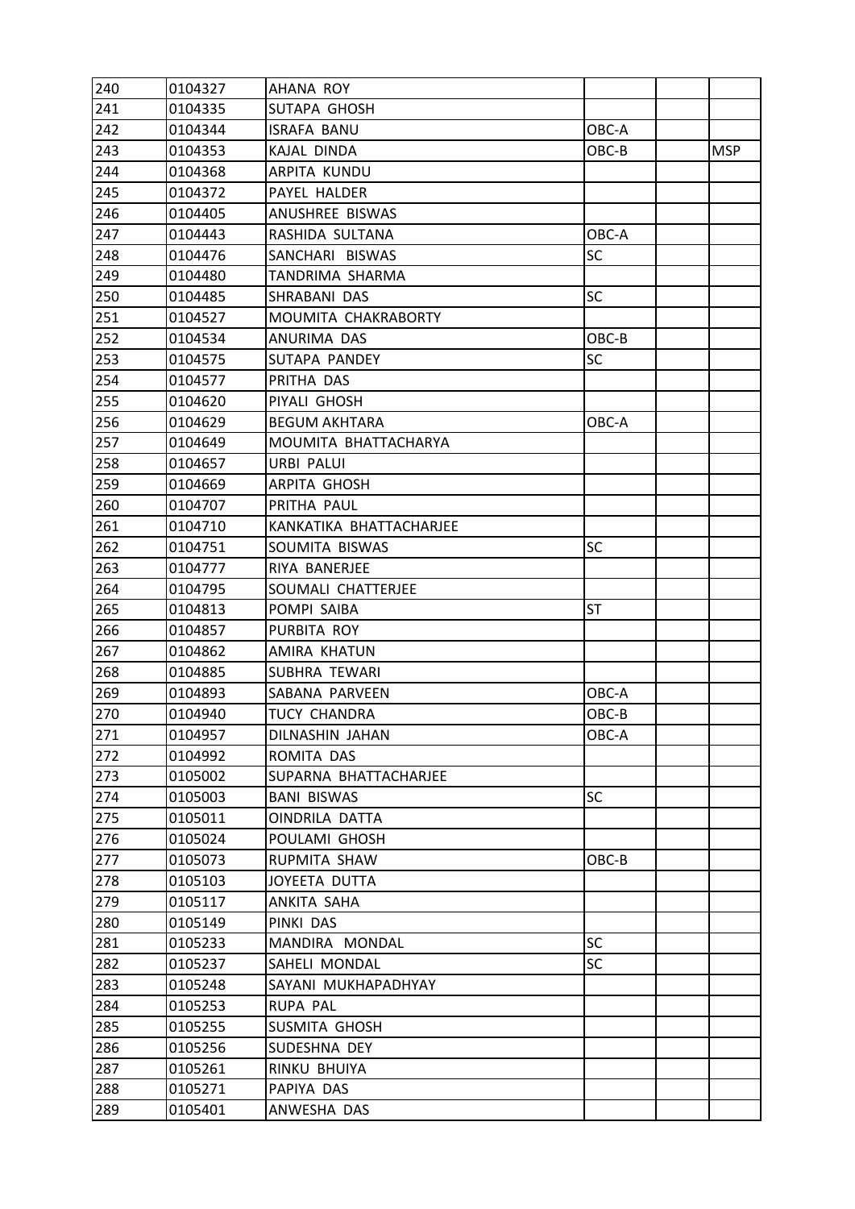| | | | | | |
|---|---|---|---|---|---|
| 240 | 0104327 | AHANA ROY | | | |
| 241 | 0104335 | SUTAPA GHOSH | | | |
| 242 | 0104344 | ISRAFA BANU | OBC-A | | |
| 243 | 0104353 | KAJAL DINDA | OBC-B | | MSP |
| 244 | 0104368 | ARPITA KUNDU | | | |
| 245 | 0104372 | PAYEL HALDER | | | |
| 246 | 0104405 | ANUSHREE BISWAS | | | |
| 247 | 0104443 | RASHIDA SULTANA | OBC-A | | |
| 248 | 0104476 | SANCHARI BISWAS | SC | | |
| 249 | 0104480 | TANDRIMA SHARMA | | | |
| 250 | 0104485 | SHRABANI DAS | SC | | |
| 251 | 0104527 | MOUMITA CHAKRABORTY | | | |
| 252 | 0104534 | ANURIMA DAS | OBC-B | | |
| 253 | 0104575 | SUTAPA PANDEY | SC | | |
| 254 | 0104577 | PRITHA DAS | | | |
| 255 | 0104620 | PIYALI GHOSH | | | |
| 256 | 0104629 | BEGUM AKHTARA | OBC-A | | |
| 257 | 0104649 | MOUMITA BHATTACHARYA | | | |
| 258 | 0104657 | URBI PALUI | | | |
| 259 | 0104669 | ARPITA GHOSH | | | |
| 260 | 0104707 | PRITHA PAUL | | | |
| 261 | 0104710 | KANKATIKA BHATTACHARJEE | | | |
| 262 | 0104751 | SOUMITA BISWAS | SC | | |
| 263 | 0104777 | RIYA BANERJEE | | | |
| 264 | 0104795 | SOUMALI CHATTERJEE | | | |
| 265 | 0104813 | POMPI SAIBA | ST | | |
| 266 | 0104857 | PURBITA ROY | | | |
| 267 | 0104862 | AMIRA KHATUN | | | |
| 268 | 0104885 | SUBHRA TEWARI | | | |
| 269 | 0104893 | SABANA PARVEEN | OBC-A | | |
| 270 | 0104940 | TUCY CHANDRA | OBC-B | | |
| 271 | 0104957 | DILNASHIN JAHAN | OBC-A | | |
| 272 | 0104992 | ROMITA DAS | | | |
| 273 | 0105002 | SUPARNA BHATTACHARJEE | | | |
| 274 | 0105003 | BANI BISWAS | SC | | |
| 275 | 0105011 | OINDRILA DATTA | | | |
| 276 | 0105024 | POULAMI GHOSH | | | |
| 277 | 0105073 | RUPMITA SHAW | OBC-B | | |
| 278 | 0105103 | JOYEETA DUTTA | | | |
| 279 | 0105117 | ANKITA SAHA | | | |
| 280 | 0105149 | PINKI DAS | | | |
| 281 | 0105233 | MANDIRA MONDAL | SC | | |
| 282 | 0105237 | SAHELI MONDAL | SC | | |
| 283 | 0105248 | SAYANI MUKHAPADHYAY | | | |
| 284 | 0105253 | RUPA PAL | | | |
| 285 | 0105255 | SUSMITA GHOSH | | | |
| 286 | 0105256 | SUDESHNA DEY | | | |
| 287 | 0105261 | RINKU BHUIYA | | | |
| 288 | 0105271 | PAPIYA DAS | | | |
| 289 | 0105401 | ANWESHA DAS | | | |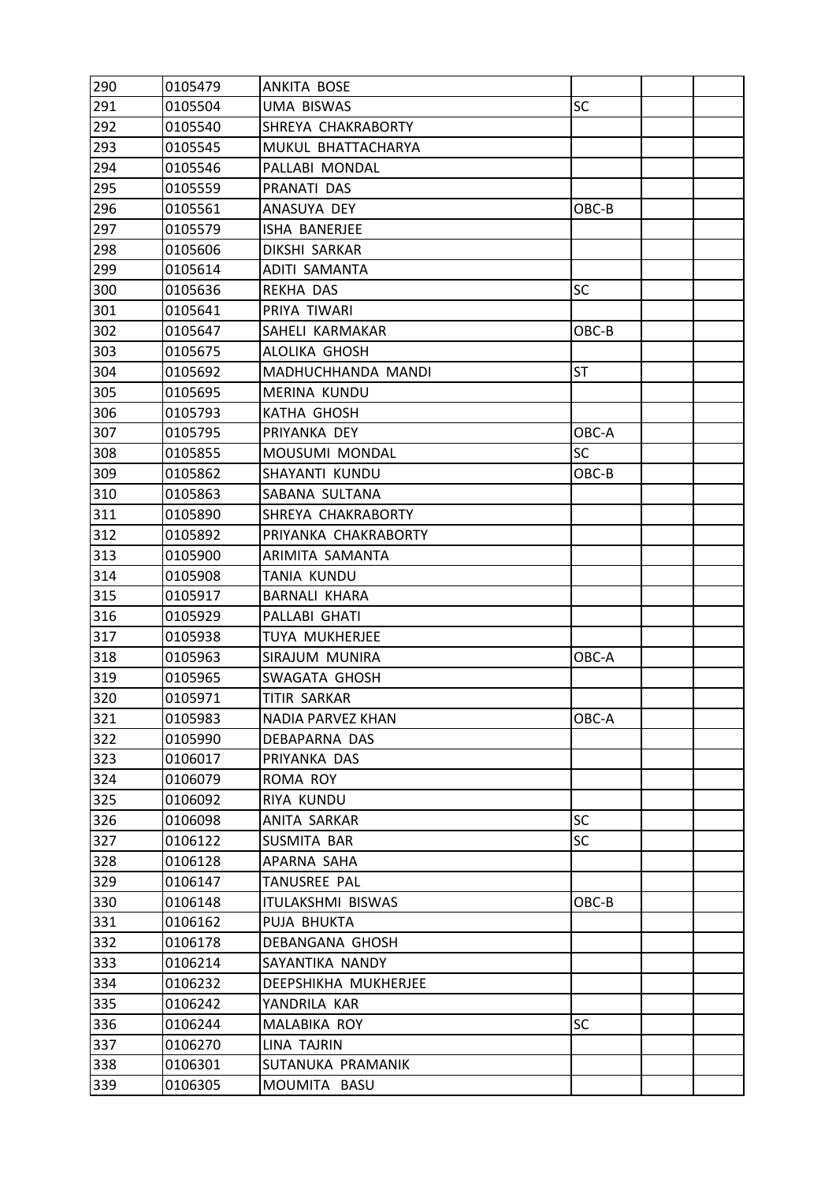| | | | | | |
|---|---|---|---|---|---|
| 290 | 0105479 | ANKITA BOSE | | | |
| 291 | 0105504 | UMA BISWAS | SC | | |
| 292 | 0105540 | SHREYA CHAKRABORTY | | | |
| 293 | 0105545 | MUKUL BHATTACHARYA | | | |
| 294 | 0105546 | PALLABI MONDAL | | | |
| 295 | 0105559 | PRANATI DAS | | | |
| 296 | 0105561 | ANASUYA DEY | OBC-B | | |
| 297 | 0105579 | ISHA BANERJEE | | | |
| 298 | 0105606 | DIKSHI SARKAR | | | |
| 299 | 0105614 | ADITI SAMANTA | | | |
| 300 | 0105636 | REKHA DAS | SC | | |
| 301 | 0105641 | PRIYA TIWARI | | | |
| 302 | 0105647 | SAHELI KARMAKAR | OBC-B | | |
| 303 | 0105675 | ALOLIKA GHOSH | | | |
| 304 | 0105692 | MADHUCHHANDA MANDI | ST | | |
| 305 | 0105695 | MERINA KUNDU | | | |
| 306 | 0105793 | KATHA GHOSH | | | |
| 307 | 0105795 | PRIYANKA DEY | OBC-A | | |
| 308 | 0105855 | MOUSUMI MONDAL | SC | | |
| 309 | 0105862 | SHAYANTI KUNDU | OBC-B | | |
| 310 | 0105863 | SABANA SULTANA | | | |
| 311 | 0105890 | SHREYA CHAKRABORTY | | | |
| 312 | 0105892 | PRIYANKA CHAKRABORTY | | | |
| 313 | 0105900 | ARIMITA SAMANTA | | | |
| 314 | 0105908 | TANIA KUNDU | | | |
| 315 | 0105917 | BARNALI KHARA | | | |
| 316 | 0105929 | PALLABI GHATI | | | |
| 317 | 0105938 | TUYA MUKHERJEE | | | |
| 318 | 0105963 | SIRAJUM MUNIRA | OBC-A | | |
| 319 | 0105965 | SWAGATA GHOSH | | | |
| 320 | 0105971 | TITIR SARKAR | | | |
| 321 | 0105983 | NADIA PARVEZ KHAN | OBC-A | | |
| 322 | 0105990 | DEBAPARNA DAS | | | |
| 323 | 0106017 | PRIYANKA DAS | | | |
| 324 | 0106079 | ROMA ROY | | | |
| 325 | 0106092 | RIYA KUNDU | | | |
| 326 | 0106098 | ANITA SARKAR | SC | | |
| 327 | 0106122 | SUSMITA BAR | SC | | |
| 328 | 0106128 | APARNA SAHA | | | |
| 329 | 0106147 | TANUSREE PAL | | | |
| 330 | 0106148 | ITULAKSHMI BISWAS | OBC-B | | |
| 331 | 0106162 | PUJA BHUKTA | | | |
| 332 | 0106178 | DEBANGANA GHOSH | | | |
| 333 | 0106214 | SAYANTIKA NANDY | | | |
| 334 | 0106232 | DEEPSHIKHA MUKHERJEE | | | |
| 335 | 0106242 | YANDRILA KAR | | | |
| 336 | 0106244 | MALABIKA ROY | SC | | |
| 337 | 0106270 | LINA TAJRIN | | | |
| 338 | 0106301 | SUTANUKA PRAMANIK | | | |
| 339 | 0106305 | MOUMITA BASU | | | |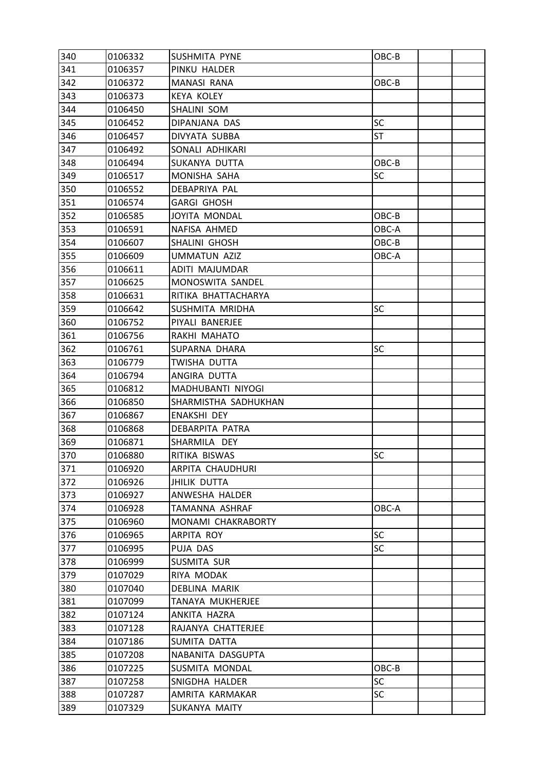| | | | | | |
|---|---|---|---|---|---|
| 340 | 0106332 | SUSHMITA PYNE | OBC-B | | |
| 341 | 0106357 | PINKU HALDER | | | |
| 342 | 0106372 | MANASI RANA | OBC-B | | |
| 343 | 0106373 | KEYA KOLEY | | | |
| 344 | 0106450 | SHALINI SOM | | | |
| 345 | 0106452 | DIPANJANA DAS | SC | | |
| 346 | 0106457 | DIVYATA SUBBA | ST | | |
| 347 | 0106492 | SONALI ADHIKARI | | | |
| 348 | 0106494 | SUKANYA DUTTA | OBC-B | | |
| 349 | 0106517 | MONISHA SAHA | SC | | |
| 350 | 0106552 | DEBAPRIYA PAL | | | |
| 351 | 0106574 | GARGI GHOSH | | | |
| 352 | 0106585 | JOYITA MONDAL | OBC-B | | |
| 353 | 0106591 | NAFISA AHMED | OBC-A | | |
| 354 | 0106607 | SHALINI GHOSH | OBC-B | | |
| 355 | 0106609 | UMMATUN AZIZ | OBC-A | | |
| 356 | 0106611 | ADITI MAJUMDAR | | | |
| 357 | 0106625 | MONOSWITA SANDEL | | | |
| 358 | 0106631 | RITIKA BHATTACHARYA | | | |
| 359 | 0106642 | SUSHMITA MRIDHA | SC | | |
| 360 | 0106752 | PIYALI BANERJEE | | | |
| 361 | 0106756 | RAKHI MAHATO | | | |
| 362 | 0106761 | SUPARNA DHARA | SC | | |
| 363 | 0106779 | TWISHA DUTTA | | | |
| 364 | 0106794 | ANGIRA DUTTA | | | |
| 365 | 0106812 | MADHUBANTI NIYOGI | | | |
| 366 | 0106850 | SHARMISTHA SADHUKHAN | | | |
| 367 | 0106867 | ENAKSHI DEY | | | |
| 368 | 0106868 | DEBARPITA PATRA | | | |
| 369 | 0106871 | SHARMILA DEY | | | |
| 370 | 0106880 | RITIKA BISWAS | SC | | |
| 371 | 0106920 | ARPITA CHAUDHURI | | | |
| 372 | 0106926 | JHILIK DUTTA | | | |
| 373 | 0106927 | ANWESHA HALDER | | | |
| 374 | 0106928 | TAMANNA ASHRAF | OBC-A | | |
| 375 | 0106960 | MONAMI CHAKRABORTY | | | |
| 376 | 0106965 | ARPITA ROY | SC | | |
| 377 | 0106995 | PUJA DAS | SC | | |
| 378 | 0106999 | SUSMITA SUR | | | |
| 379 | 0107029 | RIYA MODAK | | | |
| 380 | 0107040 | DEBLINA MARIK | | | |
| 381 | 0107099 | TANAYA MUKHERJEE | | | |
| 382 | 0107124 | ANKITA HAZRA | | | |
| 383 | 0107128 | RAJANYA CHATTERJEE | | | |
| 384 | 0107186 | SUMITA DATTA | | | |
| 385 | 0107208 | NABANITA DASGUPTA | | | |
| 386 | 0107225 | SUSMITA MONDAL | OBC-B | | |
| 387 | 0107258 | SNIGDHA HALDER | SC | | |
| 388 | 0107287 | AMRITA KARMAKAR | SC | | |
| 389 | 0107329 | SUKANYA MAITY | | | |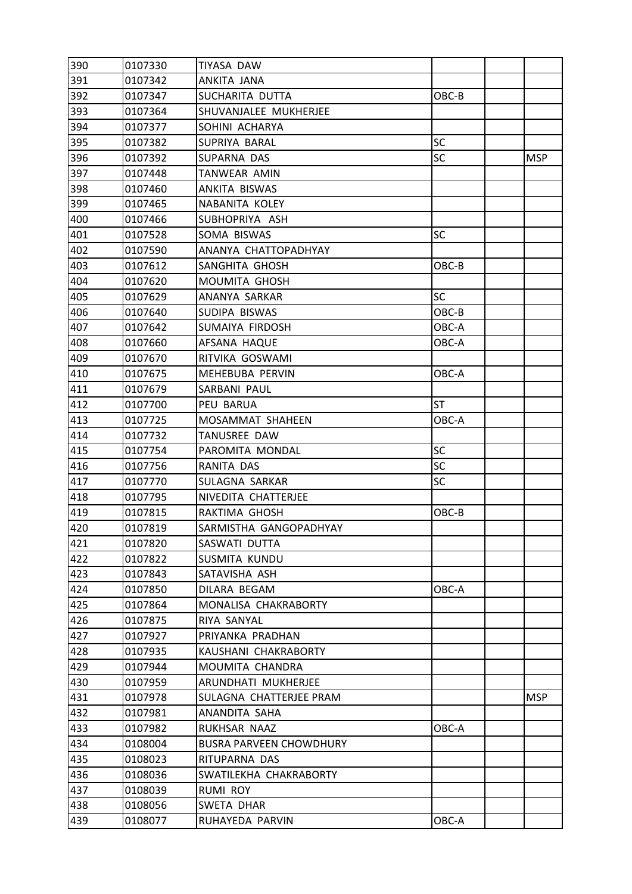| | | | | | |
|---|---|---|---|---|---|
| 390 | 0107330 | TIYASA DAW | | | |
| 391 | 0107342 | ANKITA JANA | | | |
| 392 | 0107347 | SUCHARITA DUTTA | OBC-B | | |
| 393 | 0107364 | SHUVANJALEE MUKHERJEE | | | |
| 394 | 0107377 | SOHINI ACHARYA | | | |
| 395 | 0107382 | SUPRIYA BARAL | SC | | |
| 396 | 0107392 | SUPARNA DAS | SC | | MSP |
| 397 | 0107448 | TANWEAR AMIN | | | |
| 398 | 0107460 | ANKITA BISWAS | | | |
| 399 | 0107465 | NABANITA KOLEY | | | |
| 400 | 0107466 | SUBHOPRIYA ASH | | | |
| 401 | 0107528 | SOMA BISWAS | SC | | |
| 402 | 0107590 | ANANYA CHATTOPADHYAY | | | |
| 403 | 0107612 | SANGHITA GHOSH | OBC-B | | |
| 404 | 0107620 | MOUMITA GHOSH | | | |
| 405 | 0107629 | ANANYA SARKAR | SC | | |
| 406 | 0107640 | SUDIPA BISWAS | OBC-B | | |
| 407 | 0107642 | SUMAIYA FIRDOSH | OBC-A | | |
| 408 | 0107660 | AFSANA HAQUE | OBC-A | | |
| 409 | 0107670 | RITVIKA GOSWAMI | | | |
| 410 | 0107675 | MEHEBUBA PERVIN | OBC-A | | |
| 411 | 0107679 | SARBANI PAUL | | | |
| 412 | 0107700 | PEU BARUA | ST | | |
| 413 | 0107725 | MOSAMMAT SHAHEEN | OBC-A | | |
| 414 | 0107732 | TANUSREE DAW | | | |
| 415 | 0107754 | PAROMITA MONDAL | SC | | |
| 416 | 0107756 | RANITA DAS | SC | | |
| 417 | 0107770 | SULAGNA SARKAR | SC | | |
| 418 | 0107795 | NIVEDITA CHATTERJEE | | | |
| 419 | 0107815 | RAKTIMA GHOSH | OBC-B | | |
| 420 | 0107819 | SARMISTHA GANGOPADHYAY | | | |
| 421 | 0107820 | SASWATI DUTTA | | | |
| 422 | 0107822 | SUSMITA KUNDU | | | |
| 423 | 0107843 | SATAVISHA ASH | | | |
| 424 | 0107850 | DILARA BEGAM | OBC-A | | |
| 425 | 0107864 | MONALISA CHAKRABORTY | | | |
| 426 | 0107875 | RIYA SANYAL | | | |
| 427 | 0107927 | PRIYANKA PRADHAN | | | |
| 428 | 0107935 | KAUSHANI CHAKRABORTY | | | |
| 429 | 0107944 | MOUMITA CHANDRA | | | |
| 430 | 0107959 | ARUNDHATI MUKHERJEE | | | |
| 431 | 0107978 | SULAGNA CHATTERJEE PRAM | | | MSP |
| 432 | 0107981 | ANANDITA SAHA | | | |
| 433 | 0107982 | RUKHSAR NAAZ | OBC-A | | |
| 434 | 0108004 | BUSRA PARVEEN CHOWDHURY | | | |
| 435 | 0108023 | RITUPARNA DAS | | | |
| 436 | 0108036 | SWATILEKHA CHAKRABORTY | | | |
| 437 | 0108039 | RUMI ROY | | | |
| 438 | 0108056 | SWETA DHAR | | | |
| 439 | 0108077 | RUHAYEDA PARVIN | OBC-A | | |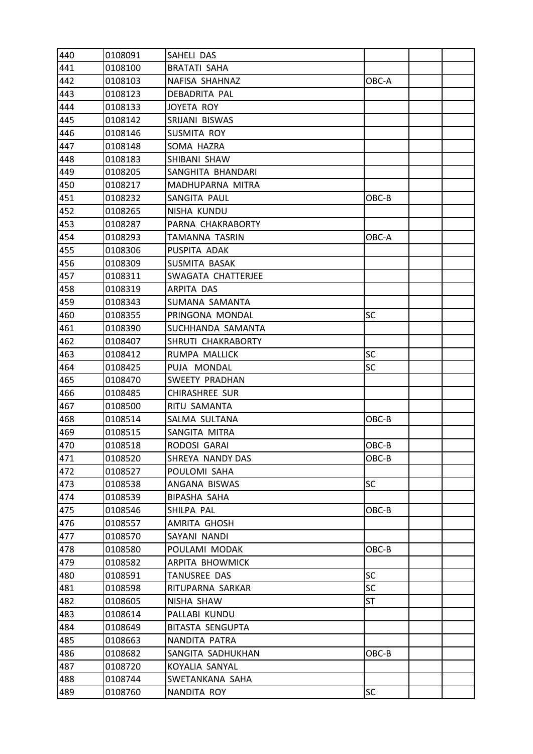| 440 | 0108091 | SAHELI DAS | | | |
|---|---|---|---|---|---|
| 441 | 0108100 | BRATATI SAHA | | | |
| 442 | 0108103 | NAFISA SHAHNAZ | OBC-A | | |
| 443 | 0108123 | DEBADRITA PAL | | | |
| 444 | 0108133 | JOYETA ROY | | | |
| 445 | 0108142 | SRIJANI BISWAS | | | |
| 446 | 0108146 | SUSMITA ROY | | | |
| 447 | 0108148 | SOMA HAZRA | | | |
| 448 | 0108183 | SHIBANI SHAW | | | |
| 449 | 0108205 | SANGHITA BHANDARI | | | |
| 450 | 0108217 | MADHUPARNA MITRA | | | |
| 451 | 0108232 | SANGITA PAUL | OBC-B | | |
| 452 | 0108265 | NISHA KUNDU | | | |
| 453 | 0108287 | PARNA CHAKRABORTY | | | |
| 454 | 0108293 | TAMANNA TASRIN | OBC-A | | |
| 455 | 0108306 | PUSPITA ADAK | | | |
| 456 | 0108309 | SUSMITA BASAK | | | |
| 457 | 0108311 | SWAGATA CHATTERJEE | | | |
| 458 | 0108319 | ARPITA DAS | | | |
| 459 | 0108343 | SUMANA SAMANTA | | | |
| 460 | 0108355 | PRINGONA MONDAL | SC | | |
| 461 | 0108390 | SUCHHANDA SAMANTA | | | |
| 462 | 0108407 | SHRUTI CHAKRABORTY | | | |
| 463 | 0108412 | RUMPA MALLICK | SC | | |
| 464 | 0108425 | PUJA MONDAL | SC | | |
| 465 | 0108470 | SWEETY PRADHAN | | | |
| 466 | 0108485 | CHIRASHREE SUR | | | |
| 467 | 0108500 | RITU SAMANTA | | | |
| 468 | 0108514 | SALMA SULTANA | OBC-B | | |
| 469 | 0108515 | SANGITA MITRA | | | |
| 470 | 0108518 | RODOSI GARAI | OBC-B | | |
| 471 | 0108520 | SHREYA NANDY DAS | OBC-B | | |
| 472 | 0108527 | POULOMI SAHA | | | |
| 473 | 0108538 | ANGANA BISWAS | SC | | |
| 474 | 0108539 | BIPASHA SAHA | | | |
| 475 | 0108546 | SHILPA PAL | OBC-B | | |
| 476 | 0108557 | AMRITA GHOSH | | | |
| 477 | 0108570 | SAYANI NANDI | | | |
| 478 | 0108580 | POULAMI MODAK | OBC-B | | |
| 479 | 0108582 | ARPITA BHOWMICK | | | |
| 480 | 0108591 | TANUSREE DAS | SC | | |
| 481 | 0108598 | RITUPARNA SARKAR | SC | | |
| 482 | 0108605 | NISHA SHAW | ST | | |
| 483 | 0108614 | PALLABI KUNDU | | | |
| 484 | 0108649 | BITASTA SENGUPTA | | | |
| 485 | 0108663 | NANDITA PATRA | | | |
| 486 | 0108682 | SANGITA SADHUKHAN | OBC-B | | |
| 487 | 0108720 | KOYALIA SANYAL | | | |
| 488 | 0108744 | SWETANKANA SAHA | | | |
| 489 | 0108760 | NANDITA ROY | SC | | |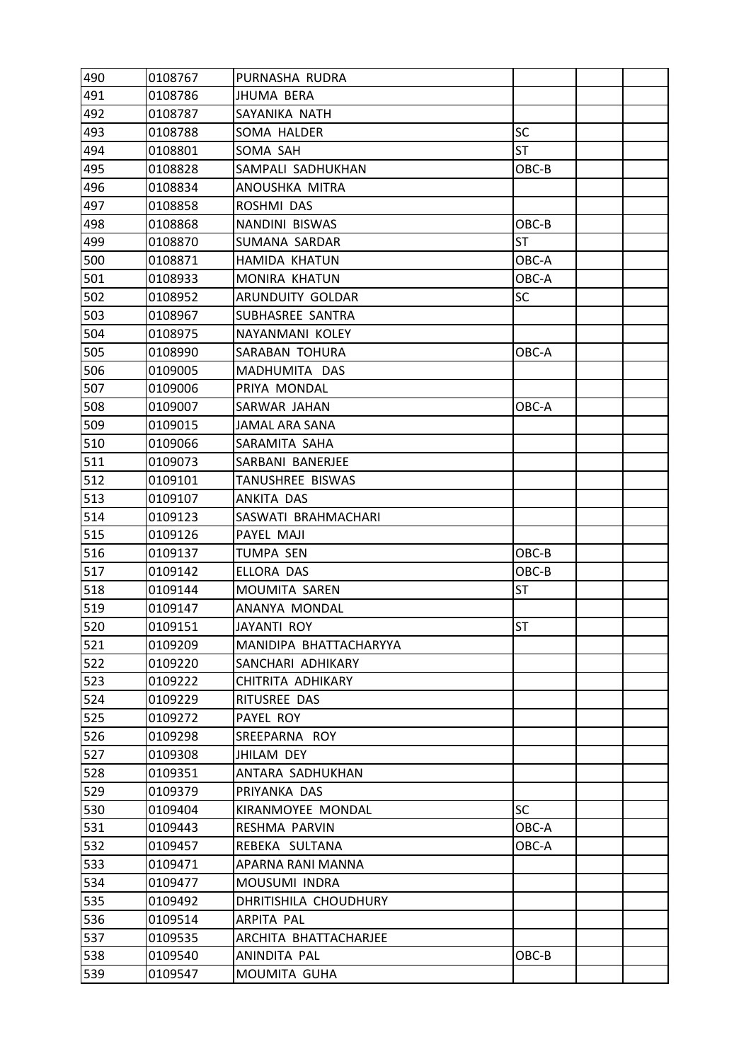| | | | | | |
|---|---|---|---|---|---|
| 490 | 0108767 | PURNASHA RUDRA | | | |
| 491 | 0108786 | JHUMA BERA | | | |
| 492 | 0108787 | SAYANIKA NATH | | | |
| 493 | 0108788 | SOMA HALDER | SC | | |
| 494 | 0108801 | SOMA SAH | ST | | |
| 495 | 0108828 | SAMPALI SADHUKHAN | OBC-B | | |
| 496 | 0108834 | ANOUSHKA MITRA | | | |
| 497 | 0108858 | ROSHMI DAS | | | |
| 498 | 0108868 | NANDINI BISWAS | OBC-B | | |
| 499 | 0108870 | SUMANA SARDAR | ST | | |
| 500 | 0108871 | HAMIDA KHATUN | OBC-A | | |
| 501 | 0108933 | MONIRA KHATUN | OBC-A | | |
| 502 | 0108952 | ARUNDUITY GOLDAR | SC | | |
| 503 | 0108967 | SUBHASREE SANTRA | | | |
| 504 | 0108975 | NAYANMANI KOLEY | | | |
| 505 | 0108990 | SARABAN TOHURA | OBC-A | | |
| 506 | 0109005 | MADHUMITA DAS | | | |
| 507 | 0109006 | PRIYA MONDAL | | | |
| 508 | 0109007 | SARWAR JAHAN | OBC-A | | |
| 509 | 0109015 | JAMAL ARA SANA | | | |
| 510 | 0109066 | SARAMITA SAHA | | | |
| 511 | 0109073 | SARBANI BANERJEE | | | |
| 512 | 0109101 | TANUSHREE BISWAS | | | |
| 513 | 0109107 | ANKITA DAS | | | |
| 514 | 0109123 | SASWATI BRAHMACHARI | | | |
| 515 | 0109126 | PAYEL MAJI | | | |
| 516 | 0109137 | TUMPA SEN | OBC-B | | |
| 517 | 0109142 | ELLORA DAS | OBC-B | | |
| 518 | 0109144 | MOUMITA SAREN | ST | | |
| 519 | 0109147 | ANANYA MONDAL | | | |
| 520 | 0109151 | JAYANTI ROY | ST | | |
| 521 | 0109209 | MANIDIPA BHATTACHARYYA | | | |
| 522 | 0109220 | SANCHARI ADHIKARY | | | |
| 523 | 0109222 | CHITRITA ADHIKARY | | | |
| 524 | 0109229 | RITUSREE DAS | | | |
| 525 | 0109272 | PAYEL ROY | | | |
| 526 | 0109298 | SREEPARNA ROY | | | |
| 527 | 0109308 | JHILAM DEY | | | |
| 528 | 0109351 | ANTARA SADHUKHAN | | | |
| 529 | 0109379 | PRIYANKA DAS | | | |
| 530 | 0109404 | KIRANMOYEE MONDAL | SC | | |
| 531 | 0109443 | RESHMA PARVIN | OBC-A | | |
| 532 | 0109457 | REBEKA SULTANA | OBC-A | | |
| 533 | 0109471 | APARNA RANI MANNA | | | |
| 534 | 0109477 | MOUSUMI INDRA | | | |
| 535 | 0109492 | DHRITISHILA CHOUDHURY | | | |
| 536 | 0109514 | ARPITA PAL | | | |
| 537 | 0109535 | ARCHITA BHATTACHARJEE | | | |
| 538 | 0109540 | ANINDITA PAL | OBC-B | | |
| 539 | 0109547 | MOUMITA GUHA | | | |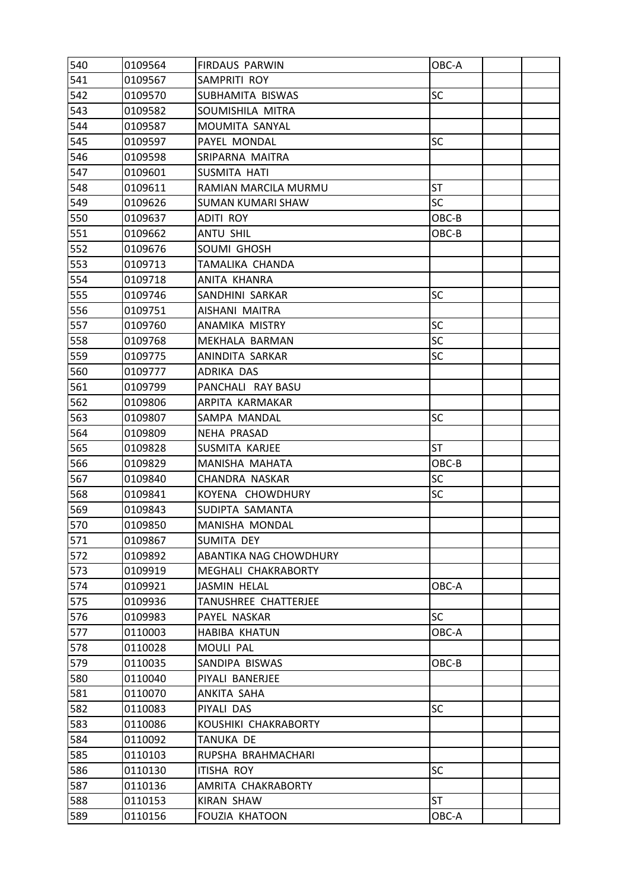| 540 | 0109564 | FIRDAUS PARWIN | OBC-A | | |
|---|---|---|---|---|---|
| 541 | 0109567 | SAMPRITI ROY | | | |
| 542 | 0109570 | SUBHAMITA BISWAS | SC | | |
| 543 | 0109582 | SOUMISHILA MITRA | | | |
| 544 | 0109587 | MOUMITA SANYAL | | | |
| 545 | 0109597 | PAYEL MONDAL | SC | | |
| 546 | 0109598 | SRIPARNA MAITRA | | | |
| 547 | 0109601 | SUSMITA HATI | | | |
| 548 | 0109611 | RAMIAN MARCILA MURMU | ST | | |
| 549 | 0109626 | SUMAN KUMARI SHAW | SC | | |
| 550 | 0109637 | ADITI ROY | OBC-B | | |
| 551 | 0109662 | ANTU SHIL | OBC-B | | |
| 552 | 0109676 | SOUMI GHOSH | | | |
| 553 | 0109713 | TAMALIKA CHANDA | | | |
| 554 | 0109718 | ANITA KHANRA | | | |
| 555 | 0109746 | SANDHINI SARKAR | SC | | |
| 556 | 0109751 | AISHANI MAITRA | | | |
| 557 | 0109760 | ANAMIKA MISTRY | SC | | |
| 558 | 0109768 | MEKHALA BARMAN | SC | | |
| 559 | 0109775 | ANINDITA SARKAR | SC | | |
| 560 | 0109777 | ADRIKA DAS | | | |
| 561 | 0109799 | PANCHALI RAY BASU | | | |
| 562 | 0109806 | ARPITA KARMAKAR | | | |
| 563 | 0109807 | SAMPA MANDAL | SC | | |
| 564 | 0109809 | NEHA PRASAD | | | |
| 565 | 0109828 | SUSMITA KARJEE | ST | | |
| 566 | 0109829 | MANISHA MAHATA | OBC-B | | |
| 567 | 0109840 | CHANDRA NASKAR | SC | | |
| 568 | 0109841 | KOYENA CHOWDHURY | SC | | |
| 569 | 0109843 | SUDIPTA SAMANTA | | | |
| 570 | 0109850 | MANISHA MONDAL | | | |
| 571 | 0109867 | SUMITA DEY | | | |
| 572 | 0109892 | ABANTIKA NAG CHOWDHURY | | | |
| 573 | 0109919 | MEGHALI CHAKRABORTY | | | |
| 574 | 0109921 | JASMIN HELAL | OBC-A | | |
| 575 | 0109936 | TANUSHREE CHATTERJEE | | | |
| 576 | 0109983 | PAYEL NASKAR | SC | | |
| 577 | 0110003 | HABIBA KHATUN | OBC-A | | |
| 578 | 0110028 | MOULI PAL | | | |
| 579 | 0110035 | SANDIPA BISWAS | OBC-B | | |
| 580 | 0110040 | PIYALI BANERJEE | | | |
| 581 | 0110070 | ANKITA SAHA | | | |
| 582 | 0110083 | PIYALI DAS | SC | | |
| 583 | 0110086 | KOUSHIKI CHAKRABORTY | | | |
| 584 | 0110092 | TANUKA DE | | | |
| 585 | 0110103 | RUPSHA BRAHMACHARI | | | |
| 586 | 0110130 | ITISHA ROY | SC | | |
| 587 | 0110136 | AMRITA CHAKRABORTY | | | |
| 588 | 0110153 | KIRAN SHAW | ST | | |
| 589 | 0110156 | FOUZIA KHATOON | OBC-A | | |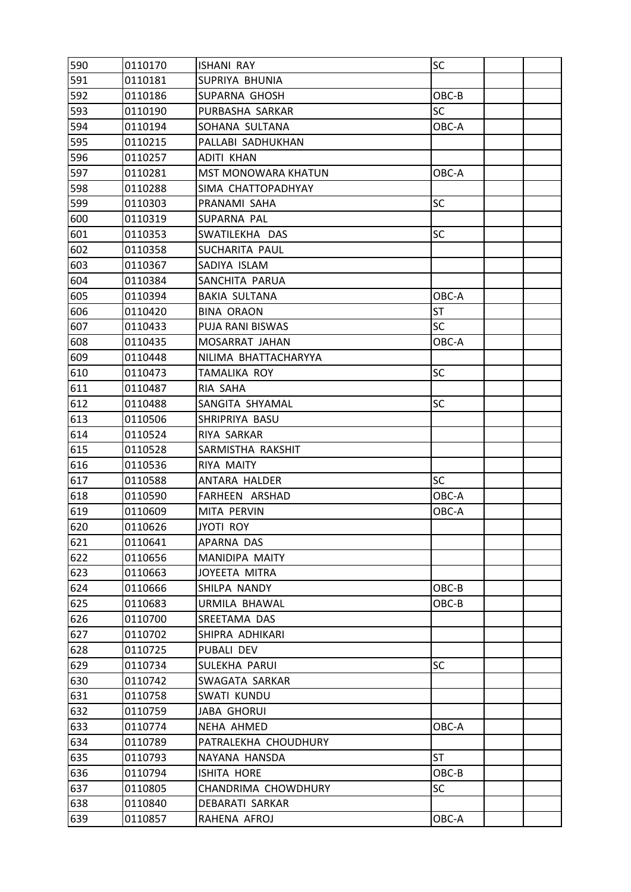| | | | | | |
|---|---|---|---|---|---|
| 590 | 0110170 | ISHANI RAY | SC | | |
| 591 | 0110181 | SUPRIYA BHUNIA | | | |
| 592 | 0110186 | SUPARNA GHOSH | OBC-B | | |
| 593 | 0110190 | PURBASHA SARKAR | SC | | |
| 594 | 0110194 | SOHANA SULTANA | OBC-A | | |
| 595 | 0110215 | PALLABI SADHUKHAN | | | |
| 596 | 0110257 | ADITI KHAN | | | |
| 597 | 0110281 | MST MONOWARA KHATUN | OBC-A | | |
| 598 | 0110288 | SIMA CHATTOPADHYAY | | | |
| 599 | 0110303 | PRANAMI SAHA | SC | | |
| 600 | 0110319 | SUPARNA PAL | | | |
| 601 | 0110353 | SWATILEKHA DAS | SC | | |
| 602 | 0110358 | SUCHARITA PAUL | | | |
| 603 | 0110367 | SADIYA ISLAM | | | |
| 604 | 0110384 | SANCHITA PARUA | | | |
| 605 | 0110394 | BAKIA SULTANA | OBC-A | | |
| 606 | 0110420 | BINA ORAON | ST | | |
| 607 | 0110433 | PUJA RANI BISWAS | SC | | |
| 608 | 0110435 | MOSARRAT JAHAN | OBC-A | | |
| 609 | 0110448 | NILIMA BHATTACHARYYA | | | |
| 610 | 0110473 | TAMALIKA ROY | SC | | |
| 611 | 0110487 | RIA SAHA | | | |
| 612 | 0110488 | SANGITA SHYAMAL | SC | | |
| 613 | 0110506 | SHRIPRIYA BASU | | | |
| 614 | 0110524 | RIYA SARKAR | | | |
| 615 | 0110528 | SARMISTHA RAKSHIT | | | |
| 616 | 0110536 | RIYA MAITY | | | |
| 617 | 0110588 | ANTARA HALDER | SC | | |
| 618 | 0110590 | FARHEEN ARSHAD | OBC-A | | |
| 619 | 0110609 | MITA PERVIN | OBC-A | | |
| 620 | 0110626 | JYOTI ROY | | | |
| 621 | 0110641 | APARNA DAS | | | |
| 622 | 0110656 | MANIDIPA MAITY | | | |
| 623 | 0110663 | JOYEETA MITRA | | | |
| 624 | 0110666 | SHILPA NANDY | OBC-B | | |
| 625 | 0110683 | URMILA BHAWAL | OBC-B | | |
| 626 | 0110700 | SREETAMA DAS | | | |
| 627 | 0110702 | SHIPRA ADHIKARI | | | |
| 628 | 0110725 | PUBALI DEV | | | |
| 629 | 0110734 | SULEKHA PARUI | SC | | |
| 630 | 0110742 | SWAGATA SARKAR | | | |
| 631 | 0110758 | SWATI KUNDU | | | |
| 632 | 0110759 | JABA GHORUI | | | |
| 633 | 0110774 | NEHA AHMED | OBC-A | | |
| 634 | 0110789 | PATRALEKHA CHOUDHURY | | | |
| 635 | 0110793 | NAYANA HANSDA | ST | | |
| 636 | 0110794 | ISHITA HORE | OBC-B | | |
| 637 | 0110805 | CHANDRIMA CHOWDHURY | SC | | |
| 638 | 0110840 | DEBARATI SARKAR | | | |
| 639 | 0110857 | RAHENA AFROJ | OBC-A | | |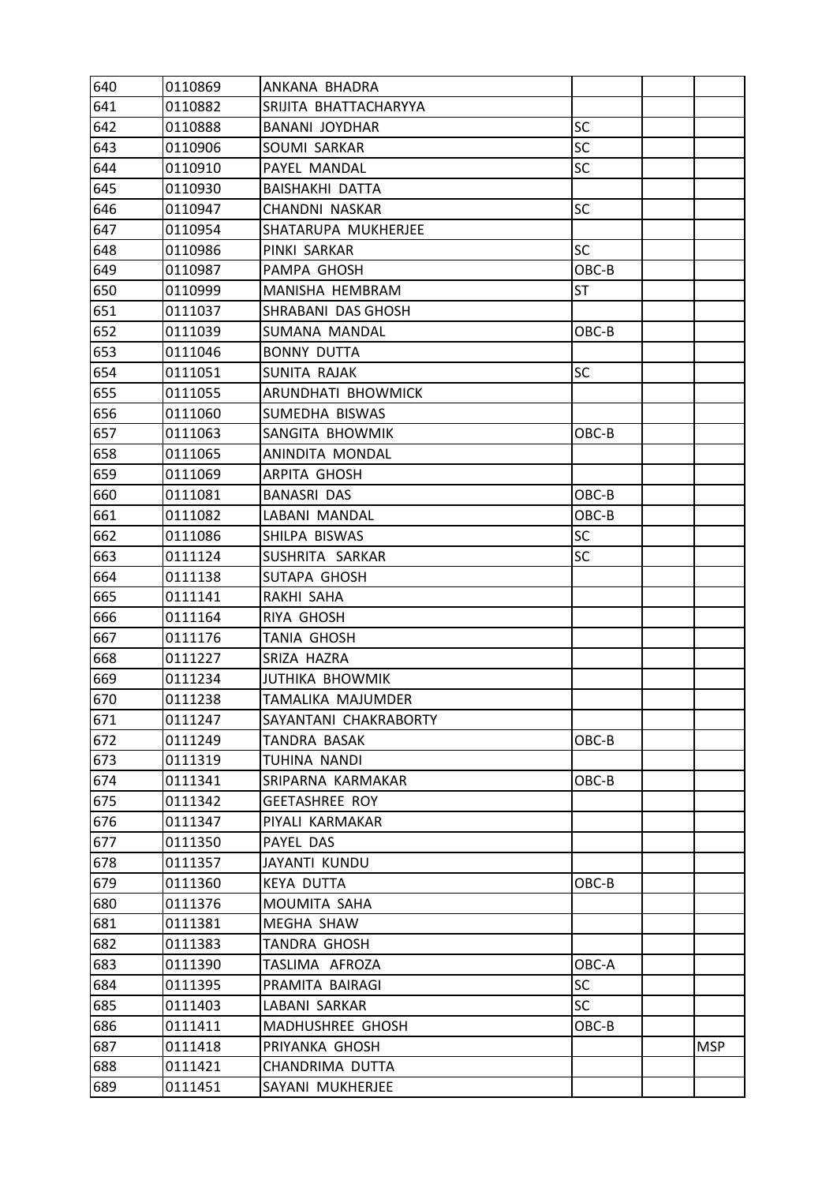| 640 | 0110869 | ANKANA BHADRA | | | |
|---|---|---|---|---|---|
| 641 | 0110882 | SRIJITA BHATTACHARYYA | | | |
| 642 | 0110888 | BANANI JOYDHAR | SC | | |
| 643 | 0110906 | SOUMI SARKAR | SC | | |
| 644 | 0110910 | PAYEL MANDAL | SC | | |
| 645 | 0110930 | BAISHAKHI DATTA | | | |
| 646 | 0110947 | CHANDNI NASKAR | SC | | |
| 647 | 0110954 | SHATARUPA MUKHERJEE | | | |
| 648 | 0110986 | PINKI SARKAR | SC | | |
| 649 | 0110987 | PAMPA GHOSH | OBC-B | | |
| 650 | 0110999 | MANISHA HEMBRAM | ST | | |
| 651 | 0111037 | SHRABANI DAS GHOSH | | | |
| 652 | 0111039 | SUMANA MANDAL | OBC-B | | |
| 653 | 0111046 | BONNY DUTTA | | | |
| 654 | 0111051 | SUNITA RAJAK | SC | | |
| 655 | 0111055 | ARUNDHATI BHOWMICK | | | |
| 656 | 0111060 | SUMEDHA BISWAS | | | |
| 657 | 0111063 | SANGITA BHOWMIK | OBC-B | | |
| 658 | 0111065 | ANINDITA MONDAL | | | |
| 659 | 0111069 | ARPITA GHOSH | | | |
| 660 | 0111081 | BANASRI DAS | OBC-B | | |
| 661 | 0111082 | LABANI MANDAL | OBC-B | | |
| 662 | 0111086 | SHILPA BISWAS | SC | | |
| 663 | 0111124 | SUSHRITA SARKAR | SC | | |
| 664 | 0111138 | SUTAPA GHOSH | | | |
| 665 | 0111141 | RAKHI SAHA | | | |
| 666 | 0111164 | RIYA GHOSH | | | |
| 667 | 0111176 | TANIA GHOSH | | | |
| 668 | 0111227 | SRIZA HAZRA | | | |
| 669 | 0111234 | JUTHIKA BHOWMIK | | | |
| 670 | 0111238 | TAMALIKA MAJUMDER | | | |
| 671 | 0111247 | SAYANTANI CHAKRABORTY | | | |
| 672 | 0111249 | TANDRA BASAK | OBC-B | | |
| 673 | 0111319 | TUHINA NANDI | | | |
| 674 | 0111341 | SRIPARNA KARMAKAR | OBC-B | | |
| 675 | 0111342 | GEETASHREE ROY | | | |
| 676 | 0111347 | PIYALI KARMAKAR | | | |
| 677 | 0111350 | PAYEL DAS | | | |
| 678 | 0111357 | JAYANTI KUNDU | | | |
| 679 | 0111360 | KEYA DUTTA | OBC-B | | |
| 680 | 0111376 | MOUMITA SAHA | | | |
| 681 | 0111381 | MEGHA SHAW | | | |
| 682 | 0111383 | TANDRA GHOSH | | | |
| 683 | 0111390 | TASLIMA AFROZA | OBC-A | | |
| 684 | 0111395 | PRAMITA BAIRAGI | SC | | |
| 685 | 0111403 | LABANI SARKAR | SC | | |
| 686 | 0111411 | MADHUSHREE GHOSH | OBC-B | | |
| 687 | 0111418 | PRIYANKA GHOSH | | | MSP |
| 688 | 0111421 | CHANDRIMA DUTTA | | | |
| 689 | 0111451 | SAYANI MUKHERJEE | | | |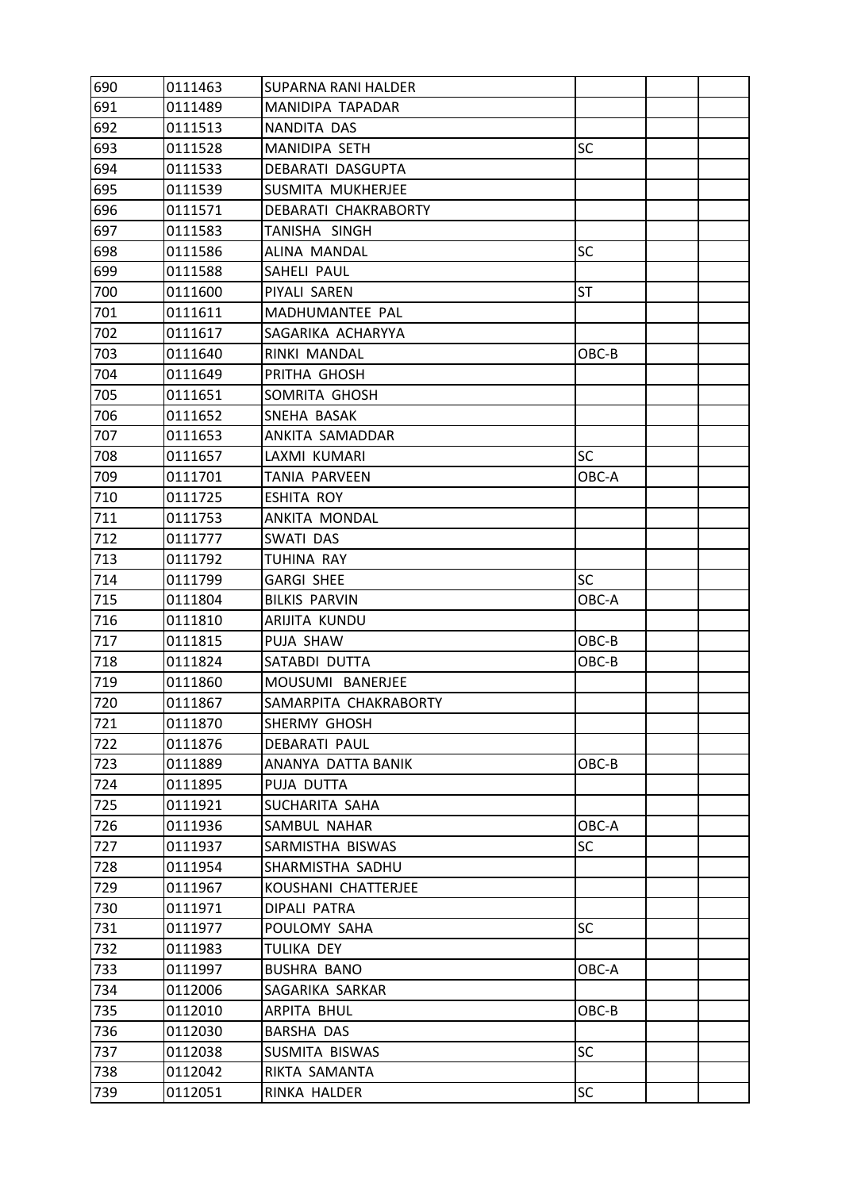| | | | | | |
|---|---|---|---|---|---|
| 690 | 0111463 | SUPARNA RANI HALDER | | | |
| 691 | 0111489 | MANIDIPA TAPADAR | | | |
| 692 | 0111513 | NANDITA DAS | | | |
| 693 | 0111528 | MANIDIPA SETH | SC | | |
| 694 | 0111533 | DEBARATI DASGUPTA | | | |
| 695 | 0111539 | SUSMITA MUKHERJEE | | | |
| 696 | 0111571 | DEBARATI CHAKRABORTY | | | |
| 697 | 0111583 | TANISHA SINGH | | | |
| 698 | 0111586 | ALINA MANDAL | SC | | |
| 699 | 0111588 | SAHELI PAUL | | | |
| 700 | 0111600 | PIYALI SAREN | ST | | |
| 701 | 0111611 | MADHUMANTEE PAL | | | |
| 702 | 0111617 | SAGARIKA ACHARYYA | | | |
| 703 | 0111640 | RINKI MANDAL | OBC-B | | |
| 704 | 0111649 | PRITHA GHOSH | | | |
| 705 | 0111651 | SOMRITA GHOSH | | | |
| 706 | 0111652 | SNEHA BASAK | | | |
| 707 | 0111653 | ANKITA SAMADDAR | | | |
| 708 | 0111657 | LAXMI KUMARI | SC | | |
| 709 | 0111701 | TANIA PARVEEN | OBC-A | | |
| 710 | 0111725 | ESHITA ROY | | | |
| 711 | 0111753 | ANKITA MONDAL | | | |
| 712 | 0111777 | SWATI DAS | | | |
| 713 | 0111792 | TUHINA RAY | | | |
| 714 | 0111799 | GARGI SHEE | SC | | |
| 715 | 0111804 | BILKIS PARVIN | OBC-A | | |
| 716 | 0111810 | ARIJITA KUNDU | | | |
| 717 | 0111815 | PUJA SHAW | OBC-B | | |
| 718 | 0111824 | SATABDI DUTTA | OBC-B | | |
| 719 | 0111860 | MOUSUMI BANERJEE | | | |
| 720 | 0111867 | SAMARPITA CHAKRABORTY | | | |
| 721 | 0111870 | SHERMY GHOSH | | | |
| 722 | 0111876 | DEBARATI PAUL | | | |
| 723 | 0111889 | ANANYA DATTA BANIK | OBC-B | | |
| 724 | 0111895 | PUJA DUTTA | | | |
| 725 | 0111921 | SUCHARITA SAHA | | | |
| 726 | 0111936 | SAMBUL NAHAR | OBC-A | | |
| 727 | 0111937 | SARMISTHA BISWAS | SC | | |
| 728 | 0111954 | SHARMISTHA SADHU | | | |
| 729 | 0111967 | KOUSHANI CHATTERJEE | | | |
| 730 | 0111971 | DIPALI PATRA | | | |
| 731 | 0111977 | POULOMY SAHA | SC | | |
| 732 | 0111983 | TULIKA DEY | | | |
| 733 | 0111997 | BUSHRA BANO | OBC-A | | |
| 734 | 0112006 | SAGARIKA SARKAR | | | |
| 735 | 0112010 | ARPITA BHUL | OBC-B | | |
| 736 | 0112030 | BARSHA DAS | | | |
| 737 | 0112038 | SUSMITA BISWAS | SC | | |
| 738 | 0112042 | RIKTA SAMANTA | | | |
| 739 | 0112051 | RINKA HALDER | SC | | |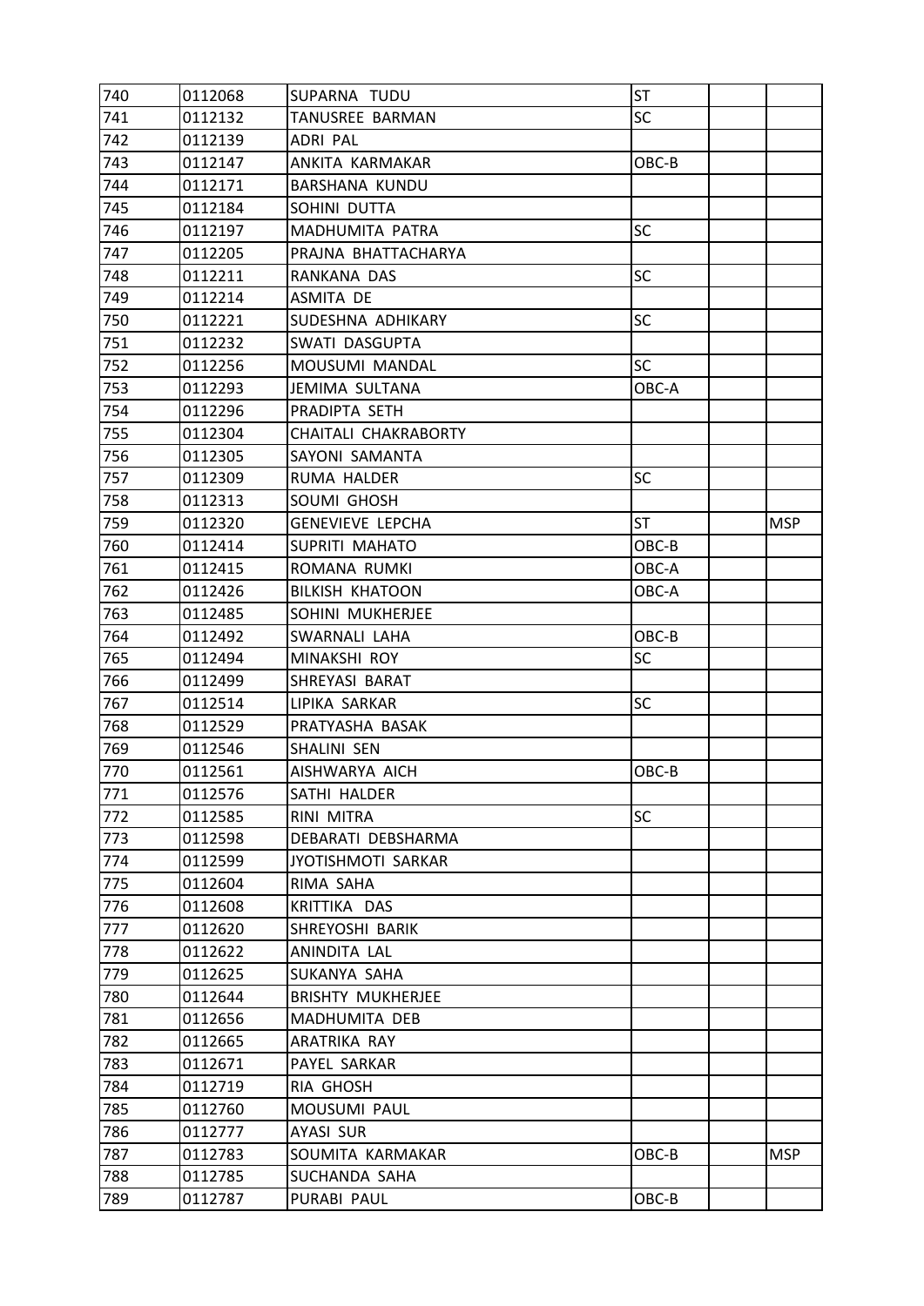| | | | | | |
|---|---|---|---|---|---|
| 740 | 0112068 | SUPARNA TUDU | ST | | |
| 741 | 0112132 | TANUSREE BARMAN | SC | | |
| 742 | 0112139 | ADRI PAL | | | |
| 743 | 0112147 | ANKITA KARMAKAR | OBC-B | | |
| 744 | 0112171 | BARSHANA KUNDU | | | |
| 745 | 0112184 | SOHINI DUTTA | | | |
| 746 | 0112197 | MADHUMITA PATRA | SC | | |
| 747 | 0112205 | PRAJNA BHATTACHARYA | | | |
| 748 | 0112211 | RANKANA DAS | SC | | |
| 749 | 0112214 | ASMITA DE | | | |
| 750 | 0112221 | SUDESHNA ADHIKARY | SC | | |
| 751 | 0112232 | SWATI DASGUPTA | | | |
| 752 | 0112256 | MOUSUMI MANDAL | SC | | |
| 753 | 0112293 | JEMIMA SULTANA | OBC-A | | |
| 754 | 0112296 | PRADIPTA SETH | | | |
| 755 | 0112304 | CHAITALI CHAKRABORTY | | | |
| 756 | 0112305 | SAYONI SAMANTA | | | |
| 757 | 0112309 | RUMA HALDER | SC | | |
| 758 | 0112313 | SOUMI GHOSH | | | |
| 759 | 0112320 | GENEVIEVE LEPCHA | ST | | MSP |
| 760 | 0112414 | SUPRITI MAHATO | OBC-B | | |
| 761 | 0112415 | ROMANA RUMKI | OBC-A | | |
| 762 | 0112426 | BILKISH KHATOON | OBC-A | | |
| 763 | 0112485 | SOHINI MUKHERJEE | | | |
| 764 | 0112492 | SWARNALI LAHA | OBC-B | | |
| 765 | 0112494 | MINAKSHI ROY | SC | | |
| 766 | 0112499 | SHREYASI BARAT | | | |
| 767 | 0112514 | LIPIKA SARKAR | SC | | |
| 768 | 0112529 | PRATYASHA BASAK | | | |
| 769 | 0112546 | SHALINI SEN | | | |
| 770 | 0112561 | AISHWARYA AICH | OBC-B | | |
| 771 | 0112576 | SATHI HALDER | | | |
| 772 | 0112585 | RINI MITRA | SC | | |
| 773 | 0112598 | DEBARATI DEBSHARMA | | | |
| 774 | 0112599 | JYOTISHMOTI SARKAR | | | |
| 775 | 0112604 | RIMA SAHA | | | |
| 776 | 0112608 | KRITTIKA DAS | | | |
| 777 | 0112620 | SHREYOSHI BARIK | | | |
| 778 | 0112622 | ANINDITA LAL | | | |
| 779 | 0112625 | SUKANYA SAHA | | | |
| 780 | 0112644 | BRISHTY MUKHERJEE | | | |
| 781 | 0112656 | MADHUMITA DEB | | | |
| 782 | 0112665 | ARATRIKA RAY | | | |
| 783 | 0112671 | PAYEL SARKAR | | | |
| 784 | 0112719 | RIA GHOSH | | | |
| 785 | 0112760 | MOUSUMI PAUL | | | |
| 786 | 0112777 | AYASI SUR | | | |
| 787 | 0112783 | SOUMITA KARMAKAR | OBC-B | | MSP |
| 788 | 0112785 | SUCHANDA SAHA | | | |
| 789 | 0112787 | PURABI PAUL | OBC-B | | |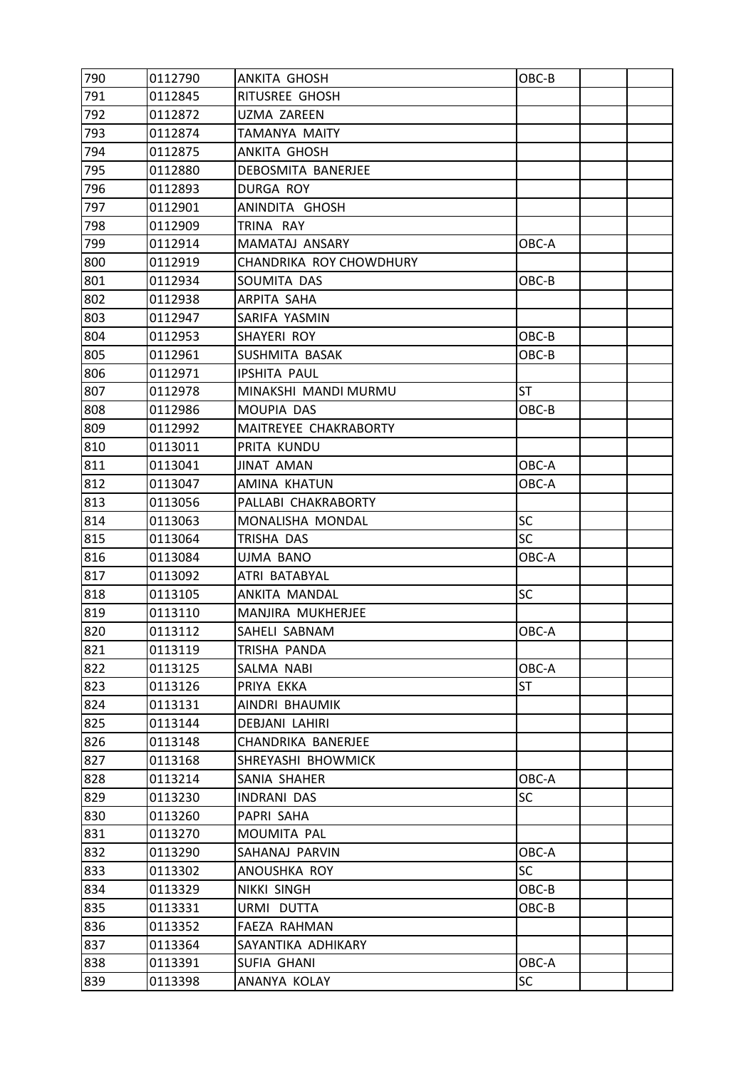| 790 | 0112790 | ANKITA GHOSH | OBC-B | | |
|---|---|---|---|---|---|
| 791 | 0112845 | RITUSREE GHOSH | | | |
| 792 | 0112872 | UZMA ZAREEN | | | |
| 793 | 0112874 | TAMANYA MAITY | | | |
| 794 | 0112875 | ANKITA GHOSH | | | |
| 795 | 0112880 | DEBOSMITA BANERJEE | | | |
| 796 | 0112893 | DURGA ROY | | | |
| 797 | 0112901 | ANINDITA GHOSH | | | |
| 798 | 0112909 | TRINA RAY | | | |
| 799 | 0112914 | MAMATAJ ANSARY | OBC-A | | |
| 800 | 0112919 | CHANDRIKA ROY CHOWDHURY | | | |
| 801 | 0112934 | SOUMITA DAS | OBC-B | | |
| 802 | 0112938 | ARPITA SAHA | | | |
| 803 | 0112947 | SARIFA YASMIN | | | |
| 804 | 0112953 | SHAYERI ROY | OBC-B | | |
| 805 | 0112961 | SUSHMITA BASAK | OBC-B | | |
| 806 | 0112971 | IPSHITA PAUL | | | |
| 807 | 0112978 | MINAKSHI MANDI MURMU | ST | | |
| 808 | 0112986 | MOUPIA DAS | OBC-B | | |
| 809 | 0112992 | MAITREYEE CHAKRABORTY | | | |
| 810 | 0113011 | PRITA KUNDU | | | |
| 811 | 0113041 | JINAT AMAN | OBC-A | | |
| 812 | 0113047 | AMINA KHATUN | OBC-A | | |
| 813 | 0113056 | PALLABI CHAKRABORTY | | | |
| 814 | 0113063 | MONALISHA MONDAL | SC | | |
| 815 | 0113064 | TRISHA DAS | SC | | |
| 816 | 0113084 | UJMA BANO | OBC-A | | |
| 817 | 0113092 | ATRI BATABYAL | | | |
| 818 | 0113105 | ANKITA MANDAL | SC | | |
| 819 | 0113110 | MANJIRA MUKHERJEE | | | |
| 820 | 0113112 | SAHELI SABNAM | OBC-A | | |
| 821 | 0113119 | TRISHA PANDA | | | |
| 822 | 0113125 | SALMA NABI | OBC-A | | |
| 823 | 0113126 | PRIYA EKKA | ST | | |
| 824 | 0113131 | AINDRI BHAUMIK | | | |
| 825 | 0113144 | DEBJANI LAHIRI | | | |
| 826 | 0113148 | CHANDRIKA BANERJEE | | | |
| 827 | 0113168 | SHREYASHI BHOWMICK | | | |
| 828 | 0113214 | SANIA SHAHER | OBC-A | | |
| 829 | 0113230 | INDRANI DAS | SC | | |
| 830 | 0113260 | PAPRI SAHA | | | |
| 831 | 0113270 | MOUMITA PAL | | | |
| 832 | 0113290 | SAHANAJ PARVIN | OBC-A | | |
| 833 | 0113302 | ANOUSHKA ROY | SC | | |
| 834 | 0113329 | NIKKI SINGH | OBC-B | | |
| 835 | 0113331 | URMI DUTTA | OBC-B | | |
| 836 | 0113352 | FAEZA RAHMAN | | | |
| 837 | 0113364 | SAYANTIKA ADHIKARY | | | |
| 838 | 0113391 | SUFIA GHANI | OBC-A | | |
| 839 | 0113398 | ANANYA KOLAY | SC | | |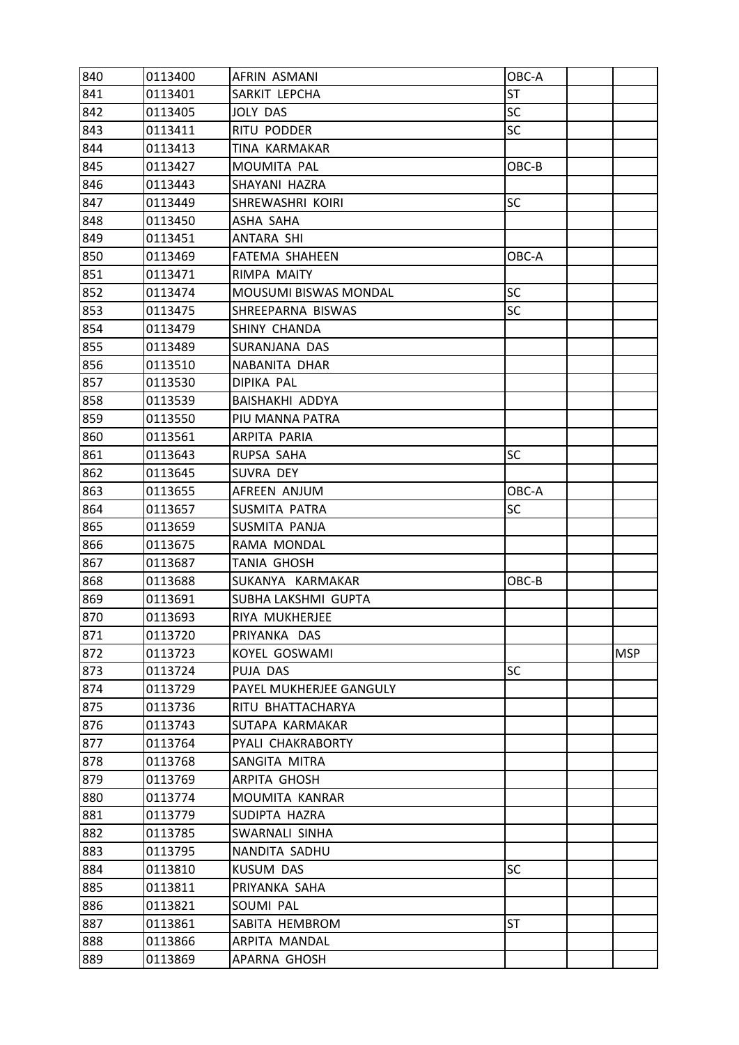| | | | | | |
|---|---|---|---|---|---|
| 840 | 0113400 | AFRIN ASMANI | OBC-A | | |
| 841 | 0113401 | SARKIT LEPCHA | ST | | |
| 842 | 0113405 | JOLY DAS | SC | | |
| 843 | 0113411 | RITU PODDER | SC | | |
| 844 | 0113413 | TINA KARMAKAR | | | |
| 845 | 0113427 | MOUMITA PAL | OBC-B | | |
| 846 | 0113443 | SHAYANI HAZRA | | | |
| 847 | 0113449 | SHREWASHRI KOIRI | SC | | |
| 848 | 0113450 | ASHA SAHA | | | |
| 849 | 0113451 | ANTARA SHI | | | |
| 850 | 0113469 | FATEMA SHAHEEN | OBC-A | | |
| 851 | 0113471 | RIMPA MAITY | | | |
| 852 | 0113474 | MOUSUMI BISWAS MONDAL | SC | | |
| 853 | 0113475 | SHREEPARNA BISWAS | SC | | |
| 854 | 0113479 | SHINY CHANDA | | | |
| 855 | 0113489 | SURANJANA DAS | | | |
| 856 | 0113510 | NABANITA DHAR | | | |
| 857 | 0113530 | DIPIKA PAL | | | |
| 858 | 0113539 | BAISHAKHI ADDYA | | | |
| 859 | 0113550 | PIU MANNA PATRA | | | |
| 860 | 0113561 | ARPITA PARIA | | | |
| 861 | 0113643 | RUPSA SAHA | SC | | |
| 862 | 0113645 | SUVRA DEY | | | |
| 863 | 0113655 | AFREEN ANJUM | OBC-A | | |
| 864 | 0113657 | SUSMITA PATRA | SC | | |
| 865 | 0113659 | SUSMITA PANJA | | | |
| 866 | 0113675 | RAMA MONDAL | | | |
| 867 | 0113687 | TANIA GHOSH | | | |
| 868 | 0113688 | SUKANYA KARMAKAR | OBC-B | | |
| 869 | 0113691 | SUBHA LAKSHMI GUPTA | | | |
| 870 | 0113693 | RIYA MUKHERJEE | | | |
| 871 | 0113720 | PRIYANKA DAS | | | |
| 872 | 0113723 | KOYEL GOSWAMI | | | MSP |
| 873 | 0113724 | PUJA DAS | SC | | |
| 874 | 0113729 | PAYEL MUKHERJEE GANGULY | | | |
| 875 | 0113736 | RITU BHATTACHARYA | | | |
| 876 | 0113743 | SUTAPA KARMAKAR | | | |
| 877 | 0113764 | PYALI CHAKRABORTY | | | |
| 878 | 0113768 | SANGITA MITRA | | | |
| 879 | 0113769 | ARPITA GHOSH | | | |
| 880 | 0113774 | MOUMITA KANRAR | | | |
| 881 | 0113779 | SUDIPTA HAZRA | | | |
| 882 | 0113785 | SWARNALI SINHA | | | |
| 883 | 0113795 | NANDITA SADHU | | | |
| 884 | 0113810 | KUSUM DAS | SC | | |
| 885 | 0113811 | PRIYANKA SAHA | | | |
| 886 | 0113821 | SOUMI PAL | | | |
| 887 | 0113861 | SABITA HEMBROM | ST | | |
| 888 | 0113866 | ARPITA MANDAL | | | |
| 889 | 0113869 | APARNA GHOSH | | | |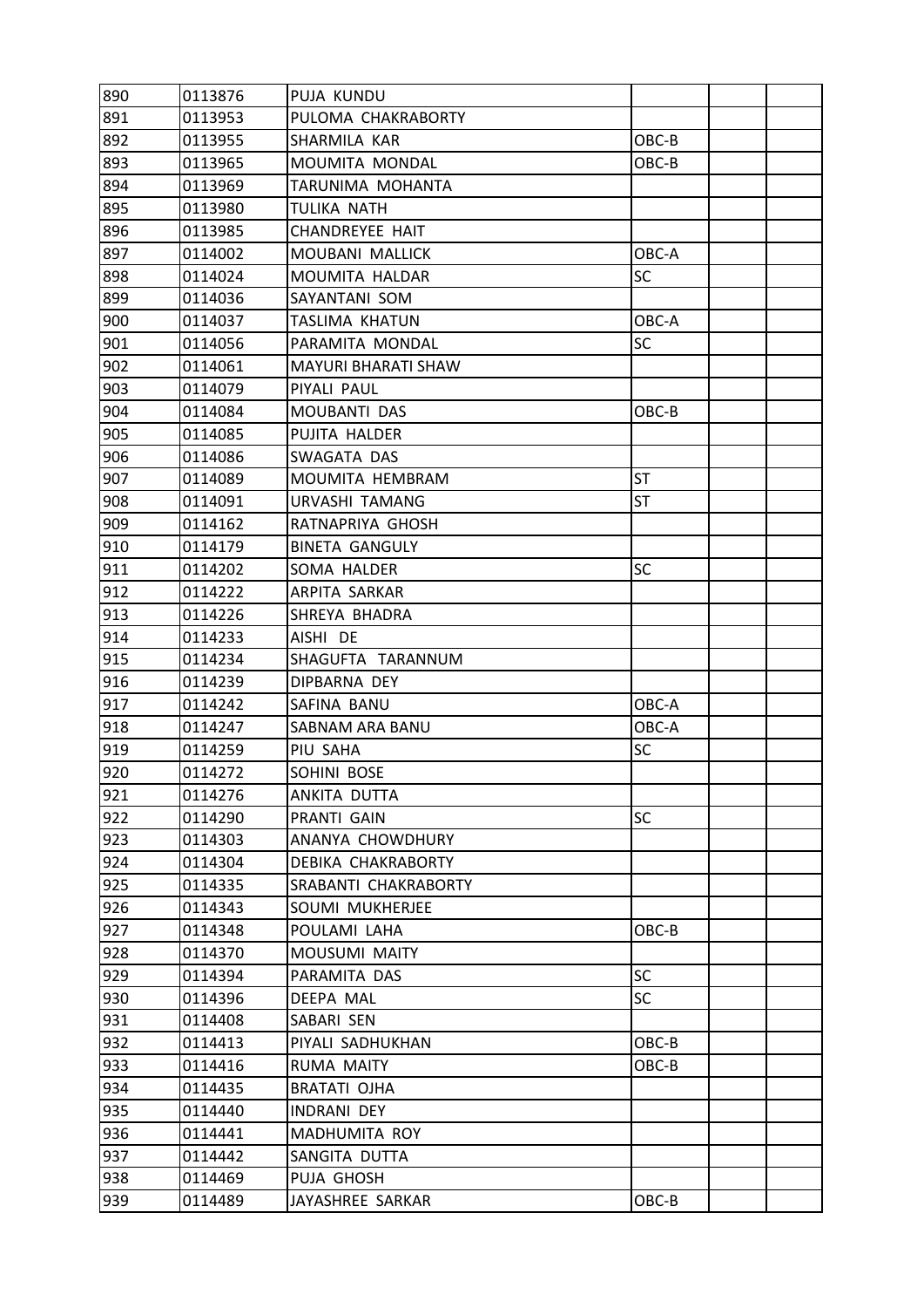| | | | | | |
|---|---|---|---|---|---|
| 890 | 0113876 | PUJA KUNDU | | | |
| 891 | 0113953 | PULOMA CHAKRABORTY | | | |
| 892 | 0113955 | SHARMILA KAR | OBC-B | | |
| 893 | 0113965 | MOUMITA MONDAL | OBC-B | | |
| 894 | 0113969 | TARUNIMA MOHANTA | | | |
| 895 | 0113980 | TULIKA NATH | | | |
| 896 | 0113985 | CHANDREYEE HAIT | | | |
| 897 | 0114002 | MOUBANI MALLICK | OBC-A | | |
| 898 | 0114024 | MOUMITA HALDAR | SC | | |
| 899 | 0114036 | SAYANTANI SOM | | | |
| 900 | 0114037 | TASLIMA KHATUN | OBC-A | | |
| 901 | 0114056 | PARAMITA MONDAL | SC | | |
| 902 | 0114061 | MAYURI BHARATI SHAW | | | |
| 903 | 0114079 | PIYALI PAUL | | | |
| 904 | 0114084 | MOUBANTI DAS | OBC-B | | |
| 905 | 0114085 | PUJITA HALDER | | | |
| 906 | 0114086 | SWAGATA DAS | | | |
| 907 | 0114089 | MOUMITA HEMBRAM | ST | | |
| 908 | 0114091 | URVASHI TAMANG | ST | | |
| 909 | 0114162 | RATNAPRIYA GHOSH | | | |
| 910 | 0114179 | BINETA GANGULY | | | |
| 911 | 0114202 | SOMA HALDER | SC | | |
| 912 | 0114222 | ARPITA SARKAR | | | |
| 913 | 0114226 | SHREYA BHADRA | | | |
| 914 | 0114233 | AISHI DE | | | |
| 915 | 0114234 | SHAGUFTA TARANNUM | | | |
| 916 | 0114239 | DIPBARNA DEY | | | |
| 917 | 0114242 | SAFINA BANU | OBC-A | | |
| 918 | 0114247 | SABNAM ARA BANU | OBC-A | | |
| 919 | 0114259 | PIU SAHA | SC | | |
| 920 | 0114272 | SOHINI BOSE | | | |
| 921 | 0114276 | ANKITA DUTTA | | | |
| 922 | 0114290 | PRANTI GAIN | SC | | |
| 923 | 0114303 | ANANYA CHOWDHURY | | | |
| 924 | 0114304 | DEBIKA CHAKRABORTY | | | |
| 925 | 0114335 | SRABANTI CHAKRABORTY | | | |
| 926 | 0114343 | SOUMI MUKHERJEE | | | |
| 927 | 0114348 | POULAMI LAHA | OBC-B | | |
| 928 | 0114370 | MOUSUMI MAITY | | | |
| 929 | 0114394 | PARAMITA DAS | SC | | |
| 930 | 0114396 | DEEPA MAL | SC | | |
| 931 | 0114408 | SABARI SEN | | | |
| 932 | 0114413 | PIYALI SADHUKHAN | OBC-B | | |
| 933 | 0114416 | RUMA MAITY | OBC-B | | |
| 934 | 0114435 | BRATATI OJHA | | | |
| 935 | 0114440 | INDRANI DEY | | | |
| 936 | 0114441 | MADHUMITA ROY | | | |
| 937 | 0114442 | SANGITA DUTTA | | | |
| 938 | 0114469 | PUJA GHOSH | | | |
| 939 | 0114489 | JAYASHREE SARKAR | OBC-B | | |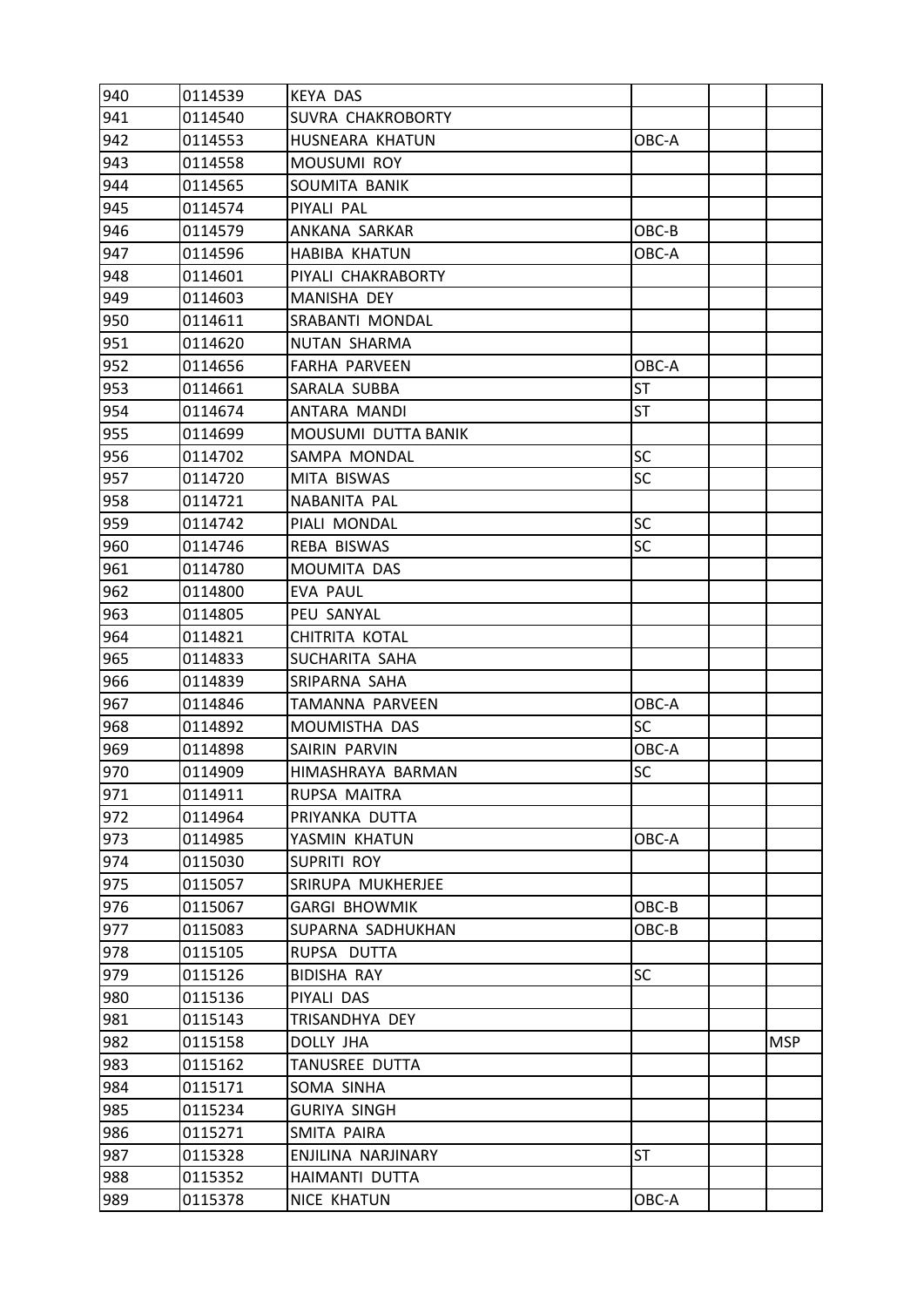| 940 | 0114539 | KEYA DAS | | | |
|---|---|---|---|---|---|
| 941 | 0114540 | SUVRA CHAKROBORTY | | | |
| 942 | 0114553 | HUSNEARA KHATUN | OBC-A | | |
| 943 | 0114558 | MOUSUMI ROY | | | |
| 944 | 0114565 | SOUMITA BANIK | | | |
| 945 | 0114574 | PIYALI PAL | | | |
| 946 | 0114579 | ANKANA SARKAR | OBC-B | | |
| 947 | 0114596 | HABIBA KHATUN | OBC-A | | |
| 948 | 0114601 | PIYALI CHAKRABORTY | | | |
| 949 | 0114603 | MANISHA DEY | | | |
| 950 | 0114611 | SRABANTI MONDAL | | | |
| 951 | 0114620 | NUTAN SHARMA | | | |
| 952 | 0114656 | FARHA PARVEEN | OBC-A | | |
| 953 | 0114661 | SARALA SUBBA | ST | | |
| 954 | 0114674 | ANTARA MANDI | ST | | |
| 955 | 0114699 | MOUSUMI DUTTA BANIK | | | |
| 956 | 0114702 | SAMPA MONDAL | SC | | |
| 957 | 0114720 | MITA BISWAS | SC | | |
| 958 | 0114721 | NABANITA PAL | | | |
| 959 | 0114742 | PIALI MONDAL | SC | | |
| 960 | 0114746 | REBA BISWAS | SC | | |
| 961 | 0114780 | MOUMITA DAS | | | |
| 962 | 0114800 | EVA PAUL | | | |
| 963 | 0114805 | PEU SANYAL | | | |
| 964 | 0114821 | CHITRITA KOTAL | | | |
| 965 | 0114833 | SUCHARITA SAHA | | | |
| 966 | 0114839 | SRIPARNA SAHA | | | |
| 967 | 0114846 | TAMANNA PARVEEN | OBC-A | | |
| 968 | 0114892 | MOUMISTHA DAS | SC | | |
| 969 | 0114898 | SAIRIN PARVIN | OBC-A | | |
| 970 | 0114909 | HIMASHRAYA BARMAN | SC | | |
| 971 | 0114911 | RUPSA MAITRA | | | |
| 972 | 0114964 | PRIYANKA DUTTA | | | |
| 973 | 0114985 | YASMIN KHATUN | OBC-A | | |
| 974 | 0115030 | SUPRITI ROY | | | |
| 975 | 0115057 | SRIRUPA MUKHERJEE | | | |
| 976 | 0115067 | GARGI BHOWMIK | OBC-B | | |
| 977 | 0115083 | SUPARNA SADHUKHAN | OBC-B | | |
| 978 | 0115105 | RUPSA DUTTA | | | |
| 979 | 0115126 | BIDISHA RAY | SC | | |
| 980 | 0115136 | PIYALI DAS | | | |
| 981 | 0115143 | TRISANDHYA DEY | | | |
| 982 | 0115158 | DOLLY JHA | | | MSP |
| 983 | 0115162 | TANUSREE DUTTA | | | |
| 984 | 0115171 | SOMA SINHA | | | |
| 985 | 0115234 | GURIYA SINGH | | | |
| 986 | 0115271 | SMITA PAIRA | | | |
| 987 | 0115328 | ENJILINA NARJINARY | ST | | |
| 988 | 0115352 | HAIMANTI DUTTA | | | |
| 989 | 0115378 | NICE KHATUN | OBC-A | | |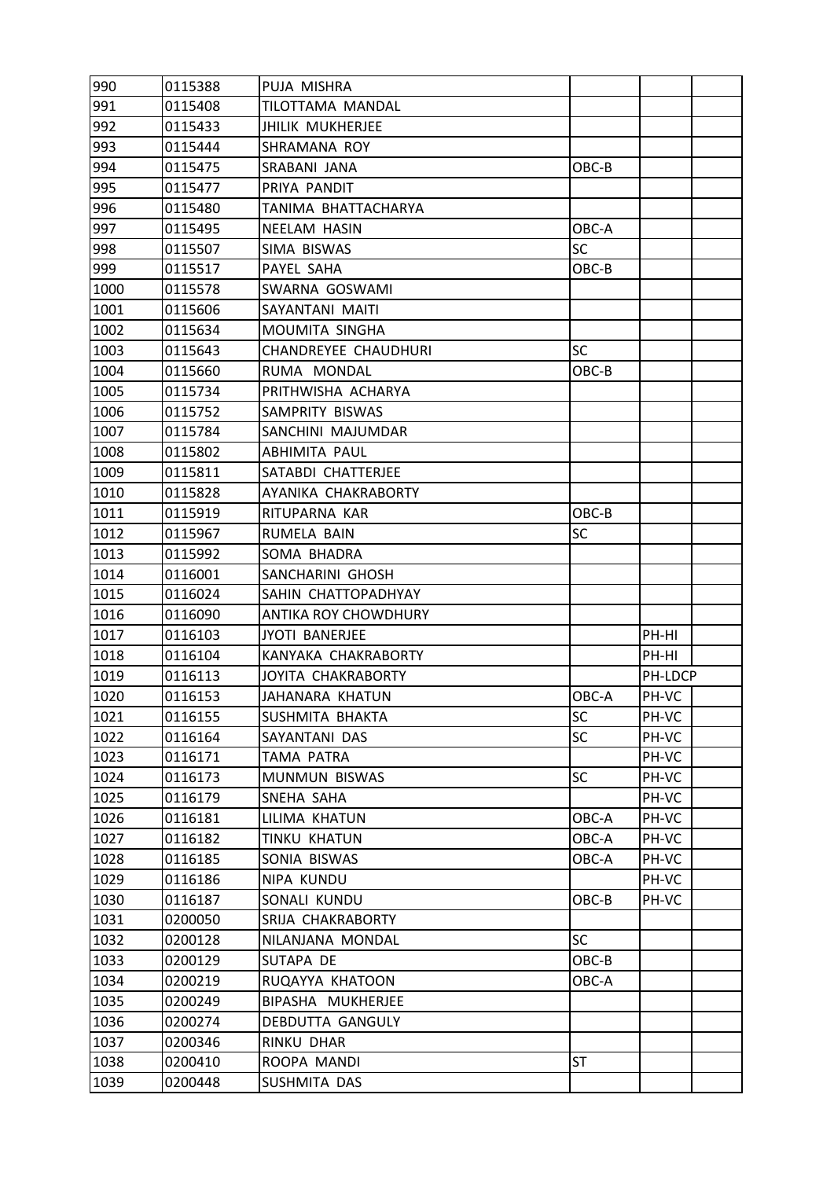| | | | | | |
|---|---|---|---|---|---|
| 990 | 0115388 | PUJA MISHRA | | | |
| 991 | 0115408 | TILOTTAMA MANDAL | | | |
| 992 | 0115433 | JHILIK MUKHERJEE | | | |
| 993 | 0115444 | SHRAMANA ROY | | | |
| 994 | 0115475 | SRABANI JANA | OBC-B | | |
| 995 | 0115477 | PRIYA PANDIT | | | |
| 996 | 0115480 | TANIMA BHATTACHARYA | | | |
| 997 | 0115495 | NEELAM HASIN | OBC-A | | |
| 998 | 0115507 | SIMA BISWAS | SC | | |
| 999 | 0115517 | PAYEL SAHA | OBC-B | | |
| 1000 | 0115578 | SWARNA GOSWAMI | | | |
| 1001 | 0115606 | SAYANTANI MAITI | | | |
| 1002 | 0115634 | MOUMITA SINGHA | | | |
| 1003 | 0115643 | CHANDREYEE CHAUDHURI | SC | | |
| 1004 | 0115660 | RUMA MONDAL | OBC-B | | |
| 1005 | 0115734 | PRITHWISHA ACHARYA | | | |
| 1006 | 0115752 | SAMPRITY BISWAS | | | |
| 1007 | 0115784 | SANCHINI MAJUMDAR | | | |
| 1008 | 0115802 | ABHIMITA PAUL | | | |
| 1009 | 0115811 | SATABDI CHATTERJEE | | | |
| 1010 | 0115828 | AYANIKA CHAKRABORTY | | | |
| 1011 | 0115919 | RITUPARNA KAR | OBC-B | | |
| 1012 | 0115967 | RUMELA BAIN | SC | | |
| 1013 | 0115992 | SOMA BHADRA | | | |
| 1014 | 0116001 | SANCHARINI GHOSH | | | |
| 1015 | 0116024 | SAHIN CHATTOPADHYAY | | | |
| 1016 | 0116090 | ANTIKA ROY CHOWDHURY | | | |
| 1017 | 0116103 | JYOTI BANERJEE | | PH-HI | |
| 1018 | 0116104 | KANYAKA CHAKRABORTY | | PH-HI | |
| 1019 | 0116113 | JOYITA CHAKRABORTY | | PH-LDCP | |
| 1020 | 0116153 | JAHANARA KHATUN | OBC-A | PH-VC | |
| 1021 | 0116155 | SUSHMITA BHAKTA | SC | PH-VC | |
| 1022 | 0116164 | SAYANTANI DAS | SC | PH-VC | |
| 1023 | 0116171 | TAMA PATRA | | PH-VC | |
| 1024 | 0116173 | MUNMUN BISWAS | SC | PH-VC | |
| 1025 | 0116179 | SNEHA SAHA | | PH-VC | |
| 1026 | 0116181 | LILIMA KHATUN | OBC-A | PH-VC | |
| 1027 | 0116182 | TINKU KHATUN | OBC-A | PH-VC | |
| 1028 | 0116185 | SONIA BISWAS | OBC-A | PH-VC | |
| 1029 | 0116186 | NIPA KUNDU | | PH-VC | |
| 1030 | 0116187 | SONALI KUNDU | OBC-B | PH-VC | |
| 1031 | 0200050 | SRIJA CHAKRABORTY | | | |
| 1032 | 0200128 | NILANJANA MONDAL | SC | | |
| 1033 | 0200129 | SUTAPA DE | OBC-B | | |
| 1034 | 0200219 | RUQAYYA KHATOON | OBC-A | | |
| 1035 | 0200249 | BIPASHA MUKHERJEE | | | |
| 1036 | 0200274 | DEBDUTTA GANGULY | | | |
| 1037 | 0200346 | RINKU DHAR | | | |
| 1038 | 0200410 | ROOPA MANDI | ST | | |
| 1039 | 0200448 | SUSHMITA DAS | | | |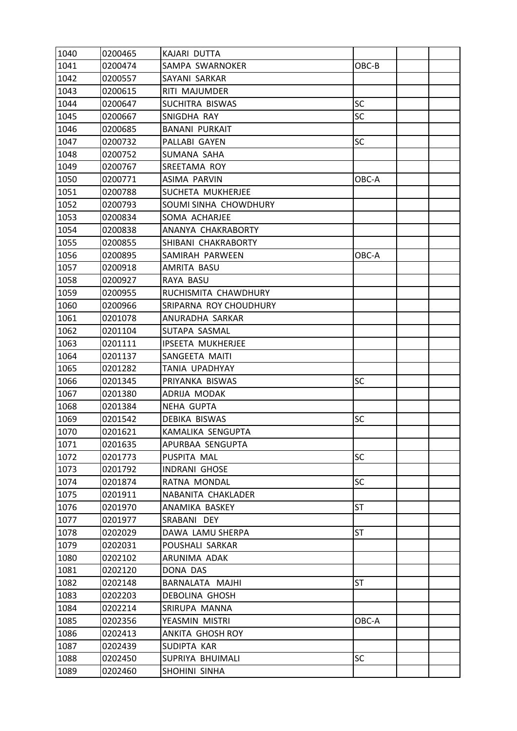| 1040 | 0200465 | KAJARI DUTTA | | | |
|---|---|---|---|---|---|
| 1041 | 0200474 | SAMPA SWARNOKER | OBC-B | | |
| 1042 | 0200557 | SAYANI SARKAR | | | |
| 1043 | 0200615 | RITI MAJUMDER | | | |
| 1044 | 0200647 | SUCHITRA BISWAS | SC | | |
| 1045 | 0200667 | SNIGDHA RAY | SC | | |
| 1046 | 0200685 | BANANI PURKAIT | | | |
| 1047 | 0200732 | PALLABI GAYEN | SC | | |
| 1048 | 0200752 | SUMANA SAHA | | | |
| 1049 | 0200767 | SREETAMA ROY | | | |
| 1050 | 0200771 | ASIMA PARVIN | OBC-A | | |
| 1051 | 0200788 | SUCHETA MUKHERJEE | | | |
| 1052 | 0200793 | SOUMI SINHA CHOWDHURY | | | |
| 1053 | 0200834 | SOMA ACHARJEE | | | |
| 1054 | 0200838 | ANANYA CHAKRABORTY | | | |
| 1055 | 0200855 | SHIBANI CHAKRABORTY | | | |
| 1056 | 0200895 | SAMIRAH PARWEEN | OBC-A | | |
| 1057 | 0200918 | AMRITA BASU | | | |
| 1058 | 0200927 | RAYA BASU | | | |
| 1059 | 0200955 | RUCHISMITA CHAWDHURY | | | |
| 1060 | 0200966 | SRIPARNA ROY CHOUDHURY | | | |
| 1061 | 0201078 | ANURADHA SARKAR | | | |
| 1062 | 0201104 | SUTAPA SASMAL | | | |
| 1063 | 0201111 | IPSEETA MUKHERJEE | | | |
| 1064 | 0201137 | SANGEETA MAITI | | | |
| 1065 | 0201282 | TANIA UPADHYAY | | | |
| 1066 | 0201345 | PRIYANKA BISWAS | SC | | |
| 1067 | 0201380 | ADRIJA MODAK | | | |
| 1068 | 0201384 | NEHA GUPTA | | | |
| 1069 | 0201542 | DEBIKA BISWAS | SC | | |
| 1070 | 0201621 | KAMALIKA SENGUPTA | | | |
| 1071 | 0201635 | APURBAA SENGUPTA | | | |
| 1072 | 0201773 | PUSPITA MAL | SC | | |
| 1073 | 0201792 | INDRANI GHOSE | | | |
| 1074 | 0201874 | RATNA MONDAL | SC | | |
| 1075 | 0201911 | NABANITA CHAKLADER | | | |
| 1076 | 0201970 | ANAMIKA BASKEY | ST | | |
| 1077 | 0201977 | SRABANI DEY | | | |
| 1078 | 0202029 | DAWA LAMU SHERPA | ST | | |
| 1079 | 0202031 | POUSHALI SARKAR | | | |
| 1080 | 0202102 | ARUNIMA ADAK | | | |
| 1081 | 0202120 | DONA DAS | | | |
| 1082 | 0202148 | BARNALATA MAJHI | ST | | |
| 1083 | 0202203 | DEBOLINA GHOSH | | | |
| 1084 | 0202214 | SRIRUPA MANNA | | | |
| 1085 | 0202356 | YEASMIN MISTRI | OBC-A | | |
| 1086 | 0202413 | ANKITA GHOSH ROY | | | |
| 1087 | 0202439 | SUDIPTA KAR | | | |
| 1088 | 0202450 | SUPRIYA BHUIMALI | SC | | |
| 1089 | 0202460 | SHOHINI SINHA | | | |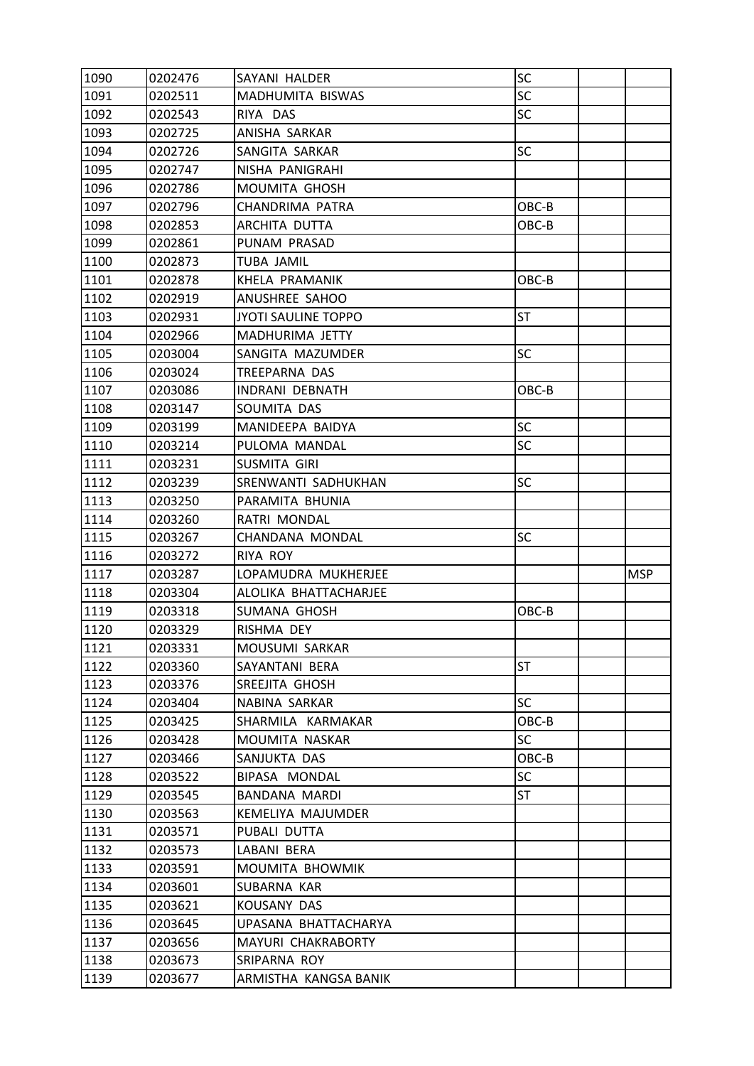| | | | | | |
|---|---|---|---|---|---|
| 1090 | 0202476 | SAYANI HALDER | SC | | |
| 1091 | 0202511 | MADHUMITA BISWAS | SC | | |
| 1092 | 0202543 | RIYA DAS | SC | | |
| 1093 | 0202725 | ANISHA SARKAR | | | |
| 1094 | 0202726 | SANGITA SARKAR | SC | | |
| 1095 | 0202747 | NISHA PANIGRAHI | | | |
| 1096 | 0202786 | MOUMITA GHOSH | | | |
| 1097 | 0202796 | CHANDRIMA PATRA | OBC-B | | |
| 1098 | 0202853 | ARCHITA DUTTA | OBC-B | | |
| 1099 | 0202861 | PUNAM PRASAD | | | |
| 1100 | 0202873 | TUBA JAMIL | | | |
| 1101 | 0202878 | KHELA PRAMANIK | OBC-B | | |
| 1102 | 0202919 | ANUSHREE SAHOO | | | |
| 1103 | 0202931 | JYOTI SAULINE TOPPO | ST | | |
| 1104 | 0202966 | MADHURIMA JETTY | | | |
| 1105 | 0203004 | SANGITA MAZUMDER | SC | | |
| 1106 | 0203024 | TREEPARNA DAS | | | |
| 1107 | 0203086 | INDRANI DEBNATH | OBC-B | | |
| 1108 | 0203147 | SOUMITA DAS | | | |
| 1109 | 0203199 | MANIDEEPA BAIDYA | SC | | |
| 1110 | 0203214 | PULOMA MANDAL | SC | | |
| 1111 | 0203231 | SUSMITA GIRI | | | |
| 1112 | 0203239 | SRENWANTI SADHUKHAN | SC | | |
| 1113 | 0203250 | PARAMITA BHUNIA | | | |
| 1114 | 0203260 | RATRI MONDAL | | | |
| 1115 | 0203267 | CHANDANA MONDAL | SC | | |
| 1116 | 0203272 | RIYA ROY | | | |
| 1117 | 0203287 | LOPAMUDRA MUKHERJEE | | | MSP |
| 1118 | 0203304 | ALOLIKA BHATTACHARJEE | | | |
| 1119 | 0203318 | SUMANA GHOSH | OBC-B | | |
| 1120 | 0203329 | RISHMA DEY | | | |
| 1121 | 0203331 | MOUSUMI SARKAR | | | |
| 1122 | 0203360 | SAYANTANI BERA | ST | | |
| 1123 | 0203376 | SREEJITA GHOSH | | | |
| 1124 | 0203404 | NABINA SARKAR | SC | | |
| 1125 | 0203425 | SHARMILA KARMAKAR | OBC-B | | |
| 1126 | 0203428 | MOUMITA NASKAR | SC | | |
| 1127 | 0203466 | SANJUKTA DAS | OBC-B | | |
| 1128 | 0203522 | BIPASA MONDAL | SC | | |
| 1129 | 0203545 | BANDANA MARDI | ST | | |
| 1130 | 0203563 | KEMELIYA MAJUMDER | | | |
| 1131 | 0203571 | PUBALI DUTTA | | | |
| 1132 | 0203573 | LABANI BERA | | | |
| 1133 | 0203591 | MOUMITA BHOWMIK | | | |
| 1134 | 0203601 | SUBARNA KAR | | | |
| 1135 | 0203621 | KOUSANY DAS | | | |
| 1136 | 0203645 | UPASANA BHATTACHARYA | | | |
| 1137 | 0203656 | MAYURI CHAKRABORTY | | | |
| 1138 | 0203673 | SRIPARNA ROY | | | |
| 1139 | 0203677 | ARMISTHA KANGSA BANIK | | | |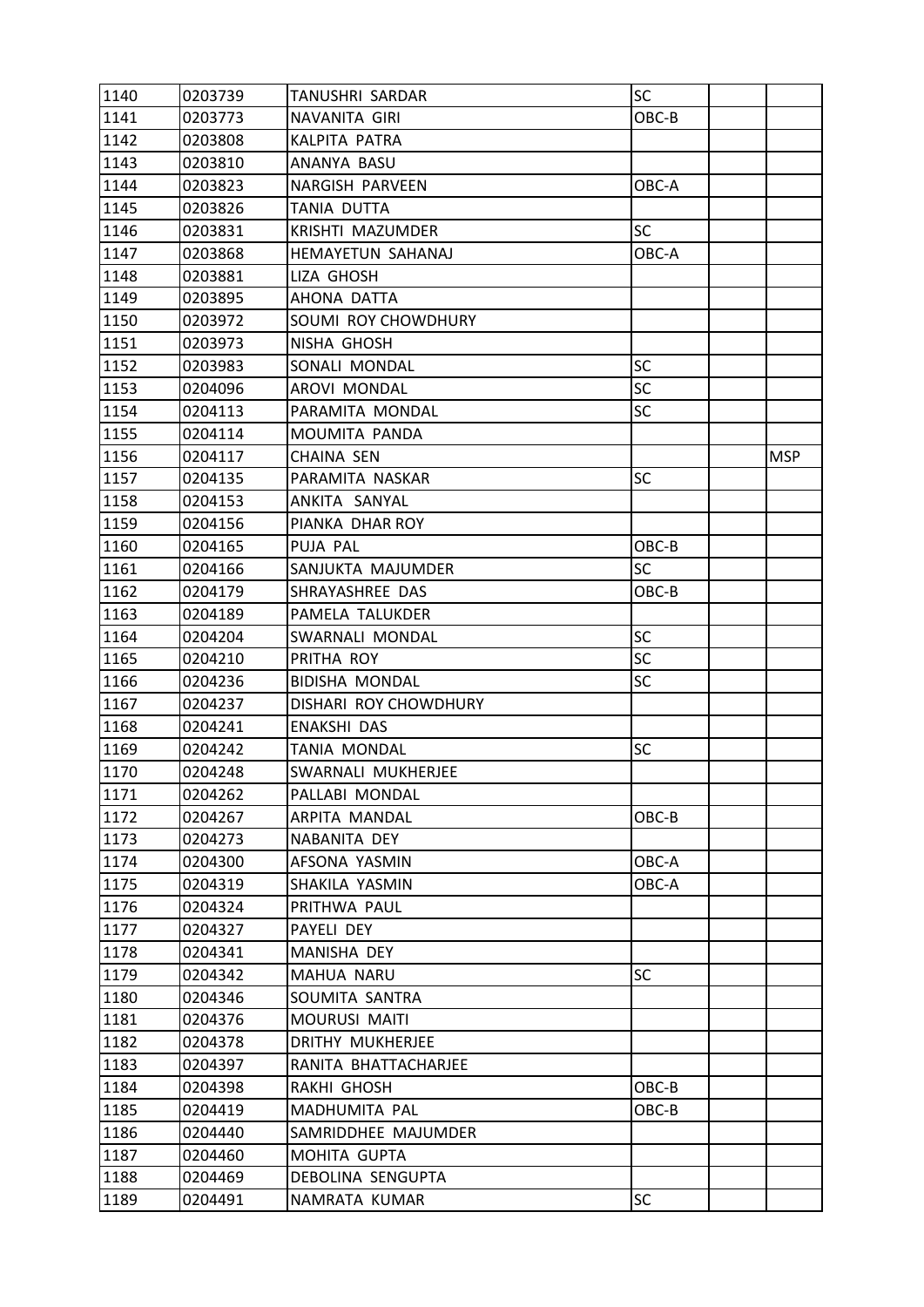| | | | | | |
|---|---|---|---|---|---|
| 1140 | 0203739 | TANUSHRI SARDAR | SC | | |
| 1141 | 0203773 | NAVANITA GIRI | OBC-B | | |
| 1142 | 0203808 | KALPITA PATRA | | | |
| 1143 | 0203810 | ANANYA BASU | | | |
| 1144 | 0203823 | NARGISH PARVEEN | OBC-A | | |
| 1145 | 0203826 | TANIA DUTTA | | | |
| 1146 | 0203831 | KRISHTI MAZUMDER | SC | | |
| 1147 | 0203868 | HEMAYETUN SAHANAJ | OBC-A | | |
| 1148 | 0203881 | LIZA GHOSH | | | |
| 1149 | 0203895 | AHONA DATTA | | | |
| 1150 | 0203972 | SOUMI ROY CHOWDHURY | | | |
| 1151 | 0203973 | NISHA GHOSH | | | |
| 1152 | 0203983 | SONALI MONDAL | SC | | |
| 1153 | 0204096 | AROVI MONDAL | SC | | |
| 1154 | 0204113 | PARAMITA MONDAL | SC | | |
| 1155 | 0204114 | MOUMITA PANDA | | | |
| 1156 | 0204117 | CHAINA SEN | | | MSP |
| 1157 | 0204135 | PARAMITA NASKAR | SC | | |
| 1158 | 0204153 | ANKITA SANYAL | | | |
| 1159 | 0204156 | PIANKA DHAR ROY | | | |
| 1160 | 0204165 | PUJA PAL | OBC-B | | |
| 1161 | 0204166 | SANJUKTA MAJUMDER | SC | | |
| 1162 | 0204179 | SHRAYASHREE DAS | OBC-B | | |
| 1163 | 0204189 | PAMELA TALUKDER | | | |
| 1164 | 0204204 | SWARNALI MONDAL | SC | | |
| 1165 | 0204210 | PRITHA ROY | SC | | |
| 1166 | 0204236 | BIDISHA MONDAL | SC | | |
| 1167 | 0204237 | DISHARI ROY CHOWDHURY | | | |
| 1168 | 0204241 | ENAKSHI DAS | | | |
| 1169 | 0204242 | TANIA MONDAL | SC | | |
| 1170 | 0204248 | SWARNALI MUKHERJEE | | | |
| 1171 | 0204262 | PALLABI MONDAL | | | |
| 1172 | 0204267 | ARPITA MANDAL | OBC-B | | |
| 1173 | 0204273 | NABANITA DEY | | | |
| 1174 | 0204300 | AFSONA YASMIN | OBC-A | | |
| 1175 | 0204319 | SHAKILA YASMIN | OBC-A | | |
| 1176 | 0204324 | PRITHWA PAUL | | | |
| 1177 | 0204327 | PAYELI DEY | | | |
| 1178 | 0204341 | MANISHA DEY | | | |
| 1179 | 0204342 | MAHUA NARU | SC | | |
| 1180 | 0204346 | SOUMITA SANTRA | | | |
| 1181 | 0204376 | MOURUSI MAITI | | | |
| 1182 | 0204378 | DRITHY MUKHERJEE | | | |
| 1183 | 0204397 | RANITA BHATTACHARJEE | | | |
| 1184 | 0204398 | RAKHI GHOSH | OBC-B | | |
| 1185 | 0204419 | MADHUMITA PAL | OBC-B | | |
| 1186 | 0204440 | SAMRIDDHEE MAJUMDER | | | |
| 1187 | 0204460 | MOHITA GUPTA | | | |
| 1188 | 0204469 | DEBOLINA SENGUPTA | | | |
| 1189 | 0204491 | NAMRATA KUMAR | SC | | |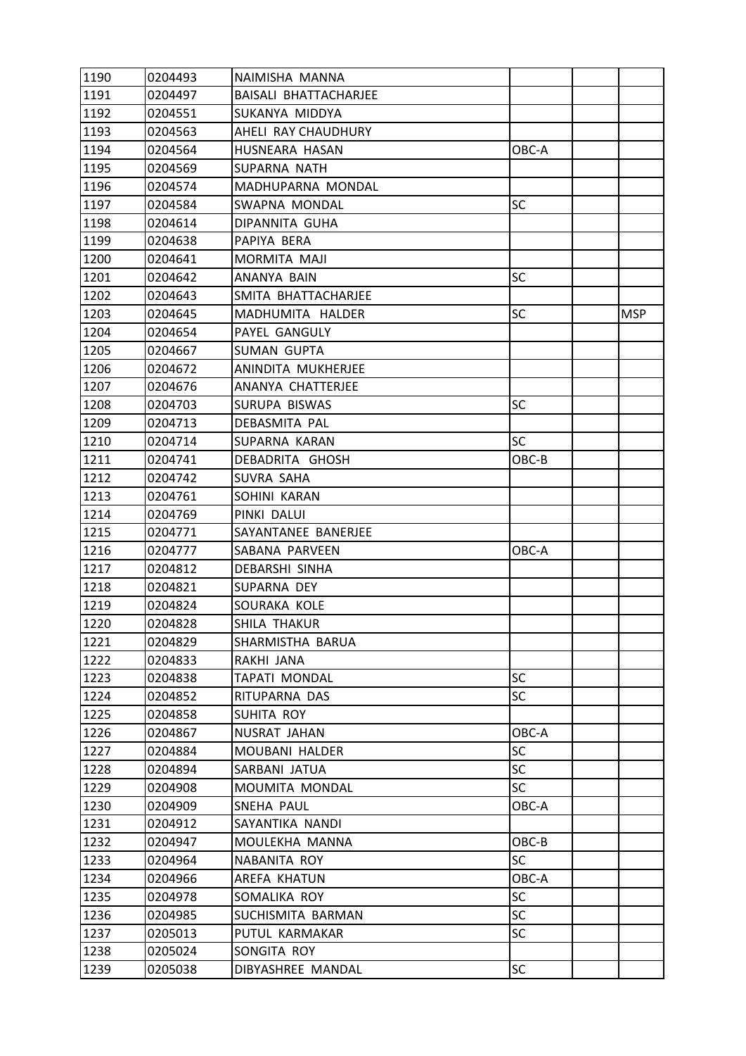| 1190 | 0204493 | NAIMISHA MANNA | | | |
|---|---|---|---|---|---|
| 1191 | 0204497 | BAISALI BHATTACHARJEE | | | |
| 1192 | 0204551 | SUKANYA MIDDYA | | | |
| 1193 | 0204563 | AHELI RAY CHAUDHURY | | | |
| 1194 | 0204564 | HUSNEARA HASAN | OBC-A | | |
| 1195 | 0204569 | SUPARNA NATH | | | |
| 1196 | 0204574 | MADHUPARNA MONDAL | | | |
| 1197 | 0204584 | SWAPNA MONDAL | SC | | |
| 1198 | 0204614 | DIPANNITA GUHA | | | |
| 1199 | 0204638 | PAPIYA BERA | | | |
| 1200 | 0204641 | MORMITA MAJI | | | |
| 1201 | 0204642 | ANANYA BAIN | SC | | |
| 1202 | 0204643 | SMITA BHATTACHARJEE | | | |
| 1203 | 0204645 | MADHUMITA HALDER | SC | | MSP |
| 1204 | 0204654 | PAYEL GANGULY | | | |
| 1205 | 0204667 | SUMAN GUPTA | | | |
| 1206 | 0204672 | ANINDITA MUKHERJEE | | | |
| 1207 | 0204676 | ANANYA CHATTERJEE | | | |
| 1208 | 0204703 | SURUPA BISWAS | SC | | |
| 1209 | 0204713 | DEBASMITA PAL | | | |
| 1210 | 0204714 | SUPARNA KARAN | SC | | |
| 1211 | 0204741 | DEBADRITA GHOSH | OBC-B | | |
| 1212 | 0204742 | SUVRA SAHA | | | |
| 1213 | 0204761 | SOHINI KARAN | | | |
| 1214 | 0204769 | PINKI DALUI | | | |
| 1215 | 0204771 | SAYANTANEE BANERJEE | | | |
| 1216 | 0204777 | SABANA PARVEEN | OBC-A | | |
| 1217 | 0204812 | DEBARSHI SINHA | | | |
| 1218 | 0204821 | SUPARNA DEY | | | |
| 1219 | 0204824 | SOURAKA KOLE | | | |
| 1220 | 0204828 | SHILA THAKUR | | | |
| 1221 | 0204829 | SHARMISTHA BARUA | | | |
| 1222 | 0204833 | RAKHI JANA | | | |
| 1223 | 0204838 | TAPATI MONDAL | SC | | |
| 1224 | 0204852 | RITUPARNA DAS | SC | | |
| 1225 | 0204858 | SUHITA ROY | | | |
| 1226 | 0204867 | NUSRAT JAHAN | OBC-A | | |
| 1227 | 0204884 | MOUBANI HALDER | SC | | |
| 1228 | 0204894 | SARBANI JATUA | SC | | |
| 1229 | 0204908 | MOUMITA MONDAL | SC | | |
| 1230 | 0204909 | SNEHA PAUL | OBC-A | | |
| 1231 | 0204912 | SAYANTIKA NANDI | | | |
| 1232 | 0204947 | MOULEKHA MANNA | OBC-B | | |
| 1233 | 0204964 | NABANITA ROY | SC | | |
| 1234 | 0204966 | AREFA KHATUN | OBC-A | | |
| 1235 | 0204978 | SOMALIKA ROY | SC | | |
| 1236 | 0204985 | SUCHISMITA BARMAN | SC | | |
| 1237 | 0205013 | PUTUL KARMAKAR | SC | | |
| 1238 | 0205024 | SONGITA ROY | | | |
| 1239 | 0205038 | DIBYASHREE MANDAL | SC | | |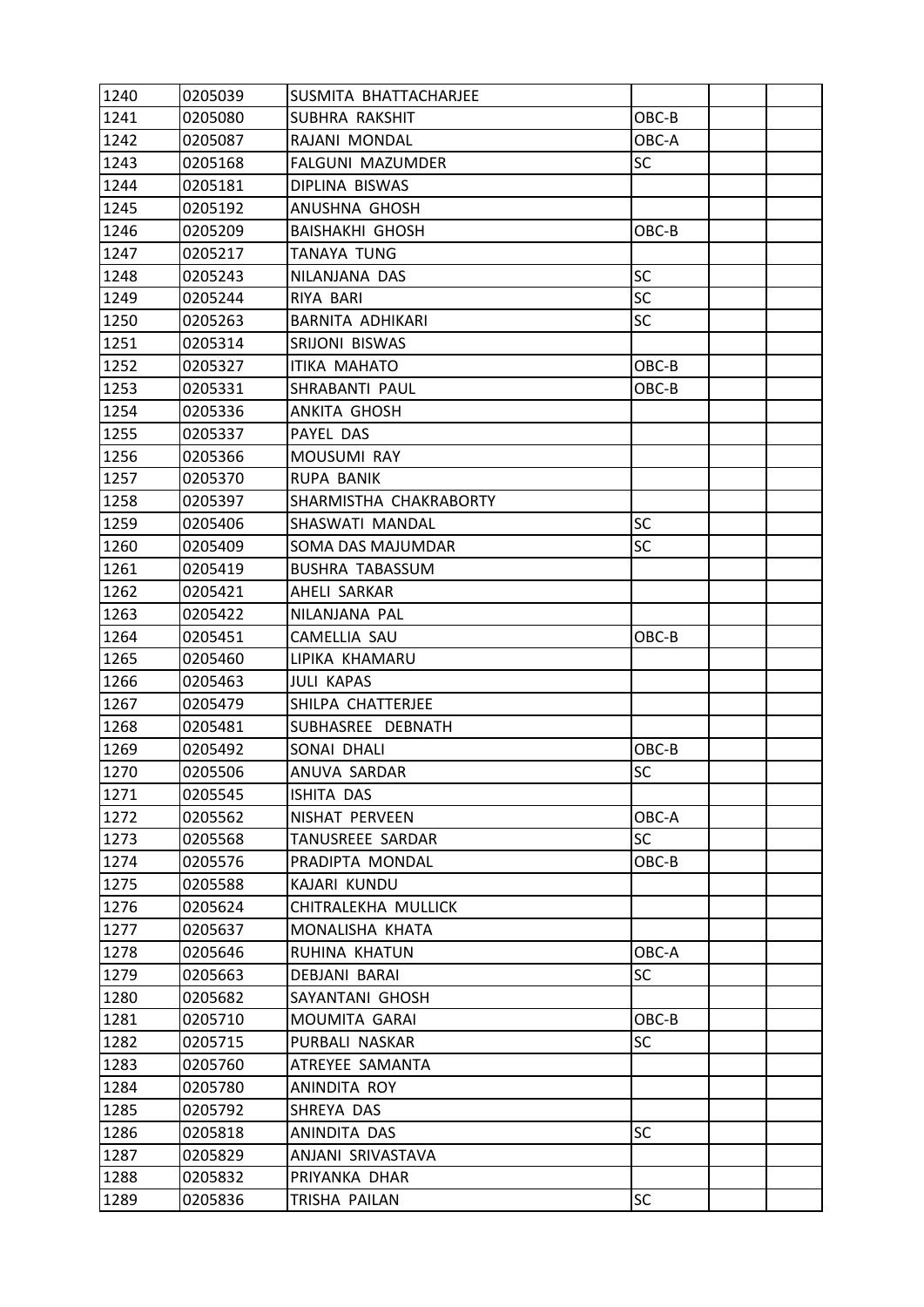| | | | | | |
|---|---|---|---|---|---|
| 1240 | 0205039 | SUSMITA BHATTACHARJEE | | | |
| 1241 | 0205080 | SUBHRA RAKSHIT | OBC-B | | |
| 1242 | 0205087 | RAJANI MONDAL | OBC-A | | |
| 1243 | 0205168 | FALGUNI MAZUMDER | SC | | |
| 1244 | 0205181 | DIPLINA BISWAS | | | |
| 1245 | 0205192 | ANUSHNA GHOSH | | | |
| 1246 | 0205209 | BAISHAKHI GHOSH | OBC-B | | |
| 1247 | 0205217 | TANAYA TUNG | | | |
| 1248 | 0205243 | NILANJANA DAS | SC | | |
| 1249 | 0205244 | RIYA BARI | SC | | |
| 1250 | 0205263 | BARNITA ADHIKARI | SC | | |
| 1251 | 0205314 | SRIJONI BISWAS | | | |
| 1252 | 0205327 | ITIKA MAHATO | OBC-B | | |
| 1253 | 0205331 | SHRABANTI PAUL | OBC-B | | |
| 1254 | 0205336 | ANKITA GHOSH | | | |
| 1255 | 0205337 | PAYEL DAS | | | |
| 1256 | 0205366 | MOUSUMI RAY | | | |
| 1257 | 0205370 | RUPA BANIK | | | |
| 1258 | 0205397 | SHARMISTHA CHAKRABORTY | | | |
| 1259 | 0205406 | SHASWATI MANDAL | SC | | |
| 1260 | 0205409 | SOMA DAS MAJUMDAR | SC | | |
| 1261 | 0205419 | BUSHRA TABASSUM | | | |
| 1262 | 0205421 | AHELI SARKAR | | | |
| 1263 | 0205422 | NILANJANA PAL | | | |
| 1264 | 0205451 | CAMELLIA SAU | OBC-B | | |
| 1265 | 0205460 | LIPIKA KHAMARU | | | |
| 1266 | 0205463 | JULI KAPAS | | | |
| 1267 | 0205479 | SHILPA CHATTERJEE | | | |
| 1268 | 0205481 | SUBHASREE DEBNATH | | | |
| 1269 | 0205492 | SONAI DHALI | OBC-B | | |
| 1270 | 0205506 | ANUVA SARDAR | SC | | |
| 1271 | 0205545 | ISHITA DAS | | | |
| 1272 | 0205562 | NISHAT PERVEEN | OBC-A | | |
| 1273 | 0205568 | TANUSREEE SARDAR | SC | | |
| 1274 | 0205576 | PRADIPTA MONDAL | OBC-B | | |
| 1275 | 0205588 | KAJARI KUNDU | | | |
| 1276 | 0205624 | CHITRALEKHA MULLICK | | | |
| 1277 | 0205637 | MONALISHA KHATA | | | |
| 1278 | 0205646 | RUHINA KHATUN | OBC-A | | |
| 1279 | 0205663 | DEBJANI BARAI | SC | | |
| 1280 | 0205682 | SAYANTANI GHOSH | | | |
| 1281 | 0205710 | MOUMITA GARAI | OBC-B | | |
| 1282 | 0205715 | PURBALI NASKAR | SC | | |
| 1283 | 0205760 | ATREYEE SAMANTA | | | |
| 1284 | 0205780 | ANINDITA ROY | | | |
| 1285 | 0205792 | SHREYA DAS | | | |
| 1286 | 0205818 | ANINDITA DAS | SC | | |
| 1287 | 0205829 | ANJANI SRIVASTAVA | | | |
| 1288 | 0205832 | PRIYANKA DHAR | | | |
| 1289 | 0205836 | TRISHA PAILAN | SC | | |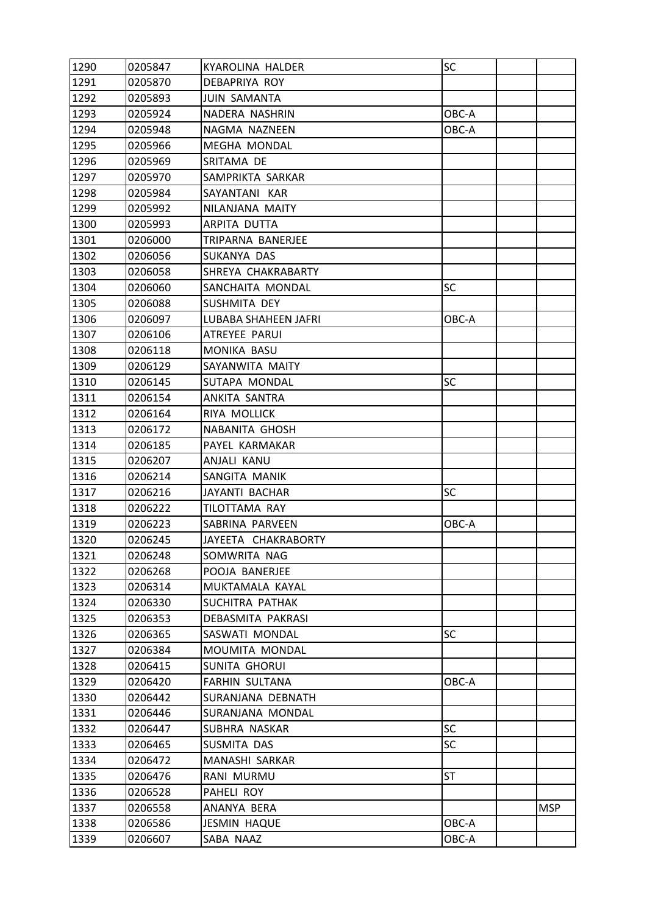| 1290 | 0205847 | KYAROLINA HALDER | SC | | |
|---|---|---|---|---|---|
| 1291 | 0205870 | DEBAPRIYA ROY | | | |
| 1292 | 0205893 | JUIN SAMANTA | | | |
| 1293 | 0205924 | NADERA NASHRIN | OBC-A | | |
| 1294 | 0205948 | NAGMA NAZNEEN | OBC-A | | |
| 1295 | 0205966 | MEGHA MONDAL | | | |
| 1296 | 0205969 | SRITAMA DE | | | |
| 1297 | 0205970 | SAMPRIKTA SARKAR | | | |
| 1298 | 0205984 | SAYANTANI KAR | | | |
| 1299 | 0205992 | NILANJANA MAITY | | | |
| 1300 | 0205993 | ARPITA DUTTA | | | |
| 1301 | 0206000 | TRIPARNA BANERJEE | | | |
| 1302 | 0206056 | SUKANYA DAS | | | |
| 1303 | 0206058 | SHREYA CHAKRABARTY | | | |
| 1304 | 0206060 | SANCHAITA MONDAL | SC | | |
| 1305 | 0206088 | SUSHMITA DEY | | | |
| 1306 | 0206097 | LUBABA SHAHEEN JAFRI | OBC-A | | |
| 1307 | 0206106 | ATREYEE PARUI | | | |
| 1308 | 0206118 | MONIKA BASU | | | |
| 1309 | 0206129 | SAYANWITA MAITY | | | |
| 1310 | 0206145 | SUTAPA MONDAL | SC | | |
| 1311 | 0206154 | ANKITA SANTRA | | | |
| 1312 | 0206164 | RIYA MOLLICK | | | |
| 1313 | 0206172 | NABANITA GHOSH | | | |
| 1314 | 0206185 | PAYEL KARMAKAR | | | |
| 1315 | 0206207 | ANJALI KANU | | | |
| 1316 | 0206214 | SANGITA MANIK | | | |
| 1317 | 0206216 | JAYANTI BACHAR | SC | | |
| 1318 | 0206222 | TILOTTAMA RAY | | | |
| 1319 | 0206223 | SABRINA PARVEEN | OBC-A | | |
| 1320 | 0206245 | JAYEETA CHAKRABORTY | | | |
| 1321 | 0206248 | SOMWRITA NAG | | | |
| 1322 | 0206268 | POOJA BANERJEE | | | |
| 1323 | 0206314 | MUKTAMALA KAYAL | | | |
| 1324 | 0206330 | SUCHITRA PATHAK | | | |
| 1325 | 0206353 | DEBASMITA PAKRASI | | | |
| 1326 | 0206365 | SASWATI MONDAL | SC | | |
| 1327 | 0206384 | MOUMITA MONDAL | | | |
| 1328 | 0206415 | SUNITA GHORUI | | | |
| 1329 | 0206420 | FARHIN SULTANA | OBC-A | | |
| 1330 | 0206442 | SURANJANA DEBNATH | | | |
| 1331 | 0206446 | SURANJANA MONDAL | | | |
| 1332 | 0206447 | SUBHRA NASKAR | SC | | |
| 1333 | 0206465 | SUSMITA DAS | SC | | |
| 1334 | 0206472 | MANASHI SARKAR | | | |
| 1335 | 0206476 | RANI MURMU | ST | | |
| 1336 | 0206528 | PAHELI ROY | | | |
| 1337 | 0206558 | ANANYA BERA | | | MSP |
| 1338 | 0206586 | JESMIN HAQUE | OBC-A | | |
| 1339 | 0206607 | SABA NAAZ | OBC-A | | |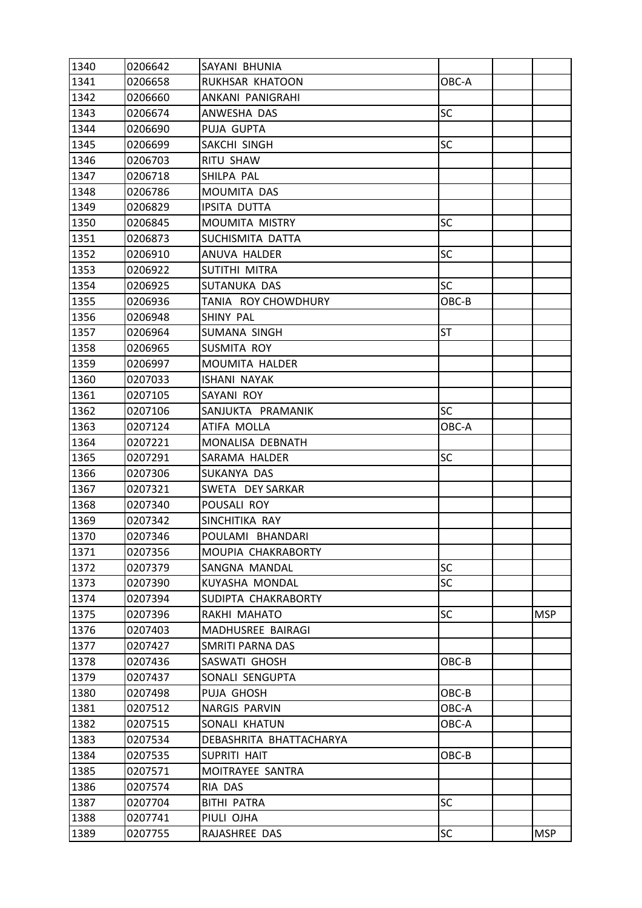| 1340 | 0206642 | SAYANI BHUNIA | | | |
|---|---|---|---|---|---|
| 1341 | 0206658 | RUKHSAR KHATOON | OBC-A | | |
| 1342 | 0206660 | ANKANI PANIGRAHI | | | |
| 1343 | 0206674 | ANWESHA DAS | SC | | |
| 1344 | 0206690 | PUJA GUPTA | | | |
| 1345 | 0206699 | SAKCHI SINGH | SC | | |
| 1346 | 0206703 | RITU SHAW | | | |
| 1347 | 0206718 | SHILPA PAL | | | |
| 1348 | 0206786 | MOUMITA DAS | | | |
| 1349 | 0206829 | IPSITA DUTTA | | | |
| 1350 | 0206845 | MOUMITA MISTRY | SC | | |
| 1351 | 0206873 | SUCHISMITA DATTA | | | |
| 1352 | 0206910 | ANUVA HALDER | SC | | |
| 1353 | 0206922 | SUTITHI MITRA | | | |
| 1354 | 0206925 | SUTANUKA DAS | SC | | |
| 1355 | 0206936 | TANIA ROY CHOWDHURY | OBC-B | | |
| 1356 | 0206948 | SHINY PAL | | | |
| 1357 | 0206964 | SUMANA SINGH | ST | | |
| 1358 | 0206965 | SUSMITA ROY | | | |
| 1359 | 0206997 | MOUMITA HALDER | | | |
| 1360 | 0207033 | ISHANI NAYAK | | | |
| 1361 | 0207105 | SAYANI ROY | | | |
| 1362 | 0207106 | SANJUKTA PRAMANIK | SC | | |
| 1363 | 0207124 | ATIFA MOLLA | OBC-A | | |
| 1364 | 0207221 | MONALISA DEBNATH | | | |
| 1365 | 0207291 | SARAMA HALDER | SC | | |
| 1366 | 0207306 | SUKANYA DAS | | | |
| 1367 | 0207321 | SWETA DEY SARKAR | | | |
| 1368 | 0207340 | POUSALI ROY | | | |
| 1369 | 0207342 | SINCHITIKA RAY | | | |
| 1370 | 0207346 | POULAMI BHANDARI | | | |
| 1371 | 0207356 | MOUPIA CHAKRABORTY | | | |
| 1372 | 0207379 | SANGNA MANDAL | SC | | |
| 1373 | 0207390 | KUYASHA MONDAL | SC | | |
| 1374 | 0207394 | SUDIPTA CHAKRABORTY | | | |
| 1375 | 0207396 | RAKHI MAHATO | SC | | MSP |
| 1376 | 0207403 | MADHUSREE BAIRAGI | | | |
| 1377 | 0207427 | SMRITI PARNA DAS | | | |
| 1378 | 0207436 | SASWATI GHOSH | OBC-B | | |
| 1379 | 0207437 | SONALI SENGUPTA | | | |
| 1380 | 0207498 | PUJA GHOSH | OBC-B | | |
| 1381 | 0207512 | NARGIS PARVIN | OBC-A | | |
| 1382 | 0207515 | SONALI KHATUN | OBC-A | | |
| 1383 | 0207534 | DEBASHRITA BHATTACHARYA | | | |
| 1384 | 0207535 | SUPRITI HAIT | OBC-B | | |
| 1385 | 0207571 | MOITRAYEE SANTRA | | | |
| 1386 | 0207574 | RIA DAS | | | |
| 1387 | 0207704 | BITHI PATRA | SC | | |
| 1388 | 0207741 | PIULI OJHA | | | |
| 1389 | 0207755 | RAJASHREE DAS | SC | | MSP |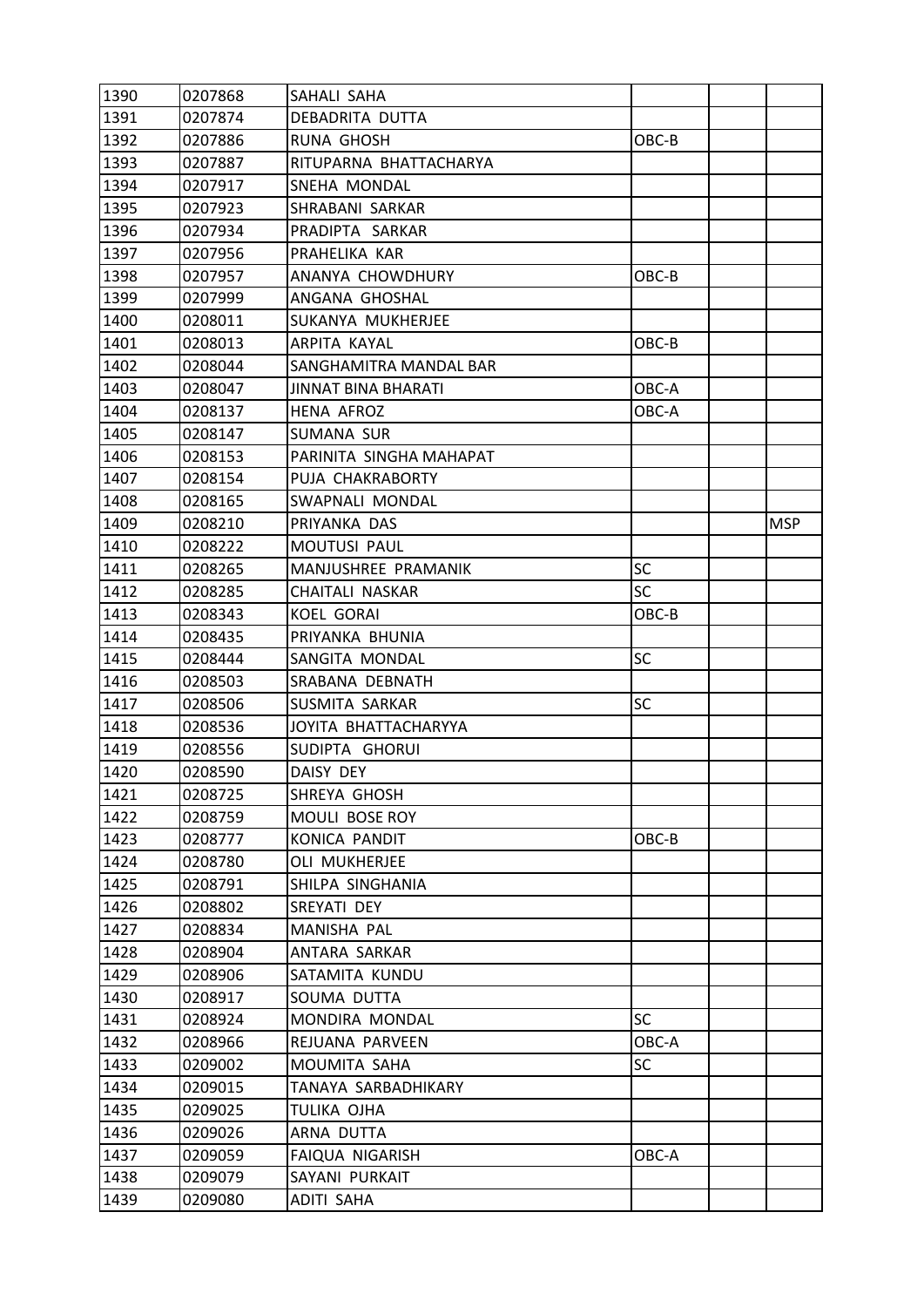| | | | | | |
|---|---|---|---|---|---|
| 1390 | 0207868 | SAHALI SAHA | | | |
| 1391 | 0207874 | DEBADRITA DUTTA | | | |
| 1392 | 0207886 | RUNA GHOSH | OBC-B | | |
| 1393 | 0207887 | RITUPARNA BHATTACHARYA | | | |
| 1394 | 0207917 | SNEHA MONDAL | | | |
| 1395 | 0207923 | SHRABANI SARKAR | | | |
| 1396 | 0207934 | PRADIPTA SARKAR | | | |
| 1397 | 0207956 | PRAHELIKA KAR | | | |
| 1398 | 0207957 | ANANYA CHOWDHURY | OBC-B | | |
| 1399 | 0207999 | ANGANA GHOSHAL | | | |
| 1400 | 0208011 | SUKANYA MUKHERJEE | | | |
| 1401 | 0208013 | ARPITA KAYAL | OBC-B | | |
| 1402 | 0208044 | SANGHAMITRA MANDAL BAR | | | |
| 1403 | 0208047 | JINNAT BINA BHARATI | OBC-A | | |
| 1404 | 0208137 | HENA AFROZ | OBC-A | | |
| 1405 | 0208147 | SUMANA SUR | | | |
| 1406 | 0208153 | PARINITA SINGHA MAHAPAT | | | |
| 1407 | 0208154 | PUJA CHAKRABORTY | | | |
| 1408 | 0208165 | SWAPNALI MONDAL | | | |
| 1409 | 0208210 | PRIYANKA DAS | | | MSP |
| 1410 | 0208222 | MOUTUSI PAUL | | | |
| 1411 | 0208265 | MANJUSHREE PRAMANIK | SC | | |
| 1412 | 0208285 | CHAITALI NASKAR | SC | | |
| 1413 | 0208343 | KOEL GORAI | OBC-B | | |
| 1414 | 0208435 | PRIYANKA BHUNIA | | | |
| 1415 | 0208444 | SANGITA MONDAL | SC | | |
| 1416 | 0208503 | SRABANA DEBNATH | | | |
| 1417 | 0208506 | SUSMITA SARKAR | SC | | |
| 1418 | 0208536 | JOYITA BHATTACHARYYA | | | |
| 1419 | 0208556 | SUDIPTA GHORUI | | | |
| 1420 | 0208590 | DAISY DEY | | | |
| 1421 | 0208725 | SHREYA GHOSH | | | |
| 1422 | 0208759 | MOULI BOSE ROY | | | |
| 1423 | 0208777 | KONICA PANDIT | OBC-B | | |
| 1424 | 0208780 | OLI MUKHERJEE | | | |
| 1425 | 0208791 | SHILPA SINGHANIA | | | |
| 1426 | 0208802 | SREYATI DEY | | | |
| 1427 | 0208834 | MANISHA PAL | | | |
| 1428 | 0208904 | ANTARA SARKAR | | | |
| 1429 | 0208906 | SATAMITA KUNDU | | | |
| 1430 | 0208917 | SOUMA DUTTA | | | |
| 1431 | 0208924 | MONDIRA MONDAL | SC | | |
| 1432 | 0208966 | REJUANA PARVEEN | OBC-A | | |
| 1433 | 0209002 | MOUMITA SAHA | SC | | |
| 1434 | 0209015 | TANAYA SARBADHIKARY | | | |
| 1435 | 0209025 | TULIKA OJHA | | | |
| 1436 | 0209026 | ARNA DUTTA | | | |
| 1437 | 0209059 | FAIQUA NIGARISH | OBC-A | | |
| 1438 | 0209079 | SAYANI PURKAIT | | | |
| 1439 | 0209080 | ADITI SAHA | | | |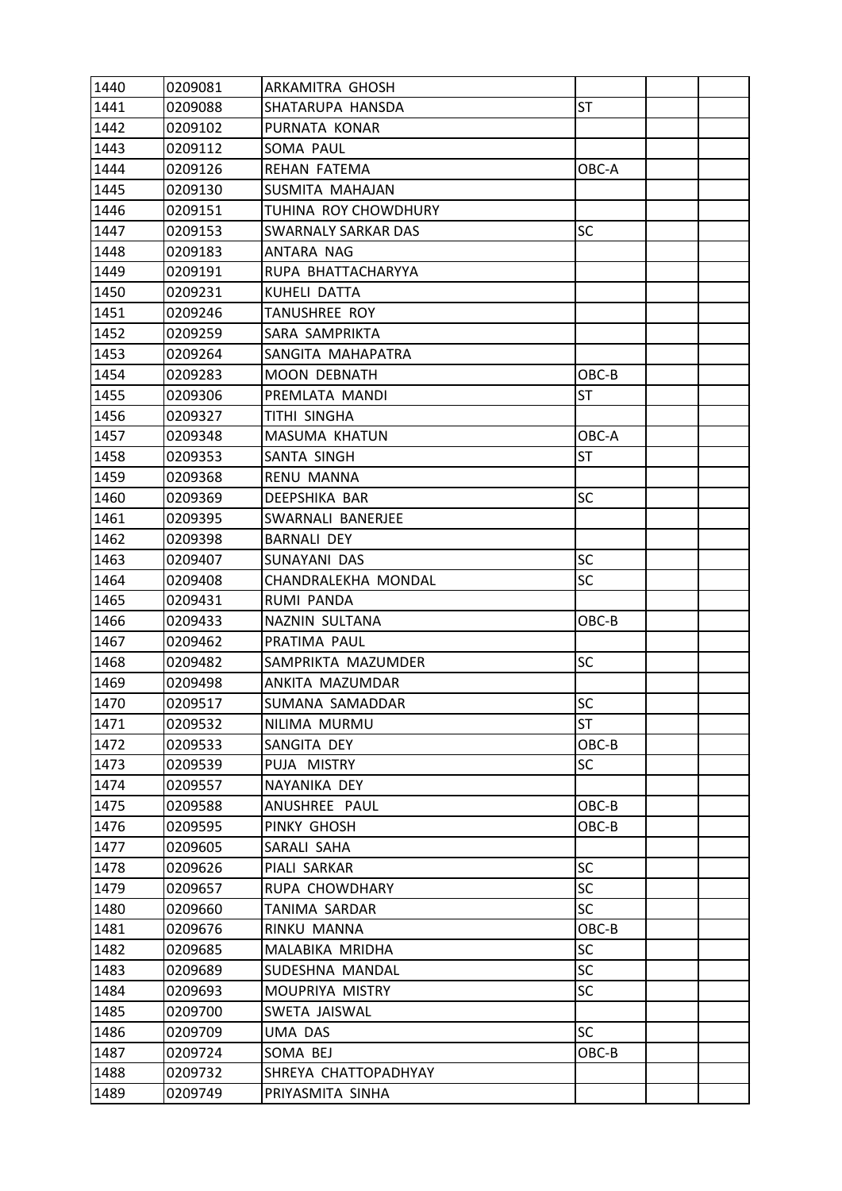| 1440 | 0209081 | ARKAMITRA GHOSH | | | |
|---|---|---|---|---|---|
| 1441 | 0209088 | SHATARUPA HANSDA | ST | | |
| 1442 | 0209102 | PURNATA KONAR | | | |
| 1443 | 0209112 | SOMA PAUL | | | |
| 1444 | 0209126 | REHAN FATEMA | OBC-A | | |
| 1445 | 0209130 | SUSMITA MAHAJAN | | | |
| 1446 | 0209151 | TUHINA ROY CHOWDHURY | | | |
| 1447 | 0209153 | SWARNALY SARKAR DAS | SC | | |
| 1448 | 0209183 | ANTARA NAG | | | |
| 1449 | 0209191 | RUPA BHATTACHARYYA | | | |
| 1450 | 0209231 | KUHELI DATTA | | | |
| 1451 | 0209246 | TANUSHREE ROY | | | |
| 1452 | 0209259 | SARA SAMPRIKTA | | | |
| 1453 | 0209264 | SANGITA MAHAPATRA | | | |
| 1454 | 0209283 | MOON DEBNATH | OBC-B | | |
| 1455 | 0209306 | PREMLATA MANDI | ST | | |
| 1456 | 0209327 | TITHI SINGHA | | | |
| 1457 | 0209348 | MASUMA KHATUN | OBC-A | | |
| 1458 | 0209353 | SANTA SINGH | ST | | |
| 1459 | 0209368 | RENU MANNA | | | |
| 1460 | 0209369 | DEEPSHIKA BAR | SC | | |
| 1461 | 0209395 | SWARNALI BANERJEE | | | |
| 1462 | 0209398 | BARNALI DEY | | | |
| 1463 | 0209407 | SUNAYANI DAS | SC | | |
| 1464 | 0209408 | CHANDRALEKHA MONDAL | SC | | |
| 1465 | 0209431 | RUMI PANDA | | | |
| 1466 | 0209433 | NAZNIN SULTANA | OBC-B | | |
| 1467 | 0209462 | PRATIMA PAUL | | | |
| 1468 | 0209482 | SAMPRIKTA MAZUMDER | SC | | |
| 1469 | 0209498 | ANKITA MAZUMDAR | | | |
| 1470 | 0209517 | SUMANA SAMADDAR | SC | | |
| 1471 | 0209532 | NILIMA MURMU | ST | | |
| 1472 | 0209533 | SANGITA DEY | OBC-B | | |
| 1473 | 0209539 | PUJA MISTRY | SC | | |
| 1474 | 0209557 | NAYANIKA DEY | | | |
| 1475 | 0209588 | ANUSHREE PAUL | OBC-B | | |
| 1476 | 0209595 | PINKY GHOSH | OBC-B | | |
| 1477 | 0209605 | SARALI SAHA | | | |
| 1478 | 0209626 | PIALI SARKAR | SC | | |
| 1479 | 0209657 | RUPA CHOWDHARY | SC | | |
| 1480 | 0209660 | TANIMA SARDAR | SC | | |
| 1481 | 0209676 | RINKU MANNA | OBC-B | | |
| 1482 | 0209685 | MALABIKA MRIDHA | SC | | |
| 1483 | 0209689 | SUDESHNA MANDAL | SC | | |
| 1484 | 0209693 | MOUPRIYA MISTRY | SC | | |
| 1485 | 0209700 | SWETA JAISWAL | | | |
| 1486 | 0209709 | UMA DAS | SC | | |
| 1487 | 0209724 | SOMA BEJ | OBC-B | | |
| 1488 | 0209732 | SHREYA CHATTOPADHYAY | | | |
| 1489 | 0209749 | PRIYASMITA SINHA | | | |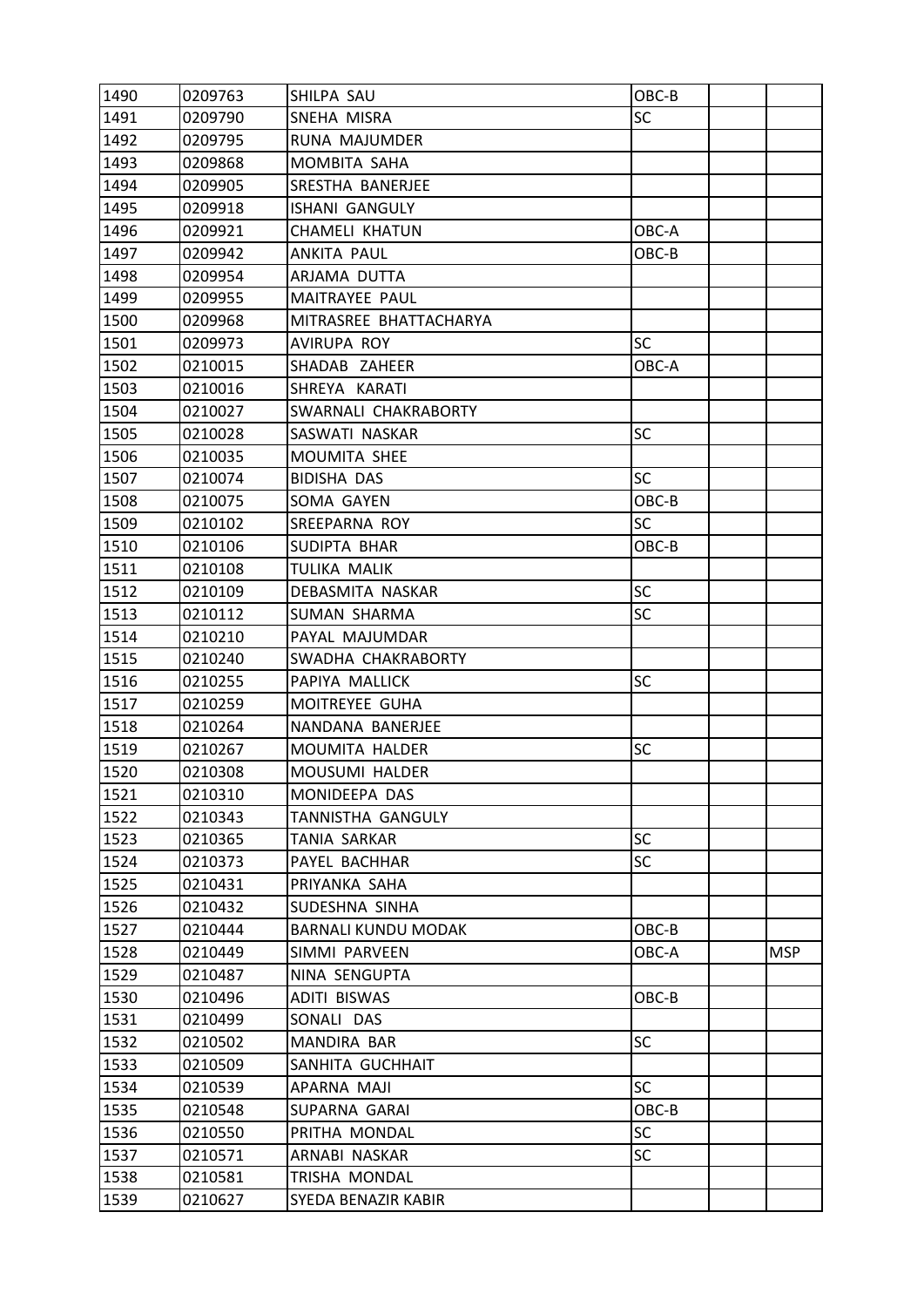| 1490 | 0209763 | SHILPA SAU | OBC-B | | |
|---|---|---|---|---|---|
| 1491 | 0209790 | SNEHA MISRA | SC | | |
| 1492 | 0209795 | RUNA MAJUMDER | | | |
| 1493 | 0209868 | MOMBITA SAHA | | | |
| 1494 | 0209905 | SRESTHA BANERJEE | | | |
| 1495 | 0209918 | ISHANI GANGULY | | | |
| 1496 | 0209921 | CHAMELI KHATUN | OBC-A | | |
| 1497 | 0209942 | ANKITA PAUL | OBC-B | | |
| 1498 | 0209954 | ARJAMA DUTTA | | | |
| 1499 | 0209955 | MAITRAYEE PAUL | | | |
| 1500 | 0209968 | MITRASREE BHATTACHARYA | | | |
| 1501 | 0209973 | AVIRUPA ROY | SC | | |
| 1502 | 0210015 | SHADAB ZAHEER | OBC-A | | |
| 1503 | 0210016 | SHREYA KARATI | | | |
| 1504 | 0210027 | SWARNALI CHAKRABORTY | | | |
| 1505 | 0210028 | SASWATI NASKAR | SC | | |
| 1506 | 0210035 | MOUMITA SHEE | | | |
| 1507 | 0210074 | BIDISHA DAS | SC | | |
| 1508 | 0210075 | SOMA GAYEN | OBC-B | | |
| 1509 | 0210102 | SREEPARNA ROY | SC | | |
| 1510 | 0210106 | SUDIPTA BHAR | OBC-B | | |
| 1511 | 0210108 | TULIKA MALIK | | | |
| 1512 | 0210109 | DEBASMITA NASKAR | SC | | |
| 1513 | 0210112 | SUMAN SHARMA | SC | | |
| 1514 | 0210210 | PAYAL MAJUMDAR | | | |
| 1515 | 0210240 | SWADHA CHAKRABORTY | | | |
| 1516 | 0210255 | PAPIYA MALLICK | SC | | |
| 1517 | 0210259 | MOITREYEE GUHA | | | |
| 1518 | 0210264 | NANDANA BANERJEE | | | |
| 1519 | 0210267 | MOUMITA HALDER | SC | | |
| 1520 | 0210308 | MOUSUMI HALDER | | | |
| 1521 | 0210310 | MONIDEEPA DAS | | | |
| 1522 | 0210343 | TANNISTHA GANGULY | | | |
| 1523 | 0210365 | TANIA SARKAR | SC | | |
| 1524 | 0210373 | PAYEL BACHHAR | SC | | |
| 1525 | 0210431 | PRIYANKA SAHA | | | |
| 1526 | 0210432 | SUDESHNA SINHA | | | |
| 1527 | 0210444 | BARNALI KUNDU MODAK | OBC-B | | |
| 1528 | 0210449 | SIMMI PARVEEN | OBC-A | | MSP |
| 1529 | 0210487 | NINA SENGUPTA | | | |
| 1530 | 0210496 | ADITI BISWAS | OBC-B | | |
| 1531 | 0210499 | SONALI DAS | | | |
| 1532 | 0210502 | MANDIRA BAR | SC | | |
| 1533 | 0210509 | SANHITA GUCHHAIT | | | |
| 1534 | 0210539 | APARNA MAJI | SC | | |
| 1535 | 0210548 | SUPARNA GARAI | OBC-B | | |
| 1536 | 0210550 | PRITHA MONDAL | SC | | |
| 1537 | 0210571 | ARNABI NASKAR | SC | | |
| 1538 | 0210581 | TRISHA MONDAL | | | |
| 1539 | 0210627 | SYEDA BENAZIR KABIR | | | |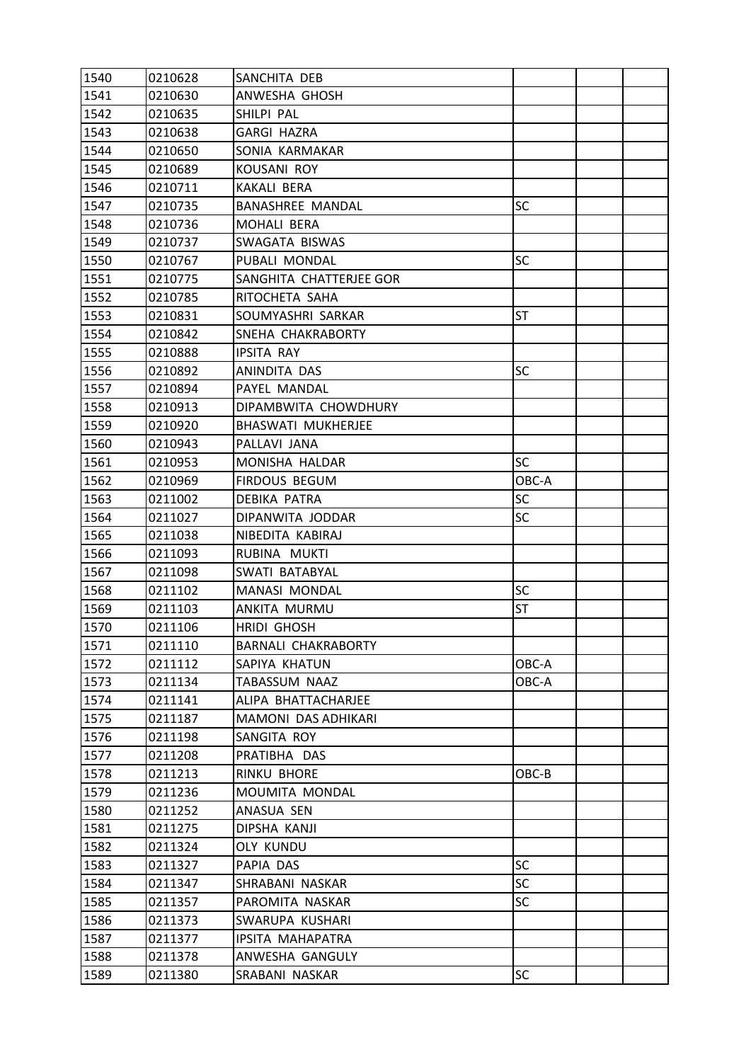| 1540 | 0210628 | SANCHITA DEB | | | |
|---|---|---|---|---|---|
| 1541 | 0210630 | ANWESHA GHOSH | | | |
| 1542 | 0210635 | SHILPI PAL | | | |
| 1543 | 0210638 | GARGI HAZRA | | | |
| 1544 | 0210650 | SONIA KARMAKAR | | | |
| 1545 | 0210689 | KOUSANI ROY | | | |
| 1546 | 0210711 | KAKALI BERA | | | |
| 1547 | 0210735 | BANASHREE MANDAL | SC | | |
| 1548 | 0210736 | MOHALI BERA | | | |
| 1549 | 0210737 | SWAGATA BISWAS | | | |
| 1550 | 0210767 | PUBALI MONDAL | SC | | |
| 1551 | 0210775 | SANGHITA CHATTERJEE GOR | | | |
| 1552 | 0210785 | RITOCHETA SAHA | | | |
| 1553 | 0210831 | SOUMYASHRI SARKAR | ST | | |
| 1554 | 0210842 | SNEHA CHAKRABORTY | | | |
| 1555 | 0210888 | IPSITA RAY | | | |
| 1556 | 0210892 | ANINDITA DAS | SC | | |
| 1557 | 0210894 | PAYEL MANDAL | | | |
| 1558 | 0210913 | DIPAMBWITA CHOWDHURY | | | |
| 1559 | 0210920 | BHASWATI MUKHERJEE | | | |
| 1560 | 0210943 | PALLAVI JANA | | | |
| 1561 | 0210953 | MONISHA HALDAR | SC | | |
| 1562 | 0210969 | FIRDOUS BEGUM | OBC-A | | |
| 1563 | 0211002 | DEBIKA PATRA | SC | | |
| 1564 | 0211027 | DIPANWITA JODDAR | SC | | |
| 1565 | 0211038 | NIBEDITA KABIRAJ | | | |
| 1566 | 0211093 | RUBINA MUKTI | | | |
| 1567 | 0211098 | SWATI BATABYAL | | | |
| 1568 | 0211102 | MANASI MONDAL | SC | | |
| 1569 | 0211103 | ANKITA MURMU | ST | | |
| 1570 | 0211106 | HRIDI GHOSH | | | |
| 1571 | 0211110 | BARNALI CHAKRABORTY | | | |
| 1572 | 0211112 | SAPIYA KHATUN | OBC-A | | |
| 1573 | 0211134 | TABASSUM NAAZ | OBC-A | | |
| 1574 | 0211141 | ALIPA BHATTACHARJEE | | | |
| 1575 | 0211187 | MAMONI DAS ADHIKARI | | | |
| 1576 | 0211198 | SANGITA ROY | | | |
| 1577 | 0211208 | PRATIBHA DAS | | | |
| 1578 | 0211213 | RINKU BHORE | OBC-B | | |
| 1579 | 0211236 | MOUMITA MONDAL | | | |
| 1580 | 0211252 | ANASUA SEN | | | |
| 1581 | 0211275 | DIPSHA KANJI | | | |
| 1582 | 0211324 | OLY KUNDU | | | |
| 1583 | 0211327 | PAPIA DAS | SC | | |
| 1584 | 0211347 | SHRABANI NASKAR | SC | | |
| 1585 | 0211357 | PAROMITA NASKAR | SC | | |
| 1586 | 0211373 | SWARUPA KUSHARI | | | |
| 1587 | 0211377 | IPSITA MAHAPATRA | | | |
| 1588 | 0211378 | ANWESHA GANGULY | | | |
| 1589 | 0211380 | SRABANI NASKAR | SC | | |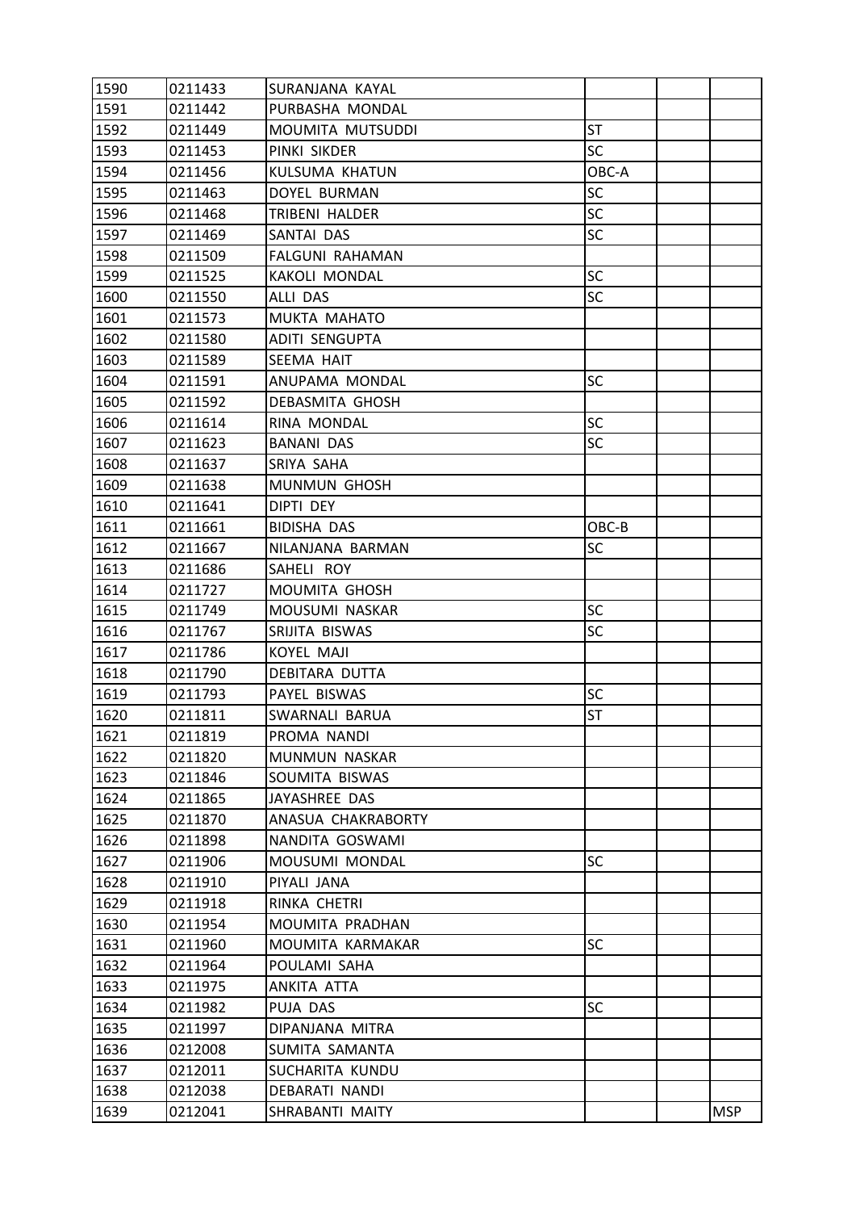| | | | | | |
|---|---|---|---|---|---|
| 1590 | 0211433 | SURANJANA KAYAL | | | |
| 1591 | 0211442 | PURBASHA MONDAL | | | |
| 1592 | 0211449 | MOUMITA MUTSUDDI | ST | | |
| 1593 | 0211453 | PINKI SIKDER | SC | | |
| 1594 | 0211456 | KULSUMA KHATUN | OBC-A | | |
| 1595 | 0211463 | DOYEL BURMAN | SC | | |
| 1596 | 0211468 | TRIBENI HALDER | SC | | |
| 1597 | 0211469 | SANTAI DAS | SC | | |
| 1598 | 0211509 | FALGUNI RAHAMAN | | | |
| 1599 | 0211525 | KAKOLI MONDAL | SC | | |
| 1600 | 0211550 | ALLI DAS | SC | | |
| 1601 | 0211573 | MUKTA MAHATO | | | |
| 1602 | 0211580 | ADITI SENGUPTA | | | |
| 1603 | 0211589 | SEEMA HAIT | | | |
| 1604 | 0211591 | ANUPAMA MONDAL | SC | | |
| 1605 | 0211592 | DEBASMITA GHOSH | | | |
| 1606 | 0211614 | RINA MONDAL | SC | | |
| 1607 | 0211623 | BANANI DAS | SC | | |
| 1608 | 0211637 | SRIYA SAHA | | | |
| 1609 | 0211638 | MUNMUN GHOSH | | | |
| 1610 | 0211641 | DIPTI DEY | | | |
| 1611 | 0211661 | BIDISHA DAS | OBC-B | | |
| 1612 | 0211667 | NILANJANA BARMAN | SC | | |
| 1613 | 0211686 | SAHELI ROY | | | |
| 1614 | 0211727 | MOUMITA GHOSH | | | |
| 1615 | 0211749 | MOUSUMI NASKAR | SC | | |
| 1616 | 0211767 | SRIJITA BISWAS | SC | | |
| 1617 | 0211786 | KOYEL MAJI | | | |
| 1618 | 0211790 | DEBITARA DUTTA | | | |
| 1619 | 0211793 | PAYEL BISWAS | SC | | |
| 1620 | 0211811 | SWARNALI BARUA | ST | | |
| 1621 | 0211819 | PROMA NANDI | | | |
| 1622 | 0211820 | MUNMUN NASKAR | | | |
| 1623 | 0211846 | SOUMITA BISWAS | | | |
| 1624 | 0211865 | JAYASHREE DAS | | | |
| 1625 | 0211870 | ANASUA CHAKRABORTY | | | |
| 1626 | 0211898 | NANDITA GOSWAMI | | | |
| 1627 | 0211906 | MOUSUMI MONDAL | SC | | |
| 1628 | 0211910 | PIYALI JANA | | | |
| 1629 | 0211918 | RINKA CHETRI | | | |
| 1630 | 0211954 | MOUMITA PRADHAN | | | |
| 1631 | 0211960 | MOUMITA KARMAKAR | SC | | |
| 1632 | 0211964 | POULAMI SAHA | | | |
| 1633 | 0211975 | ANKITA ATTA | | | |
| 1634 | 0211982 | PUJA DAS | SC | | |
| 1635 | 0211997 | DIPANJANA MITRA | | | |
| 1636 | 0212008 | SUMITA SAMANTA | | | |
| 1637 | 0212011 | SUCHARITA KUNDU | | | |
| 1638 | 0212038 | DEBARATI NANDI | | | |
| 1639 | 0212041 | SHRABANTI MAITY | | | MSP |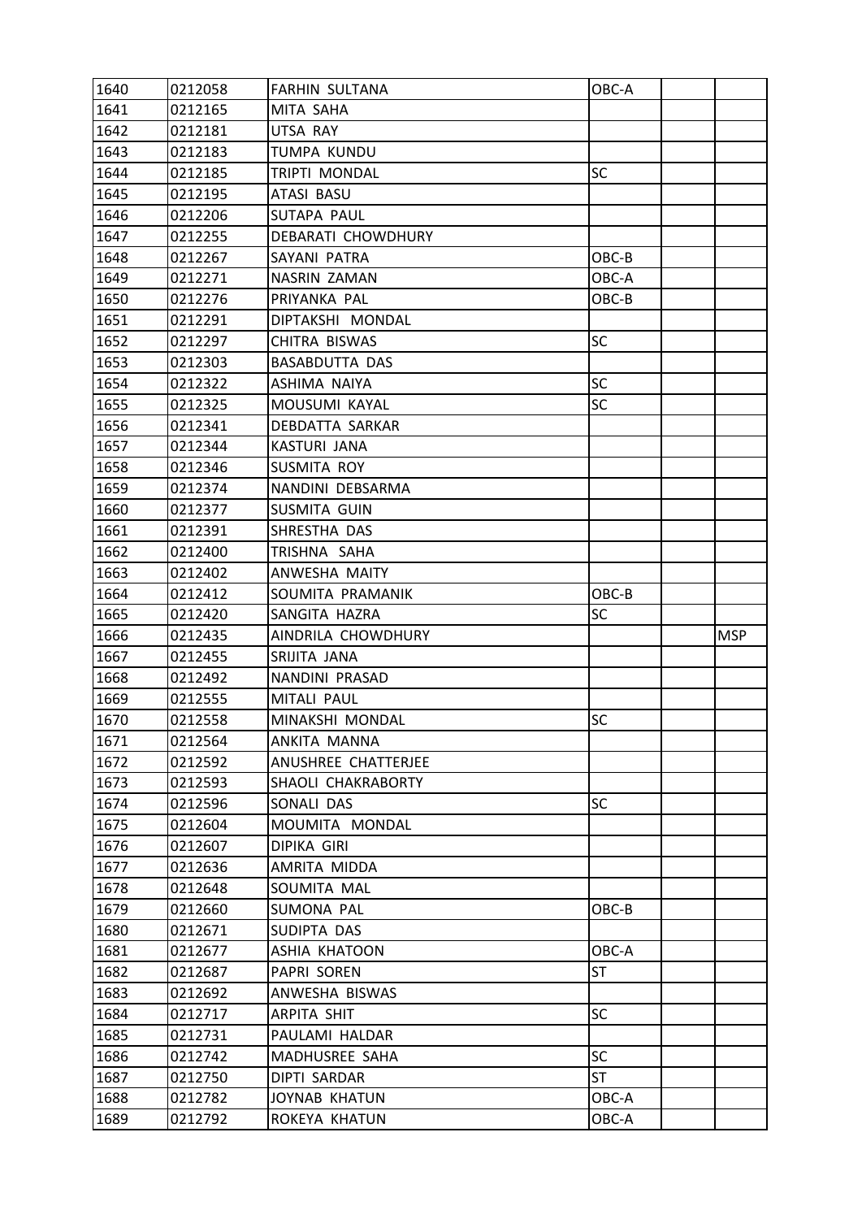| | | | | | |
|---|---|---|---|---|---|
| 1640 | 0212058 | FARHIN SULTANA | OBC-A | | |
| 1641 | 0212165 | MITA SAHA | | | |
| 1642 | 0212181 | UTSA RAY | | | |
| 1643 | 0212183 | TUMPA KUNDU | | | |
| 1644 | 0212185 | TRIPTI MONDAL | SC | | |
| 1645 | 0212195 | ATASI BASU | | | |
| 1646 | 0212206 | SUTAPA PAUL | | | |
| 1647 | 0212255 | DEBARATI CHOWDHURY | | | |
| 1648 | 0212267 | SAYANI PATRA | OBC-B | | |
| 1649 | 0212271 | NASRIN ZAMAN | OBC-A | | |
| 1650 | 0212276 | PRIYANKA PAL | OBC-B | | |
| 1651 | 0212291 | DIPTAKSHI MONDAL | | | |
| 1652 | 0212297 | CHITRA BISWAS | SC | | |
| 1653 | 0212303 | BASABDUTTA DAS | | | |
| 1654 | 0212322 | ASHIMA NAIYA | SC | | |
| 1655 | 0212325 | MOUSUMI KAYAL | SC | | |
| 1656 | 0212341 | DEBDATTA SARKAR | | | |
| 1657 | 0212344 | KASTURI JANA | | | |
| 1658 | 0212346 | SUSMITA ROY | | | |
| 1659 | 0212374 | NANDINI DEBSARMA | | | |
| 1660 | 0212377 | SUSMITA GUIN | | | |
| 1661 | 0212391 | SHRESTHA DAS | | | |
| 1662 | 0212400 | TRISHNA SAHA | | | |
| 1663 | 0212402 | ANWESHA MAITY | | | |
| 1664 | 0212412 | SOUMITA PRAMANIK | OBC-B | | |
| 1665 | 0212420 | SANGITA HAZRA | SC | | |
| 1666 | 0212435 | AINDRILA CHOWDHURY | | | MSP |
| 1667 | 0212455 | SRIJITA JANA | | | |
| 1668 | 0212492 | NANDINI PRASAD | | | |
| 1669 | 0212555 | MITALI PAUL | | | |
| 1670 | 0212558 | MINAKSHI MONDAL | SC | | |
| 1671 | 0212564 | ANKITA MANNA | | | |
| 1672 | 0212592 | ANUSHREE CHATTERJEE | | | |
| 1673 | 0212593 | SHAOLI CHAKRABORTY | | | |
| 1674 | 0212596 | SONALI DAS | SC | | |
| 1675 | 0212604 | MOUMITA MONDAL | | | |
| 1676 | 0212607 | DIPIKA GIRI | | | |
| 1677 | 0212636 | AMRITA MIDDA | | | |
| 1678 | 0212648 | SOUMITA MAL | | | |
| 1679 | 0212660 | SUMONA PAL | OBC-B | | |
| 1680 | 0212671 | SUDIPTA DAS | | | |
| 1681 | 0212677 | ASHIA KHATOON | OBC-A | | |
| 1682 | 0212687 | PAPRI SOREN | ST | | |
| 1683 | 0212692 | ANWESHA BISWAS | | | |
| 1684 | 0212717 | ARPITA SHIT | SC | | |
| 1685 | 0212731 | PAULAMI HALDAR | | | |
| 1686 | 0212742 | MADHUSREE SAHA | SC | | |
| 1687 | 0212750 | DIPTI SARDAR | ST | | |
| 1688 | 0212782 | JOYNAB KHATUN | OBC-A | | |
| 1689 | 0212792 | ROKEYA KHATUN | OBC-A | | |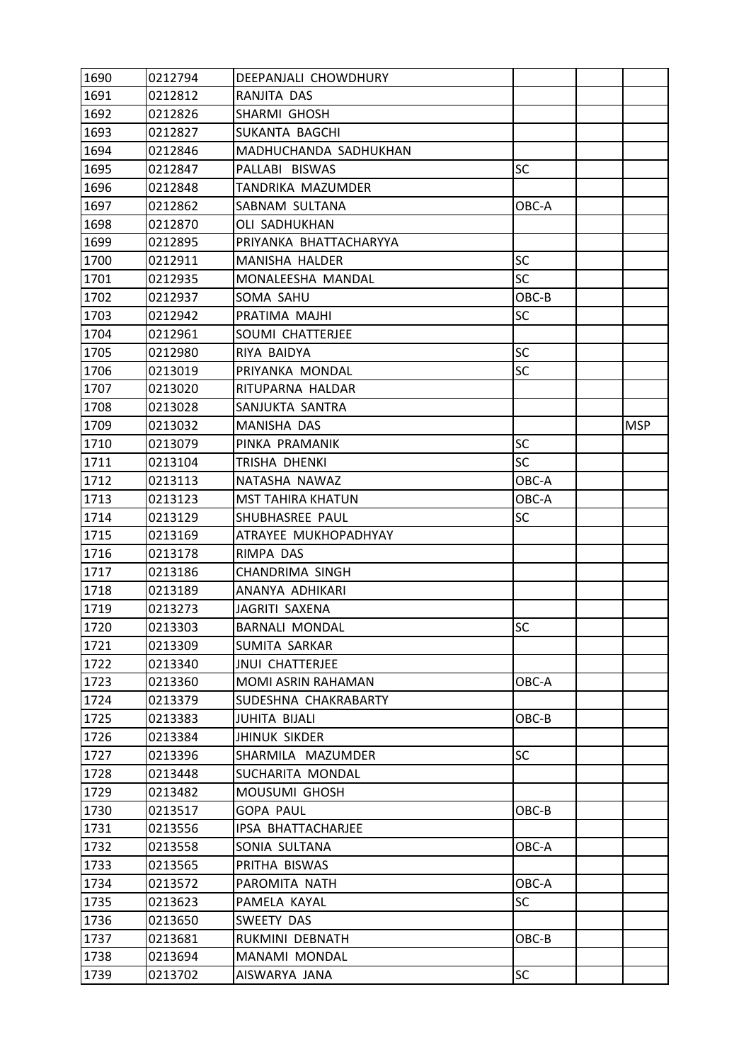| | | | | | |
|---|---|---|---|---|---|
| 1690 | 0212794 | DEEPANJALI CHOWDHURY | | | |
| 1691 | 0212812 | RANJITA DAS | | | |
| 1692 | 0212826 | SHARMI GHOSH | | | |
| 1693 | 0212827 | SUKANTA BAGCHI | | | |
| 1694 | 0212846 | MADHUCHANDA SADHUKHAN | | | |
| 1695 | 0212847 | PALLABI BISWAS | SC | | |
| 1696 | 0212848 | TANDRIKA MAZUMDER | | | |
| 1697 | 0212862 | SABNAM SULTANA | OBC-A | | |
| 1698 | 0212870 | OLI SADHUKHAN | | | |
| 1699 | 0212895 | PRIYANKA BHATTACHARYYA | | | |
| 1700 | 0212911 | MANISHA HALDER | SC | | |
| 1701 | 0212935 | MONALEESHA MANDAL | SC | | |
| 1702 | 0212937 | SOMA SAHU | OBC-B | | |
| 1703 | 0212942 | PRATIMA MAJHI | SC | | |
| 1704 | 0212961 | SOUMI CHATTERJEE | | | |
| 1705 | 0212980 | RIYA BAIDYA | SC | | |
| 1706 | 0213019 | PRIYANKA MONDAL | SC | | |
| 1707 | 0213020 | RITUPARNA HALDAR | | | |
| 1708 | 0213028 | SANJUKTA SANTRA | | | |
| 1709 | 0213032 | MANISHA DAS | | | MSP |
| 1710 | 0213079 | PINKA PRAMANIK | SC | | |
| 1711 | 0213104 | TRISHA DHENKI | SC | | |
| 1712 | 0213113 | NATASHA NAWAZ | OBC-A | | |
| 1713 | 0213123 | MST TAHIRA KHATUN | OBC-A | | |
| 1714 | 0213129 | SHUBHASREE PAUL | SC | | |
| 1715 | 0213169 | ATRAYEE MUKHOPADHYAY | | | |
| 1716 | 0213178 | RIMPA DAS | | | |
| 1717 | 0213186 | CHANDRIMA SINGH | | | |
| 1718 | 0213189 | ANANYA ADHIKARI | | | |
| 1719 | 0213273 | JAGRITI SAXENA | | | |
| 1720 | 0213303 | BARNALI MONDAL | SC | | |
| 1721 | 0213309 | SUMITA SARKAR | | | |
| 1722 | 0213340 | JNUI CHATTERJEE | | | |
| 1723 | 0213360 | MOMI ASRIN RAHAMAN | OBC-A | | |
| 1724 | 0213379 | SUDESHNA CHAKRABARTY | | | |
| 1725 | 0213383 | JUHITA BIJALI | OBC-B | | |
| 1726 | 0213384 | JHINUK SIKDER | | | |
| 1727 | 0213396 | SHARMILA MAZUMDER | SC | | |
| 1728 | 0213448 | SUCHARITA MONDAL | | | |
| 1729 | 0213482 | MOUSUMI GHOSH | | | |
| 1730 | 0213517 | GOPA PAUL | OBC-B | | |
| 1731 | 0213556 | IPSA BHATTACHARJEE | | | |
| 1732 | 0213558 | SONIA SULTANA | OBC-A | | |
| 1733 | 0213565 | PRITHA BISWAS | | | |
| 1734 | 0213572 | PAROMITA NATH | OBC-A | | |
| 1735 | 0213623 | PAMELA KAYAL | SC | | |
| 1736 | 0213650 | SWEETY DAS | | | |
| 1737 | 0213681 | RUKMINI DEBNATH | OBC-B | | |
| 1738 | 0213694 | MANAMI MONDAL | | | |
| 1739 | 0213702 | AISWARYA JANA | SC | | |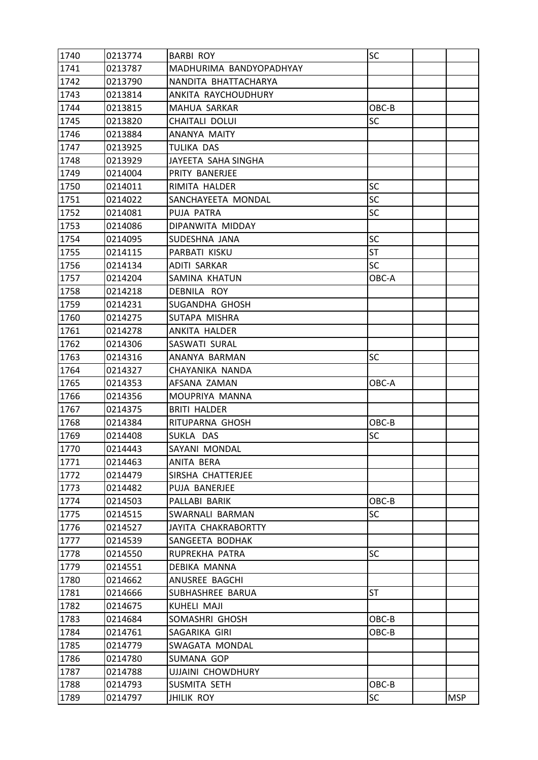| 1740 | 0213774 | BARBI ROY | SC | | |
|---|---|---|---|---|---|
| 1741 | 0213787 | MADHURIMA BANDYOPADHYAY | | | |
| 1742 | 0213790 | NANDITA BHATTACHARYA | | | |
| 1743 | 0213814 | ANKITA RAYCHOUDHURY | | | |
| 1744 | 0213815 | MAHUA SARKAR | OBC-B | | |
| 1745 | 0213820 | CHAITALI DOLUI | SC | | |
| 1746 | 0213884 | ANANYA MAITY | | | |
| 1747 | 0213925 | TULIKA DAS | | | |
| 1748 | 0213929 | JAYEETA SAHA SINGHA | | | |
| 1749 | 0214004 | PRITY BANERJEE | | | |
| 1750 | 0214011 | RIMITA HALDER | SC | | |
| 1751 | 0214022 | SANCHAYEETA MONDAL | SC | | |
| 1752 | 0214081 | PUJA PATRA | SC | | |
| 1753 | 0214086 | DIPANWITA MIDDAY | | | |
| 1754 | 0214095 | SUDESHNA JANA | SC | | |
| 1755 | 0214115 | PARBATI KISKU | ST | | |
| 1756 | 0214134 | ADITI SARKAR | SC | | |
| 1757 | 0214204 | SAMINA KHATUN | OBC-A | | |
| 1758 | 0214218 | DEBNILA ROY | | | |
| 1759 | 0214231 | SUGANDHA GHOSH | | | |
| 1760 | 0214275 | SUTAPA MISHRA | | | |
| 1761 | 0214278 | ANKITA HALDER | | | |
| 1762 | 0214306 | SASWATI SURAL | | | |
| 1763 | 0214316 | ANANYA BARMAN | SC | | |
| 1764 | 0214327 | CHAYANIKA NANDA | | | |
| 1765 | 0214353 | AFSANA ZAMAN | OBC-A | | |
| 1766 | 0214356 | MOUPRIYA MANNA | | | |
| 1767 | 0214375 | BRITI HALDER | | | |
| 1768 | 0214384 | RITUPARNA GHOSH | OBC-B | | |
| 1769 | 0214408 | SUKLA DAS | SC | | |
| 1770 | 0214443 | SAYANI MONDAL | | | |
| 1771 | 0214463 | ANITA BERA | | | |
| 1772 | 0214479 | SIRSHA CHATTERJEE | | | |
| 1773 | 0214482 | PUJA BANERJEE | | | |
| 1774 | 0214503 | PALLABI BARIK | OBC-B | | |
| 1775 | 0214515 | SWARNALI BARMAN | SC | | |
| 1776 | 0214527 | JAYITA CHAKRABORTTY | | | |
| 1777 | 0214539 | SANGEETA BODHAK | | | |
| 1778 | 0214550 | RUPREKHA PATRA | SC | | |
| 1779 | 0214551 | DEBIKA MANNA | | | |
| 1780 | 0214662 | ANUSREE BAGCHI | | | |
| 1781 | 0214666 | SUBHASHREE BARUA | ST | | |
| 1782 | 0214675 | KUHELI MAJI | | | |
| 1783 | 0214684 | SOMASHRI GHOSH | OBC-B | | |
| 1784 | 0214761 | SAGARIKA GIRI | OBC-B | | |
| 1785 | 0214779 | SWAGATA MONDAL | | | |
| 1786 | 0214780 | SUMANA GOP | | | |
| 1787 | 0214788 | UJJAINI CHOWDHURY | | | |
| 1788 | 0214793 | SUSMITA SETH | OBC-B | | |
| 1789 | 0214797 | JHILIK ROY | SC | | MSP |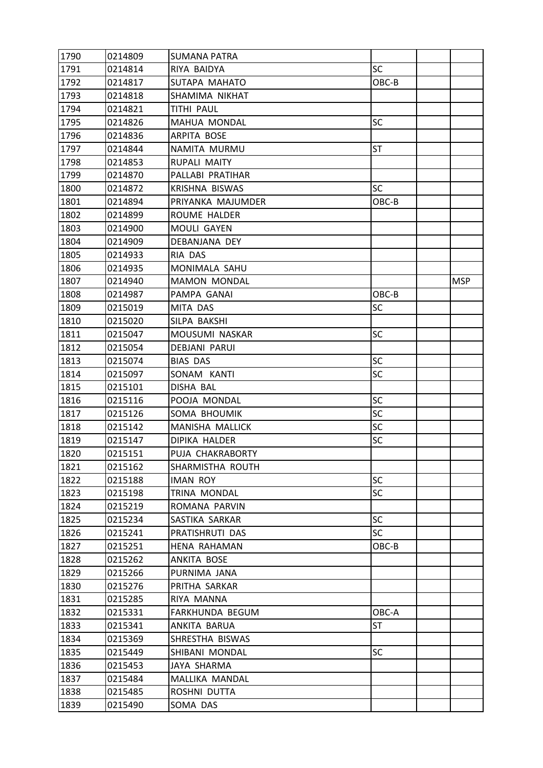| | | | | | |
|---|---|---|---|---|---|
| 1790 | 0214809 | SUMANA PATRA | | | |
| 1791 | 0214814 | RIYA BAIDYA | SC | | |
| 1792 | 0214817 | SUTAPA MAHATO | OBC-B | | |
| 1793 | 0214818 | SHAMIMA NIKHAT | | | |
| 1794 | 0214821 | TITHI PAUL | | | |
| 1795 | 0214826 | MAHUA MONDAL | SC | | |
| 1796 | 0214836 | ARPITA BOSE | | | |
| 1797 | 0214844 | NAMITA MURMU | ST | | |
| 1798 | 0214853 | RUPALI MAITY | | | |
| 1799 | 0214870 | PALLABI PRATIHAR | | | |
| 1800 | 0214872 | KRISHNA BISWAS | SC | | |
| 1801 | 0214894 | PRIYANKA MAJUMDER | OBC-B | | |
| 1802 | 0214899 | ROUME HALDER | | | |
| 1803 | 0214900 | MOULI GAYEN | | | |
| 1804 | 0214909 | DEBANJANA DEY | | | |
| 1805 | 0214933 | RIA DAS | | | |
| 1806 | 0214935 | MONIMALA SAHU | | | |
| 1807 | 0214940 | MAMON MONDAL | | | MSP |
| 1808 | 0214987 | PAMPA GANAI | OBC-B | | |
| 1809 | 0215019 | MITA DAS | SC | | |
| 1810 | 0215020 | SILPA BAKSHI | | | |
| 1811 | 0215047 | MOUSUMI NASKAR | SC | | |
| 1812 | 0215054 | DEBJANI PARUI | | | |
| 1813 | 0215074 | BIAS DAS | SC | | |
| 1814 | 0215097 | SONAM KANTI | SC | | |
| 1815 | 0215101 | DISHA BAL | | | |
| 1816 | 0215116 | POOJA MONDAL | SC | | |
| 1817 | 0215126 | SOMA BHOUMIK | SC | | |
| 1818 | 0215142 | MANISHA MALLICK | SC | | |
| 1819 | 0215147 | DIPIKA HALDER | SC | | |
| 1820 | 0215151 | PUJA CHAKRABORTY | | | |
| 1821 | 0215162 | SHARMISTHA ROUTH | | | |
| 1822 | 0215188 | IMAN ROY | SC | | |
| 1823 | 0215198 | TRINA MONDAL | SC | | |
| 1824 | 0215219 | ROMANA PARVIN | | | |
| 1825 | 0215234 | SASTIKA SARKAR | SC | | |
| 1826 | 0215241 | PRATISHRUTI DAS | SC | | |
| 1827 | 0215251 | HENA RAHAMAN | OBC-B | | |
| 1828 | 0215262 | ANKITA BOSE | | | |
| 1829 | 0215266 | PURNIMA JANA | | | |
| 1830 | 0215276 | PRITHA SARKAR | | | |
| 1831 | 0215285 | RIYA MANNA | | | |
| 1832 | 0215331 | FARKHUNDA BEGUM | OBC-A | | |
| 1833 | 0215341 | ANKITA BARUA | ST | | |
| 1834 | 0215369 | SHRESTHA BISWAS | | | |
| 1835 | 0215449 | SHIBANI MONDAL | SC | | |
| 1836 | 0215453 | JAYA SHARMA | | | |
| 1837 | 0215484 | MALLIKA MANDAL | | | |
| 1838 | 0215485 | ROSHNI DUTTA | | | |
| 1839 | 0215490 | SOMA DAS | | | |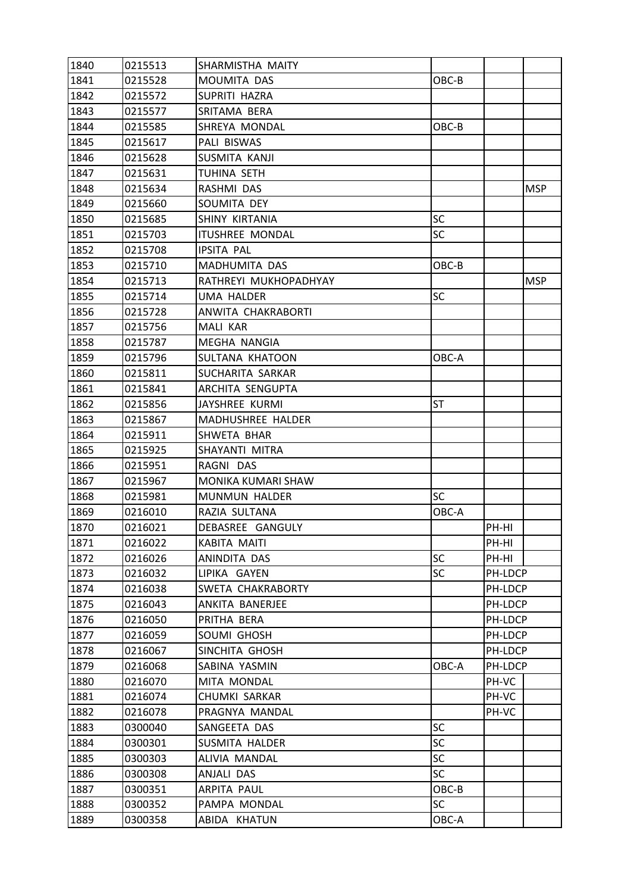| | | | | | |
|---|---|---|---|---|---|
| 1840 | 0215513 | SHARMISTHA MAITY | | | |
| 1841 | 0215528 | MOUMITA DAS | OBC-B | | |
| 1842 | 0215572 | SUPRITI HAZRA | | | |
| 1843 | 0215577 | SRITAMA BERA | | | |
| 1844 | 0215585 | SHREYA MONDAL | OBC-B | | |
| 1845 | 0215617 | PALI BISWAS | | | |
| 1846 | 0215628 | SUSMITA KANJI | | | |
| 1847 | 0215631 | TUHINA SETH | | | |
| 1848 | 0215634 | RASHMI DAS | | | MSP |
| 1849 | 0215660 | SOUMITA DEY | | | |
| 1850 | 0215685 | SHINY KIRTANIA | SC | | |
| 1851 | 0215703 | ITUSHREE MONDAL | SC | | |
| 1852 | 0215708 | IPSITA PAL | | | |
| 1853 | 0215710 | MADHUMITA DAS | OBC-B | | |
| 1854 | 0215713 | RATHREYI MUKHOPADHYAY | | | MSP |
| 1855 | 0215714 | UMA HALDER | SC | | |
| 1856 | 0215728 | ANWITA CHAKRABORTI | | | |
| 1857 | 0215756 | MALI KAR | | | |
| 1858 | 0215787 | MEGHA NANGIA | | | |
| 1859 | 0215796 | SULTANA KHATOON | OBC-A | | |
| 1860 | 0215811 | SUCHARITA SARKAR | | | |
| 1861 | 0215841 | ARCHITA SENGUPTA | | | |
| 1862 | 0215856 | JAYSHREE KURMI | ST | | |
| 1863 | 0215867 | MADHUSHREE HALDER | | | |
| 1864 | 0215911 | SHWETA BHAR | | | |
| 1865 | 0215925 | SHAYANTI MITRA | | | |
| 1866 | 0215951 | RAGNI DAS | | | |
| 1867 | 0215967 | MONIKA KUMARI SHAW | | | |
| 1868 | 0215981 | MUNMUN HALDER | SC | | |
| 1869 | 0216010 | RAZIA SULTANA | OBC-A | | |
| 1870 | 0216021 | DEBASREE GANGULY | | PH-HI | |
| 1871 | 0216022 | KABITA MAITI | | PH-HI | |
| 1872 | 0216026 | ANINDITA DAS | SC | PH-HI | |
| 1873 | 0216032 | LIPIKA GAYEN | SC | PH-LDCP | |
| 1874 | 0216038 | SWETA CHAKRABORTY | | PH-LDCP | |
| 1875 | 0216043 | ANKITA BANERJEE | | PH-LDCP | |
| 1876 | 0216050 | PRITHA BERA | | PH-LDCP | |
| 1877 | 0216059 | SOUMI GHOSH | | PH-LDCP | |
| 1878 | 0216067 | SINCHITA GHOSH | | PH-LDCP | |
| 1879 | 0216068 | SABINA YASMIN | OBC-A | PH-LDCP | |
| 1880 | 0216070 | MITA MONDAL | | PH-VC | |
| 1881 | 0216074 | CHUMKI SARKAR | | PH-VC | |
| 1882 | 0216078 | PRAGNYA MANDAL | | PH-VC | |
| 1883 | 0300040 | SANGEETA DAS | SC | | |
| 1884 | 0300301 | SUSMITA HALDER | SC | | |
| 1885 | 0300303 | ALIVIA MANDAL | SC | | |
| 1886 | 0300308 | ANJALI DAS | SC | | |
| 1887 | 0300351 | ARPITA PAUL | OBC-B | | |
| 1888 | 0300352 | PAMPA MONDAL | SC | | |
| 1889 | 0300358 | ABIDA KHATUN | OBC-A | | |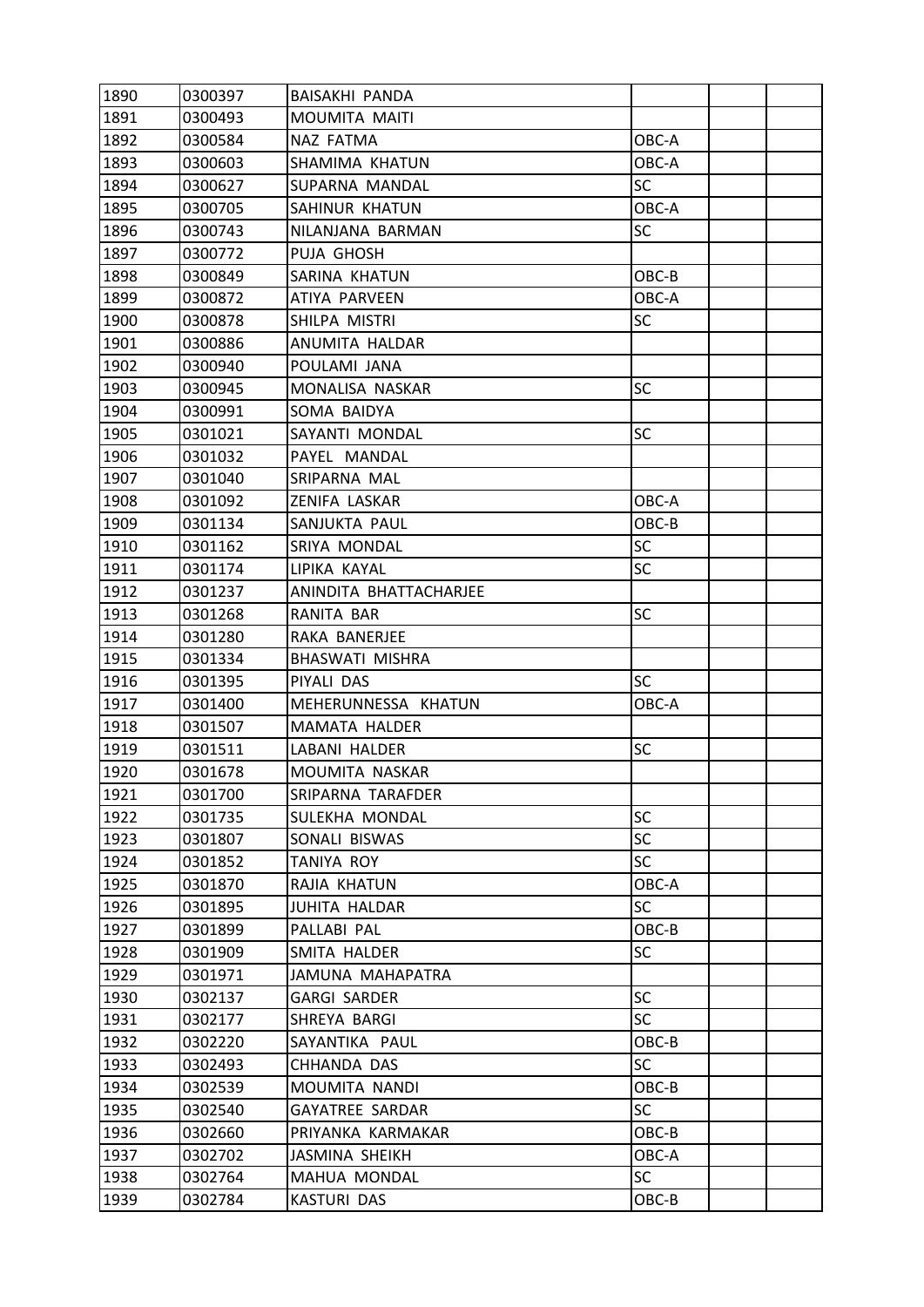| | | | | | |
|---|---|---|---|---|---|
| 1890 | 0300397 | BAISAKHI PANDA | | | |
| 1891 | 0300493 | MOUMITA MAITI | | | |
| 1892 | 0300584 | NAZ FATMA | OBC-A | | |
| 1893 | 0300603 | SHAMIMA KHATUN | OBC-A | | |
| 1894 | 0300627 | SUPARNA MANDAL | SC | | |
| 1895 | 0300705 | SAHINUR KHATUN | OBC-A | | |
| 1896 | 0300743 | NILANJANA BARMAN | SC | | |
| 1897 | 0300772 | PUJA GHOSH | | | |
| 1898 | 0300849 | SARINA KHATUN | OBC-B | | |
| 1899 | 0300872 | ATIYA PARVEEN | OBC-A | | |
| 1900 | 0300878 | SHILPA MISTRI | SC | | |
| 1901 | 0300886 | ANUMITA HALDAR | | | |
| 1902 | 0300940 | POULAMI JANA | | | |
| 1903 | 0300945 | MONALISA NASKAR | SC | | |
| 1904 | 0300991 | SOMA BAIDYA | | | |
| 1905 | 0301021 | SAYANTI MONDAL | SC | | |
| 1906 | 0301032 | PAYEL MANDAL | | | |
| 1907 | 0301040 | SRIPARNA MAL | | | |
| 1908 | 0301092 | ZENIFA LASKAR | OBC-A | | |
| 1909 | 0301134 | SANJUKTA PAUL | OBC-B | | |
| 1910 | 0301162 | SRIYA MONDAL | SC | | |
| 1911 | 0301174 | LIPIKA KAYAL | SC | | |
| 1912 | 0301237 | ANINDITA BHATTACHARJEE | | | |
| 1913 | 0301268 | RANITA BAR | SC | | |
| 1914 | 0301280 | RAKA BANERJEE | | | |
| 1915 | 0301334 | BHASWATI MISHRA | | | |
| 1916 | 0301395 | PIYALI DAS | SC | | |
| 1917 | 0301400 | MEHERUNNESSA KHATUN | OBC-A | | |
| 1918 | 0301507 | MAMATA HALDER | | | |
| 1919 | 0301511 | LABANI HALDER | SC | | |
| 1920 | 0301678 | MOUMITA NASKAR | | | |
| 1921 | 0301700 | SRIPARNA TARAFDER | | | |
| 1922 | 0301735 | SULEKHA MONDAL | SC | | |
| 1923 | 0301807 | SONALI BISWAS | SC | | |
| 1924 | 0301852 | TANIYA ROY | SC | | |
| 1925 | 0301870 | RAJIA KHATUN | OBC-A | | |
| 1926 | 0301895 | JUHITA HALDAR | SC | | |
| 1927 | 0301899 | PALLABI PAL | OBC-B | | |
| 1928 | 0301909 | SMITA HALDER | SC | | |
| 1929 | 0301971 | JAMUNA MAHAPATRA | | | |
| 1930 | 0302137 | GARGI SARDER | SC | | |
| 1931 | 0302177 | SHREYA BARGI | SC | | |
| 1932 | 0302220 | SAYANTIKA PAUL | OBC-B | | |
| 1933 | 0302493 | CHHANDA DAS | SC | | |
| 1934 | 0302539 | MOUMITA NANDI | OBC-B | | |
| 1935 | 0302540 | GAYATREE SARDAR | SC | | |
| 1936 | 0302660 | PRIYANKA KARMAKAR | OBC-B | | |
| 1937 | 0302702 | JASMINA SHEIKH | OBC-A | | |
| 1938 | 0302764 | MAHUA MONDAL | SC | | |
| 1939 | 0302784 | KASTURI DAS | OBC-B | | |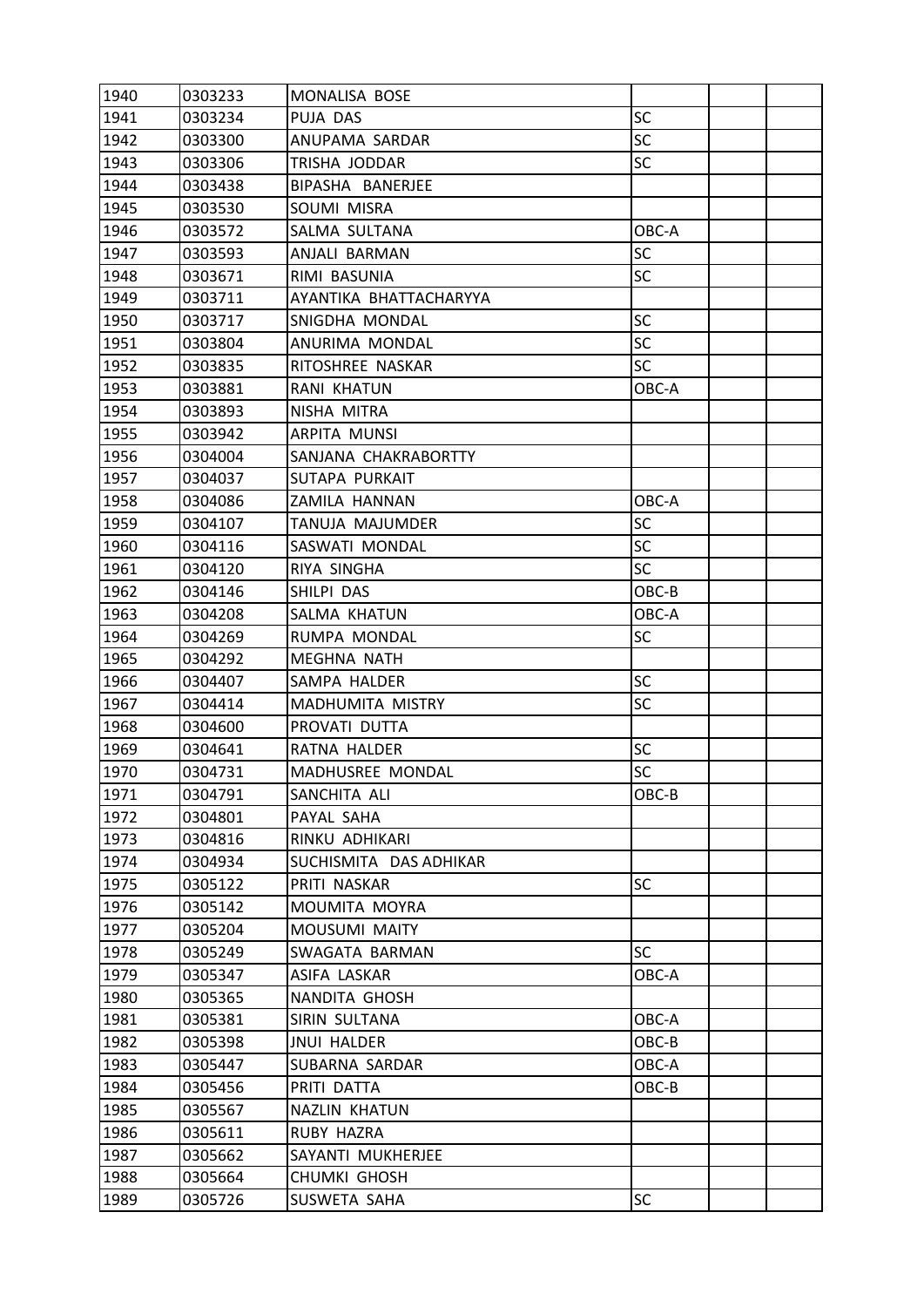| 1940 | 0303233 | MONALISA BOSE | | | |
|---|---|---|---|---|---|
| 1941 | 0303234 | PUJA DAS | SC | | |
| 1942 | 0303300 | ANUPAMA SARDAR | SC | | |
| 1943 | 0303306 | TRISHA JODDAR | SC | | |
| 1944 | 0303438 | BIPASHA BANERJEE | | | |
| 1945 | 0303530 | SOUMI MISRA | | | |
| 1946 | 0303572 | SALMA SULTANA | OBC-A | | |
| 1947 | 0303593 | ANJALI BARMAN | SC | | |
| 1948 | 0303671 | RIMI BASUNIA | SC | | |
| 1949 | 0303711 | AYANTIKA BHATTACHARYYA | | | |
| 1950 | 0303717 | SNIGDHA MONDAL | SC | | |
| 1951 | 0303804 | ANURIMA MONDAL | SC | | |
| 1952 | 0303835 | RITOSHREE NASKAR | SC | | |
| 1953 | 0303881 | RANI KHATUN | OBC-A | | |
| 1954 | 0303893 | NISHA MITRA | | | |
| 1955 | 0303942 | ARPITA MUNSI | | | |
| 1956 | 0304004 | SANJANA CHAKRABORTTY | | | |
| 1957 | 0304037 | SUTAPA PURKAIT | | | |
| 1958 | 0304086 | ZAMILA HANNAN | OBC-A | | |
| 1959 | 0304107 | TANUJA MAJUMDER | SC | | |
| 1960 | 0304116 | SASWATI MONDAL | SC | | |
| 1961 | 0304120 | RIYA SINGHA | SC | | |
| 1962 | 0304146 | SHILPI DAS | OBC-B | | |
| 1963 | 0304208 | SALMA KHATUN | OBC-A | | |
| 1964 | 0304269 | RUMPA MONDAL | SC | | |
| 1965 | 0304292 | MEGHNA NATH | | | |
| 1966 | 0304407 | SAMPA HALDER | SC | | |
| 1967 | 0304414 | MADHUMITA MISTRY | SC | | |
| 1968 | 0304600 | PROVATI DUTTA | | | |
| 1969 | 0304641 | RATNA HALDER | SC | | |
| 1970 | 0304731 | MADHUSREE MONDAL | SC | | |
| 1971 | 0304791 | SANCHITA ALI | OBC-B | | |
| 1972 | 0304801 | PAYAL SAHA | | | |
| 1973 | 0304816 | RINKU ADHIKARI | | | |
| 1974 | 0304934 | SUCHISMITA DAS ADHIKAR | | | |
| 1975 | 0305122 | PRITI NASKAR | SC | | |
| 1976 | 0305142 | MOUMITA MOYRA | | | |
| 1977 | 0305204 | MOUSUMI MAITY | | | |
| 1978 | 0305249 | SWAGATA BARMAN | SC | | |
| 1979 | 0305347 | ASIFA LASKAR | OBC-A | | |
| 1980 | 0305365 | NANDITA GHOSH | | | |
| 1981 | 0305381 | SIRIN SULTANA | OBC-A | | |
| 1982 | 0305398 | JNUI HALDER | OBC-B | | |
| 1983 | 0305447 | SUBARNA SARDAR | OBC-A | | |
| 1984 | 0305456 | PRITI DATTA | OBC-B | | |
| 1985 | 0305567 | NAZLIN KHATUN | | | |
| 1986 | 0305611 | RUBY HAZRA | | | |
| 1987 | 0305662 | SAYANTI MUKHERJEE | | | |
| 1988 | 0305664 | CHUMKI GHOSH | | | |
| 1989 | 0305726 | SUSWETA SAHA | SC | | |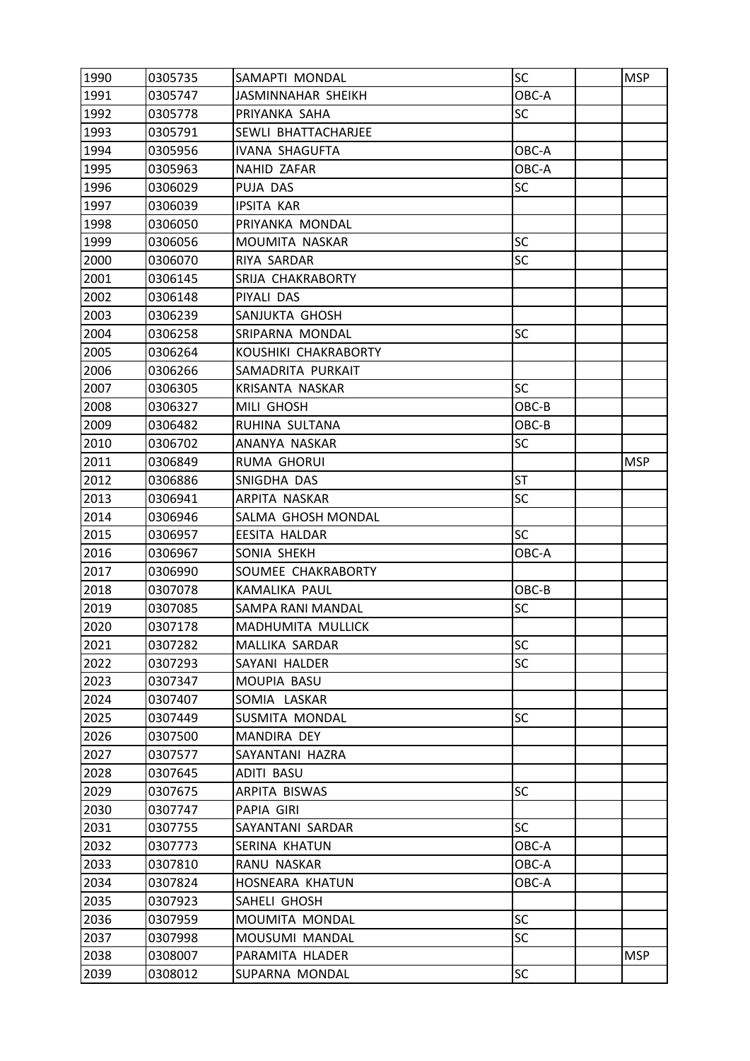| | | | | | |
|---|---|---|---|---|---|
| 1990 | 0305735 | SAMAPTI MONDAL | SC | | MSP |
| 1991 | 0305747 | JASMINNAHAR SHEIKH | OBC-A | | |
| 1992 | 0305778 | PRIYANKA SAHA | SC | | |
| 1993 | 0305791 | SEWLI BHATTACHARJEE | | | |
| 1994 | 0305956 | IVANA SHAGUFTA | OBC-A | | |
| 1995 | 0305963 | NAHID ZAFAR | OBC-A | | |
| 1996 | 0306029 | PUJA DAS | SC | | |
| 1997 | 0306039 | IPSITA KAR | | | |
| 1998 | 0306050 | PRIYANKA MONDAL | | | |
| 1999 | 0306056 | MOUMITA NASKAR | SC | | |
| 2000 | 0306070 | RIYA SARDAR | SC | | |
| 2001 | 0306145 | SRIJA CHAKRABORTY | | | |
| 2002 | 0306148 | PIYALI DAS | | | |
| 2003 | 0306239 | SANJUKTA GHOSH | | | |
| 2004 | 0306258 | SRIPARNA MONDAL | SC | | |
| 2005 | 0306264 | KOUSHIKI CHAKRABORTY | | | |
| 2006 | 0306266 | SAMADRITA PURKAIT | | | |
| 2007 | 0306305 | KRISANTA NASKAR | SC | | |
| 2008 | 0306327 | MILI GHOSH | OBC-B | | |
| 2009 | 0306482 | RUHINA SULTANA | OBC-B | | |
| 2010 | 0306702 | ANANYA NASKAR | SC | | |
| 2011 | 0306849 | RUMA GHORUI | | | MSP |
| 2012 | 0306886 | SNIGDHA DAS | ST | | |
| 2013 | 0306941 | ARPITA NASKAR | SC | | |
| 2014 | 0306946 | SALMA GHOSH MONDAL | | | |
| 2015 | 0306957 | EESITA HALDAR | SC | | |
| 2016 | 0306967 | SONIA SHEKH | OBC-A | | |
| 2017 | 0306990 | SOUMEE CHAKRABORTY | | | |
| 2018 | 0307078 | KAMALIKA PAUL | OBC-B | | |
| 2019 | 0307085 | SAMPA RANI MANDAL | SC | | |
| 2020 | 0307178 | MADHUMITA MULLICK | | | |
| 2021 | 0307282 | MALLIKA SARDAR | SC | | |
| 2022 | 0307293 | SAYANI HALDER | SC | | |
| 2023 | 0307347 | MOUPIA BASU | | | |
| 2024 | 0307407 | SOMIA LASKAR | | | |
| 2025 | 0307449 | SUSMITA MONDAL | SC | | |
| 2026 | 0307500 | MANDIRA DEY | | | |
| 2027 | 0307577 | SAYANTANI HAZRA | | | |
| 2028 | 0307645 | ADITI BASU | | | |
| 2029 | 0307675 | ARPITA BISWAS | SC | | |
| 2030 | 0307747 | PAPIA GIRI | | | |
| 2031 | 0307755 | SAYANTANI SARDAR | SC | | |
| 2032 | 0307773 | SERINA KHATUN | OBC-A | | |
| 2033 | 0307810 | RANU NASKAR | OBC-A | | |
| 2034 | 0307824 | HOSNEARA KHATUN | OBC-A | | |
| 2035 | 0307923 | SAHELI GHOSH | | | |
| 2036 | 0307959 | MOUMITA MONDAL | SC | | |
| 2037 | 0307998 | MOUSUMI MANDAL | SC | | |
| 2038 | 0308007 | PARAMITA HLADER | | | MSP |
| 2039 | 0308012 | SUPARNA MONDAL | SC | | |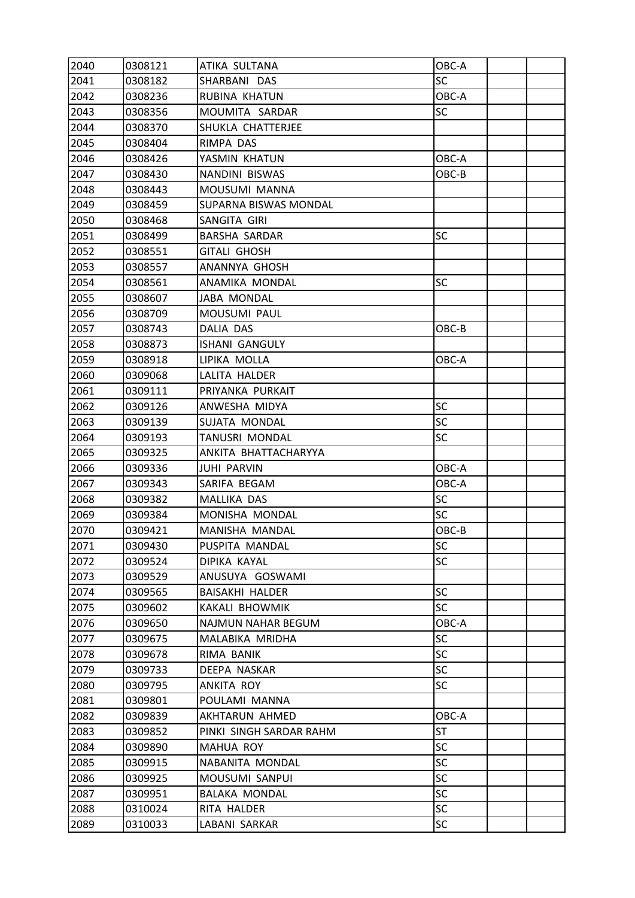| 2040 | 0308121 | ATIKA SULTANA | OBC-A | | |
|---|---|---|---|---|---|
| 2041 | 0308182 | SHARBANI DAS | SC | | |
| 2042 | 0308236 | RUBINA KHATUN | OBC-A | | |
| 2043 | 0308356 | MOUMITA SARDAR | SC | | |
| 2044 | 0308370 | SHUKLA CHATTERJEE | | | |
| 2045 | 0308404 | RIMPA DAS | | | |
| 2046 | 0308426 | YASMIN KHATUN | OBC-A | | |
| 2047 | 0308430 | NANDINI BISWAS | OBC-B | | |
| 2048 | 0308443 | MOUSUMI MANNA | | | |
| 2049 | 0308459 | SUPARNA BISWAS MONDAL | | | |
| 2050 | 0308468 | SANGITA GIRI | | | |
| 2051 | 0308499 | BARSHA SARDAR | SC | | |
| 2052 | 0308551 | GITALI GHOSH | | | |
| 2053 | 0308557 | ANANNYA GHOSH | | | |
| 2054 | 0308561 | ANAMIKA MONDAL | SC | | |
| 2055 | 0308607 | JABA MONDAL | | | |
| 2056 | 0308709 | MOUSUMI PAUL | | | |
| 2057 | 0308743 | DALIA DAS | OBC-B | | |
| 2058 | 0308873 | ISHANI GANGULY | | | |
| 2059 | 0308918 | LIPIKA MOLLA | OBC-A | | |
| 2060 | 0309068 | LALITA HALDER | | | |
| 2061 | 0309111 | PRIYANKA PURKAIT | | | |
| 2062 | 0309126 | ANWESHA MIDYA | SC | | |
| 2063 | 0309139 | SUJATA MONDAL | SC | | |
| 2064 | 0309193 | TANUSRI MONDAL | SC | | |
| 2065 | 0309325 | ANKITA BHATTACHARYYA | | | |
| 2066 | 0309336 | JUHI PARVIN | OBC-A | | |
| 2067 | 0309343 | SARIFA BEGAM | OBC-A | | |
| 2068 | 0309382 | MALLIKA DAS | SC | | |
| 2069 | 0309384 | MONISHA MONDAL | SC | | |
| 2070 | 0309421 | MANISHA MANDAL | OBC-B | | |
| 2071 | 0309430 | PUSPITA MANDAL | SC | | |
| 2072 | 0309524 | DIPIKA KAYAL | SC | | |
| 2073 | 0309529 | ANUSUYA GOSWAMI | | | |
| 2074 | 0309565 | BAISAKHI HALDER | SC | | |
| 2075 | 0309602 | KAKALI BHOWMIK | SC | | |
| 2076 | 0309650 | NAJMUN NAHAR BEGUM | OBC-A | | |
| 2077 | 0309675 | MALABIKA MRIDHA | SC | | |
| 2078 | 0309678 | RIMA BANIK | SC | | |
| 2079 | 0309733 | DEEPA NASKAR | SC | | |
| 2080 | 0309795 | ANKITA ROY | SC | | |
| 2081 | 0309801 | POULAMI MANNA | | | |
| 2082 | 0309839 | AKHTARUN AHMED | OBC-A | | |
| 2083 | 0309852 | PINKI SINGH SARDAR RAHM | ST | | |
| 2084 | 0309890 | MAHUA ROY | SC | | |
| 2085 | 0309915 | NABANITA MONDAL | SC | | |
| 2086 | 0309925 | MOUSUMI SANPUI | SC | | |
| 2087 | 0309951 | BALAKA MONDAL | SC | | |
| 2088 | 0310024 | RITA HALDER | SC | | |
| 2089 | 0310033 | LABANI SARKAR | SC | | |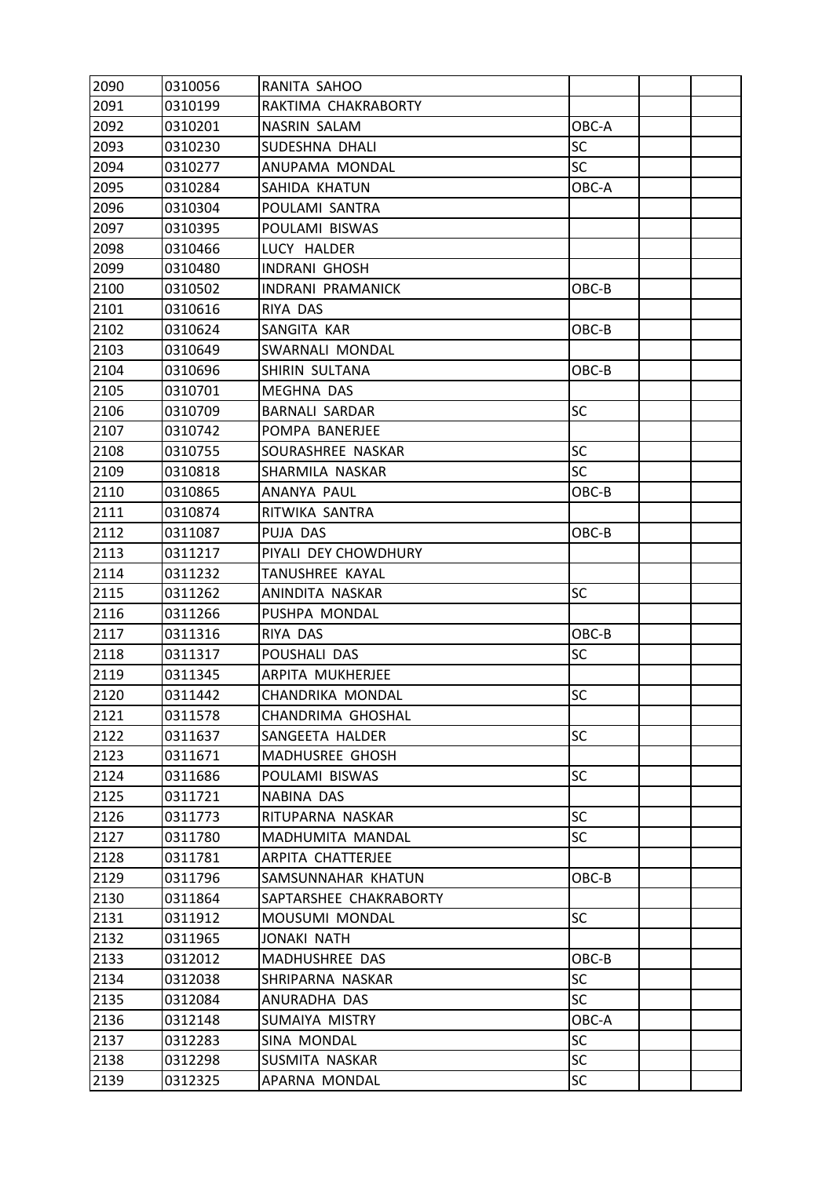| | | | | | |
|---|---|---|---|---|---|
| 2090 | 0310056 | RANITA SAHOO | | | |
| 2091 | 0310199 | RAKTIMA CHAKRABORTY | | | |
| 2092 | 0310201 | NASRIN SALAM | OBC-A | | |
| 2093 | 0310230 | SUDESHNA DHALI | SC | | |
| 2094 | 0310277 | ANUPAMA MONDAL | SC | | |
| 2095 | 0310284 | SAHIDA KHATUN | OBC-A | | |
| 2096 | 0310304 | POULAMI SANTRA | | | |
| 2097 | 0310395 | POULAMI BISWAS | | | |
| 2098 | 0310466 | LUCY HALDER | | | |
| 2099 | 0310480 | INDRANI GHOSH | | | |
| 2100 | 0310502 | INDRANI PRAMANICK | OBC-B | | |
| 2101 | 0310616 | RIYA DAS | | | |
| 2102 | 0310624 | SANGITA KAR | OBC-B | | |
| 2103 | 0310649 | SWARNALI MONDAL | | | |
| 2104 | 0310696 | SHIRIN SULTANA | OBC-B | | |
| 2105 | 0310701 | MEGHNA DAS | | | |
| 2106 | 0310709 | BARNALI SARDAR | SC | | |
| 2107 | 0310742 | POMPA BANERJEE | | | |
| 2108 | 0310755 | SOURASHREE NASKAR | SC | | |
| 2109 | 0310818 | SHARMILA NASKAR | SC | | |
| 2110 | 0310865 | ANANYA PAUL | OBC-B | | |
| 2111 | 0310874 | RITWIKA SANTRA | | | |
| 2112 | 0311087 | PUJA DAS | OBC-B | | |
| 2113 | 0311217 | PIYALI DEY CHOWDHURY | | | |
| 2114 | 0311232 | TANUSHREE KAYAL | | | |
| 2115 | 0311262 | ANINDITA NASKAR | SC | | |
| 2116 | 0311266 | PUSHPA MONDAL | | | |
| 2117 | 0311316 | RIYA DAS | OBC-B | | |
| 2118 | 0311317 | POUSHALI DAS | SC | | |
| 2119 | 0311345 | ARPITA MUKHERJEE | | | |
| 2120 | 0311442 | CHANDRIKA MONDAL | SC | | |
| 2121 | 0311578 | CHANDRIMA GHOSHAL | | | |
| 2122 | 0311637 | SANGEETA HALDER | SC | | |
| 2123 | 0311671 | MADHUSREE GHOSH | | | |
| 2124 | 0311686 | POULAMI BISWAS | SC | | |
| 2125 | 0311721 | NABINA DAS | | | |
| 2126 | 0311773 | RITUPARNA NASKAR | SC | | |
| 2127 | 0311780 | MADHUMITA MANDAL | SC | | |
| 2128 | 0311781 | ARPITA CHATTERJEE | | | |
| 2129 | 0311796 | SAMSUNNAHAR KHATUN | OBC-B | | |
| 2130 | 0311864 | SAPTARSHEE CHAKRABORTY | | | |
| 2131 | 0311912 | MOUSUMI MONDAL | SC | | |
| 2132 | 0311965 | JONAKI NATH | | | |
| 2133 | 0312012 | MADHUSHREE DAS | OBC-B | | |
| 2134 | 0312038 | SHRIPARNA NASKAR | SC | | |
| 2135 | 0312084 | ANURADHA DAS | SC | | |
| 2136 | 0312148 | SUMAIYA MISTRY | OBC-A | | |
| 2137 | 0312283 | SINA MONDAL | SC | | |
| 2138 | 0312298 | SUSMITA NASKAR | SC | | |
| 2139 | 0312325 | APARNA MONDAL | SC | | |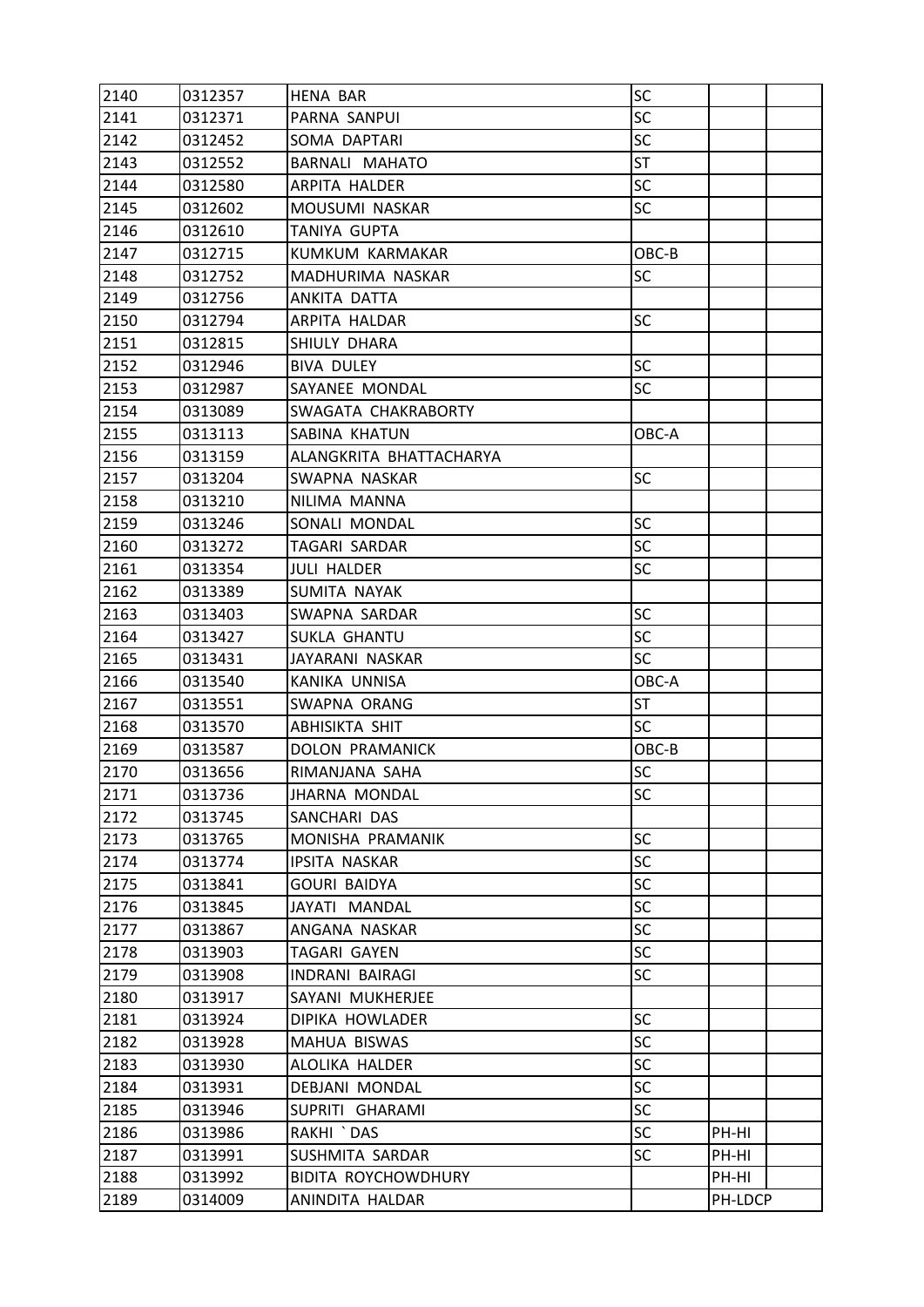| 2140 | 0312357 | HENA BAR | SC | | |
|---|---|---|---|---|---|
| 2141 | 0312371 | PARNA SANPUI | SC | | |
| 2142 | 0312452 | SOMA DAPTARI | SC | | |
| 2143 | 0312552 | BARNALI MAHATO | ST | | |
| 2144 | 0312580 | ARPITA HALDER | SC | | |
| 2145 | 0312602 | MOUSUMI NASKAR | SC | | |
| 2146 | 0312610 | TANIYA GUPTA | | | |
| 2147 | 0312715 | KUMKUM KARMAKAR | OBC-B | | |
| 2148 | 0312752 | MADHURIMA NASKAR | SC | | |
| 2149 | 0312756 | ANKITA DATTA | | | |
| 2150 | 0312794 | ARPITA HALDAR | SC | | |
| 2151 | 0312815 | SHIULY DHARA | | | |
| 2152 | 0312946 | BIVA DULEY | SC | | |
| 2153 | 0312987 | SAYANEE MONDAL | SC | | |
| 2154 | 0313089 | SWAGATA CHAKRABORTY | | | |
| 2155 | 0313113 | SABINA KHATUN | OBC-A | | |
| 2156 | 0313159 | ALANGKRITA BHATTACHARYA | | | |
| 2157 | 0313204 | SWAPNA NASKAR | SC | | |
| 2158 | 0313210 | NILIMA MANNA | | | |
| 2159 | 0313246 | SONALI MONDAL | SC | | |
| 2160 | 0313272 | TAGARI SARDAR | SC | | |
| 2161 | 0313354 | JULI HALDER | SC | | |
| 2162 | 0313389 | SUMITA NAYAK | | | |
| 2163 | 0313403 | SWAPNA SARDAR | SC | | |
| 2164 | 0313427 | SUKLA GHANTU | SC | | |
| 2165 | 0313431 | JAYARANI NASKAR | SC | | |
| 2166 | 0313540 | KANIKA UNNISA | OBC-A | | |
| 2167 | 0313551 | SWAPNA ORANG | ST | | |
| 2168 | 0313570 | ABHISIKTA SHIT | SC | | |
| 2169 | 0313587 | DOLON PRAMANICK | OBC-B | | |
| 2170 | 0313656 | RIMANJANA SAHA | SC | | |
| 2171 | 0313736 | JHARNA MONDAL | SC | | |
| 2172 | 0313745 | SANCHARI DAS | | | |
| 2173 | 0313765 | MONISHA PRAMANIK | SC | | |
| 2174 | 0313774 | IPSITA NASKAR | SC | | |
| 2175 | 0313841 | GOURI BAIDYA | SC | | |
| 2176 | 0313845 | JAYATI MANDAL | SC | | |
| 2177 | 0313867 | ANGANA NASKAR | SC | | |
| 2178 | 0313903 | TAGARI GAYEN | SC | | |
| 2179 | 0313908 | INDRANI BAIRAGI | SC | | |
| 2180 | 0313917 | SAYANI MUKHERJEE | | | |
| 2181 | 0313924 | DIPIKA HOWLADER | SC | | |
| 2182 | 0313928 | MAHUA BISWAS | SC | | |
| 2183 | 0313930 | ALOLIKA HALDER | SC | | |
| 2184 | 0313931 | DEBJANI MONDAL | SC | | |
| 2185 | 0313946 | SUPRITI GHARAMI | SC | | |
| 2186 | 0313986 | RAKHI `DAS | SC | PH-HI | |
| 2187 | 0313991 | SUSHMITA SARDAR | SC | PH-HI | |
| 2188 | 0313992 | BIDITA ROYCHOWDHURY | | PH-HI | |
| 2189 | 0314009 | ANINDITA HALDAR | | PH-LDCP | |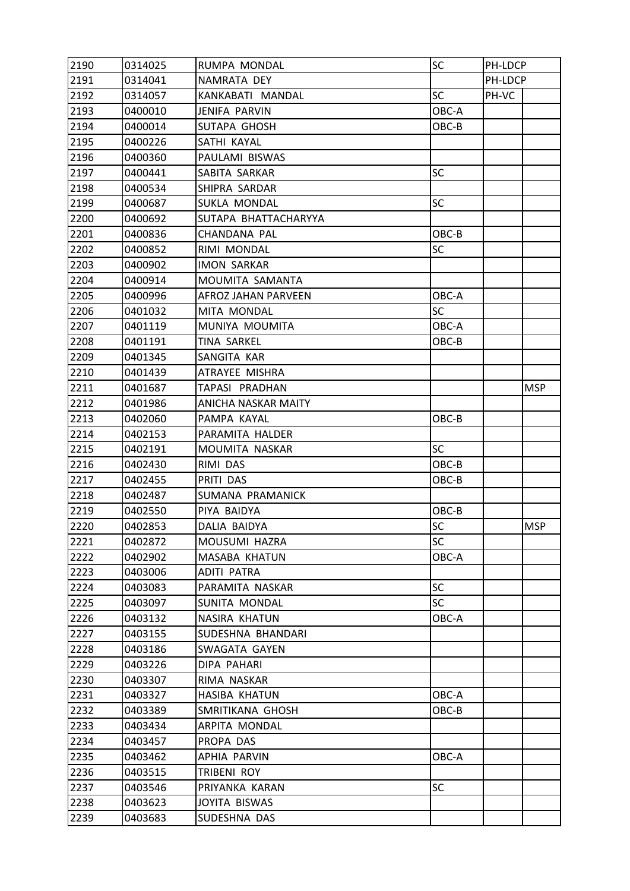| 2190 | 0314025 | RUMPA MONDAL | SC | PH-LDCP | |
|---|---|---|---|---|---|
| 2191 | 0314041 | NAMRATA DEY | | PH-LDCP | |
| 2192 | 0314057 | KANKABATI MANDAL | SC | PH-VC | |
| 2193 | 0400010 | JENIFA PARVIN | OBC-A | | |
| 2194 | 0400014 | SUTAPA GHOSH | OBC-B | | |
| 2195 | 0400226 | SATHI KAYAL | | | |
| 2196 | 0400360 | PAULAMI BISWAS | | | |
| 2197 | 0400441 | SABITA SARKAR | SC | | |
| 2198 | 0400534 | SHIPRA SARDAR | | | |
| 2199 | 0400687 | SUKLA MONDAL | SC | | |
| 2200 | 0400692 | SUTAPA BHATTACHARYYA | | | |
| 2201 | 0400836 | CHANDANA PAL | OBC-B | | |
| 2202 | 0400852 | RIMI MONDAL | SC | | |
| 2203 | 0400902 | IMON SARKAR | | | |
| 2204 | 0400914 | MOUMITA SAMANTA | | | |
| 2205 | 0400996 | AFROZ JAHAN PARVEEN | OBC-A | | |
| 2206 | 0401032 | MITA MONDAL | SC | | |
| 2207 | 0401119 | MUNIYA MOUMITA | OBC-A | | |
| 2208 | 0401191 | TINA SARKEL | OBC-B | | |
| 2209 | 0401345 | SANGITA KAR | | | |
| 2210 | 0401439 | ATRAYEE MISHRA | | | |
| 2211 | 0401687 | TAPASI PRADHAN | | | MSP |
| 2212 | 0401986 | ANICHA NASKAR MAITY | | | |
| 2213 | 0402060 | PAMPA KAYAL | OBC-B | | |
| 2214 | 0402153 | PARAMITA HALDER | | | |
| 2215 | 0402191 | MOUMITA NASKAR | SC | | |
| 2216 | 0402430 | RIMI DAS | OBC-B | | |
| 2217 | 0402455 | PRITI DAS | OBC-B | | |
| 2218 | 0402487 | SUMANA PRAMANICK | | | |
| 2219 | 0402550 | PIYA BAIDYA | OBC-B | | |
| 2220 | 0402853 | DALIA BAIDYA | SC | | MSP |
| 2221 | 0402872 | MOUSUMI HAZRA | SC | | |
| 2222 | 0402902 | MASABA KHATUN | OBC-A | | |
| 2223 | 0403006 | ADITI PATRA | | | |
| 2224 | 0403083 | PARAMITA NASKAR | SC | | |
| 2225 | 0403097 | SUNITA MONDAL | SC | | |
| 2226 | 0403132 | NASIRA KHATUN | OBC-A | | |
| 2227 | 0403155 | SUDESHNA BHANDARI | | | |
| 2228 | 0403186 | SWAGATA GAYEN | | | |
| 2229 | 0403226 | DIPA PAHARI | | | |
| 2230 | 0403307 | RIMA NASKAR | | | |
| 2231 | 0403327 | HASIBA KHATUN | OBC-A | | |
| 2232 | 0403389 | SMRITIKANA GHOSH | OBC-B | | |
| 2233 | 0403434 | ARPITA MONDAL | | | |
| 2234 | 0403457 | PROPA DAS | | | |
| 2235 | 0403462 | APHIA PARVIN | OBC-A | | |
| 2236 | 0403515 | TRIBENI ROY | | | |
| 2237 | 0403546 | PRIYANKA KARAN | SC | | |
| 2238 | 0403623 | JOYITA BISWAS | | | |
| 2239 | 0403683 | SUDESHNA DAS | | | |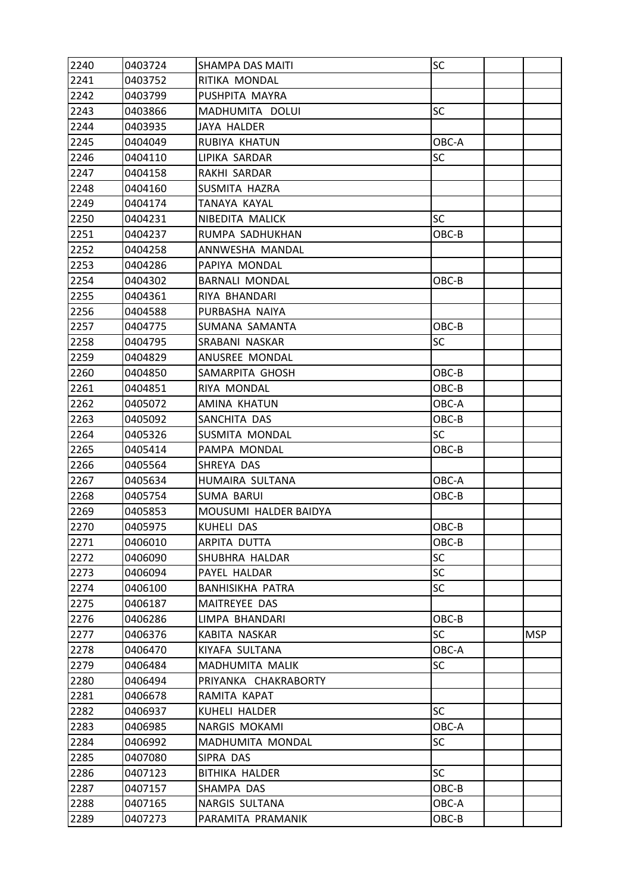| 2240 | 0403724 | SHAMPA DAS MAITI | SC | | |
|---|---|---|---|---|---|
| 2241 | 0403752 | RITIKA MONDAL | | | |
| 2242 | 0403799 | PUSHPITA MAYRA | | | |
| 2243 | 0403866 | MADHUMITA DOLUI | SC | | |
| 2244 | 0403935 | JAYA HALDER | | | |
| 2245 | 0404049 | RUBIYA KHATUN | OBC-A | | |
| 2246 | 0404110 | LIPIKA SARDAR | SC | | |
| 2247 | 0404158 | RAKHI SARDAR | | | |
| 2248 | 0404160 | SUSMITA HAZRA | | | |
| 2249 | 0404174 | TANAYA KAYAL | | | |
| 2250 | 0404231 | NIBEDITA MALICK | SC | | |
| 2251 | 0404237 | RUMPA SADHUKHAN | OBC-B | | |
| 2252 | 0404258 | ANNWESHA MANDAL | | | |
| 2253 | 0404286 | PAPIYA MONDAL | | | |
| 2254 | 0404302 | BARNALI MONDAL | OBC-B | | |
| 2255 | 0404361 | RIYA BHANDARI | | | |
| 2256 | 0404588 | PURBASHA NAIYA | | | |
| 2257 | 0404775 | SUMANA SAMANTA | OBC-B | | |
| 2258 | 0404795 | SRABANI NASKAR | SC | | |
| 2259 | 0404829 | ANUSREE MONDAL | | | |
| 2260 | 0404850 | SAMARPITA GHOSH | OBC-B | | |
| 2261 | 0404851 | RIYA MONDAL | OBC-B | | |
| 2262 | 0405072 | AMINA KHATUN | OBC-A | | |
| 2263 | 0405092 | SANCHITA DAS | OBC-B | | |
| 2264 | 0405326 | SUSMITA MONDAL | SC | | |
| 2265 | 0405414 | PAMPA MONDAL | OBC-B | | |
| 2266 | 0405564 | SHREYA DAS | | | |
| 2267 | 0405634 | HUMAIRA SULTANA | OBC-A | | |
| 2268 | 0405754 | SUMA BARUI | OBC-B | | |
| 2269 | 0405853 | MOUSUMI HALDER BAIDYA | | | |
| 2270 | 0405975 | KUHELI DAS | OBC-B | | |
| 2271 | 0406010 | ARPITA DUTTA | OBC-B | | |
| 2272 | 0406090 | SHUBHRA HALDAR | SC | | |
| 2273 | 0406094 | PAYEL HALDAR | SC | | |
| 2274 | 0406100 | BANHISIKHA PATRA | SC | | |
| 2275 | 0406187 | MAITREYEE DAS | | | |
| 2276 | 0406286 | LIMPA BHANDARI | OBC-B | | |
| 2277 | 0406376 | KABITA NASKAR | SC | | MSP |
| 2278 | 0406470 | KIYAFA SULTANA | OBC-A | | |
| 2279 | 0406484 | MADHUMITA MALIK | SC | | |
| 2280 | 0406494 | PRIYANKA CHAKRABORTY | | | |
| 2281 | 0406678 | RAMITA KAPAT | | | |
| 2282 | 0406937 | KUHELI HALDER | SC | | |
| 2283 | 0406985 | NARGIS MOKAMI | OBC-A | | |
| 2284 | 0406992 | MADHUMITA MONDAL | SC | | |
| 2285 | 0407080 | SIPRA DAS | | | |
| 2286 | 0407123 | BITHIKA HALDER | SC | | |
| 2287 | 0407157 | SHAMPA DAS | OBC-B | | |
| 2288 | 0407165 | NARGIS SULTANA | OBC-A | | |
| 2289 | 0407273 | PARAMITA PRAMANIK | OBC-B | | |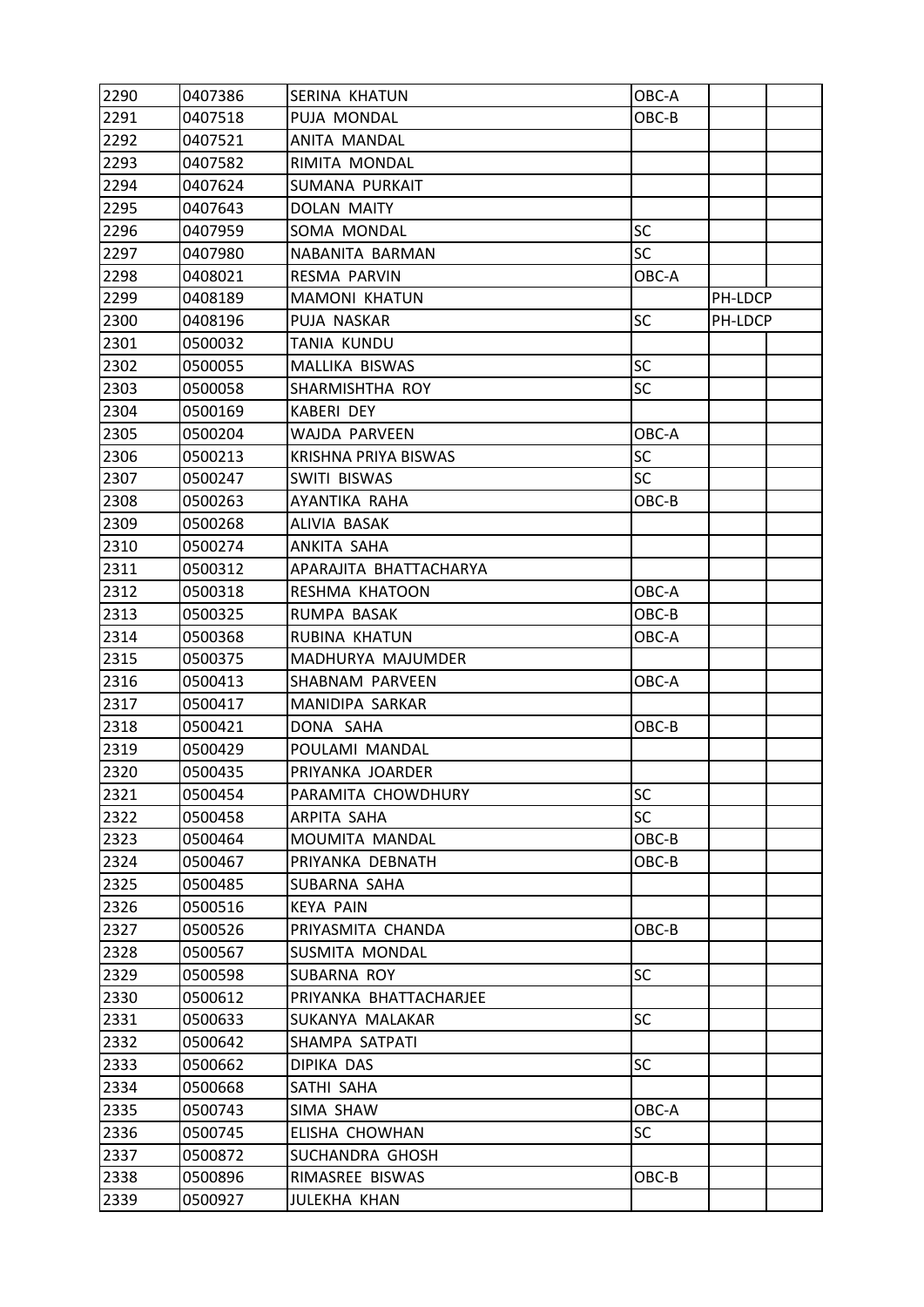| | | | | | |
|---|---|---|---|---|---|
| 2290 | 0407386 | SERINA KHATUN | OBC-A | | |
| 2291 | 0407518 | PUJA MONDAL | OBC-B | | |
| 2292 | 0407521 | ANITA MANDAL | | | |
| 2293 | 0407582 | RIMITA MONDAL | | | |
| 2294 | 0407624 | SUMANA PURKAIT | | | |
| 2295 | 0407643 | DOLAN MAITY | | | |
| 2296 | 0407959 | SOMA MONDAL | SC | | |
| 2297 | 0407980 | NABANITA BARMAN | SC | | |
| 2298 | 0408021 | RESMA PARVIN | OBC-A | | |
| 2299 | 0408189 | MAMONI KHATUN | | PH-LDCP | |
| 2300 | 0408196 | PUJA NASKAR | SC | PH-LDCP | |
| 2301 | 0500032 | TANIA KUNDU | | | |
| 2302 | 0500055 | MALLIKA BISWAS | SC | | |
| 2303 | 0500058 | SHARMISHTHA ROY | SC | | |
| 2304 | 0500169 | KABERI DEY | | | |
| 2305 | 0500204 | WAJDA PARVEEN | OBC-A | | |
| 2306 | 0500213 | KRISHNA PRIYA BISWAS | SC | | |
| 2307 | 0500247 | SWITI BISWAS | SC | | |
| 2308 | 0500263 | AYANTIKA RAHA | OBC-B | | |
| 2309 | 0500268 | ALIVIA BASAK | | | |
| 2310 | 0500274 | ANKITA SAHA | | | |
| 2311 | 0500312 | APARAJITA BHATTACHARYA | | | |
| 2312 | 0500318 | RESHMA KHATOON | OBC-A | | |
| 2313 | 0500325 | RUMPA BASAK | OBC-B | | |
| 2314 | 0500368 | RUBINA KHATUN | OBC-A | | |
| 2315 | 0500375 | MADHURYA MAJUMDER | | | |
| 2316 | 0500413 | SHABNAM PARVEEN | OBC-A | | |
| 2317 | 0500417 | MANIDIPA SARKAR | | | |
| 2318 | 0500421 | DONA SAHA | OBC-B | | |
| 2319 | 0500429 | POULAMI MANDAL | | | |
| 2320 | 0500435 | PRIYANKA JOARDER | | | |
| 2321 | 0500454 | PARAMITA CHOWDHURY | SC | | |
| 2322 | 0500458 | ARPITA SAHA | SC | | |
| 2323 | 0500464 | MOUMITA MANDAL | OBC-B | | |
| 2324 | 0500467 | PRIYANKA DEBNATH | OBC-B | | |
| 2325 | 0500485 | SUBARNA SAHA | | | |
| 2326 | 0500516 | KEYA PAIN | | | |
| 2327 | 0500526 | PRIYASMITA CHANDA | OBC-B | | |
| 2328 | 0500567 | SUSMITA MONDAL | | | |
| 2329 | 0500598 | SUBARNA ROY | SC | | |
| 2330 | 0500612 | PRIYANKA BHATTACHARJEE | | | |
| 2331 | 0500633 | SUKANYA MALAKAR | SC | | |
| 2332 | 0500642 | SHAMPA SATPATI | | | |
| 2333 | 0500662 | DIPIKA DAS | SC | | |
| 2334 | 0500668 | SATHI SAHA | | | |
| 2335 | 0500743 | SIMA SHAW | OBC-A | | |
| 2336 | 0500745 | ELISHA CHOWHAN | SC | | |
| 2337 | 0500872 | SUCHANDRA GHOSH | | | |
| 2338 | 0500896 | RIMASREE BISWAS | OBC-B | | |
| 2339 | 0500927 | JULEKHA KHAN | | | |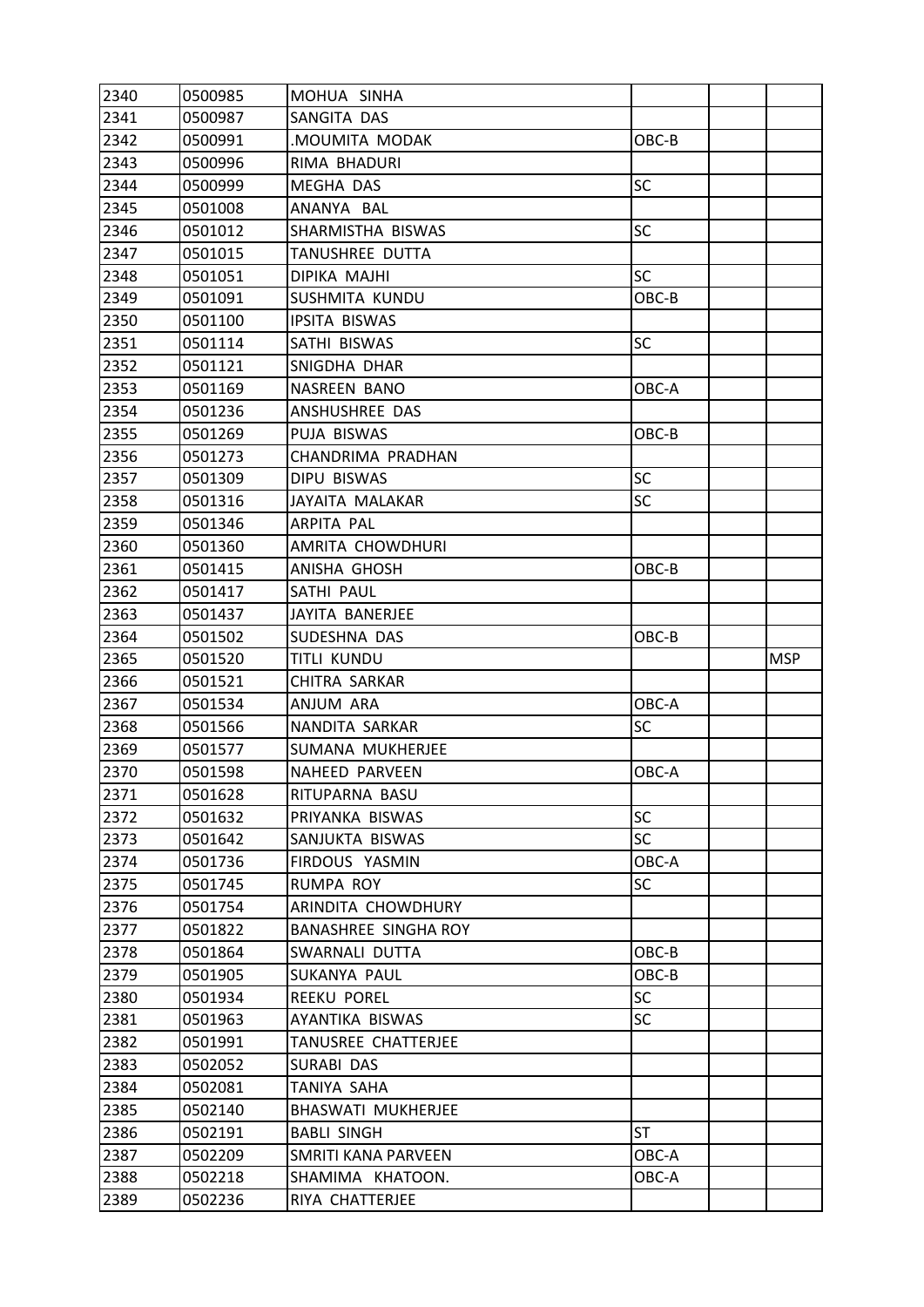| | | | | | |
|---|---|---|---|---|---|
| 2340 | 0500985 | MOHUA SINHA | | | |
| 2341 | 0500987 | SANGITA DAS | | | |
| 2342 | 0500991 | .MOUMITA MODAK | OBC-B | | |
| 2343 | 0500996 | RIMA BHADURI | | | |
| 2344 | 0500999 | MEGHA DAS | SC | | |
| 2345 | 0501008 | ANANYA BAL | | | |
| 2346 | 0501012 | SHARMISTHA BISWAS | SC | | |
| 2347 | 0501015 | TANUSHREE DUTTA | | | |
| 2348 | 0501051 | DIPIKA MAJHI | SC | | |
| 2349 | 0501091 | SUSHMITA KUNDU | OBC-B | | |
| 2350 | 0501100 | IPSITA BISWAS | | | |
| 2351 | 0501114 | SATHI BISWAS | SC | | |
| 2352 | 0501121 | SNIGDHA DHAR | | | |
| 2353 | 0501169 | NASREEN BANO | OBC-A | | |
| 2354 | 0501236 | ANSHUSHREE DAS | | | |
| 2355 | 0501269 | PUJA BISWAS | OBC-B | | |
| 2356 | 0501273 | CHANDRIMA PRADHAN | | | |
| 2357 | 0501309 | DIPU BISWAS | SC | | |
| 2358 | 0501316 | JAYAITA MALAKAR | SC | | |
| 2359 | 0501346 | ARPITA PAL | | | |
| 2360 | 0501360 | AMRITA CHOWDHURI | | | |
| 2361 | 0501415 | ANISHA GHOSH | OBC-B | | |
| 2362 | 0501417 | SATHI PAUL | | | |
| 2363 | 0501437 | JAYITA BANERJEE | | | |
| 2364 | 0501502 | SUDESHNA DAS | OBC-B | | |
| 2365 | 0501520 | TITLI KUNDU | | | MSP |
| 2366 | 0501521 | CHITRA SARKAR | | | |
| 2367 | 0501534 | ANJUM ARA | OBC-A | | |
| 2368 | 0501566 | NANDITA SARKAR | SC | | |
| 2369 | 0501577 | SUMANA MUKHERJEE | | | |
| 2370 | 0501598 | NAHEED PARVEEN | OBC-A | | |
| 2371 | 0501628 | RITUPARNA BASU | | | |
| 2372 | 0501632 | PRIYANKA BISWAS | SC | | |
| 2373 | 0501642 | SANJUKTA BISWAS | SC | | |
| 2374 | 0501736 | FIRDOUS YASMIN | OBC-A | | |
| 2375 | 0501745 | RUMPA ROY | SC | | |
| 2376 | 0501754 | ARINDITA CHOWDHURY | | | |
| 2377 | 0501822 | BANASHREE SINGHA ROY | | | |
| 2378 | 0501864 | SWARNALI DUTTA | OBC-B | | |
| 2379 | 0501905 | SUKANYA PAUL | OBC-B | | |
| 2380 | 0501934 | REEKU POREL | SC | | |
| 2381 | 0501963 | AYANTIKA BISWAS | SC | | |
| 2382 | 0501991 | TANUSREE CHATTERJEE | | | |
| 2383 | 0502052 | SURABI DAS | | | |
| 2384 | 0502081 | TANIYA SAHA | | | |
| 2385 | 0502140 | BHASWATI MUKHERJEE | | | |
| 2386 | 0502191 | BABLI SINGH | ST | | |
| 2387 | 0502209 | SMRITI KANA PARVEEN | OBC-A | | |
| 2388 | 0502218 | SHAMIMA KHATOON. | OBC-A | | |
| 2389 | 0502236 | RIYA CHATTERJEE | | | |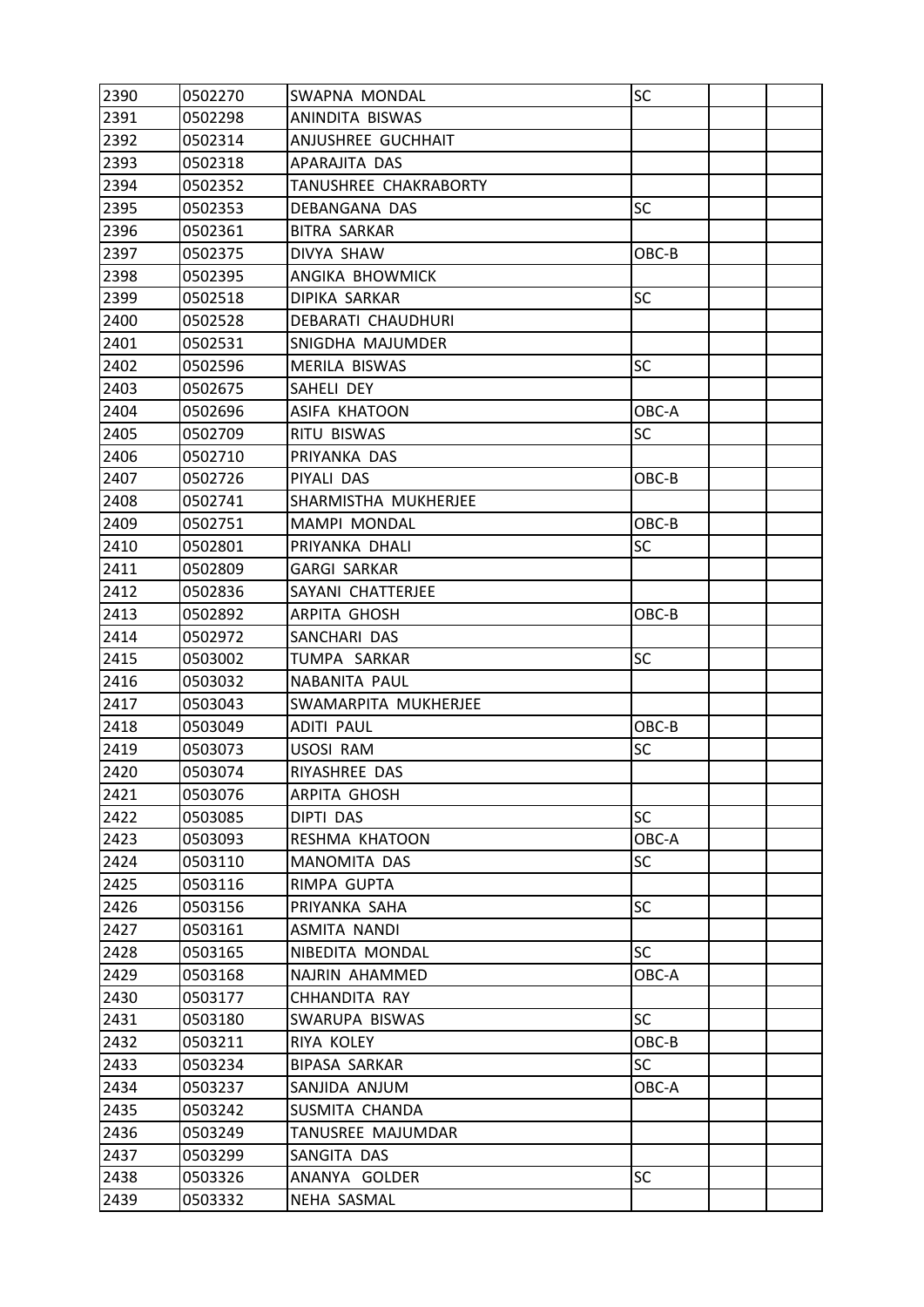| 2390 | 0502270 | SWAPNA MONDAL | SC | | |
|---|---|---|---|---|---|
| 2391 | 0502298 | ANINDITA BISWAS | | | |
| 2392 | 0502314 | ANJUSHREE GUCHHAIT | | | |
| 2393 | 0502318 | APARAJITA DAS | | | |
| 2394 | 0502352 | TANUSHREE CHAKRABORTY | | | |
| 2395 | 0502353 | DEBANGANA DAS | SC | | |
| 2396 | 0502361 | BITRA SARKAR | | | |
| 2397 | 0502375 | DIVYA SHAW | OBC-B | | |
| 2398 | 0502395 | ANGIKA BHOWMICK | | | |
| 2399 | 0502518 | DIPIKA SARKAR | SC | | |
| 2400 | 0502528 | DEBARATI CHAUDHURI | | | |
| 2401 | 0502531 | SNIGDHA MAJUMDER | | | |
| 2402 | 0502596 | MERILA BISWAS | SC | | |
| 2403 | 0502675 | SAHELI DEY | | | |
| 2404 | 0502696 | ASIFA KHATOON | OBC-A | | |
| 2405 | 0502709 | RITU BISWAS | SC | | |
| 2406 | 0502710 | PRIYANKA DAS | | | |
| 2407 | 0502726 | PIYALI DAS | OBC-B | | |
| 2408 | 0502741 | SHARMISTHA MUKHERJEE | | | |
| 2409 | 0502751 | MAMPI MONDAL | OBC-B | | |
| 2410 | 0502801 | PRIYANKA DHALI | SC | | |
| 2411 | 0502809 | GARGI SARKAR | | | |
| 2412 | 0502836 | SAYANI CHATTERJEE | | | |
| 2413 | 0502892 | ARPITA GHOSH | OBC-B | | |
| 2414 | 0502972 | SANCHARI DAS | | | |
| 2415 | 0503002 | TUMPA SARKAR | SC | | |
| 2416 | 0503032 | NABANITA PAUL | | | |
| 2417 | 0503043 | SWAMARPITA MUKHERJEE | | | |
| 2418 | 0503049 | ADITI PAUL | OBC-B | | |
| 2419 | 0503073 | USOSI RAM | SC | | |
| 2420 | 0503074 | RIYASHREE DAS | | | |
| 2421 | 0503076 | ARPITA GHOSH | | | |
| 2422 | 0503085 | DIPTI DAS | SC | | |
| 2423 | 0503093 | RESHMA KHATOON | OBC-A | | |
| 2424 | 0503110 | MANOMITA DAS | SC | | |
| 2425 | 0503116 | RIMPA GUPTA | | | |
| 2426 | 0503156 | PRIYANKA SAHA | SC | | |
| 2427 | 0503161 | ASMITA NANDI | | | |
| 2428 | 0503165 | NIBEDITA MONDAL | SC | | |
| 2429 | 0503168 | NAJRIN AHAMMED | OBC-A | | |
| 2430 | 0503177 | CHHANDITA RAY | | | |
| 2431 | 0503180 | SWARUPA BISWAS | SC | | |
| 2432 | 0503211 | RIYA KOLEY | OBC-B | | |
| 2433 | 0503234 | BIPASA SARKAR | SC | | |
| 2434 | 0503237 | SANJIDA ANJUM | OBC-A | | |
| 2435 | 0503242 | SUSMITA CHANDA | | | |
| 2436 | 0503249 | TANUSREE MAJUMDAR | | | |
| 2437 | 0503299 | SANGITA DAS | | | |
| 2438 | 0503326 | ANANYA GOLDER | SC | | |
| 2439 | 0503332 | NEHA SASMAL | | | |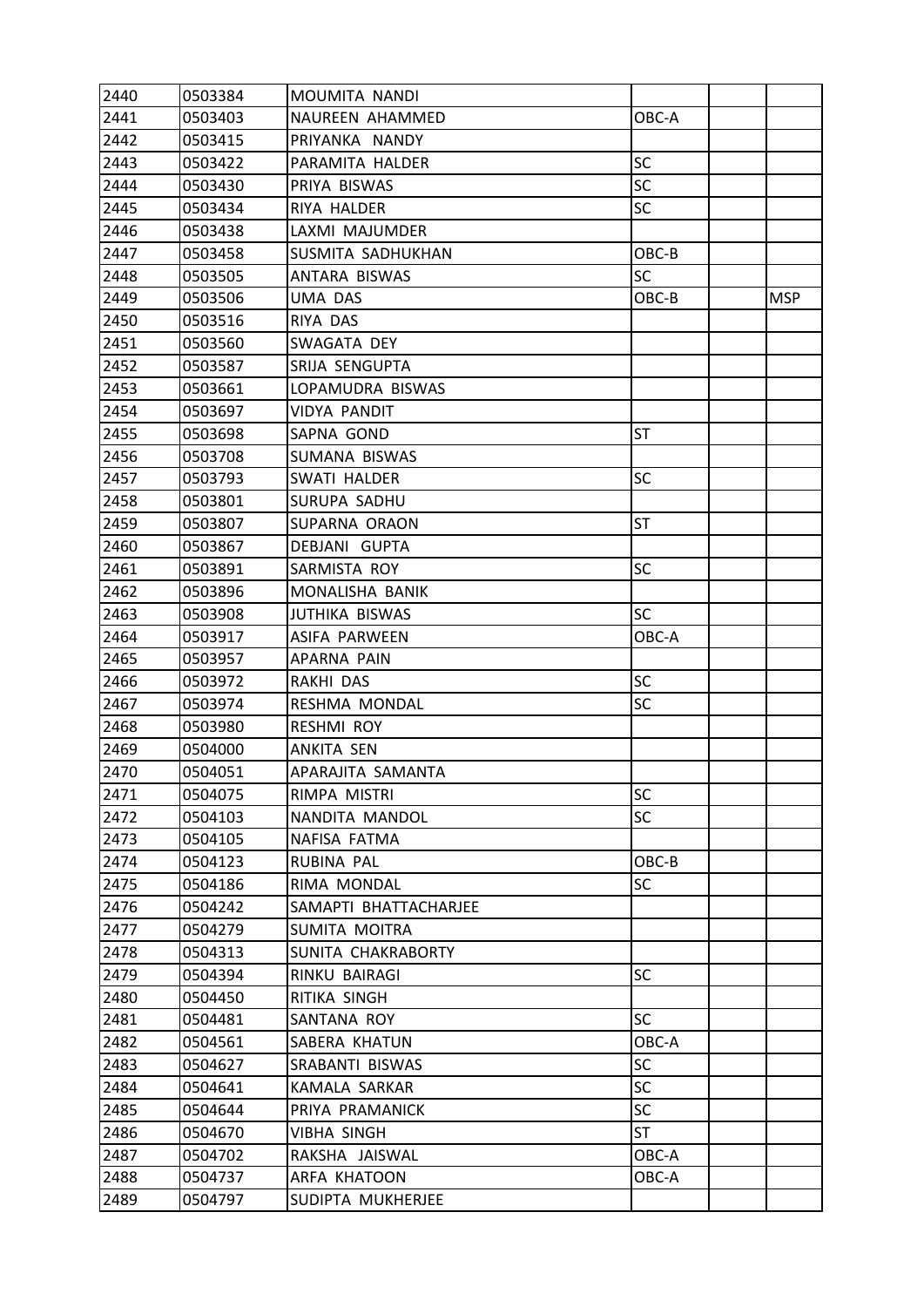| 2440 | 0503384 | MOUMITA NANDI | | | |
|---|---|---|---|---|---|
| 2441 | 0503403 | NAUREEN AHAMMED | OBC-A | | |
| 2442 | 0503415 | PRIYANKA NANDY | | | |
| 2443 | 0503422 | PARAMITA HALDER | SC | | |
| 2444 | 0503430 | PRIYA BISWAS | SC | | |
| 2445 | 0503434 | RIYA HALDER | SC | | |
| 2446 | 0503438 | LAXMI MAJUMDER | | | |
| 2447 | 0503458 | SUSMITA SADHUKHAN | OBC-B | | |
| 2448 | 0503505 | ANTARA BISWAS | SC | | |
| 2449 | 0503506 | UMA DAS | OBC-B | | MSP |
| 2450 | 0503516 | RIYA DAS | | | |
| 2451 | 0503560 | SWAGATA DEY | | | |
| 2452 | 0503587 | SRIJA SENGUPTA | | | |
| 2453 | 0503661 | LOPAMUDRA BISWAS | | | |
| 2454 | 0503697 | VIDYA PANDIT | | | |
| 2455 | 0503698 | SAPNA GOND | ST | | |
| 2456 | 0503708 | SUMANA BISWAS | | | |
| 2457 | 0503793 | SWATI HALDER | SC | | |
| 2458 | 0503801 | SURUPA SADHU | | | |
| 2459 | 0503807 | SUPARNA ORAON | ST | | |
| 2460 | 0503867 | DEBJANI GUPTA | | | |
| 2461 | 0503891 | SARMISTA ROY | SC | | |
| 2462 | 0503896 | MONALISHA BANIK | | | |
| 2463 | 0503908 | JUTHIKA BISWAS | SC | | |
| 2464 | 0503917 | ASIFA PARWEEN | OBC-A | | |
| 2465 | 0503957 | APARNA PAIN | | | |
| 2466 | 0503972 | RAKHI DAS | SC | | |
| 2467 | 0503974 | RESHMA MONDAL | SC | | |
| 2468 | 0503980 | RESHMI ROY | | | |
| 2469 | 0504000 | ANKITA SEN | | | |
| 2470 | 0504051 | APARAJITA SAMANTA | | | |
| 2471 | 0504075 | RIMPA MISTRI | SC | | |
| 2472 | 0504103 | NANDITA MANDOL | SC | | |
| 2473 | 0504105 | NAFISA FATMA | | | |
| 2474 | 0504123 | RUBINA PAL | OBC-B | | |
| 2475 | 0504186 | RIMA MONDAL | SC | | |
| 2476 | 0504242 | SAMAPTI BHATTACHARJEE | | | |
| 2477 | 0504279 | SUMITA MOITRA | | | |
| 2478 | 0504313 | SUNITA CHAKRABORTY | | | |
| 2479 | 0504394 | RINKU BAIRAGI | SC | | |
| 2480 | 0504450 | RITIKA SINGH | | | |
| 2481 | 0504481 | SANTANA ROY | SC | | |
| 2482 | 0504561 | SABERA KHATUN | OBC-A | | |
| 2483 | 0504627 | SRABANTI BISWAS | SC | | |
| 2484 | 0504641 | KAMALA SARKAR | SC | | |
| 2485 | 0504644 | PRIYA PRAMANICK | SC | | |
| 2486 | 0504670 | VIBHA SINGH | ST | | |
| 2487 | 0504702 | RAKSHA JAISWAL | OBC-A | | |
| 2488 | 0504737 | ARFA KHATOON | OBC-A | | |
| 2489 | 0504797 | SUDIPTA MUKHERJEE | | | |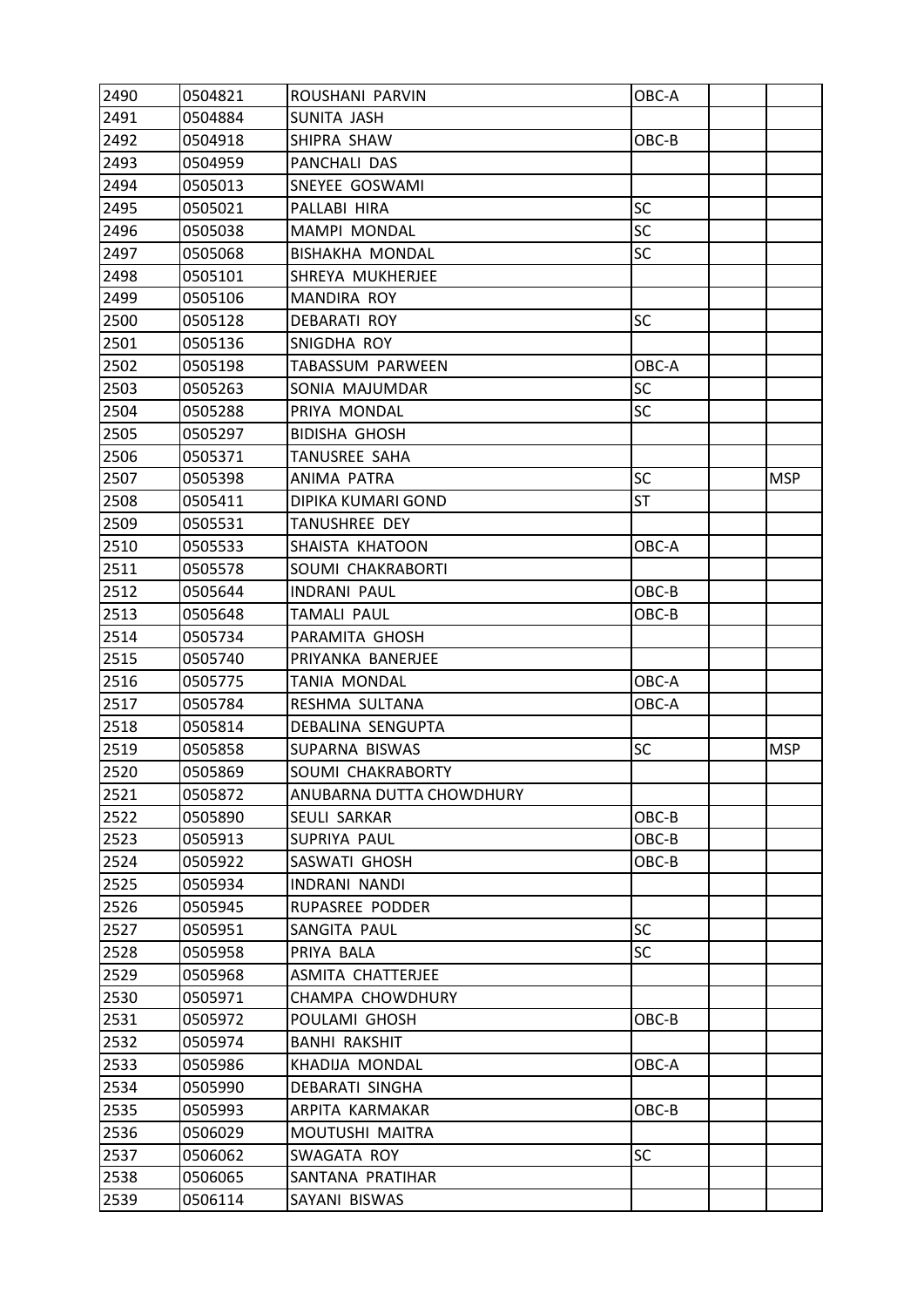| 2490 | 0504821 | ROUSHANI PARVIN | OBC-A | | |
|---|---|---|---|---|---|
| 2491 | 0504884 | SUNITA JASH | | | |
| 2492 | 0504918 | SHIPRA SHAW | OBC-B | | |
| 2493 | 0504959 | PANCHALI DAS | | | |
| 2494 | 0505013 | SNEYEE GOSWAMI | | | |
| 2495 | 0505021 | PALLABI HIRA | SC | | |
| 2496 | 0505038 | MAMPI MONDAL | SC | | |
| 2497 | 0505068 | BISHAKHA MONDAL | SC | | |
| 2498 | 0505101 | SHREYA MUKHERJEE | | | |
| 2499 | 0505106 | MANDIRA ROY | | | |
| 2500 | 0505128 | DEBARATI ROY | SC | | |
| 2501 | 0505136 | SNIGDHA ROY | | | |
| 2502 | 0505198 | TABASSUM PARWEEN | OBC-A | | |
| 2503 | 0505263 | SONIA MAJUMDAR | SC | | |
| 2504 | 0505288 | PRIYA MONDAL | SC | | |
| 2505 | 0505297 | BIDISHA GHOSH | | | |
| 2506 | 0505371 | TANUSREE SAHA | | | |
| 2507 | 0505398 | ANIMA PATRA | SC | | MSP |
| 2508 | 0505411 | DIPIKA KUMARI GOND | ST | | |
| 2509 | 0505531 | TANUSHREE DEY | | | |
| 2510 | 0505533 | SHAISTA KHATOON | OBC-A | | |
| 2511 | 0505578 | SOUMI CHAKRABORTI | | | |
| 2512 | 0505644 | INDRANI PAUL | OBC-B | | |
| 2513 | 0505648 | TAMALI PAUL | OBC-B | | |
| 2514 | 0505734 | PARAMITA GHOSH | | | |
| 2515 | 0505740 | PRIYANKA BANERJEE | | | |
| 2516 | 0505775 | TANIA MONDAL | OBC-A | | |
| 2517 | 0505784 | RESHMA SULTANA | OBC-A | | |
| 2518 | 0505814 | DEBALINA SENGUPTA | | | |
| 2519 | 0505858 | SUPARNA BISWAS | SC | | MSP |
| 2520 | 0505869 | SOUMI CHAKRABORTY | | | |
| 2521 | 0505872 | ANUBARNA DUTTA CHOWDHURY | | | |
| 2522 | 0505890 | SEULI SARKAR | OBC-B | | |
| 2523 | 0505913 | SUPRIYA PAUL | OBC-B | | |
| 2524 | 0505922 | SASWATI GHOSH | OBC-B | | |
| 2525 | 0505934 | INDRANI NANDI | | | |
| 2526 | 0505945 | RUPASREE PODDER | | | |
| 2527 | 0505951 | SANGITA PAUL | SC | | |
| 2528 | 0505958 | PRIYA BALA | SC | | |
| 2529 | 0505968 | ASMITA CHATTERJEE | | | |
| 2530 | 0505971 | CHAMPA CHOWDHURY | | | |
| 2531 | 0505972 | POULAMI GHOSH | OBC-B | | |
| 2532 | 0505974 | BANHI RAKSHIT | | | |
| 2533 | 0505986 | KHADIJA MONDAL | OBC-A | | |
| 2534 | 0505990 | DEBARATI SINGHA | | | |
| 2535 | 0505993 | ARPITA KARMAKAR | OBC-B | | |
| 2536 | 0506029 | MOUTUSHI MAITRA | | | |
| 2537 | 0506062 | SWAGATA ROY | SC | | |
| 2538 | 0506065 | SANTANA PRATIHAR | | | |
| 2539 | 0506114 | SAYANI BISWAS | | | |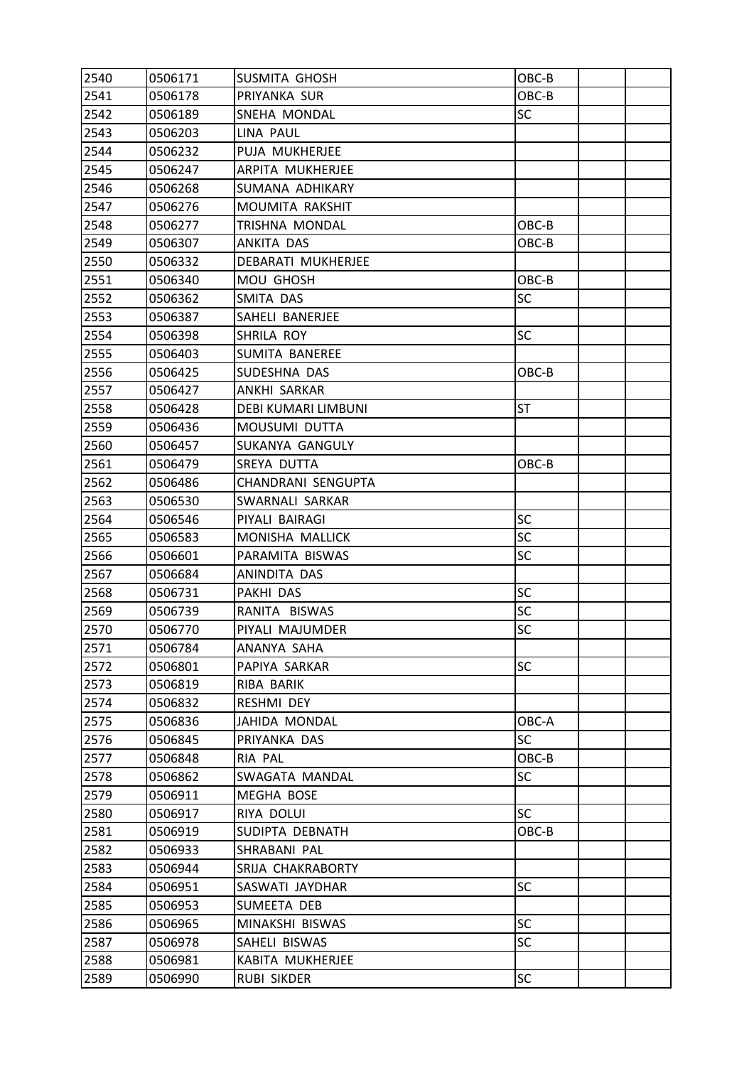| | | | | | |
|---|---|---|---|---|---|
| 2540 | 0506171 | SUSMITA GHOSH | OBC-B | | |
| 2541 | 0506178 | PRIYANKA SUR | OBC-B | | |
| 2542 | 0506189 | SNEHA MONDAL | SC | | |
| 2543 | 0506203 | LINA PAUL | | | |
| 2544 | 0506232 | PUJA MUKHERJEE | | | |
| 2545 | 0506247 | ARPITA MUKHERJEE | | | |
| 2546 | 0506268 | SUMANA ADHIKARY | | | |
| 2547 | 0506276 | MOUMITA RAKSHIT | | | |
| 2548 | 0506277 | TRISHNA MONDAL | OBC-B | | |
| 2549 | 0506307 | ANKITA DAS | OBC-B | | |
| 2550 | 0506332 | DEBARATI MUKHERJEE | | | |
| 2551 | 0506340 | MOU GHOSH | OBC-B | | |
| 2552 | 0506362 | SMITA DAS | SC | | |
| 2553 | 0506387 | SAHELI BANERJEE | | | |
| 2554 | 0506398 | SHRILA ROY | SC | | |
| 2555 | 0506403 | SUMITA BANEREE | | | |
| 2556 | 0506425 | SUDESHNA DAS | OBC-B | | |
| 2557 | 0506427 | ANKHI SARKAR | | | |
| 2558 | 0506428 | DEBI KUMARI LIMBUNI | ST | | |
| 2559 | 0506436 | MOUSUMI DUTTA | | | |
| 2560 | 0506457 | SUKANYA GANGULY | | | |
| 2561 | 0506479 | SREYA DUTTA | OBC-B | | |
| 2562 | 0506486 | CHANDRANI SENGUPTA | | | |
| 2563 | 0506530 | SWARNALI SARKAR | | | |
| 2564 | 0506546 | PIYALI BAIRAGI | SC | | |
| 2565 | 0506583 | MONISHA MALLICK | SC | | |
| 2566 | 0506601 | PARAMITA BISWAS | SC | | |
| 2567 | 0506684 | ANINDITA DAS | | | |
| 2568 | 0506731 | PAKHI DAS | SC | | |
| 2569 | 0506739 | RANITA BISWAS | SC | | |
| 2570 | 0506770 | PIYALI MAJUMDER | SC | | |
| 2571 | 0506784 | ANANYA SAHA | | | |
| 2572 | 0506801 | PAPIYA SARKAR | SC | | |
| 2573 | 0506819 | RIBA BARIK | | | |
| 2574 | 0506832 | RESHMI DEY | | | |
| 2575 | 0506836 | JAHIDA MONDAL | OBC-A | | |
| 2576 | 0506845 | PRIYANKA DAS | SC | | |
| 2577 | 0506848 | RIA PAL | OBC-B | | |
| 2578 | 0506862 | SWAGATA MANDAL | SC | | |
| 2579 | 0506911 | MEGHA BOSE | | | |
| 2580 | 0506917 | RIYA DOLUI | SC | | |
| 2581 | 0506919 | SUDIPTA DEBNATH | OBC-B | | |
| 2582 | 0506933 | SHRABANI PAL | | | |
| 2583 | 0506944 | SRIJA CHAKRABORTY | | | |
| 2584 | 0506951 | SASWATI JAYDHAR | SC | | |
| 2585 | 0506953 | SUMEETA DEB | | | |
| 2586 | 0506965 | MINAKSHI BISWAS | SC | | |
| 2587 | 0506978 | SAHELI BISWAS | SC | | |
| 2588 | 0506981 | KABITA MUKHERJEE | | | |
| 2589 | 0506990 | RUBI SIKDER | SC | | |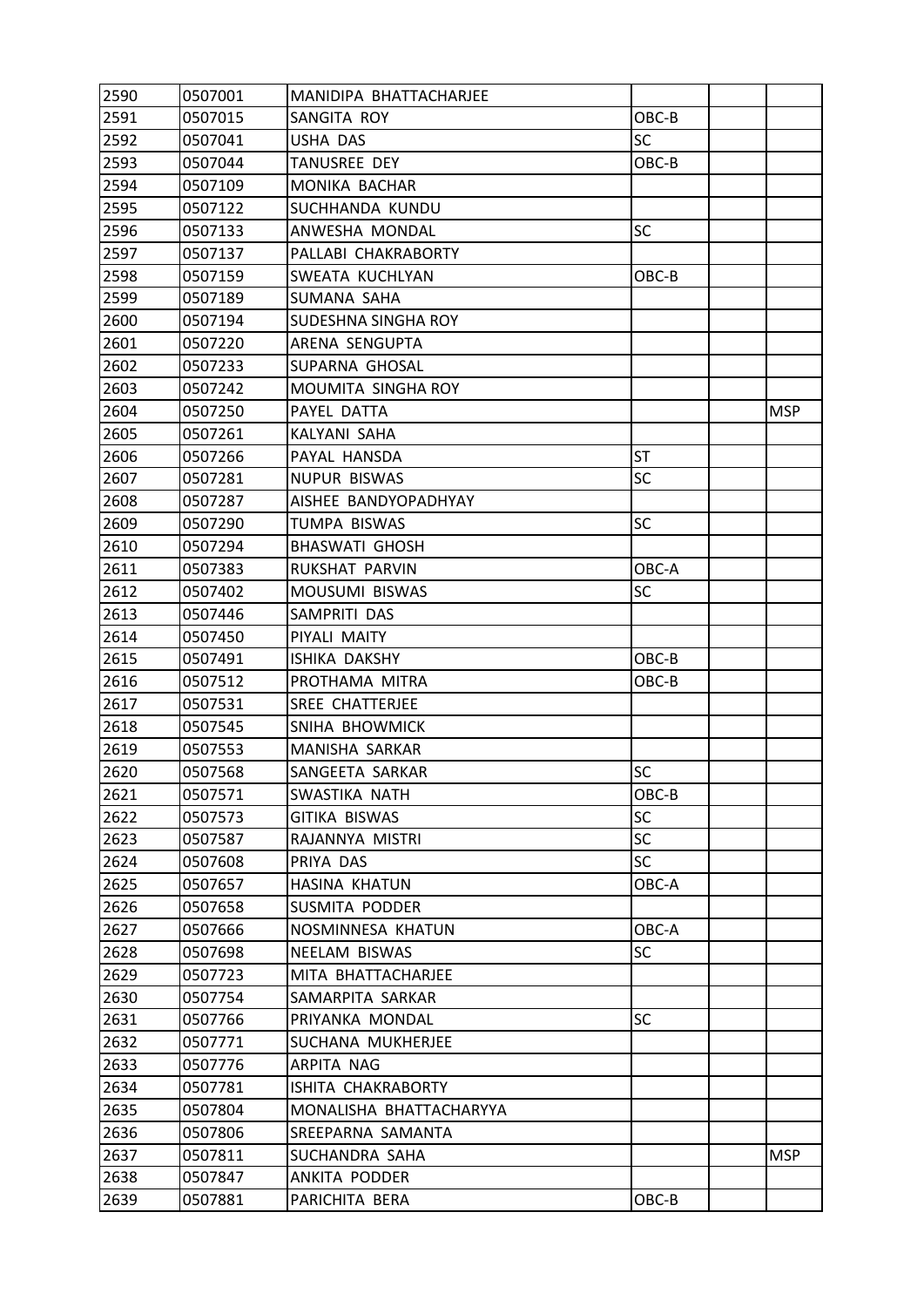| 2590 | 0507001 | MANIDIPA BHATTACHARJEE | | | |
|---|---|---|---|---|---|
| 2591 | 0507015 | SANGITA ROY | OBC-B | | |
| 2592 | 0507041 | USHA DAS | SC | | |
| 2593 | 0507044 | TANUSREE DEY | OBC-B | | |
| 2594 | 0507109 | MONIKA BACHAR | | | |
| 2595 | 0507122 | SUCHHANDA KUNDU | | | |
| 2596 | 0507133 | ANWESHA MONDAL | SC | | |
| 2597 | 0507137 | PALLABI CHAKRABORTY | | | |
| 2598 | 0507159 | SWEATA KUCHLYAN | OBC-B | | |
| 2599 | 0507189 | SUMANA SAHA | | | |
| 2600 | 0507194 | SUDESHNA SINGHA ROY | | | |
| 2601 | 0507220 | ARENA SENGUPTA | | | |
| 2602 | 0507233 | SUPARNA GHOSAL | | | |
| 2603 | 0507242 | MOUMITA SINGHA ROY | | | |
| 2604 | 0507250 | PAYEL DATTA | | | MSP |
| 2605 | 0507261 | KALYANI SAHA | | | |
| 2606 | 0507266 | PAYAL HANSDA | ST | | |
| 2607 | 0507281 | NUPUR BISWAS | SC | | |
| 2608 | 0507287 | AISHEE BANDYOPADHYAY | | | |
| 2609 | 0507290 | TUMPA BISWAS | SC | | |
| 2610 | 0507294 | BHASWATI GHOSH | | | |
| 2611 | 0507383 | RUKSHAT PARVIN | OBC-A | | |
| 2612 | 0507402 | MOUSUMI BISWAS | SC | | |
| 2613 | 0507446 | SAMPRITI DAS | | | |
| 2614 | 0507450 | PIYALI MAITY | | | |
| 2615 | 0507491 | ISHIKA DAKSHY | OBC-B | | |
| 2616 | 0507512 | PROTHAMA MITRA | OBC-B | | |
| 2617 | 0507531 | SREE CHATTERJEE | | | |
| 2618 | 0507545 | SNIHA BHOWMICK | | | |
| 2619 | 0507553 | MANISHA SARKAR | | | |
| 2620 | 0507568 | SANGEETA SARKAR | SC | | |
| 2621 | 0507571 | SWASTIKA NATH | OBC-B | | |
| 2622 | 0507573 | GITIKA BISWAS | SC | | |
| 2623 | 0507587 | RAJANNYA MISTRI | SC | | |
| 2624 | 0507608 | PRIYA DAS | SC | | |
| 2625 | 0507657 | HASINA KHATUN | OBC-A | | |
| 2626 | 0507658 | SUSMITA PODDER | | | |
| 2627 | 0507666 | NOSMINNESA KHATUN | OBC-A | | |
| 2628 | 0507698 | NEELAM BISWAS | SC | | |
| 2629 | 0507723 | MITA BHATTACHARJEE | | | |
| 2630 | 0507754 | SAMARPITA SARKAR | | | |
| 2631 | 0507766 | PRIYANKA MONDAL | SC | | |
| 2632 | 0507771 | SUCHANA MUKHERJEE | | | |
| 2633 | 0507776 | ARPITA NAG | | | |
| 2634 | 0507781 | ISHITA CHAKRABORTY | | | |
| 2635 | 0507804 | MONALISHA BHATTACHARYYA | | | |
| 2636 | 0507806 | SREEPARNA SAMANTA | | | |
| 2637 | 0507811 | SUCHANDRA SAHA | | | MSP |
| 2638 | 0507847 | ANKITA PODDER | | | |
| 2639 | 0507881 | PARICHITA BERA | OBC-B | | |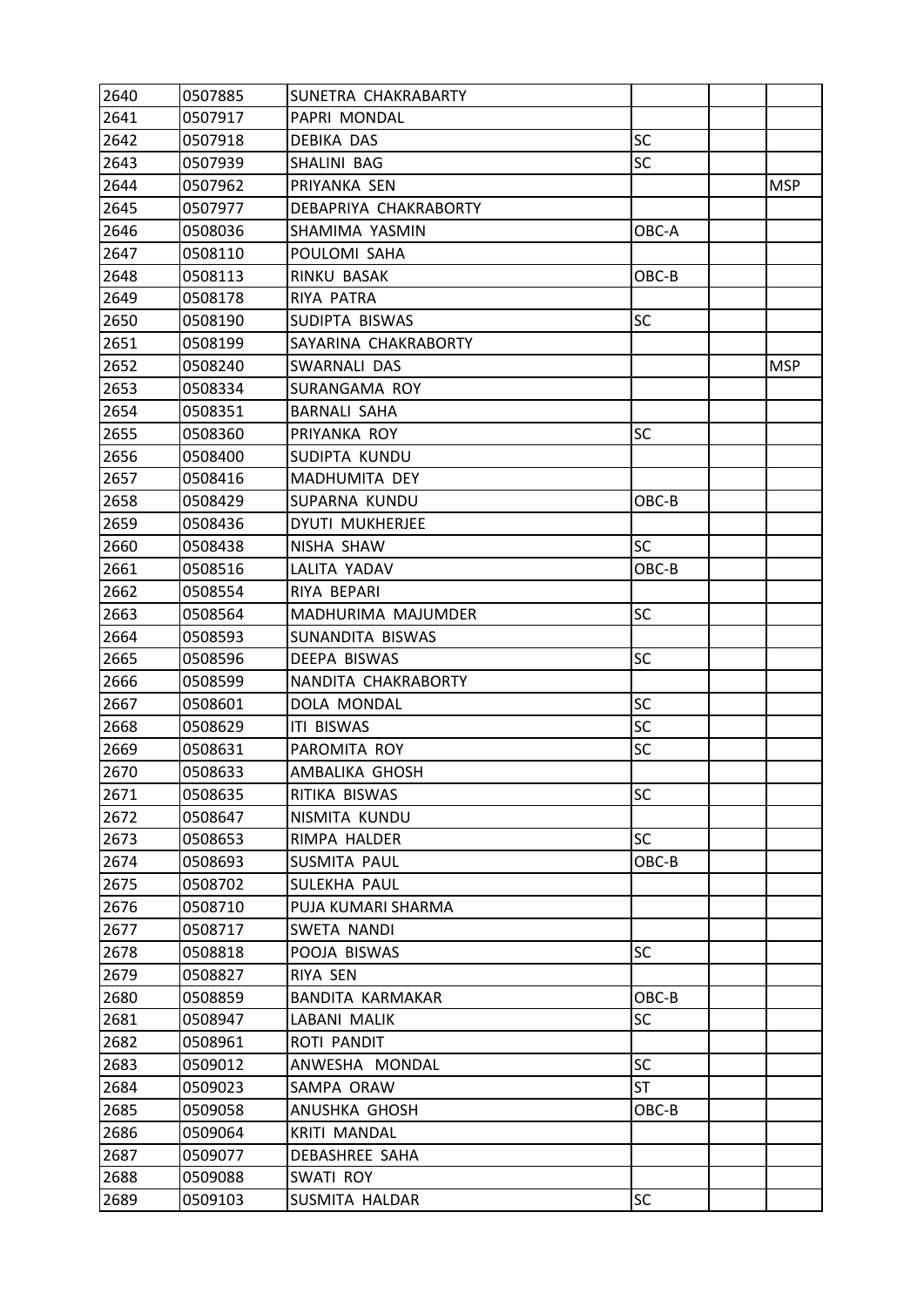| | | | | | |
|---|---|---|---|---|---|
| 2640 | 0507885 | SUNETRA CHAKRABARTY | | | |
| 2641 | 0507917 | PAPRI MONDAL | | | |
| 2642 | 0507918 | DEBIKA DAS | SC | | |
| 2643 | 0507939 | SHALINI BAG | SC | | |
| 2644 | 0507962 | PRIYANKA SEN | | | MSP |
| 2645 | 0507977 | DEBAPRIYA CHAKRABORTY | | | |
| 2646 | 0508036 | SHAMIMA YASMIN | OBC-A | | |
| 2647 | 0508110 | POULOMI SAHA | | | |
| 2648 | 0508113 | RINKU BASAK | OBC-B | | |
| 2649 | 0508178 | RIYA PATRA | | | |
| 2650 | 0508190 | SUDIPTA BISWAS | SC | | |
| 2651 | 0508199 | SAYARINA CHAKRABORTY | | | |
| 2652 | 0508240 | SWARNALI DAS | | | MSP |
| 2653 | 0508334 | SURANGAMA ROY | | | |
| 2654 | 0508351 | BARNALI SAHA | | | |
| 2655 | 0508360 | PRIYANKA ROY | SC | | |
| 2656 | 0508400 | SUDIPTA KUNDU | | | |
| 2657 | 0508416 | MADHUMITA DEY | | | |
| 2658 | 0508429 | SUPARNA KUNDU | OBC-B | | |
| 2659 | 0508436 | DYUTI MUKHERJEE | | | |
| 2660 | 0508438 | NISHA SHAW | SC | | |
| 2661 | 0508516 | LALITA YADAV | OBC-B | | |
| 2662 | 0508554 | RIYA BEPARI | | | |
| 2663 | 0508564 | MADHURIMA MAJUMDER | SC | | |
| 2664 | 0508593 | SUNANDITA BISWAS | | | |
| 2665 | 0508596 | DEEPA BISWAS | SC | | |
| 2666 | 0508599 | NANDITA CHAKRABORTY | | | |
| 2667 | 0508601 | DOLA MONDAL | SC | | |
| 2668 | 0508629 | ITI BISWAS | SC | | |
| 2669 | 0508631 | PAROMITA ROY | SC | | |
| 2670 | 0508633 | AMBALIKA GHOSH | | | |
| 2671 | 0508635 | RITIKA BISWAS | SC | | |
| 2672 | 0508647 | NISMITA KUNDU | | | |
| 2673 | 0508653 | RIMPA HALDER | SC | | |
| 2674 | 0508693 | SUSMITA PAUL | OBC-B | | |
| 2675 | 0508702 | SULEKHA PAUL | | | |
| 2676 | 0508710 | PUJA KUMARI SHARMA | | | |
| 2677 | 0508717 | SWETA NANDI | | | |
| 2678 | 0508818 | POOJA BISWAS | SC | | |
| 2679 | 0508827 | RIYA SEN | | | |
| 2680 | 0508859 | BANDITA KARMAKAR | OBC-B | | |
| 2681 | 0508947 | LABANI MALIK | SC | | |
| 2682 | 0508961 | ROTI PANDIT | | | |
| 2683 | 0509012 | ANWESHA MONDAL | SC | | |
| 2684 | 0509023 | SAMPA ORAW | ST | | |
| 2685 | 0509058 | ANUSHKA GHOSH | OBC-B | | |
| 2686 | 0509064 | KRITI MANDAL | | | |
| 2687 | 0509077 | DEBASHREE SAHA | | | |
| 2688 | 0509088 | SWATI ROY | | | |
| 2689 | 0509103 | SUSMITA HALDAR | SC | | |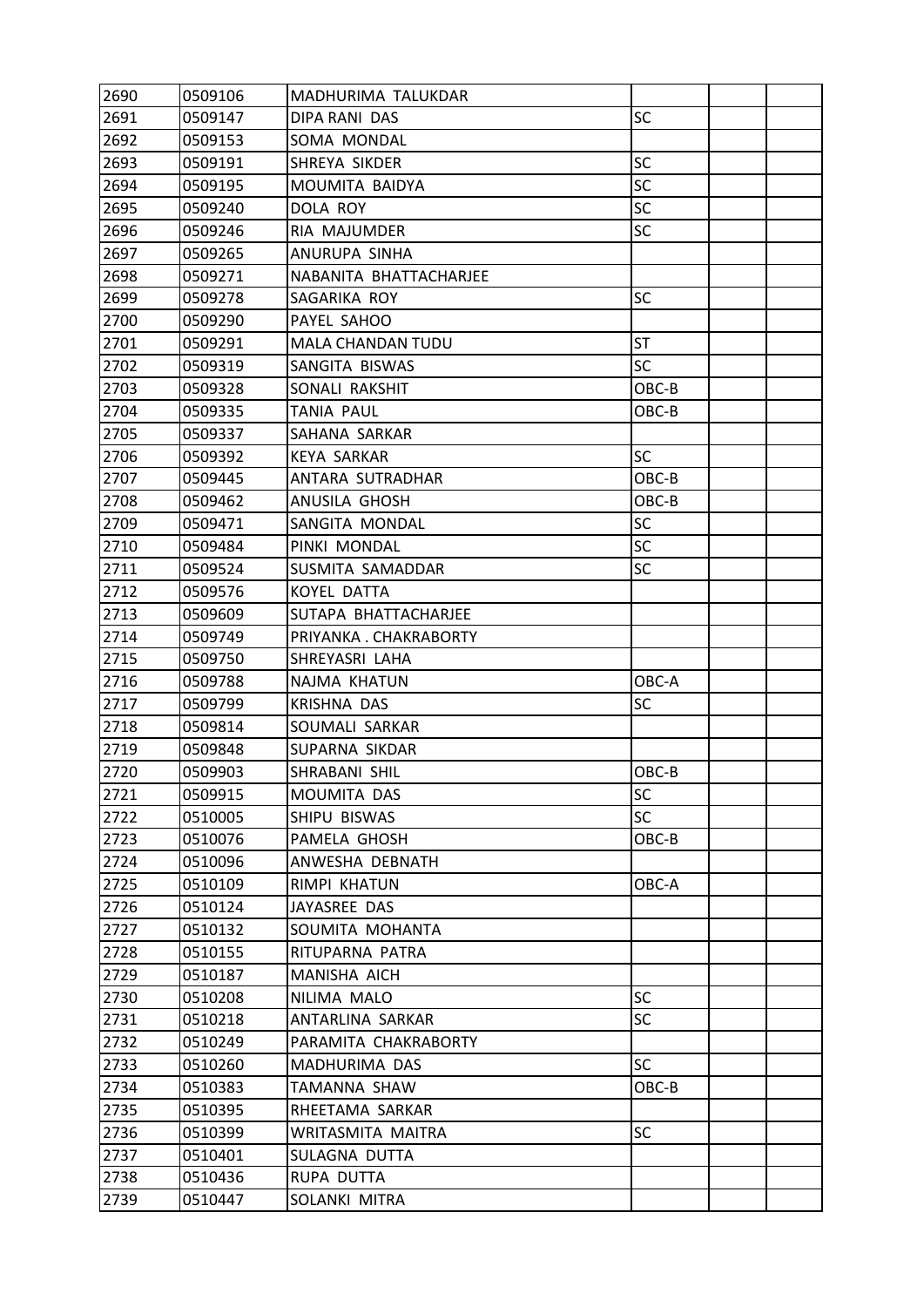| 2690 | 0509106 | MADHURIMA TALUKDAR | | | |
|---|---|---|---|---|---|
| 2691 | 0509147 | DIPA RANI DAS | SC | | |
| 2692 | 0509153 | SOMA MONDAL | | | |
| 2693 | 0509191 | SHREYA SIKDER | SC | | |
| 2694 | 0509195 | MOUMITA BAIDYA | SC | | |
| 2695 | 0509240 | DOLA ROY | SC | | |
| 2696 | 0509246 | RIA MAJUMDER | SC | | |
| 2697 | 0509265 | ANURUPA SINHA | | | |
| 2698 | 0509271 | NABANITA BHATTACHARJEE | | | |
| 2699 | 0509278 | SAGARIKA ROY | SC | | |
| 2700 | 0509290 | PAYEL SAHOO | | | |
| 2701 | 0509291 | MALA CHANDAN TUDU | ST | | |
| 2702 | 0509319 | SANGITA BISWAS | SC | | |
| 2703 | 0509328 | SONALI RAKSHIT | OBC-B | | |
| 2704 | 0509335 | TANIA PAUL | OBC-B | | |
| 2705 | 0509337 | SAHANA SARKAR | | | |
| 2706 | 0509392 | KEYA SARKAR | SC | | |
| 2707 | 0509445 | ANTARA SUTRADHAR | OBC-B | | |
| 2708 | 0509462 | ANUSILA GHOSH | OBC-B | | |
| 2709 | 0509471 | SANGITA MONDAL | SC | | |
| 2710 | 0509484 | PINKI MONDAL | SC | | |
| 2711 | 0509524 | SUSMITA SAMADDAR | SC | | |
| 2712 | 0509576 | KOYEL DATTA | | | |
| 2713 | 0509609 | SUTAPA BHATTACHARJEE | | | |
| 2714 | 0509749 | PRIYANKA . CHAKRABORTY | | | |
| 2715 | 0509750 | SHREYASRI LAHA | | | |
| 2716 | 0509788 | NAJMA KHATUN | OBC-A | | |
| 2717 | 0509799 | KRISHNA DAS | SC | | |
| 2718 | 0509814 | SOUMALI SARKAR | | | |
| 2719 | 0509848 | SUPARNA SIKDAR | | | |
| 2720 | 0509903 | SHRABANI SHIL | OBC-B | | |
| 2721 | 0509915 | MOUMITA DAS | SC | | |
| 2722 | 0510005 | SHIPU BISWAS | SC | | |
| 2723 | 0510076 | PAMELA GHOSH | OBC-B | | |
| 2724 | 0510096 | ANWESHA DEBNATH | | | |
| 2725 | 0510109 | RIMPI KHATUN | OBC-A | | |
| 2726 | 0510124 | JAYASREE DAS | | | |
| 2727 | 0510132 | SOUMITA MOHANTA | | | |
| 2728 | 0510155 | RITUPARNA PATRA | | | |
| 2729 | 0510187 | MANISHA AICH | | | |
| 2730 | 0510208 | NILIMA MALO | SC | | |
| 2731 | 0510218 | ANTARLINA SARKAR | SC | | |
| 2732 | 0510249 | PARAMITA CHAKRABORTY | | | |
| 2733 | 0510260 | MADHURIMA DAS | SC | | |
| 2734 | 0510383 | TAMANNA SHAW | OBC-B | | |
| 2735 | 0510395 | RHEETAMA SARKAR | | | |
| 2736 | 0510399 | WRITASMITA MAITRA | SC | | |
| 2737 | 0510401 | SULAGNA DUTTA | | | |
| 2738 | 0510436 | RUPA DUTTA | | | |
| 2739 | 0510447 | SOLANKI MITRA | | | |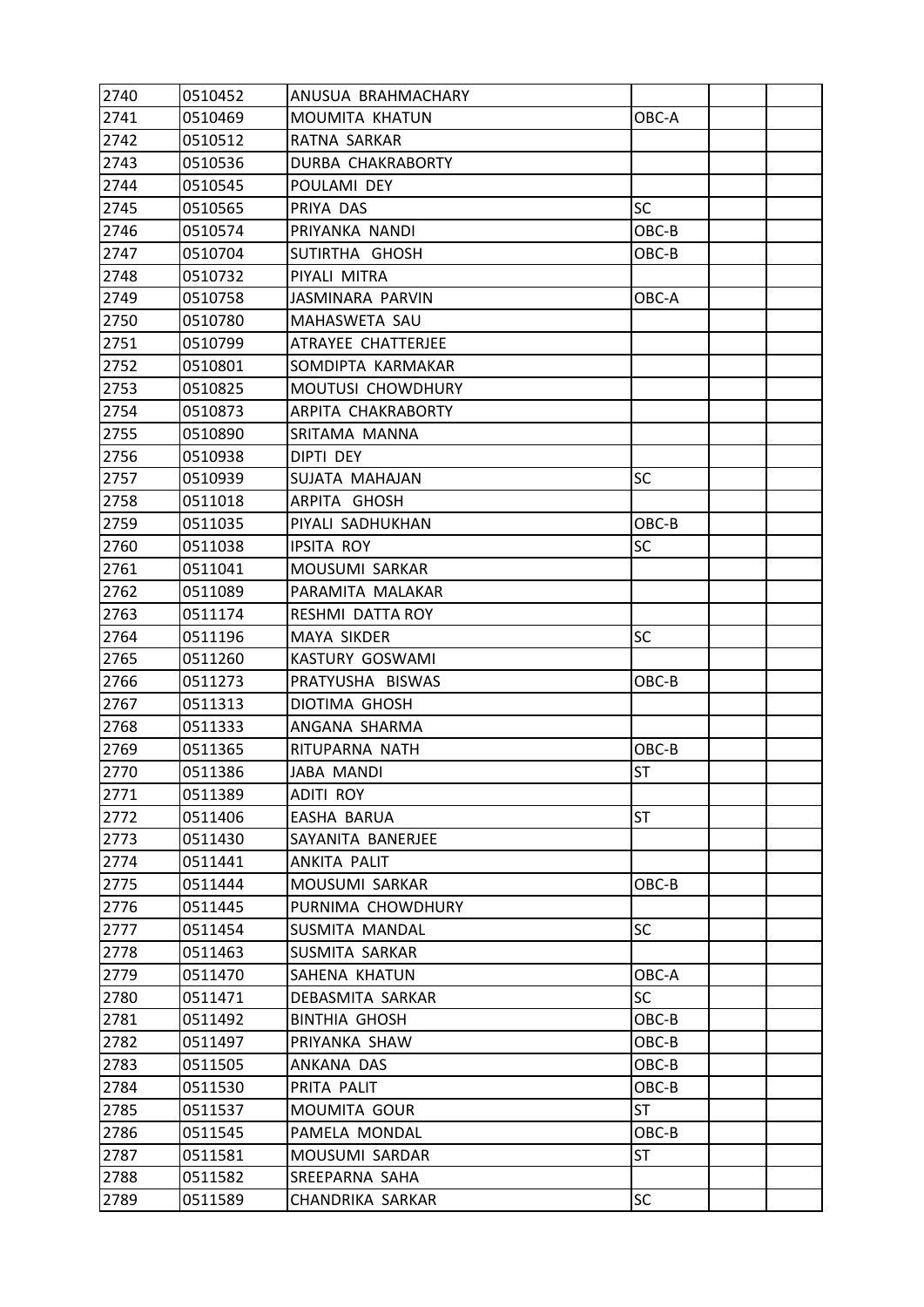| | | | | | |
|---|---|---|---|---|---|
| 2740 | 0510452 | ANUSUA BRAHMACHARY | | | |
| 2741 | 0510469 | MOUMITA KHATUN | OBC-A | | |
| 2742 | 0510512 | RATNA SARKAR | | | |
| 2743 | 0510536 | DURBA CHAKRABORTY | | | |
| 2744 | 0510545 | POULAMI DEY | | | |
| 2745 | 0510565 | PRIYA DAS | SC | | |
| 2746 | 0510574 | PRIYANKA NANDI | OBC-B | | |
| 2747 | 0510704 | SUTIRTHA GHOSH | OBC-B | | |
| 2748 | 0510732 | PIYALI MITRA | | | |
| 2749 | 0510758 | JASMINARA PARVIN | OBC-A | | |
| 2750 | 0510780 | MAHASWETA SAU | | | |
| 2751 | 0510799 | ATRAYEE CHATTERJEE | | | |
| 2752 | 0510801 | SOMDIPTA KARMAKAR | | | |
| 2753 | 0510825 | MOUTUSI CHOWDHURY | | | |
| 2754 | 0510873 | ARPITA CHAKRABORTY | | | |
| 2755 | 0510890 | SRITAMA MANNA | | | |
| 2756 | 0510938 | DIPTI DEY | | | |
| 2757 | 0510939 | SUJATA MAHAJAN | SC | | |
| 2758 | 0511018 | ARPITA GHOSH | | | |
| 2759 | 0511035 | PIYALI SADHUKHAN | OBC-B | | |
| 2760 | 0511038 | IPSITA ROY | SC | | |
| 2761 | 0511041 | MOUSUMI SARKAR | | | |
| 2762 | 0511089 | PARAMITA MALAKAR | | | |
| 2763 | 0511174 | RESHMI DATTA ROY | | | |
| 2764 | 0511196 | MAYA SIKDER | SC | | |
| 2765 | 0511260 | KASTURY GOSWAMI | | | |
| 2766 | 0511273 | PRATYUSHA BISWAS | OBC-B | | |
| 2767 | 0511313 | DIOTIMA GHOSH | | | |
| 2768 | 0511333 | ANGANA SHARMA | | | |
| 2769 | 0511365 | RITUPARNA NATH | OBC-B | | |
| 2770 | 0511386 | JABA MANDI | ST | | |
| 2771 | 0511389 | ADITI ROY | | | |
| 2772 | 0511406 | EASHA BARUA | ST | | |
| 2773 | 0511430 | SAYANITA BANERJEE | | | |
| 2774 | 0511441 | ANKITA PALIT | | | |
| 2775 | 0511444 | MOUSUMI SARKAR | OBC-B | | |
| 2776 | 0511445 | PURNIMA CHOWDHURY | | | |
| 2777 | 0511454 | SUSMITA MANDAL | SC | | |
| 2778 | 0511463 | SUSMITA SARKAR | | | |
| 2779 | 0511470 | SAHENA KHATUN | OBC-A | | |
| 2780 | 0511471 | DEBASMITA SARKAR | SC | | |
| 2781 | 0511492 | BINTHIA GHOSH | OBC-B | | |
| 2782 | 0511497 | PRIYANKA SHAW | OBC-B | | |
| 2783 | 0511505 | ANKANA DAS | OBC-B | | |
| 2784 | 0511530 | PRITA PALIT | OBC-B | | |
| 2785 | 0511537 | MOUMITA GOUR | ST | | |
| 2786 | 0511545 | PAMELA MONDAL | OBC-B | | |
| 2787 | 0511581 | MOUSUMI SARDAR | ST | | |
| 2788 | 0511582 | SREEPARNA SAHA | | | |
| 2789 | 0511589 | CHANDRIKA SARKAR | SC | | |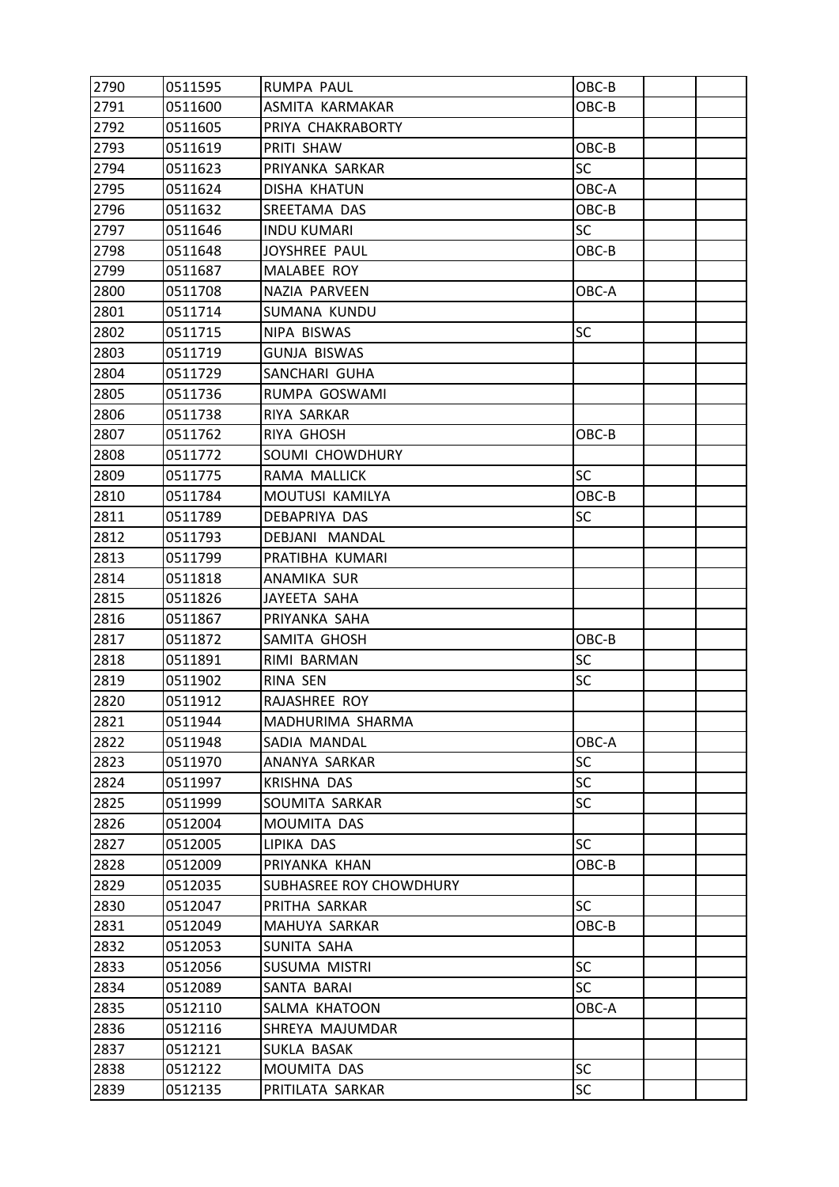| | | | | | |
|---|---|---|---|---|---|
| 2790 | 0511595 | RUMPA PAUL | OBC-B | | |
| 2791 | 0511600 | ASMITA KARMAKAR | OBC-B | | |
| 2792 | 0511605 | PRIYA CHAKRABORTY | | | |
| 2793 | 0511619 | PRITI SHAW | OBC-B | | |
| 2794 | 0511623 | PRIYANKA SARKAR | SC | | |
| 2795 | 0511624 | DISHA KHATUN | OBC-A | | |
| 2796 | 0511632 | SREETAMA DAS | OBC-B | | |
| 2797 | 0511646 | INDU KUMARI | SC | | |
| 2798 | 0511648 | JOYSHREE PAUL | OBC-B | | |
| 2799 | 0511687 | MALABEE ROY | | | |
| 2800 | 0511708 | NAZIA PARVEEN | OBC-A | | |
| 2801 | 0511714 | SUMANA KUNDU | | | |
| 2802 | 0511715 | NIPA BISWAS | SC | | |
| 2803 | 0511719 | GUNJA BISWAS | | | |
| 2804 | 0511729 | SANCHARI GUHA | | | |
| 2805 | 0511736 | RUMPA GOSWAMI | | | |
| 2806 | 0511738 | RIYA SARKAR | | | |
| 2807 | 0511762 | RIYA GHOSH | OBC-B | | |
| 2808 | 0511772 | SOUMI CHOWDHURY | | | |
| 2809 | 0511775 | RAMA MALLICK | SC | | |
| 2810 | 0511784 | MOUTUSI KAMILYA | OBC-B | | |
| 2811 | 0511789 | DEBAPRIYA DAS | SC | | |
| 2812 | 0511793 | DEBJANI MANDAL | | | |
| 2813 | 0511799 | PRATIBHA KUMARI | | | |
| 2814 | 0511818 | ANAMIKA SUR | | | |
| 2815 | 0511826 | JAYEETA SAHA | | | |
| 2816 | 0511867 | PRIYANKA SAHA | | | |
| 2817 | 0511872 | SAMITA GHOSH | OBC-B | | |
| 2818 | 0511891 | RIMI BARMAN | SC | | |
| 2819 | 0511902 | RINA SEN | SC | | |
| 2820 | 0511912 | RAJASHREE ROY | | | |
| 2821 | 0511944 | MADHURIMA SHARMA | | | |
| 2822 | 0511948 | SADIA MANDAL | OBC-A | | |
| 2823 | 0511970 | ANANYA SARKAR | SC | | |
| 2824 | 0511997 | KRISHNA DAS | SC | | |
| 2825 | 0511999 | SOUMITA SARKAR | SC | | |
| 2826 | 0512004 | MOUMITA DAS | | | |
| 2827 | 0512005 | LIPIKA DAS | SC | | |
| 2828 | 0512009 | PRIYANKA KHAN | OBC-B | | |
| 2829 | 0512035 | SUBHASREE ROY CHOWDHURY | | | |
| 2830 | 0512047 | PRITHA SARKAR | SC | | |
| 2831 | 0512049 | MAHUYA SARKAR | OBC-B | | |
| 2832 | 0512053 | SUNITA SAHA | | | |
| 2833 | 0512056 | SUSUMA MISTRI | SC | | |
| 2834 | 0512089 | SANTA BARAI | SC | | |
| 2835 | 0512110 | SALMA KHATOON | OBC-A | | |
| 2836 | 0512116 | SHREYA MAJUMDAR | | | |
| 2837 | 0512121 | SUKLA BASAK | | | |
| 2838 | 0512122 | MOUMITA DAS | SC | | |
| 2839 | 0512135 | PRITILATA SARKAR | SC | | |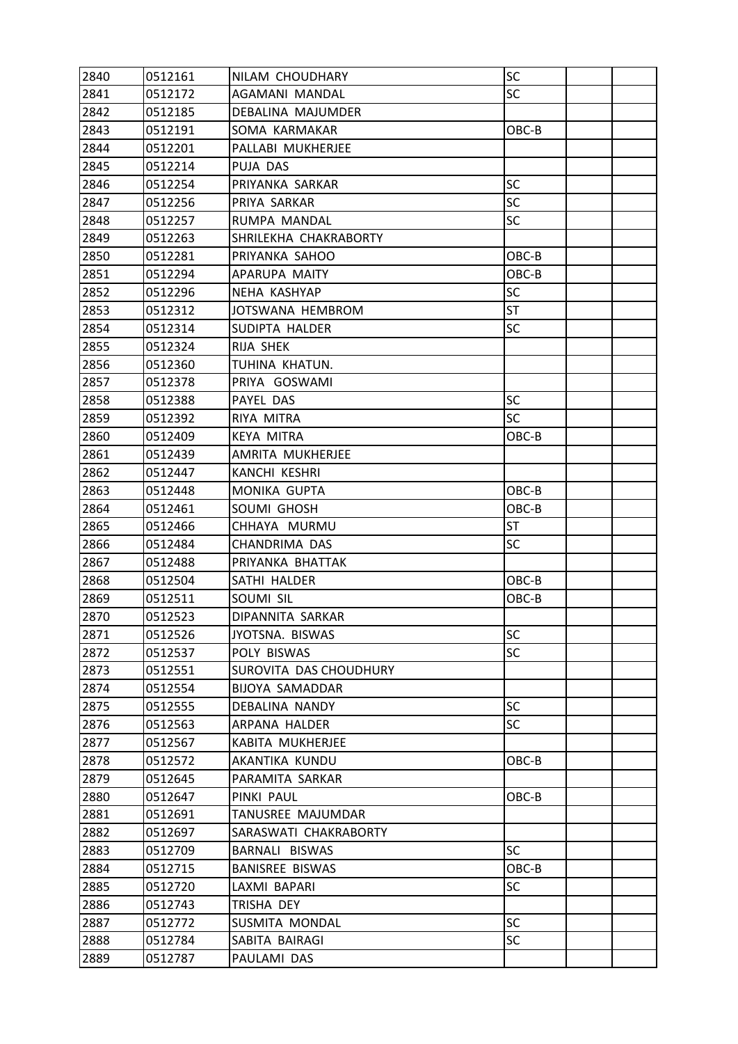| | | | | | |
|---|---|---|---|---|---|
| 2840 | 0512161 | NILAM CHOUDHARY | SC | | |
| 2841 | 0512172 | AGAMANI MANDAL | SC | | |
| 2842 | 0512185 | DEBALINA MAJUMDER | | | |
| 2843 | 0512191 | SOMA KARMAKAR | OBC-B | | |
| 2844 | 0512201 | PALLABI MUKHERJEE | | | |
| 2845 | 0512214 | PUJA DAS | | | |
| 2846 | 0512254 | PRIYANKA SARKAR | SC | | |
| 2847 | 0512256 | PRIYA SARKAR | SC | | |
| 2848 | 0512257 | RUMPA MANDAL | SC | | |
| 2849 | 0512263 | SHRILEKHA CHAKRABORTY | | | |
| 2850 | 0512281 | PRIYANKA SAHOO | OBC-B | | |
| 2851 | 0512294 | APARUPA MAITY | OBC-B | | |
| 2852 | 0512296 | NEHA KASHYAP | SC | | |
| 2853 | 0512312 | JOTSWANA HEMBROM | ST | | |
| 2854 | 0512314 | SUDIPTA HALDER | SC | | |
| 2855 | 0512324 | RIJA SHEK | | | |
| 2856 | 0512360 | TUHINA KHATUN. | | | |
| 2857 | 0512378 | PRIYA GOSWAMI | | | |
| 2858 | 0512388 | PAYEL DAS | SC | | |
| 2859 | 0512392 | RIYA MITRA | SC | | |
| 2860 | 0512409 | KEYA MITRA | OBC-B | | |
| 2861 | 0512439 | AMRITA MUKHERJEE | | | |
| 2862 | 0512447 | KANCHI KESHRI | | | |
| 2863 | 0512448 | MONIKA GUPTA | OBC-B | | |
| 2864 | 0512461 | SOUMI GHOSH | OBC-B | | |
| 2865 | 0512466 | CHHAYA MURMU | ST | | |
| 2866 | 0512484 | CHANDRIMA DAS | SC | | |
| 2867 | 0512488 | PRIYANKA BHATTAK | | | |
| 2868 | 0512504 | SATHI HALDER | OBC-B | | |
| 2869 | 0512511 | SOUMI SIL | OBC-B | | |
| 2870 | 0512523 | DIPANNITA SARKAR | | | |
| 2871 | 0512526 | JYOTSNA. BISWAS | SC | | |
| 2872 | 0512537 | POLY BISWAS | SC | | |
| 2873 | 0512551 | SUROVITA DAS CHOUDHURY | | | |
| 2874 | 0512554 | BIJOYA SAMADDAR | | | |
| 2875 | 0512555 | DEBALINA NANDY | SC | | |
| 2876 | 0512563 | ARPANA HALDER | SC | | |
| 2877 | 0512567 | KABITA MUKHERJEE | | | |
| 2878 | 0512572 | AKANTIKA KUNDU | OBC-B | | |
| 2879 | 0512645 | PARAMITA SARKAR | | | |
| 2880 | 0512647 | PINKI PAUL | OBC-B | | |
| 2881 | 0512691 | TANUSREE MAJUMDAR | | | |
| 2882 | 0512697 | SARASWATI CHAKRABORTY | | | |
| 2883 | 0512709 | BARNALI BISWAS | SC | | |
| 2884 | 0512715 | BANISREE BISWAS | OBC-B | | |
| 2885 | 0512720 | LAXMI BAPARI | SC | | |
| 2886 | 0512743 | TRISHA DEY | | | |
| 2887 | 0512772 | SUSMITA MONDAL | SC | | |
| 2888 | 0512784 | SABITA BAIRAGI | SC | | |
| 2889 | 0512787 | PAULAMI DAS | | | |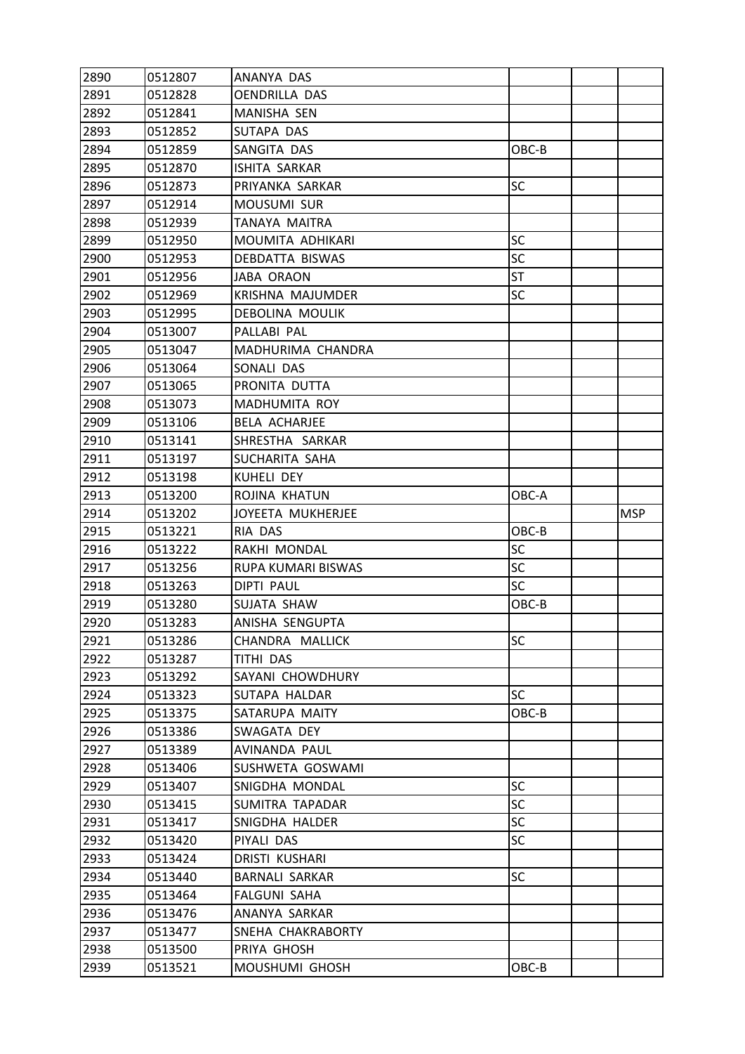| | | | | | |
|---|---|---|---|---|---|
| 2890 | 0512807 | ANANYA DAS | | | |
| 2891 | 0512828 | OENDRILLA DAS | | | |
| 2892 | 0512841 | MANISHA SEN | | | |
| 2893 | 0512852 | SUTAPA DAS | | | |
| 2894 | 0512859 | SANGITA DAS | OBC-B | | |
| 2895 | 0512870 | ISHITA SARKAR | | | |
| 2896 | 0512873 | PRIYANKA SARKAR | SC | | |
| 2897 | 0512914 | MOUSUMI SUR | | | |
| 2898 | 0512939 | TANAYA MAITRA | | | |
| 2899 | 0512950 | MOUMITA ADHIKARI | SC | | |
| 2900 | 0512953 | DEBDATTA BISWAS | SC | | |
| 2901 | 0512956 | JABA ORAON | ST | | |
| 2902 | 0512969 | KRISHNA MAJUMDER | SC | | |
| 2903 | 0512995 | DEBOLINA MOULIK | | | |
| 2904 | 0513007 | PALLABI PAL | | | |
| 2905 | 0513047 | MADHURIMA CHANDRA | | | |
| 2906 | 0513064 | SONALI DAS | | | |
| 2907 | 0513065 | PRONITA DUTTA | | | |
| 2908 | 0513073 | MADHUMITA ROY | | | |
| 2909 | 0513106 | BELA ACHARJEE | | | |
| 2910 | 0513141 | SHRESTHA SARKAR | | | |
| 2911 | 0513197 | SUCHARITA SAHA | | | |
| 2912 | 0513198 | KUHELI DEY | | | |
| 2913 | 0513200 | ROJINA KHATUN | OBC-A | | |
| 2914 | 0513202 | JOYEETA MUKHERJEE | | | MSP |
| 2915 | 0513221 | RIA DAS | OBC-B | | |
| 2916 | 0513222 | RAKHI MONDAL | SC | | |
| 2917 | 0513256 | RUPA KUMARI BISWAS | SC | | |
| 2918 | 0513263 | DIPTI PAUL | SC | | |
| 2919 | 0513280 | SUJATA SHAW | OBC-B | | |
| 2920 | 0513283 | ANISHA SENGUPTA | | | |
| 2921 | 0513286 | CHANDRA MALLICK | SC | | |
| 2922 | 0513287 | TITHI DAS | | | |
| 2923 | 0513292 | SAYANI CHOWDHURY | | | |
| 2924 | 0513323 | SUTAPA HALDAR | SC | | |
| 2925 | 0513375 | SATARUPA MAITY | OBC-B | | |
| 2926 | 0513386 | SWAGATA DEY | | | |
| 2927 | 0513389 | AVINANDA PAUL | | | |
| 2928 | 0513406 | SUSHWETA GOSWAMI | | | |
| 2929 | 0513407 | SNIGDHA MONDAL | SC | | |
| 2930 | 0513415 | SUMITRA TAPADAR | SC | | |
| 2931 | 0513417 | SNIGDHA HALDER | SC | | |
| 2932 | 0513420 | PIYALI DAS | SC | | |
| 2933 | 0513424 | DRISTI KUSHARI | | | |
| 2934 | 0513440 | BARNALI SARKAR | SC | | |
| 2935 | 0513464 | FALGUNI SAHA | | | |
| 2936 | 0513476 | ANANYA SARKAR | | | |
| 2937 | 0513477 | SNEHA CHAKRABORTY | | | |
| 2938 | 0513500 | PRIYA GHOSH | | | |
| 2939 | 0513521 | MOUSHUMI GHOSH | OBC-B | | |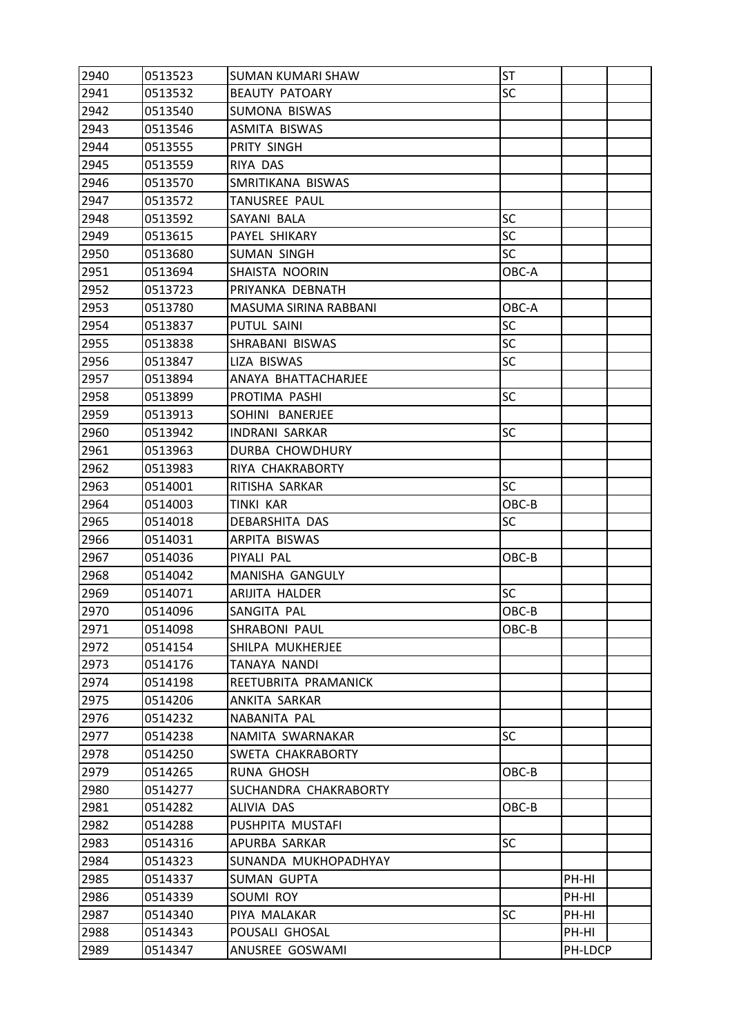| | | | | | |
|---|---|---|---|---|---|
| 2940 | 0513523 | SUMAN KUMARI SHAW | ST | | |
| 2941 | 0513532 | BEAUTY PATOARY | SC | | |
| 2942 | 0513540 | SUMONA BISWAS | | | |
| 2943 | 0513546 | ASMITA BISWAS | | | |
| 2944 | 0513555 | PRITY SINGH | | | |
| 2945 | 0513559 | RIYA DAS | | | |
| 2946 | 0513570 | SMRITIKANA BISWAS | | | |
| 2947 | 0513572 | TANUSREE PAUL | | | |
| 2948 | 0513592 | SAYANI BALA | SC | | |
| 2949 | 0513615 | PAYEL SHIKARY | SC | | |
| 2950 | 0513680 | SUMAN SINGH | SC | | |
| 2951 | 0513694 | SHAISTA NOORIN | OBC-A | | |
| 2952 | 0513723 | PRIYANKA DEBNATH | | | |
| 2953 | 0513780 | MASUMA SIRINA RABBANI | OBC-A | | |
| 2954 | 0513837 | PUTUL SAINI | SC | | |
| 2955 | 0513838 | SHRABANI BISWAS | SC | | |
| 2956 | 0513847 | LIZA BISWAS | SC | | |
| 2957 | 0513894 | ANAYA BHATTACHARJEE | | | |
| 2958 | 0513899 | PROTIMA PASHI | SC | | |
| 2959 | 0513913 | SOHINI BANERJEE | | | |
| 2960 | 0513942 | INDRANI SARKAR | SC | | |
| 2961 | 0513963 | DURBA CHOWDHURY | | | |
| 2962 | 0513983 | RIYA CHAKRABORTY | | | |
| 2963 | 0514001 | RITISHA SARKAR | SC | | |
| 2964 | 0514003 | TINKI KAR | OBC-B | | |
| 2965 | 0514018 | DEBARSHITA DAS | SC | | |
| 2966 | 0514031 | ARPITA BISWAS | | | |
| 2967 | 0514036 | PIYALI PAL | OBC-B | | |
| 2968 | 0514042 | MANISHA GANGULY | | | |
| 2969 | 0514071 | ARIJITA HALDER | SC | | |
| 2970 | 0514096 | SANGITA PAL | OBC-B | | |
| 2971 | 0514098 | SHRABONI PAUL | OBC-B | | |
| 2972 | 0514154 | SHILPA MUKHERJEE | | | |
| 2973 | 0514176 | TANAYA NANDI | | | |
| 2974 | 0514198 | REETUBRITA PRAMANICK | | | |
| 2975 | 0514206 | ANKITA SARKAR | | | |
| 2976 | 0514232 | NABANITA PAL | | | |
| 2977 | 0514238 | NAMITA SWARNAKAR | SC | | |
| 2978 | 0514250 | SWETA CHAKRABORTY | | | |
| 2979 | 0514265 | RUNA GHOSH | OBC-B | | |
| 2980 | 0514277 | SUCHANDRA CHAKRABORTY | | | |
| 2981 | 0514282 | ALIVIA DAS | OBC-B | | |
| 2982 | 0514288 | PUSHPITA MUSTAFI | | | |
| 2983 | 0514316 | APURBA SARKAR | SC | | |
| 2984 | 0514323 | SUNANDA MUKHOPADHYAY | | | |
| 2985 | 0514337 | SUMAN GUPTA | | PH-HI | |
| 2986 | 0514339 | SOUMI ROY | | PH-HI | |
| 2987 | 0514340 | PIYA MALAKAR | SC | PH-HI | |
| 2988 | 0514343 | POUSALI GHOSAL | | PH-HI | |
| 2989 | 0514347 | ANUSREE GOSWAMI | | PH-LDCP | |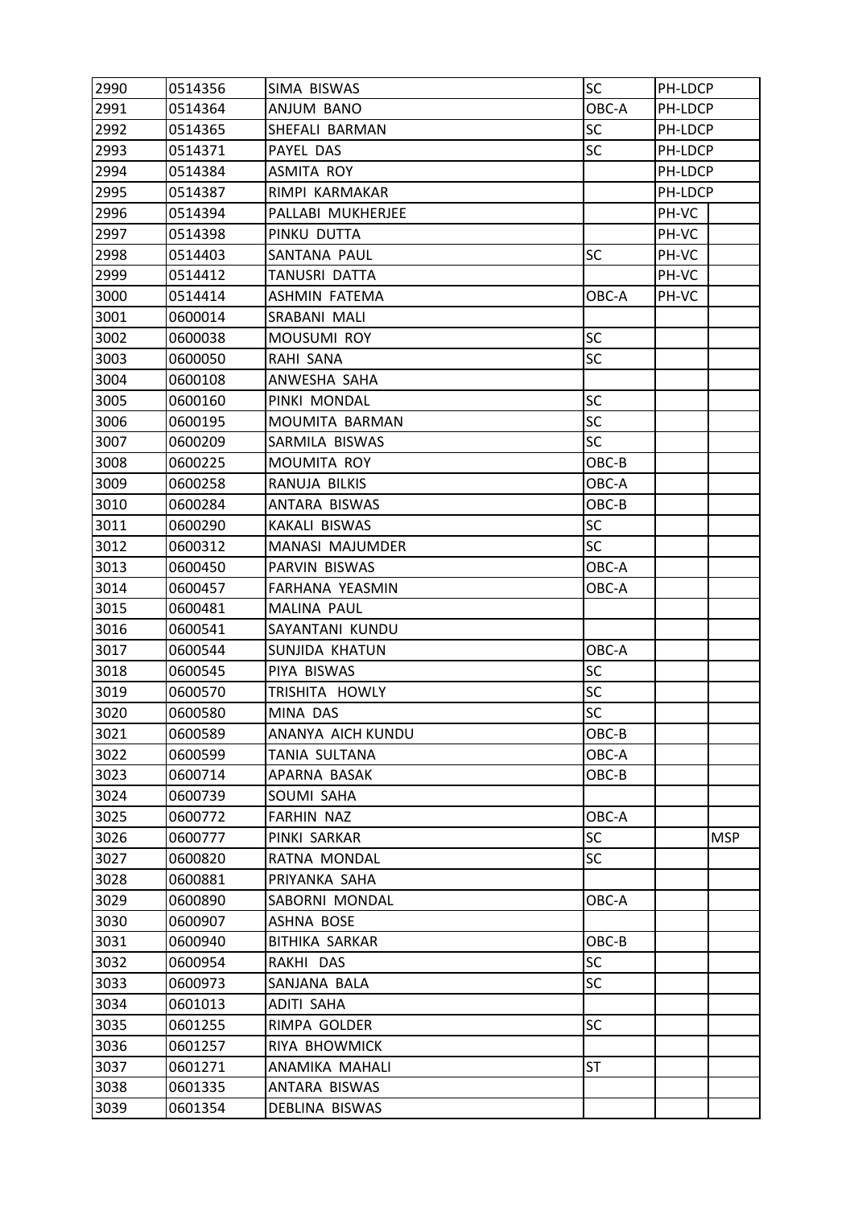| | | | | | |
|---|---|---|---|---|---|
| 2990 | 0514356 | SIMA BISWAS | SC | PH-LDCP | |
| 2991 | 0514364 | ANJUM BANO | OBC-A | PH-LDCP | |
| 2992 | 0514365 | SHEFALI BARMAN | SC | PH-LDCP | |
| 2993 | 0514371 | PAYEL DAS | SC | PH-LDCP | |
| 2994 | 0514384 | ASMITA ROY | | PH-LDCP | |
| 2995 | 0514387 | RIMPI KARMAKAR | | PH-LDCP | |
| 2996 | 0514394 | PALLABI MUKHERJEE | | PH-VC | |
| 2997 | 0514398 | PINKU DUTTA | | PH-VC | |
| 2998 | 0514403 | SANTANA PAUL | SC | PH-VC | |
| 2999 | 0514412 | TANUSRI DATTA | | PH-VC | |
| 3000 | 0514414 | ASHMIN FATEMA | OBC-A | PH-VC | |
| 3001 | 0600014 | SRABANI MALI | | | |
| 3002 | 0600038 | MOUSUMI ROY | SC | | |
| 3003 | 0600050 | RAHI SANA | SC | | |
| 3004 | 0600108 | ANWESHA SAHA | | | |
| 3005 | 0600160 | PINKI MONDAL | SC | | |
| 3006 | 0600195 | MOUMITA BARMAN | SC | | |
| 3007 | 0600209 | SARMILA BISWAS | SC | | |
| 3008 | 0600225 | MOUMITA ROY | OBC-B | | |
| 3009 | 0600258 | RANUJA BILKIS | OBC-A | | |
| 3010 | 0600284 | ANTARA BISWAS | OBC-B | | |
| 3011 | 0600290 | KAKALI BISWAS | SC | | |
| 3012 | 0600312 | MANASI MAJUMDER | SC | | |
| 3013 | 0600450 | PARVIN BISWAS | OBC-A | | |
| 3014 | 0600457 | FARHANA YEASMIN | OBC-A | | |
| 3015 | 0600481 | MALINA PAUL | | | |
| 3016 | 0600541 | SAYANTANI KUNDU | | | |
| 3017 | 0600544 | SUNJIDA KHATUN | OBC-A | | |
| 3018 | 0600545 | PIYA BISWAS | SC | | |
| 3019 | 0600570 | TRISHITA HOWLY | SC | | |
| 3020 | 0600580 | MINA DAS | SC | | |
| 3021 | 0600589 | ANANYA AICH KUNDU | OBC-B | | |
| 3022 | 0600599 | TANIA SULTANA | OBC-A | | |
| 3023 | 0600714 | APARNA BASAK | OBC-B | | |
| 3024 | 0600739 | SOUMI SAHA | | | |
| 3025 | 0600772 | FARHIN NAZ | OBC-A | | |
| 3026 | 0600777 | PINKI SARKAR | SC | | MSP |
| 3027 | 0600820 | RATNA MONDAL | SC | | |
| 3028 | 0600881 | PRIYANKA SAHA | | | |
| 3029 | 0600890 | SABORNI MONDAL | OBC-A | | |
| 3030 | 0600907 | ASHNA BOSE | | | |
| 3031 | 0600940 | BITHIKA SARKAR | OBC-B | | |
| 3032 | 0600954 | RAKHI DAS | SC | | |
| 3033 | 0600973 | SANJANA BALA | SC | | |
| 3034 | 0601013 | ADITI SAHA | | | |
| 3035 | 0601255 | RIMPA GOLDER | SC | | |
| 3036 | 0601257 | RIYA BHOWMICK | | | |
| 3037 | 0601271 | ANAMIKA MAHALI | ST | | |
| 3038 | 0601335 | ANTARA BISWAS | | | |
| 3039 | 0601354 | DEBLINA BISWAS | | | |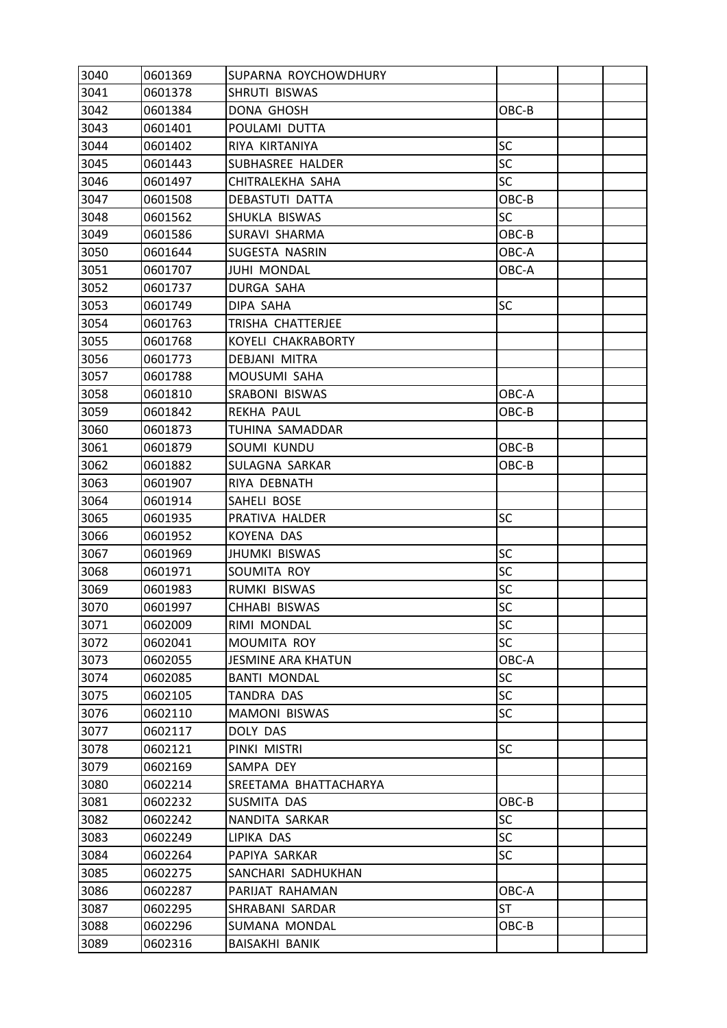| | | | | | |
|---|---|---|---|---|---|
| 3040 | 0601369 | SUPARNA ROYCHOWDHURY | | | |
| 3041 | 0601378 | SHRUTI BISWAS | | | |
| 3042 | 0601384 | DONA GHOSH | OBC-B | | |
| 3043 | 0601401 | POULAMI DUTTA | | | |
| 3044 | 0601402 | RIYA KIRTANIYA | SC | | |
| 3045 | 0601443 | SUBHASREE HALDER | SC | | |
| 3046 | 0601497 | CHITRALEKHA SAHA | SC | | |
| 3047 | 0601508 | DEBASTUTI DATTA | OBC-B | | |
| 3048 | 0601562 | SHUKLA BISWAS | SC | | |
| 3049 | 0601586 | SURAVI SHARMA | OBC-B | | |
| 3050 | 0601644 | SUGESTA NASRIN | OBC-A | | |
| 3051 | 0601707 | JUHI MONDAL | OBC-A | | |
| 3052 | 0601737 | DURGA SAHA | | | |
| 3053 | 0601749 | DIPA SAHA | SC | | |
| 3054 | 0601763 | TRISHA CHATTERJEE | | | |
| 3055 | 0601768 | KOYELI CHAKRABORTY | | | |
| 3056 | 0601773 | DEBJANI MITRA | | | |
| 3057 | 0601788 | MOUSUMI SAHA | | | |
| 3058 | 0601810 | SRABONI BISWAS | OBC-A | | |
| 3059 | 0601842 | REKHA PAUL | OBC-B | | |
| 3060 | 0601873 | TUHINA SAMADDAR | | | |
| 3061 | 0601879 | SOUMI KUNDU | OBC-B | | |
| 3062 | 0601882 | SULAGNA SARKAR | OBC-B | | |
| 3063 | 0601907 | RIYA DEBNATH | | | |
| 3064 | 0601914 | SAHELI BOSE | | | |
| 3065 | 0601935 | PRATIVA HALDER | SC | | |
| 3066 | 0601952 | KOYENA DAS | | | |
| 3067 | 0601969 | JHUMKI BISWAS | SC | | |
| 3068 | 0601971 | SOUMITA ROY | SC | | |
| 3069 | 0601983 | RUMKI BISWAS | SC | | |
| 3070 | 0601997 | CHHABI BISWAS | SC | | |
| 3071 | 0602009 | RIMI MONDAL | SC | | |
| 3072 | 0602041 | MOUMITA ROY | SC | | |
| 3073 | 0602055 | JESMINE ARA KHATUN | OBC-A | | |
| 3074 | 0602085 | BANTI MONDAL | SC | | |
| 3075 | 0602105 | TANDRA DAS | SC | | |
| 3076 | 0602110 | MAMONI BISWAS | SC | | |
| 3077 | 0602117 | DOLY DAS | | | |
| 3078 | 0602121 | PINKI MISTRI | SC | | |
| 3079 | 0602169 | SAMPA DEY | | | |
| 3080 | 0602214 | SREETAMA BHATTACHARYA | | | |
| 3081 | 0602232 | SUSMITA DAS | OBC-B | | |
| 3082 | 0602242 | NANDITA SARKAR | SC | | |
| 3083 | 0602249 | LIPIKA DAS | SC | | |
| 3084 | 0602264 | PAPIYA SARKAR | SC | | |
| 3085 | 0602275 | SANCHARI SADHUKHAN | | | |
| 3086 | 0602287 | PARIJAT RAHAMAN | OBC-A | | |
| 3087 | 0602295 | SHRABANI SARDAR | ST | | |
| 3088 | 0602296 | SUMANA MONDAL | OBC-B | | |
| 3089 | 0602316 | BAISAKHI BANIK | | | |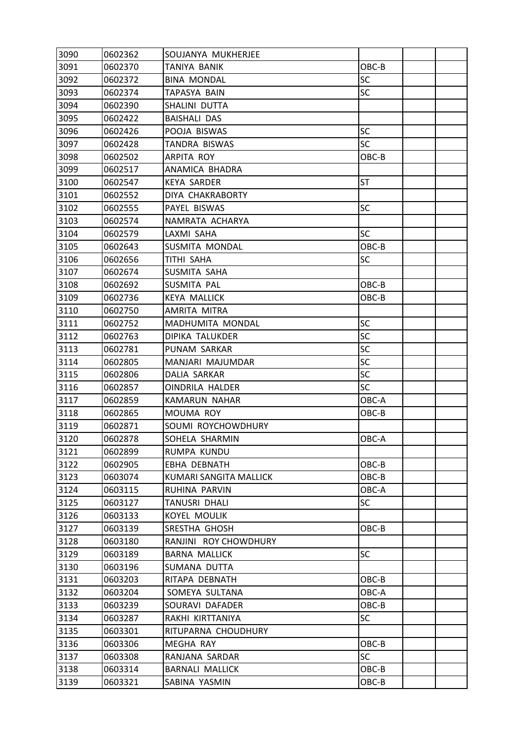| | | | | | |
|---|---|---|---|---|---|
| 3090 | 0602362 | SOUJANYA MUKHERJEE | | | |
| 3091 | 0602370 | TANIYA BANIK | OBC-B | | |
| 3092 | 0602372 | BINA MONDAL | SC | | |
| 3093 | 0602374 | TAPASYA BAIN | SC | | |
| 3094 | 0602390 | SHALINI DUTTA | | | |
| 3095 | 0602422 | BAISHALI DAS | | | |
| 3096 | 0602426 | POOJA BISWAS | SC | | |
| 3097 | 0602428 | TANDRA BISWAS | SC | | |
| 3098 | 0602502 | ARPITA ROY | OBC-B | | |
| 3099 | 0602517 | ANAMICA BHADRA | | | |
| 3100 | 0602547 | KEYA SARDER | ST | | |
| 3101 | 0602552 | DIYA CHAKRABORTY | | | |
| 3102 | 0602555 | PAYEL BISWAS | SC | | |
| 3103 | 0602574 | NAMRATA ACHARYA | | | |
| 3104 | 0602579 | LAXMI SAHA | SC | | |
| 3105 | 0602643 | SUSMITA MONDAL | OBC-B | | |
| 3106 | 0602656 | TITHI SAHA | SC | | |
| 3107 | 0602674 | SUSMITA SAHA | | | |
| 3108 | 0602692 | SUSMITA PAL | OBC-B | | |
| 3109 | 0602736 | KEYA MALLICK | OBC-B | | |
| 3110 | 0602750 | AMRITA MITRA | | | |
| 3111 | 0602752 | MADHUMITA MONDAL | SC | | |
| 3112 | 0602763 | DIPIKA TALUKDER | SC | | |
| 3113 | 0602781 | PUNAM SARKAR | SC | | |
| 3114 | 0602805 | MANJARI MAJUMDAR | SC | | |
| 3115 | 0602806 | DALIA SARKAR | SC | | |
| 3116 | 0602857 | OINDRILA HALDER | SC | | |
| 3117 | 0602859 | KAMARUN NAHAR | OBC-A | | |
| 3118 | 0602865 | MOUMA ROY | OBC-B | | |
| 3119 | 0602871 | SOUMI ROYCHOWDHURY | | | |
| 3120 | 0602878 | SOHELA SHARMIN | OBC-A | | |
| 3121 | 0602899 | RUMPA KUNDU | | | |
| 3122 | 0602905 | EBHA DEBNATH | OBC-B | | |
| 3123 | 0603074 | KUMARI SANGITA MALLICK | OBC-B | | |
| 3124 | 0603115 | RUHINA PARVIN | OBC-A | | |
| 3125 | 0603127 | TANUSRI DHALI | SC | | |
| 3126 | 0603133 | KOYEL MOULIK | | | |
| 3127 | 0603139 | SRESTHA GHOSH | OBC-B | | |
| 3128 | 0603180 | RANJINI ROY CHOWDHURY | | | |
| 3129 | 0603189 | BARNA MALLICK | SC | | |
| 3130 | 0603196 | SUMANA DUTTA | | | |
| 3131 | 0603203 | RITAPA DEBNATH | OBC-B | | |
| 3132 | 0603204 | SOMEYA SULTANA | OBC-A | | |
| 3133 | 0603239 | SOURAVI DAFADER | OBC-B | | |
| 3134 | 0603287 | RAKHI KIRTTANIYA | SC | | |
| 3135 | 0603301 | RITUPARNA CHOUDHURY | | | |
| 3136 | 0603306 | MEGHA RAY | OBC-B | | |
| 3137 | 0603308 | RANJANA SARDAR | SC | | |
| 3138 | 0603314 | BARNALI MALLICK | OBC-B | | |
| 3139 | 0603321 | SABINA YASMIN | OBC-B | | |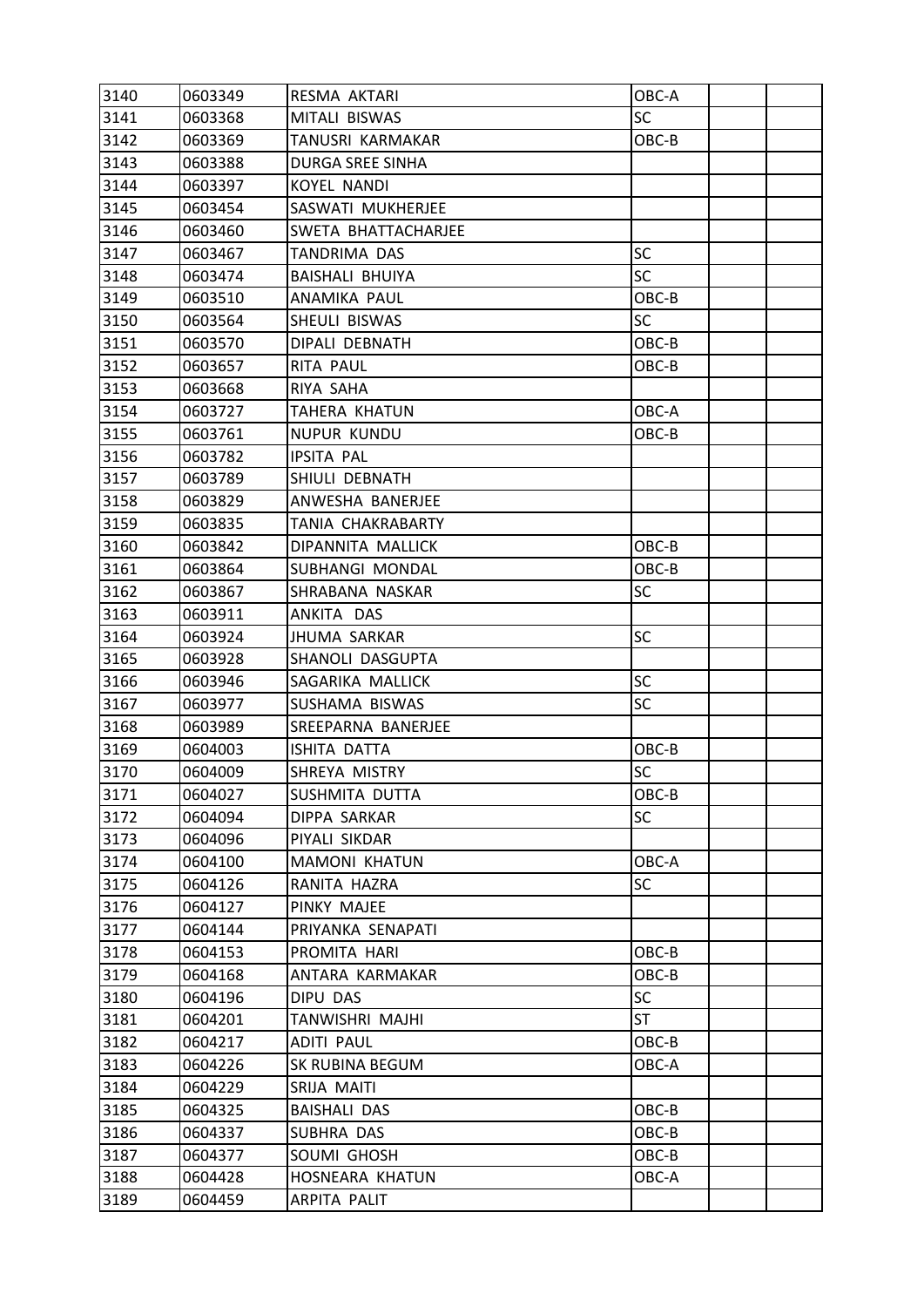| | | | | | |
|---|---|---|---|---|---|
| 3140 | 0603349 | RESMA AKTARI | OBC-A | | |
| 3141 | 0603368 | MITALI BISWAS | SC | | |
| 3142 | 0603369 | TANUSRI KARMAKAR | OBC-B | | |
| 3143 | 0603388 | DURGA SREE SINHA | | | |
| 3144 | 0603397 | KOYEL NANDI | | | |
| 3145 | 0603454 | SASWATI MUKHERJEE | | | |
| 3146 | 0603460 | SWETA BHATTACHARJEE | | | |
| 3147 | 0603467 | TANDRIMA DAS | SC | | |
| 3148 | 0603474 | BAISHALI BHUIYA | SC | | |
| 3149 | 0603510 | ANAMIKA PAUL | OBC-B | | |
| 3150 | 0603564 | SHEULI BISWAS | SC | | |
| 3151 | 0603570 | DIPALI DEBNATH | OBC-B | | |
| 3152 | 0603657 | RITA PAUL | OBC-B | | |
| 3153 | 0603668 | RIYA SAHA | | | |
| 3154 | 0603727 | TAHERA KHATUN | OBC-A | | |
| 3155 | 0603761 | NUPUR KUNDU | OBC-B | | |
| 3156 | 0603782 | IPSITA PAL | | | |
| 3157 | 0603789 | SHIULI DEBNATH | | | |
| 3158 | 0603829 | ANWESHA BANERJEE | | | |
| 3159 | 0603835 | TANIA CHAKRABARTY | | | |
| 3160 | 0603842 | DIPANNITA MALLICK | OBC-B | | |
| 3161 | 0603864 | SUBHANGI MONDAL | OBC-B | | |
| 3162 | 0603867 | SHRABANA NASKAR | SC | | |
| 3163 | 0603911 | ANKITA DAS | | | |
| 3164 | 0603924 | JHUMA SARKAR | SC | | |
| 3165 | 0603928 | SHANOLI DASGUPTA | | | |
| 3166 | 0603946 | SAGARIKA MALLICK | SC | | |
| 3167 | 0603977 | SUSHAMA BISWAS | SC | | |
| 3168 | 0603989 | SREEPARNA BANERJEE | | | |
| 3169 | 0604003 | ISHITA DATTA | OBC-B | | |
| 3170 | 0604009 | SHREYA MISTRY | SC | | |
| 3171 | 0604027 | SUSHMITA DUTTA | OBC-B | | |
| 3172 | 0604094 | DIPPA SARKAR | SC | | |
| 3173 | 0604096 | PIYALI SIKDAR | | | |
| 3174 | 0604100 | MAMONI KHATUN | OBC-A | | |
| 3175 | 0604126 | RANITA HAZRA | SC | | |
| 3176 | 0604127 | PINKY MAJEE | | | |
| 3177 | 0604144 | PRIYANKA SENAPATI | | | |
| 3178 | 0604153 | PROMITA HARI | OBC-B | | |
| 3179 | 0604168 | ANTARA KARMAKAR | OBC-B | | |
| 3180 | 0604196 | DIPU DAS | SC | | |
| 3181 | 0604201 | TANWISHRI MAJHI | ST | | |
| 3182 | 0604217 | ADITI PAUL | OBC-B | | |
| 3183 | 0604226 | SK RUBINA BEGUM | OBC-A | | |
| 3184 | 0604229 | SRIJA MAITI | | | |
| 3185 | 0604325 | BAISHALI DAS | OBC-B | | |
| 3186 | 0604337 | SUBHRA DAS | OBC-B | | |
| 3187 | 0604377 | SOUMI GHOSH | OBC-B | | |
| 3188 | 0604428 | HOSNEARA KHATUN | OBC-A | | |
| 3189 | 0604459 | ARPITA PALIT | | | |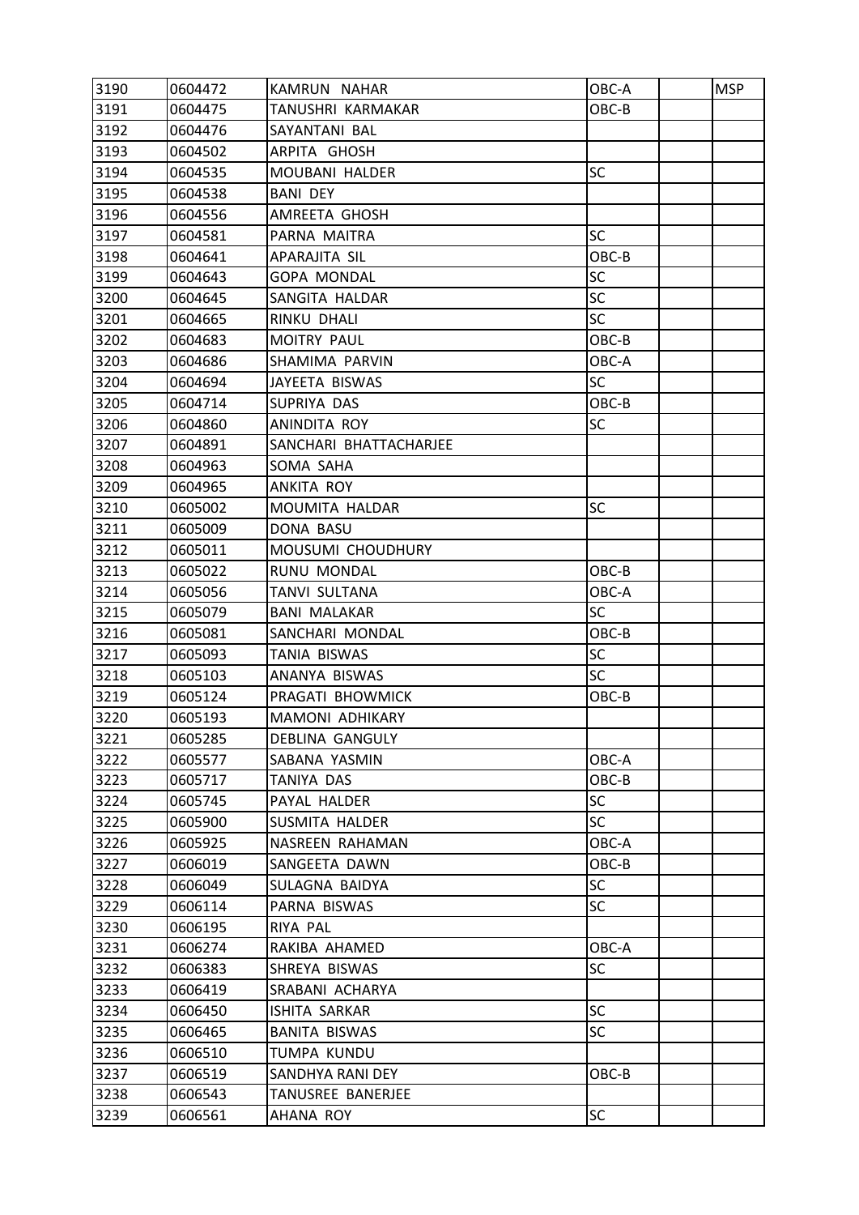| | | | | | |
|---|---|---|---|---|---|
| 3190 | 0604472 | KAMRUN NAHAR | OBC-A | | MSP |
| 3191 | 0604475 | TANUSHRI KARMAKAR | OBC-B | | |
| 3192 | 0604476 | SAYANTANI BAL | | | |
| 3193 | 0604502 | ARPITA GHOSH | | | |
| 3194 | 0604535 | MOUBANI HALDER | SC | | |
| 3195 | 0604538 | BANI DEY | | | |
| 3196 | 0604556 | AMREETA GHOSH | | | |
| 3197 | 0604581 | PARNA MAITRA | SC | | |
| 3198 | 0604641 | APARAJITA SIL | OBC-B | | |
| 3199 | 0604643 | GOPA MONDAL | SC | | |
| 3200 | 0604645 | SANGITA HALDAR | SC | | |
| 3201 | 0604665 | RINKU DHALI | SC | | |
| 3202 | 0604683 | MOITRY PAUL | OBC-B | | |
| 3203 | 0604686 | SHAMIMA PARVIN | OBC-A | | |
| 3204 | 0604694 | JAYEETA BISWAS | SC | | |
| 3205 | 0604714 | SUPRIYA DAS | OBC-B | | |
| 3206 | 0604860 | ANINDITA ROY | SC | | |
| 3207 | 0604891 | SANCHARI BHATTACHARJEE | | | |
| 3208 | 0604963 | SOMA SAHA | | | |
| 3209 | 0604965 | ANKITA ROY | | | |
| 3210 | 0605002 | MOUMITA HALDAR | SC | | |
| 3211 | 0605009 | DONA BASU | | | |
| 3212 | 0605011 | MOUSUMI CHOUDHURY | | | |
| 3213 | 0605022 | RUNU MONDAL | OBC-B | | |
| 3214 | 0605056 | TANVI SULTANA | OBC-A | | |
| 3215 | 0605079 | BANI MALAKAR | SC | | |
| 3216 | 0605081 | SANCHARI MONDAL | OBC-B | | |
| 3217 | 0605093 | TANIA BISWAS | SC | | |
| 3218 | 0605103 | ANANYA BISWAS | SC | | |
| 3219 | 0605124 | PRAGATI BHOWMICK | OBC-B | | |
| 3220 | 0605193 | MAMONI ADHIKARY | | | |
| 3221 | 0605285 | DEBLINA GANGULY | | | |
| 3222 | 0605577 | SABANA YASMIN | OBC-A | | |
| 3223 | 0605717 | TANIYA DAS | OBC-B | | |
| 3224 | 0605745 | PAYAL HALDER | SC | | |
| 3225 | 0605900 | SUSMITA HALDER | SC | | |
| 3226 | 0605925 | NASREEN RAHAMAN | OBC-A | | |
| 3227 | 0606019 | SANGEETA DAWN | OBC-B | | |
| 3228 | 0606049 | SULAGNA BAIDYA | SC | | |
| 3229 | 0606114 | PARNA BISWAS | SC | | |
| 3230 | 0606195 | RIYA PAL | | | |
| 3231 | 0606274 | RAKIBA AHAMED | OBC-A | | |
| 3232 | 0606383 | SHREYA BISWAS | SC | | |
| 3233 | 0606419 | SRABANI ACHARYA | | | |
| 3234 | 0606450 | ISHITA SARKAR | SC | | |
| 3235 | 0606465 | BANITA BISWAS | SC | | |
| 3236 | 0606510 | TUMPA KUNDU | | | |
| 3237 | 0606519 | SANDHYA RANI DEY | OBC-B | | |
| 3238 | 0606543 | TANUSREE BANERJEE | | | |
| 3239 | 0606561 | AHANA ROY | SC | | |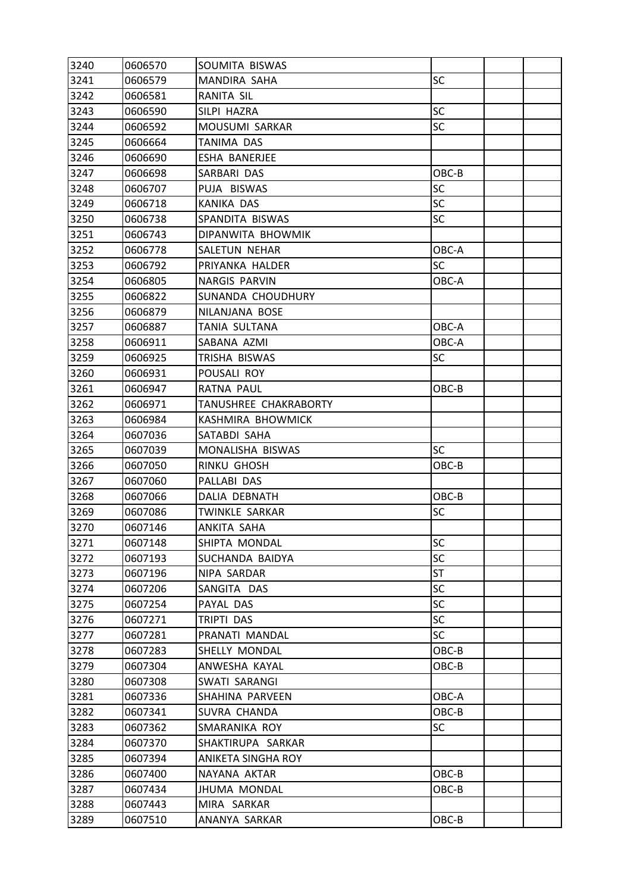| 3240 | 0606570 | SOUMITA BISWAS | | | |
|---|---|---|---|---|---|
| 3241 | 0606579 | MANDIRA SAHA | SC | | |
| 3242 | 0606581 | RANITA SIL | | | |
| 3243 | 0606590 | SILPI HAZRA | SC | | |
| 3244 | 0606592 | MOUSUMI SARKAR | SC | | |
| 3245 | 0606664 | TANIMA DAS | | | |
| 3246 | 0606690 | ESHA BANERJEE | | | |
| 3247 | 0606698 | SARBARI DAS | OBC-B | | |
| 3248 | 0606707 | PUJA BISWAS | SC | | |
| 3249 | 0606718 | KANIKA DAS | SC | | |
| 3250 | 0606738 | SPANDITA BISWAS | SC | | |
| 3251 | 0606743 | DIPANWITA BHOWMIK | | | |
| 3252 | 0606778 | SALETUN NEHAR | OBC-A | | |
| 3253 | 0606792 | PRIYANKA HALDER | SC | | |
| 3254 | 0606805 | NARGIS PARVIN | OBC-A | | |
| 3255 | 0606822 | SUNANDA CHOUDHURY | | | |
| 3256 | 0606879 | NILANJANA BOSE | | | |
| 3257 | 0606887 | TANIA SULTANA | OBC-A | | |
| 3258 | 0606911 | SABANA AZMI | OBC-A | | |
| 3259 | 0606925 | TRISHA BISWAS | SC | | |
| 3260 | 0606931 | POUSALI ROY | | | |
| 3261 | 0606947 | RATNA PAUL | OBC-B | | |
| 3262 | 0606971 | TANUSHREE CHAKRABORTY | | | |
| 3263 | 0606984 | KASHMIRA BHOWMICK | | | |
| 3264 | 0607036 | SATABDI SAHA | | | |
| 3265 | 0607039 | MONALISHA BISWAS | SC | | |
| 3266 | 0607050 | RINKU GHOSH | OBC-B | | |
| 3267 | 0607060 | PALLABI DAS | | | |
| 3268 | 0607066 | DALIA DEBNATH | OBC-B | | |
| 3269 | 0607086 | TWINKLE SARKAR | SC | | |
| 3270 | 0607146 | ANKITA SAHA | | | |
| 3271 | 0607148 | SHIPTA MONDAL | SC | | |
| 3272 | 0607193 | SUCHANDA BAIDYA | SC | | |
| 3273 | 0607196 | NIPA SARDAR | ST | | |
| 3274 | 0607206 | SANGITA DAS | SC | | |
| 3275 | 0607254 | PAYAL DAS | SC | | |
| 3276 | 0607271 | TRIPTI DAS | SC | | |
| 3277 | 0607281 | PRANATI MANDAL | SC | | |
| 3278 | 0607283 | SHELLY MONDAL | OBC-B | | |
| 3279 | 0607304 | ANWESHA KAYAL | OBC-B | | |
| 3280 | 0607308 | SWATI SARANGI | | | |
| 3281 | 0607336 | SHAHINA PARVEEN | OBC-A | | |
| 3282 | 0607341 | SUVRA CHANDA | OBC-B | | |
| 3283 | 0607362 | SMARANIKA ROY | SC | | |
| 3284 | 0607370 | SHAKTIRUPA SARKAR | | | |
| 3285 | 0607394 | ANIKETA SINGHA ROY | | | |
| 3286 | 0607400 | NAYANA AKTAR | OBC-B | | |
| 3287 | 0607434 | JHUMA MONDAL | OBC-B | | |
| 3288 | 0607443 | MIRA SARKAR | | | |
| 3289 | 0607510 | ANANYA SARKAR | OBC-B | | |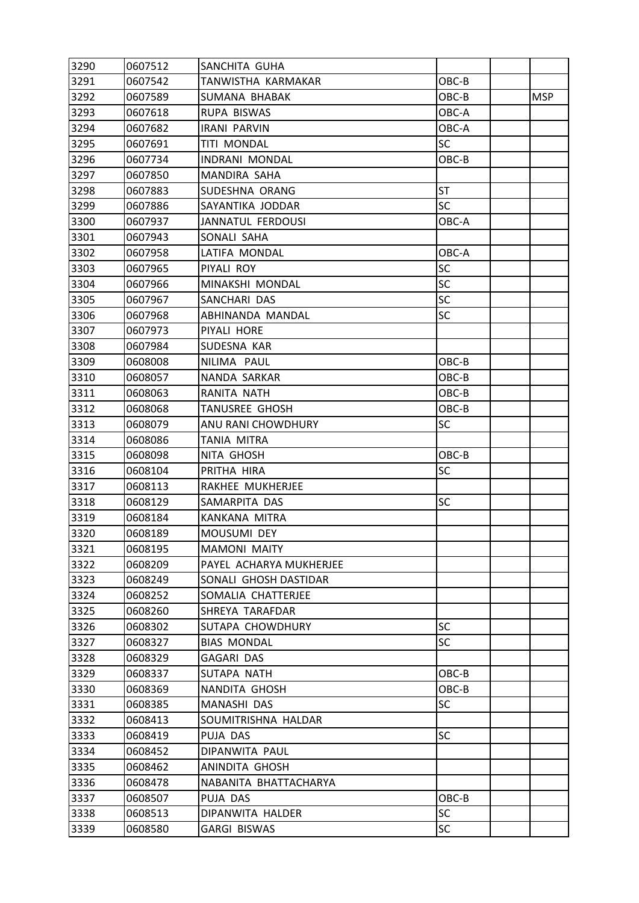| 3290 | 0607512 | SANCHITA GUHA | | | |
|---|---|---|---|---|---|
| 3291 | 0607542 | TANWISTHA KARMAKAR | OBC-B | | |
| 3292 | 0607589 | SUMANA BHABAK | OBC-B | | MSP |
| 3293 | 0607618 | RUPA BISWAS | OBC-A | | |
| 3294 | 0607682 | IRANI PARVIN | OBC-A | | |
| 3295 | 0607691 | TITI MONDAL | SC | | |
| 3296 | 0607734 | INDRANI MONDAL | OBC-B | | |
| 3297 | 0607850 | MANDIRA SAHA | | | |
| 3298 | 0607883 | SUDESHNA ORANG | ST | | |
| 3299 | 0607886 | SAYANTIKA JODDAR | SC | | |
| 3300 | 0607937 | JANNATUL FERDOUSI | OBC-A | | |
| 3301 | 0607943 | SONALI SAHA | | | |
| 3302 | 0607958 | LATIFA MONDAL | OBC-A | | |
| 3303 | 0607965 | PIYALI ROY | SC | | |
| 3304 | 0607966 | MINAKSHI MONDAL | SC | | |
| 3305 | 0607967 | SANCHARI DAS | SC | | |
| 3306 | 0607968 | ABHINANDA MANDAL | SC | | |
| 3307 | 0607973 | PIYALI HORE | | | |
| 3308 | 0607984 | SUDESNA KAR | | | |
| 3309 | 0608008 | NILIMA PAUL | OBC-B | | |
| 3310 | 0608057 | NANDA SARKAR | OBC-B | | |
| 3311 | 0608063 | RANITA NATH | OBC-B | | |
| 3312 | 0608068 | TANUSREE GHOSH | OBC-B | | |
| 3313 | 0608079 | ANU RANI CHOWDHURY | SC | | |
| 3314 | 0608086 | TANIA MITRA | | | |
| 3315 | 0608098 | NITA GHOSH | OBC-B | | |
| 3316 | 0608104 | PRITHA HIRA | SC | | |
| 3317 | 0608113 | RAKHEE MUKHERJEE | | | |
| 3318 | 0608129 | SAMARPITA DAS | SC | | |
| 3319 | 0608184 | KANKANA MITRA | | | |
| 3320 | 0608189 | MOUSUMI DEY | | | |
| 3321 | 0608195 | MAMONI MAITY | | | |
| 3322 | 0608209 | PAYEL ACHARYA MUKHERJEE | | | |
| 3323 | 0608249 | SONALI GHOSH DASTIDAR | | | |
| 3324 | 0608252 | SOMALIA CHATTERJEE | | | |
| 3325 | 0608260 | SHREYA TARAFDAR | | | |
| 3326 | 0608302 | SUTAPA CHOWDHURY | SC | | |
| 3327 | 0608327 | BIAS MONDAL | SC | | |
| 3328 | 0608329 | GAGARI DAS | | | |
| 3329 | 0608337 | SUTAPA NATH | OBC-B | | |
| 3330 | 0608369 | NANDITA GHOSH | OBC-B | | |
| 3331 | 0608385 | MANASHI DAS | SC | | |
| 3332 | 0608413 | SOUMITRISHNA HALDAR | | | |
| 3333 | 0608419 | PUJA DAS | SC | | |
| 3334 | 0608452 | DIPANWITA PAUL | | | |
| 3335 | 0608462 | ANINDITA GHOSH | | | |
| 3336 | 0608478 | NABANITA BHATTACHARYA | | | |
| 3337 | 0608507 | PUJA DAS | OBC-B | | |
| 3338 | 0608513 | DIPANWITA HALDER | SC | | |
| 3339 | 0608580 | GARGI BISWAS | SC | | |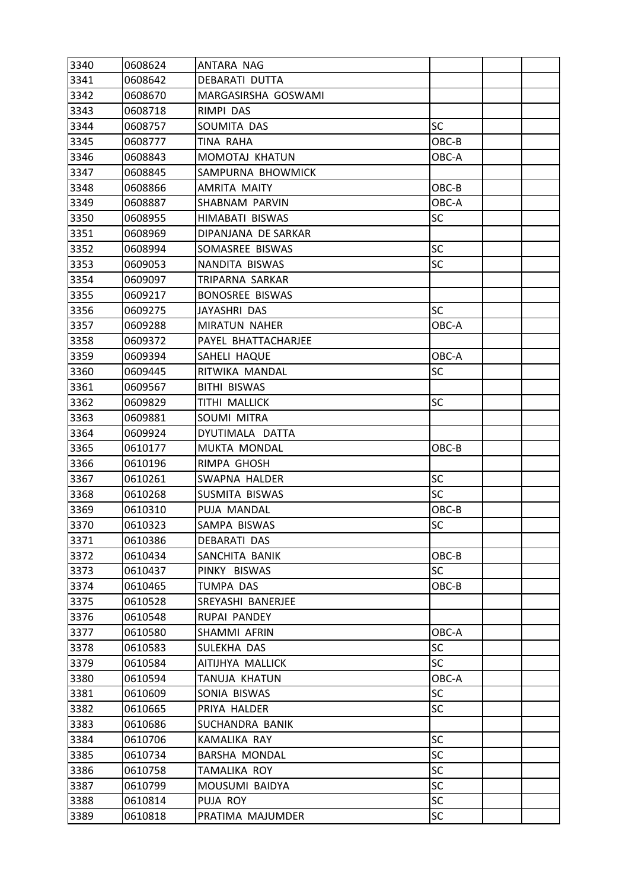| | | | | | |
|---|---|---|---|---|---|
| 3340 | 0608624 | ANTARA NAG | | | |
| 3341 | 0608642 | DEBARATI DUTTA | | | |
| 3342 | 0608670 | MARGASIRSHA GOSWAMI | | | |
| 3343 | 0608718 | RIMPI DAS | | | |
| 3344 | 0608757 | SOUMITA DAS | SC | | |
| 3345 | 0608777 | TINA RAHA | OBC-B | | |
| 3346 | 0608843 | MOMOTAJ KHATUN | OBC-A | | |
| 3347 | 0608845 | SAMPURNA BHOWMICK | | | |
| 3348 | 0608866 | AMRITA MAITY | OBC-B | | |
| 3349 | 0608887 | SHABNAM PARVIN | OBC-A | | |
| 3350 | 0608955 | HIMABATI BISWAS | SC | | |
| 3351 | 0608969 | DIPANJANA DE SARKAR | | | |
| 3352 | 0608994 | SOMASREE BISWAS | SC | | |
| 3353 | 0609053 | NANDITA BISWAS | SC | | |
| 3354 | 0609097 | TRIPARNA SARKAR | | | |
| 3355 | 0609217 | BONOSREE BISWAS | | | |
| 3356 | 0609275 | JAYASHRI DAS | SC | | |
| 3357 | 0609288 | MIRATUN NAHER | OBC-A | | |
| 3358 | 0609372 | PAYEL BHATTACHARJEE | | | |
| 3359 | 0609394 | SAHELI HAQUE | OBC-A | | |
| 3360 | 0609445 | RITWIKA MANDAL | SC | | |
| 3361 | 0609567 | BITHI BISWAS | | | |
| 3362 | 0609829 | TITHI MALLICK | SC | | |
| 3363 | 0609881 | SOUMI MITRA | | | |
| 3364 | 0609924 | DYUTIMALA DATTA | | | |
| 3365 | 0610177 | MUKTA MONDAL | OBC-B | | |
| 3366 | 0610196 | RIMPA GHOSH | | | |
| 3367 | 0610261 | SWAPNA HALDER | SC | | |
| 3368 | 0610268 | SUSMITA BISWAS | SC | | |
| 3369 | 0610310 | PUJA MANDAL | OBC-B | | |
| 3370 | 0610323 | SAMPA BISWAS | SC | | |
| 3371 | 0610386 | DEBARATI DAS | | | |
| 3372 | 0610434 | SANCHITA BANIK | OBC-B | | |
| 3373 | 0610437 | PINKY BISWAS | SC | | |
| 3374 | 0610465 | TUMPA DAS | OBC-B | | |
| 3375 | 0610528 | SREYASHI BANERJEE | | | |
| 3376 | 0610548 | RUPAI PANDEY | | | |
| 3377 | 0610580 | SHAMMI AFRIN | OBC-A | | |
| 3378 | 0610583 | SULEKHA DAS | SC | | |
| 3379 | 0610584 | AITIJHYA MALLICK | SC | | |
| 3380 | 0610594 | TANUJA KHATUN | OBC-A | | |
| 3381 | 0610609 | SONIA BISWAS | SC | | |
| 3382 | 0610665 | PRIYA HALDER | SC | | |
| 3383 | 0610686 | SUCHANDRA BANIK | | | |
| 3384 | 0610706 | KAMALIKA RAY | SC | | |
| 3385 | 0610734 | BARSHA MONDAL | SC | | |
| 3386 | 0610758 | TAMALIKA ROY | SC | | |
| 3387 | 0610799 | MOUSUMI BAIDYA | SC | | |
| 3388 | 0610814 | PUJA ROY | SC | | |
| 3389 | 0610818 | PRATIMA MAJUMDER | SC | | |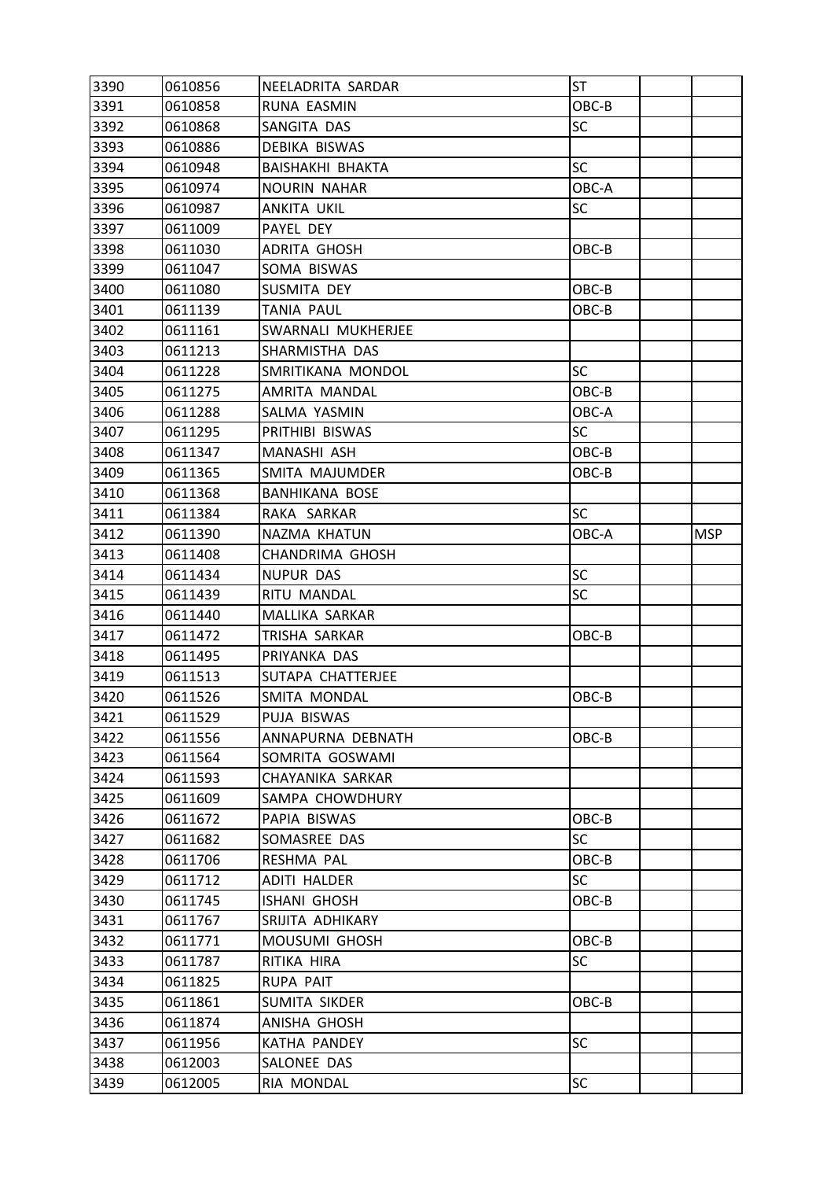| 3390 | 0610856 | NEELADRITA SARDAR | ST | | |
|---|---|---|---|---|---|
| 3391 | 0610858 | RUNA EASMIN | OBC-B | | |
| 3392 | 0610868 | SANGITA DAS | SC | | |
| 3393 | 0610886 | DEBIKA BISWAS | | | |
| 3394 | 0610948 | BAISHAKHI BHAKTA | SC | | |
| 3395 | 0610974 | NOURIN NAHAR | OBC-A | | |
| 3396 | 0610987 | ANKITA UKIL | SC | | |
| 3397 | 0611009 | PAYEL DEY | | | |
| 3398 | 0611030 | ADRITA GHOSH | OBC-B | | |
| 3399 | 0611047 | SOMA BISWAS | | | |
| 3400 | 0611080 | SUSMITA DEY | OBC-B | | |
| 3401 | 0611139 | TANIA PAUL | OBC-B | | |
| 3402 | 0611161 | SWARNALI MUKHERJEE | | | |
| 3403 | 0611213 | SHARMISTHA DAS | | | |
| 3404 | 0611228 | SMRITIKANA MONDOL | SC | | |
| 3405 | 0611275 | AMRITA MANDAL | OBC-B | | |
| 3406 | 0611288 | SALMA YASMIN | OBC-A | | |
| 3407 | 0611295 | PRITHIBI BISWAS | SC | | |
| 3408 | 0611347 | MANASHI ASH | OBC-B | | |
| 3409 | 0611365 | SMITA MAJUMDER | OBC-B | | |
| 3410 | 0611368 | BANHIKANA BOSE | | | |
| 3411 | 0611384 | RAKA SARKAR | SC | | |
| 3412 | 0611390 | NAZMA KHATUN | OBC-A | | MSP |
| 3413 | 0611408 | CHANDRIMA GHOSH | | | |
| 3414 | 0611434 | NUPUR DAS | SC | | |
| 3415 | 0611439 | RITU MANDAL | SC | | |
| 3416 | 0611440 | MALLIKA SARKAR | | | |
| 3417 | 0611472 | TRISHA SARKAR | OBC-B | | |
| 3418 | 0611495 | PRIYANKA DAS | | | |
| 3419 | 0611513 | SUTAPA CHATTERJEE | | | |
| 3420 | 0611526 | SMITA MONDAL | OBC-B | | |
| 3421 | 0611529 | PUJA BISWAS | | | |
| 3422 | 0611556 | ANNAPURNA DEBNATH | OBC-B | | |
| 3423 | 0611564 | SOMRITA GOSWAMI | | | |
| 3424 | 0611593 | CHAYANIKA SARKAR | | | |
| 3425 | 0611609 | SAMPA CHOWDHURY | | | |
| 3426 | 0611672 | PAPIA BISWAS | OBC-B | | |
| 3427 | 0611682 | SOMASREE DAS | SC | | |
| 3428 | 0611706 | RESHMA PAL | OBC-B | | |
| 3429 | 0611712 | ADITI HALDER | SC | | |
| 3430 | 0611745 | ISHANI GHOSH | OBC-B | | |
| 3431 | 0611767 | SRIJITA ADHIKARY | | | |
| 3432 | 0611771 | MOUSUMI GHOSH | OBC-B | | |
| 3433 | 0611787 | RITIKA HIRA | SC | | |
| 3434 | 0611825 | RUPA PAIT | | | |
| 3435 | 0611861 | SUMITA SIKDER | OBC-B | | |
| 3436 | 0611874 | ANISHA GHOSH | | | |
| 3437 | 0611956 | KATHA PANDEY | SC | | |
| 3438 | 0612003 | SALONEE DAS | | | |
| 3439 | 0612005 | RIA MONDAL | SC | | |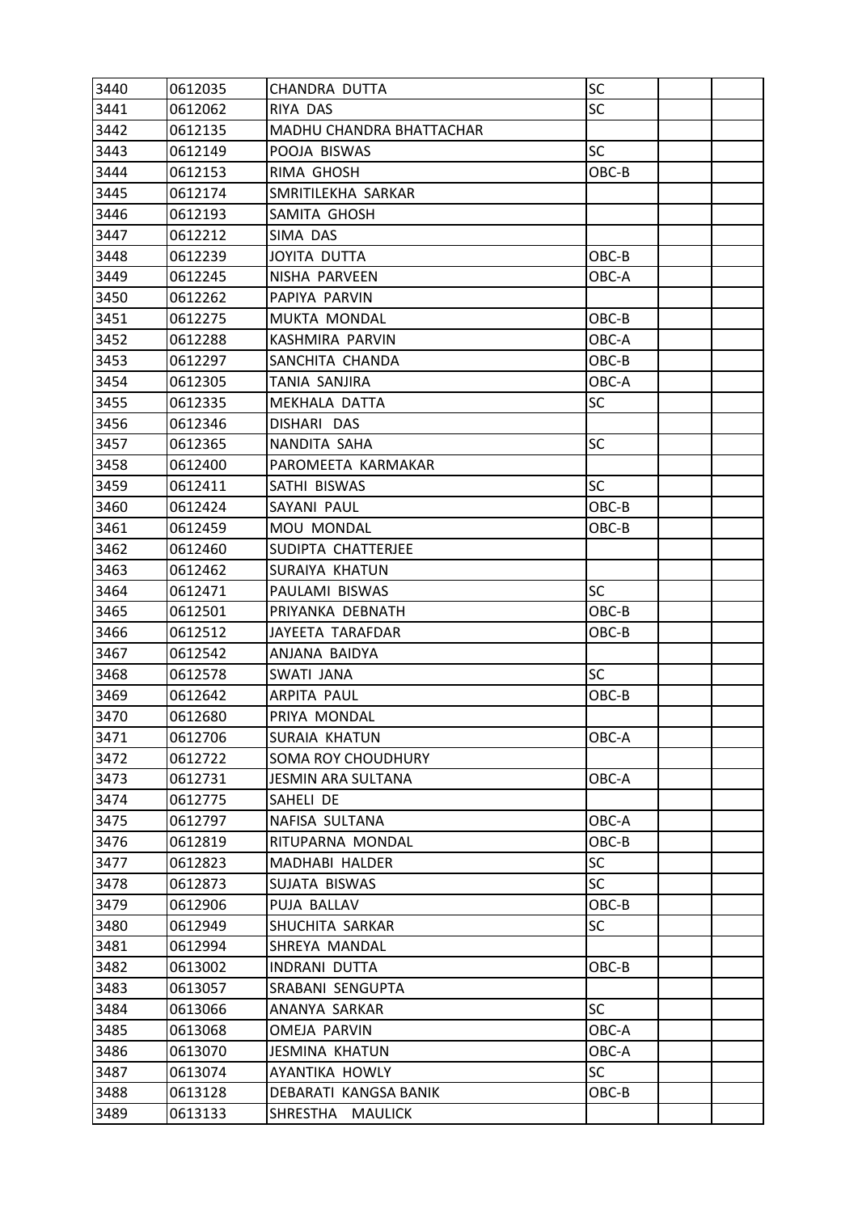| | | | | | |
|---|---|---|---|---|---|
| 3440 | 0612035 | CHANDRA DUTTA | SC | | |
| 3441 | 0612062 | RIYA DAS | SC | | |
| 3442 | 0612135 | MADHU CHANDRA BHATTACHAR | | | |
| 3443 | 0612149 | POOJA BISWAS | SC | | |
| 3444 | 0612153 | RIMA GHOSH | OBC-B | | |
| 3445 | 0612174 | SMRITILEKHA SARKAR | | | |
| 3446 | 0612193 | SAMITA GHOSH | | | |
| 3447 | 0612212 | SIMA DAS | | | |
| 3448 | 0612239 | JOYITA DUTTA | OBC-B | | |
| 3449 | 0612245 | NISHA PARVEEN | OBC-A | | |
| 3450 | 0612262 | PAPIYA PARVIN | | | |
| 3451 | 0612275 | MUKTA MONDAL | OBC-B | | |
| 3452 | 0612288 | KASHMIRA PARVIN | OBC-A | | |
| 3453 | 0612297 | SANCHITA CHANDA | OBC-B | | |
| 3454 | 0612305 | TANIA SANJIRA | OBC-A | | |
| 3455 | 0612335 | MEKHALA DATTA | SC | | |
| 3456 | 0612346 | DISHARI DAS | | | |
| 3457 | 0612365 | NANDITA SAHA | SC | | |
| 3458 | 0612400 | PAROMEETA KARMAKAR | | | |
| 3459 | 0612411 | SATHI BISWAS | SC | | |
| 3460 | 0612424 | SAYANI PAUL | OBC-B | | |
| 3461 | 0612459 | MOU MONDAL | OBC-B | | |
| 3462 | 0612460 | SUDIPTA CHATTERJEE | | | |
| 3463 | 0612462 | SURAIYA KHATUN | | | |
| 3464 | 0612471 | PAULAMI BISWAS | SC | | |
| 3465 | 0612501 | PRIYANKA DEBNATH | OBC-B | | |
| 3466 | 0612512 | JAYEETA TARAFDAR | OBC-B | | |
| 3467 | 0612542 | ANJANA BAIDYA | | | |
| 3468 | 0612578 | SWATI JANA | SC | | |
| 3469 | 0612642 | ARPITA PAUL | OBC-B | | |
| 3470 | 0612680 | PRIYA MONDAL | | | |
| 3471 | 0612706 | SURAIA KHATUN | OBC-A | | |
| 3472 | 0612722 | SOMA ROY CHOUDHURY | | | |
| 3473 | 0612731 | JESMIN ARA SULTANA | OBC-A | | |
| 3474 | 0612775 | SAHELI DE | | | |
| 3475 | 0612797 | NAFISA SULTANA | OBC-A | | |
| 3476 | 0612819 | RITUPARNA MONDAL | OBC-B | | |
| 3477 | 0612823 | MADHABI HALDER | SC | | |
| 3478 | 0612873 | SUJATA BISWAS | SC | | |
| 3479 | 0612906 | PUJA BALLAV | OBC-B | | |
| 3480 | 0612949 | SHUCHITA SARKAR | SC | | |
| 3481 | 0612994 | SHREYA MANDAL | | | |
| 3482 | 0613002 | INDRANI DUTTA | OBC-B | | |
| 3483 | 0613057 | SRABANI SENGUPTA | | | |
| 3484 | 0613066 | ANANYA SARKAR | SC | | |
| 3485 | 0613068 | OMEJA PARVIN | OBC-A | | |
| 3486 | 0613070 | JESMINA KHATUN | OBC-A | | |
| 3487 | 0613074 | AYANTIKA HOWLY | SC | | |
| 3488 | 0613128 | DEBARATI KANGSA BANIK | OBC-B | | |
| 3489 | 0613133 | SHRESTHA MAULICK | | | |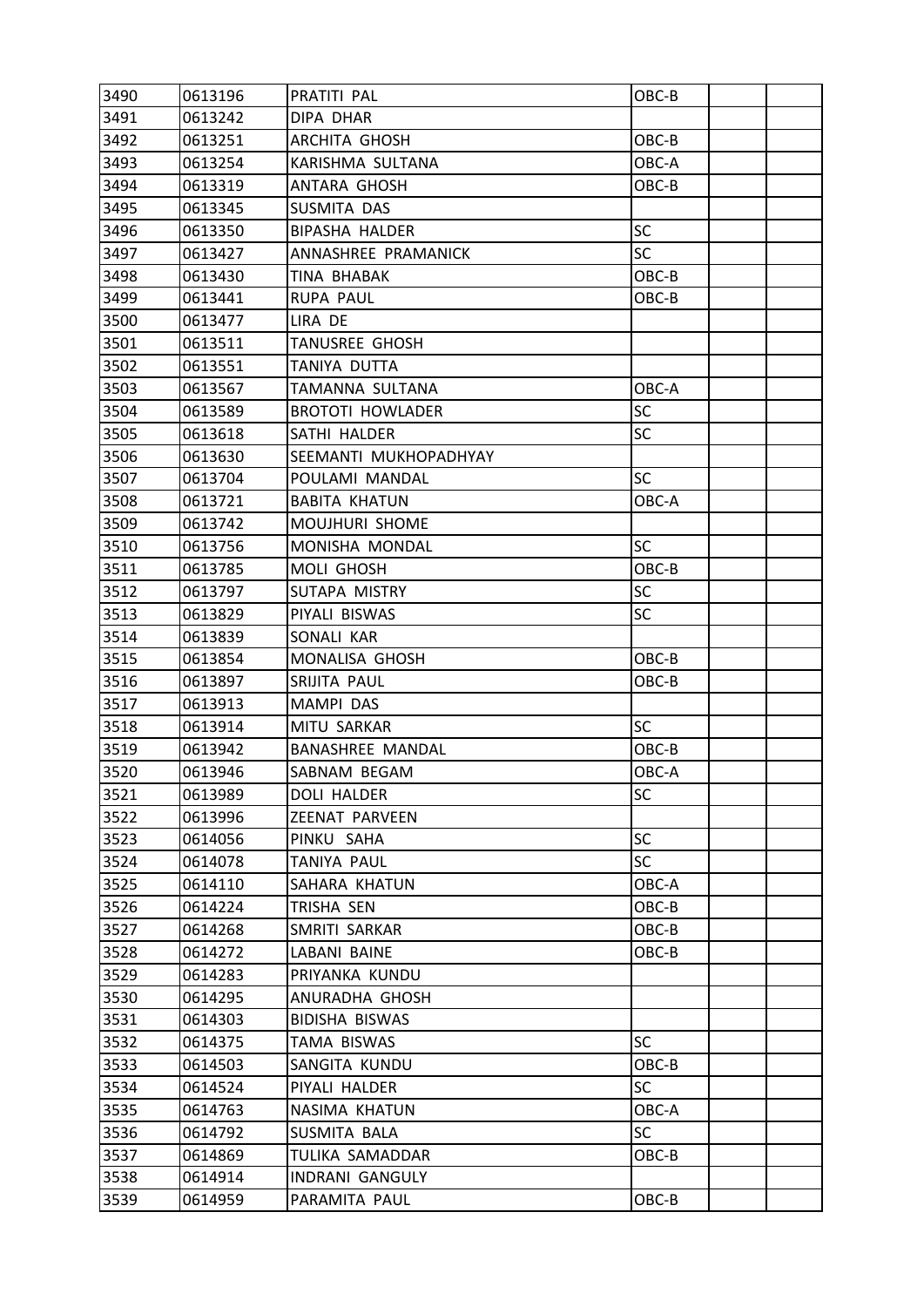| | | | | | |
|---|---|---|---|---|---|
| 3490 | 0613196 | PRATITI PAL | OBC-B | | |
| 3491 | 0613242 | DIPA DHAR | | | |
| 3492 | 0613251 | ARCHITA GHOSH | OBC-B | | |
| 3493 | 0613254 | KARISHMA SULTANA | OBC-A | | |
| 3494 | 0613319 | ANTARA GHOSH | OBC-B | | |
| 3495 | 0613345 | SUSMITA DAS | | | |
| 3496 | 0613350 | BIPASHA HALDER | SC | | |
| 3497 | 0613427 | ANNASHREE PRAMANICK | SC | | |
| 3498 | 0613430 | TINA BHABAK | OBC-B | | |
| 3499 | 0613441 | RUPA PAUL | OBC-B | | |
| 3500 | 0613477 | LIRA DE | | | |
| 3501 | 0613511 | TANUSREE GHOSH | | | |
| 3502 | 0613551 | TANIYA DUTTA | | | |
| 3503 | 0613567 | TAMANNA SULTANA | OBC-A | | |
| 3504 | 0613589 | BROTOTI HOWLADER | SC | | |
| 3505 | 0613618 | SATHI HALDER | SC | | |
| 3506 | 0613630 | SEEMANTI MUKHOPADHYAY | | | |
| 3507 | 0613704 | POULAMI MANDAL | SC | | |
| 3508 | 0613721 | BABITA KHATUN | OBC-A | | |
| 3509 | 0613742 | MOUJHURI SHOME | | | |
| 3510 | 0613756 | MONISHA MONDAL | SC | | |
| 3511 | 0613785 | MOLI GHOSH | OBC-B | | |
| 3512 | 0613797 | SUTAPA MISTRY | SC | | |
| 3513 | 0613829 | PIYALI BISWAS | SC | | |
| 3514 | 0613839 | SONALI KAR | | | |
| 3515 | 0613854 | MONALISA GHOSH | OBC-B | | |
| 3516 | 0613897 | SRIJITA PAUL | OBC-B | | |
| 3517 | 0613913 | MAMPI DAS | | | |
| 3518 | 0613914 | MITU SARKAR | SC | | |
| 3519 | 0613942 | BANASHREE MANDAL | OBC-B | | |
| 3520 | 0613946 | SABNAM BEGAM | OBC-A | | |
| 3521 | 0613989 | DOLI HALDER | SC | | |
| 3522 | 0613996 | ZEENAT PARVEEN | | | |
| 3523 | 0614056 | PINKU SAHA | SC | | |
| 3524 | 0614078 | TANIYA PAUL | SC | | |
| 3525 | 0614110 | SAHARA KHATUN | OBC-A | | |
| 3526 | 0614224 | TRISHA SEN | OBC-B | | |
| 3527 | 0614268 | SMRITI SARKAR | OBC-B | | |
| 3528 | 0614272 | LABANI BAINE | OBC-B | | |
| 3529 | 0614283 | PRIYANKA KUNDU | | | |
| 3530 | 0614295 | ANURADHA GHOSH | | | |
| 3531 | 0614303 | BIDISHA BISWAS | | | |
| 3532 | 0614375 | TAMA BISWAS | SC | | |
| 3533 | 0614503 | SANGITA KUNDU | OBC-B | | |
| 3534 | 0614524 | PIYALI HALDER | SC | | |
| 3535 | 0614763 | NASIMA KHATUN | OBC-A | | |
| 3536 | 0614792 | SUSMITA BALA | SC | | |
| 3537 | 0614869 | TULIKA SAMADDAR | OBC-B | | |
| 3538 | 0614914 | INDRANI GANGULY | | | |
| 3539 | 0614959 | PARAMITA PAUL | OBC-B | | |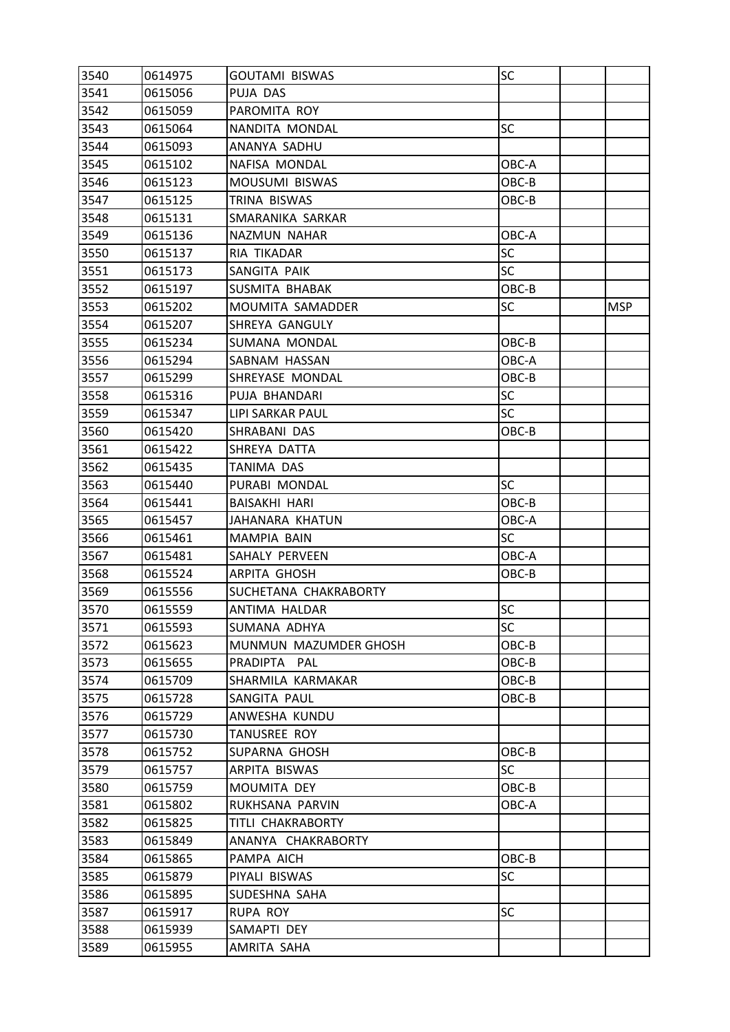| | | | | | |
|---|---|---|---|---|---|
| 3540 | 0614975 | GOUTAMI BISWAS | SC | | |
| 3541 | 0615056 | PUJA DAS | | | |
| 3542 | 0615059 | PAROMITA ROY | | | |
| 3543 | 0615064 | NANDITA MONDAL | SC | | |
| 3544 | 0615093 | ANANYA SADHU | | | |
| 3545 | 0615102 | NAFISA MONDAL | OBC-A | | |
| 3546 | 0615123 | MOUSUMI BISWAS | OBC-B | | |
| 3547 | 0615125 | TRINA BISWAS | OBC-B | | |
| 3548 | 0615131 | SMARANIKA SARKAR | | | |
| 3549 | 0615136 | NAZMUN NAHAR | OBC-A | | |
| 3550 | 0615137 | RIA TIKADAR | SC | | |
| 3551 | 0615173 | SANGITA PAIK | SC | | |
| 3552 | 0615197 | SUSMITA BHABAK | OBC-B | | |
| 3553 | 0615202 | MOUMITA SAMADDER | SC | | MSP |
| 3554 | 0615207 | SHREYA GANGULY | | | |
| 3555 | 0615234 | SUMANA MONDAL | OBC-B | | |
| 3556 | 0615294 | SABNAM HASSAN | OBC-A | | |
| 3557 | 0615299 | SHREYASE MONDAL | OBC-B | | |
| 3558 | 0615316 | PUJA BHANDARI | SC | | |
| 3559 | 0615347 | LIPI SARKAR PAUL | SC | | |
| 3560 | 0615420 | SHRABANI DAS | OBC-B | | |
| 3561 | 0615422 | SHREYA DATTA | | | |
| 3562 | 0615435 | TANIMA DAS | | | |
| 3563 | 0615440 | PURABI MONDAL | SC | | |
| 3564 | 0615441 | BAISAKHI HARI | OBC-B | | |
| 3565 | 0615457 | JAHANARA KHATUN | OBC-A | | |
| 3566 | 0615461 | MAMPIA BAIN | SC | | |
| 3567 | 0615481 | SAHALY PERVEEN | OBC-A | | |
| 3568 | 0615524 | ARPITA GHOSH | OBC-B | | |
| 3569 | 0615556 | SUCHETANA CHAKRABORTY | | | |
| 3570 | 0615559 | ANTIMA HALDAR | SC | | |
| 3571 | 0615593 | SUMANA ADHYA | SC | | |
| 3572 | 0615623 | MUNMUN MAZUMDER GHOSH | OBC-B | | |
| 3573 | 0615655 | PRADIPTA PAL | OBC-B | | |
| 3574 | 0615709 | SHARMILA KARMAKAR | OBC-B | | |
| 3575 | 0615728 | SANGITA PAUL | OBC-B | | |
| 3576 | 0615729 | ANWESHA KUNDU | | | |
| 3577 | 0615730 | TANUSREE ROY | | | |
| 3578 | 0615752 | SUPARNA GHOSH | OBC-B | | |
| 3579 | 0615757 | ARPITA BISWAS | SC | | |
| 3580 | 0615759 | MOUMITA DEY | OBC-B | | |
| 3581 | 0615802 | RUKHSANA PARVIN | OBC-A | | |
| 3582 | 0615825 | TITLI CHAKRABORTY | | | |
| 3583 | 0615849 | ANANYA CHAKRABORTY | | | |
| 3584 | 0615865 | PAMPA AICH | OBC-B | | |
| 3585 | 0615879 | PIYALI BISWAS | SC | | |
| 3586 | 0615895 | SUDESHNA SAHA | | | |
| 3587 | 0615917 | RUPA ROY | SC | | |
| 3588 | 0615939 | SAMAPTI DEY | | | |
| 3589 | 0615955 | AMRITA SAHA | | | |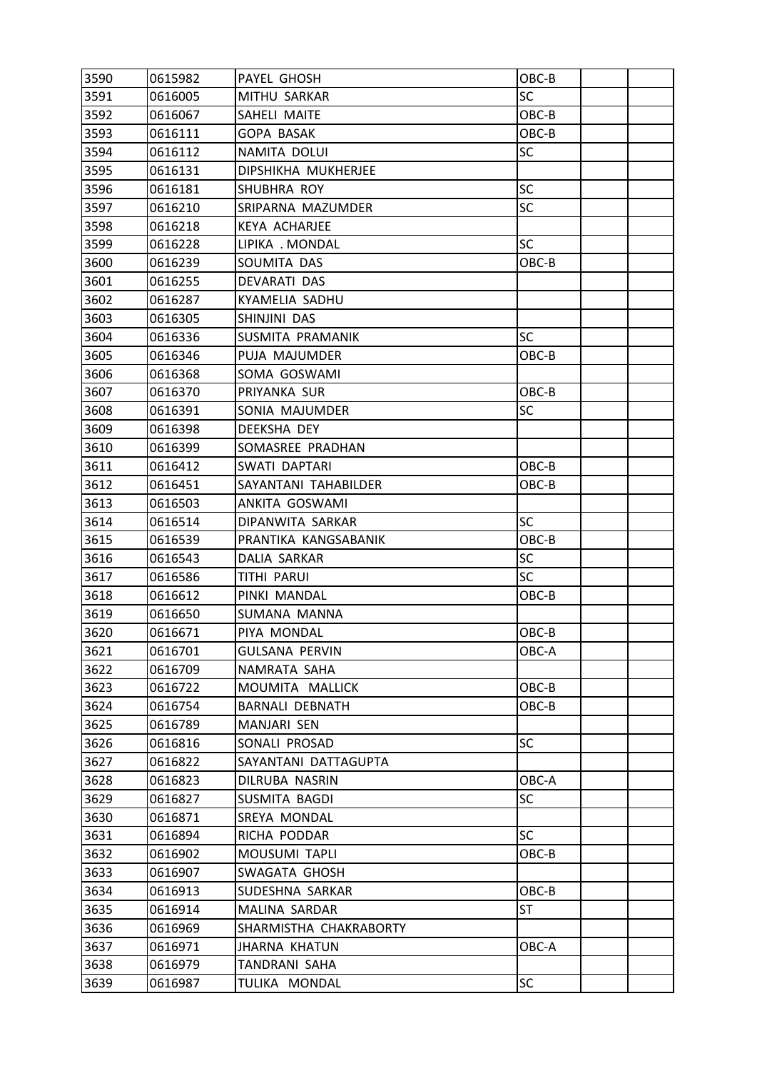| 3590 | 0615982 | PAYEL GHOSH | OBC-B | | |
|---|---|---|---|---|---|
| 3591 | 0616005 | MITHU SARKAR | SC | | |
| 3592 | 0616067 | SAHELI MAITE | OBC-B | | |
| 3593 | 0616111 | GOPA BASAK | OBC-B | | |
| 3594 | 0616112 | NAMITA DOLUI | SC | | |
| 3595 | 0616131 | DIPSHIKHA MUKHERJEE | | | |
| 3596 | 0616181 | SHUBHRA ROY | SC | | |
| 3597 | 0616210 | SRIPARNA MAZUMDER | SC | | |
| 3598 | 0616218 | KEYA ACHARJEE | | | |
| 3599 | 0616228 | LIPIKA . MONDAL | SC | | |
| 3600 | 0616239 | SOUMITA DAS | OBC-B | | |
| 3601 | 0616255 | DEVARATI DAS | | | |
| 3602 | 0616287 | KYAMELIA SADHU | | | |
| 3603 | 0616305 | SHINJINI DAS | | | |
| 3604 | 0616336 | SUSMITA PRAMANIK | SC | | |
| 3605 | 0616346 | PUJA MAJUMDER | OBC-B | | |
| 3606 | 0616368 | SOMA GOSWAMI | | | |
| 3607 | 0616370 | PRIYANKA SUR | OBC-B | | |
| 3608 | 0616391 | SONIA MAJUMDER | SC | | |
| 3609 | 0616398 | DEEKSHA DEY | | | |
| 3610 | 0616399 | SOMASREE PRADHAN | | | |
| 3611 | 0616412 | SWATI DAPTARI | OBC-B | | |
| 3612 | 0616451 | SAYANTANI TAHABILDER | OBC-B | | |
| 3613 | 0616503 | ANKITA GOSWAMI | | | |
| 3614 | 0616514 | DIPANWITA SARKAR | SC | | |
| 3615 | 0616539 | PRANTIKA KANGSABANIK | OBC-B | | |
| 3616 | 0616543 | DALIA SARKAR | SC | | |
| 3617 | 0616586 | TITHI PARUI | SC | | |
| 3618 | 0616612 | PINKI MANDAL | OBC-B | | |
| 3619 | 0616650 | SUMANA MANNA | | | |
| 3620 | 0616671 | PIYA MONDAL | OBC-B | | |
| 3621 | 0616701 | GULSANA PERVIN | OBC-A | | |
| 3622 | 0616709 | NAMRATA SAHA | | | |
| 3623 | 0616722 | MOUMITA MALLICK | OBC-B | | |
| 3624 | 0616754 | BARNALI DEBNATH | OBC-B | | |
| 3625 | 0616789 | MANJARI SEN | | | |
| 3626 | 0616816 | SONALI PROSAD | SC | | |
| 3627 | 0616822 | SAYANTANI DATTAGUPTA | | | |
| 3628 | 0616823 | DILRUBA NASRIN | OBC-A | | |
| 3629 | 0616827 | SUSMITA BAGDI | SC | | |
| 3630 | 0616871 | SREYA MONDAL | | | |
| 3631 | 0616894 | RICHA PODDAR | SC | | |
| 3632 | 0616902 | MOUSUMI TAPLI | OBC-B | | |
| 3633 | 0616907 | SWAGATA GHOSH | | | |
| 3634 | 0616913 | SUDESHNA SARKAR | OBC-B | | |
| 3635 | 0616914 | MALINA SARDAR | ST | | |
| 3636 | 0616969 | SHARMISTHA CHAKRABORTY | | | |
| 3637 | 0616971 | JHARNA KHATUN | OBC-A | | |
| 3638 | 0616979 | TANDRANI SAHA | | | |
| 3639 | 0616987 | TULIKA MONDAL | SC | | |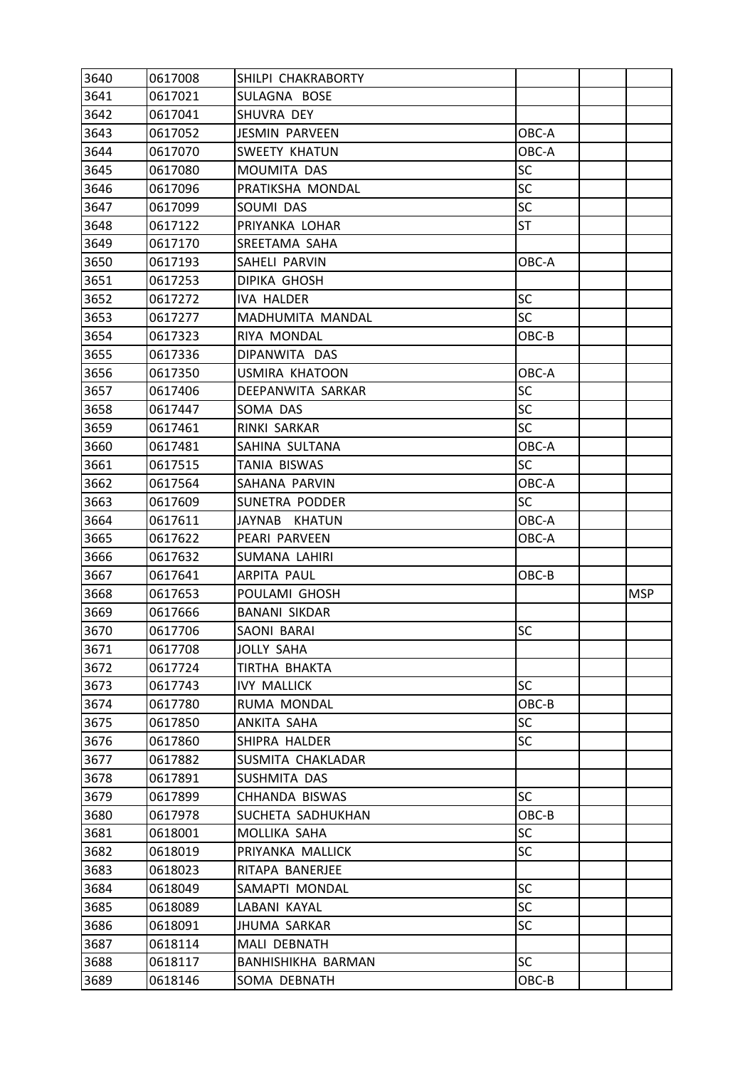| | | | | | |
|---|---|---|---|---|---|
| 3640 | 0617008 | SHILPI CHAKRABORTY | | | |
| 3641 | 0617021 | SULAGNA BOSE | | | |
| 3642 | 0617041 | SHUVRA DEY | | | |
| 3643 | 0617052 | JESMIN PARVEEN | OBC-A | | |
| 3644 | 0617070 | SWEETY KHATUN | OBC-A | | |
| 3645 | 0617080 | MOUMITA DAS | SC | | |
| 3646 | 0617096 | PRATIKSHA MONDAL | SC | | |
| 3647 | 0617099 | SOUMI DAS | SC | | |
| 3648 | 0617122 | PRIYANKA LOHAR | ST | | |
| 3649 | 0617170 | SREETAMA SAHA | | | |
| 3650 | 0617193 | SAHELI PARVIN | OBC-A | | |
| 3651 | 0617253 | DIPIKA GHOSH | | | |
| 3652 | 0617272 | IVA HALDER | SC | | |
| 3653 | 0617277 | MADHUMITA MANDAL | SC | | |
| 3654 | 0617323 | RIYA MONDAL | OBC-B | | |
| 3655 | 0617336 | DIPANWITA DAS | | | |
| 3656 | 0617350 | USMIRA KHATOON | OBC-A | | |
| 3657 | 0617406 | DEEPANWITA SARKAR | SC | | |
| 3658 | 0617447 | SOMA DAS | SC | | |
| 3659 | 0617461 | RINKI SARKAR | SC | | |
| 3660 | 0617481 | SAHINA SULTANA | OBC-A | | |
| 3661 | 0617515 | TANIA BISWAS | SC | | |
| 3662 | 0617564 | SAHANA PARVIN | OBC-A | | |
| 3663 | 0617609 | SUNETRA PODDER | SC | | |
| 3664 | 0617611 | JAYNAB KHATUN | OBC-A | | |
| 3665 | 0617622 | PEARI PARVEEN | OBC-A | | |
| 3666 | 0617632 | SUMANA LAHIRI | | | |
| 3667 | 0617641 | ARPITA PAUL | OBC-B | | |
| 3668 | 0617653 | POULAMI GHOSH | | | MSP |
| 3669 | 0617666 | BANANI SIKDAR | | | |
| 3670 | 0617706 | SAONI BARAI | SC | | |
| 3671 | 0617708 | JOLLY SAHA | | | |
| 3672 | 0617724 | TIRTHA BHAKTA | | | |
| 3673 | 0617743 | IVY MALLICK | SC | | |
| 3674 | 0617780 | RUMA MONDAL | OBC-B | | |
| 3675 | 0617850 | ANKITA SAHA | SC | | |
| 3676 | 0617860 | SHIPRA HALDER | SC | | |
| 3677 | 0617882 | SUSMITA CHAKLADAR | | | |
| 3678 | 0617891 | SUSHMITA DAS | | | |
| 3679 | 0617899 | CHHANDA BISWAS | SC | | |
| 3680 | 0617978 | SUCHETA SADHUKHAN | OBC-B | | |
| 3681 | 0618001 | MOLLIKA SAHA | SC | | |
| 3682 | 0618019 | PRIYANKA MALLICK | SC | | |
| 3683 | 0618023 | RITAPA BANERJEE | | | |
| 3684 | 0618049 | SAMAPTI MONDAL | SC | | |
| 3685 | 0618089 | LABANI KAYAL | SC | | |
| 3686 | 0618091 | JHUMA SARKAR | SC | | |
| 3687 | 0618114 | MALI DEBNATH | | | |
| 3688 | 0618117 | BANHISHIKHA BARMAN | SC | | |
| 3689 | 0618146 | SOMA DEBNATH | OBC-B | | |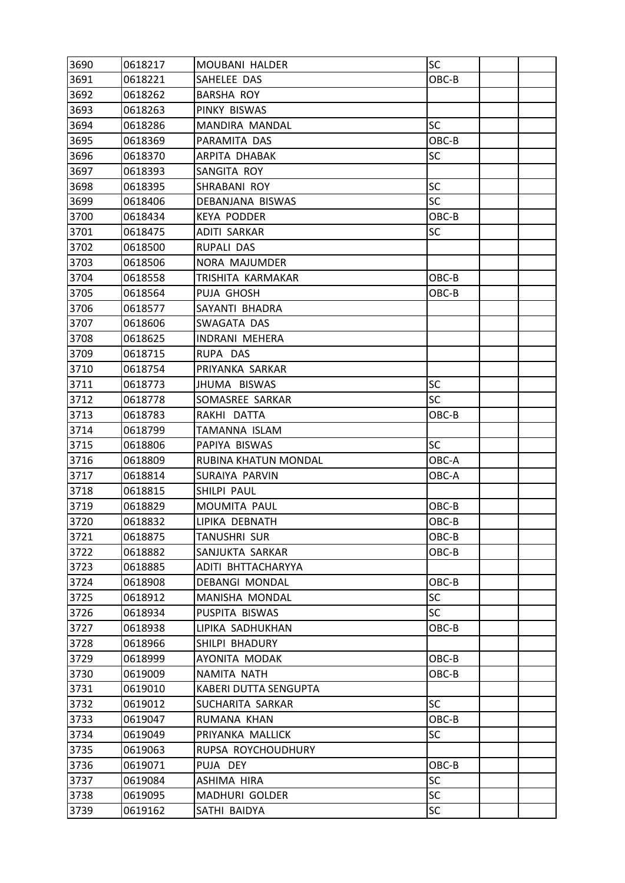| | | | | | |
|---|---|---|---|---|---|
| 3690 | 0618217 | MOUBANI HALDER | SC | | |
| 3691 | 0618221 | SAHELEE DAS | OBC-B | | |
| 3692 | 0618262 | BARSHA ROY | | | |
| 3693 | 0618263 | PINKY BISWAS | | | |
| 3694 | 0618286 | MANDIRA MANDAL | SC | | |
| 3695 | 0618369 | PARAMITA DAS | OBC-B | | |
| 3696 | 0618370 | ARPITA DHABAK | SC | | |
| 3697 | 0618393 | SANGITA ROY | | | |
| 3698 | 0618395 | SHRABANI ROY | SC | | |
| 3699 | 0618406 | DEBANJANA BISWAS | SC | | |
| 3700 | 0618434 | KEYA PODDER | OBC-B | | |
| 3701 | 0618475 | ADITI SARKAR | SC | | |
| 3702 | 0618500 | RUPALI DAS | | | |
| 3703 | 0618506 | NORA MAJUMDER | | | |
| 3704 | 0618558 | TRISHITA KARMAKAR | OBC-B | | |
| 3705 | 0618564 | PUJA GHOSH | OBC-B | | |
| 3706 | 0618577 | SAYANTI BHADRA | | | |
| 3707 | 0618606 | SWAGATA DAS | | | |
| 3708 | 0618625 | INDRANI MEHERA | | | |
| 3709 | 0618715 | RUPA DAS | | | |
| 3710 | 0618754 | PRIYANKA SARKAR | | | |
| 3711 | 0618773 | JHUMA BISWAS | SC | | |
| 3712 | 0618778 | SOMASREE SARKAR | SC | | |
| 3713 | 0618783 | RAKHI DATTA | OBC-B | | |
| 3714 | 0618799 | TAMANNA ISLAM | | | |
| 3715 | 0618806 | PAPIYA BISWAS | SC | | |
| 3716 | 0618809 | RUBINA KHATUN MONDAL | OBC-A | | |
| 3717 | 0618814 | SURAIYA PARVIN | OBC-A | | |
| 3718 | 0618815 | SHILPI PAUL | | | |
| 3719 | 0618829 | MOUMITA PAUL | OBC-B | | |
| 3720 | 0618832 | LIPIKA DEBNATH | OBC-B | | |
| 3721 | 0618875 | TANUSHRI SUR | OBC-B | | |
| 3722 | 0618882 | SANJUKTA SARKAR | OBC-B | | |
| 3723 | 0618885 | ADITI BHTTACHARYYA | | | |
| 3724 | 0618908 | DEBANGI MONDAL | OBC-B | | |
| 3725 | 0618912 | MANISHA MONDAL | SC | | |
| 3726 | 0618934 | PUSPITA BISWAS | SC | | |
| 3727 | 0618938 | LIPIKA SADHUKHAN | OBC-B | | |
| 3728 | 0618966 | SHILPI BHADURY | | | |
| 3729 | 0618999 | AYONITA MODAK | OBC-B | | |
| 3730 | 0619009 | NAMITA NATH | OBC-B | | |
| 3731 | 0619010 | KABERI DUTTA SENGUPTA | | | |
| 3732 | 0619012 | SUCHARITA SARKAR | SC | | |
| 3733 | 0619047 | RUMANA KHAN | OBC-B | | |
| 3734 | 0619049 | PRIYANKA MALLICK | SC | | |
| 3735 | 0619063 | RUPSA ROYCHOUDHURY | | | |
| 3736 | 0619071 | PUJA DEY | OBC-B | | |
| 3737 | 0619084 | ASHIMA HIRA | SC | | |
| 3738 | 0619095 | MADHURI GOLDER | SC | | |
| 3739 | 0619162 | SATHI BAIDYA | SC | | |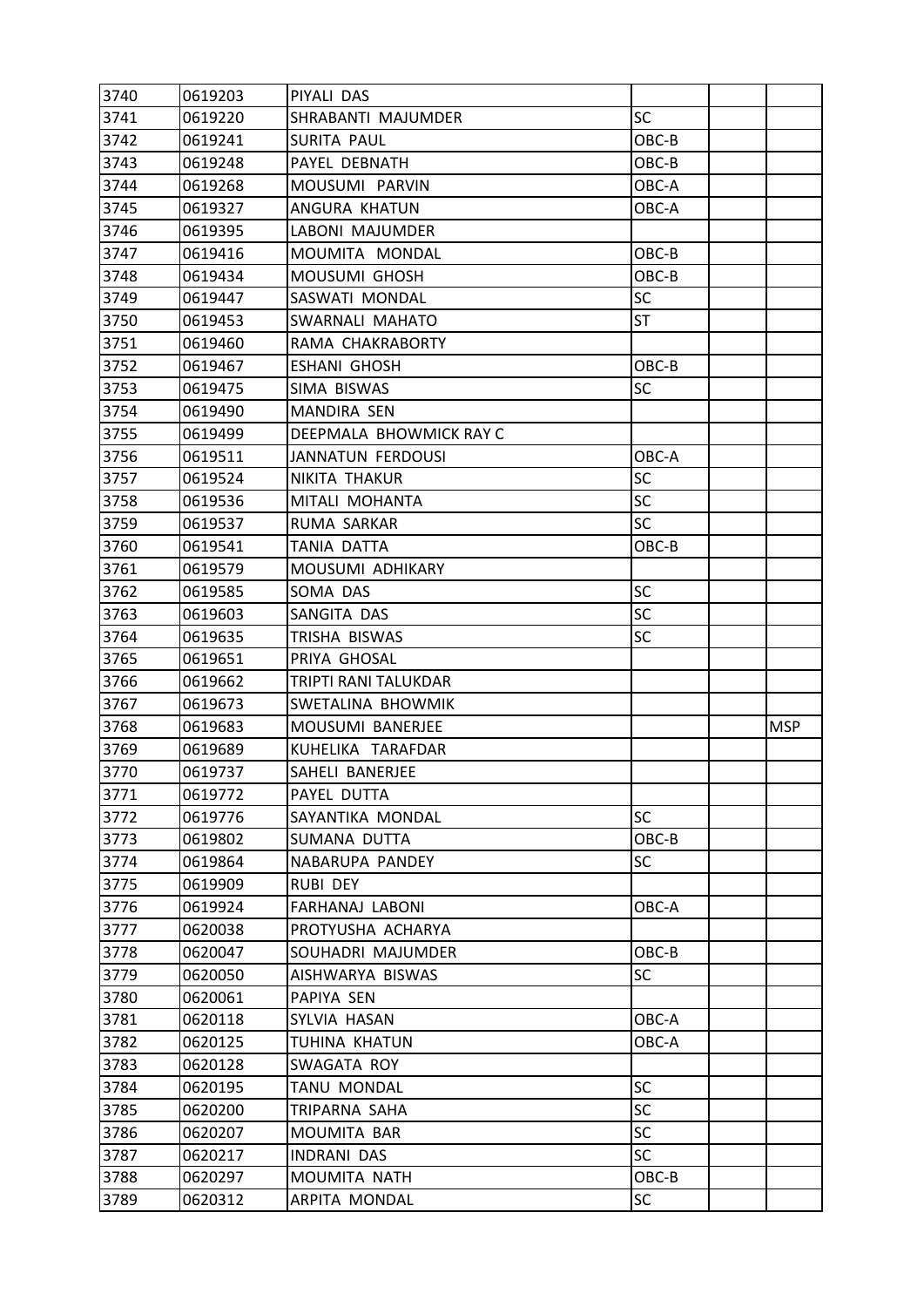| 3740 | 0619203 | PIYALI DAS | | | |
|---|---|---|---|---|---|
| 3741 | 0619220 | SHRABANTI MAJUMDER | SC | | |
| 3742 | 0619241 | SURITA PAUL | OBC-B | | |
| 3743 | 0619248 | PAYEL DEBNATH | OBC-B | | |
| 3744 | 0619268 | MOUSUMI PARVIN | OBC-A | | |
| 3745 | 0619327 | ANGURA KHATUN | OBC-A | | |
| 3746 | 0619395 | LABONI MAJUMDER | | | |
| 3747 | 0619416 | MOUMITA MONDAL | OBC-B | | |
| 3748 | 0619434 | MOUSUMI GHOSH | OBC-B | | |
| 3749 | 0619447 | SASWATI MONDAL | SC | | |
| 3750 | 0619453 | SWARNALI MAHATO | ST | | |
| 3751 | 0619460 | RAMA CHAKRABORTY | | | |
| 3752 | 0619467 | ESHANI GHOSH | OBC-B | | |
| 3753 | 0619475 | SIMA BISWAS | SC | | |
| 3754 | 0619490 | MANDIRA SEN | | | |
| 3755 | 0619499 | DEEPMALA BHOWMICK RAY C | | | |
| 3756 | 0619511 | JANNATUN FERDOUSI | OBC-A | | |
| 3757 | 0619524 | NIKITA THAKUR | SC | | |
| 3758 | 0619536 | MITALI MOHANTA | SC | | |
| 3759 | 0619537 | RUMA SARKAR | SC | | |
| 3760 | 0619541 | TANIA DATTA | OBC-B | | |
| 3761 | 0619579 | MOUSUMI ADHIKARY | | | |
| 3762 | 0619585 | SOMA DAS | SC | | |
| 3763 | 0619603 | SANGITA DAS | SC | | |
| 3764 | 0619635 | TRISHA BISWAS | SC | | |
| 3765 | 0619651 | PRIYA GHOSAL | | | |
| 3766 | 0619662 | TRIPTI RANI TALUKDAR | | | |
| 3767 | 0619673 | SWETALINA BHOWMIK | | | |
| 3768 | 0619683 | MOUSUMI BANERJEE | | | MSP |
| 3769 | 0619689 | KUHELIKA TARAFDAR | | | |
| 3770 | 0619737 | SAHELI BANERJEE | | | |
| 3771 | 0619772 | PAYEL DUTTA | | | |
| 3772 | 0619776 | SAYANTIKA MONDAL | SC | | |
| 3773 | 0619802 | SUMANA DUTTA | OBC-B | | |
| 3774 | 0619864 | NABARUPA PANDEY | SC | | |
| 3775 | 0619909 | RUBI DEY | | | |
| 3776 | 0619924 | FARHANAJ LABONI | OBC-A | | |
| 3777 | 0620038 | PROTYUSHA ACHARYA | | | |
| 3778 | 0620047 | SOUHADRI MAJUMDER | OBC-B | | |
| 3779 | 0620050 | AISHWARYA BISWAS | SC | | |
| 3780 | 0620061 | PAPIYA SEN | | | |
| 3781 | 0620118 | SYLVIA HASAN | OBC-A | | |
| 3782 | 0620125 | TUHINA KHATUN | OBC-A | | |
| 3783 | 0620128 | SWAGATA ROY | | | |
| 3784 | 0620195 | TANU MONDAL | SC | | |
| 3785 | 0620200 | TRIPARNA SAHA | SC | | |
| 3786 | 0620207 | MOUMITA BAR | SC | | |
| 3787 | 0620217 | INDRANI DAS | SC | | |
| 3788 | 0620297 | MOUMITA NATH | OBC-B | | |
| 3789 | 0620312 | ARPITA MONDAL | SC | | |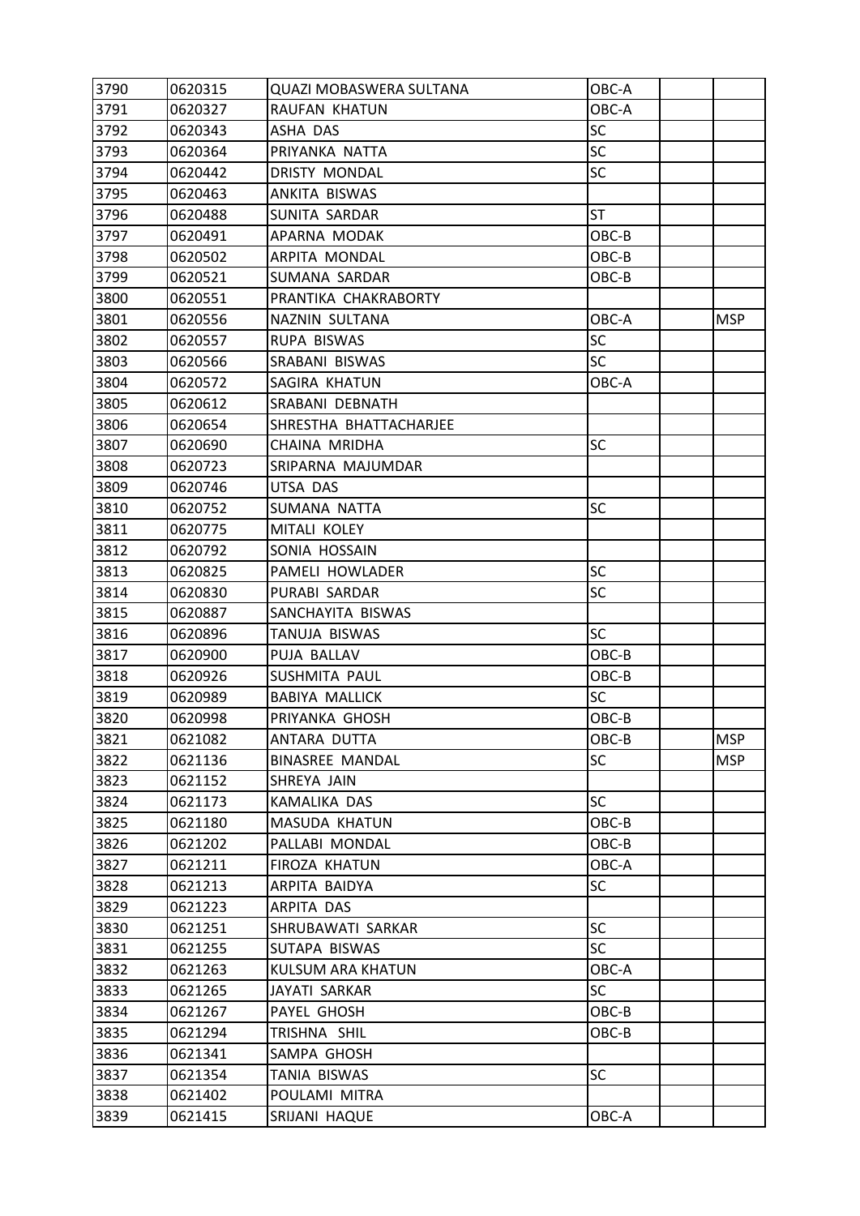| | | | | | |
|---|---|---|---|---|---|
| 3790 | 0620315 | QUAZI MOBASWERA SULTANA | OBC-A | | |
| 3791 | 0620327 | RAUFAN KHATUN | OBC-A | | |
| 3792 | 0620343 | ASHA DAS | SC | | |
| 3793 | 0620364 | PRIYANKA NATTA | SC | | |
| 3794 | 0620442 | DRISTY MONDAL | SC | | |
| 3795 | 0620463 | ANKITA BISWAS | | | |
| 3796 | 0620488 | SUNITA SARDAR | ST | | |
| 3797 | 0620491 | APARNA MODAK | OBC-B | | |
| 3798 | 0620502 | ARPITA MONDAL | OBC-B | | |
| 3799 | 0620521 | SUMANA SARDAR | OBC-B | | |
| 3800 | 0620551 | PRANTIKA CHAKRABORTY | | | |
| 3801 | 0620556 | NAZNIN SULTANA | OBC-A | | MSP |
| 3802 | 0620557 | RUPA BISWAS | SC | | |
| 3803 | 0620566 | SRABANI BISWAS | SC | | |
| 3804 | 0620572 | SAGIRA KHATUN | OBC-A | | |
| 3805 | 0620612 | SRABANI DEBNATH | | | |
| 3806 | 0620654 | SHRESTHA BHATTACHARJEE | | | |
| 3807 | 0620690 | CHAINA MRIDHA | SC | | |
| 3808 | 0620723 | SRIPARNA MAJUMDAR | | | |
| 3809 | 0620746 | UTSA DAS | | | |
| 3810 | 0620752 | SUMANA NATTA | SC | | |
| 3811 | 0620775 | MITALI KOLEY | | | |
| 3812 | 0620792 | SONIA HOSSAIN | | | |
| 3813 | 0620825 | PAMELI HOWLADER | SC | | |
| 3814 | 0620830 | PURABI SARDAR | SC | | |
| 3815 | 0620887 | SANCHAYITA BISWAS | | | |
| 3816 | 0620896 | TANUJA BISWAS | SC | | |
| 3817 | 0620900 | PUJA BALLAV | OBC-B | | |
| 3818 | 0620926 | SUSHMITA PAUL | OBC-B | | |
| 3819 | 0620989 | BABIYA MALLICK | SC | | |
| 3820 | 0620998 | PRIYANKA GHOSH | OBC-B | | |
| 3821 | 0621082 | ANTARA DUTTA | OBC-B | | MSP |
| 3822 | 0621136 | BINASREE MANDAL | SC | | MSP |
| 3823 | 0621152 | SHREYA JAIN | | | |
| 3824 | 0621173 | KAMALIKA DAS | SC | | |
| 3825 | 0621180 | MASUDA KHATUN | OBC-B | | |
| 3826 | 0621202 | PALLABI MONDAL | OBC-B | | |
| 3827 | 0621211 | FIROZA KHATUN | OBC-A | | |
| 3828 | 0621213 | ARPITA BAIDYA | SC | | |
| 3829 | 0621223 | ARPITA DAS | | | |
| 3830 | 0621251 | SHRUBAWATI SARKAR | SC | | |
| 3831 | 0621255 | SUTAPA BISWAS | SC | | |
| 3832 | 0621263 | KULSUM ARA KHATUN | OBC-A | | |
| 3833 | 0621265 | JAYATI SARKAR | SC | | |
| 3834 | 0621267 | PAYEL GHOSH | OBC-B | | |
| 3835 | 0621294 | TRISHNA SHIL | OBC-B | | |
| 3836 | 0621341 | SAMPA GHOSH | | | |
| 3837 | 0621354 | TANIA BISWAS | SC | | |
| 3838 | 0621402 | POULAMI MITRA | | | |
| 3839 | 0621415 | SRIJANI HAQUE | OBC-A | | |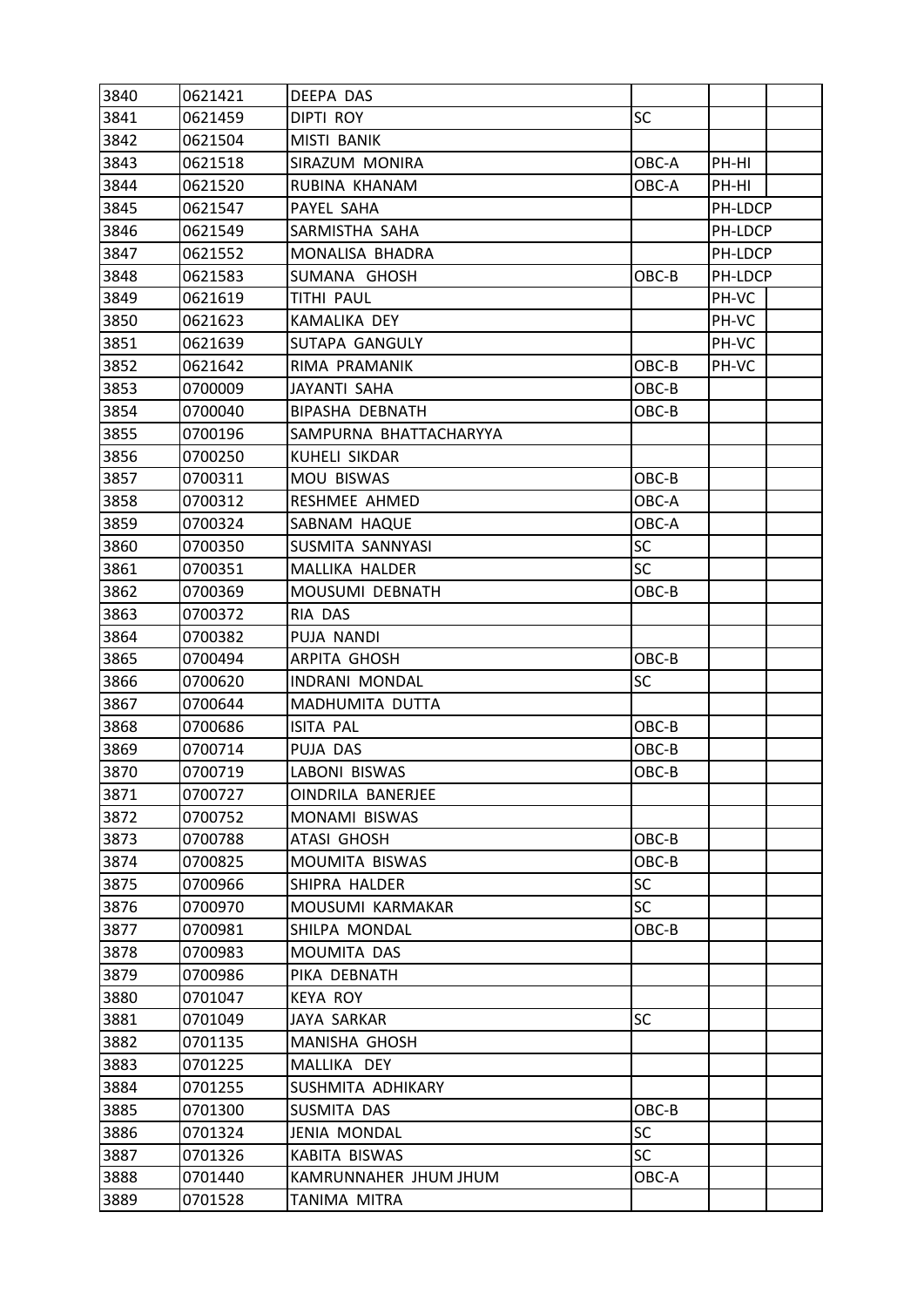| | | | | | |
|---|---|---|---|---|---|
| 3840 | 0621421 | DEEPA DAS | | | |
| 3841 | 0621459 | DIPTI ROY | SC | | |
| 3842 | 0621504 | MISTI BANIK | | | |
| 3843 | 0621518 | SIRAZUM MONIRA | OBC-A | PH-HI | |
| 3844 | 0621520 | RUBINA KHANAM | OBC-A | PH-HI | |
| 3845 | 0621547 | PAYEL SAHA | | PH-LDCP | |
| 3846 | 0621549 | SARMISTHA SAHA | | PH-LDCP | |
| 3847 | 0621552 | MONALISA BHADRA | | PH-LDCP | |
| 3848 | 0621583 | SUMANA GHOSH | OBC-B | PH-LDCP | |
| 3849 | 0621619 | TITHI PAUL | | PH-VC | |
| 3850 | 0621623 | KAMALIKA DEY | | PH-VC | |
| 3851 | 0621639 | SUTAPA GANGULY | | PH-VC | |
| 3852 | 0621642 | RIMA PRAMANIK | OBC-B | PH-VC | |
| 3853 | 0700009 | JAYANTI SAHA | OBC-B | | |
| 3854 | 0700040 | BIPASHA DEBNATH | OBC-B | | |
| 3855 | 0700196 | SAMPURNA BHATTACHARYYA | | | |
| 3856 | 0700250 | KUHELI SIKDAR | | | |
| 3857 | 0700311 | MOU BISWAS | OBC-B | | |
| 3858 | 0700312 | RESHMEE AHMED | OBC-A | | |
| 3859 | 0700324 | SABNAM HAQUE | OBC-A | | |
| 3860 | 0700350 | SUSMITA SANNYASI | SC | | |
| 3861 | 0700351 | MALLIKA HALDER | SC | | |
| 3862 | 0700369 | MOUSUMI DEBNATH | OBC-B | | |
| 3863 | 0700372 | RIA DAS | | | |
| 3864 | 0700382 | PUJA NANDI | | | |
| 3865 | 0700494 | ARPITA GHOSH | OBC-B | | |
| 3866 | 0700620 | INDRANI MONDAL | SC | | |
| 3867 | 0700644 | MADHUMITA DUTTA | | | |
| 3868 | 0700686 | ISITA PAL | OBC-B | | |
| 3869 | 0700714 | PUJA DAS | OBC-B | | |
| 3870 | 0700719 | LABONI BISWAS | OBC-B | | |
| 3871 | 0700727 | OINDRILA BANERJEE | | | |
| 3872 | 0700752 | MONAMI BISWAS | | | |
| 3873 | 0700788 | ATASI GHOSH | OBC-B | | |
| 3874 | 0700825 | MOUMITA BISWAS | OBC-B | | |
| 3875 | 0700966 | SHIPRA HALDER | SC | | |
| 3876 | 0700970 | MOUSUMI KARMAKAR | SC | | |
| 3877 | 0700981 | SHILPA MONDAL | OBC-B | | |
| 3878 | 0700983 | MOUMITA DAS | | | |
| 3879 | 0700986 | PIKA DEBNATH | | | |
| 3880 | 0701047 | KEYA ROY | | | |
| 3881 | 0701049 | JAYA SARKAR | SC | | |
| 3882 | 0701135 | MANISHA GHOSH | | | |
| 3883 | 0701225 | MALLIKA DEY | | | |
| 3884 | 0701255 | SUSHMITA ADHIKARY | | | |
| 3885 | 0701300 | SUSMITA DAS | OBC-B | | |
| 3886 | 0701324 | JENIA MONDAL | SC | | |
| 3887 | 0701326 | KABITA BISWAS | SC | | |
| 3888 | 0701440 | KAMRUNNAHER JHUM JHUM | OBC-A | | |
| 3889 | 0701528 | TANIMA MITRA | | | |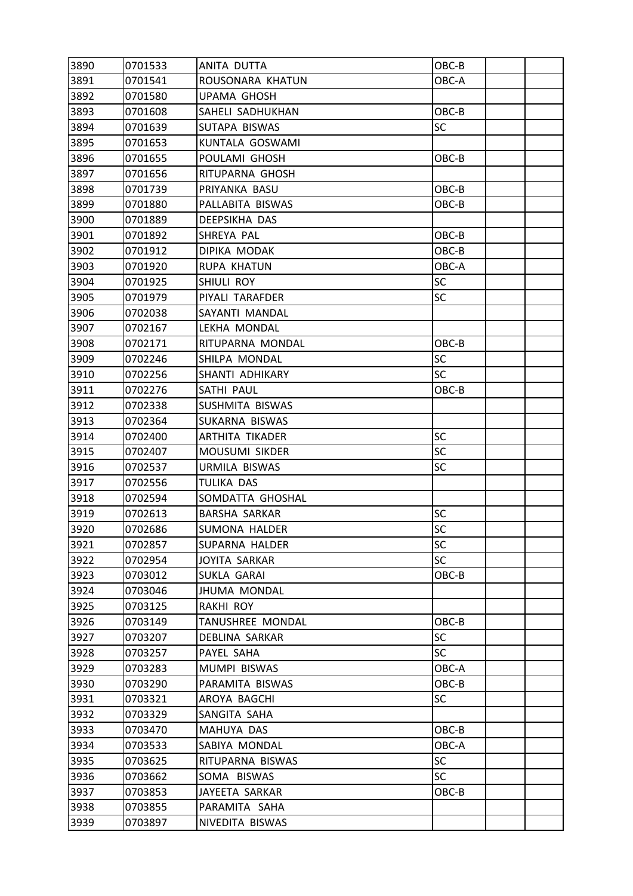| 3890 | 0701533 | ANITA DUTTA | OBC-B | | |
|---|---|---|---|---|---|
| 3891 | 0701541 | ROUSONARA KHATUN | OBC-A | | |
| 3892 | 0701580 | UPAMA GHOSH | | | |
| 3893 | 0701608 | SAHELI SADHUKHAN | OBC-B | | |
| 3894 | 0701639 | SUTAPA BISWAS | SC | | |
| 3895 | 0701653 | KUNTALA GOSWAMI | | | |
| 3896 | 0701655 | POULAMI GHOSH | OBC-B | | |
| 3897 | 0701656 | RITUPARNA GHOSH | | | |
| 3898 | 0701739 | PRIYANKA BASU | OBC-B | | |
| 3899 | 0701880 | PALLABITA BISWAS | OBC-B | | |
| 3900 | 0701889 | DEEPSIKHA DAS | | | |
| 3901 | 0701892 | SHREYA PAL | OBC-B | | |
| 3902 | 0701912 | DIPIKA MODAK | OBC-B | | |
| 3903 | 0701920 | RUPA KHATUN | OBC-A | | |
| 3904 | 0701925 | SHIULI ROY | SC | | |
| 3905 | 0701979 | PIYALI TARAFDER | SC | | |
| 3906 | 0702038 | SAYANTI MANDAL | | | |
| 3907 | 0702167 | LEKHA MONDAL | | | |
| 3908 | 0702171 | RITUPARNA MONDAL | OBC-B | | |
| 3909 | 0702246 | SHILPA MONDAL | SC | | |
| 3910 | 0702256 | SHANTI ADHIKARY | SC | | |
| 3911 | 0702276 | SATHI PAUL | OBC-B | | |
| 3912 | 0702338 | SUSHMITA BISWAS | | | |
| 3913 | 0702364 | SUKARNA BISWAS | | | |
| 3914 | 0702400 | ARTHITA TIKADER | SC | | |
| 3915 | 0702407 | MOUSUMI SIKDER | SC | | |
| 3916 | 0702537 | URMILA BISWAS | SC | | |
| 3917 | 0702556 | TULIKA DAS | | | |
| 3918 | 0702594 | SOMDATTA GHOSHAL | | | |
| 3919 | 0702613 | BARSHA SARKAR | SC | | |
| 3920 | 0702686 | SUMONA HALDER | SC | | |
| 3921 | 0702857 | SUPARNA HALDER | SC | | |
| 3922 | 0702954 | JOYITA SARKAR | SC | | |
| 3923 | 0703012 | SUKLA GARAI | OBC-B | | |
| 3924 | 0703046 | JHUMA MONDAL | | | |
| 3925 | 0703125 | RAKHI ROY | | | |
| 3926 | 0703149 | TANUSHREE MONDAL | OBC-B | | |
| 3927 | 0703207 | DEBLINA SARKAR | SC | | |
| 3928 | 0703257 | PAYEL SAHA | SC | | |
| 3929 | 0703283 | MUMPI BISWAS | OBC-A | | |
| 3930 | 0703290 | PARAMITA BISWAS | OBC-B | | |
| 3931 | 0703321 | AROYA BAGCHI | SC | | |
| 3932 | 0703329 | SANGITA SAHA | | | |
| 3933 | 0703470 | MAHUYA DAS | OBC-B | | |
| 3934 | 0703533 | SABIYA MONDAL | OBC-A | | |
| 3935 | 0703625 | RITUPARNA BISWAS | SC | | |
| 3936 | 0703662 | SOMA BISWAS | SC | | |
| 3937 | 0703853 | JAYEETA SARKAR | OBC-B | | |
| 3938 | 0703855 | PARAMITA SAHA | | | |
| 3939 | 0703897 | NIVEDITA BISWAS | | | |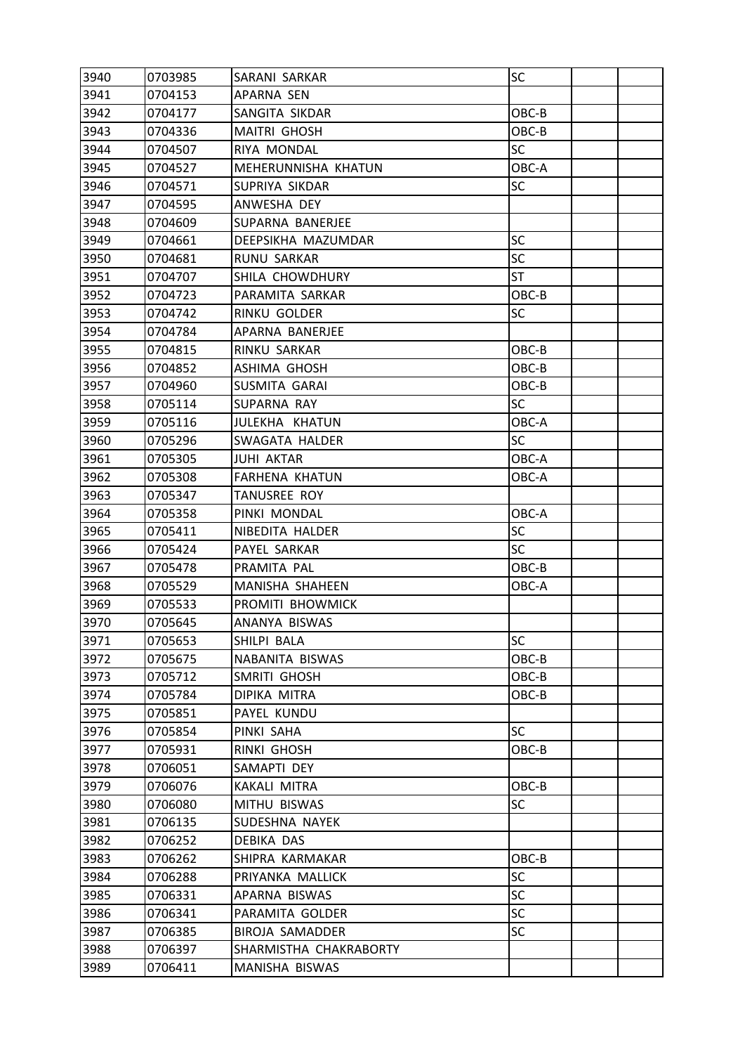| | | | | | |
|---|---|---|---|---|---|
| 3940 | 0703985 | SARANI SARKAR | SC | | |
| 3941 | 0704153 | APARNA SEN | | | |
| 3942 | 0704177 | SANGITA SIKDAR | OBC-B | | |
| 3943 | 0704336 | MAITRI GHOSH | OBC-B | | |
| 3944 | 0704507 | RIYA MONDAL | SC | | |
| 3945 | 0704527 | MEHERUNNISHA KHATUN | OBC-A | | |
| 3946 | 0704571 | SUPRIYA SIKDAR | SC | | |
| 3947 | 0704595 | ANWESHA DEY | | | |
| 3948 | 0704609 | SUPARNA BANERJEE | | | |
| 3949 | 0704661 | DEEPSIKHA MAZUMDAR | SC | | |
| 3950 | 0704681 | RUNU SARKAR | SC | | |
| 3951 | 0704707 | SHILA CHOWDHURY | ST | | |
| 3952 | 0704723 | PARAMITA SARKAR | OBC-B | | |
| 3953 | 0704742 | RINKU GOLDER | SC | | |
| 3954 | 0704784 | APARNA BANERJEE | | | |
| 3955 | 0704815 | RINKU SARKAR | OBC-B | | |
| 3956 | 0704852 | ASHIMA GHOSH | OBC-B | | |
| 3957 | 0704960 | SUSMITA GARAI | OBC-B | | |
| 3958 | 0705114 | SUPARNA RAY | SC | | |
| 3959 | 0705116 | JULEKHA KHATUN | OBC-A | | |
| 3960 | 0705296 | SWAGATA HALDER | SC | | |
| 3961 | 0705305 | JUHI AKTAR | OBC-A | | |
| 3962 | 0705308 | FARHENA KHATUN | OBC-A | | |
| 3963 | 0705347 | TANUSREE ROY | | | |
| 3964 | 0705358 | PINKI MONDAL | OBC-A | | |
| 3965 | 0705411 | NIBEDITA HALDER | SC | | |
| 3966 | 0705424 | PAYEL SARKAR | SC | | |
| 3967 | 0705478 | PRAMITA PAL | OBC-B | | |
| 3968 | 0705529 | MANISHA SHAHEEN | OBC-A | | |
| 3969 | 0705533 | PROMITI BHOWMICK | | | |
| 3970 | 0705645 | ANANYA BISWAS | | | |
| 3971 | 0705653 | SHILPI BALA | SC | | |
| 3972 | 0705675 | NABANITA BISWAS | OBC-B | | |
| 3973 | 0705712 | SMRITI GHOSH | OBC-B | | |
| 3974 | 0705784 | DIPIKA MITRA | OBC-B | | |
| 3975 | 0705851 | PAYEL KUNDU | | | |
| 3976 | 0705854 | PINKI SAHA | SC | | |
| 3977 | 0705931 | RINKI GHOSH | OBC-B | | |
| 3978 | 0706051 | SAMAPTI DEY | | | |
| 3979 | 0706076 | KAKALI MITRA | OBC-B | | |
| 3980 | 0706080 | MITHU BISWAS | SC | | |
| 3981 | 0706135 | SUDESHNA NAYEK | | | |
| 3982 | 0706252 | DEBIKA DAS | | | |
| 3983 | 0706262 | SHIPRA KARMAKAR | OBC-B | | |
| 3984 | 0706288 | PRIYANKA MALLICK | SC | | |
| 3985 | 0706331 | APARNA BISWAS | SC | | |
| 3986 | 0706341 | PARAMITA GOLDER | SC | | |
| 3987 | 0706385 | BIROJA SAMADDER | SC | | |
| 3988 | 0706397 | SHARMISTHA CHAKRABORTY | | | |
| 3989 | 0706411 | MANISHA BISWAS | | | |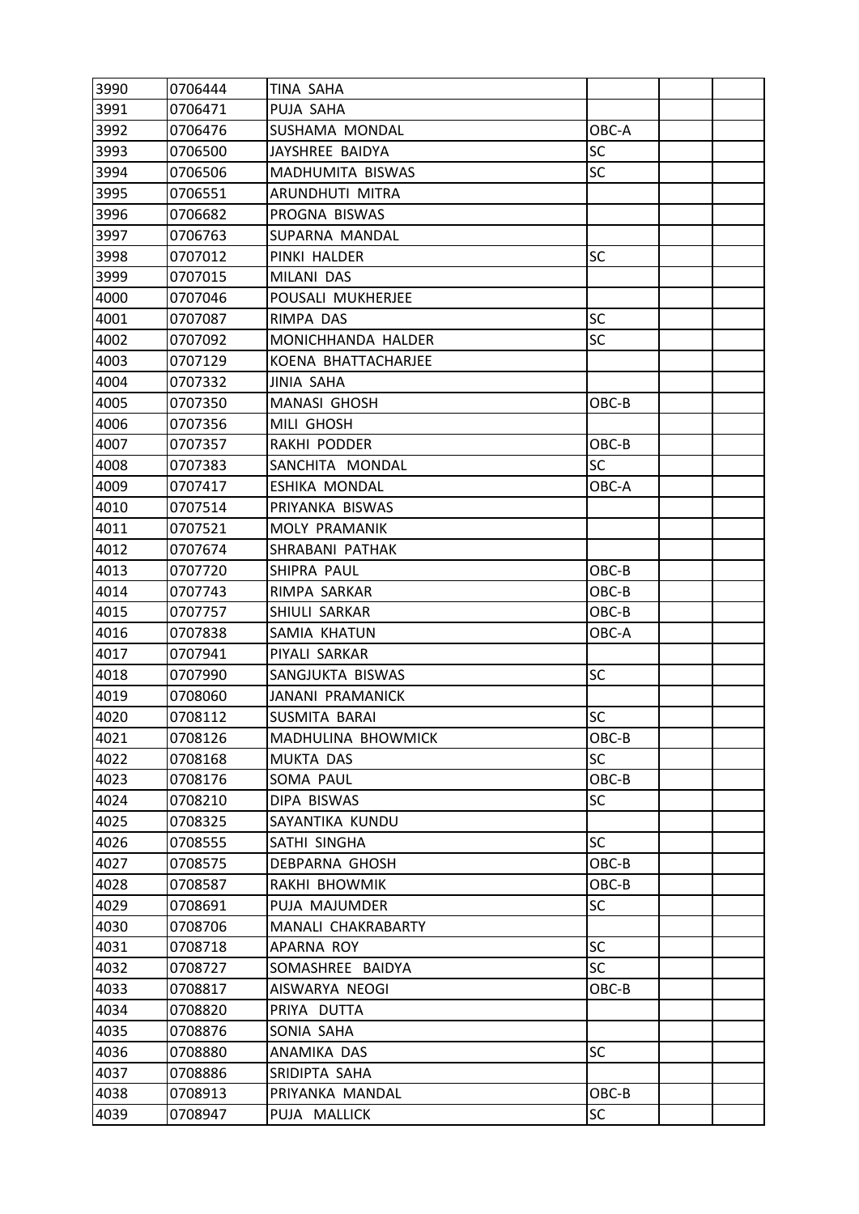| 3990 | 0706444 | TINA SAHA | | | |
|---|---|---|---|---|---|
| 3991 | 0706471 | PUJA SAHA | | | |
| 3992 | 0706476 | SUSHAMA MONDAL | OBC-A | | |
| 3993 | 0706500 | JAYSHREE BAIDYA | SC | | |
| 3994 | 0706506 | MADHUMITA BISWAS | SC | | |
| 3995 | 0706551 | ARUNDHUTI MITRA | | | |
| 3996 | 0706682 | PROGNA BISWAS | | | |
| 3997 | 0706763 | SUPARNA MANDAL | | | |
| 3998 | 0707012 | PINKI HALDER | SC | | |
| 3999 | 0707015 | MILANI DAS | | | |
| 4000 | 0707046 | POUSALI MUKHERJEE | | | |
| 4001 | 0707087 | RIMPA DAS | SC | | |
| 4002 | 0707092 | MONICHHANDA HALDER | SC | | |
| 4003 | 0707129 | KOENA BHATTACHARJEE | | | |
| 4004 | 0707332 | JINIA SAHA | | | |
| 4005 | 0707350 | MANASI GHOSH | OBC-B | | |
| 4006 | 0707356 | MILI GHOSH | | | |
| 4007 | 0707357 | RAKHI PODDER | OBC-B | | |
| 4008 | 0707383 | SANCHITA MONDAL | SC | | |
| 4009 | 0707417 | ESHIKA MONDAL | OBC-A | | |
| 4010 | 0707514 | PRIYANKA BISWAS | | | |
| 4011 | 0707521 | MOLY PRAMANIK | | | |
| 4012 | 0707674 | SHRABANI PATHAK | | | |
| 4013 | 0707720 | SHIPRA PAUL | OBC-B | | |
| 4014 | 0707743 | RIMPA SARKAR | OBC-B | | |
| 4015 | 0707757 | SHIULI SARKAR | OBC-B | | |
| 4016 | 0707838 | SAMIA KHATUN | OBC-A | | |
| 4017 | 0707941 | PIYALI SARKAR | | | |
| 4018 | 0707990 | SANGJUKTA BISWAS | SC | | |
| 4019 | 0708060 | JANANI PRAMANICK | | | |
| 4020 | 0708112 | SUSMITA BARAI | SC | | |
| 4021 | 0708126 | MADHULINA BHOWMICK | OBC-B | | |
| 4022 | 0708168 | MUKTA DAS | SC | | |
| 4023 | 0708176 | SOMA PAUL | OBC-B | | |
| 4024 | 0708210 | DIPA BISWAS | SC | | |
| 4025 | 0708325 | SAYANTIKA KUNDU | | | |
| 4026 | 0708555 | SATHI SINGHA | SC | | |
| 4027 | 0708575 | DEBPARNA GHOSH | OBC-B | | |
| 4028 | 0708587 | RAKHI BHOWMIK | OBC-B | | |
| 4029 | 0708691 | PUJA MAJUMDER | SC | | |
| 4030 | 0708706 | MANALI CHAKRABARTY | | | |
| 4031 | 0708718 | APARNA ROY | SC | | |
| 4032 | 0708727 | SOMASHREE BAIDYA | SC | | |
| 4033 | 0708817 | AISWARYA NEOGI | OBC-B | | |
| 4034 | 0708820 | PRIYA DUTTA | | | |
| 4035 | 0708876 | SONIA SAHA | | | |
| 4036 | 0708880 | ANAMIKA DAS | SC | | |
| 4037 | 0708886 | SRIDIPTA SAHA | | | |
| 4038 | 0708913 | PRIYANKA MANDAL | OBC-B | | |
| 4039 | 0708947 | PUJA MALLICK | SC | | |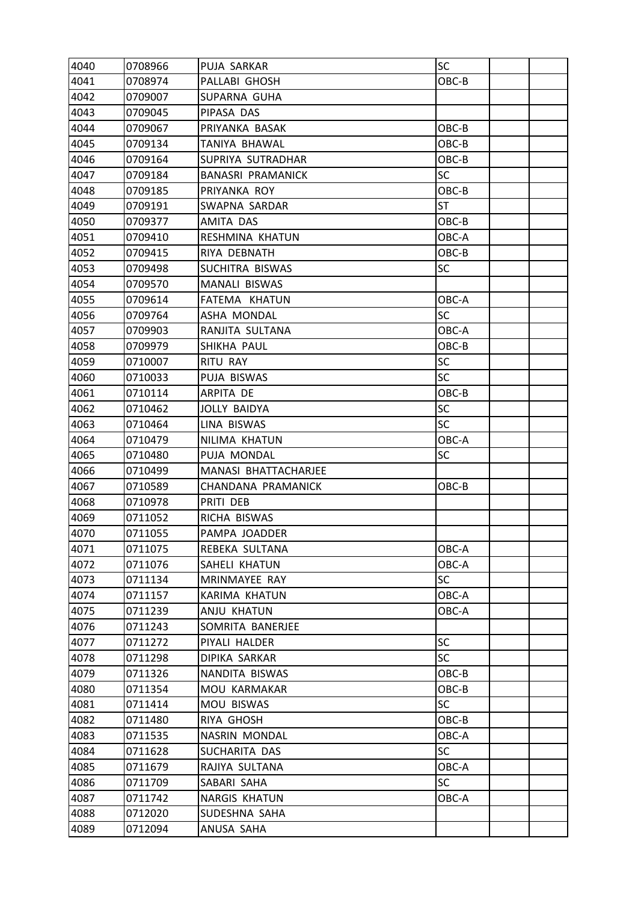| 4040 | 0708966 | PUJA SARKAR | SC | | |
|---|---|---|---|---|---|
| 4041 | 0708974 | PALLABI GHOSH | OBC-B | | |
| 4042 | 0709007 | SUPARNA GUHA | | | |
| 4043 | 0709045 | PIPASA DAS | | | |
| 4044 | 0709067 | PRIYANKA BASAK | OBC-B | | |
| 4045 | 0709134 | TANIYA BHAWAL | OBC-B | | |
| 4046 | 0709164 | SUPRIYA SUTRADHAR | OBC-B | | |
| 4047 | 0709184 | BANASRI PRAMANICK | SC | | |
| 4048 | 0709185 | PRIYANKA ROY | OBC-B | | |
| 4049 | 0709191 | SWAPNA SARDAR | ST | | |
| 4050 | 0709377 | AMITA DAS | OBC-B | | |
| 4051 | 0709410 | RESHMINA KHATUN | OBC-A | | |
| 4052 | 0709415 | RIYA DEBNATH | OBC-B | | |
| 4053 | 0709498 | SUCHITRA BISWAS | SC | | |
| 4054 | 0709570 | MANALI BISWAS | | | |
| 4055 | 0709614 | FATEMA KHATUN | OBC-A | | |
| 4056 | 0709764 | ASHA MONDAL | SC | | |
| 4057 | 0709903 | RANJITA SULTANA | OBC-A | | |
| 4058 | 0709979 | SHIKHA PAUL | OBC-B | | |
| 4059 | 0710007 | RITU RAY | SC | | |
| 4060 | 0710033 | PUJA BISWAS | SC | | |
| 4061 | 0710114 | ARPITA DE | OBC-B | | |
| 4062 | 0710462 | JOLLY BAIDYA | SC | | |
| 4063 | 0710464 | LINA BISWAS | SC | | |
| 4064 | 0710479 | NILIMA KHATUN | OBC-A | | |
| 4065 | 0710480 | PUJA MONDAL | SC | | |
| 4066 | 0710499 | MANASI BHATTACHARJEE | | | |
| 4067 | 0710589 | CHANDANA PRAMANICK | OBC-B | | |
| 4068 | 0710978 | PRITI DEB | | | |
| 4069 | 0711052 | RICHA BISWAS | | | |
| 4070 | 0711055 | PAMPA JOADDER | | | |
| 4071 | 0711075 | REBEKA SULTANA | OBC-A | | |
| 4072 | 0711076 | SAHELI KHATUN | OBC-A | | |
| 4073 | 0711134 | MRINMAYEE RAY | SC | | |
| 4074 | 0711157 | KARIMA KHATUN | OBC-A | | |
| 4075 | 0711239 | ANJU KHATUN | OBC-A | | |
| 4076 | 0711243 | SOMRITA BANERJEE | | | |
| 4077 | 0711272 | PIYALI HALDER | SC | | |
| 4078 | 0711298 | DIPIKA SARKAR | SC | | |
| 4079 | 0711326 | NANDITA BISWAS | OBC-B | | |
| 4080 | 0711354 | MOU KARMAKAR | OBC-B | | |
| 4081 | 0711414 | MOU BISWAS | SC | | |
| 4082 | 0711480 | RIYA GHOSH | OBC-B | | |
| 4083 | 0711535 | NASRIN MONDAL | OBC-A | | |
| 4084 | 0711628 | SUCHARITA DAS | SC | | |
| 4085 | 0711679 | RAJIYA SULTANA | OBC-A | | |
| 4086 | 0711709 | SABARI SAHA | SC | | |
| 4087 | 0711742 | NARGIS KHATUN | OBC-A | | |
| 4088 | 0712020 | SUDESHNA SAHA | | | |
| 4089 | 0712094 | ANUSA SAHA | | | |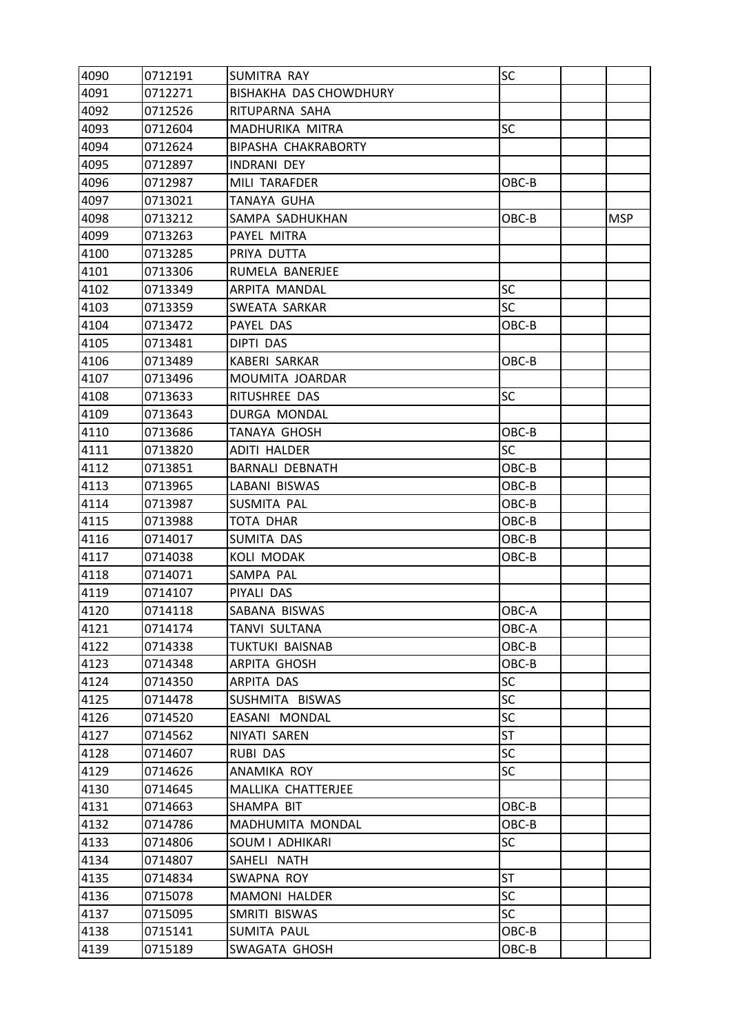| | | | | | |
|---|---|---|---|---|---|
| 4090 | 0712191 | SUMITRA RAY | SC | | |
| 4091 | 0712271 | BISHAKHA DAS CHOWDHURY | | | |
| 4092 | 0712526 | RITUPARNA SAHA | | | |
| 4093 | 0712604 | MADHURIKA MITRA | SC | | |
| 4094 | 0712624 | BIPASHA CHAKRABORTY | | | |
| 4095 | 0712897 | INDRANI DEY | | | |
| 4096 | 0712987 | MILI TARAFDER | OBC-B | | |
| 4097 | 0713021 | TANAYA GUHA | | | |
| 4098 | 0713212 | SAMPA SADHUKHAN | OBC-B | | MSP |
| 4099 | 0713263 | PAYEL MITRA | | | |
| 4100 | 0713285 | PRIYA DUTTA | | | |
| 4101 | 0713306 | RUMELA BANERJEE | | | |
| 4102 | 0713349 | ARPITA MANDAL | SC | | |
| 4103 | 0713359 | SWEATA SARKAR | SC | | |
| 4104 | 0713472 | PAYEL DAS | OBC-B | | |
| 4105 | 0713481 | DIPTI DAS | | | |
| 4106 | 0713489 | KABERI SARKAR | OBC-B | | |
| 4107 | 0713496 | MOUMITA JOARDAR | | | |
| 4108 | 0713633 | RITUSHREE DAS | SC | | |
| 4109 | 0713643 | DURGA MONDAL | | | |
| 4110 | 0713686 | TANAYA GHOSH | OBC-B | | |
| 4111 | 0713820 | ADITI HALDER | SC | | |
| 4112 | 0713851 | BARNALI DEBNATH | OBC-B | | |
| 4113 | 0713965 | LABANI BISWAS | OBC-B | | |
| 4114 | 0713987 | SUSMITA PAL | OBC-B | | |
| 4115 | 0713988 | TOTA DHAR | OBC-B | | |
| 4116 | 0714017 | SUMITA DAS | OBC-B | | |
| 4117 | 0714038 | KOLI MODAK | OBC-B | | |
| 4118 | 0714071 | SAMPA PAL | | | |
| 4119 | 0714107 | PIYALI DAS | | | |
| 4120 | 0714118 | SABANA BISWAS | OBC-A | | |
| 4121 | 0714174 | TANVI SULTANA | OBC-A | | |
| 4122 | 0714338 | TUKTUKI BAISNAB | OBC-B | | |
| 4123 | 0714348 | ARPITA GHOSH | OBC-B | | |
| 4124 | 0714350 | ARPITA DAS | SC | | |
| 4125 | 0714478 | SUSHMITA BISWAS | SC | | |
| 4126 | 0714520 | EASANI MONDAL | SC | | |
| 4127 | 0714562 | NIYATI SAREN | ST | | |
| 4128 | 0714607 | RUBI DAS | SC | | |
| 4129 | 0714626 | ANAMIKA ROY | SC | | |
| 4130 | 0714645 | MALLIKA CHATTERJEE | | | |
| 4131 | 0714663 | SHAMPA BIT | OBC-B | | |
| 4132 | 0714786 | MADHUMITA MONDAL | OBC-B | | |
| 4133 | 0714806 | SOUM I ADHIKARI | SC | | |
| 4134 | 0714807 | SAHELI NATH | | | |
| 4135 | 0714834 | SWAPNA ROY | ST | | |
| 4136 | 0715078 | MAMONI HALDER | SC | | |
| 4137 | 0715095 | SMRITI BISWAS | SC | | |
| 4138 | 0715141 | SUMITA PAUL | OBC-B | | |
| 4139 | 0715189 | SWAGATA GHOSH | OBC-B | | |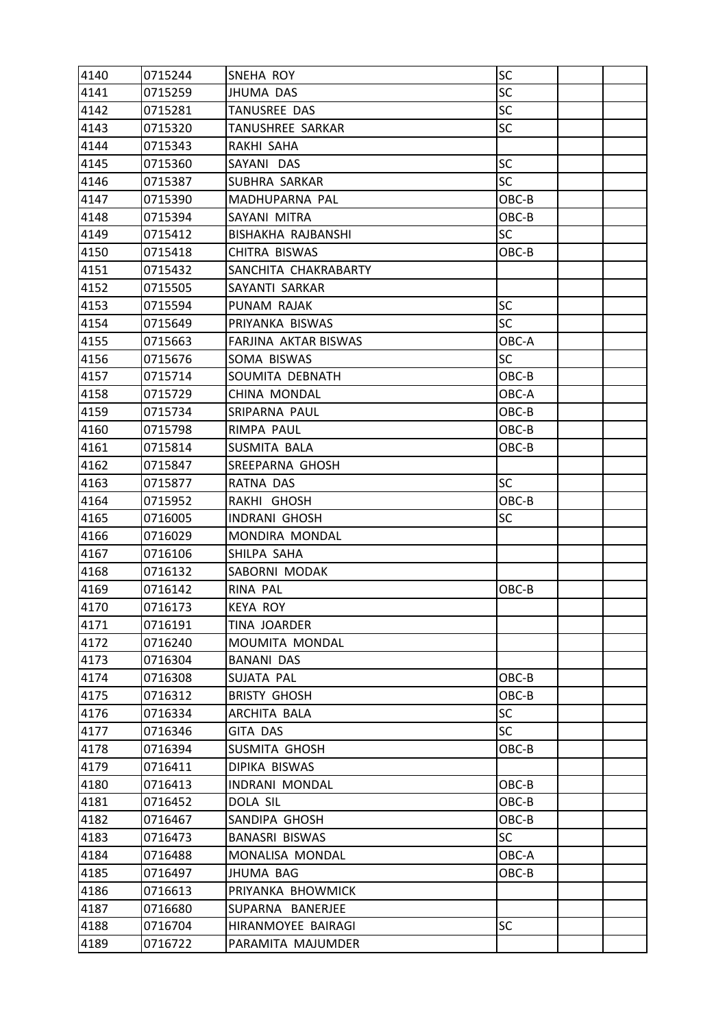| 4140 | 0715244 | SNEHA ROY | SC | | |
|---|---|---|---|---|---|
| 4141 | 0715259 | JHUMA DAS | SC | | |
| 4142 | 0715281 | TANUSREE DAS | SC | | |
| 4143 | 0715320 | TANUSHREE SARKAR | SC | | |
| 4144 | 0715343 | RAKHI SAHA | | | |
| 4145 | 0715360 | SAYANI DAS | SC | | |
| 4146 | 0715387 | SUBHRA SARKAR | SC | | |
| 4147 | 0715390 | MADHUPARNA PAL | OBC-B | | |
| 4148 | 0715394 | SAYANI MITRA | OBC-B | | |
| 4149 | 0715412 | BISHAKHA RAJBANSHI | SC | | |
| 4150 | 0715418 | CHITRA BISWAS | OBC-B | | |
| 4151 | 0715432 | SANCHITA CHAKRABARTY | | | |
| 4152 | 0715505 | SAYANTI SARKAR | | | |
| 4153 | 0715594 | PUNAM RAJAK | SC | | |
| 4154 | 0715649 | PRIYANKA BISWAS | SC | | |
| 4155 | 0715663 | FARJINA AKTAR BISWAS | OBC-A | | |
| 4156 | 0715676 | SOMA BISWAS | SC | | |
| 4157 | 0715714 | SOUMITA DEBNATH | OBC-B | | |
| 4158 | 0715729 | CHINA MONDAL | OBC-A | | |
| 4159 | 0715734 | SRIPARNA PAUL | OBC-B | | |
| 4160 | 0715798 | RIMPA PAUL | OBC-B | | |
| 4161 | 0715814 | SUSMITA BALA | OBC-B | | |
| 4162 | 0715847 | SREEPARNA GHOSH | | | |
| 4163 | 0715877 | RATNA DAS | SC | | |
| 4164 | 0715952 | RAKHI GHOSH | OBC-B | | |
| 4165 | 0716005 | INDRANI GHOSH | SC | | |
| 4166 | 0716029 | MONDIRA MONDAL | | | |
| 4167 | 0716106 | SHILPA SAHA | | | |
| 4168 | 0716132 | SABORNI MODAK | | | |
| 4169 | 0716142 | RINA PAL | OBC-B | | |
| 4170 | 0716173 | KEYA ROY | | | |
| 4171 | 0716191 | TINA JOARDER | | | |
| 4172 | 0716240 | MOUMITA MONDAL | | | |
| 4173 | 0716304 | BANANI DAS | | | |
| 4174 | 0716308 | SUJATA PAL | OBC-B | | |
| 4175 | 0716312 | BRISTY GHOSH | OBC-B | | |
| 4176 | 0716334 | ARCHITA BALA | SC | | |
| 4177 | 0716346 | GITA DAS | SC | | |
| 4178 | 0716394 | SUSMITA GHOSH | OBC-B | | |
| 4179 | 0716411 | DIPIKA BISWAS | | | |
| 4180 | 0716413 | INDRANI MONDAL | OBC-B | | |
| 4181 | 0716452 | DOLA SIL | OBC-B | | |
| 4182 | 0716467 | SANDIPA GHOSH | OBC-B | | |
| 4183 | 0716473 | BANASRI BISWAS | SC | | |
| 4184 | 0716488 | MONALISA MONDAL | OBC-A | | |
| 4185 | 0716497 | JHUMA BAG | OBC-B | | |
| 4186 | 0716613 | PRIYANKA BHOWMICK | | | |
| 4187 | 0716680 | SUPARNA BANERJEE | | | |
| 4188 | 0716704 | HIRANMOYEE BAIRAGI | SC | | |
| 4189 | 0716722 | PARAMITA MAJUMDER | | | |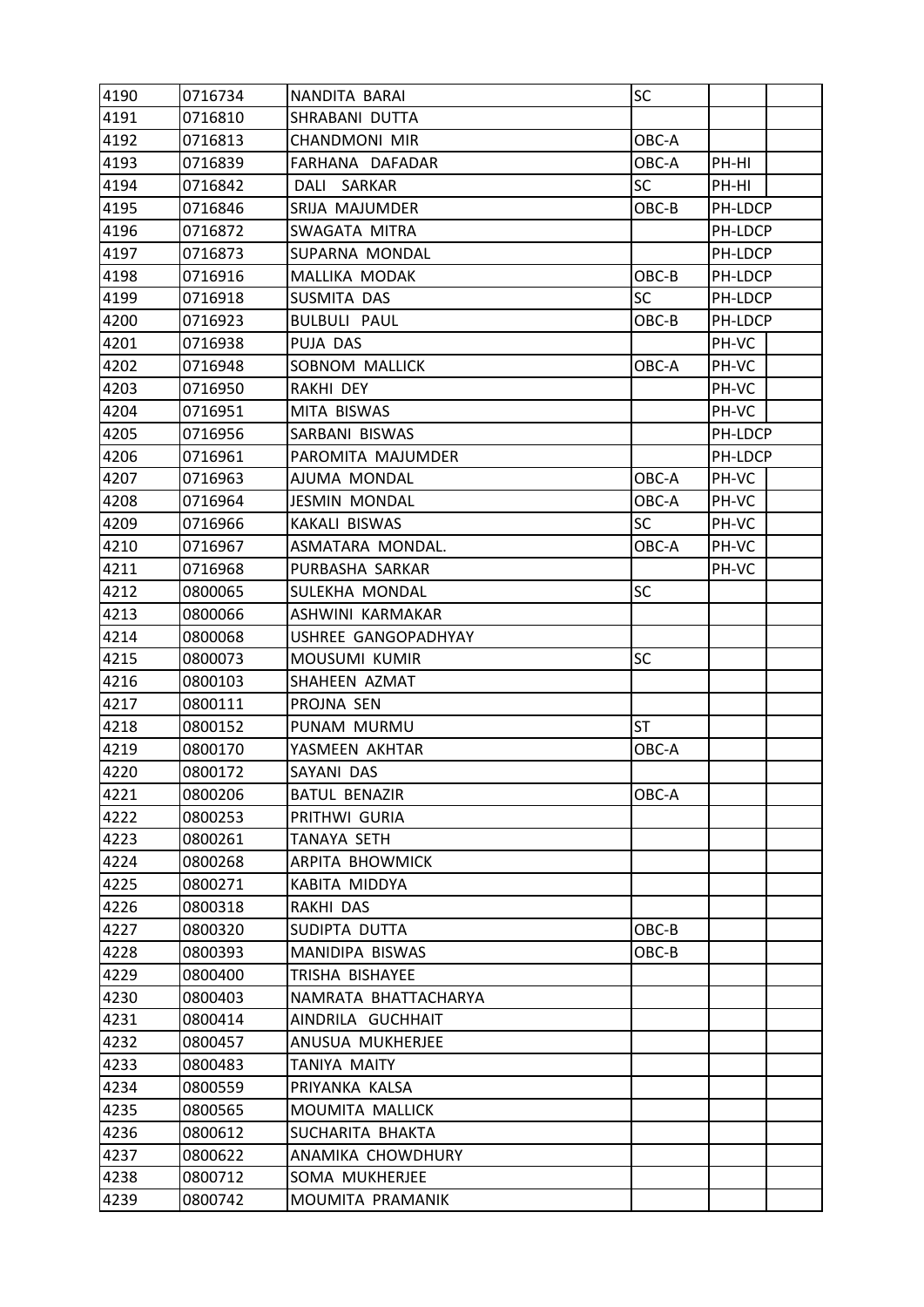| 4190 | 0716734 | NANDITA BARAI | SC | | |
|---|---|---|---|---|---|
| 4191 | 0716810 | SHRABANI DUTTA | | | |
| 4192 | 0716813 | CHANDMONI MIR | OBC-A | | |
| 4193 | 0716839 | FARHANA DAFADAR | OBC-A | PH-HI | |
| 4194 | 0716842 | DALI SARKAR | SC | PH-HI | |
| 4195 | 0716846 | SRIJA MAJUMDER | OBC-B | PH-LDCP | |
| 4196 | 0716872 | SWAGATA MITRA | | PH-LDCP | |
| 4197 | 0716873 | SUPARNA MONDAL | | PH-LDCP | |
| 4198 | 0716916 | MALLIKA MODAK | OBC-B | PH-LDCP | |
| 4199 | 0716918 | SUSMITA DAS | SC | PH-LDCP | |
| 4200 | 0716923 | BULBULI PAUL | OBC-B | PH-LDCP | |
| 4201 | 0716938 | PUJA DAS | | PH-VC | |
| 4202 | 0716948 | SOBNOM MALLICK | OBC-A | PH-VC | |
| 4203 | 0716950 | RAKHI DEY | | PH-VC | |
| 4204 | 0716951 | MITA BISWAS | | PH-VC | |
| 4205 | 0716956 | SARBANI BISWAS | | PH-LDCP | |
| 4206 | 0716961 | PAROMITA MAJUMDER | | PH-LDCP | |
| 4207 | 0716963 | AJUMA MONDAL | OBC-A | PH-VC | |
| 4208 | 0716964 | JESMIN MONDAL | OBC-A | PH-VC | |
| 4209 | 0716966 | KAKALI BISWAS | SC | PH-VC | |
| 4210 | 0716967 | ASMATARA MONDAL. | OBC-A | PH-VC | |
| 4211 | 0716968 | PURBASHA SARKAR | | PH-VC | |
| 4212 | 0800065 | SULEKHA MONDAL | SC | | |
| 4213 | 0800066 | ASHWINI KARMAKAR | | | |
| 4214 | 0800068 | USHREE GANGOPADHYAY | | | |
| 4215 | 0800073 | MOUSUMI KUMIR | SC | | |
| 4216 | 0800103 | SHAHEEN AZMAT | | | |
| 4217 | 0800111 | PROJNA SEN | | | |
| 4218 | 0800152 | PUNAM MURMU | ST | | |
| 4219 | 0800170 | YASMEEN AKHTAR | OBC-A | | |
| 4220 | 0800172 | SAYANI DAS | | | |
| 4221 | 0800206 | BATUL BENAZIR | OBC-A | | |
| 4222 | 0800253 | PRITHWI GURIA | | | |
| 4223 | 0800261 | TANAYA SETH | | | |
| 4224 | 0800268 | ARPITA BHOWMICK | | | |
| 4225 | 0800271 | KABITA MIDDYA | | | |
| 4226 | 0800318 | RAKHI DAS | | | |
| 4227 | 0800320 | SUDIPTA DUTTA | OBC-B | | |
| 4228 | 0800393 | MANIDIPA BISWAS | OBC-B | | |
| 4229 | 0800400 | TRISHA BISHAYEE | | | |
| 4230 | 0800403 | NAMRATA BHATTACHARYA | | | |
| 4231 | 0800414 | AINDRILA GUCHHAIT | | | |
| 4232 | 0800457 | ANUSUA MUKHERJEE | | | |
| 4233 | 0800483 | TANIYA MAITY | | | |
| 4234 | 0800559 | PRIYANKA KALSA | | | |
| 4235 | 0800565 | MOUMITA MALLICK | | | |
| 4236 | 0800612 | SUCHARITA BHAKTA | | | |
| 4237 | 0800622 | ANAMIKA CHOWDHURY | | | |
| 4238 | 0800712 | SOMA MUKHERJEE | | | |
| 4239 | 0800742 | MOUMITA PRAMANIK | | | |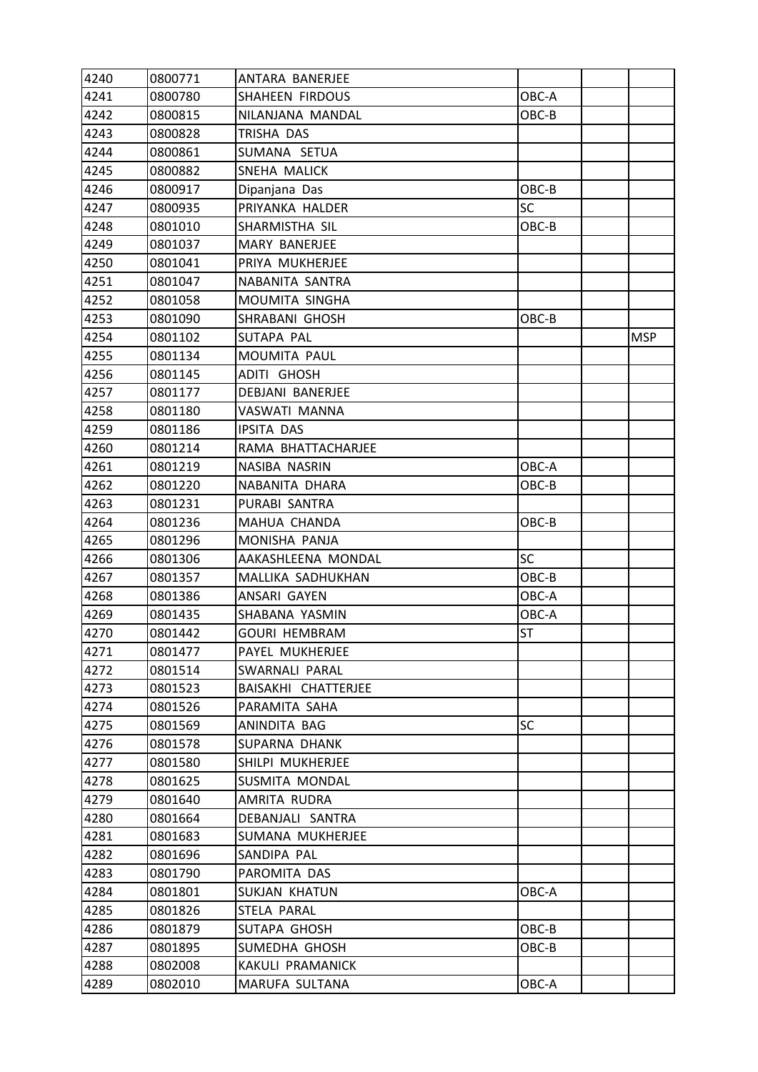| | | | | | |
|---|---|---|---|---|---|
| 4240 | 0800771 | ANTARA BANERJEE | | | |
| 4241 | 0800780 | SHAHEEN FIRDOUS | OBC-A | | |
| 4242 | 0800815 | NILANJANA MANDAL | OBC-B | | |
| 4243 | 0800828 | TRISHA DAS | | | |
| 4244 | 0800861 | SUMANA SETUA | | | |
| 4245 | 0800882 | SNEHA MALICK | | | |
| 4246 | 0800917 | Dipanjana Das | OBC-B | | |
| 4247 | 0800935 | PRIYANKA HALDER | SC | | |
| 4248 | 0801010 | SHARMISTHA SIL | OBC-B | | |
| 4249 | 0801037 | MARY BANERJEE | | | |
| 4250 | 0801041 | PRIYA MUKHERJEE | | | |
| 4251 | 0801047 | NABANITA SANTRA | | | |
| 4252 | 0801058 | MOUMITA SINGHA | | | |
| 4253 | 0801090 | SHRABANI GHOSH | OBC-B | | |
| 4254 | 0801102 | SUTAPA PAL | | | MSP |
| 4255 | 0801134 | MOUMITA PAUL | | | |
| 4256 | 0801145 | ADITI GHOSH | | | |
| 4257 | 0801177 | DEBJANI BANERJEE | | | |
| 4258 | 0801180 | VASWATI MANNA | | | |
| 4259 | 0801186 | IPSITA DAS | | | |
| 4260 | 0801214 | RAMA BHATTACHARJEE | | | |
| 4261 | 0801219 | NASIBA NASRIN | OBC-A | | |
| 4262 | 0801220 | NABANITA DHARA | OBC-B | | |
| 4263 | 0801231 | PURABI SANTRA | | | |
| 4264 | 0801236 | MAHUA CHANDA | OBC-B | | |
| 4265 | 0801296 | MONISHA PANJA | | | |
| 4266 | 0801306 | AAKASHLEENA MONDAL | SC | | |
| 4267 | 0801357 | MALLIKA SADHUKHAN | OBC-B | | |
| 4268 | 0801386 | ANSARI GAYEN | OBC-A | | |
| 4269 | 0801435 | SHABANA YASMIN | OBC-A | | |
| 4270 | 0801442 | GOURI HEMBRAM | ST | | |
| 4271 | 0801477 | PAYEL MUKHERJEE | | | |
| 4272 | 0801514 | SWARNALI PARAL | | | |
| 4273 | 0801523 | BAISAKHI CHATTERJEE | | | |
| 4274 | 0801526 | PARAMITA SAHA | | | |
| 4275 | 0801569 | ANINDITA BAG | SC | | |
| 4276 | 0801578 | SUPARNA DHANK | | | |
| 4277 | 0801580 | SHILPI MUKHERJEE | | | |
| 4278 | 0801625 | SUSMITA MONDAL | | | |
| 4279 | 0801640 | AMRITA RUDRA | | | |
| 4280 | 0801664 | DEBANJALI SANTRA | | | |
| 4281 | 0801683 | SUMANA MUKHERJEE | | | |
| 4282 | 0801696 | SANDIPA PAL | | | |
| 4283 | 0801790 | PAROMITA DAS | | | |
| 4284 | 0801801 | SUKJAN KHATUN | OBC-A | | |
| 4285 | 0801826 | STELA PARAL | | | |
| 4286 | 0801879 | SUTAPA GHOSH | OBC-B | | |
| 4287 | 0801895 | SUMEDHA GHOSH | OBC-B | | |
| 4288 | 0802008 | KAKULI PRAMANICK | | | |
| 4289 | 0802010 | MARUFA SULTANA | OBC-A | | |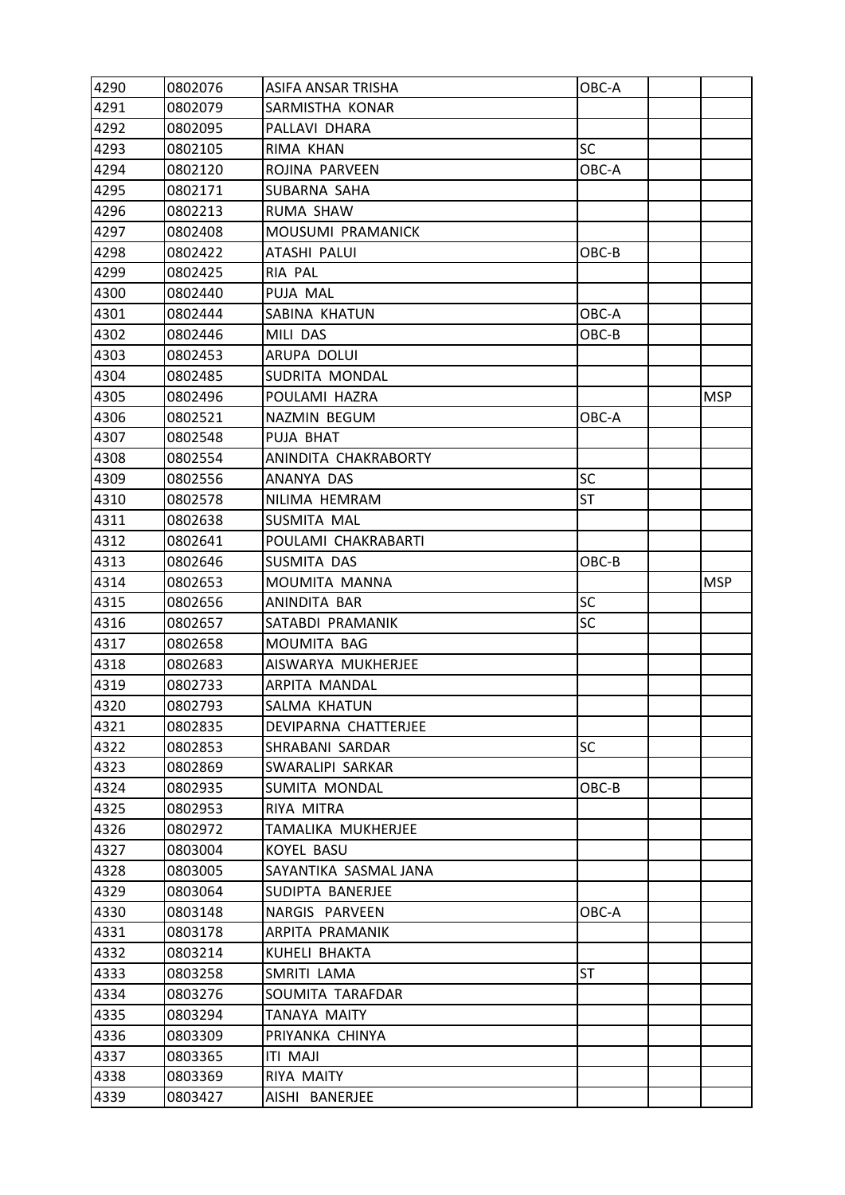| 4290 | 0802076 | ASIFA ANSAR TRISHA | OBC-A | | |
|---|---|---|---|---|---|
| 4291 | 0802079 | SARMISTHA KONAR | | | |
| 4292 | 0802095 | PALLAVI DHARA | | | |
| 4293 | 0802105 | RIMA KHAN | SC | | |
| 4294 | 0802120 | ROJINA PARVEEN | OBC-A | | |
| 4295 | 0802171 | SUBARNA SAHA | | | |
| 4296 | 0802213 | RUMA SHAW | | | |
| 4297 | 0802408 | MOUSUMI PRAMANICK | | | |
| 4298 | 0802422 | ATASHI PALUI | OBC-B | | |
| 4299 | 0802425 | RIA PAL | | | |
| 4300 | 0802440 | PUJA MAL | | | |
| 4301 | 0802444 | SABINA KHATUN | OBC-A | | |
| 4302 | 0802446 | MILI DAS | OBC-B | | |
| 4303 | 0802453 | ARUPA DOLUI | | | |
| 4304 | 0802485 | SUDRITA MONDAL | | | |
| 4305 | 0802496 | POULAMI HAZRA | | | MSP |
| 4306 | 0802521 | NAZMIN BEGUM | OBC-A | | |
| 4307 | 0802548 | PUJA BHAT | | | |
| 4308 | 0802554 | ANINDITA CHAKRABORTY | | | |
| 4309 | 0802556 | ANANYA DAS | SC | | |
| 4310 | 0802578 | NILIMA HEMRAM | ST | | |
| 4311 | 0802638 | SUSMITA MAL | | | |
| 4312 | 0802641 | POULAMI CHAKRABARTI | | | |
| 4313 | 0802646 | SUSMITA DAS | OBC-B | | |
| 4314 | 0802653 | MOUMITA MANNA | | | MSP |
| 4315 | 0802656 | ANINDITA BAR | SC | | |
| 4316 | 0802657 | SATABDI PRAMANIK | SC | | |
| 4317 | 0802658 | MOUMITA BAG | | | |
| 4318 | 0802683 | AISWARYA MUKHERJEE | | | |
| 4319 | 0802733 | ARPITA MANDAL | | | |
| 4320 | 0802793 | SALMA KHATUN | | | |
| 4321 | 0802835 | DEVIPARNA CHATTERJEE | | | |
| 4322 | 0802853 | SHRABANI SARDAR | SC | | |
| 4323 | 0802869 | SWARALIPI SARKAR | | | |
| 4324 | 0802935 | SUMITA MONDAL | OBC-B | | |
| 4325 | 0802953 | RIYA MITRA | | | |
| 4326 | 0802972 | TAMALIKA MUKHERJEE | | | |
| 4327 | 0803004 | KOYEL BASU | | | |
| 4328 | 0803005 | SAYANTIKA SASMAL JANA | | | |
| 4329 | 0803064 | SUDIPTA BANERJEE | | | |
| 4330 | 0803148 | NARGIS PARVEEN | OBC-A | | |
| 4331 | 0803178 | ARPITA PRAMANIK | | | |
| 4332 | 0803214 | KUHELI BHAKTA | | | |
| 4333 | 0803258 | SMRITI LAMA | ST | | |
| 4334 | 0803276 | SOUMITA TARAFDAR | | | |
| 4335 | 0803294 | TANAYA MAITY | | | |
| 4336 | 0803309 | PRIYANKA CHINYA | | | |
| 4337 | 0803365 | ITI MAJI | | | |
| 4338 | 0803369 | RIYA MAITY | | | |
| 4339 | 0803427 | AISHI BANERJEE | | | |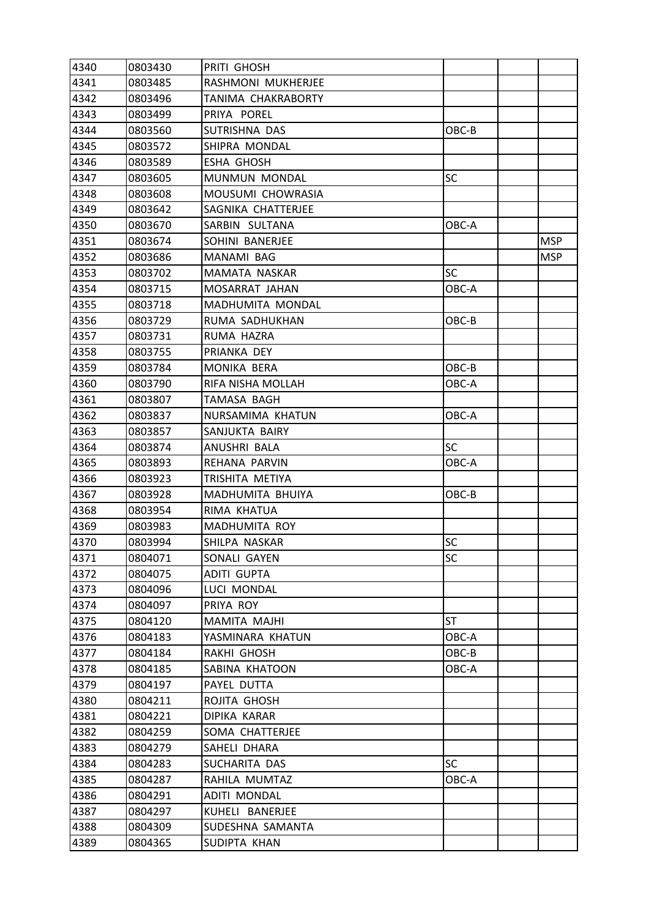| | | | | | |
|---|---|---|---|---|---|
| 4340 | 0803430 | PRITI GHOSH | | | |
| 4341 | 0803485 | RASHMONI MUKHERJEE | | | |
| 4342 | 0803496 | TANIMA CHAKRABORTY | | | |
| 4343 | 0803499 | PRIYA POREL | | | |
| 4344 | 0803560 | SUTRISHNA DAS | OBC-B | | |
| 4345 | 0803572 | SHIPRA MONDAL | | | |
| 4346 | 0803589 | ESHA GHOSH | | | |
| 4347 | 0803605 | MUNMUN MONDAL | SC | | |
| 4348 | 0803608 | MOUSUMI CHOWRASIA | | | |
| 4349 | 0803642 | SAGNIKA CHATTERJEE | | | |
| 4350 | 0803670 | SARBIN SULTANA | OBC-A | | |
| 4351 | 0803674 | SOHINI BANERJEE | | | MSP |
| 4352 | 0803686 | MANAMI BAG | | | MSP |
| 4353 | 0803702 | MAMATA NASKAR | SC | | |
| 4354 | 0803715 | MOSARRAT JAHAN | OBC-A | | |
| 4355 | 0803718 | MADHUMITA MONDAL | | | |
| 4356 | 0803729 | RUMA SADHUKHAN | OBC-B | | |
| 4357 | 0803731 | RUMA HAZRA | | | |
| 4358 | 0803755 | PRIANKA DEY | | | |
| 4359 | 0803784 | MONIKA BERA | OBC-B | | |
| 4360 | 0803790 | RIFA NISHA MOLLAH | OBC-A | | |
| 4361 | 0803807 | TAMASA BAGH | | | |
| 4362 | 0803837 | NURSAMIMA KHATUN | OBC-A | | |
| 4363 | 0803857 | SANJUKTA BAIRY | | | |
| 4364 | 0803874 | ANUSHRI BALA | SC | | |
| 4365 | 0803893 | REHANA PARVIN | OBC-A | | |
| 4366 | 0803923 | TRISHITA METIYA | | | |
| 4367 | 0803928 | MADHUMITA BHUIYA | OBC-B | | |
| 4368 | 0803954 | RIMA KHATUA | | | |
| 4369 | 0803983 | MADHUMITA ROY | | | |
| 4370 | 0803994 | SHILPA NASKAR | SC | | |
| 4371 | 0804071 | SONALI GAYEN | SC | | |
| 4372 | 0804075 | ADITI GUPTA | | | |
| 4373 | 0804096 | LUCI MONDAL | | | |
| 4374 | 0804097 | PRIYA ROY | | | |
| 4375 | 0804120 | MAMITA MAJHI | ST | | |
| 4376 | 0804183 | YASMINARA KHATUN | OBC-A | | |
| 4377 | 0804184 | RAKHI GHOSH | OBC-B | | |
| 4378 | 0804185 | SABINA KHATOON | OBC-A | | |
| 4379 | 0804197 | PAYEL DUTTA | | | |
| 4380 | 0804211 | ROJITA GHOSH | | | |
| 4381 | 0804221 | DIPIKA KARAR | | | |
| 4382 | 0804259 | SOMA CHATTERJEE | | | |
| 4383 | 0804279 | SAHELI DHARA | | | |
| 4384 | 0804283 | SUCHARITA DAS | SC | | |
| 4385 | 0804287 | RAHILA MUMTAZ | OBC-A | | |
| 4386 | 0804291 | ADITI MONDAL | | | |
| 4387 | 0804297 | KUHELI BANERJEE | | | |
| 4388 | 0804309 | SUDESHNA SAMANTA | | | |
| 4389 | 0804365 | SUDIPTA KHAN | | | |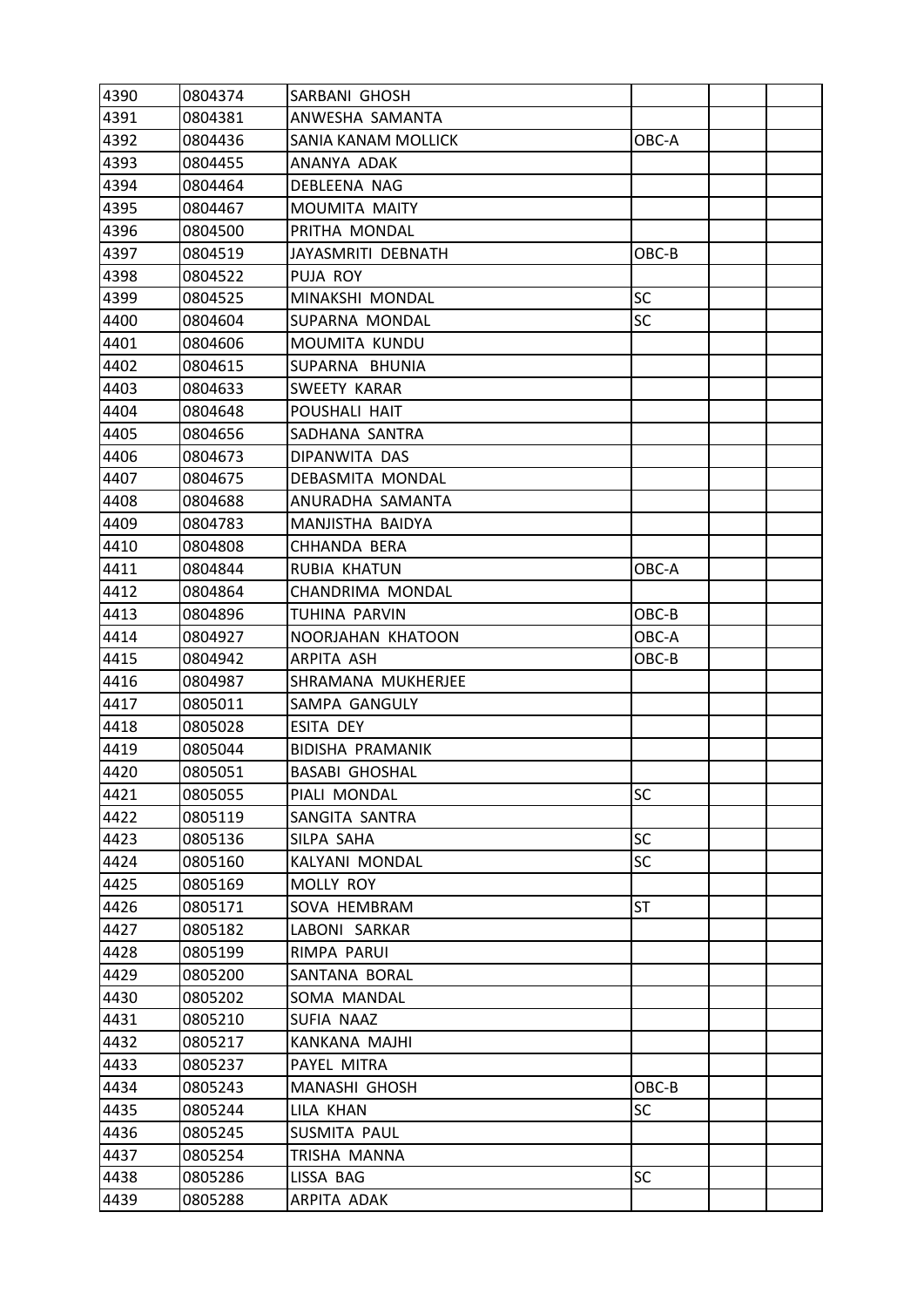| 4390 | 0804374 | SARBANI GHOSH | | | |
|---|---|---|---|---|---|
| 4391 | 0804381 | ANWESHA SAMANTA | | | |
| 4392 | 0804436 | SANIA KANAM MOLLICK | OBC-A | | |
| 4393 | 0804455 | ANANYA ADAK | | | |
| 4394 | 0804464 | DEBLEENA NAG | | | |
| 4395 | 0804467 | MOUMITA MAITY | | | |
| 4396 | 0804500 | PRITHA MONDAL | | | |
| 4397 | 0804519 | JAYASMRITI DEBNATH | OBC-B | | |
| 4398 | 0804522 | PUJA ROY | | | |
| 4399 | 0804525 | MINAKSHI MONDAL | SC | | |
| 4400 | 0804604 | SUPARNA MONDAL | SC | | |
| 4401 | 0804606 | MOUMITA KUNDU | | | |
| 4402 | 0804615 | SUPARNA BHUNIA | | | |
| 4403 | 0804633 | SWEETY KARAR | | | |
| 4404 | 0804648 | POUSHALI HAIT | | | |
| 4405 | 0804656 | SADHANA SANTRA | | | |
| 4406 | 0804673 | DIPANWITA DAS | | | |
| 4407 | 0804675 | DEBASMITA MONDAL | | | |
| 4408 | 0804688 | ANURADHA SAMANTA | | | |
| 4409 | 0804783 | MANJISTHA BAIDYA | | | |
| 4410 | 0804808 | CHHANDA BERA | | | |
| 4411 | 0804844 | RUBIA KHATUN | OBC-A | | |
| 4412 | 0804864 | CHANDRIMA MONDAL | | | |
| 4413 | 0804896 | TUHINA PARVIN | OBC-B | | |
| 4414 | 0804927 | NOORJAHAN KHATOON | OBC-A | | |
| 4415 | 0804942 | ARPITA ASH | OBC-B | | |
| 4416 | 0804987 | SHRAMANA MUKHERJEE | | | |
| 4417 | 0805011 | SAMPA GANGULY | | | |
| 4418 | 0805028 | ESITA DEY | | | |
| 4419 | 0805044 | BIDISHA PRAMANIK | | | |
| 4420 | 0805051 | BASABI GHOSHAL | | | |
| 4421 | 0805055 | PIALI MONDAL | SC | | |
| 4422 | 0805119 | SANGITA SANTRA | | | |
| 4423 | 0805136 | SILPA SAHA | SC | | |
| 4424 | 0805160 | KALYANI MONDAL | SC | | |
| 4425 | 0805169 | MOLLY ROY | | | |
| 4426 | 0805171 | SOVA HEMBRAM | ST | | |
| 4427 | 0805182 | LABONI SARKAR | | | |
| 4428 | 0805199 | RIMPA PARUI | | | |
| 4429 | 0805200 | SANTANA BORAL | | | |
| 4430 | 0805202 | SOMA MANDAL | | | |
| 4431 | 0805210 | SUFIA NAAZ | | | |
| 4432 | 0805217 | KANKANA MAJHI | | | |
| 4433 | 0805237 | PAYEL MITRA | | | |
| 4434 | 0805243 | MANASHI GHOSH | OBC-B | | |
| 4435 | 0805244 | LILA KHAN | SC | | |
| 4436 | 0805245 | SUSMITA PAUL | | | |
| 4437 | 0805254 | TRISHA MANNA | | | |
| 4438 | 0805286 | LISSA BAG | SC | | |
| 4439 | 0805288 | ARPITA ADAK | | | |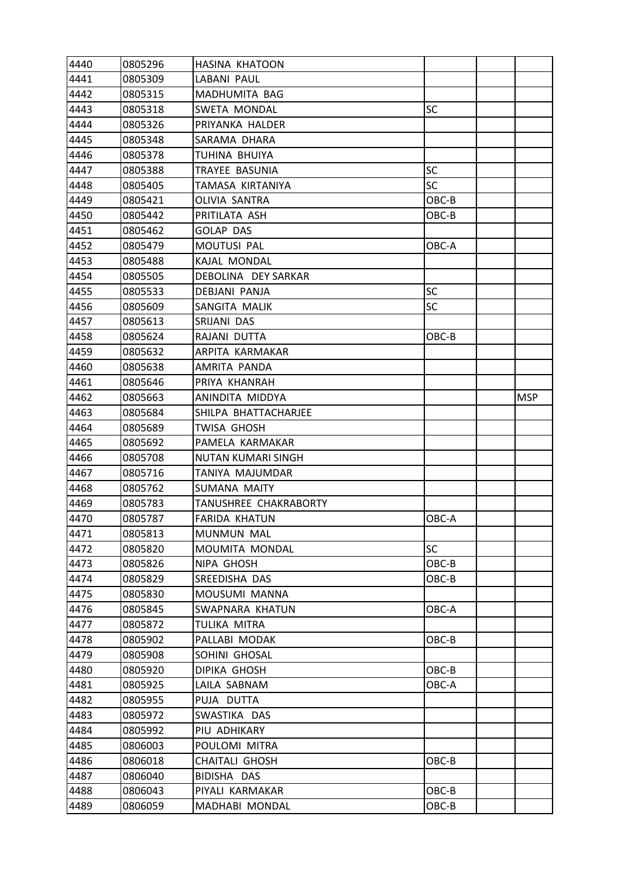| | | | | | |
|---|---|---|---|---|---|
| 4440 | 0805296 | HASINA KHATOON | | | |
| 4441 | 0805309 | LABANI PAUL | | | |
| 4442 | 0805315 | MADHUMITA BAG | | | |
| 4443 | 0805318 | SWETA MONDAL | SC | | |
| 4444 | 0805326 | PRIYANKA HALDER | | | |
| 4445 | 0805348 | SARAMA DHARA | | | |
| 4446 | 0805378 | TUHINA BHUIYA | | | |
| 4447 | 0805388 | TRAYEE BASUNIA | SC | | |
| 4448 | 0805405 | TAMASA KIRTANIYA | SC | | |
| 4449 | 0805421 | OLIVIA SANTRA | OBC-B | | |
| 4450 | 0805442 | PRITILATA ASH | OBC-B | | |
| 4451 | 0805462 | GOLAP DAS | | | |
| 4452 | 0805479 | MOUTUSI PAL | OBC-A | | |
| 4453 | 0805488 | KAJAL MONDAL | | | |
| 4454 | 0805505 | DEBOLINA DEY SARKAR | | | |
| 4455 | 0805533 | DEBJANI PANJA | SC | | |
| 4456 | 0805609 | SANGITA MALIK | SC | | |
| 4457 | 0805613 | SRIJANI DAS | | | |
| 4458 | 0805624 | RAJANI DUTTA | OBC-B | | |
| 4459 | 0805632 | ARPITA KARMAKAR | | | |
| 4460 | 0805638 | AMRITA PANDA | | | |
| 4461 | 0805646 | PRIYA KHANRAH | | | |
| 4462 | 0805663 | ANINDITA MIDDYA | | | MSP |
| 4463 | 0805684 | SHILPA BHATTACHARJEE | | | |
| 4464 | 0805689 | TWISA GHOSH | | | |
| 4465 | 0805692 | PAMELA KARMAKAR | | | |
| 4466 | 0805708 | NUTAN KUMARI SINGH | | | |
| 4467 | 0805716 | TANIYA MAJUMDAR | | | |
| 4468 | 0805762 | SUMANA MAITY | | | |
| 4469 | 0805783 | TANUSHREE CHAKRABORTY | | | |
| 4470 | 0805787 | FARIDA KHATUN | OBC-A | | |
| 4471 | 0805813 | MUNMUN MAL | | | |
| 4472 | 0805820 | MOUMITA MONDAL | SC | | |
| 4473 | 0805826 | NIPA GHOSH | OBC-B | | |
| 4474 | 0805829 | SREEDISHA DAS | OBC-B | | |
| 4475 | 0805830 | MOUSUMI MANNA | | | |
| 4476 | 0805845 | SWAPNARA KHATUN | OBC-A | | |
| 4477 | 0805872 | TULIKA MITRA | | | |
| 4478 | 0805902 | PALLABI MODAK | OBC-B | | |
| 4479 | 0805908 | SOHINI GHOSAL | | | |
| 4480 | 0805920 | DIPIKA GHOSH | OBC-B | | |
| 4481 | 0805925 | LAILA SABNAM | OBC-A | | |
| 4482 | 0805955 | PUJA DUTTA | | | |
| 4483 | 0805972 | SWASTIKA DAS | | | |
| 4484 | 0805992 | PIU ADHIKARY | | | |
| 4485 | 0806003 | POULOMI MITRA | | | |
| 4486 | 0806018 | CHAITALI GHOSH | OBC-B | | |
| 4487 | 0806040 | BIDISHA DAS | | | |
| 4488 | 0806043 | PIYALI KARMAKAR | OBC-B | | |
| 4489 | 0806059 | MADHABI MONDAL | OBC-B | | |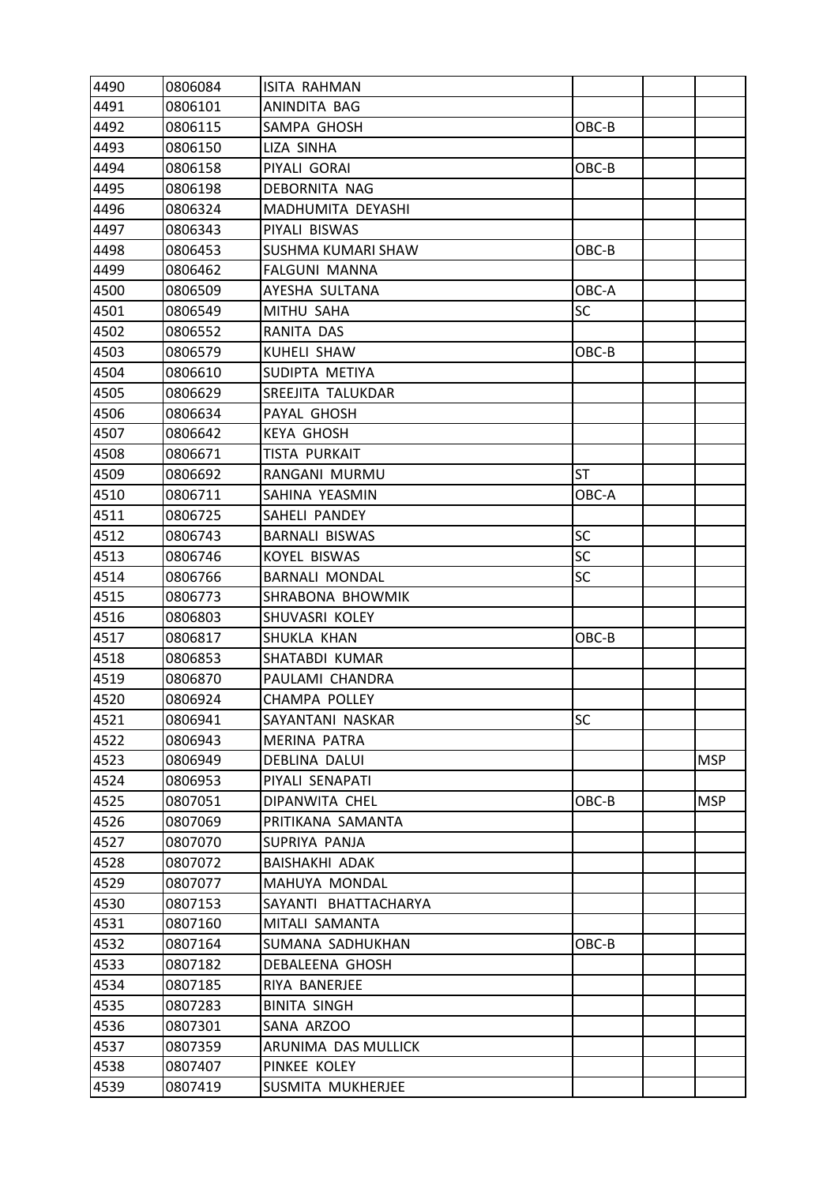| | | | | | |
|---|---|---|---|---|---|
| 4490 | 0806084 | ISITA RAHMAN | | | |
| 4491 | 0806101 | ANINDITA BAG | | | |
| 4492 | 0806115 | SAMPA GHOSH | OBC-B | | |
| 4493 | 0806150 | LIZA SINHA | | | |
| 4494 | 0806158 | PIYALI GORAI | OBC-B | | |
| 4495 | 0806198 | DEBORNITA NAG | | | |
| 4496 | 0806324 | MADHUMITA DEYASHI | | | |
| 4497 | 0806343 | PIYALI BISWAS | | | |
| 4498 | 0806453 | SUSHMA KUMARI SHAW | OBC-B | | |
| 4499 | 0806462 | FALGUNI MANNA | | | |
| 4500 | 0806509 | AYESHA SULTANA | OBC-A | | |
| 4501 | 0806549 | MITHU SAHA | SC | | |
| 4502 | 0806552 | RANITA DAS | | | |
| 4503 | 0806579 | KUHELI SHAW | OBC-B | | |
| 4504 | 0806610 | SUDIPTA METIYA | | | |
| 4505 | 0806629 | SREEJITA TALUKDAR | | | |
| 4506 | 0806634 | PAYAL GHOSH | | | |
| 4507 | 0806642 | KEYA GHOSH | | | |
| 4508 | 0806671 | TISTA PURKAIT | | | |
| 4509 | 0806692 | RANGANI MURMU | ST | | |
| 4510 | 0806711 | SAHINA YEASMIN | OBC-A | | |
| 4511 | 0806725 | SAHELI PANDEY | | | |
| 4512 | 0806743 | BARNALI BISWAS | SC | | |
| 4513 | 0806746 | KOYEL BISWAS | SC | | |
| 4514 | 0806766 | BARNALI MONDAL | SC | | |
| 4515 | 0806773 | SHRABONA BHOWMIK | | | |
| 4516 | 0806803 | SHUVASRI KOLEY | | | |
| 4517 | 0806817 | SHUKLA KHAN | OBC-B | | |
| 4518 | 0806853 | SHATABDI KUMAR | | | |
| 4519 | 0806870 | PAULAMI CHANDRA | | | |
| 4520 | 0806924 | CHAMPA POLLEY | | | |
| 4521 | 0806941 | SAYANTANI NASKAR | SC | | |
| 4522 | 0806943 | MERINA PATRA | | | |
| 4523 | 0806949 | DEBLINA DALUI | | | MSP |
| 4524 | 0806953 | PIYALI SENAPATI | | | |
| 4525 | 0807051 | DIPANWITA CHEL | OBC-B | | MSP |
| 4526 | 0807069 | PRITIKANA SAMANTA | | | |
| 4527 | 0807070 | SUPRIYA PANJA | | | |
| 4528 | 0807072 | BAISHAKHI ADAK | | | |
| 4529 | 0807077 | MAHUYA MONDAL | | | |
| 4530 | 0807153 | SAYANTI BHATTACHARYA | | | |
| 4531 | 0807160 | MITALI SAMANTA | | | |
| 4532 | 0807164 | SUMANA SADHUKHAN | OBC-B | | |
| 4533 | 0807182 | DEBALEENA GHOSH | | | |
| 4534 | 0807185 | RIYA BANERJEE | | | |
| 4535 | 0807283 | BINITA SINGH | | | |
| 4536 | 0807301 | SANA ARZOO | | | |
| 4537 | 0807359 | ARUNIMA DAS MULLICK | | | |
| 4538 | 0807407 | PINKEE KOLEY | | | |
| 4539 | 0807419 | SUSMITA MUKHERJEE | | | |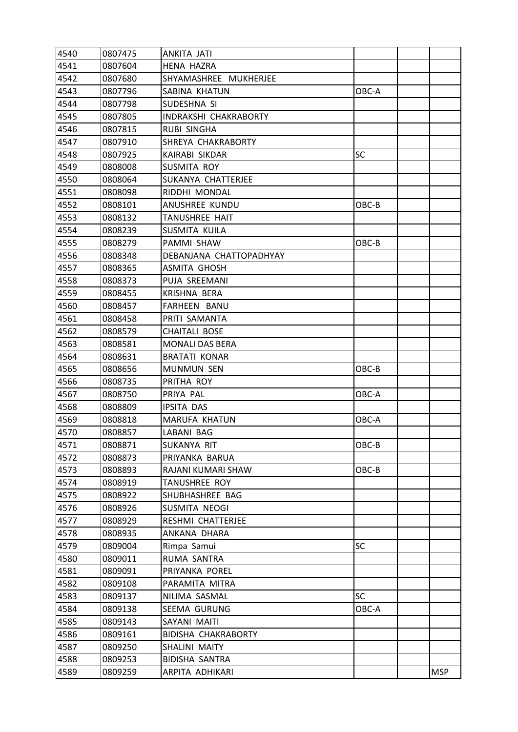| | | | | | |
|---|---|---|---|---|---|
| 4540 | 0807475 | ANKITA JATI | | | |
| 4541 | 0807604 | HENA HAZRA | | | |
| 4542 | 0807680 | SHYAMASHREE MUKHERJEE | | | |
| 4543 | 0807796 | SABINA KHATUN | OBC-A | | |
| 4544 | 0807798 | SUDESHNA SI | | | |
| 4545 | 0807805 | INDRAKSHI CHAKRABORTY | | | |
| 4546 | 0807815 | RUBI SINGHA | | | |
| 4547 | 0807910 | SHREYA CHAKRABORTY | | | |
| 4548 | 0807925 | KAIRABI SIKDAR | SC | | |
| 4549 | 0808008 | SUSMITA ROY | | | |
| 4550 | 0808064 | SUKANYA CHATTERJEE | | | |
| 4551 | 0808098 | RIDDHI MONDAL | | | |
| 4552 | 0808101 | ANUSHREE KUNDU | OBC-B | | |
| 4553 | 0808132 | TANUSHREE HAIT | | | |
| 4554 | 0808239 | SUSMITA KUILA | | | |
| 4555 | 0808279 | PAMMI SHAW | OBC-B | | |
| 4556 | 0808348 | DEBANJANA CHATTOPADHYAY | | | |
| 4557 | 0808365 | ASMITA GHOSH | | | |
| 4558 | 0808373 | PUJA SREEMANI | | | |
| 4559 | 0808455 | KRISHNA BERA | | | |
| 4560 | 0808457 | FARHEEN BANU | | | |
| 4561 | 0808458 | PRITI SAMANTA | | | |
| 4562 | 0808579 | CHAITALI BOSE | | | |
| 4563 | 0808581 | MONALI DAS BERA | | | |
| 4564 | 0808631 | BRATATI KONAR | | | |
| 4565 | 0808656 | MUNMUN SEN | OBC-B | | |
| 4566 | 0808735 | PRITHA ROY | | | |
| 4567 | 0808750 | PRIYA PAL | OBC-A | | |
| 4568 | 0808809 | IPSITA DAS | | | |
| 4569 | 0808818 | MARUFA KHATUN | OBC-A | | |
| 4570 | 0808857 | LABANI BAG | | | |
| 4571 | 0808871 | SUKANYA RIT | OBC-B | | |
| 4572 | 0808873 | PRIYANKA BARUA | | | |
| 4573 | 0808893 | RAJANI KUMARI SHAW | OBC-B | | |
| 4574 | 0808919 | TANUSHREE ROY | | | |
| 4575 | 0808922 | SHUBHASHREE BAG | | | |
| 4576 | 0808926 | SUSMITA NEOGI | | | |
| 4577 | 0808929 | RESHMI CHATTERJEE | | | |
| 4578 | 0808935 | ANKANA DHARA | | | |
| 4579 | 0809004 | Rimpa Samui | SC | | |
| 4580 | 0809011 | RUMA SANTRA | | | |
| 4581 | 0809091 | PRIYANKA POREL | | | |
| 4582 | 0809108 | PARAMITA MITRA | | | |
| 4583 | 0809137 | NILIMA SASMAL | SC | | |
| 4584 | 0809138 | SEEMA GURUNG | OBC-A | | |
| 4585 | 0809143 | SAYANI MAITI | | | |
| 4586 | 0809161 | BIDISHA CHAKRABORTY | | | |
| 4587 | 0809250 | SHALINI MAITY | | | |
| 4588 | 0809253 | BIDISHA SANTRA | | | |
| 4589 | 0809259 | ARPITA ADHIKARI | | | MSP |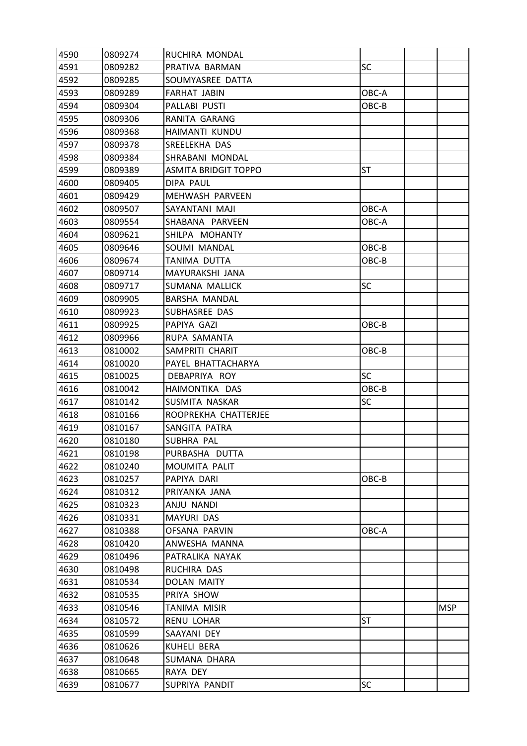| | | | | | |
|---|---|---|---|---|---|
| 4590 | 0809274 | RUCHIRA MONDAL | | | |
| 4591 | 0809282 | PRATIVA BARMAN | SC | | |
| 4592 | 0809285 | SOUMYASREE DATTA | | | |
| 4593 | 0809289 | FARHAT JABIN | OBC-A | | |
| 4594 | 0809304 | PALLABI PUSTI | OBC-B | | |
| 4595 | 0809306 | RANITA GARANG | | | |
| 4596 | 0809368 | HAIMANTI KUNDU | | | |
| 4597 | 0809378 | SREELEKHA DAS | | | |
| 4598 | 0809384 | SHRABANI MONDAL | | | |
| 4599 | 0809389 | ASMITA BRIDGIT TOPPO | ST | | |
| 4600 | 0809405 | DIPA PAUL | | | |
| 4601 | 0809429 | MEHWASH PARVEEN | | | |
| 4602 | 0809507 | SAYANTANI MAJI | OBC-A | | |
| 4603 | 0809554 | SHABANA PARVEEN | OBC-A | | |
| 4604 | 0809621 | SHILPA MOHANTY | | | |
| 4605 | 0809646 | SOUMI MANDAL | OBC-B | | |
| 4606 | 0809674 | TANIMA DUTTA | OBC-B | | |
| 4607 | 0809714 | MAYURAKSHI JANA | | | |
| 4608 | 0809717 | SUMANA MALLICK | SC | | |
| 4609 | 0809905 | BARSHA MANDAL | | | |
| 4610 | 0809923 | SUBHASREE DAS | | | |
| 4611 | 0809925 | PAPIYA GAZI | OBC-B | | |
| 4612 | 0809966 | RUPA SAMANTA | | | |
| 4613 | 0810002 | SAMPRITI CHARIT | OBC-B | | |
| 4614 | 0810020 | PAYEL BHATTACHARYA | | | |
| 4615 | 0810025 | DEBAPRIYA ROY | SC | | |
| 4616 | 0810042 | HAIMONTIKA DAS | OBC-B | | |
| 4617 | 0810142 | SUSMITA NASKAR | SC | | |
| 4618 | 0810166 | ROOPREKHA CHATTERJEE | | | |
| 4619 | 0810167 | SANGITA PATRA | | | |
| 4620 | 0810180 | SUBHRA PAL | | | |
| 4621 | 0810198 | PURBASHA DUTTA | | | |
| 4622 | 0810240 | MOUMITA PALIT | | | |
| 4623 | 0810257 | PAPIYA DARI | OBC-B | | |
| 4624 | 0810312 | PRIYANKA JANA | | | |
| 4625 | 0810323 | ANJU NANDI | | | |
| 4626 | 0810331 | MAYURI DAS | | | |
| 4627 | 0810388 | OFSANA PARVIN | OBC-A | | |
| 4628 | 0810420 | ANWESHA MANNA | | | |
| 4629 | 0810496 | PATRALIKA NAYAK | | | |
| 4630 | 0810498 | RUCHIRA DAS | | | |
| 4631 | 0810534 | DOLAN MAITY | | | |
| 4632 | 0810535 | PRIYA SHOW | | | |
| 4633 | 0810546 | TANIMA MISIR | | | MSP |
| 4634 | 0810572 | RENU LOHAR | ST | | |
| 4635 | 0810599 | SAAYANI DEY | | | |
| 4636 | 0810626 | KUHELI BERA | | | |
| 4637 | 0810648 | SUMANA DHARA | | | |
| 4638 | 0810665 | RAYA DEY | | | |
| 4639 | 0810677 | SUPRIYA PANDIT | SC | | |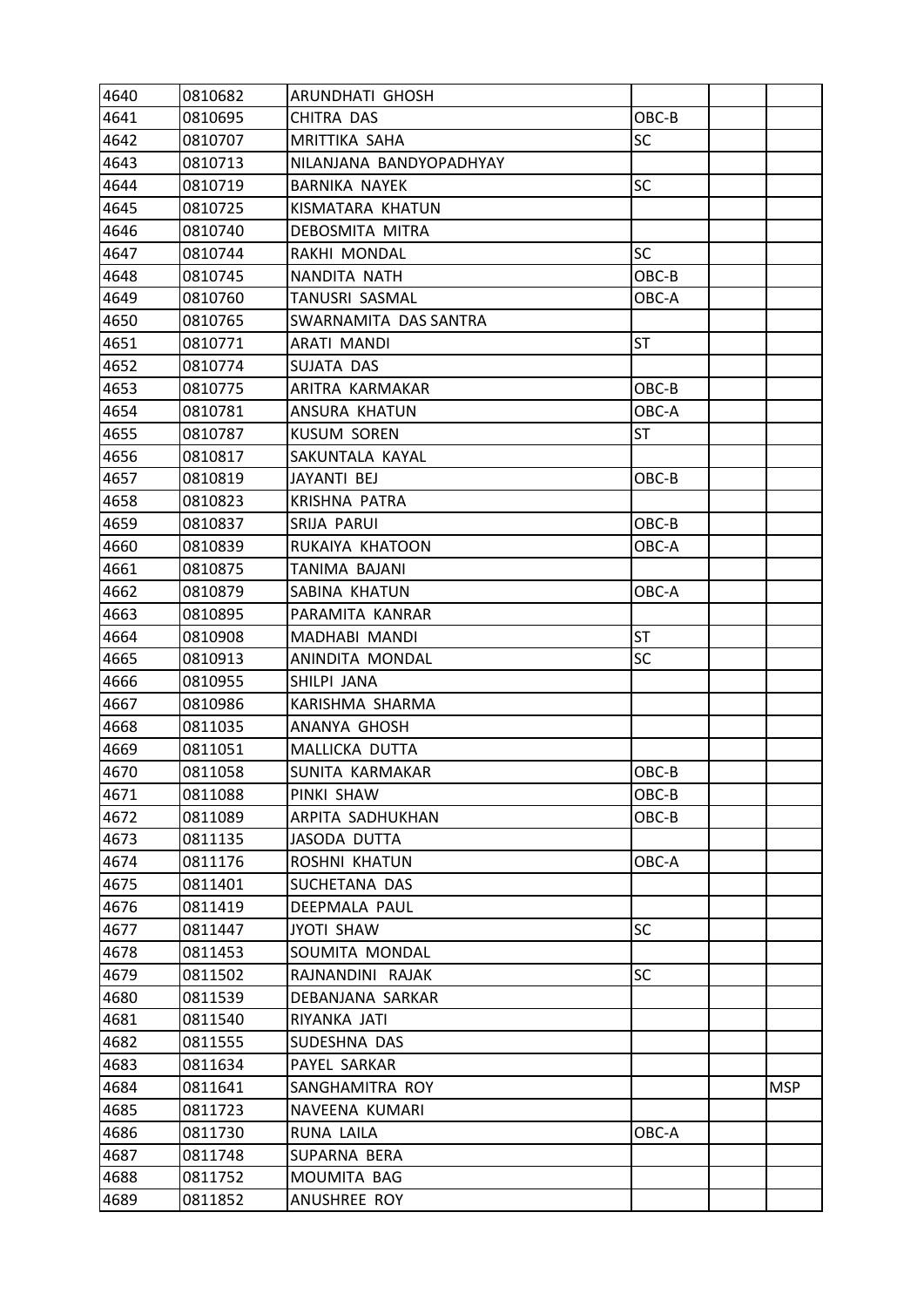| | | | | | |
|---|---|---|---|---|---|
| 4640 | 0810682 | ARUNDHATI GHOSH | | | |
| 4641 | 0810695 | CHITRA DAS | OBC-B | | |
| 4642 | 0810707 | MRITTIKA SAHA | SC | | |
| 4643 | 0810713 | NILANJANA BANDYOPADHYAY | | | |
| 4644 | 0810719 | BARNIKA NAYEK | SC | | |
| 4645 | 0810725 | KISMATARA KHATUN | | | |
| 4646 | 0810740 | DEBOSMITA MITRA | | | |
| 4647 | 0810744 | RAKHI MONDAL | SC | | |
| 4648 | 0810745 | NANDITA NATH | OBC-B | | |
| 4649 | 0810760 | TANUSRI SASMAL | OBC-A | | |
| 4650 | 0810765 | SWARNAMITA DAS SANTRA | | | |
| 4651 | 0810771 | ARATI MANDI | ST | | |
| 4652 | 0810774 | SUJATA DAS | | | |
| 4653 | 0810775 | ARITRA KARMAKAR | OBC-B | | |
| 4654 | 0810781 | ANSURA KHATUN | OBC-A | | |
| 4655 | 0810787 | KUSUM SOREN | ST | | |
| 4656 | 0810817 | SAKUNTALA KAYAL | | | |
| 4657 | 0810819 | JAYANTI BEJ | OBC-B | | |
| 4658 | 0810823 | KRISHNA PATRA | | | |
| 4659 | 0810837 | SRIJA PARUI | OBC-B | | |
| 4660 | 0810839 | RUKAIYA KHATOON | OBC-A | | |
| 4661 | 0810875 | TANIMA BAJANI | | | |
| 4662 | 0810879 | SABINA KHATUN | OBC-A | | |
| 4663 | 0810895 | PARAMITA KANRAR | | | |
| 4664 | 0810908 | MADHABI MANDI | ST | | |
| 4665 | 0810913 | ANINDITA MONDAL | SC | | |
| 4666 | 0810955 | SHILPI JANA | | | |
| 4667 | 0810986 | KARISHMA SHARMA | | | |
| 4668 | 0811035 | ANANYA GHOSH | | | |
| 4669 | 0811051 | MALLICKA DUTTA | | | |
| 4670 | 0811058 | SUNITA KARMAKAR | OBC-B | | |
| 4671 | 0811088 | PINKI SHAW | OBC-B | | |
| 4672 | 0811089 | ARPITA SADHUKHAN | OBC-B | | |
| 4673 | 0811135 | JASODA DUTTA | | | |
| 4674 | 0811176 | ROSHNI KHATUN | OBC-A | | |
| 4675 | 0811401 | SUCHETANA DAS | | | |
| 4676 | 0811419 | DEEPMALA PAUL | | | |
| 4677 | 0811447 | JYOTI SHAW | SC | | |
| 4678 | 0811453 | SOUMITA MONDAL | | | |
| 4679 | 0811502 | RAJNANDINI RAJAK | SC | | |
| 4680 | 0811539 | DEBANJANA SARKAR | | | |
| 4681 | 0811540 | RIYANKA JATI | | | |
| 4682 | 0811555 | SUDESHNA DAS | | | |
| 4683 | 0811634 | PAYEL SARKAR | | | |
| 4684 | 0811641 | SANGHAMITRA ROY | | | MSP |
| 4685 | 0811723 | NAVEENA KUMARI | | | |
| 4686 | 0811730 | RUNA LAILA | OBC-A | | |
| 4687 | 0811748 | SUPARNA BERA | | | |
| 4688 | 0811752 | MOUMITA BAG | | | |
| 4689 | 0811852 | ANUSHREE ROY | | | |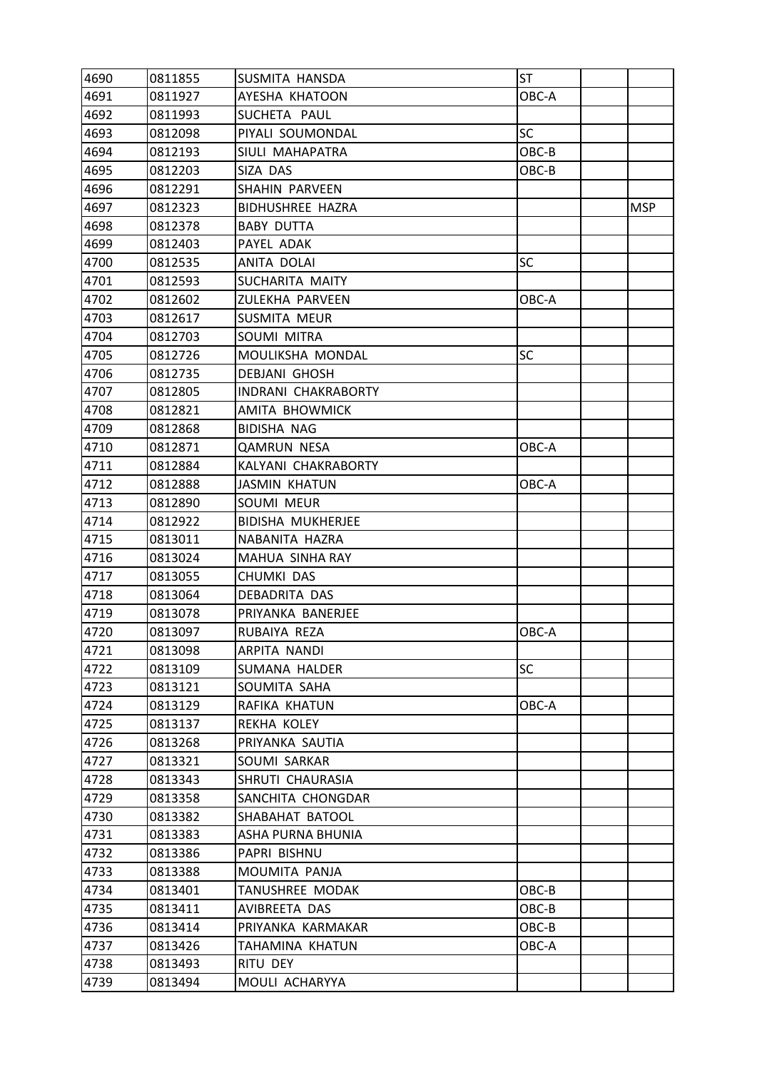| 4690 | 0811855 | SUSMITA HANSDA | ST | | |
|---|---|---|---|---|---|
| 4691 | 0811927 | AYESHA KHATOON | OBC-A | | |
| 4692 | 0811993 | SUCHETA PAUL | | | |
| 4693 | 0812098 | PIYALI SOUMONDAL | SC | | |
| 4694 | 0812193 | SIULI MAHAPATRA | OBC-B | | |
| 4695 | 0812203 | SIZA DAS | OBC-B | | |
| 4696 | 0812291 | SHAHIN PARVEEN | | | |
| 4697 | 0812323 | BIDHUSHREE HAZRA | | | MSP |
| 4698 | 0812378 | BABY DUTTA | | | |
| 4699 | 0812403 | PAYEL ADAK | | | |
| 4700 | 0812535 | ANITA DOLAI | SC | | |
| 4701 | 0812593 | SUCHARITA MAITY | | | |
| 4702 | 0812602 | ZULEKHA PARVEEN | OBC-A | | |
| 4703 | 0812617 | SUSMITA MEUR | | | |
| 4704 | 0812703 | SOUMI MITRA | | | |
| 4705 | 0812726 | MOULIKSHA MONDAL | SC | | |
| 4706 | 0812735 | DEBJANI GHOSH | | | |
| 4707 | 0812805 | INDRANI CHAKRABORTY | | | |
| 4708 | 0812821 | AMITA BHOWMICK | | | |
| 4709 | 0812868 | BIDISHA NAG | | | |
| 4710 | 0812871 | QAMRUN NESA | OBC-A | | |
| 4711 | 0812884 | KALYANI CHAKRABORTY | | | |
| 4712 | 0812888 | JASMIN KHATUN | OBC-A | | |
| 4713 | 0812890 | SOUMI MEUR | | | |
| 4714 | 0812922 | BIDISHA MUKHERJEE | | | |
| 4715 | 0813011 | NABANITA HAZRA | | | |
| 4716 | 0813024 | MAHUA SINHA RAY | | | |
| 4717 | 0813055 | CHUMKI DAS | | | |
| 4718 | 0813064 | DEBADRITA DAS | | | |
| 4719 | 0813078 | PRIYANKA BANERJEE | | | |
| 4720 | 0813097 | RUBAIYA REZA | OBC-A | | |
| 4721 | 0813098 | ARPITA NANDI | | | |
| 4722 | 0813109 | SUMANA HALDER | SC | | |
| 4723 | 0813121 | SOUMITA SAHA | | | |
| 4724 | 0813129 | RAFIKA KHATUN | OBC-A | | |
| 4725 | 0813137 | REKHA KOLEY | | | |
| 4726 | 0813268 | PRIYANKA SAUTIA | | | |
| 4727 | 0813321 | SOUMI SARKAR | | | |
| 4728 | 0813343 | SHRUTI CHAURASIA | | | |
| 4729 | 0813358 | SANCHITA CHONGDAR | | | |
| 4730 | 0813382 | SHABAHAT BATOOL | | | |
| 4731 | 0813383 | ASHA PURNA BHUNIA | | | |
| 4732 | 0813386 | PAPRI BISHNU | | | |
| 4733 | 0813388 | MOUMITA PANJA | | | |
| 4734 | 0813401 | TANUSHREE MODAK | OBC-B | | |
| 4735 | 0813411 | AVIBREETA DAS | OBC-B | | |
| 4736 | 0813414 | PRIYANKA KARMAKAR | OBC-B | | |
| 4737 | 0813426 | TAHAMINA KHATUN | OBC-A | | |
| 4738 | 0813493 | RITU DEY | | | |
| 4739 | 0813494 | MOULI ACHARYYA | | | |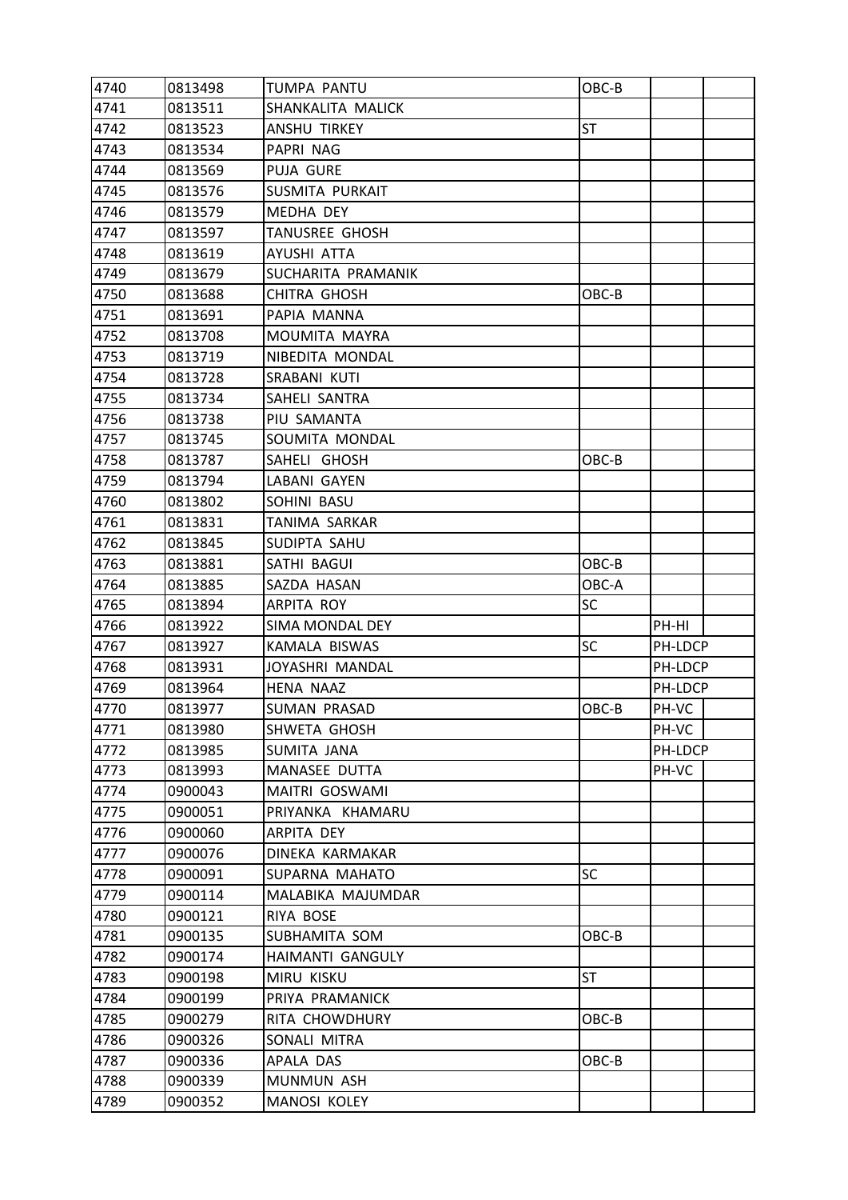| | | | | | |
|---|---|---|---|---|---|
| 4740 | 0813498 | TUMPA PANTU | OBC-B | | |
| 4741 | 0813511 | SHANKALITA MALICK | | | |
| 4742 | 0813523 | ANSHU TIRKEY | ST | | |
| 4743 | 0813534 | PAPRI NAG | | | |
| 4744 | 0813569 | PUJA GURE | | | |
| 4745 | 0813576 | SUSMITA PURKAIT | | | |
| 4746 | 0813579 | MEDHA DEY | | | |
| 4747 | 0813597 | TANUSREE GHOSH | | | |
| 4748 | 0813619 | AYUSHI ATTA | | | |
| 4749 | 0813679 | SUCHARITA PRAMANIK | | | |
| 4750 | 0813688 | CHITRA GHOSH | OBC-B | | |
| 4751 | 0813691 | PAPIA MANNA | | | |
| 4752 | 0813708 | MOUMITA MAYRA | | | |
| 4753 | 0813719 | NIBEDITA MONDAL | | | |
| 4754 | 0813728 | SRABANI KUTI | | | |
| 4755 | 0813734 | SAHELI SANTRA | | | |
| 4756 | 0813738 | PIU SAMANTA | | | |
| 4757 | 0813745 | SOUMITA MONDAL | | | |
| 4758 | 0813787 | SAHELI GHOSH | OBC-B | | |
| 4759 | 0813794 | LABANI GAYEN | | | |
| 4760 | 0813802 | SOHINI BASU | | | |
| 4761 | 0813831 | TANIMA SARKAR | | | |
| 4762 | 0813845 | SUDIPTA SAHU | | | |
| 4763 | 0813881 | SATHI BAGUI | OBC-B | | |
| 4764 | 0813885 | SAZDA HASAN | OBC-A | | |
| 4765 | 0813894 | ARPITA ROY | SC | | |
| 4766 | 0813922 | SIMA MONDAL DEY | | PH-HI | |
| 4767 | 0813927 | KAMALA BISWAS | SC | PH-LDCP | |
| 4768 | 0813931 | JOYASHRI MANDAL | | PH-LDCP | |
| 4769 | 0813964 | HENA NAAZ | | PH-LDCP | |
| 4770 | 0813977 | SUMAN PRASAD | OBC-B | PH-VC | |
| 4771 | 0813980 | SHWETA GHOSH | | PH-VC | |
| 4772 | 0813985 | SUMITA JANA | | PH-LDCP | |
| 4773 | 0813993 | MANASEE DUTTA | | PH-VC | |
| 4774 | 0900043 | MAITRI GOSWAMI | | | |
| 4775 | 0900051 | PRIYANKA KHAMARU | | | |
| 4776 | 0900060 | ARPITA DEY | | | |
| 4777 | 0900076 | DINEKA KARMAKAR | | | |
| 4778 | 0900091 | SUPARNA MAHATO | SC | | |
| 4779 | 0900114 | MALABIKA MAJUMDAR | | | |
| 4780 | 0900121 | RIYA BOSE | | | |
| 4781 | 0900135 | SUBHAMITA SOM | OBC-B | | |
| 4782 | 0900174 | HAIMANTI GANGULY | | | |
| 4783 | 0900198 | MIRU KISKU | ST | | |
| 4784 | 0900199 | PRIYA PRAMANICK | | | |
| 4785 | 0900279 | RITA CHOWDHURY | OBC-B | | |
| 4786 | 0900326 | SONALI MITRA | | | |
| 4787 | 0900336 | APALA DAS | OBC-B | | |
| 4788 | 0900339 | MUNMUN ASH | | | |
| 4789 | 0900352 | MANOSI KOLEY | | | |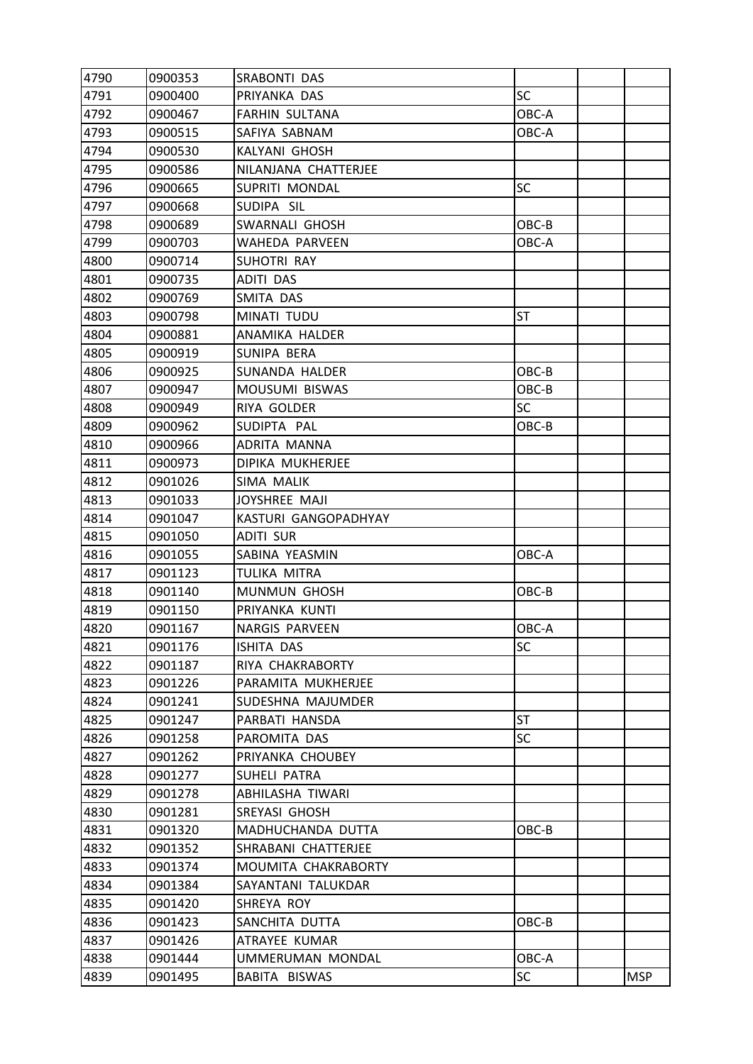| | | | | | |
|---|---|---|---|---|---|
| 4790 | 0900353 | SRABONTI DAS | | | |
| 4791 | 0900400 | PRIYANKA DAS | SC | | |
| 4792 | 0900467 | FARHIN SULTANA | OBC-A | | |
| 4793 | 0900515 | SAFIYA SABNAM | OBC-A | | |
| 4794 | 0900530 | KALYANI GHOSH | | | |
| 4795 | 0900586 | NILANJANA CHATTERJEE | | | |
| 4796 | 0900665 | SUPRITI MONDAL | SC | | |
| 4797 | 0900668 | SUDIPA SIL | | | |
| 4798 | 0900689 | SWARNALI GHOSH | OBC-B | | |
| 4799 | 0900703 | WAHEDA PARVEEN | OBC-A | | |
| 4800 | 0900714 | SUHOTRI RAY | | | |
| 4801 | 0900735 | ADITI DAS | | | |
| 4802 | 0900769 | SMITA DAS | | | |
| 4803 | 0900798 | MINATI TUDU | ST | | |
| 4804 | 0900881 | ANAMIKA HALDER | | | |
| 4805 | 0900919 | SUNIPA BERA | | | |
| 4806 | 0900925 | SUNANDA HALDER | OBC-B | | |
| 4807 | 0900947 | MOUSUMI BISWAS | OBC-B | | |
| 4808 | 0900949 | RIYA GOLDER | SC | | |
| 4809 | 0900962 | SUDIPTA PAL | OBC-B | | |
| 4810 | 0900966 | ADRITA MANNA | | | |
| 4811 | 0900973 | DIPIKA MUKHERJEE | | | |
| 4812 | 0901026 | SIMA MALIK | | | |
| 4813 | 0901033 | JOYSHREE MAJI | | | |
| 4814 | 0901047 | KASTURI GANGOPADHYAY | | | |
| 4815 | 0901050 | ADITI SUR | | | |
| 4816 | 0901055 | SABINA YEASMIN | OBC-A | | |
| 4817 | 0901123 | TULIKA MITRA | | | |
| 4818 | 0901140 | MUNMUN GHOSH | OBC-B | | |
| 4819 | 0901150 | PRIYANKA KUNTI | | | |
| 4820 | 0901167 | NARGIS PARVEEN | OBC-A | | |
| 4821 | 0901176 | ISHITA DAS | SC | | |
| 4822 | 0901187 | RIYA CHAKRABORTY | | | |
| 4823 | 0901226 | PARAMITA MUKHERJEE | | | |
| 4824 | 0901241 | SUDESHNA MAJUMDER | | | |
| 4825 | 0901247 | PARBATI HANSDA | ST | | |
| 4826 | 0901258 | PAROMITA DAS | SC | | |
| 4827 | 0901262 | PRIYANKA CHOUBEY | | | |
| 4828 | 0901277 | SUHELI PATRA | | | |
| 4829 | 0901278 | ABHILASHA TIWARI | | | |
| 4830 | 0901281 | SREYASI GHOSH | | | |
| 4831 | 0901320 | MADHUCHANDA DUTTA | OBC-B | | |
| 4832 | 0901352 | SHRABANI CHATTERJEE | | | |
| 4833 | 0901374 | MOUMITA CHAKRABORTY | | | |
| 4834 | 0901384 | SAYANTANI TALUKDAR | | | |
| 4835 | 0901420 | SHREYA ROY | | | |
| 4836 | 0901423 | SANCHITA DUTTA | OBC-B | | |
| 4837 | 0901426 | ATRAYEE KUMAR | | | |
| 4838 | 0901444 | UMMERUMAN MONDAL | OBC-A | | |
| 4839 | 0901495 | BABITA BISWAS | SC | | MSP |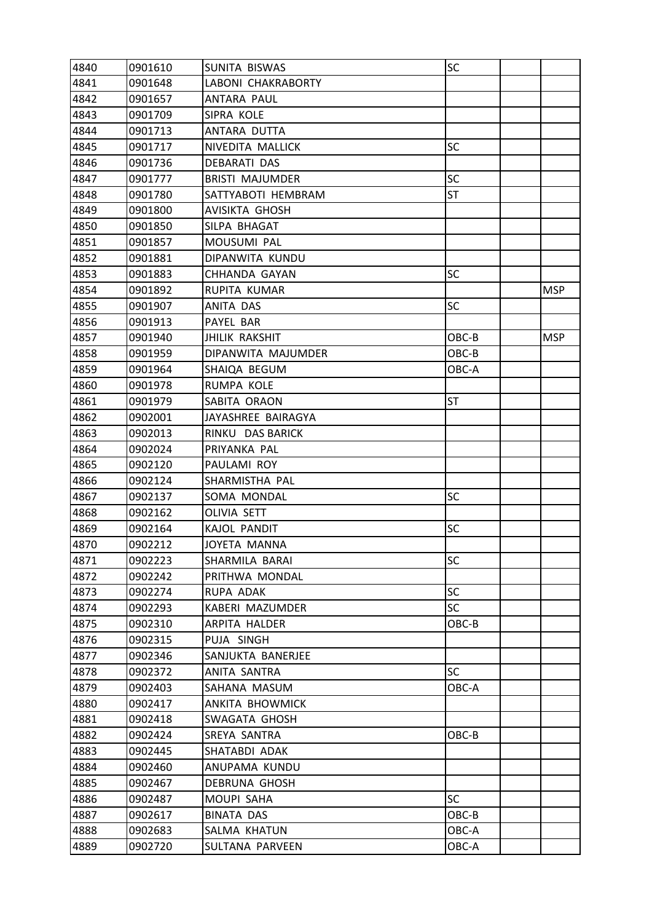| | | | | | |
|---|---|---|---|---|---|
| 4840 | 0901610 | SUNITA BISWAS | SC | | |
| 4841 | 0901648 | LABONI CHAKRABORTY | | | |
| 4842 | 0901657 | ANTARA PAUL | | | |
| 4843 | 0901709 | SIPRA KOLE | | | |
| 4844 | 0901713 | ANTARA DUTTA | | | |
| 4845 | 0901717 | NIVEDITA MALLICK | SC | | |
| 4846 | 0901736 | DEBARATI DAS | | | |
| 4847 | 0901777 | BRISTI MAJUMDER | SC | | |
| 4848 | 0901780 | SATTYABOTI HEMBRAM | ST | | |
| 4849 | 0901800 | AVISIKTA GHOSH | | | |
| 4850 | 0901850 | SILPA BHAGAT | | | |
| 4851 | 0901857 | MOUSUMI PAL | | | |
| 4852 | 0901881 | DIPANWITA KUNDU | | | |
| 4853 | 0901883 | CHHANDA GAYAN | SC | | |
| 4854 | 0901892 | RUPITA KUMAR | | | MSP |
| 4855 | 0901907 | ANITA DAS | SC | | |
| 4856 | 0901913 | PAYEL BAR | | | |
| 4857 | 0901940 | JHILIK RAKSHIT | OBC-B | | MSP |
| 4858 | 0901959 | DIPANWITA MAJUMDER | OBC-B | | |
| 4859 | 0901964 | SHAIQA BEGUM | OBC-A | | |
| 4860 | 0901978 | RUMPA KOLE | | | |
| 4861 | 0901979 | SABITA ORAON | ST | | |
| 4862 | 0902001 | JAYASHREE BAIRAGYA | | | |
| 4863 | 0902013 | RINKU DAS BARICK | | | |
| 4864 | 0902024 | PRIYANKA PAL | | | |
| 4865 | 0902120 | PAULAMI ROY | | | |
| 4866 | 0902124 | SHARMISTHA PAL | | | |
| 4867 | 0902137 | SOMA MONDAL | SC | | |
| 4868 | 0902162 | OLIVIA SETT | | | |
| 4869 | 0902164 | KAJOL PANDIT | SC | | |
| 4870 | 0902212 | JOYETA MANNA | | | |
| 4871 | 0902223 | SHARMILA BARAI | SC | | |
| 4872 | 0902242 | PRITHWA MONDAL | | | |
| 4873 | 0902274 | RUPA ADAK | SC | | |
| 4874 | 0902293 | KABERI MAZUMDER | SC | | |
| 4875 | 0902310 | ARPITA HALDER | OBC-B | | |
| 4876 | 0902315 | PUJA SINGH | | | |
| 4877 | 0902346 | SANJUKTA BANERJEE | | | |
| 4878 | 0902372 | ANITA SANTRA | SC | | |
| 4879 | 0902403 | SAHANA MASUM | OBC-A | | |
| 4880 | 0902417 | ANKITA BHOWMICK | | | |
| 4881 | 0902418 | SWAGATA GHOSH | | | |
| 4882 | 0902424 | SREYA SANTRA | OBC-B | | |
| 4883 | 0902445 | SHATABDI ADAK | | | |
| 4884 | 0902460 | ANUPAMA KUNDU | | | |
| 4885 | 0902467 | DEBRUNA GHOSH | | | |
| 4886 | 0902487 | MOUPI SAHA | SC | | |
| 4887 | 0902617 | BINATA DAS | OBC-B | | |
| 4888 | 0902683 | SALMA KHATUN | OBC-A | | |
| 4889 | 0902720 | SULTANA PARVEEN | OBC-A | | |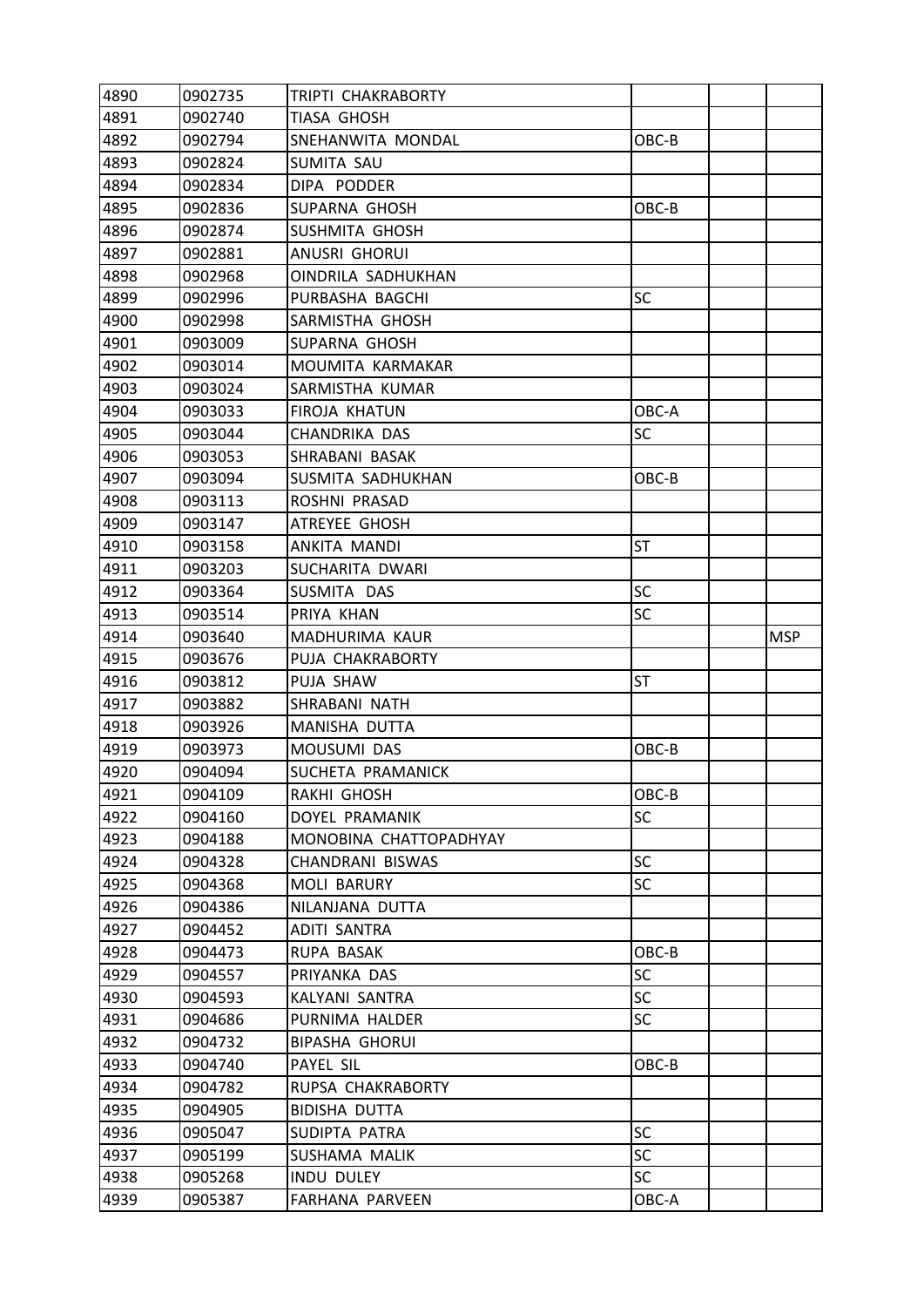| | | | | | |
|---|---|---|---|---|---|
| 4890 | 0902735 | TRIPTI CHAKRABORTY | | | |
| 4891 | 0902740 | TIASA GHOSH | | | |
| 4892 | 0902794 | SNEHANWITA MONDAL | OBC-B | | |
| 4893 | 0902824 | SUMITA SAU | | | |
| 4894 | 0902834 | DIPA PODDER | | | |
| 4895 | 0902836 | SUPARNA GHOSH | OBC-B | | |
| 4896 | 0902874 | SUSHMITA GHOSH | | | |
| 4897 | 0902881 | ANUSRI GHORUI | | | |
| 4898 | 0902968 | OINDRILA SADHUKHAN | | | |
| 4899 | 0902996 | PURBASHA BAGCHI | SC | | |
| 4900 | 0902998 | SARMISTHA GHOSH | | | |
| 4901 | 0903009 | SUPARNA GHOSH | | | |
| 4902 | 0903014 | MOUMITA KARMAKAR | | | |
| 4903 | 0903024 | SARMISTHA KUMAR | | | |
| 4904 | 0903033 | FIROJA KHATUN | OBC-A | | |
| 4905 | 0903044 | CHANDRIKA DAS | SC | | |
| 4906 | 0903053 | SHRABANI BASAK | | | |
| 4907 | 0903094 | SUSMITA SADHUKHAN | OBC-B | | |
| 4908 | 0903113 | ROSHNI PRASAD | | | |
| 4909 | 0903147 | ATREYEE GHOSH | | | |
| 4910 | 0903158 | ANKITA MANDI | ST | | |
| 4911 | 0903203 | SUCHARITA DWARI | | | |
| 4912 | 0903364 | SUSMITA DAS | SC | | |
| 4913 | 0903514 | PRIYA KHAN | SC | | |
| 4914 | 0903640 | MADHURIMA KAUR | | | MSP |
| 4915 | 0903676 | PUJA CHAKRABORTY | | | |
| 4916 | 0903812 | PUJA SHAW | ST | | |
| 4917 | 0903882 | SHRABANI NATH | | | |
| 4918 | 0903926 | MANISHA DUTTA | | | |
| 4919 | 0903973 | MOUSUMI DAS | OBC-B | | |
| 4920 | 0904094 | SUCHETA PRAMANICK | | | |
| 4921 | 0904109 | RAKHI GHOSH | OBC-B | | |
| 4922 | 0904160 | DOYEL PRAMANIK | SC | | |
| 4923 | 0904188 | MONOBINA CHATTOPADHYAY | | | |
| 4924 | 0904328 | CHANDRANI BISWAS | SC | | |
| 4925 | 0904368 | MOLI BARURY | SC | | |
| 4926 | 0904386 | NILANJANA DUTTA | | | |
| 4927 | 0904452 | ADITI SANTRA | | | |
| 4928 | 0904473 | RUPA BASAK | OBC-B | | |
| 4929 | 0904557 | PRIYANKA DAS | SC | | |
| 4930 | 0904593 | KALYANI SANTRA | SC | | |
| 4931 | 0904686 | PURNIMA HALDER | SC | | |
| 4932 | 0904732 | BIPASHA GHORUI | | | |
| 4933 | 0904740 | PAYEL SIL | OBC-B | | |
| 4934 | 0904782 | RUPSA CHAKRABORTY | | | |
| 4935 | 0904905 | BIDISHA DUTTA | | | |
| 4936 | 0905047 | SUDIPTA PATRA | SC | | |
| 4937 | 0905199 | SUSHAMA MALIK | SC | | |
| 4938 | 0905268 | INDU DULEY | SC | | |
| 4939 | 0905387 | FARHANA PARVEEN | OBC-A | | |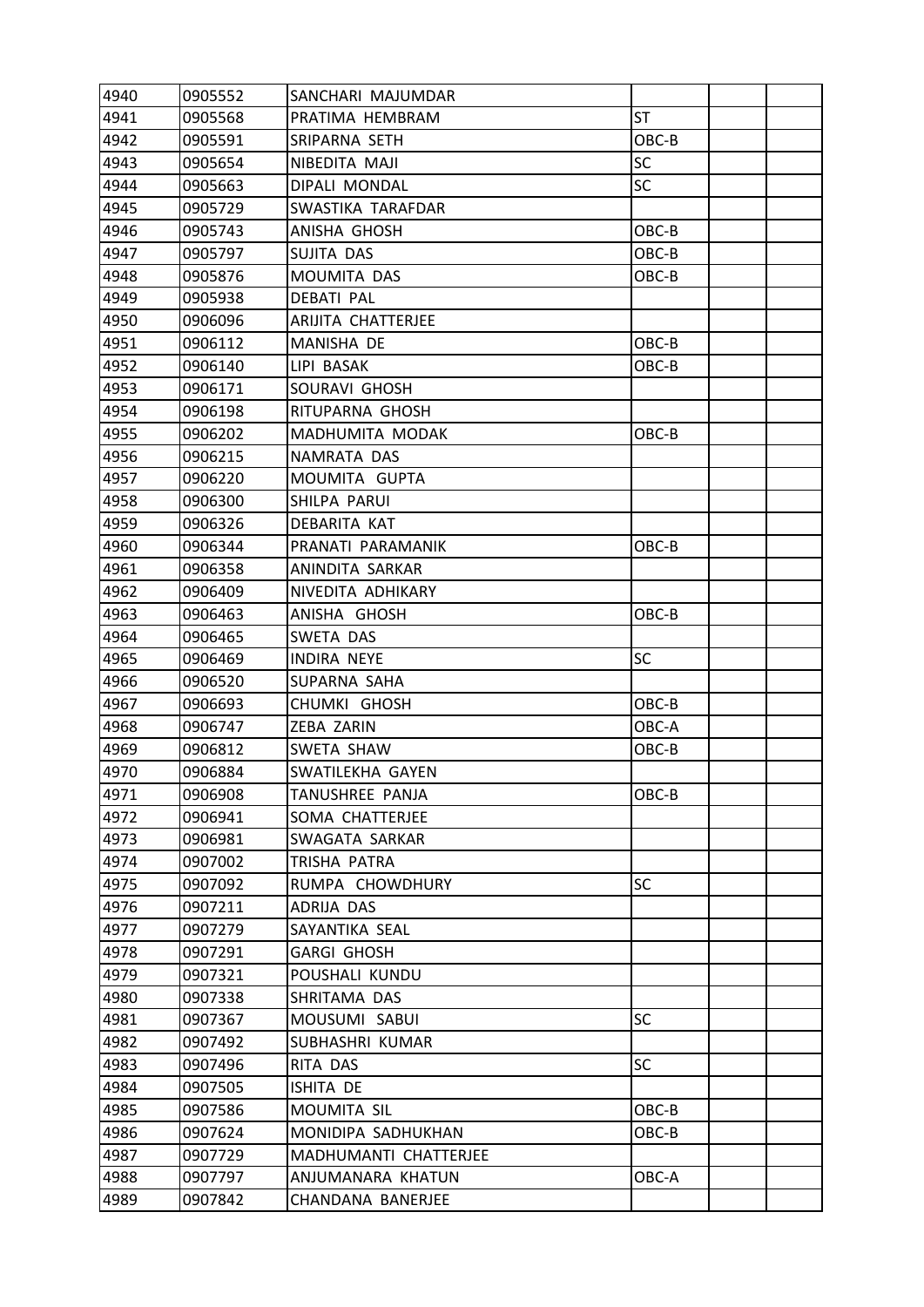| 4940 | 0905552 | SANCHARI MAJUMDAR | | | |
|---|---|---|---|---|---|
| 4941 | 0905568 | PRATIMA HEMBRAM | ST | | |
| 4942 | 0905591 | SRIPARNA SETH | OBC-B | | |
| 4943 | 0905654 | NIBEDITA MAJI | SC | | |
| 4944 | 0905663 | DIPALI MONDAL | SC | | |
| 4945 | 0905729 | SWASTIKA TARAFDAR | | | |
| 4946 | 0905743 | ANISHA GHOSH | OBC-B | | |
| 4947 | 0905797 | SUJITA DAS | OBC-B | | |
| 4948 | 0905876 | MOUMITA DAS | OBC-B | | |
| 4949 | 0905938 | DEBATI PAL | | | |
| 4950 | 0906096 | ARIJITA CHATTERJEE | | | |
| 4951 | 0906112 | MANISHA DE | OBC-B | | |
| 4952 | 0906140 | LIPI BASAK | OBC-B | | |
| 4953 | 0906171 | SOURAVI GHOSH | | | |
| 4954 | 0906198 | RITUPARNA GHOSH | | | |
| 4955 | 0906202 | MADHUMITA MODAK | OBC-B | | |
| 4956 | 0906215 | NAMRATA DAS | | | |
| 4957 | 0906220 | MOUMITA GUPTA | | | |
| 4958 | 0906300 | SHILPA PARUI | | | |
| 4959 | 0906326 | DEBARITA KAT | | | |
| 4960 | 0906344 | PRANATI PARAMANIK | OBC-B | | |
| 4961 | 0906358 | ANINDITA SARKAR | | | |
| 4962 | 0906409 | NIVEDITA ADHIKARY | | | |
| 4963 | 0906463 | ANISHA GHOSH | OBC-B | | |
| 4964 | 0906465 | SWETA DAS | | | |
| 4965 | 0906469 | INDIRA NEYE | SC | | |
| 4966 | 0906520 | SUPARNA SAHA | | | |
| 4967 | 0906693 | CHUMKI GHOSH | OBC-B | | |
| 4968 | 0906747 | ZEBA ZARIN | OBC-A | | |
| 4969 | 0906812 | SWETA SHAW | OBC-B | | |
| 4970 | 0906884 | SWATILEKHA GAYEN | | | |
| 4971 | 0906908 | TANUSHREE PANJA | OBC-B | | |
| 4972 | 0906941 | SOMA CHATTERJEE | | | |
| 4973 | 0906981 | SWAGATA SARKAR | | | |
| 4974 | 0907002 | TRISHA PATRA | | | |
| 4975 | 0907092 | RUMPA CHOWDHURY | SC | | |
| 4976 | 0907211 | ADRIJA DAS | | | |
| 4977 | 0907279 | SAYANTIKA SEAL | | | |
| 4978 | 0907291 | GARGI GHOSH | | | |
| 4979 | 0907321 | POUSHALI KUNDU | | | |
| 4980 | 0907338 | SHRITAMA DAS | | | |
| 4981 | 0907367 | MOUSUMI SABUI | SC | | |
| 4982 | 0907492 | SUBHASHRI KUMAR | | | |
| 4983 | 0907496 | RITA DAS | SC | | |
| 4984 | 0907505 | ISHITA DE | | | |
| 4985 | 0907586 | MOUMITA SIL | OBC-B | | |
| 4986 | 0907624 | MONIDIPA SADHUKHAN | OBC-B | | |
| 4987 | 0907729 | MADHUMANTI CHATTERJEE | | | |
| 4988 | 0907797 | ANJUMANARA KHATUN | OBC-A | | |
| 4989 | 0907842 | CHANDANA BANERJEE | | | |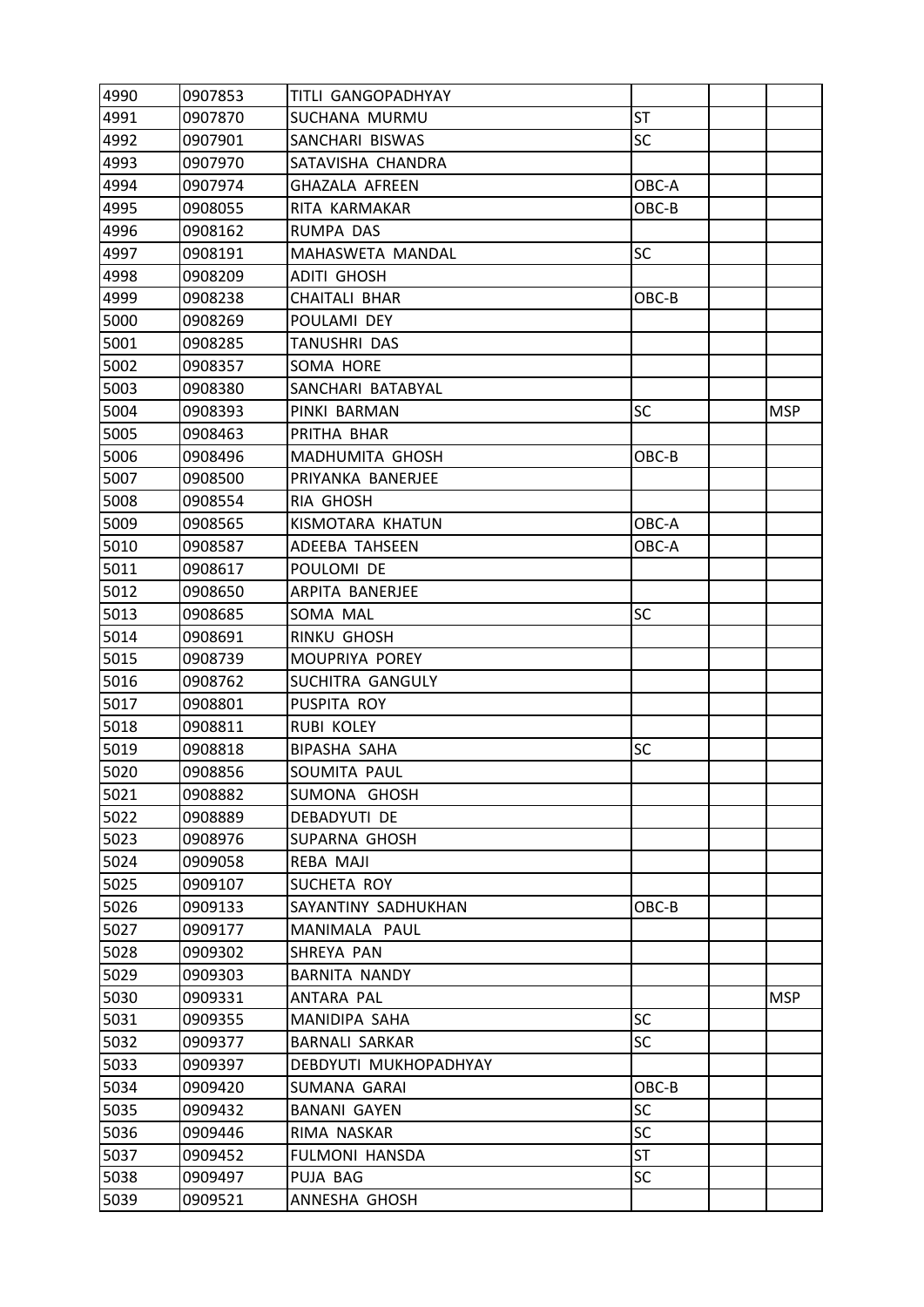| | | | | | |
|---|---|---|---|---|---|
| 4990 | 0907853 | TITLI GANGOPADHYAY | | | |
| 4991 | 0907870 | SUCHANA MURMU | ST | | |
| 4992 | 0907901 | SANCHARI BISWAS | SC | | |
| 4993 | 0907970 | SATAVISHA CHANDRA | | | |
| 4994 | 0907974 | GHAZALA AFREEN | OBC-A | | |
| 4995 | 0908055 | RITA KARMAKAR | OBC-B | | |
| 4996 | 0908162 | RUMPA DAS | | | |
| 4997 | 0908191 | MAHASWETA MANDAL | SC | | |
| 4998 | 0908209 | ADITI GHOSH | | | |
| 4999 | 0908238 | CHAITALI BHAR | OBC-B | | |
| 5000 | 0908269 | POULAMI DEY | | | |
| 5001 | 0908285 | TANUSHRI DAS | | | |
| 5002 | 0908357 | SOMA HORE | | | |
| 5003 | 0908380 | SANCHARI BATABYAL | | | |
| 5004 | 0908393 | PINKI BARMAN | SC | | MSP |
| 5005 | 0908463 | PRITHA BHAR | | | |
| 5006 | 0908496 | MADHUMITA GHOSH | OBC-B | | |
| 5007 | 0908500 | PRIYANKA BANERJEE | | | |
| 5008 | 0908554 | RIA GHOSH | | | |
| 5009 | 0908565 | KISMOTARA KHATUN | OBC-A | | |
| 5010 | 0908587 | ADEEBA TAHSEEN | OBC-A | | |
| 5011 | 0908617 | POULOMI DE | | | |
| 5012 | 0908650 | ARPITA BANERJEE | | | |
| 5013 | 0908685 | SOMA MAL | SC | | |
| 5014 | 0908691 | RINKU GHOSH | | | |
| 5015 | 0908739 | MOUPRIYA POREY | | | |
| 5016 | 0908762 | SUCHITRA GANGULY | | | |
| 5017 | 0908801 | PUSPITA ROY | | | |
| 5018 | 0908811 | RUBI KOLEY | | | |
| 5019 | 0908818 | BIPASHA SAHA | SC | | |
| 5020 | 0908856 | SOUMITA PAUL | | | |
| 5021 | 0908882 | SUMONA GHOSH | | | |
| 5022 | 0908889 | DEBADYUTI DE | | | |
| 5023 | 0908976 | SUPARNA GHOSH | | | |
| 5024 | 0909058 | REBA MAJI | | | |
| 5025 | 0909107 | SUCHETA ROY | | | |
| 5026 | 0909133 | SAYANTINY SADHUKHAN | OBC-B | | |
| 5027 | 0909177 | MANIMALA PAUL | | | |
| 5028 | 0909302 | SHREYA PAN | | | |
| 5029 | 0909303 | BARNITA NANDY | | | |
| 5030 | 0909331 | ANTARA PAL | | | MSP |
| 5031 | 0909355 | MANIDIPA SAHA | SC | | |
| 5032 | 0909377 | BARNALI SARKAR | SC | | |
| 5033 | 0909397 | DEBDYUTI MUKHOPADHYAY | | | |
| 5034 | 0909420 | SUMANA GARAI | OBC-B | | |
| 5035 | 0909432 | BANANI GAYEN | SC | | |
| 5036 | 0909446 | RIMA NASKAR | SC | | |
| 5037 | 0909452 | FULMONI HANSDA | ST | | |
| 5038 | 0909497 | PUJA BAG | SC | | |
| 5039 | 0909521 | ANNESHA GHOSH | | | |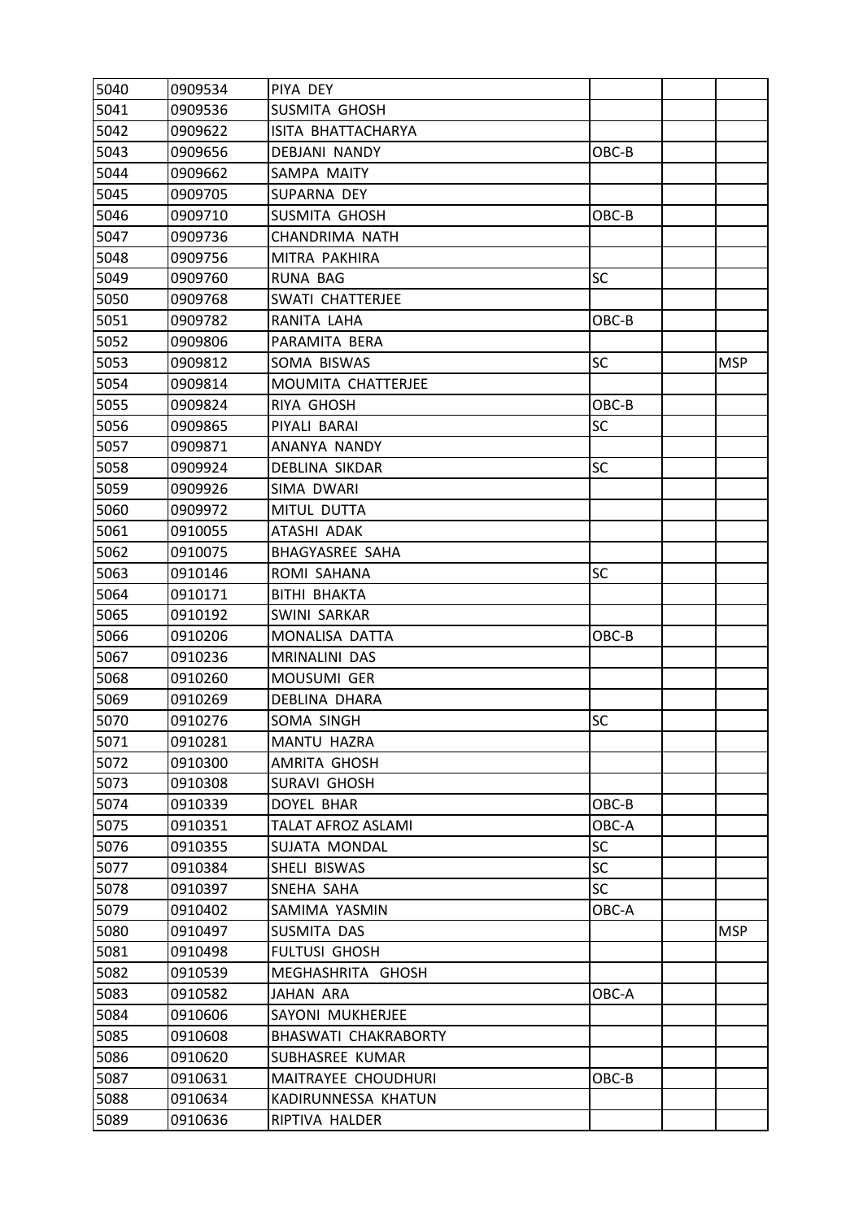| 5040 | 0909534 | PIYA DEY | | | |
|---|---|---|---|---|---|
| 5041 | 0909536 | SUSMITA GHOSH | | | |
| 5042 | 0909622 | ISITA BHATTACHARYA | | | |
| 5043 | 0909656 | DEBJANI NANDY | OBC-B | | |
| 5044 | 0909662 | SAMPA MAITY | | | |
| 5045 | 0909705 | SUPARNA DEY | | | |
| 5046 | 0909710 | SUSMITA GHOSH | OBC-B | | |
| 5047 | 0909736 | CHANDRIMA NATH | | | |
| 5048 | 0909756 | MITRA PAKHIRA | | | |
| 5049 | 0909760 | RUNA BAG | SC | | |
| 5050 | 0909768 | SWATI CHATTERJEE | | | |
| 5051 | 0909782 | RANITA LAHA | OBC-B | | |
| 5052 | 0909806 | PARAMITA BERA | | | |
| 5053 | 0909812 | SOMA BISWAS | SC | | MSP |
| 5054 | 0909814 | MOUMITA CHATTERJEE | | | |
| 5055 | 0909824 | RIYA GHOSH | OBC-B | | |
| 5056 | 0909865 | PIYALI BARAI | SC | | |
| 5057 | 0909871 | ANANYA NANDY | | | |
| 5058 | 0909924 | DEBLINA SIKDAR | SC | | |
| 5059 | 0909926 | SIMA DWARI | | | |
| 5060 | 0909972 | MITUL DUTTA | | | |
| 5061 | 0910055 | ATASHI ADAK | | | |
| 5062 | 0910075 | BHAGYASREE SAHA | | | |
| 5063 | 0910146 | ROMI SAHANA | SC | | |
| 5064 | 0910171 | BITHI BHAKTA | | | |
| 5065 | 0910192 | SWINI SARKAR | | | |
| 5066 | 0910206 | MONALISA DATTA | OBC-B | | |
| 5067 | 0910236 | MRINALINI DAS | | | |
| 5068 | 0910260 | MOUSUMI GER | | | |
| 5069 | 0910269 | DEBLINA DHARA | | | |
| 5070 | 0910276 | SOMA SINGH | SC | | |
| 5071 | 0910281 | MANTU HAZRA | | | |
| 5072 | 0910300 | AMRITA GHOSH | | | |
| 5073 | 0910308 | SURAVI GHOSH | | | |
| 5074 | 0910339 | DOYEL BHAR | OBC-B | | |
| 5075 | 0910351 | TALAT AFROZ ASLAMI | OBC-A | | |
| 5076 | 0910355 | SUJATA MONDAL | SC | | |
| 5077 | 0910384 | SHELI BISWAS | SC | | |
| 5078 | 0910397 | SNEHA SAHA | SC | | |
| 5079 | 0910402 | SAMIMA YASMIN | OBC-A | | |
| 5080 | 0910497 | SUSMITA DAS | | | MSP |
| 5081 | 0910498 | FULTUSI GHOSH | | | |
| 5082 | 0910539 | MEGHASHRITA GHOSH | | | |
| 5083 | 0910582 | JAHAN ARA | OBC-A | | |
| 5084 | 0910606 | SAYONI MUKHERJEE | | | |
| 5085 | 0910608 | BHASWATI CHAKRABORTY | | | |
| 5086 | 0910620 | SUBHASREE KUMAR | | | |
| 5087 | 0910631 | MAITRAYEE CHOUDHURI | OBC-B | | |
| 5088 | 0910634 | KADIRUNNESSA KHATUN | | | |
| 5089 | 0910636 | RIPTIVA HALDER | | | |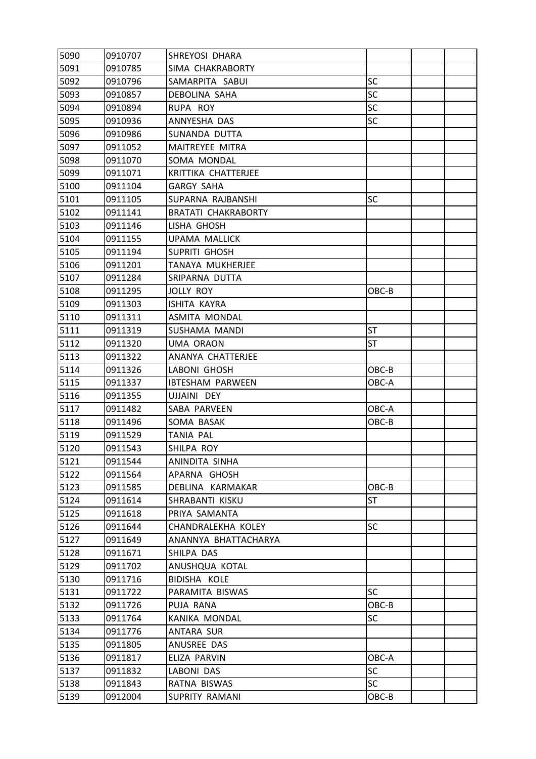| | | | | | |
|---|---|---|---|---|---|
| 5090 | 0910707 | SHREYOSI DHARA | | | |
| 5091 | 0910785 | SIMA CHAKRABORTY | | | |
| 5092 | 0910796 | SAMARPITA SABUI | SC | | |
| 5093 | 0910857 | DEBOLINA SAHA | SC | | |
| 5094 | 0910894 | RUPA ROY | SC | | |
| 5095 | 0910936 | ANNYESHA DAS | SC | | |
| 5096 | 0910986 | SUNANDA DUTTA | | | |
| 5097 | 0911052 | MAITREYEE MITRA | | | |
| 5098 | 0911070 | SOMA MONDAL | | | |
| 5099 | 0911071 | KRITTIKA CHATTERJEE | | | |
| 5100 | 0911104 | GARGY SAHA | | | |
| 5101 | 0911105 | SUPARNA RAJBANSHI | SC | | |
| 5102 | 0911141 | BRATATI CHAKRABORTY | | | |
| 5103 | 0911146 | LISHA GHOSH | | | |
| 5104 | 0911155 | UPAMA MALLICK | | | |
| 5105 | 0911194 | SUPRITI GHOSH | | | |
| 5106 | 0911201 | TANAYA MUKHERJEE | | | |
| 5107 | 0911284 | SRIPARNA DUTTA | | | |
| 5108 | 0911295 | JOLLY ROY | OBC-B | | |
| 5109 | 0911303 | ISHITA KAYRA | | | |
| 5110 | 0911311 | ASMITA MONDAL | | | |
| 5111 | 0911319 | SUSHAMA MANDI | ST | | |
| 5112 | 0911320 | UMA ORAON | ST | | |
| 5113 | 0911322 | ANANYA CHATTERJEE | | | |
| 5114 | 0911326 | LABONI GHOSH | OBC-B | | |
| 5115 | 0911337 | IBTESHAM PARWEEN | OBC-A | | |
| 5116 | 0911355 | UJJAINI DEY | | | |
| 5117 | 0911482 | SABA PARVEEN | OBC-A | | |
| 5118 | 0911496 | SOMA BASAK | OBC-B | | |
| 5119 | 0911529 | TANIA PAL | | | |
| 5120 | 0911543 | SHILPA ROY | | | |
| 5121 | 0911544 | ANINDITA SINHA | | | |
| 5122 | 0911564 | APARNA GHOSH | | | |
| 5123 | 0911585 | DEBLINA KARMAKAR | OBC-B | | |
| 5124 | 0911614 | SHRABANTI KISKU | ST | | |
| 5125 | 0911618 | PRIYA SAMANTA | | | |
| 5126 | 0911644 | CHANDRALEKHA KOLEY | SC | | |
| 5127 | 0911649 | ANANNYA BHATTACHARYA | | | |
| 5128 | 0911671 | SHILPA DAS | | | |
| 5129 | 0911702 | ANUSHQUA KOTAL | | | |
| 5130 | 0911716 | BIDISHA KOLE | | | |
| 5131 | 0911722 | PARAMITA BISWAS | SC | | |
| 5132 | 0911726 | PUJA RANA | OBC-B | | |
| 5133 | 0911764 | KANIKA MONDAL | SC | | |
| 5134 | 0911776 | ANTARA SUR | | | |
| 5135 | 0911805 | ANUSREE DAS | | | |
| 5136 | 0911817 | ELIZA PARVIN | OBC-A | | |
| 5137 | 0911832 | LABONI DAS | SC | | |
| 5138 | 0911843 | RATNA BISWAS | SC | | |
| 5139 | 0912004 | SUPRITY RAMANI | OBC-B | | |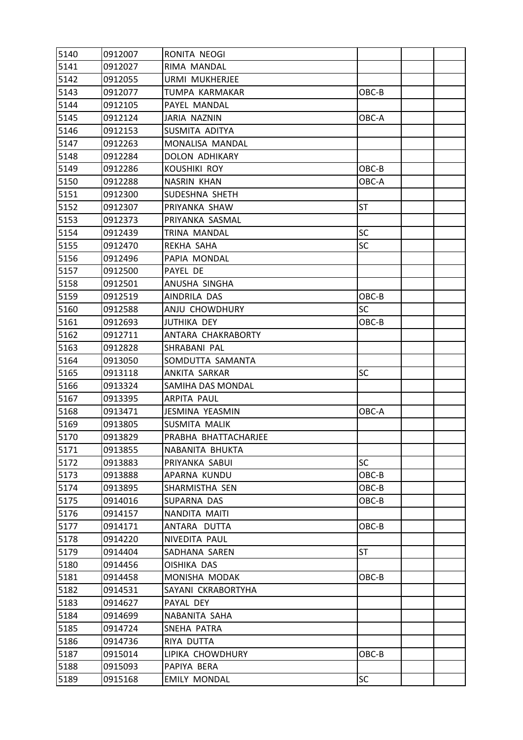| 5140 | 0912007 | RONITA NEOGI | | | |
|---|---|---|---|---|---|
| 5141 | 0912027 | RIMA MANDAL | | | |
| 5142 | 0912055 | URMI MUKHERJEE | | | |
| 5143 | 0912077 | TUMPA KARMAKAR | OBC-B | | |
| 5144 | 0912105 | PAYEL MANDAL | | | |
| 5145 | 0912124 | JARIA NAZNIN | OBC-A | | |
| 5146 | 0912153 | SUSMITA ADITYA | | | |
| 5147 | 0912263 | MONALISA MANDAL | | | |
| 5148 | 0912284 | DOLON ADHIKARY | | | |
| 5149 | 0912286 | KOUSHIKI ROY | OBC-B | | |
| 5150 | 0912288 | NASRIN KHAN | OBC-A | | |
| 5151 | 0912300 | SUDESHNA SHETH | | | |
| 5152 | 0912307 | PRIYANKA SHAW | ST | | |
| 5153 | 0912373 | PRIYANKA SASMAL | | | |
| 5154 | 0912439 | TRINA MANDAL | SC | | |
| 5155 | 0912470 | REKHA SAHA | SC | | |
| 5156 | 0912496 | PAPIA MONDAL | | | |
| 5157 | 0912500 | PAYEL DE | | | |
| 5158 | 0912501 | ANUSHA SINGHA | | | |
| 5159 | 0912519 | AINDRILA DAS | OBC-B | | |
| 5160 | 0912588 | ANJU CHOWDHURY | SC | | |
| 5161 | 0912693 | JUTHIKA DEY | OBC-B | | |
| 5162 | 0912711 | ANTARA CHAKRABORTY | | | |
| 5163 | 0912828 | SHRABANI PAL | | | |
| 5164 | 0913050 | SOMDUTTA SAMANTA | | | |
| 5165 | 0913118 | ANKITA SARKAR | SC | | |
| 5166 | 0913324 | SAMIHA DAS MONDAL | | | |
| 5167 | 0913395 | ARPITA PAUL | | | |
| 5168 | 0913471 | JESMINA YEASMIN | OBC-A | | |
| 5169 | 0913805 | SUSMITA MALIK | | | |
| 5170 | 0913829 | PRABHA BHATTACHARJEE | | | |
| 5171 | 0913855 | NABANITA BHUKTA | | | |
| 5172 | 0913883 | PRIYANKA SABUI | SC | | |
| 5173 | 0913888 | APARNA KUNDU | OBC-B | | |
| 5174 | 0913895 | SHARMISTHA SEN | OBC-B | | |
| 5175 | 0914016 | SUPARNA DAS | OBC-B | | |
| 5176 | 0914157 | NANDITA MAITI | | | |
| 5177 | 0914171 | ANTARA DUTTA | OBC-B | | |
| 5178 | 0914220 | NIVEDITA PAUL | | | |
| 5179 | 0914404 | SADHANA SAREN | ST | | |
| 5180 | 0914456 | OISHIKA DAS | | | |
| 5181 | 0914458 | MONISHA MODAK | OBC-B | | |
| 5182 | 0914531 | SAYANI CKRABORTYHA | | | |
| 5183 | 0914627 | PAYAL DEY | | | |
| 5184 | 0914699 | NABANITA SAHA | | | |
| 5185 | 0914724 | SNEHA PATRA | | | |
| 5186 | 0914736 | RIYA DUTTA | | | |
| 5187 | 0915014 | LIPIKA CHOWDHURY | OBC-B | | |
| 5188 | 0915093 | PAPIYA BERA | | | |
| 5189 | 0915168 | EMILY MONDAL | SC | | |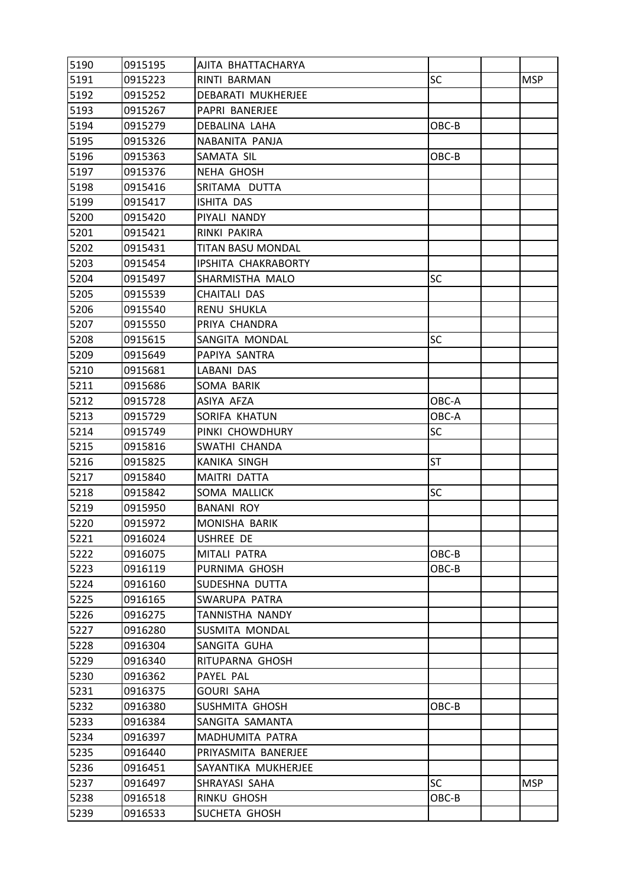| | | | | | |
|---|---|---|---|---|---|
| 5190 | 0915195 | AJITA BHATTACHARYA | | | |
| 5191 | 0915223 | RINTI BARMAN | SC | | MSP |
| 5192 | 0915252 | DEBARATI MUKHERJEE | | | |
| 5193 | 0915267 | PAPRI BANERJEE | | | |
| 5194 | 0915279 | DEBALINA LAHA | OBC-B | | |
| 5195 | 0915326 | NABANITA PANJA | | | |
| 5196 | 0915363 | SAMATA SIL | OBC-B | | |
| 5197 | 0915376 | NEHA GHOSH | | | |
| 5198 | 0915416 | SRITAMA DUTTA | | | |
| 5199 | 0915417 | ISHITA DAS | | | |
| 5200 | 0915420 | PIYALI NANDY | | | |
| 5201 | 0915421 | RINKI PAKIRA | | | |
| 5202 | 0915431 | TITAN BASU MONDAL | | | |
| 5203 | 0915454 | IPSHITA CHAKRABORTY | | | |
| 5204 | 0915497 | SHARMISTHA MALO | SC | | |
| 5205 | 0915539 | CHAITALI DAS | | | |
| 5206 | 0915540 | RENU SHUKLA | | | |
| 5207 | 0915550 | PRIYA CHANDRA | | | |
| 5208 | 0915615 | SANGITA MONDAL | SC | | |
| 5209 | 0915649 | PAPIYA SANTRA | | | |
| 5210 | 0915681 | LABANI DAS | | | |
| 5211 | 0915686 | SOMA BARIK | | | |
| 5212 | 0915728 | ASIYA AFZA | OBC-A | | |
| 5213 | 0915729 | SORIFA KHATUN | OBC-A | | |
| 5214 | 0915749 | PINKI CHOWDHURY | SC | | |
| 5215 | 0915816 | SWATHI CHANDA | | | |
| 5216 | 0915825 | KANIKA SINGH | ST | | |
| 5217 | 0915840 | MAITRI DATTA | | | |
| 5218 | 0915842 | SOMA MALLICK | SC | | |
| 5219 | 0915950 | BANANI ROY | | | |
| 5220 | 0915972 | MONISHA BARIK | | | |
| 5221 | 0916024 | USHREE DE | | | |
| 5222 | 0916075 | MITALI PATRA | OBC-B | | |
| 5223 | 0916119 | PURNIMA GHOSH | OBC-B | | |
| 5224 | 0916160 | SUDESHNA DUTTA | | | |
| 5225 | 0916165 | SWARUPA PATRA | | | |
| 5226 | 0916275 | TANNISTHA NANDY | | | |
| 5227 | 0916280 | SUSMITA MONDAL | | | |
| 5228 | 0916304 | SANGITA GUHA | | | |
| 5229 | 0916340 | RITUPARNA GHOSH | | | |
| 5230 | 0916362 | PAYEL PAL | | | |
| 5231 | 0916375 | GOURI SAHA | | | |
| 5232 | 0916380 | SUSHMITA GHOSH | OBC-B | | |
| 5233 | 0916384 | SANGITA SAMANTA | | | |
| 5234 | 0916397 | MADHUMITA PATRA | | | |
| 5235 | 0916440 | PRIYASMITA BANERJEE | | | |
| 5236 | 0916451 | SAYANTIKA MUKHERJEE | | | |
| 5237 | 0916497 | SHRAYASI SAHA | SC | | MSP |
| 5238 | 0916518 | RINKU GHOSH | OBC-B | | |
| 5239 | 0916533 | SUCHETA GHOSH | | | |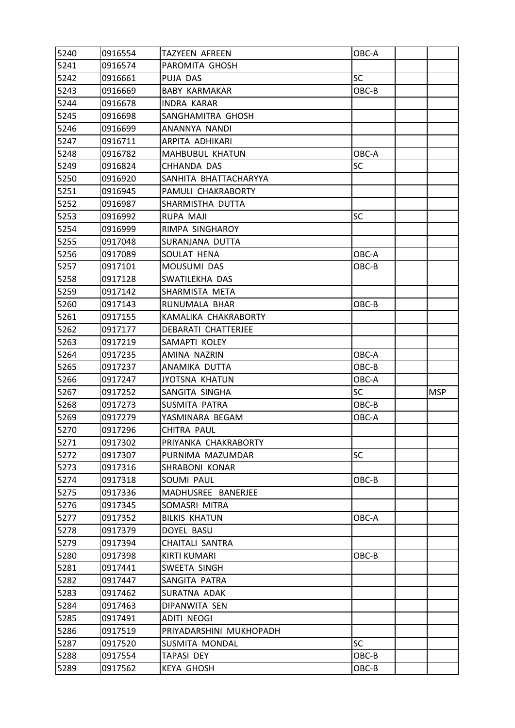| 5240 | 0916554 | TAZYEEN AFREEN | OBC-A | | |
|---|---|---|---|---|---|
| 5241 | 0916574 | PAROMITA GHOSH | | | |
| 5242 | 0916661 | PUJA DAS | SC | | |
| 5243 | 0916669 | BABY KARMAKAR | OBC-B | | |
| 5244 | 0916678 | INDRA KARAR | | | |
| 5245 | 0916698 | SANGHAMITRA GHOSH | | | |
| 5246 | 0916699 | ANANNYA NANDI | | | |
| 5247 | 0916711 | ARPITA ADHIKARI | | | |
| 5248 | 0916782 | MAHBUBUL KHATUN | OBC-A | | |
| 5249 | 0916824 | CHHANDA DAS | SC | | |
| 5250 | 0916920 | SANHITA BHATTACHARYYA | | | |
| 5251 | 0916945 | PAMULI CHAKRABORTY | | | |
| 5252 | 0916987 | SHARMISTHA DUTTA | | | |
| 5253 | 0916992 | RUPA MAJI | SC | | |
| 5254 | 0916999 | RIMPA SINGHAROY | | | |
| 5255 | 0917048 | SURANJANA DUTTA | | | |
| 5256 | 0917089 | SOULAT HENA | OBC-A | | |
| 5257 | 0917101 | MOUSUMI DAS | OBC-B | | |
| 5258 | 0917128 | SWATILEKHA DAS | | | |
| 5259 | 0917142 | SHARMISTA META | | | |
| 5260 | 0917143 | RUNUMALA BHAR | OBC-B | | |
| 5261 | 0917155 | KAMALIKA CHAKRABORTY | | | |
| 5262 | 0917177 | DEBARATI CHATTERJEE | | | |
| 5263 | 0917219 | SAMAPTI KOLEY | | | |
| 5264 | 0917235 | AMINA NAZRIN | OBC-A | | |
| 5265 | 0917237 | ANAMIKA DUTTA | OBC-B | | |
| 5266 | 0917247 | JYOTSNA KHATUN | OBC-A | | |
| 5267 | 0917252 | SANGITA SINGHA | SC | | MSP |
| 5268 | 0917273 | SUSMITA PATRA | OBC-B | | |
| 5269 | 0917279 | YASMINARA BEGAM | OBC-A | | |
| 5270 | 0917296 | CHITRA PAUL | | | |
| 5271 | 0917302 | PRIYANKA CHAKRABORTY | | | |
| 5272 | 0917307 | PURNIMA MAZUMDAR | SC | | |
| 5273 | 0917316 | SHRABONI KONAR | | | |
| 5274 | 0917318 | SOUMI PAUL | OBC-B | | |
| 5275 | 0917336 | MADHUSREE BANERJEE | | | |
| 5276 | 0917345 | SOMASRI MITRA | | | |
| 5277 | 0917352 | BILKIS KHATUN | OBC-A | | |
| 5278 | 0917379 | DOYEL BASU | | | |
| 5279 | 0917394 | CHAITALI SANTRA | | | |
| 5280 | 0917398 | KIRTI KUMARI | OBC-B | | |
| 5281 | 0917441 | SWEETA SINGH | | | |
| 5282 | 0917447 | SANGITA PATRA | | | |
| 5283 | 0917462 | SURATNA ADAK | | | |
| 5284 | 0917463 | DIPANWITA SEN | | | |
| 5285 | 0917491 | ADITI NEOGI | | | |
| 5286 | 0917519 | PRIYADARSHINI MUKHOPADH | | | |
| 5287 | 0917520 | SUSMITA MONDAL | SC | | |
| 5288 | 0917554 | TAPASI DEY | OBC-B | | |
| 5289 | 0917562 | KEYA GHOSH | OBC-B | | |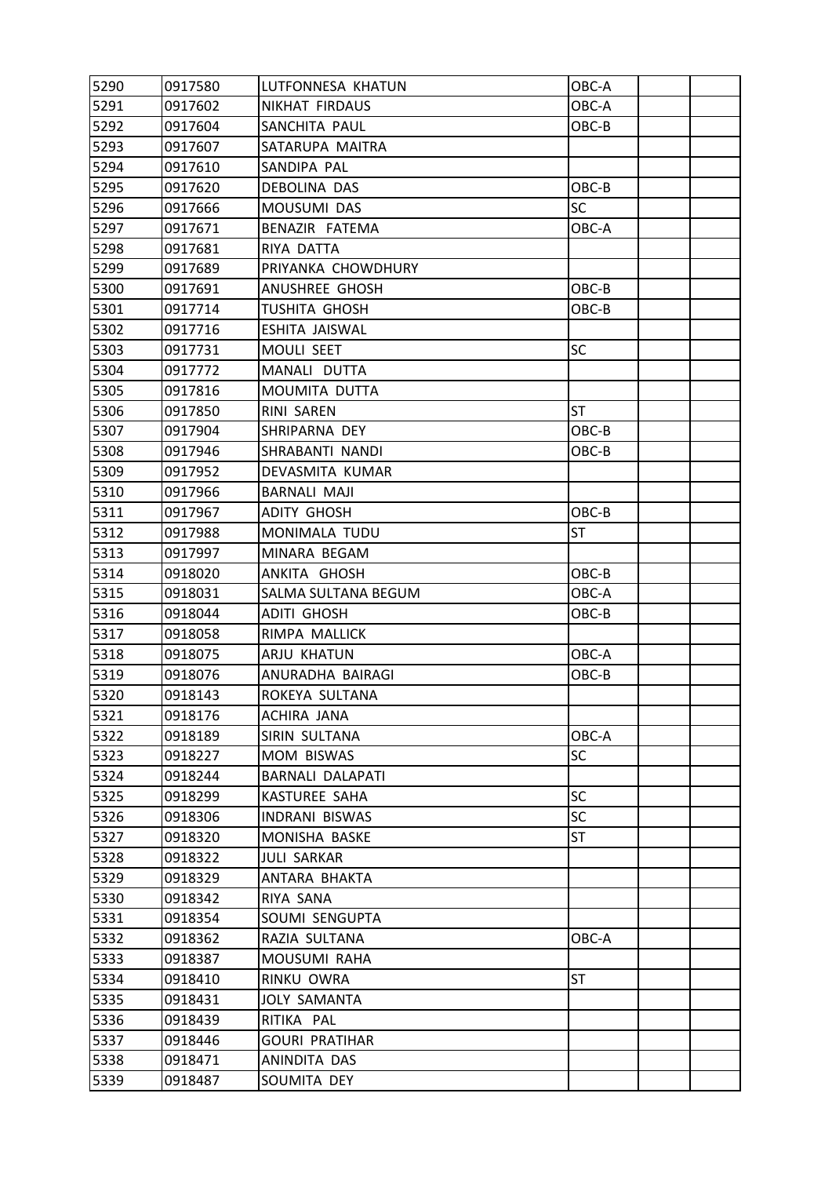| 5290 | 0917580 | LUTFONNESA KHATUN | OBC-A | | |
|---|---|---|---|---|---|
| 5291 | 0917602 | NIKHAT FIRDAUS | OBC-A | | |
| 5292 | 0917604 | SANCHITA PAUL | OBC-B | | |
| 5293 | 0917607 | SATARUPA MAITRA | | | |
| 5294 | 0917610 | SANDIPA PAL | | | |
| 5295 | 0917620 | DEBOLINA DAS | OBC-B | | |
| 5296 | 0917666 | MOUSUMI DAS | SC | | |
| 5297 | 0917671 | BENAZIR FATEMA | OBC-A | | |
| 5298 | 0917681 | RIYA DATTA | | | |
| 5299 | 0917689 | PRIYANKA CHOWDHURY | | | |
| 5300 | 0917691 | ANUSHREE GHOSH | OBC-B | | |
| 5301 | 0917714 | TUSHITA GHOSH | OBC-B | | |
| 5302 | 0917716 | ESHITA JAISWAL | | | |
| 5303 | 0917731 | MOULI SEET | SC | | |
| 5304 | 0917772 | MANALI DUTTA | | | |
| 5305 | 0917816 | MOUMITA DUTTA | | | |
| 5306 | 0917850 | RINI SAREN | ST | | |
| 5307 | 0917904 | SHRIPARNA DEY | OBC-B | | |
| 5308 | 0917946 | SHRABANTI NANDI | OBC-B | | |
| 5309 | 0917952 | DEVASMITA KUMAR | | | |
| 5310 | 0917966 | BARNALI MAJI | | | |
| 5311 | 0917967 | ADITY GHOSH | OBC-B | | |
| 5312 | 0917988 | MONIMALA TUDU | ST | | |
| 5313 | 0917997 | MINARA BEGAM | | | |
| 5314 | 0918020 | ANKITA GHOSH | OBC-B | | |
| 5315 | 0918031 | SALMA SULTANA BEGUM | OBC-A | | |
| 5316 | 0918044 | ADITI GHOSH | OBC-B | | |
| 5317 | 0918058 | RIMPA MALLICK | | | |
| 5318 | 0918075 | ARJU KHATUN | OBC-A | | |
| 5319 | 0918076 | ANURADHA BAIRAGI | OBC-B | | |
| 5320 | 0918143 | ROKEYA SULTANA | | | |
| 5321 | 0918176 | ACHIRA JANA | | | |
| 5322 | 0918189 | SIRIN SULTANA | OBC-A | | |
| 5323 | 0918227 | MOM BISWAS | SC | | |
| 5324 | 0918244 | BARNALI DALAPATI | | | |
| 5325 | 0918299 | KASTUREE SAHA | SC | | |
| 5326 | 0918306 | INDRANI BISWAS | SC | | |
| 5327 | 0918320 | MONISHA BASKE | ST | | |
| 5328 | 0918322 | JULI SARKAR | | | |
| 5329 | 0918329 | ANTARA BHAKTA | | | |
| 5330 | 0918342 | RIYA SANA | | | |
| 5331 | 0918354 | SOUMI SENGUPTA | | | |
| 5332 | 0918362 | RAZIA SULTANA | OBC-A | | |
| 5333 | 0918387 | MOUSUMI RAHA | | | |
| 5334 | 0918410 | RINKU OWRA | ST | | |
| 5335 | 0918431 | JOLY SAMANTA | | | |
| 5336 | 0918439 | RITIKA PAL | | | |
| 5337 | 0918446 | GOURI PRATIHAR | | | |
| 5338 | 0918471 | ANINDITA DAS | | | |
| 5339 | 0918487 | SOUMITA DEY | | | |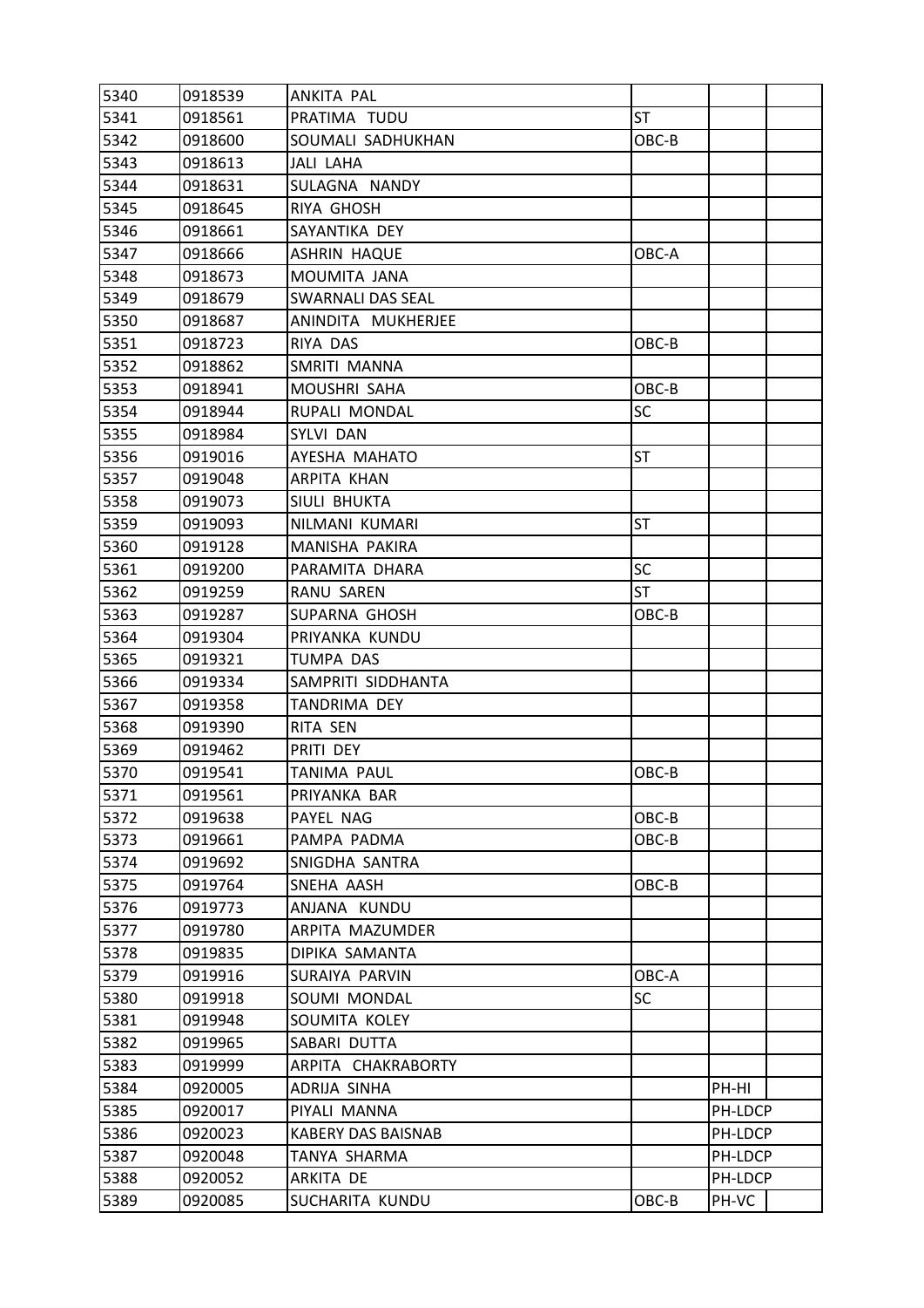| 5340 | 0918539 | ANKITA PAL | | | |
|---|---|---|---|---|---|
| 5341 | 0918561 | PRATIMA TUDU | ST | | |
| 5342 | 0918600 | SOUMALI SADHUKHAN | OBC-B | | |
| 5343 | 0918613 | JALI LAHA | | | |
| 5344 | 0918631 | SULAGNA NANDY | | | |
| 5345 | 0918645 | RIYA GHOSH | | | |
| 5346 | 0918661 | SAYANTIKA DEY | | | |
| 5347 | 0918666 | ASHRIN HAQUE | OBC-A | | |
| 5348 | 0918673 | MOUMITA JANA | | | |
| 5349 | 0918679 | SWARNALI DAS SEAL | | | |
| 5350 | 0918687 | ANINDITA MUKHERJEE | | | |
| 5351 | 0918723 | RIYA DAS | OBC-B | | |
| 5352 | 0918862 | SMRITI MANNA | | | |
| 5353 | 0918941 | MOUSHRI SAHA | OBC-B | | |
| 5354 | 0918944 | RUPALI MONDAL | SC | | |
| 5355 | 0918984 | SYLVI DAN | | | |
| 5356 | 0919016 | AYESHA MAHATO | ST | | |
| 5357 | 0919048 | ARPITA KHAN | | | |
| 5358 | 0919073 | SIULI BHUKTA | | | |
| 5359 | 0919093 | NILMANI KUMARI | ST | | |
| 5360 | 0919128 | MANISHA PAKIRA | | | |
| 5361 | 0919200 | PARAMITA DHARA | SC | | |
| 5362 | 0919259 | RANU SAREN | ST | | |
| 5363 | 0919287 | SUPARNA GHOSH | OBC-B | | |
| 5364 | 0919304 | PRIYANKA KUNDU | | | |
| 5365 | 0919321 | TUMPA DAS | | | |
| 5366 | 0919334 | SAMPRITI SIDDHANTA | | | |
| 5367 | 0919358 | TANDRIMA DEY | | | |
| 5368 | 0919390 | RITA SEN | | | |
| 5369 | 0919462 | PRITI DEY | | | |
| 5370 | 0919541 | TANIMA PAUL | OBC-B | | |
| 5371 | 0919561 | PRIYANKA BAR | | | |
| 5372 | 0919638 | PAYEL NAG | OBC-B | | |
| 5373 | 0919661 | PAMPA PADMA | OBC-B | | |
| 5374 | 0919692 | SNIGDHA SANTRA | | | |
| 5375 | 0919764 | SNEHA AASH | OBC-B | | |
| 5376 | 0919773 | ANJANA KUNDU | | | |
| 5377 | 0919780 | ARPITA MAZUMDER | | | |
| 5378 | 0919835 | DIPIKA SAMANTA | | | |
| 5379 | 0919916 | SURAIYA PARVIN | OBC-A | | |
| 5380 | 0919918 | SOUMI MONDAL | SC | | |
| 5381 | 0919948 | SOUMITA KOLEY | | | |
| 5382 | 0919965 | SABARI DUTTA | | | |
| 5383 | 0919999 | ARPITA CHAKRABORTY | | | |
| 5384 | 0920005 | ADRIJA SINHA | | PH-HI | |
| 5385 | 0920017 | PIYALI MANNA | | PH-LDCP | |
| 5386 | 0920023 | KABERY DAS BAISNAB | | PH-LDCP | |
| 5387 | 0920048 | TANYA SHARMA | | PH-LDCP | |
| 5388 | 0920052 | ARKITA DE | | PH-LDCP | |
| 5389 | 0920085 | SUCHARITA KUNDU | OBC-B | PH-VC | |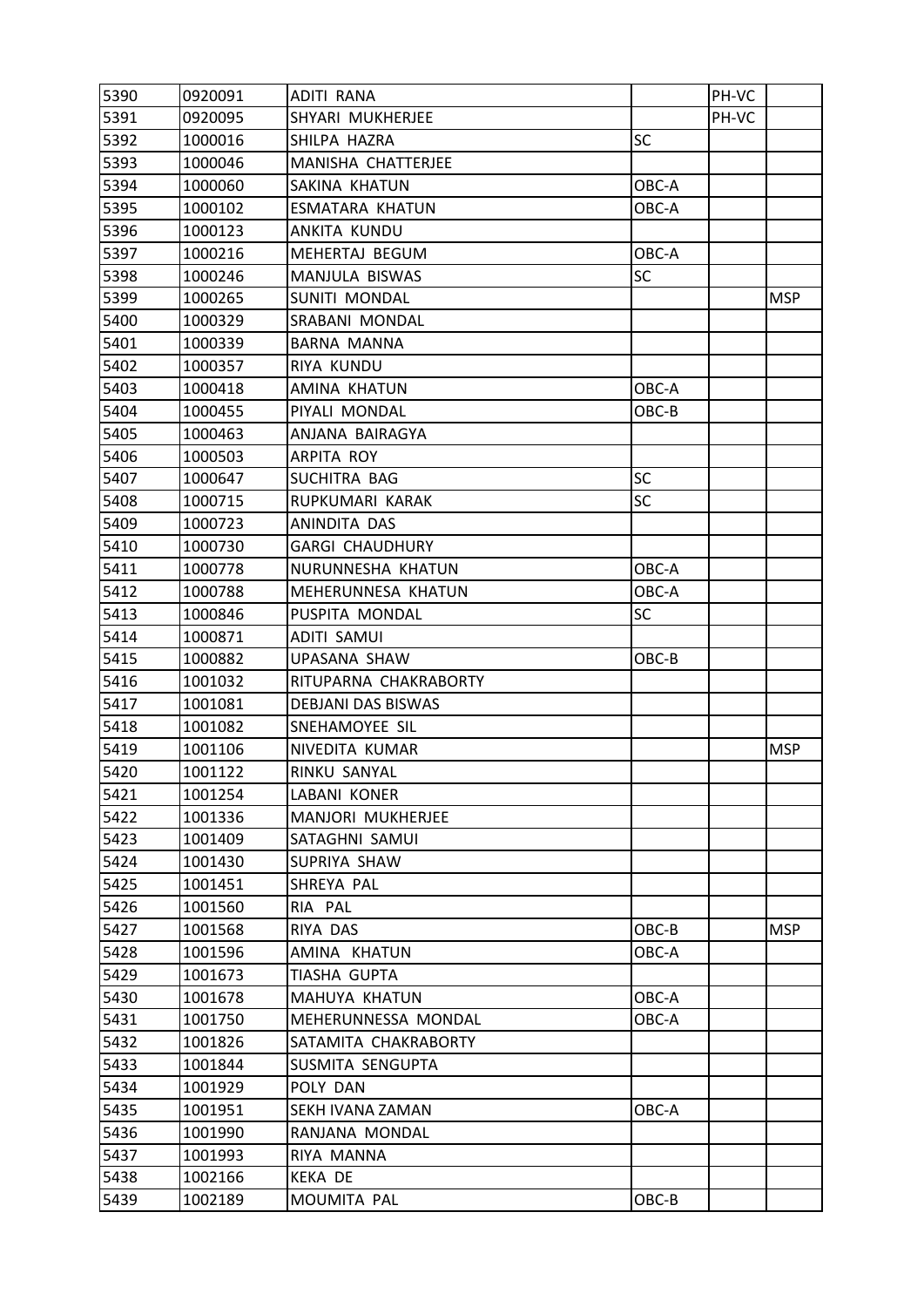| 5390 | 0920091 | ADITI RANA | | PH-VC | |
|---|---|---|---|---|---|
| 5391 | 0920095 | SHYARI MUKHERJEE | | PH-VC | |
| 5392 | 1000016 | SHILPA HAZRA | SC | | |
| 5393 | 1000046 | MANISHA CHATTERJEE | | | |
| 5394 | 1000060 | SAKINA KHATUN | OBC-A | | |
| 5395 | 1000102 | ESMATARA KHATUN | OBC-A | | |
| 5396 | 1000123 | ANKITA KUNDU | | | |
| 5397 | 1000216 | MEHERTAJ BEGUM | OBC-A | | |
| 5398 | 1000246 | MANJULA BISWAS | SC | | |
| 5399 | 1000265 | SUNITI MONDAL | | | MSP |
| 5400 | 1000329 | SRABANI MONDAL | | | |
| 5401 | 1000339 | BARNA MANNA | | | |
| 5402 | 1000357 | RIYA KUNDU | | | |
| 5403 | 1000418 | AMINA KHATUN | OBC-A | | |
| 5404 | 1000455 | PIYALI MONDAL | OBC-B | | |
| 5405 | 1000463 | ANJANA BAIRAGYA | | | |
| 5406 | 1000503 | ARPITA ROY | | | |
| 5407 | 1000647 | SUCHITRA BAG | SC | | |
| 5408 | 1000715 | RUPKUMARI KARAK | SC | | |
| 5409 | 1000723 | ANINDITA DAS | | | |
| 5410 | 1000730 | GARGI CHAUDHURY | | | |
| 5411 | 1000778 | NURUNNESHA KHATUN | OBC-A | | |
| 5412 | 1000788 | MEHERUNNESA KHATUN | OBC-A | | |
| 5413 | 1000846 | PUSPITA MONDAL | SC | | |
| 5414 | 1000871 | ADITI SAMUI | | | |
| 5415 | 1000882 | UPASANA SHAW | OBC-B | | |
| 5416 | 1001032 | RITUPARNA CHAKRABORTY | | | |
| 5417 | 1001081 | DEBJANI DAS BISWAS | | | |
| 5418 | 1001082 | SNEHAMOYEE SIL | | | |
| 5419 | 1001106 | NIVEDITA KUMAR | | | MSP |
| 5420 | 1001122 | RINKU SANYAL | | | |
| 5421 | 1001254 | LABANI KONER | | | |
| 5422 | 1001336 | MANJORI MUKHERJEE | | | |
| 5423 | 1001409 | SATAGHNI SAMUI | | | |
| 5424 | 1001430 | SUPRIYA SHAW | | | |
| 5425 | 1001451 | SHREYA PAL | | | |
| 5426 | 1001560 | RIA PAL | | | |
| 5427 | 1001568 | RIYA DAS | OBC-B | | MSP |
| 5428 | 1001596 | AMINA KHATUN | OBC-A | | |
| 5429 | 1001673 | TIASHA GUPTA | | | |
| 5430 | 1001678 | MAHUYA KHATUN | OBC-A | | |
| 5431 | 1001750 | MEHERUNNESSA MONDAL | OBC-A | | |
| 5432 | 1001826 | SATAMITA CHAKRABORTY | | | |
| 5433 | 1001844 | SUSMITA SENGUPTA | | | |
| 5434 | 1001929 | POLY DAN | | | |
| 5435 | 1001951 | SEKH IVANA ZAMAN | OBC-A | | |
| 5436 | 1001990 | RANJANA MONDAL | | | |
| 5437 | 1001993 | RIYA MANNA | | | |
| 5438 | 1002166 | KEKA DE | | | |
| 5439 | 1002189 | MOUMITA PAL | OBC-B | | |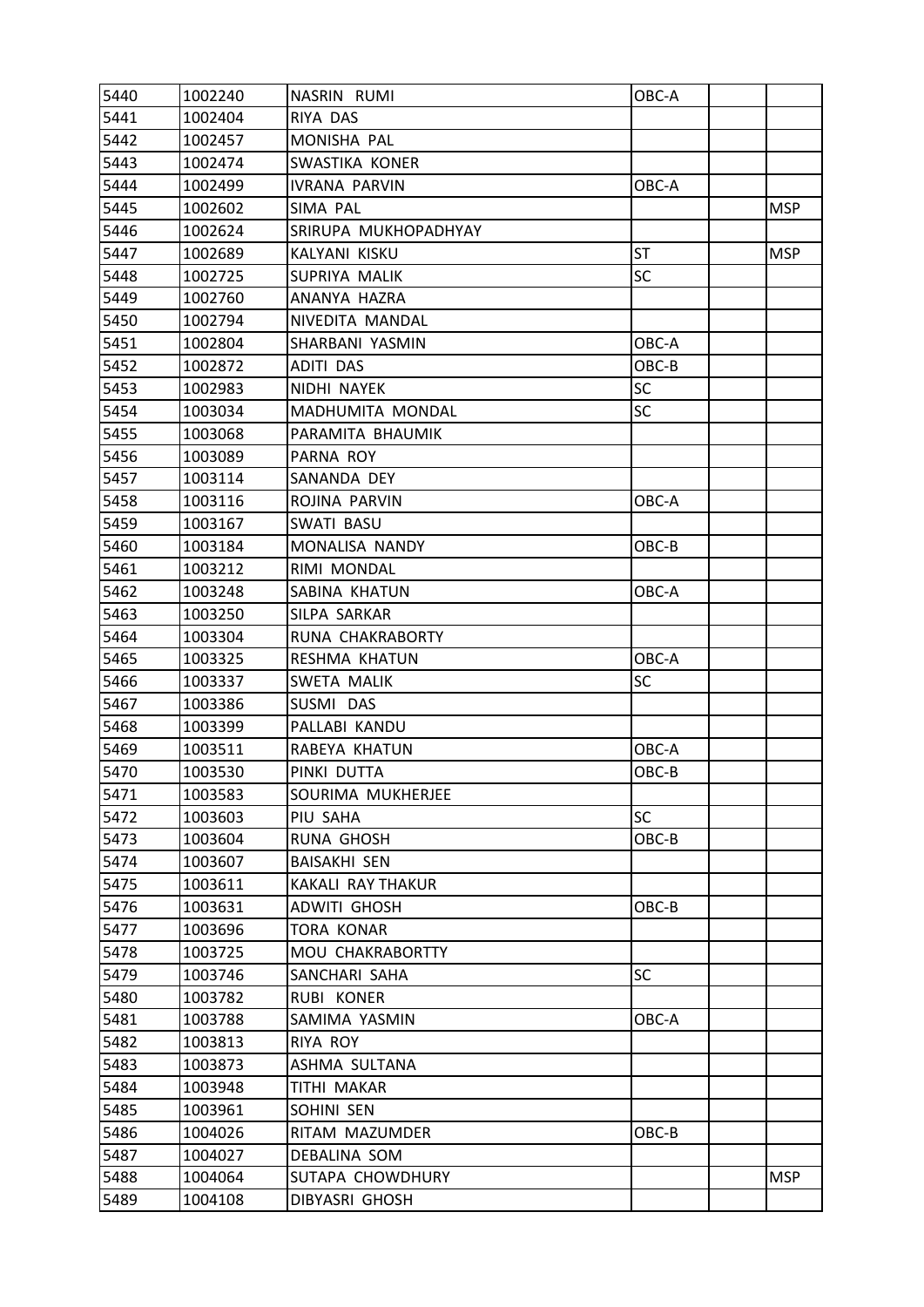| 5440 | 1002240 | NASRIN RUMI | OBC-A | | |
|---|---|---|---|---|---|
| 5441 | 1002404 | RIYA DAS | | | |
| 5442 | 1002457 | MONISHA PAL | | | |
| 5443 | 1002474 | SWASTIKA KONER | | | |
| 5444 | 1002499 | IVRANA PARVIN | OBC-A | | |
| 5445 | 1002602 | SIMA PAL | | | MSP |
| 5446 | 1002624 | SRIRUPA MUKHOPADHYAY | | | |
| 5447 | 1002689 | KALYANI KISKU | ST | | MSP |
| 5448 | 1002725 | SUPRIYA MALIK | SC | | |
| 5449 | 1002760 | ANANYA HAZRA | | | |
| 5450 | 1002794 | NIVEDITA MANDAL | | | |
| 5451 | 1002804 | SHARBANI YASMIN | OBC-A | | |
| 5452 | 1002872 | ADITI DAS | OBC-B | | |
| 5453 | 1002983 | NIDHI NAYEK | SC | | |
| 5454 | 1003034 | MADHUMITA MONDAL | SC | | |
| 5455 | 1003068 | PARAMITA BHAUMIK | | | |
| 5456 | 1003089 | PARNA ROY | | | |
| 5457 | 1003114 | SANANDA DEY | | | |
| 5458 | 1003116 | ROJINA PARVIN | OBC-A | | |
| 5459 | 1003167 | SWATI BASU | | | |
| 5460 | 1003184 | MONALISA NANDY | OBC-B | | |
| 5461 | 1003212 | RIMI MONDAL | | | |
| 5462 | 1003248 | SABINA KHATUN | OBC-A | | |
| 5463 | 1003250 | SILPA SARKAR | | | |
| 5464 | 1003304 | RUNA CHAKRABORTY | | | |
| 5465 | 1003325 | RESHMA KHATUN | OBC-A | | |
| 5466 | 1003337 | SWETA MALIK | SC | | |
| 5467 | 1003386 | SUSMI DAS | | | |
| 5468 | 1003399 | PALLABI KANDU | | | |
| 5469 | 1003511 | RABEYA KHATUN | OBC-A | | |
| 5470 | 1003530 | PINKI DUTTA | OBC-B | | |
| 5471 | 1003583 | SOURIMA MUKHERJEE | | | |
| 5472 | 1003603 | PIU SAHA | SC | | |
| 5473 | 1003604 | RUNA GHOSH | OBC-B | | |
| 5474 | 1003607 | BAISAKHI SEN | | | |
| 5475 | 1003611 | KAKALI RAY THAKUR | | | |
| 5476 | 1003631 | ADWITI GHOSH | OBC-B | | |
| 5477 | 1003696 | TORA KONAR | | | |
| 5478 | 1003725 | MOU CHAKRABORTTY | | | |
| 5479 | 1003746 | SANCHARI SAHA | SC | | |
| 5480 | 1003782 | RUBI KONER | | | |
| 5481 | 1003788 | SAMIMA YASMIN | OBC-A | | |
| 5482 | 1003813 | RIYA ROY | | | |
| 5483 | 1003873 | ASHMA SULTANA | | | |
| 5484 | 1003948 | TITHI MAKAR | | | |
| 5485 | 1003961 | SOHINI SEN | | | |
| 5486 | 1004026 | RITAM MAZUMDER | OBC-B | | |
| 5487 | 1004027 | DEBALINA SOM | | | |
| 5488 | 1004064 | SUTAPA CHOWDHURY | | | MSP |
| 5489 | 1004108 | DIBYASRI GHOSH | | | |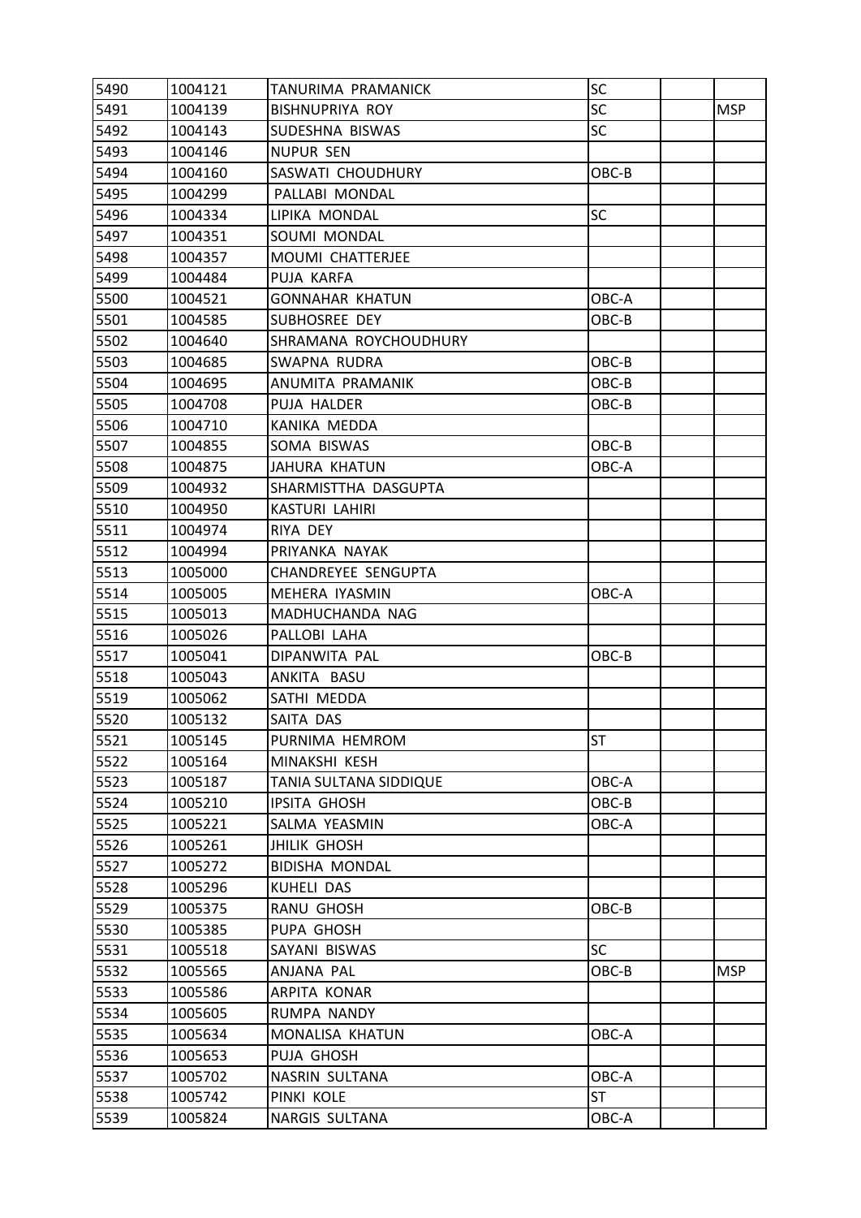| 5490 | 1004121 | TANURIMA PRAMANICK | SC | | |
|---|---|---|---|---|---|
| 5491 | 1004139 | BISHNUPRIYA ROY | SC | | MSP |
| 5492 | 1004143 | SUDESHNA BISWAS | SC | | |
| 5493 | 1004146 | NUPUR SEN | | | |
| 5494 | 1004160 | SASWATI CHOUDHURY | OBC-B | | |
| 5495 | 1004299 | PALLABI MONDAL | | | |
| 5496 | 1004334 | LIPIKA MONDAL | SC | | |
| 5497 | 1004351 | SOUMI MONDAL | | | |
| 5498 | 1004357 | MOUMI CHATTERJEE | | | |
| 5499 | 1004484 | PUJA KARFA | | | |
| 5500 | 1004521 | GONNAHAR KHATUN | OBC-A | | |
| 5501 | 1004585 | SUBHOSREE DEY | OBC-B | | |
| 5502 | 1004640 | SHRAMANA ROYCHOUDHURY | | | |
| 5503 | 1004685 | SWAPNA RUDRA | OBC-B | | |
| 5504 | 1004695 | ANUMITA PRAMANIK | OBC-B | | |
| 5505 | 1004708 | PUJA HALDER | OBC-B | | |
| 5506 | 1004710 | KANIKA MEDDA | | | |
| 5507 | 1004855 | SOMA BISWAS | OBC-B | | |
| 5508 | 1004875 | JAHURA KHATUN | OBC-A | | |
| 5509 | 1004932 | SHARMISTTHA DASGUPTA | | | |
| 5510 | 1004950 | KASTURI LAHIRI | | | |
| 5511 | 1004974 | RIYA DEY | | | |
| 5512 | 1004994 | PRIYANKA NAYAK | | | |
| 5513 | 1005000 | CHANDREYEE SENGUPTA | | | |
| 5514 | 1005005 | MEHERA IYASMIN | OBC-A | | |
| 5515 | 1005013 | MADHUCHANDA NAG | | | |
| 5516 | 1005026 | PALLOBI LAHA | | | |
| 5517 | 1005041 | DIPANWITA PAL | OBC-B | | |
| 5518 | 1005043 | ANKITA BASU | | | |
| 5519 | 1005062 | SATHI MEDDA | | | |
| 5520 | 1005132 | SAITA DAS | | | |
| 5521 | 1005145 | PURNIMA HEMROM | ST | | |
| 5522 | 1005164 | MINAKSHI KESH | | | |
| 5523 | 1005187 | TANIA SULTANA SIDDIQUE | OBC-A | | |
| 5524 | 1005210 | IPSITA GHOSH | OBC-B | | |
| 5525 | 1005221 | SALMA YEASMIN | OBC-A | | |
| 5526 | 1005261 | JHILIK GHOSH | | | |
| 5527 | 1005272 | BIDISHA MONDAL | | | |
| 5528 | 1005296 | KUHELI DAS | | | |
| 5529 | 1005375 | RANU GHOSH | OBC-B | | |
| 5530 | 1005385 | PUPA GHOSH | | | |
| 5531 | 1005518 | SAYANI BISWAS | SC | | |
| 5532 | 1005565 | ANJANA PAL | OBC-B | | MSP |
| 5533 | 1005586 | ARPITA KONAR | | | |
| 5534 | 1005605 | RUMPA NANDY | | | |
| 5535 | 1005634 | MONALISA KHATUN | OBC-A | | |
| 5536 | 1005653 | PUJA GHOSH | | | |
| 5537 | 1005702 | NASRIN SULTANA | OBC-A | | |
| 5538 | 1005742 | PINKI KOLE | ST | | |
| 5539 | 1005824 | NARGIS SULTANA | OBC-A | | |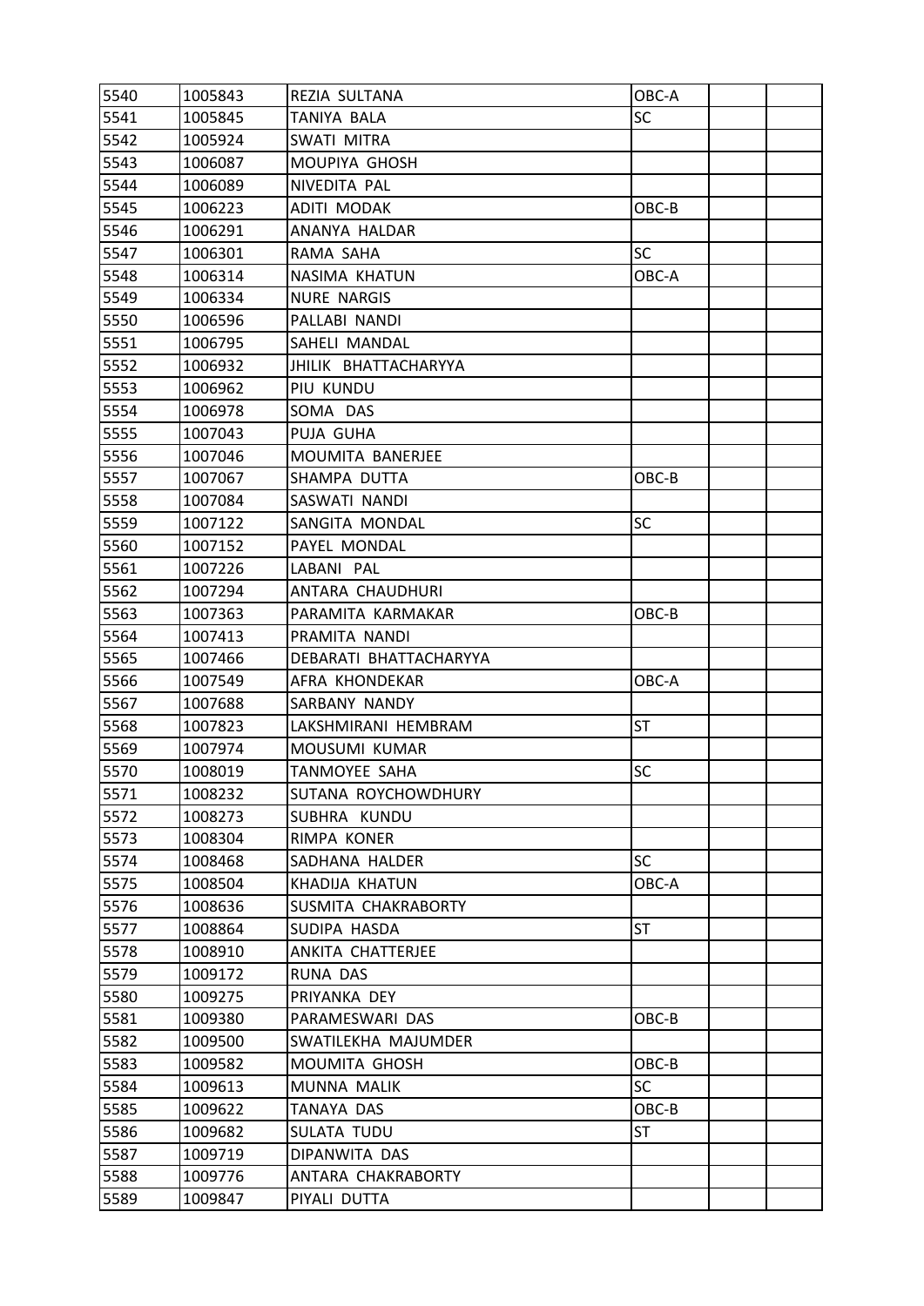| | | | | | |
|---|---|---|---|---|---|
| 5540 | 1005843 | REZIA SULTANA | OBC-A | | |
| 5541 | 1005845 | TANIYA BALA | SC | | |
| 5542 | 1005924 | SWATI MITRA | | | |
| 5543 | 1006087 | MOUPIYA GHOSH | | | |
| 5544 | 1006089 | NIVEDITA PAL | | | |
| 5545 | 1006223 | ADITI MODAK | OBC-B | | |
| 5546 | 1006291 | ANANYA HALDAR | | | |
| 5547 | 1006301 | RAMA SAHA | SC | | |
| 5548 | 1006314 | NASIMA KHATUN | OBC-A | | |
| 5549 | 1006334 | NURE NARGIS | | | |
| 5550 | 1006596 | PALLABI NANDI | | | |
| 5551 | 1006795 | SAHELI MANDAL | | | |
| 5552 | 1006932 | JHILIK BHATTACHARYYA | | | |
| 5553 | 1006962 | PIU KUNDU | | | |
| 5554 | 1006978 | SOMA DAS | | | |
| 5555 | 1007043 | PUJA GUHA | | | |
| 5556 | 1007046 | MOUMITA BANERJEE | | | |
| 5557 | 1007067 | SHAMPA DUTTA | OBC-B | | |
| 5558 | 1007084 | SASWATI NANDI | | | |
| 5559 | 1007122 | SANGITA MONDAL | SC | | |
| 5560 | 1007152 | PAYEL MONDAL | | | |
| 5561 | 1007226 | LABANI PAL | | | |
| 5562 | 1007294 | ANTARA CHAUDHURI | | | |
| 5563 | 1007363 | PARAMITA KARMAKAR | OBC-B | | |
| 5564 | 1007413 | PRAMITA NANDI | | | |
| 5565 | 1007466 | DEBARATI BHATTACHARYYA | | | |
| 5566 | 1007549 | AFRA KHONDEKAR | OBC-A | | |
| 5567 | 1007688 | SARBANY NANDY | | | |
| 5568 | 1007823 | LAKSHMIRANI HEMBRAM | ST | | |
| 5569 | 1007974 | MOUSUMI KUMAR | | | |
| 5570 | 1008019 | TANMOYEE SAHA | SC | | |
| 5571 | 1008232 | SUTANA ROYCHOWDHURY | | | |
| 5572 | 1008273 | SUBHRA KUNDU | | | |
| 5573 | 1008304 | RIMPA KONER | | | |
| 5574 | 1008468 | SADHANA HALDER | SC | | |
| 5575 | 1008504 | KHADIJA KHATUN | OBC-A | | |
| 5576 | 1008636 | SUSMITA CHAKRABORTY | | | |
| 5577 | 1008864 | SUDIPA HASDA | ST | | |
| 5578 | 1008910 | ANKITA CHATTERJEE | | | |
| 5579 | 1009172 | RUNA DAS | | | |
| 5580 | 1009275 | PRIYANKA DEY | | | |
| 5581 | 1009380 | PARAMESWARI DAS | OBC-B | | |
| 5582 | 1009500 | SWATILEKHA MAJUMDER | | | |
| 5583 | 1009582 | MOUMITA GHOSH | OBC-B | | |
| 5584 | 1009613 | MUNNA MALIK | SC | | |
| 5585 | 1009622 | TANAYA DAS | OBC-B | | |
| 5586 | 1009682 | SULATA TUDU | ST | | |
| 5587 | 1009719 | DIPANWITA DAS | | | |
| 5588 | 1009776 | ANTARA CHAKRABORTY | | | |
| 5589 | 1009847 | PIYALI DUTTA | | | |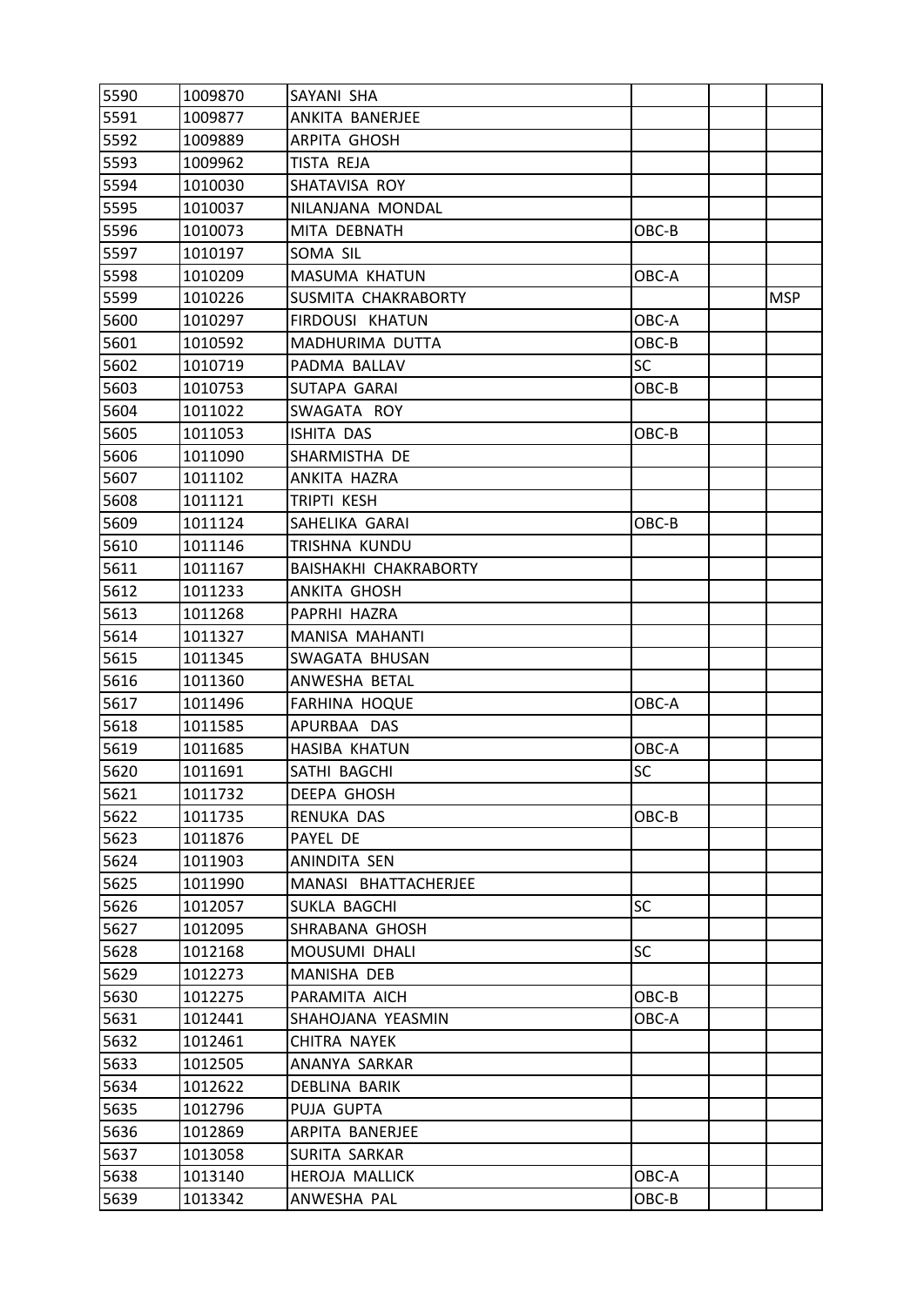| 5590 | 1009870 | SAYANI SHA | | | |
|---|---|---|---|---|---|
| 5591 | 1009877 | ANKITA BANERJEE | | | |
| 5592 | 1009889 | ARPITA GHOSH | | | |
| 5593 | 1009962 | TISTA REJA | | | |
| 5594 | 1010030 | SHATAVISA ROY | | | |
| 5595 | 1010037 | NILANJANA MONDAL | | | |
| 5596 | 1010073 | MITA DEBNATH | OBC-B | | |
| 5597 | 1010197 | SOMA SIL | | | |
| 5598 | 1010209 | MASUMA KHATUN | OBC-A | | |
| 5599 | 1010226 | SUSMITA CHAKRABORTY | | | MSP |
| 5600 | 1010297 | FIRDOUSI KHATUN | OBC-A | | |
| 5601 | 1010592 | MADHURIMA DUTTA | OBC-B | | |
| 5602 | 1010719 | PADMA BALLAV | SC | | |
| 5603 | 1010753 | SUTAPA GARAI | OBC-B | | |
| 5604 | 1011022 | SWAGATA ROY | | | |
| 5605 | 1011053 | ISHITA DAS | OBC-B | | |
| 5606 | 1011090 | SHARMISTHA DE | | | |
| 5607 | 1011102 | ANKITA HAZRA | | | |
| 5608 | 1011121 | TRIPTI KESH | | | |
| 5609 | 1011124 | SAHELIKA GARAI | OBC-B | | |
| 5610 | 1011146 | TRISHNA KUNDU | | | |
| 5611 | 1011167 | BAISHAKHI CHAKRABORTY | | | |
| 5612 | 1011233 | ANKITA GHOSH | | | |
| 5613 | 1011268 | PAPRHI HAZRA | | | |
| 5614 | 1011327 | MANISA MAHANTI | | | |
| 5615 | 1011345 | SWAGATA BHUSAN | | | |
| 5616 | 1011360 | ANWESHA BETAL | | | |
| 5617 | 1011496 | FARHINA HOQUE | OBC-A | | |
| 5618 | 1011585 | APURBAA DAS | | | |
| 5619 | 1011685 | HASIBA KHATUN | OBC-A | | |
| 5620 | 1011691 | SATHI BAGCHI | SC | | |
| 5621 | 1011732 | DEEPA GHOSH | | | |
| 5622 | 1011735 | RENUKA DAS | OBC-B | | |
| 5623 | 1011876 | PAYEL DE | | | |
| 5624 | 1011903 | ANINDITA SEN | | | |
| 5625 | 1011990 | MANASI BHATTACHERJEE | | | |
| 5626 | 1012057 | SUKLA BAGCHI | SC | | |
| 5627 | 1012095 | SHRABANA GHOSH | | | |
| 5628 | 1012168 | MOUSUMI DHALI | SC | | |
| 5629 | 1012273 | MANISHA DEB | | | |
| 5630 | 1012275 | PARAMITA AICH | OBC-B | | |
| 5631 | 1012441 | SHAHOJANA YEASMIN | OBC-A | | |
| 5632 | 1012461 | CHITRA NAYEK | | | |
| 5633 | 1012505 | ANANYA SARKAR | | | |
| 5634 | 1012622 | DEBLINA BARIK | | | |
| 5635 | 1012796 | PUJA GUPTA | | | |
| 5636 | 1012869 | ARPITA BANERJEE | | | |
| 5637 | 1013058 | SURITA SARKAR | | | |
| 5638 | 1013140 | HEROJA MALLICK | OBC-A | | |
| 5639 | 1013342 | ANWESHA PAL | OBC-B | | |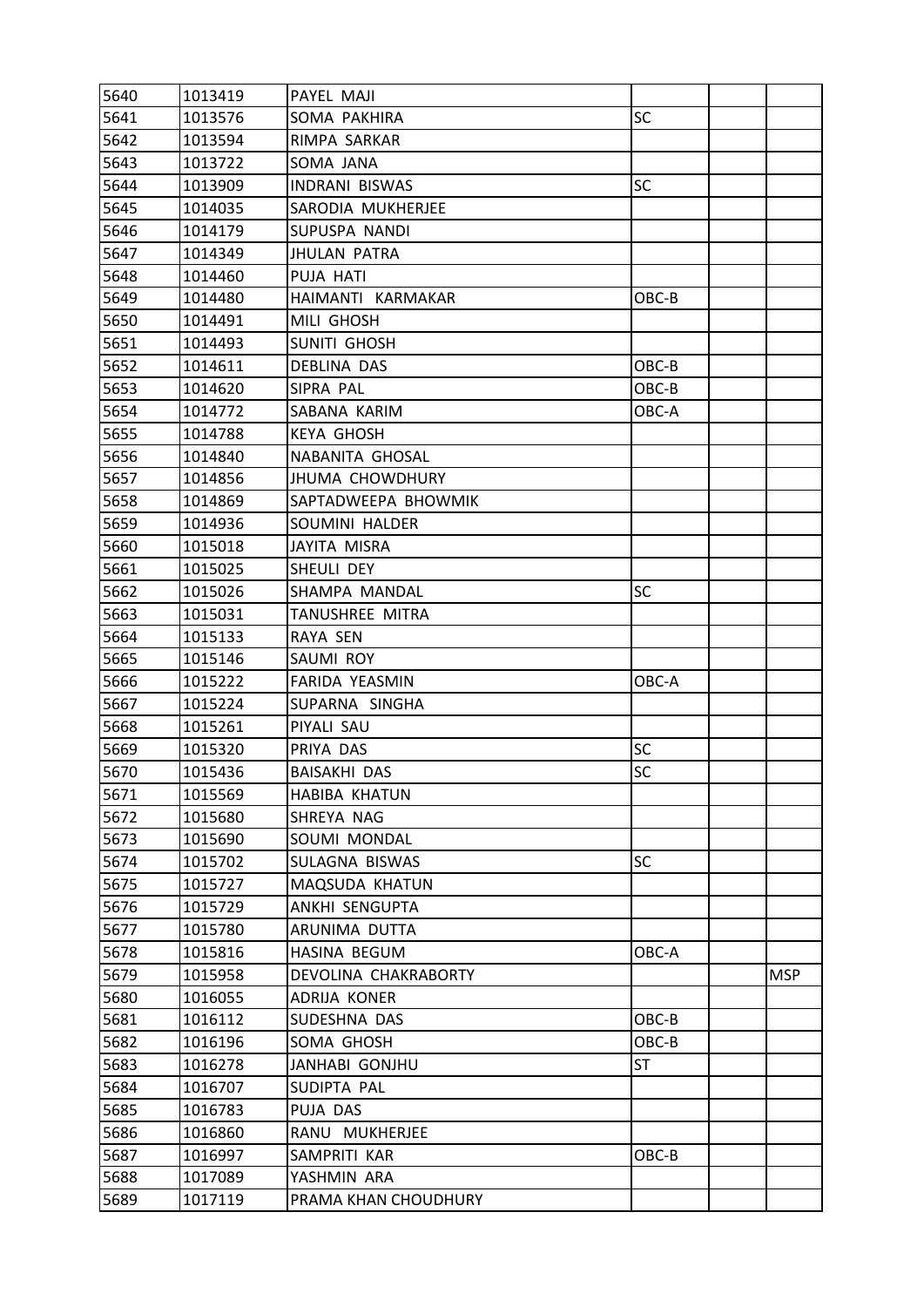| | | | | | |
|---|---|---|---|---|---|
| 5640 | 1013419 | PAYEL MAJI | | | |
| 5641 | 1013576 | SOMA PAKHIRA | SC | | |
| 5642 | 1013594 | RIMPA SARKAR | | | |
| 5643 | 1013722 | SOMA JANA | | | |
| 5644 | 1013909 | INDRANI BISWAS | SC | | |
| 5645 | 1014035 | SARODIA MUKHERJEE | | | |
| 5646 | 1014179 | SUPUSPA NANDI | | | |
| 5647 | 1014349 | JHULAN PATRA | | | |
| 5648 | 1014460 | PUJA HATI | | | |
| 5649 | 1014480 | HAIMANTI KARMAKAR | OBC-B | | |
| 5650 | 1014491 | MILI GHOSH | | | |
| 5651 | 1014493 | SUNITI GHOSH | | | |
| 5652 | 1014611 | DEBLINA DAS | OBC-B | | |
| 5653 | 1014620 | SIPRA PAL | OBC-B | | |
| 5654 | 1014772 | SABANA KARIM | OBC-A | | |
| 5655 | 1014788 | KEYA GHOSH | | | |
| 5656 | 1014840 | NABANITA GHOSAL | | | |
| 5657 | 1014856 | JHUMA CHOWDHURY | | | |
| 5658 | 1014869 | SAPTADWEEPA BHOWMIK | | | |
| 5659 | 1014936 | SOUMINI HALDER | | | |
| 5660 | 1015018 | JAYITA MISRA | | | |
| 5661 | 1015025 | SHEULI DEY | | | |
| 5662 | 1015026 | SHAMPA MANDAL | SC | | |
| 5663 | 1015031 | TANUSHREE MITRA | | | |
| 5664 | 1015133 | RAYA SEN | | | |
| 5665 | 1015146 | SAUMI ROY | | | |
| 5666 | 1015222 | FARIDA YEASMIN | OBC-A | | |
| 5667 | 1015224 | SUPARNA SINGHA | | | |
| 5668 | 1015261 | PIYALI SAU | | | |
| 5669 | 1015320 | PRIYA DAS | SC | | |
| 5670 | 1015436 | BAISAKHI DAS | SC | | |
| 5671 | 1015569 | HABIBA KHATUN | | | |
| 5672 | 1015680 | SHREYA NAG | | | |
| 5673 | 1015690 | SOUMI MONDAL | | | |
| 5674 | 1015702 | SULAGNA BISWAS | SC | | |
| 5675 | 1015727 | MAQSUDA KHATUN | | | |
| 5676 | 1015729 | ANKHI SENGUPTA | | | |
| 5677 | 1015780 | ARUNIMA DUTTA | | | |
| 5678 | 1015816 | HASINA BEGUM | OBC-A | | |
| 5679 | 1015958 | DEVOLINA CHAKRABORTY | | | MSP |
| 5680 | 1016055 | ADRIJA KONER | | | |
| 5681 | 1016112 | SUDESHNA DAS | OBC-B | | |
| 5682 | 1016196 | SOMA GHOSH | OBC-B | | |
| 5683 | 1016278 | JANHABI GONJHU | ST | | |
| 5684 | 1016707 | SUDIPTA PAL | | | |
| 5685 | 1016783 | PUJA DAS | | | |
| 5686 | 1016860 | RANU MUKHERJEE | | | |
| 5687 | 1016997 | SAMPRITI KAR | OBC-B | | |
| 5688 | 1017089 | YASHMIN ARA | | | |
| 5689 | 1017119 | PRAMA KHAN CHOUDHURY | | | |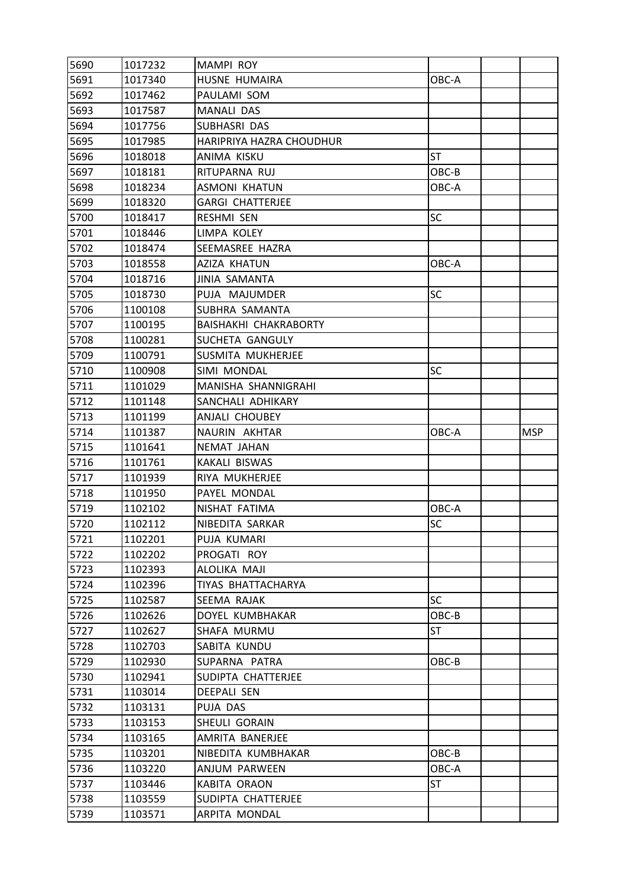| 5690 | 1017232 | MAMPI ROY | | | |
|---|---|---|---|---|---|
| 5691 | 1017340 | HUSNE HUMAIRA | OBC-A | | |
| 5692 | 1017462 | PAULAMI SOM | | | |
| 5693 | 1017587 | MANALI DAS | | | |
| 5694 | 1017756 | SUBHASRI DAS | | | |
| 5695 | 1017985 | HARIPRIYA HAZRA CHOUDHUR | | | |
| 5696 | 1018018 | ANIMA KISKU | ST | | |
| 5697 | 1018181 | RITUPARNA RUJ | OBC-B | | |
| 5698 | 1018234 | ASMONI KHATUN | OBC-A | | |
| 5699 | 1018320 | GARGI CHATTERJEE | | | |
| 5700 | 1018417 | RESHMI SEN | SC | | |
| 5701 | 1018446 | LIMPA KOLEY | | | |
| 5702 | 1018474 | SEEMASREE HAZRA | | | |
| 5703 | 1018558 | AZIZA KHATUN | OBC-A | | |
| 5704 | 1018716 | JINIA SAMANTA | | | |
| 5705 | 1018730 | PUJA MAJUMDER | SC | | |
| 5706 | 1100108 | SUBHRA SAMANTA | | | |
| 5707 | 1100195 | BAISHAKHI CHAKRABORTY | | | |
| 5708 | 1100281 | SUCHETA GANGULY | | | |
| 5709 | 1100791 | SUSMITA MUKHERJEE | | | |
| 5710 | 1100908 | SIMI MONDAL | SC | | |
| 5711 | 1101029 | MANISHA SHANNIGRAHI | | | |
| 5712 | 1101148 | SANCHALI ADHIKARY | | | |
| 5713 | 1101199 | ANJALI CHOUBEY | | | |
| 5714 | 1101387 | NAURIN AKHTAR | OBC-A | | MSP |
| 5715 | 1101641 | NEMAT JAHAN | | | |
| 5716 | 1101761 | KAKALI BISWAS | | | |
| 5717 | 1101939 | RIYA MUKHERJEE | | | |
| 5718 | 1101950 | PAYEL MONDAL | | | |
| 5719 | 1102102 | NISHAT FATIMA | OBC-A | | |
| 5720 | 1102112 | NIBEDITA SARKAR | SC | | |
| 5721 | 1102201 | PUJA KUMARI | | | |
| 5722 | 1102202 | PROGATI ROY | | | |
| 5723 | 1102393 | ALOLIKA MAJI | | | |
| 5724 | 1102396 | TIYAS BHATTACHARYA | | | |
| 5725 | 1102587 | SEEMA RAJAK | SC | | |
| 5726 | 1102626 | DOYEL KUMBHAKAR | OBC-B | | |
| 5727 | 1102627 | SHAFA MURMU | ST | | |
| 5728 | 1102703 | SABITA KUNDU | | | |
| 5729 | 1102930 | SUPARNA PATRA | OBC-B | | |
| 5730 | 1102941 | SUDIPTA CHATTERJEE | | | |
| 5731 | 1103014 | DEEPALI SEN | | | |
| 5732 | 1103131 | PUJA DAS | | | |
| 5733 | 1103153 | SHEULI GORAIN | | | |
| 5734 | 1103165 | AMRITA BANERJEE | | | |
| 5735 | 1103201 | NIBEDITA KUMBHAKAR | OBC-B | | |
| 5736 | 1103220 | ANJUM PARWEEN | OBC-A | | |
| 5737 | 1103446 | KABITA ORAON | ST | | |
| 5738 | 1103559 | SUDIPTA CHATTERJEE | | | |
| 5739 | 1103571 | ARPITA MONDAL | | | |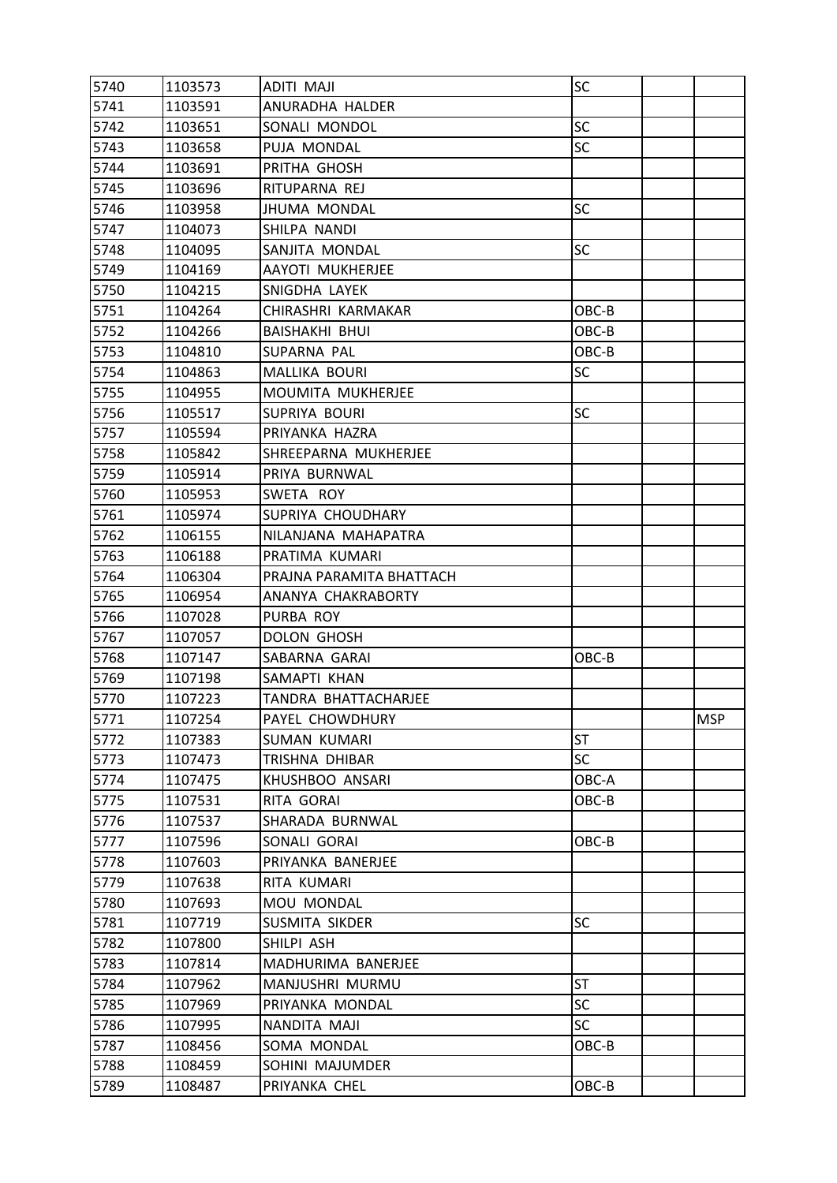| | | | | | |
|---|---|---|---|---|---|
| 5740 | 1103573 | ADITI MAJI | SC | | |
| 5741 | 1103591 | ANURADHA HALDER | | | |
| 5742 | 1103651 | SONALI MONDOL | SC | | |
| 5743 | 1103658 | PUJA MONDAL | SC | | |
| 5744 | 1103691 | PRITHA GHOSH | | | |
| 5745 | 1103696 | RITUPARNA REJ | | | |
| 5746 | 1103958 | JHUMA MONDAL | SC | | |
| 5747 | 1104073 | SHILPA NANDI | | | |
| 5748 | 1104095 | SANJITA MONDAL | SC | | |
| 5749 | 1104169 | AAYOTI MUKHERJEE | | | |
| 5750 | 1104215 | SNIGDHA LAYEK | | | |
| 5751 | 1104264 | CHIRASHRI KARMAKAR | OBC-B | | |
| 5752 | 1104266 | BAISHAKHI BHUI | OBC-B | | |
| 5753 | 1104810 | SUPARNA PAL | OBC-B | | |
| 5754 | 1104863 | MALLIKA BOURI | SC | | |
| 5755 | 1104955 | MOUMITA MUKHERJEE | | | |
| 5756 | 1105517 | SUPRIYA BOURI | SC | | |
| 5757 | 1105594 | PRIYANKA HAZRA | | | |
| 5758 | 1105842 | SHREEPARNA MUKHERJEE | | | |
| 5759 | 1105914 | PRIYA BURNWAL | | | |
| 5760 | 1105953 | SWETA ROY | | | |
| 5761 | 1105974 | SUPRIYA CHOUDHARY | | | |
| 5762 | 1106155 | NILANJANA MAHAPATRA | | | |
| 5763 | 1106188 | PRATIMA KUMARI | | | |
| 5764 | 1106304 | PRAJNA PARAMITA BHATTACH | | | |
| 5765 | 1106954 | ANANYA CHAKRABORTY | | | |
| 5766 | 1107028 | PURBA ROY | | | |
| 5767 | 1107057 | DOLON GHOSH | | | |
| 5768 | 1107147 | SABARNA GARAI | OBC-B | | |
| 5769 | 1107198 | SAMAPTI KHAN | | | |
| 5770 | 1107223 | TANDRA BHATTACHARJEE | | | |
| 5771 | 1107254 | PAYEL CHOWDHURY | | | MSP |
| 5772 | 1107383 | SUMAN KUMARI | ST | | |
| 5773 | 1107473 | TRISHNA DHIBAR | SC | | |
| 5774 | 1107475 | KHUSHBOO ANSARI | OBC-A | | |
| 5775 | 1107531 | RITA GORAI | OBC-B | | |
| 5776 | 1107537 | SHARADA BURNWAL | | | |
| 5777 | 1107596 | SONALI GORAI | OBC-B | | |
| 5778 | 1107603 | PRIYANKA BANERJEE | | | |
| 5779 | 1107638 | RITA KUMARI | | | |
| 5780 | 1107693 | MOU MONDAL | | | |
| 5781 | 1107719 | SUSMITA SIKDER | SC | | |
| 5782 | 1107800 | SHILPI ASH | | | |
| 5783 | 1107814 | MADHURIMA BANERJEE | | | |
| 5784 | 1107962 | MANJUSHRI MURMU | ST | | |
| 5785 | 1107969 | PRIYANKA MONDAL | SC | | |
| 5786 | 1107995 | NANDITA MAJI | SC | | |
| 5787 | 1108456 | SOMA MONDAL | OBC-B | | |
| 5788 | 1108459 | SOHINI MAJUMDER | | | |
| 5789 | 1108487 | PRIYANKA CHEL | OBC-B | | |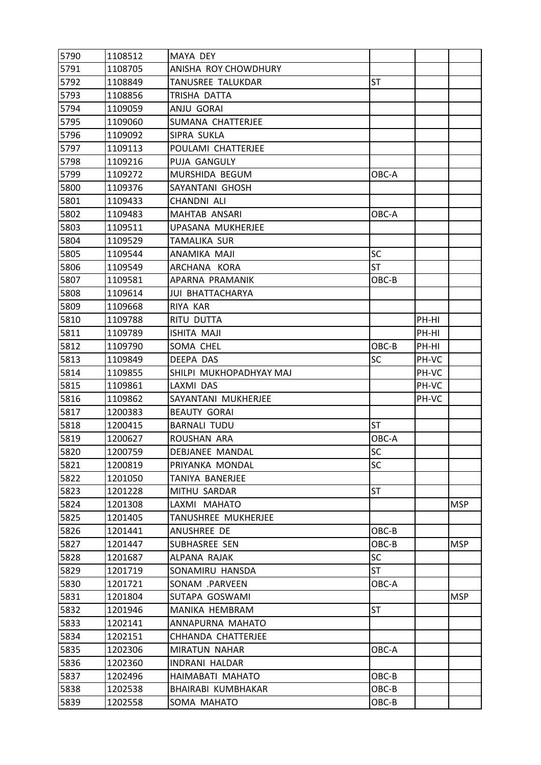| | | | | | |
|---|---|---|---|---|---|
| 5790 | 1108512 | MAYA DEY | | | |
| 5791 | 1108705 | ANISHA ROY CHOWDHURY | | | |
| 5792 | 1108849 | TANUSREE TALUKDAR | ST | | |
| 5793 | 1108856 | TRISHA DATTA | | | |
| 5794 | 1109059 | ANJU GORAI | | | |
| 5795 | 1109060 | SUMANA CHATTERJEE | | | |
| 5796 | 1109092 | SIPRA SUKLA | | | |
| 5797 | 1109113 | POULAMI CHATTERJEE | | | |
| 5798 | 1109216 | PUJA GANGULY | | | |
| 5799 | 1109272 | MURSHIDA BEGUM | OBC-A | | |
| 5800 | 1109376 | SAYANTANI GHOSH | | | |
| 5801 | 1109433 | CHANDNI ALI | | | |
| 5802 | 1109483 | MAHTAB ANSARI | OBC-A | | |
| 5803 | 1109511 | UPASANA MUKHERJEE | | | |
| 5804 | 1109529 | TAMALIKA SUR | | | |
| 5805 | 1109544 | ANAMIKA MAJI | SC | | |
| 5806 | 1109549 | ARCHANA KORA | ST | | |
| 5807 | 1109581 | APARNA PRAMANIK | OBC-B | | |
| 5808 | 1109614 | JUI BHATTACHARYA | | | |
| 5809 | 1109668 | RIYA KAR | | | |
| 5810 | 1109788 | RITU DUTTA | | PH-HI | |
| 5811 | 1109789 | ISHITA MAJI | | PH-HI | |
| 5812 | 1109790 | SOMA CHEL | OBC-B | PH-HI | |
| 5813 | 1109849 | DEEPA DAS | SC | PH-VC | |
| 5814 | 1109855 | SHILPI MUKHOPADHYAY MAJ | | PH-VC | |
| 5815 | 1109861 | LAXMI DAS | | PH-VC | |
| 5816 | 1109862 | SAYANTANI MUKHERJEE | | PH-VC | |
| 5817 | 1200383 | BEAUTY GORAI | | | |
| 5818 | 1200415 | BARNALI TUDU | ST | | |
| 5819 | 1200627 | ROUSHAN ARA | OBC-A | | |
| 5820 | 1200759 | DEBJANEE MANDAL | SC | | |
| 5821 | 1200819 | PRIYANKA MONDAL | SC | | |
| 5822 | 1201050 | TANIYA BANERJEE | | | |
| 5823 | 1201228 | MITHU SARDAR | ST | | |
| 5824 | 1201308 | LAXMI MAHATO | | | MSP |
| 5825 | 1201405 | TANUSHREE MUKHERJEE | | | |
| 5826 | 1201441 | ANUSHREE DE | OBC-B | | |
| 5827 | 1201447 | SUBHASREE SEN | OBC-B | | MSP |
| 5828 | 1201687 | ALPANA RAJAK | SC | | |
| 5829 | 1201719 | SONAMIRU HANSDA | ST | | |
| 5830 | 1201721 | SONAM .PARVEEN | OBC-A | | |
| 5831 | 1201804 | SUTAPA GOSWAMI | | | MSP |
| 5832 | 1201946 | MANIKA HEMBRAM | ST | | |
| 5833 | 1202141 | ANNAPURNA MAHATO | | | |
| 5834 | 1202151 | CHHANDA CHATTERJEE | | | |
| 5835 | 1202306 | MIRATUN NAHAR | OBC-A | | |
| 5836 | 1202360 | INDRANI HALDAR | | | |
| 5837 | 1202496 | HAIMABATI MAHATO | OBC-B | | |
| 5838 | 1202538 | BHAIRABI KUMBHAKAR | OBC-B | | |
| 5839 | 1202558 | SOMA MAHATO | OBC-B | | |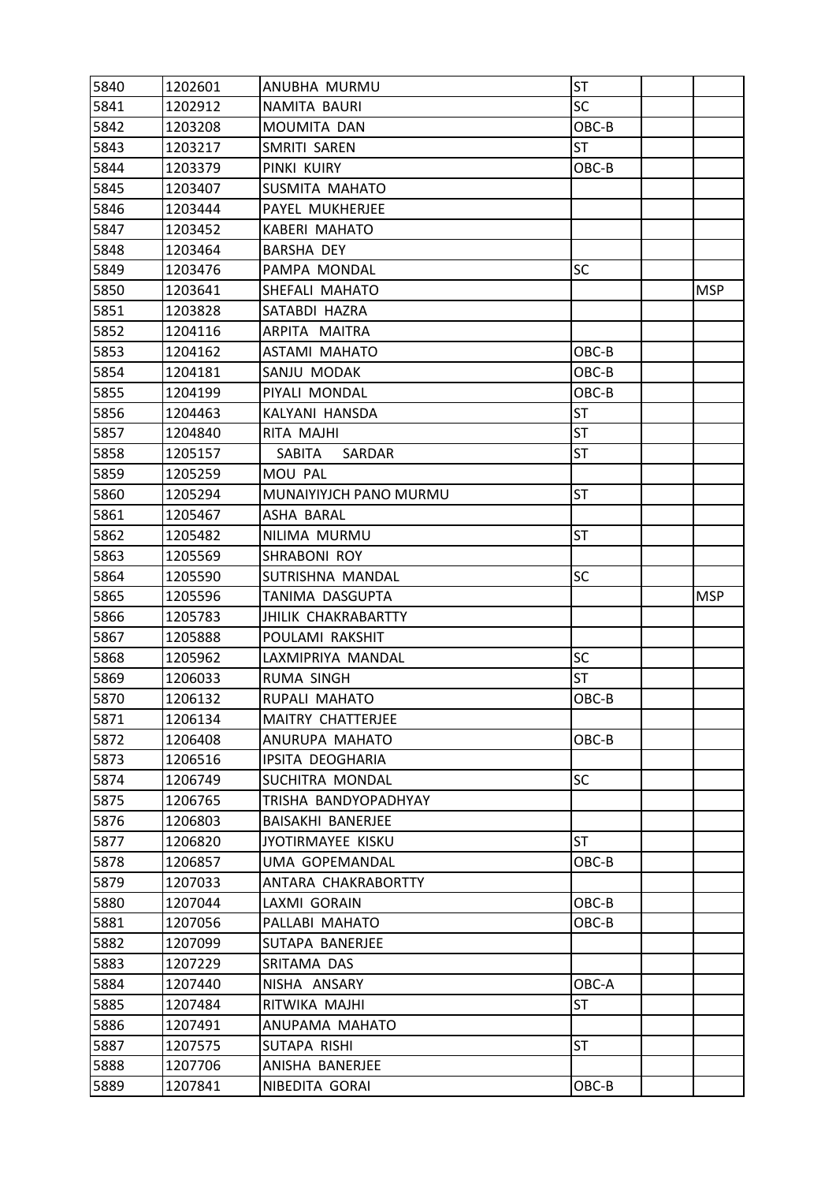| 5840 | 1202601 | ANUBHA MURMU | ST | | |
|---|---|---|---|---|---|
| 5841 | 1202912 | NAMITA BAURI | SC | | |
| 5842 | 1203208 | MOUMITA DAN | OBC-B | | |
| 5843 | 1203217 | SMRITI SAREN | ST | | |
| 5844 | 1203379 | PINKI KUIRY | OBC-B | | |
| 5845 | 1203407 | SUSMITA MAHATO | | | |
| 5846 | 1203444 | PAYEL MUKHERJEE | | | |
| 5847 | 1203452 | KABERI MAHATO | | | |
| 5848 | 1203464 | BARSHA DEY | | | |
| 5849 | 1203476 | PAMPA MONDAL | SC | | |
| 5850 | 1203641 | SHEFALI MAHATO | | | MSP |
| 5851 | 1203828 | SATABDI HAZRA | | | |
| 5852 | 1204116 | ARPITA MAITRA | | | |
| 5853 | 1204162 | ASTAMI MAHATO | OBC-B | | |
| 5854 | 1204181 | SANJU MODAK | OBC-B | | |
| 5855 | 1204199 | PIYALI MONDAL | OBC-B | | |
| 5856 | 1204463 | KALYANI HANSDA | ST | | |
| 5857 | 1204840 | RITA MAJHI | ST | | |
| 5858 | 1205157 | SABITA SARDAR | ST | | |
| 5859 | 1205259 | MOU PAL | | | |
| 5860 | 1205294 | MUNAIYIYJCH PANO MURMU | ST | | |
| 5861 | 1205467 | ASHA BARAL | | | |
| 5862 | 1205482 | NILIMA MURMU | ST | | |
| 5863 | 1205569 | SHRABONI ROY | | | |
| 5864 | 1205590 | SUTRISHNA MANDAL | SC | | |
| 5865 | 1205596 | TANIMA DASGUPTA | | | MSP |
| 5866 | 1205783 | JHILIK CHAKRABARTTY | | | |
| 5867 | 1205888 | POULAMI RAKSHIT | | | |
| 5868 | 1205962 | LAXMIPRIYA MANDAL | SC | | |
| 5869 | 1206033 | RUMA SINGH | ST | | |
| 5870 | 1206132 | RUPALI MAHATO | OBC-B | | |
| 5871 | 1206134 | MAITRY CHATTERJEE | | | |
| 5872 | 1206408 | ANURUPA MAHATO | OBC-B | | |
| 5873 | 1206516 | IPSITA DEOGHARIA | | | |
| 5874 | 1206749 | SUCHITRA MONDAL | SC | | |
| 5875 | 1206765 | TRISHA BANDYOPADHYAY | | | |
| 5876 | 1206803 | BAISAKHI BANERJEE | | | |
| 5877 | 1206820 | JYOTIRMAYEE KISKU | ST | | |
| 5878 | 1206857 | UMA GOPEMANDAL | OBC-B | | |
| 5879 | 1207033 | ANTARA CHAKRABORTTY | | | |
| 5880 | 1207044 | LAXMI GORAIN | OBC-B | | |
| 5881 | 1207056 | PALLABI MAHATO | OBC-B | | |
| 5882 | 1207099 | SUTAPA BANERJEE | | | |
| 5883 | 1207229 | SRITAMA DAS | | | |
| 5884 | 1207440 | NISHA ANSARY | OBC-A | | |
| 5885 | 1207484 | RITWIKA MAJHI | ST | | |
| 5886 | 1207491 | ANUPAMA MAHATO | | | |
| 5887 | 1207575 | SUTAPA RISHI | ST | | |
| 5888 | 1207706 | ANISHA BANERJEE | | | |
| 5889 | 1207841 | NIBEDITA GORAI | OBC-B | | |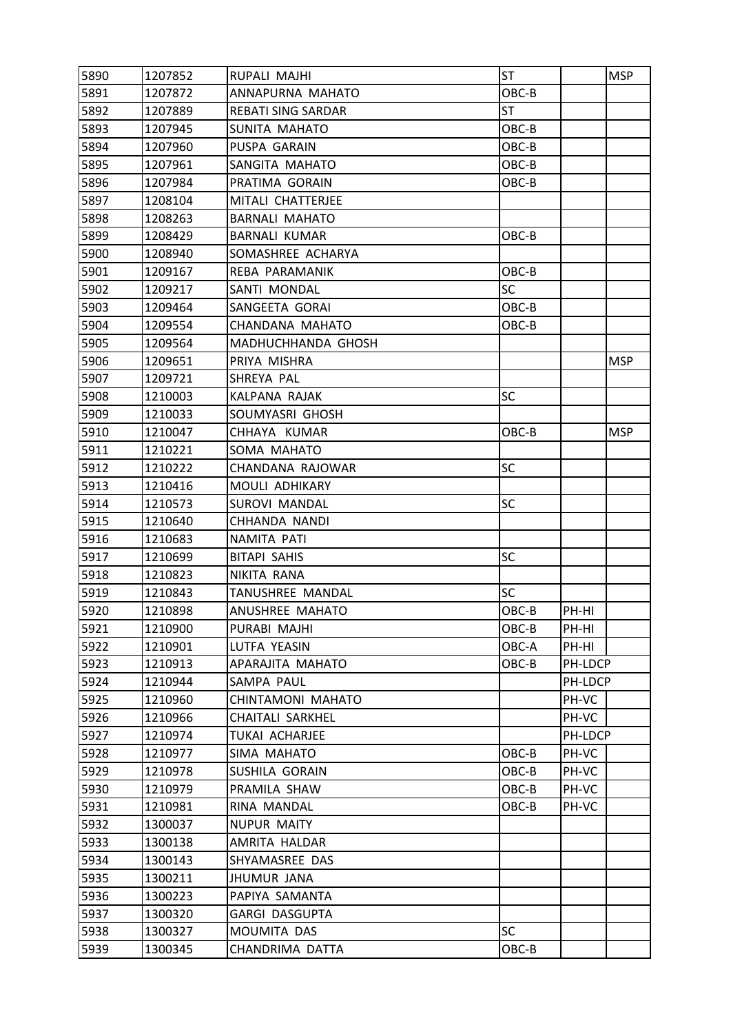| | | | | | |
|---|---|---|---|---|---|
| 5890 | 1207852 | RUPALI MAJHI | ST | | MSP |
| 5891 | 1207872 | ANNAPURNA MAHATO | OBC-B | | |
| 5892 | 1207889 | REBATI SING SARDAR | ST | | |
| 5893 | 1207945 | SUNITA MAHATO | OBC-B | | |
| 5894 | 1207960 | PUSPA GARAIN | OBC-B | | |
| 5895 | 1207961 | SANGITA MAHATO | OBC-B | | |
| 5896 | 1207984 | PRATIMA GORAIN | OBC-B | | |
| 5897 | 1208104 | MITALI CHATTERJEE | | | |
| 5898 | 1208263 | BARNALI MAHATO | | | |
| 5899 | 1208429 | BARNALI KUMAR | OBC-B | | |
| 5900 | 1208940 | SOMASHREE ACHARYA | | | |
| 5901 | 1209167 | REBA PARAMANIK | OBC-B | | |
| 5902 | 1209217 | SANTI MONDAL | SC | | |
| 5903 | 1209464 | SANGEETA GORAI | OBC-B | | |
| 5904 | 1209554 | CHANDANA MAHATO | OBC-B | | |
| 5905 | 1209564 | MADHUCHHANDA GHOSH | | | |
| 5906 | 1209651 | PRIYA MISHRA | | | MSP |
| 5907 | 1209721 | SHREYA PAL | | | |
| 5908 | 1210003 | KALPANA RAJAK | SC | | |
| 5909 | 1210033 | SOUMYASRI GHOSH | | | |
| 5910 | 1210047 | CHHAYA KUMAR | OBC-B | | MSP |
| 5911 | 1210221 | SOMA MAHATO | | | |
| 5912 | 1210222 | CHANDANA RAJOWAR | SC | | |
| 5913 | 1210416 | MOULI ADHIKARY | | | |
| 5914 | 1210573 | SUROVI MANDAL | SC | | |
| 5915 | 1210640 | CHHANDA NANDI | | | |
| 5916 | 1210683 | NAMITA PATI | | | |
| 5917 | 1210699 | BITAPI SAHIS | SC | | |
| 5918 | 1210823 | NIKITA RANA | | | |
| 5919 | 1210843 | TANUSHREE MANDAL | SC | | |
| 5920 | 1210898 | ANUSHREE MAHATO | OBC-B | PH-HI | |
| 5921 | 1210900 | PURABI MAJHI | OBC-B | PH-HI | |
| 5922 | 1210901 | LUTFA YEASIN | OBC-A | PH-HI | |
| 5923 | 1210913 | APARAJITA MAHATO | OBC-B | PH-LDCP | |
| 5924 | 1210944 | SAMPA PAUL | | PH-LDCP | |
| 5925 | 1210960 | CHINTAMONI MAHATO | | PH-VC | |
| 5926 | 1210966 | CHAITALI SARKHEL | | PH-VC | |
| 5927 | 1210974 | TUKAI ACHARJEE | | PH-LDCP | |
| 5928 | 1210977 | SIMA MAHATO | OBC-B | PH-VC | |
| 5929 | 1210978 | SUSHILA GORAIN | OBC-B | PH-VC | |
| 5930 | 1210979 | PRAMILA SHAW | OBC-B | PH-VC | |
| 5931 | 1210981 | RINA MANDAL | OBC-B | PH-VC | |
| 5932 | 1300037 | NUPUR MAITY | | | |
| 5933 | 1300138 | AMRITA HALDAR | | | |
| 5934 | 1300143 | SHYAMASREE DAS | | | |
| 5935 | 1300211 | JHUMUR JANA | | | |
| 5936 | 1300223 | PAPIYA SAMANTA | | | |
| 5937 | 1300320 | GARGI DASGUPTA | | | |
| 5938 | 1300327 | MOUMITA DAS | SC | | |
| 5939 | 1300345 | CHANDRIMA DATTA | OBC-B | | |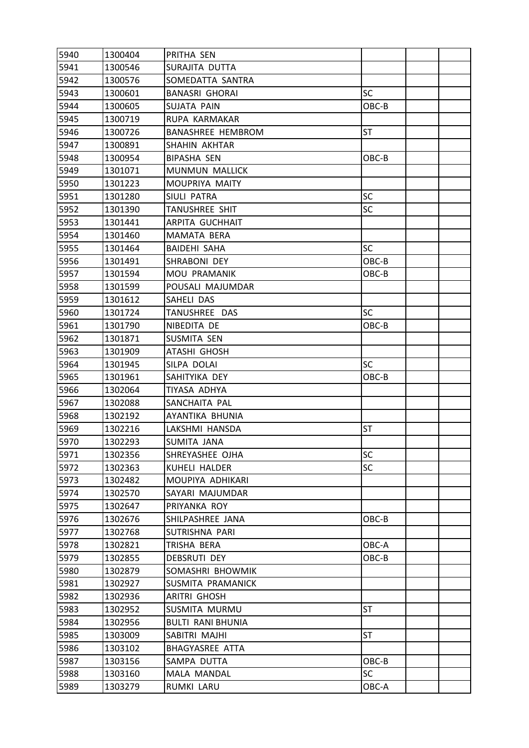| | | | | | |
|---|---|---|---|---|---|
| 5940 | 1300404 | PRITHA SEN | | | |
| 5941 | 1300546 | SURAJITA DUTTA | | | |
| 5942 | 1300576 | SOMEDATTA SANTRA | | | |
| 5943 | 1300601 | BANASRI GHORAI | SC | | |
| 5944 | 1300605 | SUJATA PAIN | OBC-B | | |
| 5945 | 1300719 | RUPA KARMAKAR | | | |
| 5946 | 1300726 | BANASHREE HEMBROM | ST | | |
| 5947 | 1300891 | SHAHIN AKHTAR | | | |
| 5948 | 1300954 | BIPASHA SEN | OBC-B | | |
| 5949 | 1301071 | MUNMUN MALLICK | | | |
| 5950 | 1301223 | MOUPRIYA MAITY | | | |
| 5951 | 1301280 | SIULI PATRA | SC | | |
| 5952 | 1301390 | TANUSHREE SHIT | SC | | |
| 5953 | 1301441 | ARPITA GUCHHAIT | | | |
| 5954 | 1301460 | MAMATA BERA | | | |
| 5955 | 1301464 | BAIDEHI SAHA | SC | | |
| 5956 | 1301491 | SHRABONI DEY | OBC-B | | |
| 5957 | 1301594 | MOU PRAMANIK | OBC-B | | |
| 5958 | 1301599 | POUSALI MAJUMDAR | | | |
| 5959 | 1301612 | SAHELI DAS | | | |
| 5960 | 1301724 | TANUSHREE DAS | SC | | |
| 5961 | 1301790 | NIBEDITA DE | OBC-B | | |
| 5962 | 1301871 | SUSMITA SEN | | | |
| 5963 | 1301909 | ATASHI GHOSH | | | |
| 5964 | 1301945 | SILPA DOLAI | SC | | |
| 5965 | 1301961 | SAHITYIKA DEY | OBC-B | | |
| 5966 | 1302064 | TIYASA ADHYA | | | |
| 5967 | 1302088 | SANCHAITA PAL | | | |
| 5968 | 1302192 | AYANTIKA BHUNIA | | | |
| 5969 | 1302216 | LAKSHMI HANSDA | ST | | |
| 5970 | 1302293 | SUMITA JANA | | | |
| 5971 | 1302356 | SHREYASHEE OJHA | SC | | |
| 5972 | 1302363 | KUHELI HALDER | SC | | |
| 5973 | 1302482 | MOUPIYA ADHIKARI | | | |
| 5974 | 1302570 | SAYARI MAJUMDAR | | | |
| 5975 | 1302647 | PRIYANKA ROY | | | |
| 5976 | 1302676 | SHILPASHREE JANA | OBC-B | | |
| 5977 | 1302768 | SUTRISHNA PARI | | | |
| 5978 | 1302821 | TRISHA BERA | OBC-A | | |
| 5979 | 1302855 | DEBSRUTI DEY | OBC-B | | |
| 5980 | 1302879 | SOMASHRI BHOWMIK | | | |
| 5981 | 1302927 | SUSMITA PRAMANICK | | | |
| 5982 | 1302936 | ARITRI GHOSH | | | |
| 5983 | 1302952 | SUSMITA MURMU | ST | | |
| 5984 | 1302956 | BULTI RANI BHUNIA | | | |
| 5985 | 1303009 | SABITRI MAJHI | ST | | |
| 5986 | 1303102 | BHAGYASREE ATTA | | | |
| 5987 | 1303156 | SAMPA DUTTA | OBC-B | | |
| 5988 | 1303160 | MALA MANDAL | SC | | |
| 5989 | 1303279 | RUMKI LARU | OBC-A | | |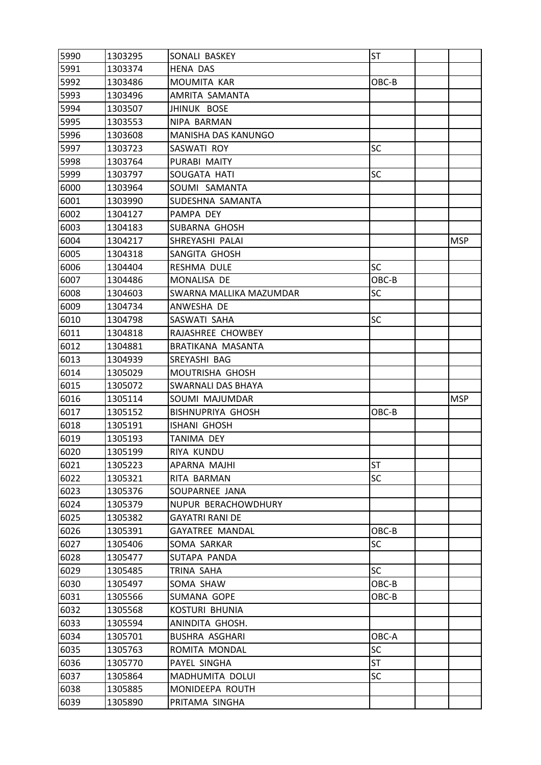| 5990 | 1303295 | SONALI BASKEY | ST | | |
|---|---|---|---|---|---|
| 5991 | 1303374 | HENA DAS | | | |
| 5992 | 1303486 | MOUMITA KAR | OBC-B | | |
| 5993 | 1303496 | AMRITA SAMANTA | | | |
| 5994 | 1303507 | JHINUK BOSE | | | |
| 5995 | 1303553 | NIPA BARMAN | | | |
| 5996 | 1303608 | MANISHA DAS KANUNGO | | | |
| 5997 | 1303723 | SASWATI ROY | SC | | |
| 5998 | 1303764 | PURABI MAITY | | | |
| 5999 | 1303797 | SOUGATA HATI | SC | | |
| 6000 | 1303964 | SOUMI SAMANTA | | | |
| 6001 | 1303990 | SUDESHNA SAMANTA | | | |
| 6002 | 1304127 | PAMPA DEY | | | |
| 6003 | 1304183 | SUBARNA GHOSH | | | |
| 6004 | 1304217 | SHREYASHI PALAI | | | MSP |
| 6005 | 1304318 | SANGITA GHOSH | | | |
| 6006 | 1304404 | RESHMA DULE | SC | | |
| 6007 | 1304486 | MONALISA DE | OBC-B | | |
| 6008 | 1304603 | SWARNA MALLIKA MAZUMDAR | SC | | |
| 6009 | 1304734 | ANWESHA DE | | | |
| 6010 | 1304798 | SASWATI SAHA | SC | | |
| 6011 | 1304818 | RAJASHREE CHOWBEY | | | |
| 6012 | 1304881 | BRATIKANA MASANTA | | | |
| 6013 | 1304939 | SREYASHI BAG | | | |
| 6014 | 1305029 | MOUTRISHA GHOSH | | | |
| 6015 | 1305072 | SWARNALI DAS BHAYA | | | |
| 6016 | 1305114 | SOUMI MAJUMDAR | | | MSP |
| 6017 | 1305152 | BISHNUPRIYA GHOSH | OBC-B | | |
| 6018 | 1305191 | ISHANI GHOSH | | | |
| 6019 | 1305193 | TANIMA DEY | | | |
| 6020 | 1305199 | RIYA KUNDU | | | |
| 6021 | 1305223 | APARNA MAJHI | ST | | |
| 6022 | 1305321 | RITA BARMAN | SC | | |
| 6023 | 1305376 | SOUPARNEE JANA | | | |
| 6024 | 1305379 | NUPUR BERACHOWDHURY | | | |
| 6025 | 1305382 | GAYATRI RANI DE | | | |
| 6026 | 1305391 | GAYATREE MANDAL | OBC-B | | |
| 6027 | 1305406 | SOMA SARKAR | SC | | |
| 6028 | 1305477 | SUTAPA PANDA | | | |
| 6029 | 1305485 | TRINA SAHA | SC | | |
| 6030 | 1305497 | SOMA SHAW | OBC-B | | |
| 6031 | 1305566 | SUMANA GOPE | OBC-B | | |
| 6032 | 1305568 | KOSTURI BHUNIA | | | |
| 6033 | 1305594 | ANINDITA GHOSH. | | | |
| 6034 | 1305701 | BUSHRA ASGHARI | OBC-A | | |
| 6035 | 1305763 | ROMITA MONDAL | SC | | |
| 6036 | 1305770 | PAYEL SINGHA | ST | | |
| 6037 | 1305864 | MADHUMITA DOLUI | SC | | |
| 6038 | 1305885 | MONIDEEPA ROUTH | | | |
| 6039 | 1305890 | PRITAMA SINGHA | | | |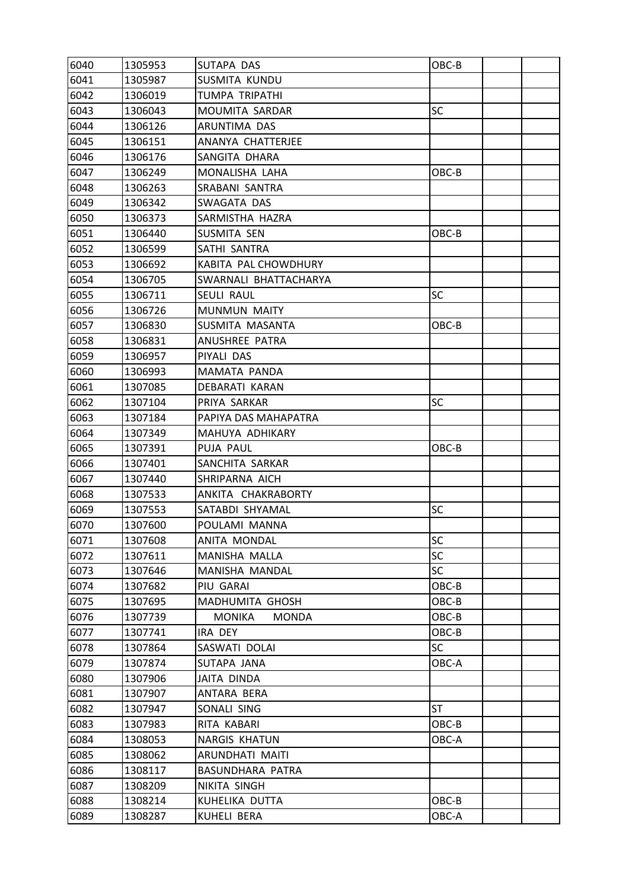| 6040 | 1305953 | SUTAPA DAS | OBC-B | | |
|---|---|---|---|---|---|
| 6041 | 1305987 | SUSMITA KUNDU | | | |
| 6042 | 1306019 | TUMPA TRIPATHI | | | |
| 6043 | 1306043 | MOUMITA SARDAR | SC | | |
| 6044 | 1306126 | ARUNTIMA DAS | | | |
| 6045 | 1306151 | ANANYA CHATTERJEE | | | |
| 6046 | 1306176 | SANGITA DHARA | | | |
| 6047 | 1306249 | MONALISHA LAHA | OBC-B | | |
| 6048 | 1306263 | SRABANI SANTRA | | | |
| 6049 | 1306342 | SWAGATA DAS | | | |
| 6050 | 1306373 | SARMISTHA HAZRA | | | |
| 6051 | 1306440 | SUSMITA SEN | OBC-B | | |
| 6052 | 1306599 | SATHI SANTRA | | | |
| 6053 | 1306692 | KABITA PAL CHOWDHURY | | | |
| 6054 | 1306705 | SWARNALI BHATTACHARYA | | | |
| 6055 | 1306711 | SEULI RAUL | SC | | |
| 6056 | 1306726 | MUNMUN MAITY | | | |
| 6057 | 1306830 | SUSMITA MASANTA | OBC-B | | |
| 6058 | 1306831 | ANUSHREE PATRA | | | |
| 6059 | 1306957 | PIYALI DAS | | | |
| 6060 | 1306993 | MAMATA PANDA | | | |
| 6061 | 1307085 | DEBARATI KARAN | | | |
| 6062 | 1307104 | PRIYA SARKAR | SC | | |
| 6063 | 1307184 | PAPIYA DAS MAHAPATRA | | | |
| 6064 | 1307349 | MAHUYA ADHIKARY | | | |
| 6065 | 1307391 | PUJA PAUL | OBC-B | | |
| 6066 | 1307401 | SANCHITA SARKAR | | | |
| 6067 | 1307440 | SHRIPARNA AICH | | | |
| 6068 | 1307533 | ANKITA CHAKRABORTY | | | |
| 6069 | 1307553 | SATABDI SHYAMAL | SC | | |
| 6070 | 1307600 | POULAMI MANNA | | | |
| 6071 | 1307608 | ANITA MONDAL | SC | | |
| 6072 | 1307611 | MANISHA MALLA | SC | | |
| 6073 | 1307646 | MANISHA MANDAL | SC | | |
| 6074 | 1307682 | PIU GARAI | OBC-B | | |
| 6075 | 1307695 | MADHUMITA GHOSH | OBC-B | | |
| 6076 | 1307739 | MONIKA MONDA | OBC-B | | |
| 6077 | 1307741 | IRA DEY | OBC-B | | |
| 6078 | 1307864 | SASWATI DOLAI | SC | | |
| 6079 | 1307874 | SUTAPA JANA | OBC-A | | |
| 6080 | 1307906 | JAITA DINDA | | | |
| 6081 | 1307907 | ANTARA BERA | | | |
| 6082 | 1307947 | SONALI SING | ST | | |
| 6083 | 1307983 | RITA KABARI | OBC-B | | |
| 6084 | 1308053 | NARGIS KHATUN | OBC-A | | |
| 6085 | 1308062 | ARUNDHATI MAITI | | | |
| 6086 | 1308117 | BASUNDHARA PATRA | | | |
| 6087 | 1308209 | NIKITA SINGH | | | |
| 6088 | 1308214 | KUHELIKA DUTTA | OBC-B | | |
| 6089 | 1308287 | KUHELI BERA | OBC-A | | |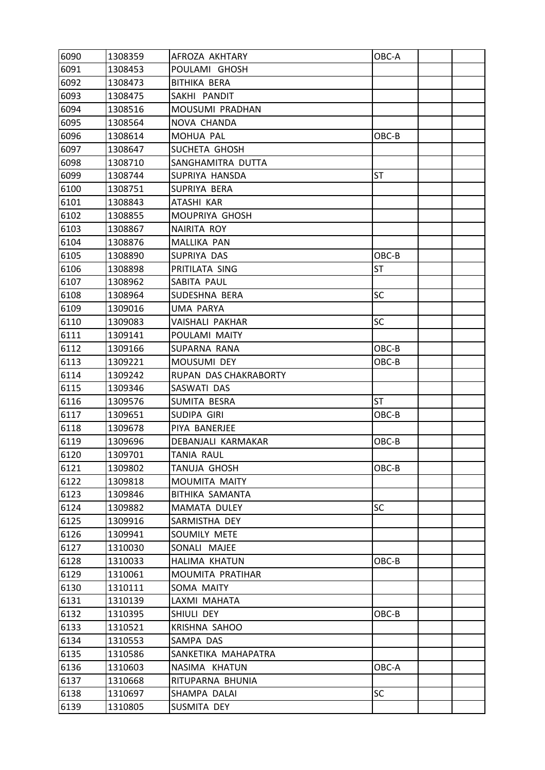| 6090 | 1308359 | AFROZA AKHTARY | OBC-A | | |
|---|---|---|---|---|---|
| 6091 | 1308453 | POULAMI GHOSH | | | |
| 6092 | 1308473 | BITHIKA BERA | | | |
| 6093 | 1308475 | SAKHI PANDIT | | | |
| 6094 | 1308516 | MOUSUMI PRADHAN | | | |
| 6095 | 1308564 | NOVA CHANDA | | | |
| 6096 | 1308614 | MOHUA PAL | OBC-B | | |
| 6097 | 1308647 | SUCHETA GHOSH | | | |
| 6098 | 1308710 | SANGHAMITRA DUTTA | | | |
| 6099 | 1308744 | SUPRIYA HANSDA | ST | | |
| 6100 | 1308751 | SUPRIYA BERA | | | |
| 6101 | 1308843 | ATASHI KAR | | | |
| 6102 | 1308855 | MOUPRIYA GHOSH | | | |
| 6103 | 1308867 | NAIRITA ROY | | | |
| 6104 | 1308876 | MALLIKA PAN | | | |
| 6105 | 1308890 | SUPRIYA DAS | OBC-B | | |
| 6106 | 1308898 | PRITILATA SING | ST | | |
| 6107 | 1308962 | SABITA PAUL | | | |
| 6108 | 1308964 | SUDESHNA BERA | SC | | |
| 6109 | 1309016 | UMA PARYA | | | |
| 6110 | 1309083 | VAISHALI PAKHAR | SC | | |
| 6111 | 1309141 | POULAMI MAITY | | | |
| 6112 | 1309166 | SUPARNA RANA | OBC-B | | |
| 6113 | 1309221 | MOUSUMI DEY | OBC-B | | |
| 6114 | 1309242 | RUPAN DAS CHAKRABORTY | | | |
| 6115 | 1309346 | SASWATI DAS | | | |
| 6116 | 1309576 | SUMITA BESRA | ST | | |
| 6117 | 1309651 | SUDIPA GIRI | OBC-B | | |
| 6118 | 1309678 | PIYA BANERJEE | | | |
| 6119 | 1309696 | DEBANJALI KARMAKAR | OBC-B | | |
| 6120 | 1309701 | TANIA RAUL | | | |
| 6121 | 1309802 | TANUJA GHOSH | OBC-B | | |
| 6122 | 1309818 | MOUMITA MAITY | | | |
| 6123 | 1309846 | BITHIKA SAMANTA | | | |
| 6124 | 1309882 | MAMATA DULEY | SC | | |
| 6125 | 1309916 | SARMISTHA DEY | | | |
| 6126 | 1309941 | SOUMILY METE | | | |
| 6127 | 1310030 | SONALI MAJEE | | | |
| 6128 | 1310033 | HALIMA KHATUN | OBC-B | | |
| 6129 | 1310061 | MOUMITA PRATIHAR | | | |
| 6130 | 1310111 | SOMA MAITY | | | |
| 6131 | 1310139 | LAXMI MAHATA | | | |
| 6132 | 1310395 | SHIULI DEY | OBC-B | | |
| 6133 | 1310521 | KRISHNA SAHOO | | | |
| 6134 | 1310553 | SAMPA DAS | | | |
| 6135 | 1310586 | SANKETIKA MAHAPATRA | | | |
| 6136 | 1310603 | NASIMA KHATUN | OBC-A | | |
| 6137 | 1310668 | RITUPARNA BHUNIA | | | |
| 6138 | 1310697 | SHAMPA DALAI | SC | | |
| 6139 | 1310805 | SUSMITA DEY | | | |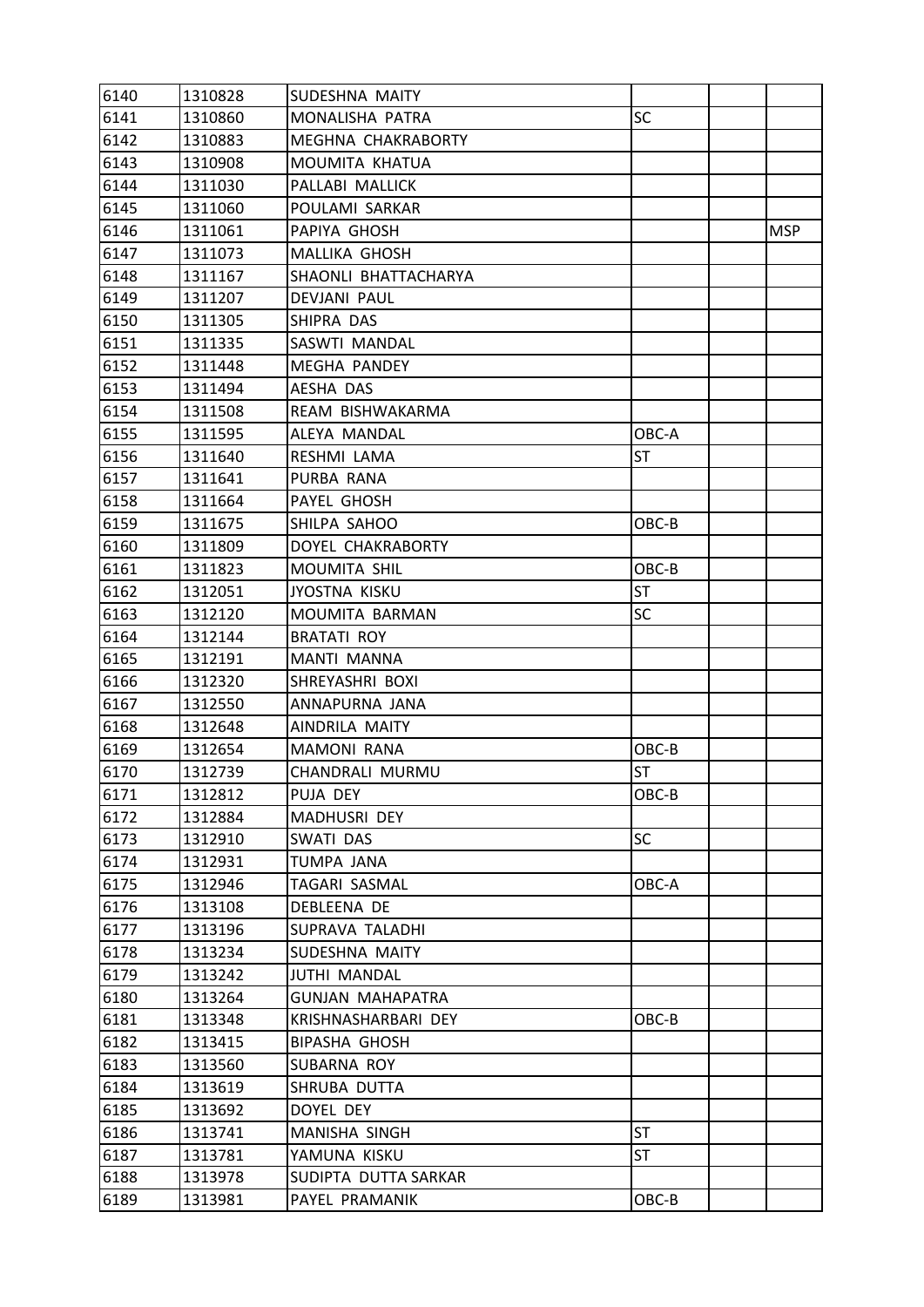| | | | | | |
|---|---|---|---|---|---|
| 6140 | 1310828 | SUDESHNA MAITY | | | |
| 6141 | 1310860 | MONALISHA PATRA | SC | | |
| 6142 | 1310883 | MEGHNA CHAKRABORTY | | | |
| 6143 | 1310908 | MOUMITA KHATUA | | | |
| 6144 | 1311030 | PALLABI MALLICK | | | |
| 6145 | 1311060 | POULAMI SARKAR | | | |
| 6146 | 1311061 | PAPIYA GHOSH | | | MSP |
| 6147 | 1311073 | MALLIKA GHOSH | | | |
| 6148 | 1311167 | SHAONLI BHATTACHARYA | | | |
| 6149 | 1311207 | DEVJANI PAUL | | | |
| 6150 | 1311305 | SHIPRA DAS | | | |
| 6151 | 1311335 | SASWTI MANDAL | | | |
| 6152 | 1311448 | MEGHA PANDEY | | | |
| 6153 | 1311494 | AESHA DAS | | | |
| 6154 | 1311508 | REAM BISHWAKARMA | | | |
| 6155 | 1311595 | ALEYA MANDAL | OBC-A | | |
| 6156 | 1311640 | RESHMI LAMA | ST | | |
| 6157 | 1311641 | PURBA RANA | | | |
| 6158 | 1311664 | PAYEL GHOSH | | | |
| 6159 | 1311675 | SHILPA SAHOO | OBC-B | | |
| 6160 | 1311809 | DOYEL CHAKRABORTY | | | |
| 6161 | 1311823 | MOUMITA SHIL | OBC-B | | |
| 6162 | 1312051 | JYOSTNA KISKU | ST | | |
| 6163 | 1312120 | MOUMITA BARMAN | SC | | |
| 6164 | 1312144 | BRATATI ROY | | | |
| 6165 | 1312191 | MANTI MANNA | | | |
| 6166 | 1312320 | SHREYASHRI BOXI | | | |
| 6167 | 1312550 | ANNAPURNA JANA | | | |
| 6168 | 1312648 | AINDRILA MAITY | | | |
| 6169 | 1312654 | MAMONI RANA | OBC-B | | |
| 6170 | 1312739 | CHANDRALI MURMU | ST | | |
| 6171 | 1312812 | PUJA DEY | OBC-B | | |
| 6172 | 1312884 | MADHUSRI DEY | | | |
| 6173 | 1312910 | SWATI DAS | SC | | |
| 6174 | 1312931 | TUMPA JANA | | | |
| 6175 | 1312946 | TAGARI SASMAL | OBC-A | | |
| 6176 | 1313108 | DEBLEENA DE | | | |
| 6177 | 1313196 | SUPRAVA TALADHI | | | |
| 6178 | 1313234 | SUDESHNA MAITY | | | |
| 6179 | 1313242 | JUTHI MANDAL | | | |
| 6180 | 1313264 | GUNJAN MAHAPATRA | | | |
| 6181 | 1313348 | KRISHNASHARBARI DEY | OBC-B | | |
| 6182 | 1313415 | BIPASHA GHOSH | | | |
| 6183 | 1313560 | SUBARNA ROY | | | |
| 6184 | 1313619 | SHRUBA DUTTA | | | |
| 6185 | 1313692 | DOYEL DEY | | | |
| 6186 | 1313741 | MANISHA SINGH | ST | | |
| 6187 | 1313781 | YAMUNA KISKU | ST | | |
| 6188 | 1313978 | SUDIPTA DUTTA SARKAR | | | |
| 6189 | 1313981 | PAYEL PRAMANIK | OBC-B | | |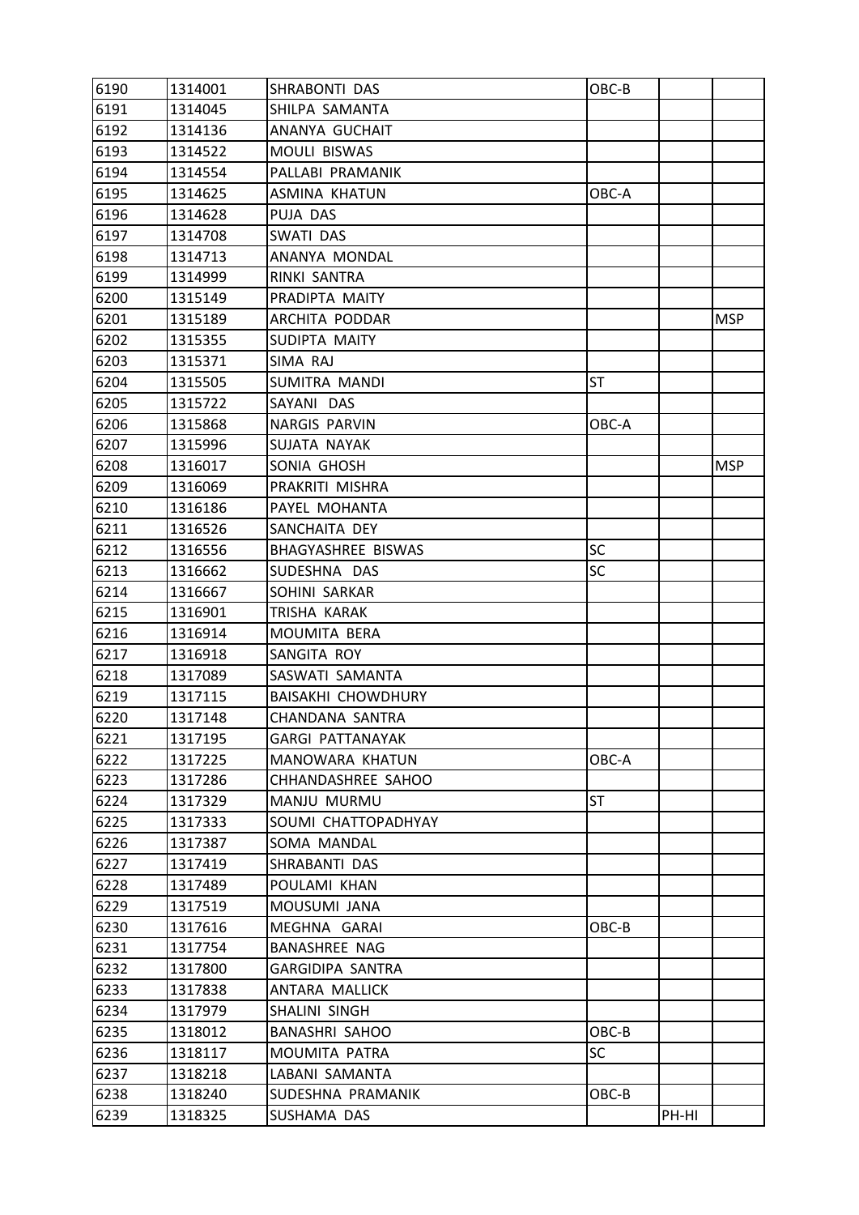| 6190 | 1314001 | SHRABONTI DAS | OBC-B | | |
|---|---|---|---|---|---|
| 6191 | 1314045 | SHILPA SAMANTA | | | |
| 6192 | 1314136 | ANANYA GUCHAIT | | | |
| 6193 | 1314522 | MOULI BISWAS | | | |
| 6194 | 1314554 | PALLABI PRAMANIK | | | |
| 6195 | 1314625 | ASMINA KHATUN | OBC-A | | |
| 6196 | 1314628 | PUJA DAS | | | |
| 6197 | 1314708 | SWATI DAS | | | |
| 6198 | 1314713 | ANANYA MONDAL | | | |
| 6199 | 1314999 | RINKI SANTRA | | | |
| 6200 | 1315149 | PRADIPTA MAITY | | | |
| 6201 | 1315189 | ARCHITA PODDAR | | | MSP |
| 6202 | 1315355 | SUDIPTA MAITY | | | |
| 6203 | 1315371 | SIMA RAJ | | | |
| 6204 | 1315505 | SUMITRA MANDI | ST | | |
| 6205 | 1315722 | SAYANI DAS | | | |
| 6206 | 1315868 | NARGIS PARVIN | OBC-A | | |
| 6207 | 1315996 | SUJATA NAYAK | | | |
| 6208 | 1316017 | SONIA GHOSH | | | MSP |
| 6209 | 1316069 | PRAKRITI MISHRA | | | |
| 6210 | 1316186 | PAYEL MOHANTA | | | |
| 6211 | 1316526 | SANCHAITA DEY | | | |
| 6212 | 1316556 | BHAGYASHREE BISWAS | SC | | |
| 6213 | 1316662 | SUDESHNA DAS | SC | | |
| 6214 | 1316667 | SOHINI SARKAR | | | |
| 6215 | 1316901 | TRISHA KARAK | | | |
| 6216 | 1316914 | MOUMITA BERA | | | |
| 6217 | 1316918 | SANGITA ROY | | | |
| 6218 | 1317089 | SASWATI SAMANTA | | | |
| 6219 | 1317115 | BAISAKHI CHOWDHURY | | | |
| 6220 | 1317148 | CHANDANA SANTRA | | | |
| 6221 | 1317195 | GARGI PATTANAYAK | | | |
| 6222 | 1317225 | MANOWARA KHATUN | OBC-A | | |
| 6223 | 1317286 | CHHANDASHREE SAHOO | | | |
| 6224 | 1317329 | MANJU MURMU | ST | | |
| 6225 | 1317333 | SOUMI CHATTOPADHYAY | | | |
| 6226 | 1317387 | SOMA MANDAL | | | |
| 6227 | 1317419 | SHRABANTI DAS | | | |
| 6228 | 1317489 | POULAMI KHAN | | | |
| 6229 | 1317519 | MOUSUMI JANA | | | |
| 6230 | 1317616 | MEGHNA GARAI | OBC-B | | |
| 6231 | 1317754 | BANASHREE NAG | | | |
| 6232 | 1317800 | GARGIDIPA SANTRA | | | |
| 6233 | 1317838 | ANTARA MALLICK | | | |
| 6234 | 1317979 | SHALINI SINGH | | | |
| 6235 | 1318012 | BANASHRI SAHOO | OBC-B | | |
| 6236 | 1318117 | MOUMITA PATRA | SC | | |
| 6237 | 1318218 | LABANI SAMANTA | | | |
| 6238 | 1318240 | SUDESHNA PRAMANIK | OBC-B | | |
| 6239 | 1318325 | SUSHAMA DAS | | PH-HI | |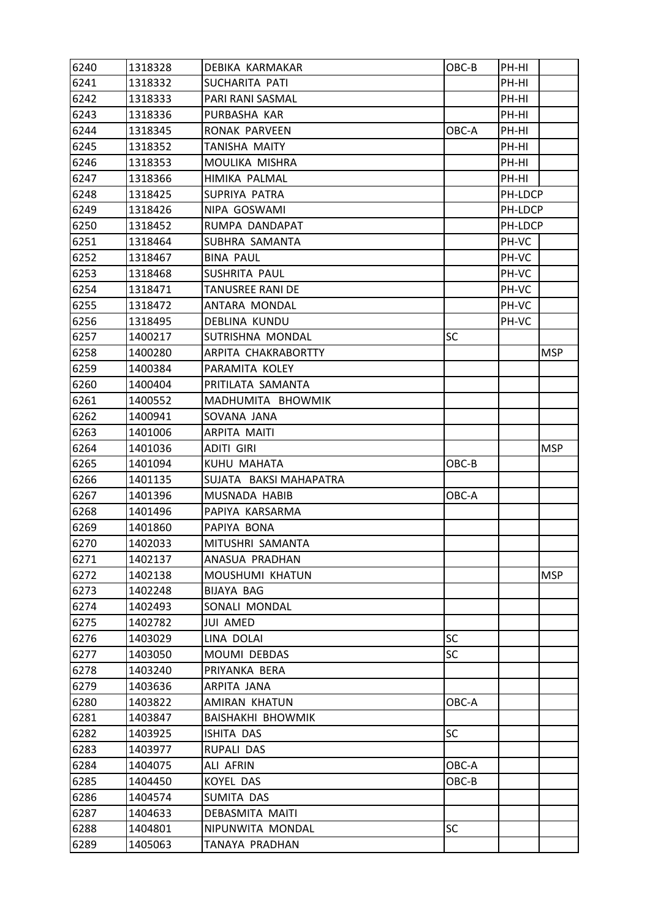| 6240 | 1318328 | DEBIKA KARMAKAR | OBC-B | PH-HI | |
|---|---|---|---|---|---|
| 6241 | 1318332 | SUCHARITA PATI | | PH-HI | |
| 6242 | 1318333 | PARI RANI SASMAL | | PH-HI | |
| 6243 | 1318336 | PURBASHA KAR | | PH-HI | |
| 6244 | 1318345 | RONAK PARVEEN | OBC-A | PH-HI | |
| 6245 | 1318352 | TANISHA MAITY | | PH-HI | |
| 6246 | 1318353 | MOULIKA MISHRA | | PH-HI | |
| 6247 | 1318366 | HIMIKA PALMAL | | PH-HI | |
| 6248 | 1318425 | SUPRIYA PATRA | | PH-LDCP | |
| 6249 | 1318426 | NIPA GOSWAMI | | PH-LDCP | |
| 6250 | 1318452 | RUMPA DANDAPAT | | PH-LDCP | |
| 6251 | 1318464 | SUBHRA SAMANTA | | PH-VC | |
| 6252 | 1318467 | BINA PAUL | | PH-VC | |
| 6253 | 1318468 | SUSHRITA PAUL | | PH-VC | |
| 6254 | 1318471 | TANUSREE RANI DE | | PH-VC | |
| 6255 | 1318472 | ANTARA MONDAL | | PH-VC | |
| 6256 | 1318495 | DEBLINA KUNDU | | PH-VC | |
| 6257 | 1400217 | SUTRISHNA MONDAL | SC | | |
| 6258 | 1400280 | ARPITA CHAKRABORTTY | | | MSP |
| 6259 | 1400384 | PARAMITA KOLEY | | | |
| 6260 | 1400404 | PRITILATA SAMANTA | | | |
| 6261 | 1400552 | MADHUMITA BHOWMIK | | | |
| 6262 | 1400941 | SOVANA JANA | | | |
| 6263 | 1401006 | ARPITA MAITI | | | |
| 6264 | 1401036 | ADITI GIRI | | | MSP |
| 6265 | 1401094 | KUHU MAHATA | OBC-B | | |
| 6266 | 1401135 | SUJATA BAKSI MAHAPATRA | | | |
| 6267 | 1401396 | MUSNADA HABIB | OBC-A | | |
| 6268 | 1401496 | PAPIYA KARSARMA | | | |
| 6269 | 1401860 | PAPIYA BONA | | | |
| 6270 | 1402033 | MITUSHRI SAMANTA | | | |
| 6271 | 1402137 | ANASUA PRADHAN | | | |
| 6272 | 1402138 | MOUSHUMI KHATUN | | | MSP |
| 6273 | 1402248 | BIJAYA BAG | | | |
| 6274 | 1402493 | SONALI MONDAL | | | |
| 6275 | 1402782 | JUI AMED | | | |
| 6276 | 1403029 | LINA DOLAI | SC | | |
| 6277 | 1403050 | MOUMI DEBDAS | SC | | |
| 6278 | 1403240 | PRIYANKA BERA | | | |
| 6279 | 1403636 | ARPITA JANA | | | |
| 6280 | 1403822 | AMIRAN KHATUN | OBC-A | | |
| 6281 | 1403847 | BAISHAKHI BHOWMIK | | | |
| 6282 | 1403925 | ISHITA DAS | SC | | |
| 6283 | 1403977 | RUPALI DAS | | | |
| 6284 | 1404075 | ALI AFRIN | OBC-A | | |
| 6285 | 1404450 | KOYEL DAS | OBC-B | | |
| 6286 | 1404574 | SUMITA DAS | | | |
| 6287 | 1404633 | DEBASMITA MAITI | | | |
| 6288 | 1404801 | NIPUNWITA MONDAL | SC | | |
| 6289 | 1405063 | TANAYA PRADHAN | | | |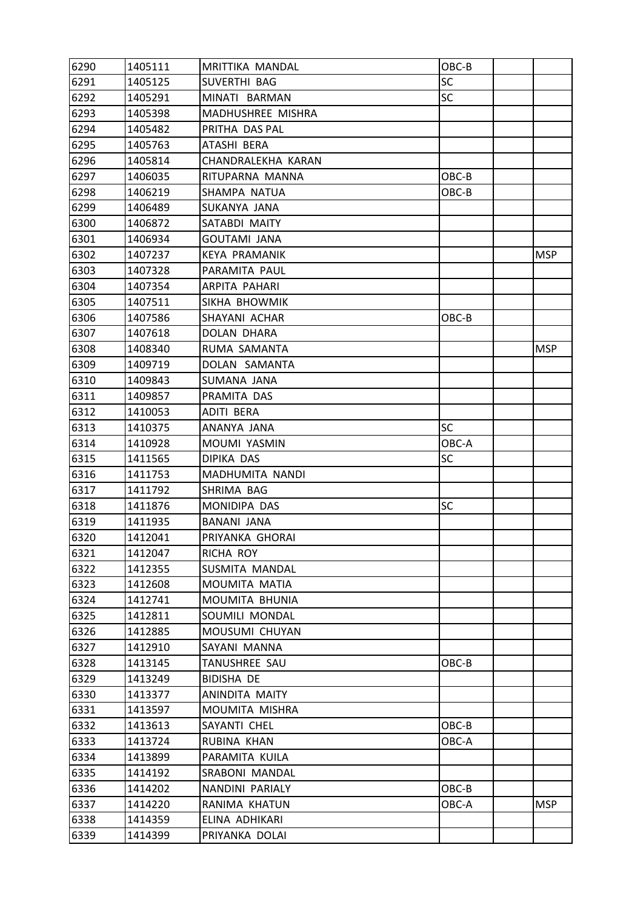| | | | | | |
|---|---|---|---|---|---|
| 6290 | 1405111 | MRITTIKA MANDAL | OBC-B | | |
| 6291 | 1405125 | SUVERTHI BAG | SC | | |
| 6292 | 1405291 | MINATI BARMAN | SC | | |
| 6293 | 1405398 | MADHUSHREE MISHRA | | | |
| 6294 | 1405482 | PRITHA DAS PAL | | | |
| 6295 | 1405763 | ATASHI BERA | | | |
| 6296 | 1405814 | CHANDRALEKHA KARAN | | | |
| 6297 | 1406035 | RITUPARNA MANNA | OBC-B | | |
| 6298 | 1406219 | SHAMPA NATUA | OBC-B | | |
| 6299 | 1406489 | SUKANYA JANA | | | |
| 6300 | 1406872 | SATABDI MAITY | | | |
| 6301 | 1406934 | GOUTAMI JANA | | | |
| 6302 | 1407237 | KEYA PRAMANIK | | | MSP |
| 6303 | 1407328 | PARAMITA PAUL | | | |
| 6304 | 1407354 | ARPITA PAHARI | | | |
| 6305 | 1407511 | SIKHA BHOWMIK | | | |
| 6306 | 1407586 | SHAYANI ACHAR | OBC-B | | |
| 6307 | 1407618 | DOLAN DHARA | | | |
| 6308 | 1408340 | RUMA SAMANTA | | | MSP |
| 6309 | 1409719 | DOLAN SAMANTA | | | |
| 6310 | 1409843 | SUMANA JANA | | | |
| 6311 | 1409857 | PRAMITA DAS | | | |
| 6312 | 1410053 | ADITI BERA | | | |
| 6313 | 1410375 | ANANYA JANA | SC | | |
| 6314 | 1410928 | MOUMI YASMIN | OBC-A | | |
| 6315 | 1411565 | DIPIKA DAS | SC | | |
| 6316 | 1411753 | MADHUMITA NANDI | | | |
| 6317 | 1411792 | SHRIMA BAG | | | |
| 6318 | 1411876 | MONIDIPA DAS | SC | | |
| 6319 | 1411935 | BANANI JANA | | | |
| 6320 | 1412041 | PRIYANKA GHORAI | | | |
| 6321 | 1412047 | RICHA ROY | | | |
| 6322 | 1412355 | SUSMITA MANDAL | | | |
| 6323 | 1412608 | MOUMITA MATIA | | | |
| 6324 | 1412741 | MOUMITA BHUNIA | | | |
| 6325 | 1412811 | SOUMILI MONDAL | | | |
| 6326 | 1412885 | MOUSUMI CHUYAN | | | |
| 6327 | 1412910 | SAYANI MANNA | | | |
| 6328 | 1413145 | TANUSHREE SAU | OBC-B | | |
| 6329 | 1413249 | BIDISHA DE | | | |
| 6330 | 1413377 | ANINDITA MAITY | | | |
| 6331 | 1413597 | MOUMITA MISHRA | | | |
| 6332 | 1413613 | SAYANTI CHEL | OBC-B | | |
| 6333 | 1413724 | RUBINA KHAN | OBC-A | | |
| 6334 | 1413899 | PARAMITA KUILA | | | |
| 6335 | 1414192 | SRABONI MANDAL | | | |
| 6336 | 1414202 | NANDINI PARIALY | OBC-B | | |
| 6337 | 1414220 | RANIMA KHATUN | OBC-A | | MSP |
| 6338 | 1414359 | ELINA ADHIKARI | | | |
| 6339 | 1414399 | PRIYANKA DOLAI | | | |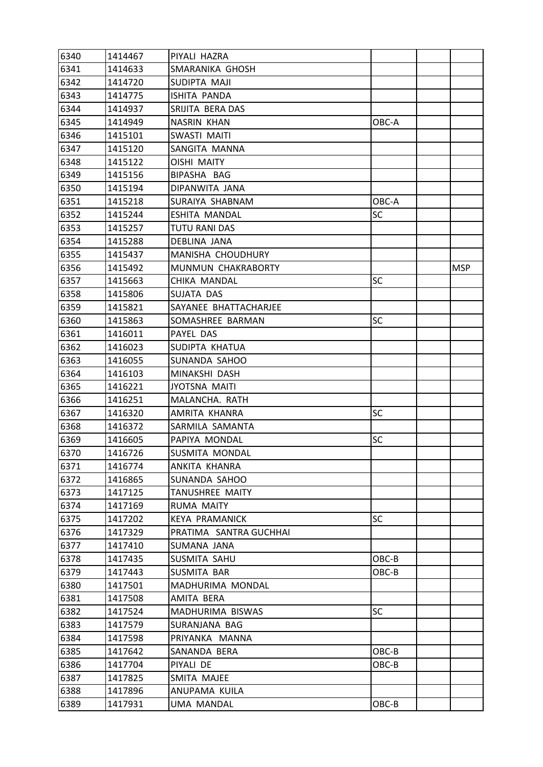| | | | | | |
|---|---|---|---|---|---|
| 6340 | 1414467 | PIYALI HAZRA | | | |
| 6341 | 1414633 | SMARANIKA GHOSH | | | |
| 6342 | 1414720 | SUDIPTA MAJI | | | |
| 6343 | 1414775 | ISHITA PANDA | | | |
| 6344 | 1414937 | SRIJITA BERA DAS | | | |
| 6345 | 1414949 | NASRIN KHAN | OBC-A | | |
| 6346 | 1415101 | SWASTI MAITI | | | |
| 6347 | 1415120 | SANGITA MANNA | | | |
| 6348 | 1415122 | OISHI MAITY | | | |
| 6349 | 1415156 | BIPASHA BAG | | | |
| 6350 | 1415194 | DIPANWITA JANA | | | |
| 6351 | 1415218 | SURAIYA SHABNAM | OBC-A | | |
| 6352 | 1415244 | ESHITA MANDAL | SC | | |
| 6353 | 1415257 | TUTU RANI DAS | | | |
| 6354 | 1415288 | DEBLINA JANA | | | |
| 6355 | 1415437 | MANISHA CHOUDHURY | | | |
| 6356 | 1415492 | MUNMUN CHAKRABORTY | | | MSP |
| 6357 | 1415663 | CHIKA MANDAL | SC | | |
| 6358 | 1415806 | SUJATA DAS | | | |
| 6359 | 1415821 | SAYANEE BHATTACHARJEE | | | |
| 6360 | 1415863 | SOMASHREE BARMAN | SC | | |
| 6361 | 1416011 | PAYEL DAS | | | |
| 6362 | 1416023 | SUDIPTA KHATUA | | | |
| 6363 | 1416055 | SUNANDA SAHOO | | | |
| 6364 | 1416103 | MINAKSHI DASH | | | |
| 6365 | 1416221 | JYOTSNA MAITI | | | |
| 6366 | 1416251 | MALANCHA. RATH | | | |
| 6367 | 1416320 | AMRITA KHANRA | SC | | |
| 6368 | 1416372 | SARMILA SAMANTA | | | |
| 6369 | 1416605 | PAPIYA MONDAL | SC | | |
| 6370 | 1416726 | SUSMITA MONDAL | | | |
| 6371 | 1416774 | ANKITA KHANRA | | | |
| 6372 | 1416865 | SUNANDA SAHOO | | | |
| 6373 | 1417125 | TANUSHREE MAITY | | | |
| 6374 | 1417169 | RUMA MAITY | | | |
| 6375 | 1417202 | KEYA PRAMANICK | SC | | |
| 6376 | 1417329 | PRATIMA SANTRA GUCHHAI | | | |
| 6377 | 1417410 | SUMANA JANA | | | |
| 6378 | 1417435 | SUSMITA SAHU | OBC-B | | |
| 6379 | 1417443 | SUSMITA BAR | OBC-B | | |
| 6380 | 1417501 | MADHURIMA MONDAL | | | |
| 6381 | 1417508 | AMITA BERA | | | |
| 6382 | 1417524 | MADHURIMA BISWAS | SC | | |
| 6383 | 1417579 | SURANJANA BAG | | | |
| 6384 | 1417598 | PRIYANKA MANNA | | | |
| 6385 | 1417642 | SANANDA BERA | OBC-B | | |
| 6386 | 1417704 | PIYALI DE | OBC-B | | |
| 6387 | 1417825 | SMITA MAJEE | | | |
| 6388 | 1417896 | ANUPAMA KUILA | | | |
| 6389 | 1417931 | UMA MANDAL | OBC-B | | |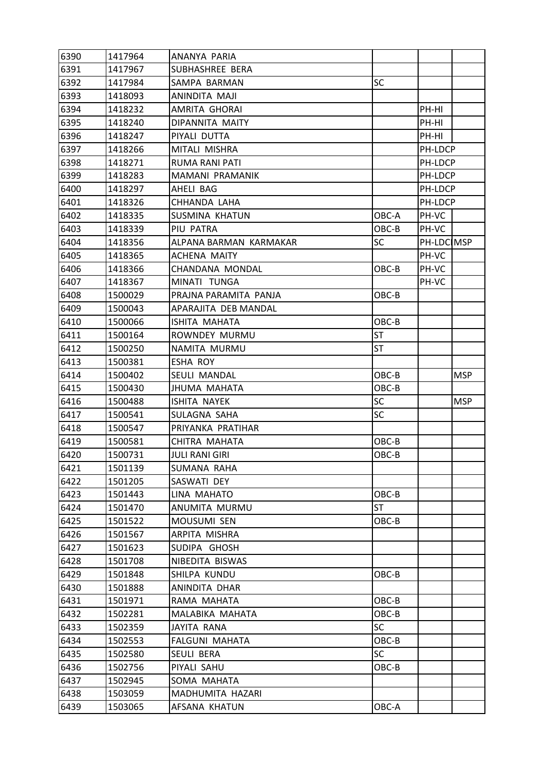| 6390 | 1417964 | ANANYA PARIA | | | |
|---|---|---|---|---|---|
| 6391 | 1417967 | SUBHASHREE BERA | | | |
| 6392 | 1417984 | SAMPA BARMAN | SC | | |
| 6393 | 1418093 | ANINDITA MAJI | | | |
| 6394 | 1418232 | AMRITA GHORAI | | PH-HI | |
| 6395 | 1418240 | DIPANNITA MAITY | | PH-HI | |
| 6396 | 1418247 | PIYALI DUTTA | | PH-HI | |
| 6397 | 1418266 | MITALI MISHRA | | PH-LDCP | |
| 6398 | 1418271 | RUMA RANI PATI | | PH-LDCP | |
| 6399 | 1418283 | MAMANI PRAMANIK | | PH-LDCP | |
| 6400 | 1418297 | AHELI BAG | | PH-LDCP | |
| 6401 | 1418326 | CHHANDA LAHA | | PH-LDCP | |
| 6402 | 1418335 | SUSMINA KHATUN | OBC-A | PH-VC | |
| 6403 | 1418339 | PIU PATRA | OBC-B | PH-VC | |
| 6404 | 1418356 | ALPANA BARMAN KARMAKAR | SC | PH-LDC | MSP |
| 6405 | 1418365 | ACHENA MAITY | | PH-VC | |
| 6406 | 1418366 | CHANDANA MONDAL | OBC-B | PH-VC | |
| 6407 | 1418367 | MINATI TUNGA | | PH-VC | |
| 6408 | 1500029 | PRAJNA PARAMITA PANJA | OBC-B | | |
| 6409 | 1500043 | APARAJITA DEB MANDAL | | | |
| 6410 | 1500066 | ISHITA MAHATA | OBC-B | | |
| 6411 | 1500164 | ROWNDEY MURMU | ST | | |
| 6412 | 1500250 | NAMITA MURMU | ST | | |
| 6413 | 1500381 | ESHA ROY | | | |
| 6414 | 1500402 | SEULI MANDAL | OBC-B | | MSP |
| 6415 | 1500430 | JHUMA MAHATA | OBC-B | | |
| 6416 | 1500488 | ISHITA NAYEK | SC | | MSP |
| 6417 | 1500541 | SULAGNA SAHA | SC | | |
| 6418 | 1500547 | PRIYANKA PRATIHAR | | | |
| 6419 | 1500581 | CHITRA MAHATA | OBC-B | | |
| 6420 | 1500731 | JULI RANI GIRI | OBC-B | | |
| 6421 | 1501139 | SUMANA RAHA | | | |
| 6422 | 1501205 | SASWATI DEY | | | |
| 6423 | 1501443 | LINA MAHATO | OBC-B | | |
| 6424 | 1501470 | ANUMITA MURMU | ST | | |
| 6425 | 1501522 | MOUSUMI SEN | OBC-B | | |
| 6426 | 1501567 | ARPITA MISHRA | | | |
| 6427 | 1501623 | SUDIPA GHOSH | | | |
| 6428 | 1501708 | NIBEDITA BISWAS | | | |
| 6429 | 1501848 | SHILPA KUNDU | OBC-B | | |
| 6430 | 1501888 | ANINDITA DHAR | | | |
| 6431 | 1501971 | RAMA MAHATA | OBC-B | | |
| 6432 | 1502281 | MALABIKA MAHATA | OBC-B | | |
| 6433 | 1502359 | JAYITA RANA | SC | | |
| 6434 | 1502553 | FALGUNI MAHATA | OBC-B | | |
| 6435 | 1502580 | SEULI BERA | SC | | |
| 6436 | 1502756 | PIYALI SAHU | OBC-B | | |
| 6437 | 1502945 | SOMA MAHATA | | | |
| 6438 | 1503059 | MADHUMITA HAZARI | | | |
| 6439 | 1503065 | AFSANA KHATUN | OBC-A | | |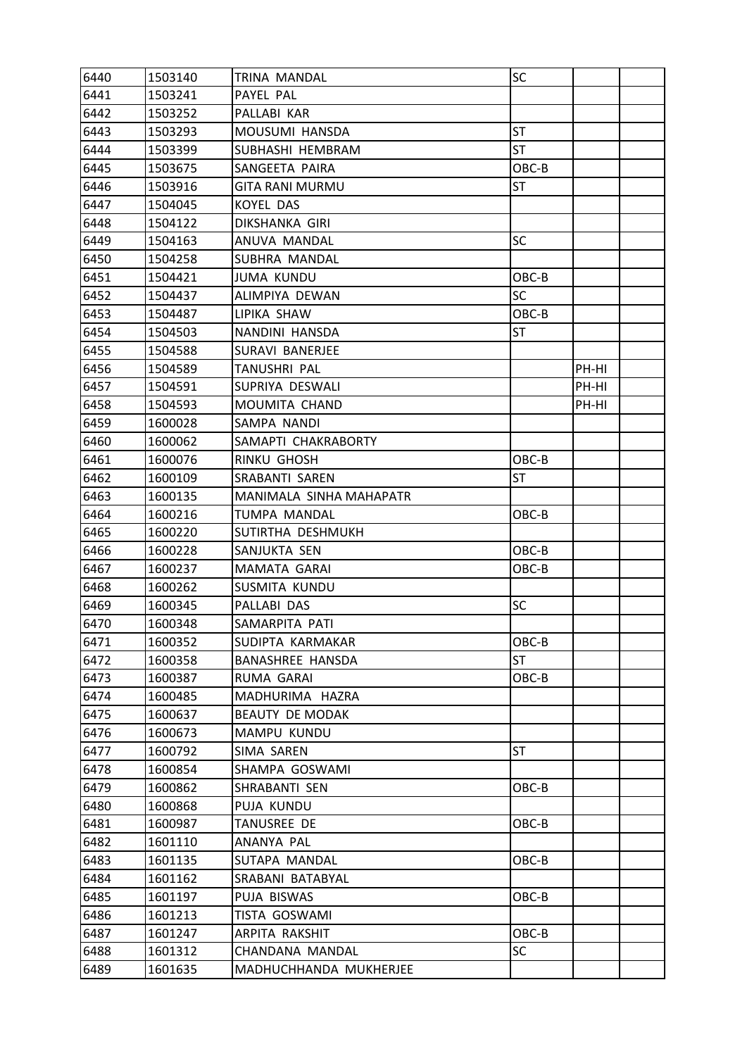| | | | | | |
|---|---|---|---|---|---|
| 6440 | 1503140 | TRINA MANDAL | SC | | |
| 6441 | 1503241 | PAYEL PAL | | | |
| 6442 | 1503252 | PALLABI KAR | | | |
| 6443 | 1503293 | MOUSUMI HANSDA | ST | | |
| 6444 | 1503399 | SUBHASHI HEMBRAM | ST | | |
| 6445 | 1503675 | SANGEETA PAIRA | OBC-B | | |
| 6446 | 1503916 | GITA RANI MURMU | ST | | |
| 6447 | 1504045 | KOYEL DAS | | | |
| 6448 | 1504122 | DIKSHANKA GIRI | | | |
| 6449 | 1504163 | ANUVA MANDAL | SC | | |
| 6450 | 1504258 | SUBHRA MANDAL | | | |
| 6451 | 1504421 | JUMA KUNDU | OBC-B | | |
| 6452 | 1504437 | ALIMPIYA DEWAN | SC | | |
| 6453 | 1504487 | LIPIKA SHAW | OBC-B | | |
| 6454 | 1504503 | NANDINI HANSDA | ST | | |
| 6455 | 1504588 | SURAVI BANERJEE | | | |
| 6456 | 1504589 | TANUSHRI PAL | | PH-HI | |
| 6457 | 1504591 | SUPRIYA DESWALI | | PH-HI | |
| 6458 | 1504593 | MOUMITA CHAND | | PH-HI | |
| 6459 | 1600028 | SAMPA NANDI | | | |
| 6460 | 1600062 | SAMAPTI CHAKRABORTY | | | |
| 6461 | 1600076 | RINKU GHOSH | OBC-B | | |
| 6462 | 1600109 | SRABANTI SAREN | ST | | |
| 6463 | 1600135 | MANIMALA SINHA MAHAPATR | | | |
| 6464 | 1600216 | TUMPA MANDAL | OBC-B | | |
| 6465 | 1600220 | SUTIRTHA DESHMUKH | | | |
| 6466 | 1600228 | SANJUKTA SEN | OBC-B | | |
| 6467 | 1600237 | MAMATA GARAI | OBC-B | | |
| 6468 | 1600262 | SUSMITA KUNDU | | | |
| 6469 | 1600345 | PALLABI DAS | SC | | |
| 6470 | 1600348 | SAMARPITA PATI | | | |
| 6471 | 1600352 | SUDIPTA KARMAKAR | OBC-B | | |
| 6472 | 1600358 | BANASHREE HANSDA | ST | | |
| 6473 | 1600387 | RUMA GARAI | OBC-B | | |
| 6474 | 1600485 | MADHURIMA HAZRA | | | |
| 6475 | 1600637 | BEAUTY DE MODAK | | | |
| 6476 | 1600673 | MAMPU KUNDU | | | |
| 6477 | 1600792 | SIMA SAREN | ST | | |
| 6478 | 1600854 | SHAMPA GOSWAMI | | | |
| 6479 | 1600862 | SHRABANTI SEN | OBC-B | | |
| 6480 | 1600868 | PUJA KUNDU | | | |
| 6481 | 1600987 | TANUSREE DE | OBC-B | | |
| 6482 | 1601110 | ANANYA PAL | | | |
| 6483 | 1601135 | SUTAPA MANDAL | OBC-B | | |
| 6484 | 1601162 | SRABANI BATABYAL | | | |
| 6485 | 1601197 | PUJA BISWAS | OBC-B | | |
| 6486 | 1601213 | TISTA GOSWAMI | | | |
| 6487 | 1601247 | ARPITA RAKSHIT | OBC-B | | |
| 6488 | 1601312 | CHANDANA MANDAL | SC | | |
| 6489 | 1601635 | MADHUCHHANDA MUKHERJEE | | | |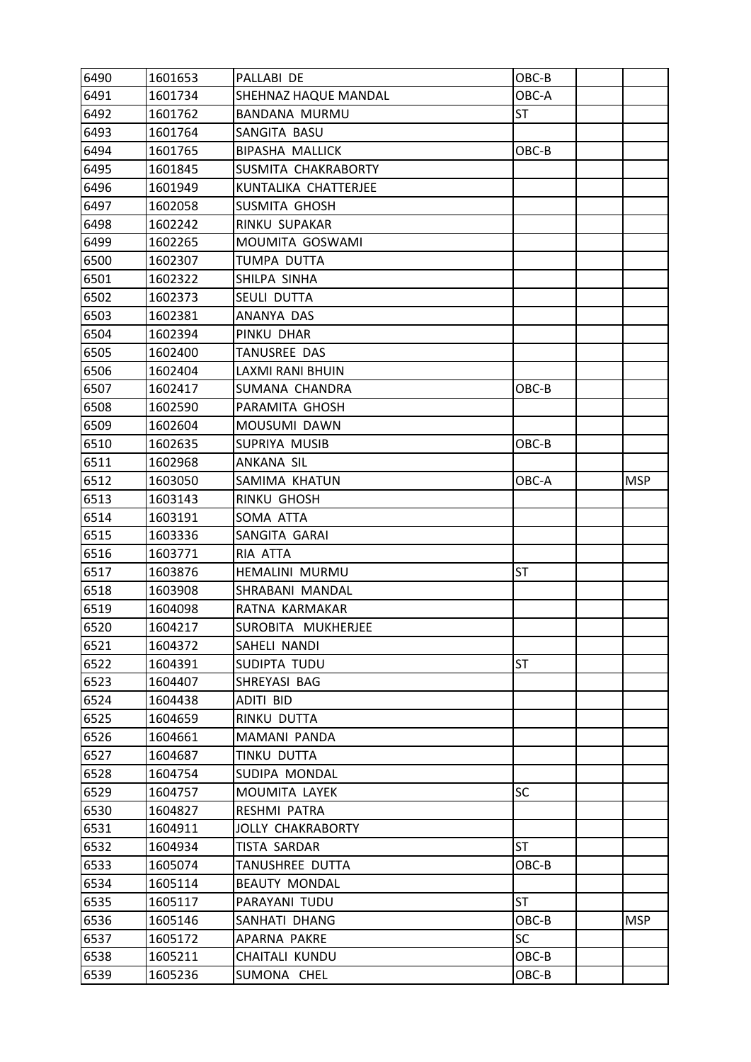| | | | | | |
|---|---|---|---|---|---|
| 6490 | 1601653 | PALLABI DE | OBC-B | | |
| 6491 | 1601734 | SHEHNAZ HAQUE MANDAL | OBC-A | | |
| 6492 | 1601762 | BANDANA MURMU | ST | | |
| 6493 | 1601764 | SANGITA BASU | | | |
| 6494 | 1601765 | BIPASHA MALLICK | OBC-B | | |
| 6495 | 1601845 | SUSMITA CHAKRABORTY | | | |
| 6496 | 1601949 | KUNTALIKA CHATTERJEE | | | |
| 6497 | 1602058 | SUSMITA GHOSH | | | |
| 6498 | 1602242 | RINKU SUPAKAR | | | |
| 6499 | 1602265 | MOUMITA GOSWAMI | | | |
| 6500 | 1602307 | TUMPA DUTTA | | | |
| 6501 | 1602322 | SHILPA SINHA | | | |
| 6502 | 1602373 | SEULI DUTTA | | | |
| 6503 | 1602381 | ANANYA DAS | | | |
| 6504 | 1602394 | PINKU DHAR | | | |
| 6505 | 1602400 | TANUSREE DAS | | | |
| 6506 | 1602404 | LAXMI RANI BHUIN | | | |
| 6507 | 1602417 | SUMANA CHANDRA | OBC-B | | |
| 6508 | 1602590 | PARAMITA GHOSH | | | |
| 6509 | 1602604 | MOUSUMI DAWN | | | |
| 6510 | 1602635 | SUPRIYA MUSIB | OBC-B | | |
| 6511 | 1602968 | ANKANA SIL | | | |
| 6512 | 1603050 | SAMIMA KHATUN | OBC-A | | MSP |
| 6513 | 1603143 | RINKU GHOSH | | | |
| 6514 | 1603191 | SOMA ATTA | | | |
| 6515 | 1603336 | SANGITA GARAI | | | |
| 6516 | 1603771 | RIA ATTA | | | |
| 6517 | 1603876 | HEMALINI MURMU | ST | | |
| 6518 | 1603908 | SHRABANI MANDAL | | | |
| 6519 | 1604098 | RATNA KARMAKAR | | | |
| 6520 | 1604217 | SUROBITA MUKHERJEE | | | |
| 6521 | 1604372 | SAHELI NANDI | | | |
| 6522 | 1604391 | SUDIPTA TUDU | ST | | |
| 6523 | 1604407 | SHREYASI BAG | | | |
| 6524 | 1604438 | ADITI BID | | | |
| 6525 | 1604659 | RINKU DUTTA | | | |
| 6526 | 1604661 | MAMANI PANDA | | | |
| 6527 | 1604687 | TINKU DUTTA | | | |
| 6528 | 1604754 | SUDIPA MONDAL | | | |
| 6529 | 1604757 | MOUMITA LAYEK | SC | | |
| 6530 | 1604827 | RESHMI PATRA | | | |
| 6531 | 1604911 | JOLLY CHAKRABORTY | | | |
| 6532 | 1604934 | TISTA SARDAR | ST | | |
| 6533 | 1605074 | TANUSHREE DUTTA | OBC-B | | |
| 6534 | 1605114 | BEAUTY MONDAL | | | |
| 6535 | 1605117 | PARAYANI TUDU | ST | | |
| 6536 | 1605146 | SANHATI DHANG | OBC-B | | MSP |
| 6537 | 1605172 | APARNA PAKRE | SC | | |
| 6538 | 1605211 | CHAITALI KUNDU | OBC-B | | |
| 6539 | 1605236 | SUMONA CHEL | OBC-B | | |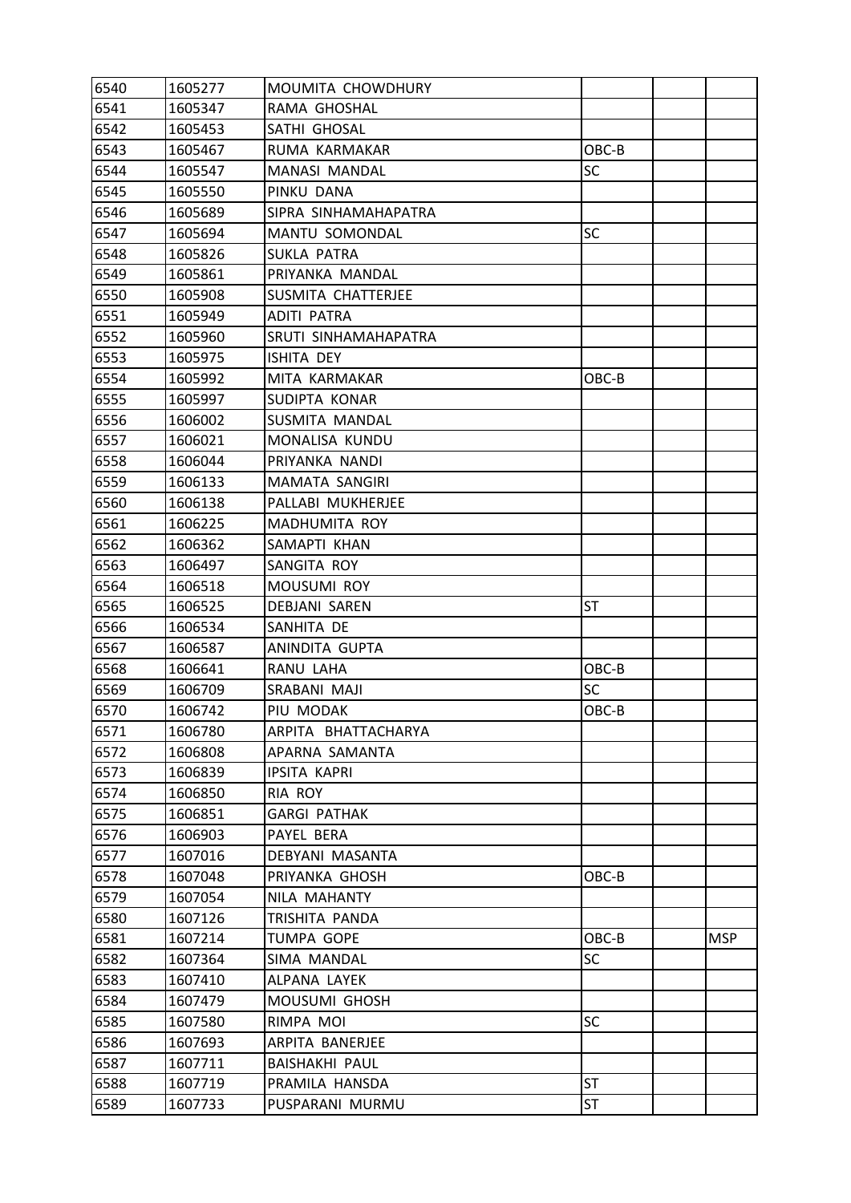| 6540 | 1605277 | MOUMITA CHOWDHURY | | | |
|---|---|---|---|---|---|
| 6541 | 1605347 | RAMA GHOSHAL | | | |
| 6542 | 1605453 | SATHI GHOSAL | | | |
| 6543 | 1605467 | RUMA KARMAKAR | OBC-B | | |
| 6544 | 1605547 | MANASI MANDAL | SC | | |
| 6545 | 1605550 | PINKU DANA | | | |
| 6546 | 1605689 | SIPRA SINHAMAHAPATRA | | | |
| 6547 | 1605694 | MANTU SOMONDAL | SC | | |
| 6548 | 1605826 | SUKLA PATRA | | | |
| 6549 | 1605861 | PRIYANKA MANDAL | | | |
| 6550 | 1605908 | SUSMITA CHATTERJEE | | | |
| 6551 | 1605949 | ADITI PATRA | | | |
| 6552 | 1605960 | SRUTI SINHAMAHAPATRA | | | |
| 6553 | 1605975 | ISHITA DEY | | | |
| 6554 | 1605992 | MITA KARMAKAR | OBC-B | | |
| 6555 | 1605997 | SUDIPTA KONAR | | | |
| 6556 | 1606002 | SUSMITA MANDAL | | | |
| 6557 | 1606021 | MONALISA KUNDU | | | |
| 6558 | 1606044 | PRIYANKA NANDI | | | |
| 6559 | 1606133 | MAMATA SANGIRI | | | |
| 6560 | 1606138 | PALLABI MUKHERJEE | | | |
| 6561 | 1606225 | MADHUMITA ROY | | | |
| 6562 | 1606362 | SAMAPTI KHAN | | | |
| 6563 | 1606497 | SANGITA ROY | | | |
| 6564 | 1606518 | MOUSUMI ROY | | | |
| 6565 | 1606525 | DEBJANI SAREN | ST | | |
| 6566 | 1606534 | SANHITA DE | | | |
| 6567 | 1606587 | ANINDITA GUPTA | | | |
| 6568 | 1606641 | RANU LAHA | OBC-B | | |
| 6569 | 1606709 | SRABANI MAJI | SC | | |
| 6570 | 1606742 | PIU MODAK | OBC-B | | |
| 6571 | 1606780 | ARPITA BHATTACHARYA | | | |
| 6572 | 1606808 | APARNA SAMANTA | | | |
| 6573 | 1606839 | IPSITA KAPRI | | | |
| 6574 | 1606850 | RIA ROY | | | |
| 6575 | 1606851 | GARGI PATHAK | | | |
| 6576 | 1606903 | PAYEL BERA | | | |
| 6577 | 1607016 | DEBYANI MASANTA | | | |
| 6578 | 1607048 | PRIYANKA GHOSH | OBC-B | | |
| 6579 | 1607054 | NILA MAHANTY | | | |
| 6580 | 1607126 | TRISHITA PANDA | | | |
| 6581 | 1607214 | TUMPA GOPE | OBC-B | | MSP |
| 6582 | 1607364 | SIMA MANDAL | SC | | |
| 6583 | 1607410 | ALPANA LAYEK | | | |
| 6584 | 1607479 | MOUSUMI GHOSH | | | |
| 6585 | 1607580 | RIMPA MOI | SC | | |
| 6586 | 1607693 | ARPITA BANERJEE | | | |
| 6587 | 1607711 | BAISHAKHI PAUL | | | |
| 6588 | 1607719 | PRAMILA HANSDA | ST | | |
| 6589 | 1607733 | PUSPARANI MURMU | ST | | |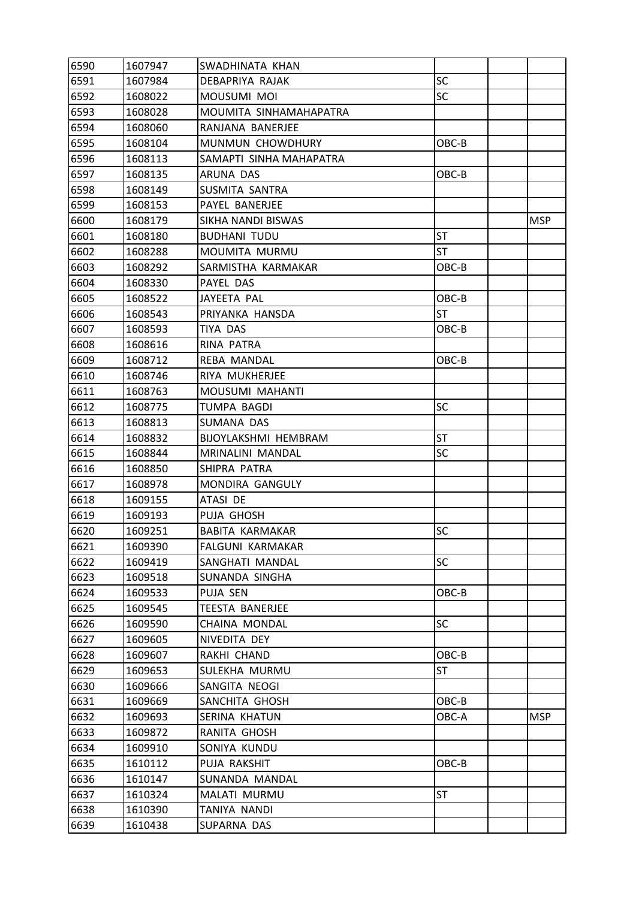| | | | | | |
|---|---|---|---|---|---|
| 6590 | 1607947 | SWADHINATA KHAN | | | |
| 6591 | 1607984 | DEBAPRIYA RAJAK | SC | | |
| 6592 | 1608022 | MOUSUMI MOI | SC | | |
| 6593 | 1608028 | MOUMITA SINHAMAHAPATRA | | | |
| 6594 | 1608060 | RANJANA BANERJEE | | | |
| 6595 | 1608104 | MUNMUN CHOWDHURY | OBC-B | | |
| 6596 | 1608113 | SAMAPTI SINHA MAHAPATRA | | | |
| 6597 | 1608135 | ARUNA DAS | OBC-B | | |
| 6598 | 1608149 | SUSMITA SANTRA | | | |
| 6599 | 1608153 | PAYEL BANERJEE | | | |
| 6600 | 1608179 | SIKHA NANDI BISWAS | | | MSP |
| 6601 | 1608180 | BUDHANI TUDU | ST | | |
| 6602 | 1608288 | MOUMITA MURMU | ST | | |
| 6603 | 1608292 | SARMISTHA KARMAKAR | OBC-B | | |
| 6604 | 1608330 | PAYEL DAS | | | |
| 6605 | 1608522 | JAYEETA PAL | OBC-B | | |
| 6606 | 1608543 | PRIYANKA HANSDA | ST | | |
| 6607 | 1608593 | TIYA DAS | OBC-B | | |
| 6608 | 1608616 | RINA PATRA | | | |
| 6609 | 1608712 | REBA MANDAL | OBC-B | | |
| 6610 | 1608746 | RIYA MUKHERJEE | | | |
| 6611 | 1608763 | MOUSUMI MAHANTI | | | |
| 6612 | 1608775 | TUMPA BAGDI | SC | | |
| 6613 | 1608813 | SUMANA DAS | | | |
| 6614 | 1608832 | BIJOYLAKSHMI HEMBRAM | ST | | |
| 6615 | 1608844 | MRINALINI MANDAL | SC | | |
| 6616 | 1608850 | SHIPRA PATRA | | | |
| 6617 | 1608978 | MONDIRA GANGULY | | | |
| 6618 | 1609155 | ATASI DE | | | |
| 6619 | 1609193 | PUJA GHOSH | | | |
| 6620 | 1609251 | BABITA KARMAKAR | SC | | |
| 6621 | 1609390 | FALGUNI KARMAKAR | | | |
| 6622 | 1609419 | SANGHATI MANDAL | SC | | |
| 6623 | 1609518 | SUNANDA SINGHA | | | |
| 6624 | 1609533 | PUJA SEN | OBC-B | | |
| 6625 | 1609545 | TEESTA BANERJEE | | | |
| 6626 | 1609590 | CHAINA MONDAL | SC | | |
| 6627 | 1609605 | NIVEDITA DEY | | | |
| 6628 | 1609607 | RAKHI CHAND | OBC-B | | |
| 6629 | 1609653 | SULEKHA MURMU | ST | | |
| 6630 | 1609666 | SANGITA NEOGI | | | |
| 6631 | 1609669 | SANCHITA GHOSH | OBC-B | | |
| 6632 | 1609693 | SERINA KHATUN | OBC-A | | MSP |
| 6633 | 1609872 | RANITA GHOSH | | | |
| 6634 | 1609910 | SONIYA KUNDU | | | |
| 6635 | 1610112 | PUJA RAKSHIT | OBC-B | | |
| 6636 | 1610147 | SUNANDA MANDAL | | | |
| 6637 | 1610324 | MALATI MURMU | ST | | |
| 6638 | 1610390 | TANIYA NANDI | | | |
| 6639 | 1610438 | SUPARNA DAS | | | |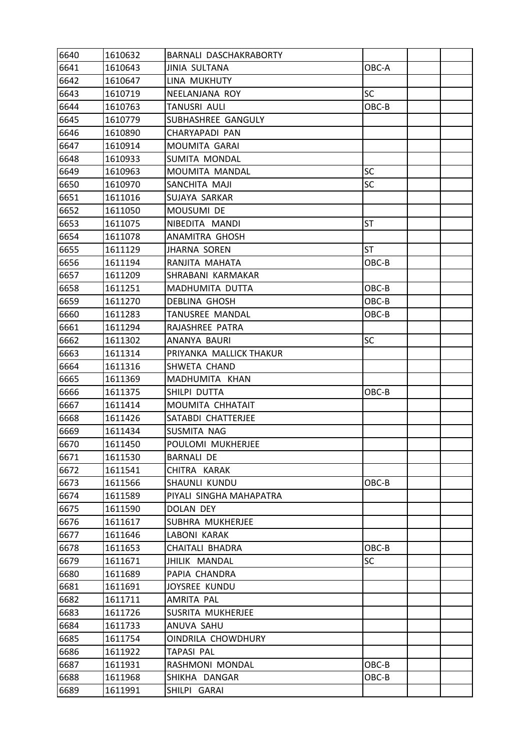| | | | | | |
|---|---|---|---|---|---|
| 6640 | 1610632 | BARNALI DASCHAKRABORTY | | | |
| 6641 | 1610643 | JINIA SULTANA | OBC-A | | |
| 6642 | 1610647 | LINA MUKHUTY | | | |
| 6643 | 1610719 | NEELANJANA ROY | SC | | |
| 6644 | 1610763 | TANUSRI AULI | OBC-B | | |
| 6645 | 1610779 | SUBHASHREE GANGULY | | | |
| 6646 | 1610890 | CHARYAPADI PAN | | | |
| 6647 | 1610914 | MOUMITA GARAI | | | |
| 6648 | 1610933 | SUMITA MONDAL | | | |
| 6649 | 1610963 | MOUMITA MANDAL | SC | | |
| 6650 | 1610970 | SANCHITA MAJI | SC | | |
| 6651 | 1611016 | SUJAYA SARKAR | | | |
| 6652 | 1611050 | MOUSUMI DE | | | |
| 6653 | 1611075 | NIBEDITA MANDI | ST | | |
| 6654 | 1611078 | ANAMITRA GHOSH | | | |
| 6655 | 1611129 | JHARNA SOREN | ST | | |
| 6656 | 1611194 | RANJITA MAHATA | OBC-B | | |
| 6657 | 1611209 | SHRABANI KARMAKAR | | | |
| 6658 | 1611251 | MADHUMITA DUTTA | OBC-B | | |
| 6659 | 1611270 | DEBLINA GHOSH | OBC-B | | |
| 6660 | 1611283 | TANUSREE MANDAL | OBC-B | | |
| 6661 | 1611294 | RAJASHREE PATRA | | | |
| 6662 | 1611302 | ANANYA BAURI | SC | | |
| 6663 | 1611314 | PRIYANKA MALLICK THAKUR | | | |
| 6664 | 1611316 | SHWETA CHAND | | | |
| 6665 | 1611369 | MADHUMITA KHAN | | | |
| 6666 | 1611375 | SHILPI DUTTA | OBC-B | | |
| 6667 | 1611414 | MOUMITA CHHATAIT | | | |
| 6668 | 1611426 | SATABDI CHATTERJEE | | | |
| 6669 | 1611434 | SUSMITA NAG | | | |
| 6670 | 1611450 | POULOMI MUKHERJEE | | | |
| 6671 | 1611530 | BARNALI DE | | | |
| 6672 | 1611541 | CHITRA KARAK | | | |
| 6673 | 1611566 | SHAUNLI KUNDU | OBC-B | | |
| 6674 | 1611589 | PIYALI SINGHA MAHAPATRA | | | |
| 6675 | 1611590 | DOLAN DEY | | | |
| 6676 | 1611617 | SUBHRA MUKHERJEE | | | |
| 6677 | 1611646 | LABONI KARAK | | | |
| 6678 | 1611653 | CHAITALI BHADRA | OBC-B | | |
| 6679 | 1611671 | JHILIK MANDAL | SC | | |
| 6680 | 1611689 | PAPIA CHANDRA | | | |
| 6681 | 1611691 | JOYSREE KUNDU | | | |
| 6682 | 1611711 | AMRITA PAL | | | |
| 6683 | 1611726 | SUSRITA MUKHERJEE | | | |
| 6684 | 1611733 | ANUVA SAHU | | | |
| 6685 | 1611754 | OINDRILA CHOWDHURY | | | |
| 6686 | 1611922 | TAPASI PAL | | | |
| 6687 | 1611931 | RASHMONI MONDAL | OBC-B | | |
| 6688 | 1611968 | SHIKHA DANGAR | OBC-B | | |
| 6689 | 1611991 | SHILPI GARAI | | | |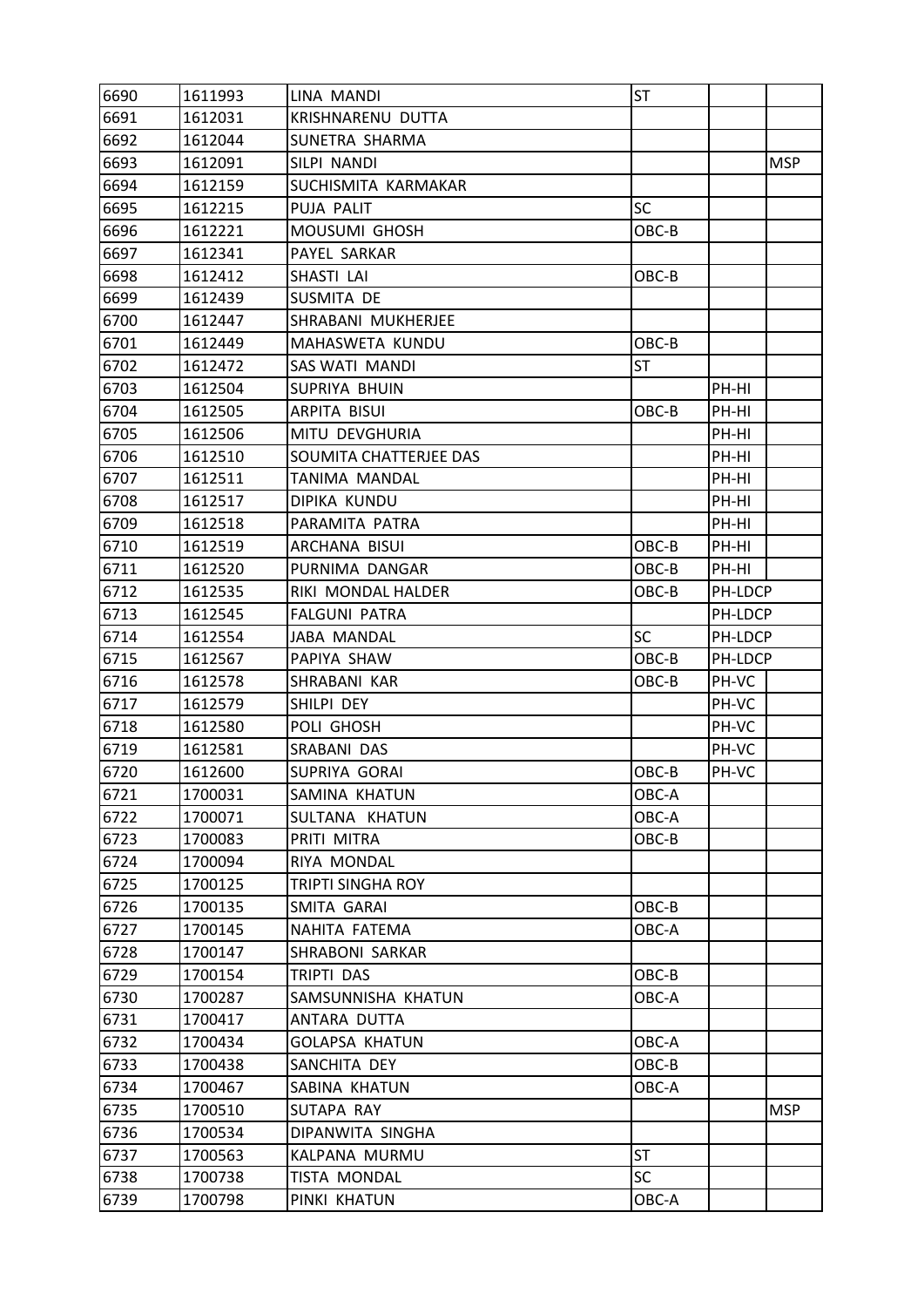| | | | | | |
|---|---|---|---|---|---|
| 6690 | 1611993 | LINA MANDI | ST | | |
| 6691 | 1612031 | KRISHNARENU DUTTA | | | |
| 6692 | 1612044 | SUNETRA SHARMA | | | |
| 6693 | 1612091 | SILPI NANDI | | | MSP |
| 6694 | 1612159 | SUCHISMITA KARMAKAR | | | |
| 6695 | 1612215 | PUJA PALIT | SC | | |
| 6696 | 1612221 | MOUSUMI GHOSH | OBC-B | | |
| 6697 | 1612341 | PAYEL SARKAR | | | |
| 6698 | 1612412 | SHASTI LAI | OBC-B | | |
| 6699 | 1612439 | SUSMITA DE | | | |
| 6700 | 1612447 | SHRABANI MUKHERJEE | | | |
| 6701 | 1612449 | MAHASWETA KUNDU | OBC-B | | |
| 6702 | 1612472 | SAS WATI MANDI | ST | | |
| 6703 | 1612504 | SUPRIYA BHUIN | | PH-HI | |
| 6704 | 1612505 | ARPITA BISUI | OBC-B | PH-HI | |
| 6705 | 1612506 | MITU DEVGHURIA | | PH-HI | |
| 6706 | 1612510 | SOUMITA CHATTERJEE DAS | | PH-HI | |
| 6707 | 1612511 | TANIMA MANDAL | | PH-HI | |
| 6708 | 1612517 | DIPIKA KUNDU | | PH-HI | |
| 6709 | 1612518 | PARAMITA PATRA | | PH-HI | |
| 6710 | 1612519 | ARCHANA BISUI | OBC-B | PH-HI | |
| 6711 | 1612520 | PURNIMA DANGAR | OBC-B | PH-HI | |
| 6712 | 1612535 | RIKI MONDAL HALDER | OBC-B | PH-LDCP | |
| 6713 | 1612545 | FALGUNI PATRA | | PH-LDCP | |
| 6714 | 1612554 | JABA MANDAL | SC | PH-LDCP | |
| 6715 | 1612567 | PAPIYA SHAW | OBC-B | PH-LDCP | |
| 6716 | 1612578 | SHRABANI KAR | OBC-B | PH-VC | |
| 6717 | 1612579 | SHILPI DEY | | PH-VC | |
| 6718 | 1612580 | POLI GHOSH | | PH-VC | |
| 6719 | 1612581 | SRABANI DAS | | PH-VC | |
| 6720 | 1612600 | SUPRIYA GORAI | OBC-B | PH-VC | |
| 6721 | 1700031 | SAMINA KHATUN | OBC-A | | |
| 6722 | 1700071 | SULTANA KHATUN | OBC-A | | |
| 6723 | 1700083 | PRITI MITRA | OBC-B | | |
| 6724 | 1700094 | RIYA MONDAL | | | |
| 6725 | 1700125 | TRIPTI SINGHA ROY | | | |
| 6726 | 1700135 | SMITA GARAI | OBC-B | | |
| 6727 | 1700145 | NAHITA FATEMA | OBC-A | | |
| 6728 | 1700147 | SHRABONI SARKAR | | | |
| 6729 | 1700154 | TRIPTI DAS | OBC-B | | |
| 6730 | 1700287 | SAMSUNNISHA KHATUN | OBC-A | | |
| 6731 | 1700417 | ANTARA DUTTA | | | |
| 6732 | 1700434 | GOLAPSA KHATUN | OBC-A | | |
| 6733 | 1700438 | SANCHITA DEY | OBC-B | | |
| 6734 | 1700467 | SABINA KHATUN | OBC-A | | |
| 6735 | 1700510 | SUTAPA RAY | | | MSP |
| 6736 | 1700534 | DIPANWITA SINGHA | | | |
| 6737 | 1700563 | KALPANA MURMU | ST | | |
| 6738 | 1700738 | TISTA MONDAL | SC | | |
| 6739 | 1700798 | PINKI KHATUN | OBC-A | | |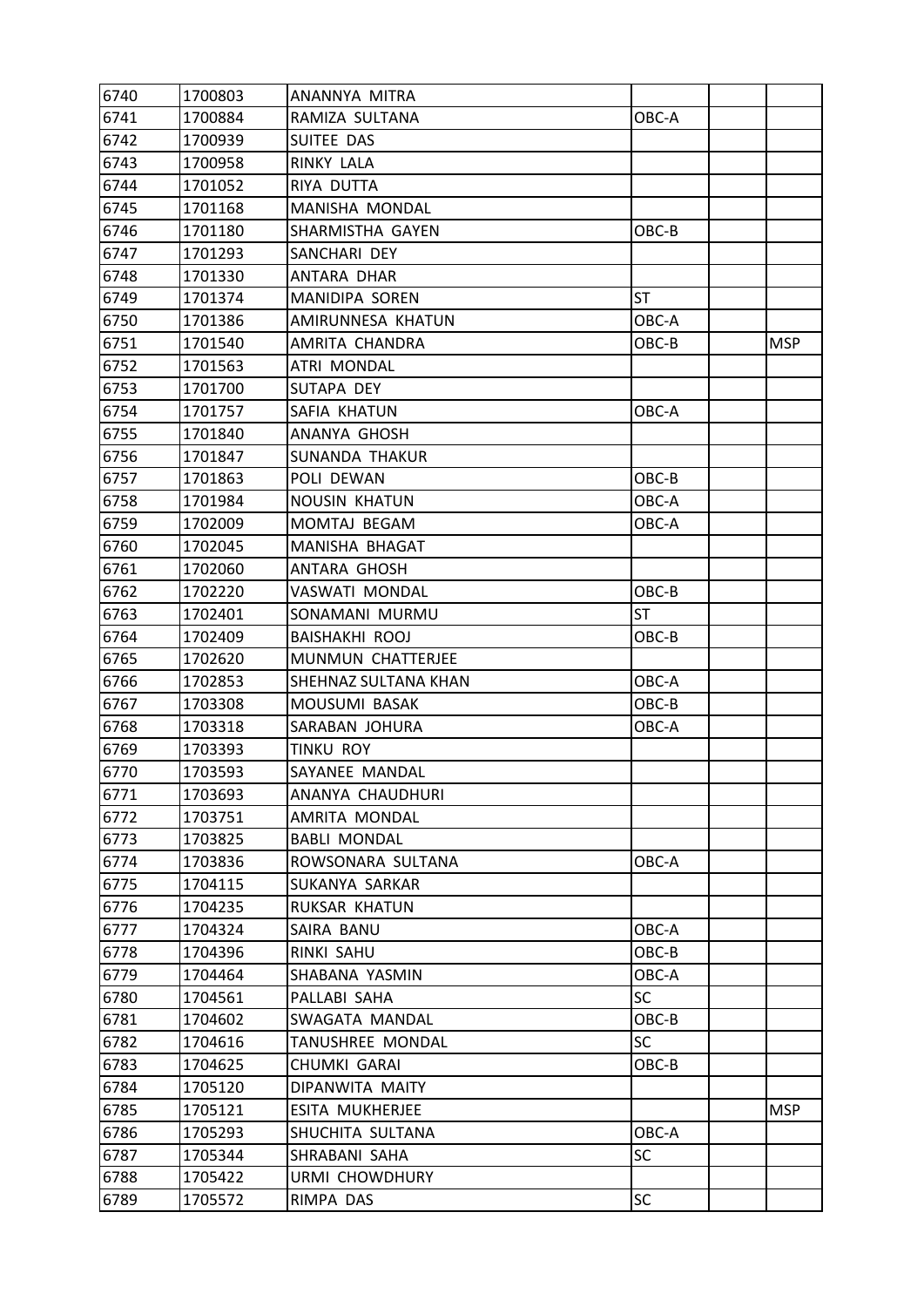| | | | | | |
|---|---|---|---|---|---|
| 6740 | 1700803 | ANANNYA MITRA | | | |
| 6741 | 1700884 | RAMIZA SULTANA | OBC-A | | |
| 6742 | 1700939 | SUITEE DAS | | | |
| 6743 | 1700958 | RINKY LALA | | | |
| 6744 | 1701052 | RIYA DUTTA | | | |
| 6745 | 1701168 | MANISHA MONDAL | | | |
| 6746 | 1701180 | SHARMISTHA GAYEN | OBC-B | | |
| 6747 | 1701293 | SANCHARI DEY | | | |
| 6748 | 1701330 | ANTARA DHAR | | | |
| 6749 | 1701374 | MANIDIPA SOREN | ST | | |
| 6750 | 1701386 | AMIRUNNESA KHATUN | OBC-A | | |
| 6751 | 1701540 | AMRITA CHANDRA | OBC-B | | MSP |
| 6752 | 1701563 | ATRI MONDAL | | | |
| 6753 | 1701700 | SUTAPA DEY | | | |
| 6754 | 1701757 | SAFIA KHATUN | OBC-A | | |
| 6755 | 1701840 | ANANYA GHOSH | | | |
| 6756 | 1701847 | SUNANDA THAKUR | | | |
| 6757 | 1701863 | POLI DEWAN | OBC-B | | |
| 6758 | 1701984 | NOUSIN KHATUN | OBC-A | | |
| 6759 | 1702009 | MOMTAJ BEGAM | OBC-A | | |
| 6760 | 1702045 | MANISHA BHAGAT | | | |
| 6761 | 1702060 | ANTARA GHOSH | | | |
| 6762 | 1702220 | VASWATI MONDAL | OBC-B | | |
| 6763 | 1702401 | SONAMANI MURMU | ST | | |
| 6764 | 1702409 | BAISHAKHI ROOJ | OBC-B | | |
| 6765 | 1702620 | MUNMUN CHATTERJEE | | | |
| 6766 | 1702853 | SHEHNAZ SULTANA KHAN | OBC-A | | |
| 6767 | 1703308 | MOUSUMI BASAK | OBC-B | | |
| 6768 | 1703318 | SARABAN JOHURA | OBC-A | | |
| 6769 | 1703393 | TINKU ROY | | | |
| 6770 | 1703593 | SAYANEE MANDAL | | | |
| 6771 | 1703693 | ANANYA CHAUDHURI | | | |
| 6772 | 1703751 | AMRITA MONDAL | | | |
| 6773 | 1703825 | BABLI MONDAL | | | |
| 6774 | 1703836 | ROWSONARA SULTANA | OBC-A | | |
| 6775 | 1704115 | SUKANYA SARKAR | | | |
| 6776 | 1704235 | RUKSAR KHATUN | | | |
| 6777 | 1704324 | SAIRA BANU | OBC-A | | |
| 6778 | 1704396 | RINKI SAHU | OBC-B | | |
| 6779 | 1704464 | SHABANA YASMIN | OBC-A | | |
| 6780 | 1704561 | PALLABI SAHA | SC | | |
| 6781 | 1704602 | SWAGATA MANDAL | OBC-B | | |
| 6782 | 1704616 | TANUSHREE MONDAL | SC | | |
| 6783 | 1704625 | CHUMKI GARAI | OBC-B | | |
| 6784 | 1705120 | DIPANWITA MAITY | | | |
| 6785 | 1705121 | ESITA MUKHERJEE | | | MSP |
| 6786 | 1705293 | SHUCHITA SULTANA | OBC-A | | |
| 6787 | 1705344 | SHRABANI SAHA | SC | | |
| 6788 | 1705422 | URMI CHOWDHURY | | | |
| 6789 | 1705572 | RIMPA DAS | SC | | |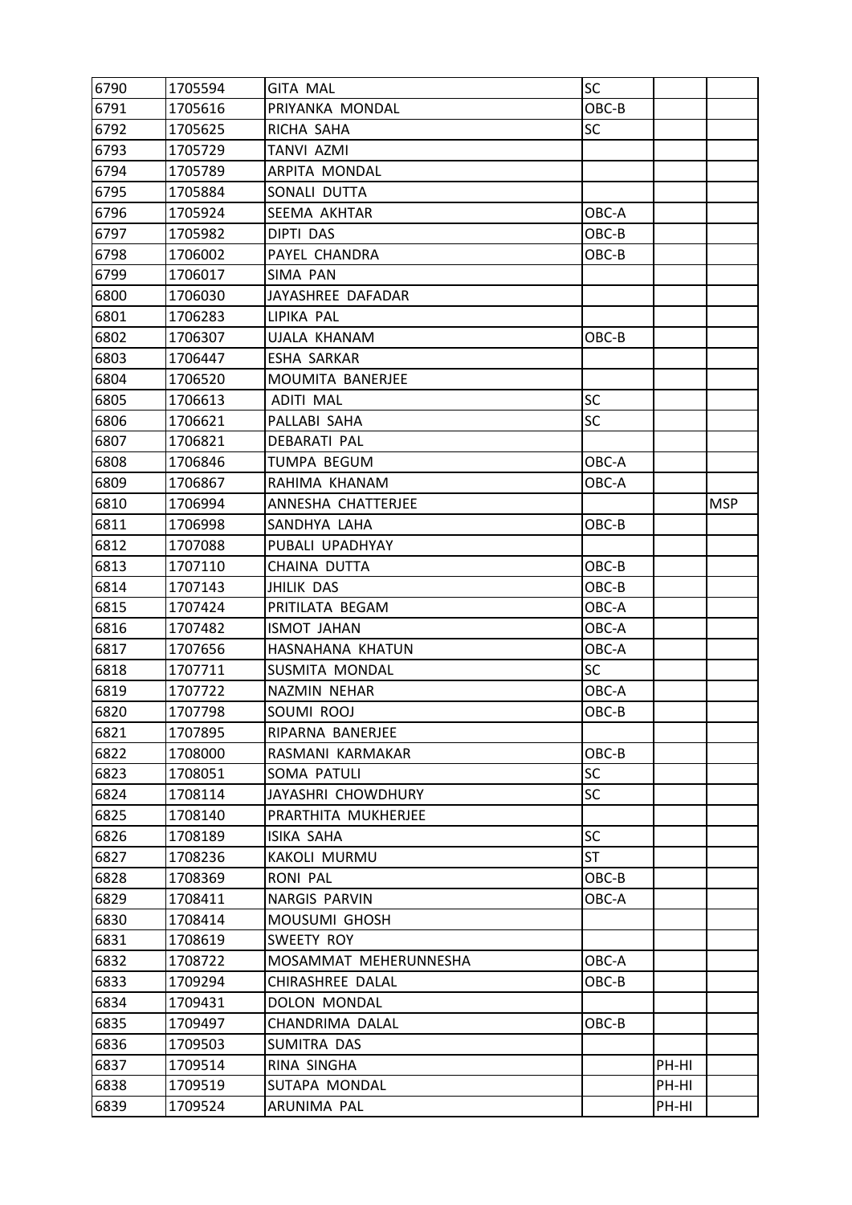| | | | | | |
|---|---|---|---|---|---|
| 6790 | 1705594 | GITA MAL | SC | | |
| 6791 | 1705616 | PRIYANKA MONDAL | OBC-B | | |
| 6792 | 1705625 | RICHA SAHA | SC | | |
| 6793 | 1705729 | TANVI AZMI | | | |
| 6794 | 1705789 | ARPITA MONDAL | | | |
| 6795 | 1705884 | SONALI DUTTA | | | |
| 6796 | 1705924 | SEEMA AKHTAR | OBC-A | | |
| 6797 | 1705982 | DIPTI DAS | OBC-B | | |
| 6798 | 1706002 | PAYEL CHANDRA | OBC-B | | |
| 6799 | 1706017 | SIMA PAN | | | |
| 6800 | 1706030 | JAYASHREE DAFADAR | | | |
| 6801 | 1706283 | LIPIKA PAL | | | |
| 6802 | 1706307 | UJALA KHANAM | OBC-B | | |
| 6803 | 1706447 | ESHA SARKAR | | | |
| 6804 | 1706520 | MOUMITA BANERJEE | | | |
| 6805 | 1706613 | ADITI MAL | SC | | |
| 6806 | 1706621 | PALLABI SAHA | SC | | |
| 6807 | 1706821 | DEBARATI PAL | | | |
| 6808 | 1706846 | TUMPA BEGUM | OBC-A | | |
| 6809 | 1706867 | RAHIMA KHANAM | OBC-A | | |
| 6810 | 1706994 | ANNESHA CHATTERJEE | | | MSP |
| 6811 | 1706998 | SANDHYA LAHA | OBC-B | | |
| 6812 | 1707088 | PUBALI UPADHYAY | | | |
| 6813 | 1707110 | CHAINA DUTTA | OBC-B | | |
| 6814 | 1707143 | JHILIK DAS | OBC-B | | |
| 6815 | 1707424 | PRITILATA BEGAM | OBC-A | | |
| 6816 | 1707482 | ISMOT JAHAN | OBC-A | | |
| 6817 | 1707656 | HASNAHANA KHATUN | OBC-A | | |
| 6818 | 1707711 | SUSMITA MONDAL | SC | | |
| 6819 | 1707722 | NAZMIN NEHAR | OBC-A | | |
| 6820 | 1707798 | SOUMI ROOJ | OBC-B | | |
| 6821 | 1707895 | RIPARNA BANERJEE | | | |
| 6822 | 1708000 | RASMANI KARMAKAR | OBC-B | | |
| 6823 | 1708051 | SOMA PATULI | SC | | |
| 6824 | 1708114 | JAYASHRI CHOWDHURY | SC | | |
| 6825 | 1708140 | PRARTHITA MUKHERJEE | | | |
| 6826 | 1708189 | ISIKA SAHA | SC | | |
| 6827 | 1708236 | KAKOLI MURMU | ST | | |
| 6828 | 1708369 | RONI PAL | OBC-B | | |
| 6829 | 1708411 | NARGIS PARVIN | OBC-A | | |
| 6830 | 1708414 | MOUSUMI GHOSH | | | |
| 6831 | 1708619 | SWEETY ROY | | | |
| 6832 | 1708722 | MOSAMMAT MEHERUNNESHA | OBC-A | | |
| 6833 | 1709294 | CHIRASHREE DALAL | OBC-B | | |
| 6834 | 1709431 | DOLON MONDAL | | | |
| 6835 | 1709497 | CHANDRIMA DALAL | OBC-B | | |
| 6836 | 1709503 | SUMITRA DAS | | | |
| 6837 | 1709514 | RINA SINGHA | | PH-HI | |
| 6838 | 1709519 | SUTAPA MONDAL | | PH-HI | |
| 6839 | 1709524 | ARUNIMA PAL | | PH-HI | |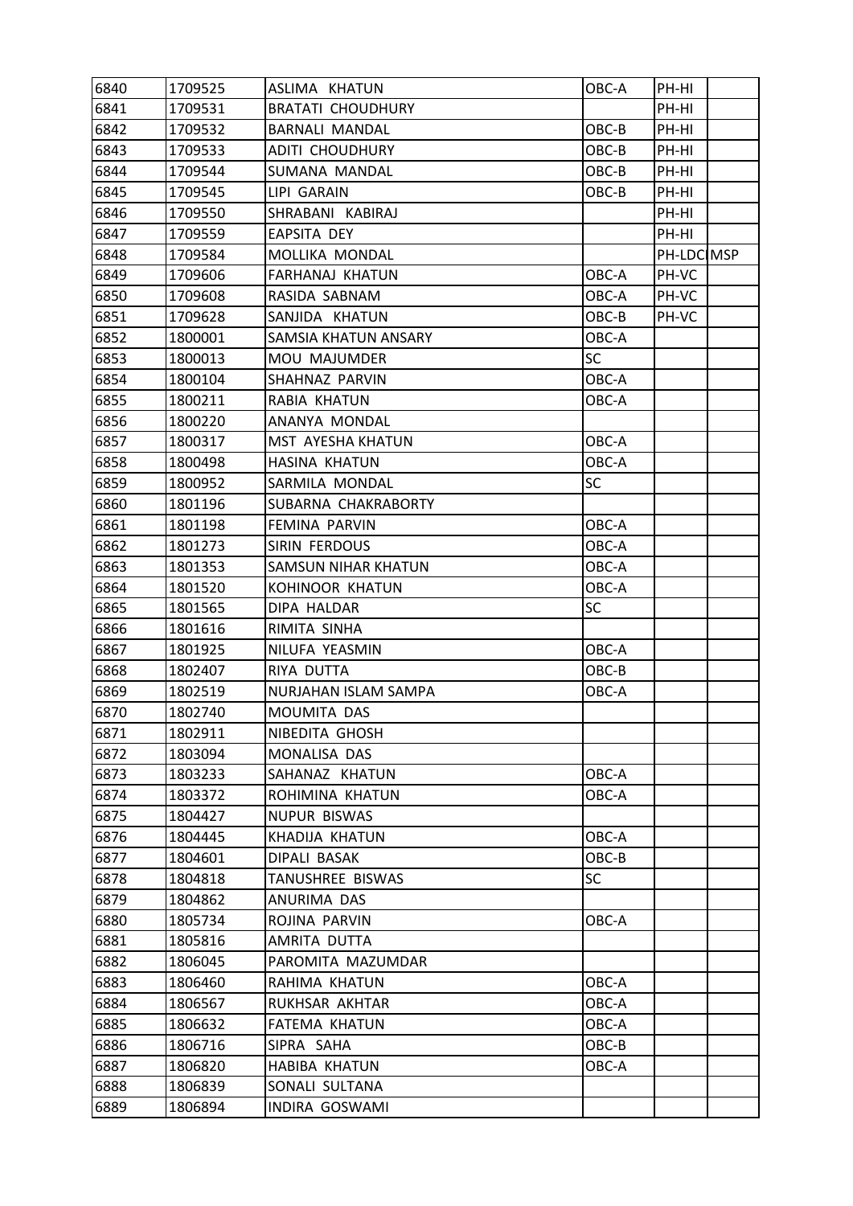| | | | | | |
|---|---|---|---|---|---|
| 6840 | 1709525 | ASLIMA KHATUN | OBC-A | PH-HI | |
| 6841 | 1709531 | BRATATI CHOUDHURY | | PH-HI | |
| 6842 | 1709532 | BARNALI MANDAL | OBC-B | PH-HI | |
| 6843 | 1709533 | ADITI CHOUDHURY | OBC-B | PH-HI | |
| 6844 | 1709544 | SUMANA MANDAL | OBC-B | PH-HI | |
| 6845 | 1709545 | LIPI GARAIN | OBC-B | PH-HI | |
| 6846 | 1709550 | SHRABANI KABIRAJ | | PH-HI | |
| 6847 | 1709559 | EAPSITA DEY | | PH-HI | |
| 6848 | 1709584 | MOLLIKA MONDAL | | PH-LDC | MSP |
| 6849 | 1709606 | FARHANAJ KHATUN | OBC-A | PH-VC | |
| 6850 | 1709608 | RASIDA SABNAM | OBC-A | PH-VC | |
| 6851 | 1709628 | SANJIDA KHATUN | OBC-B | PH-VC | |
| 6852 | 1800001 | SAMSIA KHATUN ANSARY | OBC-A | | |
| 6853 | 1800013 | MOU MAJUMDER | SC | | |
| 6854 | 1800104 | SHAHNAZ PARVIN | OBC-A | | |
| 6855 | 1800211 | RABIA KHATUN | OBC-A | | |
| 6856 | 1800220 | ANANYA MONDAL | | | |
| 6857 | 1800317 | MST AYESHA KHATUN | OBC-A | | |
| 6858 | 1800498 | HASINA KHATUN | OBC-A | | |
| 6859 | 1800952 | SARMILA MONDAL | SC | | |
| 6860 | 1801196 | SUBARNA CHAKRABORTY | | | |
| 6861 | 1801198 | FEMINA PARVIN | OBC-A | | |
| 6862 | 1801273 | SIRIN FERDOUS | OBC-A | | |
| 6863 | 1801353 | SAMSUN NIHAR KHATUN | OBC-A | | |
| 6864 | 1801520 | KOHINOOR KHATUN | OBC-A | | |
| 6865 | 1801565 | DIPA HALDAR | SC | | |
| 6866 | 1801616 | RIMITA SINHA | | | |
| 6867 | 1801925 | NILUFA YEASMIN | OBC-A | | |
| 6868 | 1802407 | RIYA DUTTA | OBC-B | | |
| 6869 | 1802519 | NURJAHAN ISLAM SAMPA | OBC-A | | |
| 6870 | 1802740 | MOUMITA DAS | | | |
| 6871 | 1802911 | NIBEDITA GHOSH | | | |
| 6872 | 1803094 | MONALISA DAS | | | |
| 6873 | 1803233 | SAHANAZ KHATUN | OBC-A | | |
| 6874 | 1803372 | ROHIMINA KHATUN | OBC-A | | |
| 6875 | 1804427 | NUPUR BISWAS | | | |
| 6876 | 1804445 | KHADIJA KHATUN | OBC-A | | |
| 6877 | 1804601 | DIPALI BASAK | OBC-B | | |
| 6878 | 1804818 | TANUSHREE BISWAS | SC | | |
| 6879 | 1804862 | ANURIMA DAS | | | |
| 6880 | 1805734 | ROJINA PARVIN | OBC-A | | |
| 6881 | 1805816 | AMRITA DUTTA | | | |
| 6882 | 1806045 | PAROMITA MAZUMDAR | | | |
| 6883 | 1806460 | RAHIMA KHATUN | OBC-A | | |
| 6884 | 1806567 | RUKHSAR AKHTAR | OBC-A | | |
| 6885 | 1806632 | FATEMA KHATUN | OBC-A | | |
| 6886 | 1806716 | SIPRA SAHA | OBC-B | | |
| 6887 | 1806820 | HABIBA KHATUN | OBC-A | | |
| 6888 | 1806839 | SONALI SULTANA | | | |
| 6889 | 1806894 | INDIRA GOSWAMI | | | |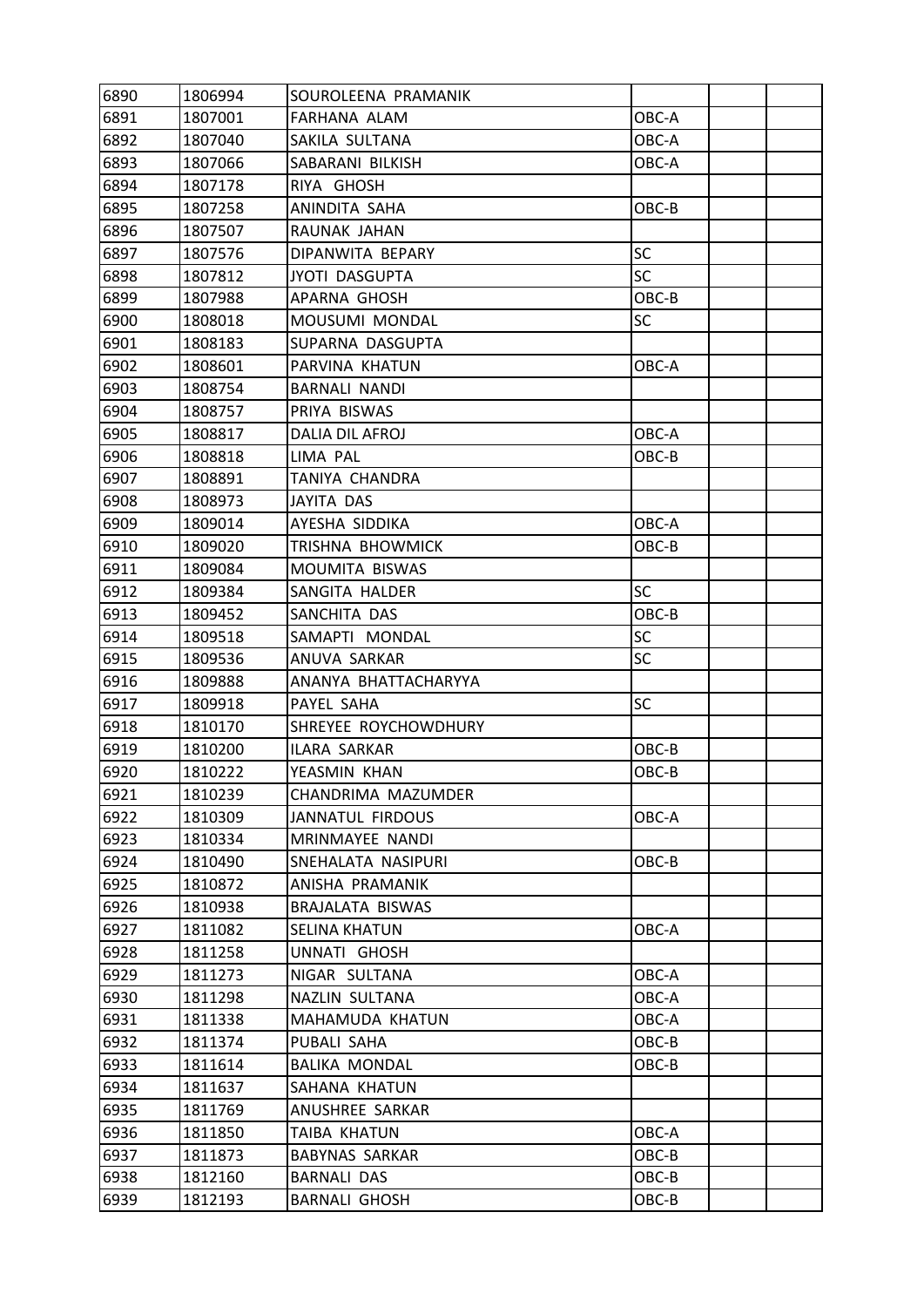| 6890 | 1806994 | SOUROLEENA PRAMANIK | | | |
|---|---|---|---|---|---|
| 6891 | 1807001 | FARHANA ALAM | OBC-A | | |
| 6892 | 1807040 | SAKILA SULTANA | OBC-A | | |
| 6893 | 1807066 | SABARANI BILKISH | OBC-A | | |
| 6894 | 1807178 | RIYA GHOSH | | | |
| 6895 | 1807258 | ANINDITA SAHA | OBC-B | | |
| 6896 | 1807507 | RAUNAK JAHAN | | | |
| 6897 | 1807576 | DIPANWITA BEPARY | SC | | |
| 6898 | 1807812 | JYOTI DASGUPTA | SC | | |
| 6899 | 1807988 | APARNA GHOSH | OBC-B | | |
| 6900 | 1808018 | MOUSUMI MONDAL | SC | | |
| 6901 | 1808183 | SUPARNA DASGUPTA | | | |
| 6902 | 1808601 | PARVINA KHATUN | OBC-A | | |
| 6903 | 1808754 | BARNALI NANDI | | | |
| 6904 | 1808757 | PRIYA BISWAS | | | |
| 6905 | 1808817 | DALIA DIL AFROJ | OBC-A | | |
| 6906 | 1808818 | LIMA PAL | OBC-B | | |
| 6907 | 1808891 | TANIYA CHANDRA | | | |
| 6908 | 1808973 | JAYITA DAS | | | |
| 6909 | 1809014 | AYESHA SIDDIKA | OBC-A | | |
| 6910 | 1809020 | TRISHNA BHOWMICK | OBC-B | | |
| 6911 | 1809084 | MOUMITA BISWAS | | | |
| 6912 | 1809384 | SANGITA HALDER | SC | | |
| 6913 | 1809452 | SANCHITA DAS | OBC-B | | |
| 6914 | 1809518 | SAMAPTI MONDAL | SC | | |
| 6915 | 1809536 | ANUVA SARKAR | SC | | |
| 6916 | 1809888 | ANANYA BHATTACHARYYA | | | |
| 6917 | 1809918 | PAYEL SAHA | SC | | |
| 6918 | 1810170 | SHREYEE ROYCHOWDHURY | | | |
| 6919 | 1810200 | ILARA SARKAR | OBC-B | | |
| 6920 | 1810222 | YEASMIN KHAN | OBC-B | | |
| 6921 | 1810239 | CHANDRIMA MAZUMDER | | | |
| 6922 | 1810309 | JANNATUL FIRDOUS | OBC-A | | |
| 6923 | 1810334 | MRINMAYEE NANDI | | | |
| 6924 | 1810490 | SNEHALATA NASIPURI | OBC-B | | |
| 6925 | 1810872 | ANISHA PRAMANIK | | | |
| 6926 | 1810938 | BRAJALATA BISWAS | | | |
| 6927 | 1811082 | SELINA KHATUN | OBC-A | | |
| 6928 | 1811258 | UNNATI GHOSH | | | |
| 6929 | 1811273 | NIGAR SULTANA | OBC-A | | |
| 6930 | 1811298 | NAZLIN SULTANA | OBC-A | | |
| 6931 | 1811338 | MAHAMUDA KHATUN | OBC-A | | |
| 6932 | 1811374 | PUBALI SAHA | OBC-B | | |
| 6933 | 1811614 | BALIKA MONDAL | OBC-B | | |
| 6934 | 1811637 | SAHANA KHATUN | | | |
| 6935 | 1811769 | ANUSHREE SARKAR | | | |
| 6936 | 1811850 | TAIBA KHATUN | OBC-A | | |
| 6937 | 1811873 | BABYNAS SARKAR | OBC-B | | |
| 6938 | 1812160 | BARNALI DAS | OBC-B | | |
| 6939 | 1812193 | BARNALI GHOSH | OBC-B | | |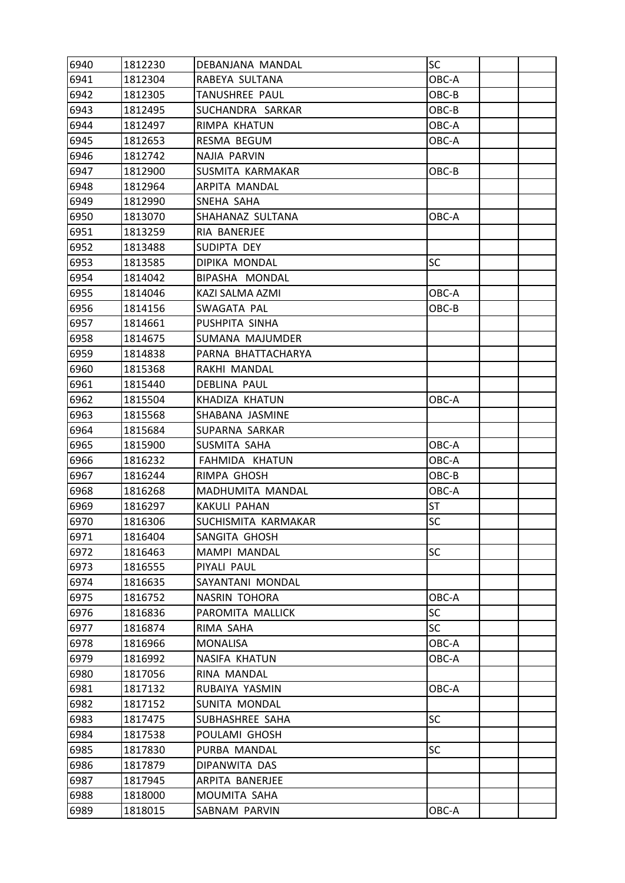| 6940 | 1812230 | DEBANJANA MANDAL | SC | | |
|---|---|---|---|---|---|
| 6941 | 1812304 | RABEYA SULTANA | OBC-A | | |
| 6942 | 1812305 | TANUSHREE PAUL | OBC-B | | |
| 6943 | 1812495 | SUCHANDRA SARKAR | OBC-B | | |
| 6944 | 1812497 | RIMPA KHATUN | OBC-A | | |
| 6945 | 1812653 | RESMA BEGUM | OBC-A | | |
| 6946 | 1812742 | NAJIA PARVIN | | | |
| 6947 | 1812900 | SUSMITA KARMAKAR | OBC-B | | |
| 6948 | 1812964 | ARPITA MANDAL | | | |
| 6949 | 1812990 | SNEHA SAHA | | | |
| 6950 | 1813070 | SHAHANAZ SULTANA | OBC-A | | |
| 6951 | 1813259 | RIA BANERJEE | | | |
| 6952 | 1813488 | SUDIPTA DEY | | | |
| 6953 | 1813585 | DIPIKA MONDAL | SC | | |
| 6954 | 1814042 | BIPASHA MONDAL | | | |
| 6955 | 1814046 | KAZI SALMA AZMI | OBC-A | | |
| 6956 | 1814156 | SWAGATA PAL | OBC-B | | |
| 6957 | 1814661 | PUSHPITA SINHA | | | |
| 6958 | 1814675 | SUMANA MAJUMDER | | | |
| 6959 | 1814838 | PARNA BHATTACHARYA | | | |
| 6960 | 1815368 | RAKHI MANDAL | | | |
| 6961 | 1815440 | DEBLINA PAUL | | | |
| 6962 | 1815504 | KHADIZA KHATUN | OBC-A | | |
| 6963 | 1815568 | SHABANA JASMINE | | | |
| 6964 | 1815684 | SUPARNA SARKAR | | | |
| 6965 | 1815900 | SUSMITA SAHA | OBC-A | | |
| 6966 | 1816232 | FAHMIDA KHATUN | OBC-A | | |
| 6967 | 1816244 | RIMPA GHOSH | OBC-B | | |
| 6968 | 1816268 | MADHUMITA MANDAL | OBC-A | | |
| 6969 | 1816297 | KAKULI PAHAN | ST | | |
| 6970 | 1816306 | SUCHISMITA KARMAKAR | SC | | |
| 6971 | 1816404 | SANGITA GHOSH | | | |
| 6972 | 1816463 | MAMPI MANDAL | SC | | |
| 6973 | 1816555 | PIYALI PAUL | | | |
| 6974 | 1816635 | SAYANTANI MONDAL | | | |
| 6975 | 1816752 | NASRIN TOHORA | OBC-A | | |
| 6976 | 1816836 | PAROMITA MALLICK | SC | | |
| 6977 | 1816874 | RIMA SAHA | SC | | |
| 6978 | 1816966 | MONALISA | OBC-A | | |
| 6979 | 1816992 | NASIFA KHATUN | OBC-A | | |
| 6980 | 1817056 | RINA MANDAL | | | |
| 6981 | 1817132 | RUBAIYA YASMIN | OBC-A | | |
| 6982 | 1817152 | SUNITA MONDAL | | | |
| 6983 | 1817475 | SUBHASHREE SAHA | SC | | |
| 6984 | 1817538 | POULAMI GHOSH | | | |
| 6985 | 1817830 | PURBA MANDAL | SC | | |
| 6986 | 1817879 | DIPANWITA DAS | | | |
| 6987 | 1817945 | ARPITA BANERJEE | | | |
| 6988 | 1818000 | MOUMITA SAHA | | | |
| 6989 | 1818015 | SABNAM PARVIN | OBC-A | | |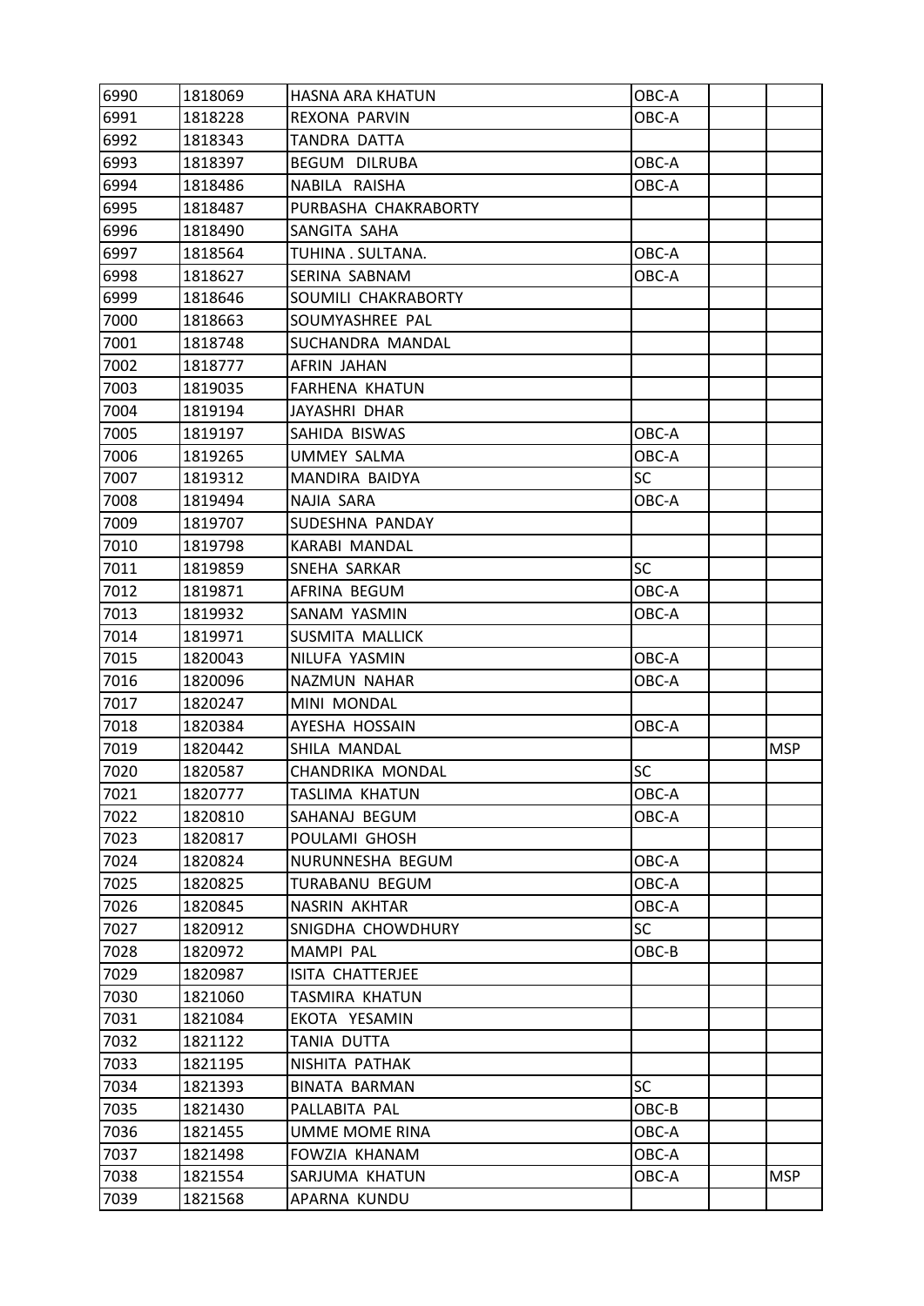| | | | | | |
|---|---|---|---|---|---|
| 6990 | 1818069 | HASNA ARA KHATUN | OBC-A | | |
| 6991 | 1818228 | REXONA PARVIN | OBC-A | | |
| 6992 | 1818343 | TANDRA DATTA | | | |
| 6993 | 1818397 | BEGUM DILRUBA | OBC-A | | |
| 6994 | 1818486 | NABILA RAISHA | OBC-A | | |
| 6995 | 1818487 | PURBASHA CHAKRABORTY | | | |
| 6996 | 1818490 | SANGITA SAHA | | | |
| 6997 | 1818564 | TUHINA . SULTANA. | OBC-A | | |
| 6998 | 1818627 | SERINA SABNAM | OBC-A | | |
| 6999 | 1818646 | SOUMILI CHAKRABORTY | | | |
| 7000 | 1818663 | SOUMYASHREE PAL | | | |
| 7001 | 1818748 | SUCHANDRA MANDAL | | | |
| 7002 | 1818777 | AFRIN JAHAN | | | |
| 7003 | 1819035 | FARHENA KHATUN | | | |
| 7004 | 1819194 | JAYASHRI DHAR | | | |
| 7005 | 1819197 | SAHIDA BISWAS | OBC-A | | |
| 7006 | 1819265 | UMMEY SALMA | OBC-A | | |
| 7007 | 1819312 | MANDIRA BAIDYA | SC | | |
| 7008 | 1819494 | NAJIA SARA | OBC-A | | |
| 7009 | 1819707 | SUDESHNA PANDAY | | | |
| 7010 | 1819798 | KARABI MANDAL | | | |
| 7011 | 1819859 | SNEHA SARKAR | SC | | |
| 7012 | 1819871 | AFRINA BEGUM | OBC-A | | |
| 7013 | 1819932 | SANAM YASMIN | OBC-A | | |
| 7014 | 1819971 | SUSMITA MALLICK | | | |
| 7015 | 1820043 | NILUFA YASMIN | OBC-A | | |
| 7016 | 1820096 | NAZMUN NAHAR | OBC-A | | |
| 7017 | 1820247 | MINI MONDAL | | | |
| 7018 | 1820384 | AYESHA HOSSAIN | OBC-A | | |
| 7019 | 1820442 | SHILA MANDAL | | | MSP |
| 7020 | 1820587 | CHANDRIKA MONDAL | SC | | |
| 7021 | 1820777 | TASLIMA KHATUN | OBC-A | | |
| 7022 | 1820810 | SAHANAJ BEGUM | OBC-A | | |
| 7023 | 1820817 | POULAMI GHOSH | | | |
| 7024 | 1820824 | NURUNNESHA BEGUM | OBC-A | | |
| 7025 | 1820825 | TURABANU BEGUM | OBC-A | | |
| 7026 | 1820845 | NASRIN AKHTAR | OBC-A | | |
| 7027 | 1820912 | SNIGDHA CHOWDHURY | SC | | |
| 7028 | 1820972 | MAMPI PAL | OBC-B | | |
| 7029 | 1820987 | ISITA CHATTERJEE | | | |
| 7030 | 1821060 | TASMIRA KHATUN | | | |
| 7031 | 1821084 | EKOTA YESAMIN | | | |
| 7032 | 1821122 | TANIA DUTTA | | | |
| 7033 | 1821195 | NISHITA PATHAK | | | |
| 7034 | 1821393 | BINATA BARMAN | SC | | |
| 7035 | 1821430 | PALLABITA PAL | OBC-B | | |
| 7036 | 1821455 | UMME MOME RINA | OBC-A | | |
| 7037 | 1821498 | FOWZIA KHANAM | OBC-A | | |
| 7038 | 1821554 | SARJUMA KHATUN | OBC-A | | MSP |
| 7039 | 1821568 | APARNA KUNDU | | | |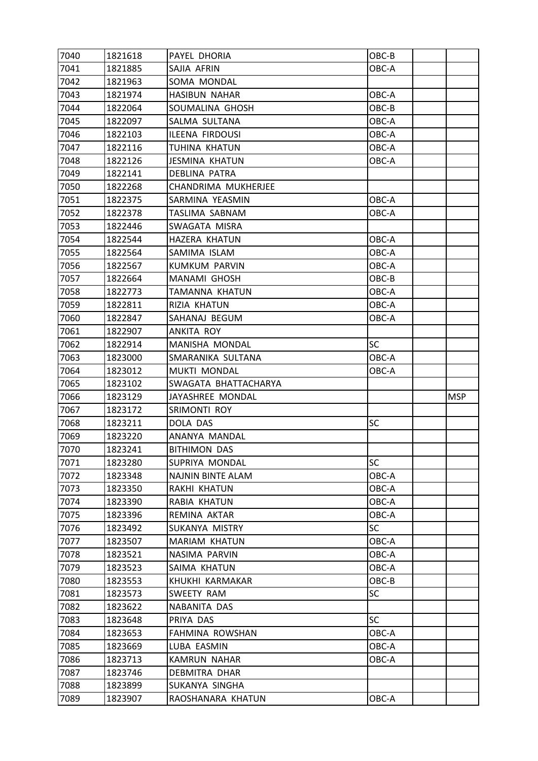| 7040 | 1821618 | PAYEL DHORIA | OBC-B | | |
|---|---|---|---|---|---|
| 7041 | 1821885 | SAJIA AFRIN | OBC-A | | |
| 7042 | 1821963 | SOMA MONDAL | | | |
| 7043 | 1821974 | HASIBUN NAHAR | OBC-A | | |
| 7044 | 1822064 | SOUMALINA GHOSH | OBC-B | | |
| 7045 | 1822097 | SALMA SULTANA | OBC-A | | |
| 7046 | 1822103 | ILEENA FIRDOUSI | OBC-A | | |
| 7047 | 1822116 | TUHINA KHATUN | OBC-A | | |
| 7048 | 1822126 | JESMINA KHATUN | OBC-A | | |
| 7049 | 1822141 | DEBLINA PATRA | | | |
| 7050 | 1822268 | CHANDRIMA MUKHERJEE | | | |
| 7051 | 1822375 | SARMINA YEASMIN | OBC-A | | |
| 7052 | 1822378 | TASLIMA SABNAM | OBC-A | | |
| 7053 | 1822446 | SWAGATA MISRA | | | |
| 7054 | 1822544 | HAZERA KHATUN | OBC-A | | |
| 7055 | 1822564 | SAMIMA ISLAM | OBC-A | | |
| 7056 | 1822567 | KUMKUM PARVIN | OBC-A | | |
| 7057 | 1822664 | MANAMI GHOSH | OBC-B | | |
| 7058 | 1822773 | TAMANNA KHATUN | OBC-A | | |
| 7059 | 1822811 | RIZIA KHATUN | OBC-A | | |
| 7060 | 1822847 | SAHANAJ BEGUM | OBC-A | | |
| 7061 | 1822907 | ANKITA ROY | | | |
| 7062 | 1822914 | MANISHA MONDAL | SC | | |
| 7063 | 1823000 | SMARANIKA SULTANA | OBC-A | | |
| 7064 | 1823012 | MUKTI MONDAL | OBC-A | | |
| 7065 | 1823102 | SWAGATA BHATTACHARYA | | | |
| 7066 | 1823129 | JAYASHREE MONDAL | | | MSP |
| 7067 | 1823172 | SRIMONTI ROY | | | |
| 7068 | 1823211 | DOLA DAS | SC | | |
| 7069 | 1823220 | ANANYA MANDAL | | | |
| 7070 | 1823241 | BITHIMON DAS | | | |
| 7071 | 1823280 | SUPRIYA MONDAL | SC | | |
| 7072 | 1823348 | NAJNIN BINTE ALAM | OBC-A | | |
| 7073 | 1823350 | RAKHI KHATUN | OBC-A | | |
| 7074 | 1823390 | RABIA KHATUN | OBC-A | | |
| 7075 | 1823396 | REMINA AKTAR | OBC-A | | |
| 7076 | 1823492 | SUKANYA MISTRY | SC | | |
| 7077 | 1823507 | MARIAM KHATUN | OBC-A | | |
| 7078 | 1823521 | NASIMA PARVIN | OBC-A | | |
| 7079 | 1823523 | SAIMA KHATUN | OBC-A | | |
| 7080 | 1823553 | KHUKHI KARMAKAR | OBC-B | | |
| 7081 | 1823573 | SWEETY RAM | SC | | |
| 7082 | 1823622 | NABANITA DAS | | | |
| 7083 | 1823648 | PRIYA DAS | SC | | |
| 7084 | 1823653 | FAHMINA ROWSHAN | OBC-A | | |
| 7085 | 1823669 | LUBA EASMIN | OBC-A | | |
| 7086 | 1823713 | KAMRUN NAHAR | OBC-A | | |
| 7087 | 1823746 | DEBMITRA DHAR | | | |
| 7088 | 1823899 | SUKANYA SINGHA | | | |
| 7089 | 1823907 | RAOSHANARA KHATUN | OBC-A | | |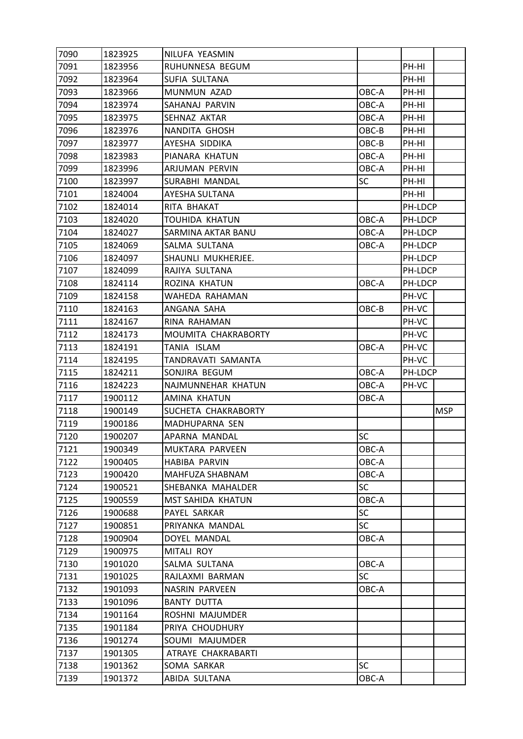| | | | | | |
|---|---|---|---|---|---|
| 7090 | 1823925 | NILUFA YEASMIN | | | |
| 7091 | 1823956 | RUHUNNESA BEGUM | | PH-HI | |
| 7092 | 1823964 | SUFIA SULTANA | | PH-HI | |
| 7093 | 1823966 | MUNMUN AZAD | OBC-A | PH-HI | |
| 7094 | 1823974 | SAHANAJ PARVIN | OBC-A | PH-HI | |
| 7095 | 1823975 | SEHNAZ AKTAR | OBC-A | PH-HI | |
| 7096 | 1823976 | NANDITA GHOSH | OBC-B | PH-HI | |
| 7097 | 1823977 | AYESHA SIDDIKA | OBC-B | PH-HI | |
| 7098 | 1823983 | PIANARA KHATUN | OBC-A | PH-HI | |
| 7099 | 1823996 | ARJUMAN PERVIN | OBC-A | PH-HI | |
| 7100 | 1823997 | SURABHI MANDAL | SC | PH-HI | |
| 7101 | 1824004 | AYESHA SULTANA | | PH-HI | |
| 7102 | 1824014 | RITA BHAKAT | | PH-LDCP | |
| 7103 | 1824020 | TOUHIDA KHATUN | OBC-A | PH-LDCP | |
| 7104 | 1824027 | SARMINA AKTAR BANU | OBC-A | PH-LDCP | |
| 7105 | 1824069 | SALMA SULTANA | OBC-A | PH-LDCP | |
| 7106 | 1824097 | SHAUNLI MUKHERJEE. | | PH-LDCP | |
| 7107 | 1824099 | RAJIYA SULTANA | | PH-LDCP | |
| 7108 | 1824114 | ROZINA KHATUN | OBC-A | PH-LDCP | |
| 7109 | 1824158 | WAHEDA RAHAMAN | | PH-VC | |
| 7110 | 1824163 | ANGANA SAHA | OBC-B | PH-VC | |
| 7111 | 1824167 | RINA RAHAMAN | | PH-VC | |
| 7112 | 1824173 | MOUMITA CHAKRABORTY | | PH-VC | |
| 7113 | 1824191 | TANIA ISLAM | OBC-A | PH-VC | |
| 7114 | 1824195 | TANDRAVATI SAMANTA | | PH-VC | |
| 7115 | 1824211 | SONJIRA BEGUM | OBC-A | PH-LDCP | |
| 7116 | 1824223 | NAJMUNNEHAR KHATUN | OBC-A | PH-VC | |
| 7117 | 1900112 | AMINA KHATUN | OBC-A | | |
| 7118 | 1900149 | SUCHETA CHAKRABORTY | | | MSP |
| 7119 | 1900186 | MADHUPARNA SEN | | | |
| 7120 | 1900207 | APARNA MANDAL | SC | | |
| 7121 | 1900349 | MUKTARA PARVEEN | OBC-A | | |
| 7122 | 1900405 | HABIBA PARVIN | OBC-A | | |
| 7123 | 1900420 | MAHFUZA SHABNAM | OBC-A | | |
| 7124 | 1900521 | SHEBANKA MAHALDER | SC | | |
| 7125 | 1900559 | MST SAHIDA KHATUN | OBC-A | | |
| 7126 | 1900688 | PAYEL SARKAR | SC | | |
| 7127 | 1900851 | PRIYANKA MANDAL | SC | | |
| 7128 | 1900904 | DOYEL MANDAL | OBC-A | | |
| 7129 | 1900975 | MITALI ROY | | | |
| 7130 | 1901020 | SALMA SULTANA | OBC-A | | |
| 7131 | 1901025 | RAJLAXMI BARMAN | SC | | |
| 7132 | 1901093 | NASRIN PARVEEN | OBC-A | | |
| 7133 | 1901096 | BANTY DUTTA | | | |
| 7134 | 1901164 | ROSHNI MAJUMDER | | | |
| 7135 | 1901184 | PRIYA CHOUDHURY | | | |
| 7136 | 1901274 | SOUMI MAJUMDER | | | |
| 7137 | 1901305 | ATRAYE CHAKRABARTI | | | |
| 7138 | 1901362 | SOMA SARKAR | SC | | |
| 7139 | 1901372 | ABIDA SULTANA | OBC-A | | |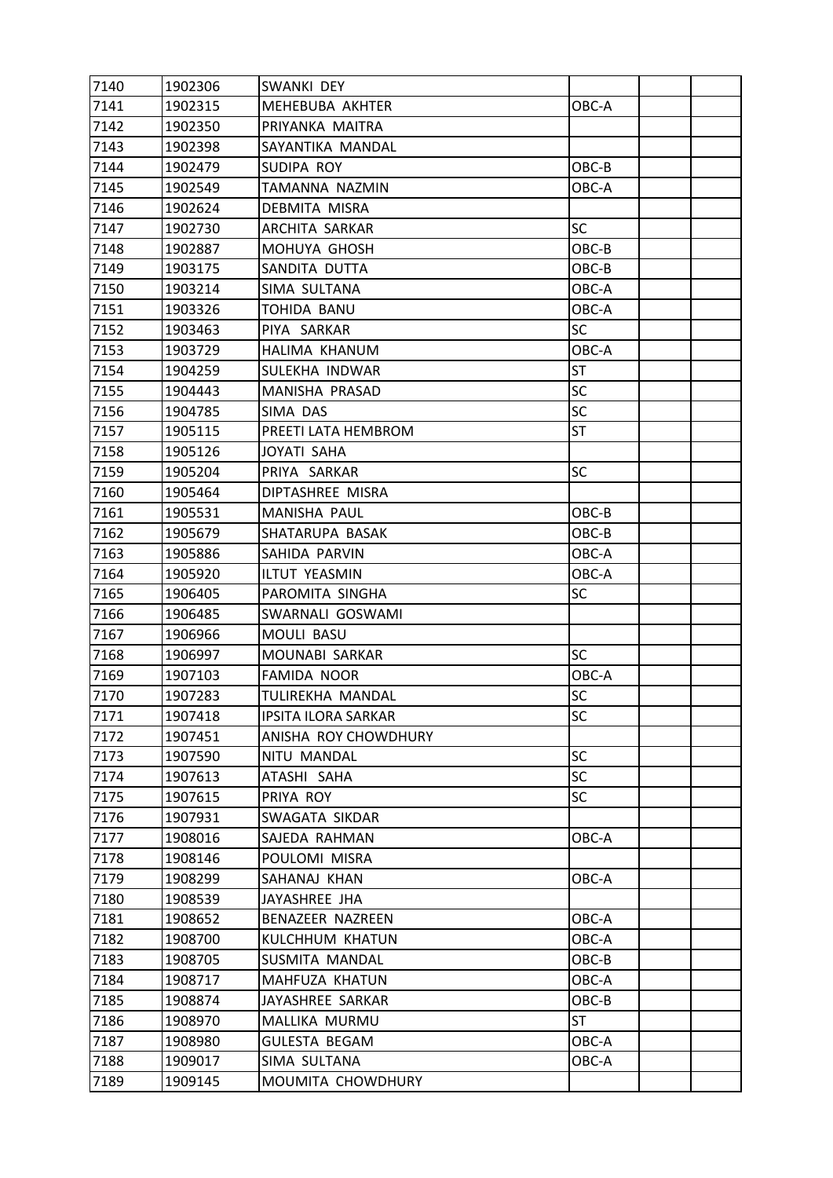| 7140 | 1902306 | SWANKI DEY | | | |
|---|---|---|---|---|---|
| 7141 | 1902315 | MEHEBUBA AKHTER | OBC-A | | |
| 7142 | 1902350 | PRIYANKA MAITRA | | | |
| 7143 | 1902398 | SAYANTIKA MANDAL | | | |
| 7144 | 1902479 | SUDIPA ROY | OBC-B | | |
| 7145 | 1902549 | TAMANNA NAZMIN | OBC-A | | |
| 7146 | 1902624 | DEBMITA MISRA | | | |
| 7147 | 1902730 | ARCHITA SARKAR | SC | | |
| 7148 | 1902887 | MOHUYA GHOSH | OBC-B | | |
| 7149 | 1903175 | SANDITA DUTTA | OBC-B | | |
| 7150 | 1903214 | SIMA SULTANA | OBC-A | | |
| 7151 | 1903326 | TOHIDA BANU | OBC-A | | |
| 7152 | 1903463 | PIYA SARKAR | SC | | |
| 7153 | 1903729 | HALIMA KHANUM | OBC-A | | |
| 7154 | 1904259 | SULEKHA INDWAR | ST | | |
| 7155 | 1904443 | MANISHA PRASAD | SC | | |
| 7156 | 1904785 | SIMA DAS | SC | | |
| 7157 | 1905115 | PREETI LATA HEMBROM | ST | | |
| 7158 | 1905126 | JOYATI SAHA | | | |
| 7159 | 1905204 | PRIYA SARKAR | SC | | |
| 7160 | 1905464 | DIPTASHREE MISRA | | | |
| 7161 | 1905531 | MANISHA PAUL | OBC-B | | |
| 7162 | 1905679 | SHATARUPA BASAK | OBC-B | | |
| 7163 | 1905886 | SAHIDA PARVIN | OBC-A | | |
| 7164 | 1905920 | ILTUT YEASMIN | OBC-A | | |
| 7165 | 1906405 | PAROMITA SINGHA | SC | | |
| 7166 | 1906485 | SWARNALI GOSWAMI | | | |
| 7167 | 1906966 | MOULI BASU | | | |
| 7168 | 1906997 | MOUNABI SARKAR | SC | | |
| 7169 | 1907103 | FAMIDA NOOR | OBC-A | | |
| 7170 | 1907283 | TULIREKHA MANDAL | SC | | |
| 7171 | 1907418 | IPSITA ILORA SARKAR | SC | | |
| 7172 | 1907451 | ANISHA ROY CHOWDHURY | | | |
| 7173 | 1907590 | NITU MANDAL | SC | | |
| 7174 | 1907613 | ATASHI SAHA | SC | | |
| 7175 | 1907615 | PRIYA ROY | SC | | |
| 7176 | 1907931 | SWAGATA SIKDAR | | | |
| 7177 | 1908016 | SAJEDA RAHMAN | OBC-A | | |
| 7178 | 1908146 | POULOMI MISRA | | | |
| 7179 | 1908299 | SAHANAJ KHAN | OBC-A | | |
| 7180 | 1908539 | JAYASHREE JHA | | | |
| 7181 | 1908652 | BENAZEER NAZREEN | OBC-A | | |
| 7182 | 1908700 | KULCHHUM KHATUN | OBC-A | | |
| 7183 | 1908705 | SUSMITA MANDAL | OBC-B | | |
| 7184 | 1908717 | MAHFUZA KHATUN | OBC-A | | |
| 7185 | 1908874 | JAYASHREE SARKAR | OBC-B | | |
| 7186 | 1908970 | MALLIKA MURMU | ST | | |
| 7187 | 1908980 | GULESTA BEGAM | OBC-A | | |
| 7188 | 1909017 | SIMA SULTANA | OBC-A | | |
| 7189 | 1909145 | MOUMITA CHOWDHURY | | | |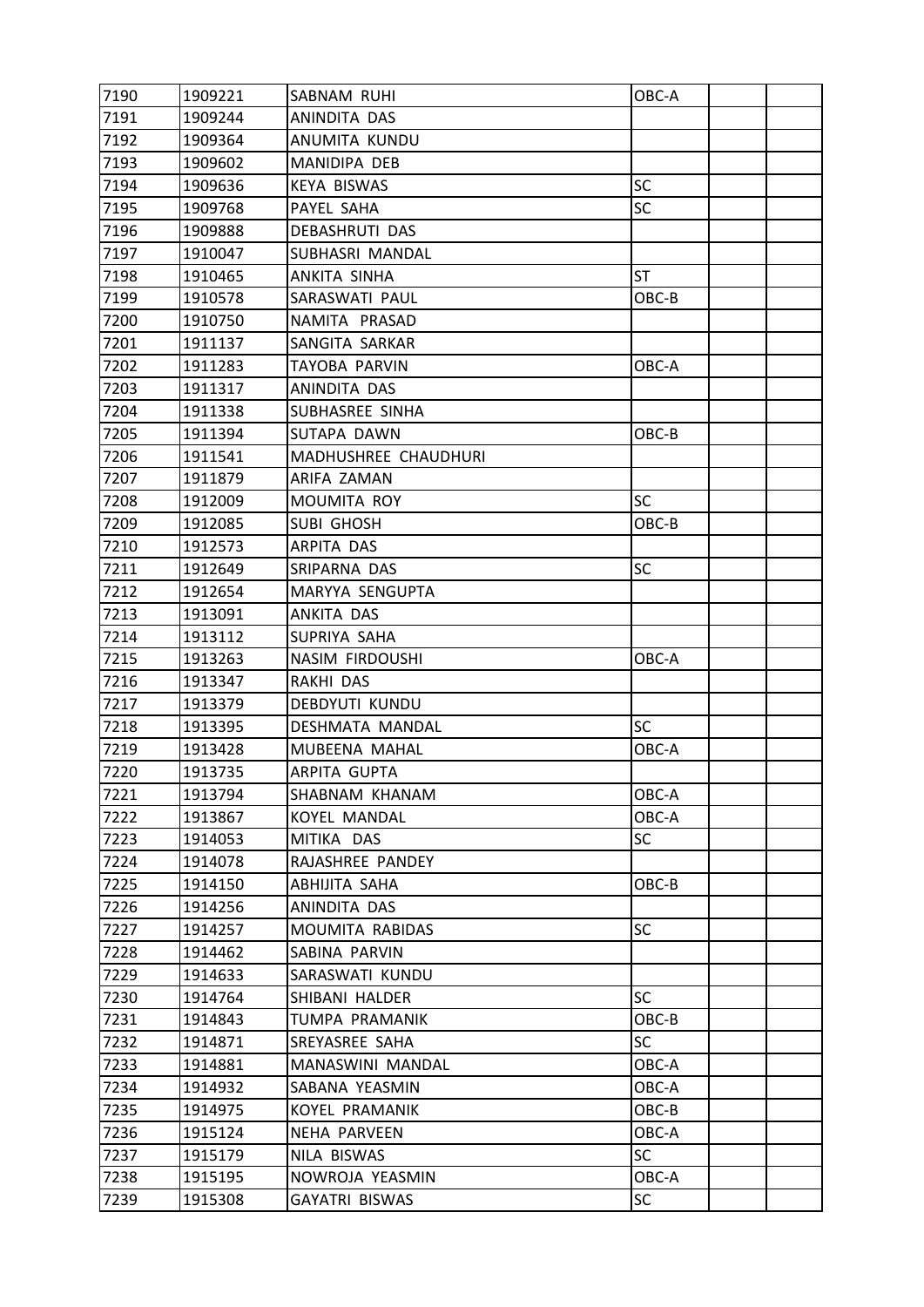| 7190 | 1909221 | SABNAM RUHI | OBC-A | | |
|---|---|---|---|---|---|
| 7191 | 1909244 | ANINDITA DAS | | | |
| 7192 | 1909364 | ANUMITA KUNDU | | | |
| 7193 | 1909602 | MANIDIPA DEB | | | |
| 7194 | 1909636 | KEYA BISWAS | SC | | |
| 7195 | 1909768 | PAYEL SAHA | SC | | |
| 7196 | 1909888 | DEBASHRUTI DAS | | | |
| 7197 | 1910047 | SUBHASRI MANDAL | | | |
| 7198 | 1910465 | ANKITA SINHA | ST | | |
| 7199 | 1910578 | SARASWATI PAUL | OBC-B | | |
| 7200 | 1910750 | NAMITA PRASAD | | | |
| 7201 | 1911137 | SANGITA SARKAR | | | |
| 7202 | 1911283 | TAYOBA PARVIN | OBC-A | | |
| 7203 | 1911317 | ANINDITA DAS | | | |
| 7204 | 1911338 | SUBHASREE SINHA | | | |
| 7205 | 1911394 | SUTAPA DAWN | OBC-B | | |
| 7206 | 1911541 | MADHUSHREE CHAUDHURI | | | |
| 7207 | 1911879 | ARIFA ZAMAN | | | |
| 7208 | 1912009 | MOUMITA ROY | SC | | |
| 7209 | 1912085 | SUBI GHOSH | OBC-B | | |
| 7210 | 1912573 | ARPITA DAS | | | |
| 7211 | 1912649 | SRIPARNA DAS | SC | | |
| 7212 | 1912654 | MARYYA SENGUPTA | | | |
| 7213 | 1913091 | ANKITA DAS | | | |
| 7214 | 1913112 | SUPRIYA SAHA | | | |
| 7215 | 1913263 | NASIM FIRDOUSHI | OBC-A | | |
| 7216 | 1913347 | RAKHI DAS | | | |
| 7217 | 1913379 | DEBDYUTI KUNDU | | | |
| 7218 | 1913395 | DESHMATA MANDAL | SC | | |
| 7219 | 1913428 | MUBEENA MAHAL | OBC-A | | |
| 7220 | 1913735 | ARPITA GUPTA | | | |
| 7221 | 1913794 | SHABNAM KHANAM | OBC-A | | |
| 7222 | 1913867 | KOYEL MANDAL | OBC-A | | |
| 7223 | 1914053 | MITIKA DAS | SC | | |
| 7224 | 1914078 | RAJASHREE PANDEY | | | |
| 7225 | 1914150 | ABHIJITA SAHA | OBC-B | | |
| 7226 | 1914256 | ANINDITA DAS | | | |
| 7227 | 1914257 | MOUMITA RABIDAS | SC | | |
| 7228 | 1914462 | SABINA PARVIN | | | |
| 7229 | 1914633 | SARASWATI KUNDU | | | |
| 7230 | 1914764 | SHIBANI HALDER | SC | | |
| 7231 | 1914843 | TUMPA PRAMANIK | OBC-B | | |
| 7232 | 1914871 | SREYASREE SAHA | SC | | |
| 7233 | 1914881 | MANASWINI MANDAL | OBC-A | | |
| 7234 | 1914932 | SABANA YEASMIN | OBC-A | | |
| 7235 | 1914975 | KOYEL PRAMANIK | OBC-B | | |
| 7236 | 1915124 | NEHA PARVEEN | OBC-A | | |
| 7237 | 1915179 | NILA BISWAS | SC | | |
| 7238 | 1915195 | NOWROJA YEASMIN | OBC-A | | |
| 7239 | 1915308 | GAYATRI BISWAS | SC | | |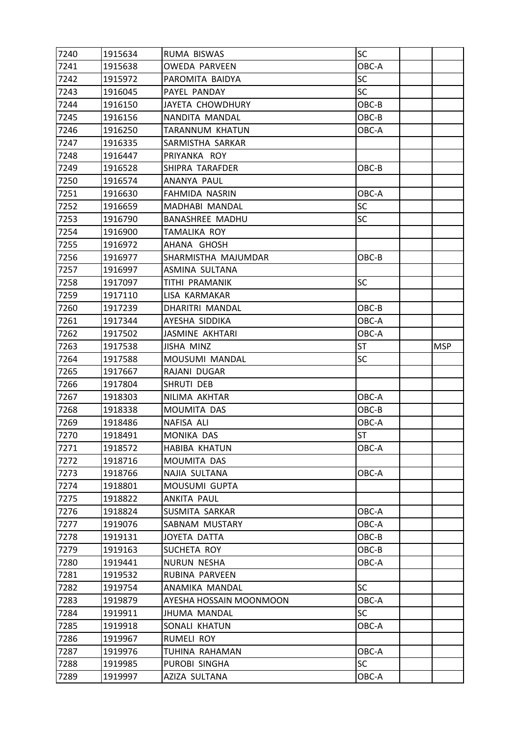| | | | | | |
|---|---|---|---|---|---|
| 7240 | 1915634 | RUMA BISWAS | SC | | |
| 7241 | 1915638 | OWEDA PARVEEN | OBC-A | | |
| 7242 | 1915972 | PAROMITA BAIDYA | SC | | |
| 7243 | 1916045 | PAYEL PANDAY | SC | | |
| 7244 | 1916150 | JAYETA CHOWDHURY | OBC-B | | |
| 7245 | 1916156 | NANDITA MANDAL | OBC-B | | |
| 7246 | 1916250 | TARANNUM KHATUN | OBC-A | | |
| 7247 | 1916335 | SARMISTHA SARKAR | | | |
| 7248 | 1916447 | PRIYANKA ROY | | | |
| 7249 | 1916528 | SHIPRA TARAFDER | OBC-B | | |
| 7250 | 1916574 | ANANYA PAUL | | | |
| 7251 | 1916630 | FAHMIDA NASRIN | OBC-A | | |
| 7252 | 1916659 | MADHABI MANDAL | SC | | |
| 7253 | 1916790 | BANASHREE MADHU | SC | | |
| 7254 | 1916900 | TAMALIKA ROY | | | |
| 7255 | 1916972 | AHANA GHOSH | | | |
| 7256 | 1916977 | SHARMISTHA MAJUMDAR | OBC-B | | |
| 7257 | 1916997 | ASMINA SULTANA | | | |
| 7258 | 1917097 | TITHI PRAMANIK | SC | | |
| 7259 | 1917110 | LISA KARMAKAR | | | |
| 7260 | 1917239 | DHARITRI MANDAL | OBC-B | | |
| 7261 | 1917344 | AYESHA SIDDIKA | OBC-A | | |
| 7262 | 1917502 | JASMINE AKHTARI | OBC-A | | |
| 7263 | 1917538 | JISHA MINZ | ST | | MSP |
| 7264 | 1917588 | MOUSUMI MANDAL | SC | | |
| 7265 | 1917667 | RAJANI DUGAR | | | |
| 7266 | 1917804 | SHRUTI DEB | | | |
| 7267 | 1918303 | NILIMA AKHTAR | OBC-A | | |
| 7268 | 1918338 | MOUMITA DAS | OBC-B | | |
| 7269 | 1918486 | NAFISA ALI | OBC-A | | |
| 7270 | 1918491 | MONIKA DAS | ST | | |
| 7271 | 1918572 | HABIBA KHATUN | OBC-A | | |
| 7272 | 1918716 | MOUMITA DAS | | | |
| 7273 | 1918766 | NAJIA SULTANA | OBC-A | | |
| 7274 | 1918801 | MOUSUMI GUPTA | | | |
| 7275 | 1918822 | ANKITA PAUL | | | |
| 7276 | 1918824 | SUSMITA SARKAR | OBC-A | | |
| 7277 | 1919076 | SABNAM MUSTARY | OBC-A | | |
| 7278 | 1919131 | JOYETA DATTA | OBC-B | | |
| 7279 | 1919163 | SUCHETA ROY | OBC-B | | |
| 7280 | 1919441 | NURUN NESHA | OBC-A | | |
| 7281 | 1919532 | RUBINA PARVEEN | | | |
| 7282 | 1919754 | ANAMIKA MANDAL | SC | | |
| 7283 | 1919879 | AYESHA HOSSAIN MOONMOON | OBC-A | | |
| 7284 | 1919911 | JHUMA MANDAL | SC | | |
| 7285 | 1919918 | SONALI KHATUN | OBC-A | | |
| 7286 | 1919967 | RUMELI ROY | | | |
| 7287 | 1919976 | TUHINA RAHAMAN | OBC-A | | |
| 7288 | 1919985 | PUROBI SINGHA | SC | | |
| 7289 | 1919997 | AZIZA SULTANA | OBC-A | | |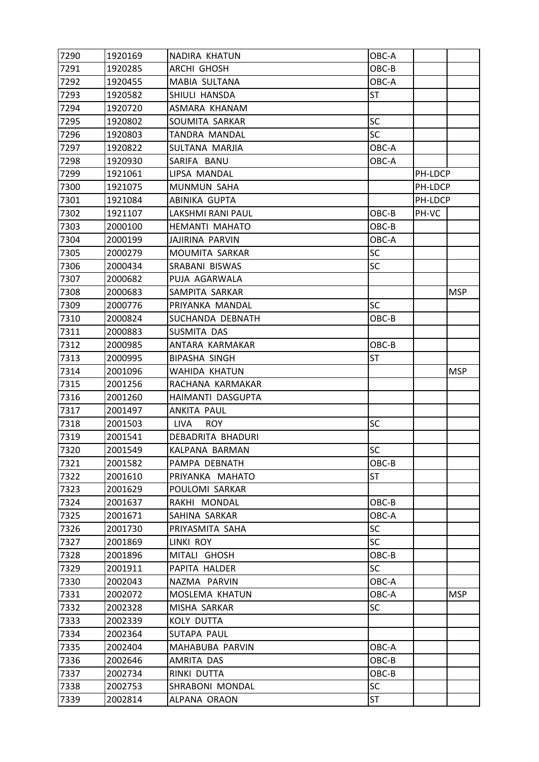| 7290 | 1920169 | NADIRA KHATUN | OBC-A | | |
|---|---|---|---|---|---|
| 7291 | 1920285 | ARCHI GHOSH | OBC-B | | |
| 7292 | 1920455 | MABIA SULTANA | OBC-A | | |
| 7293 | 1920582 | SHIULI HANSDA | ST | | |
| 7294 | 1920720 | ASMARA KHANAM | | | |
| 7295 | 1920802 | SOUMITA SARKAR | SC | | |
| 7296 | 1920803 | TANDRA MANDAL | SC | | |
| 7297 | 1920822 | SULTANA MARJIA | OBC-A | | |
| 7298 | 1920930 | SARIFA BANU | OBC-A | | |
| 7299 | 1921061 | LIPSA MANDAL | | PH-LDCP | |
| 7300 | 1921075 | MUNMUN SAHA | | PH-LDCP | |
| 7301 | 1921084 | ABINIKA GUPTA | | PH-LDCP | |
| 7302 | 1921107 | LAKSHMI RANI PAUL | OBC-B | PH-VC | |
| 7303 | 2000100 | HEMANTI MAHATO | OBC-B | | |
| 7304 | 2000199 | JAJIRINA PARVIN | OBC-A | | |
| 7305 | 2000279 | MOUMITA SARKAR | SC | | |
| 7306 | 2000434 | SRABANI BISWAS | SC | | |
| 7307 | 2000682 | PUJA AGARWALA | | | |
| 7308 | 2000683 | SAMPITA SARKAR | | | MSP |
| 7309 | 2000776 | PRIYANKA MANDAL | SC | | |
| 7310 | 2000824 | SUCHANDA DEBNATH | OBC-B | | |
| 7311 | 2000883 | SUSMITA DAS | | | |
| 7312 | 2000985 | ANTARA KARMAKAR | OBC-B | | |
| 7313 | 2000995 | BIPASHA SINGH | ST | | |
| 7314 | 2001096 | WAHIDA KHATUN | | | MSP |
| 7315 | 2001256 | RACHANA KARMAKAR | | | |
| 7316 | 2001260 | HAIMANTI DASGUPTA | | | |
| 7317 | 2001497 | ANKITA PAUL | | | |
| 7318 | 2001503 | LIVA ROY | SC | | |
| 7319 | 2001541 | DEBADRITA BHADURI | | | |
| 7320 | 2001549 | KALPANA BARMAN | SC | | |
| 7321 | 2001582 | PAMPA DEBNATH | OBC-B | | |
| 7322 | 2001610 | PRIYANKA MAHATO | ST | | |
| 7323 | 2001629 | POULOMI SARKAR | | | |
| 7324 | 2001637 | RAKHI MONDAL | OBC-B | | |
| 7325 | 2001671 | SAHINA SARKAR | OBC-A | | |
| 7326 | 2001730 | PRIYASMITA SAHA | SC | | |
| 7327 | 2001869 | LINKI ROY | SC | | |
| 7328 | 2001896 | MITALI GHOSH | OBC-B | | |
| 7329 | 2001911 | PAPITA HALDER | SC | | |
| 7330 | 2002043 | NAZMA PARVIN | OBC-A | | |
| 7331 | 2002072 | MOSLEMA KHATUN | OBC-A | | MSP |
| 7332 | 2002328 | MISHA SARKAR | SC | | |
| 7333 | 2002339 | KOLY DUTTA | | | |
| 7334 | 2002364 | SUTAPA PAUL | | | |
| 7335 | 2002404 | MAHABUBA PARVIN | OBC-A | | |
| 7336 | 2002646 | AMRITA DAS | OBC-B | | |
| 7337 | 2002734 | RINKI DUTTA | OBC-B | | |
| 7338 | 2002753 | SHRABONI MONDAL | SC | | |
| 7339 | 2002814 | ALPANA ORAON | ST | | |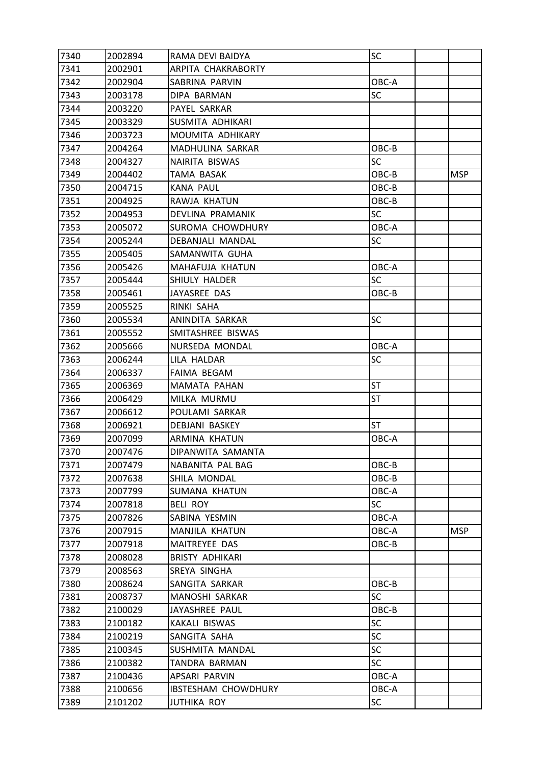| | | | | | |
|---|---|---|---|---|---|
| 7340 | 2002894 | RAMA DEVI BAIDYA | SC | | |
| 7341 | 2002901 | ARPITA CHAKRABORTY | | | |
| 7342 | 2002904 | SABRINA PARVIN | OBC-A | | |
| 7343 | 2003178 | DIPA BARMAN | SC | | |
| 7344 | 2003220 | PAYEL SARKAR | | | |
| 7345 | 2003329 | SUSMITA ADHIKARI | | | |
| 7346 | 2003723 | MOUMITA ADHIKARY | | | |
| 7347 | 2004264 | MADHULINA SARKAR | OBC-B | | |
| 7348 | 2004327 | NAIRITA BISWAS | SC | | |
| 7349 | 2004402 | TAMA BASAK | OBC-B | | MSP |
| 7350 | 2004715 | KANA PAUL | OBC-B | | |
| 7351 | 2004925 | RAWJA KHATUN | OBC-B | | |
| 7352 | 2004953 | DEVLINA PRAMANIK | SC | | |
| 7353 | 2005072 | SUROMA CHOWDHURY | OBC-A | | |
| 7354 | 2005244 | DEBANJALI MANDAL | SC | | |
| 7355 | 2005405 | SAMANWITA GUHA | | | |
| 7356 | 2005426 | MAHAFUJA KHATUN | OBC-A | | |
| 7357 | 2005444 | SHIULY HALDER | SC | | |
| 7358 | 2005461 | JAYASREE DAS | OBC-B | | |
| 7359 | 2005525 | RINKI SAHA | | | |
| 7360 | 2005534 | ANINDITA SARKAR | SC | | |
| 7361 | 2005552 | SMITASHREE BISWAS | | | |
| 7362 | 2005666 | NURSEDA MONDAL | OBC-A | | |
| 7363 | 2006244 | LILA HALDAR | SC | | |
| 7364 | 2006337 | FAIMA BEGAM | | | |
| 7365 | 2006369 | MAMATA PAHAN | ST | | |
| 7366 | 2006429 | MILKA MURMU | ST | | |
| 7367 | 2006612 | POULAMI SARKAR | | | |
| 7368 | 2006921 | DEBJANI BASKEY | ST | | |
| 7369 | 2007099 | ARMINA KHATUN | OBC-A | | |
| 7370 | 2007476 | DIPANWITA SAMANTA | | | |
| 7371 | 2007479 | NABANITA PAL BAG | OBC-B | | |
| 7372 | 2007638 | SHILA MONDAL | OBC-B | | |
| 7373 | 2007799 | SUMANA KHATUN | OBC-A | | |
| 7374 | 2007818 | BELI ROY | SC | | |
| 7375 | 2007826 | SABINA YESMIN | OBC-A | | |
| 7376 | 2007915 | MANJILA KHATUN | OBC-A | | MSP |
| 7377 | 2007918 | MAITREYEE DAS | OBC-B | | |
| 7378 | 2008028 | BRISTY ADHIKARI | | | |
| 7379 | 2008563 | SREYA SINGHA | | | |
| 7380 | 2008624 | SANGITA SARKAR | OBC-B | | |
| 7381 | 2008737 | MANOSHI SARKAR | SC | | |
| 7382 | 2100029 | JAYASHREE PAUL | OBC-B | | |
| 7383 | 2100182 | KAKALI BISWAS | SC | | |
| 7384 | 2100219 | SANGITA SAHA | SC | | |
| 7385 | 2100345 | SUSHMITA MANDAL | SC | | |
| 7386 | 2100382 | TANDRA BARMAN | SC | | |
| 7387 | 2100436 | APSARI PARVIN | OBC-A | | |
| 7388 | 2100656 | IBSTESHAM CHOWDHURY | OBC-A | | |
| 7389 | 2101202 | JUTHIKA ROY | SC | | |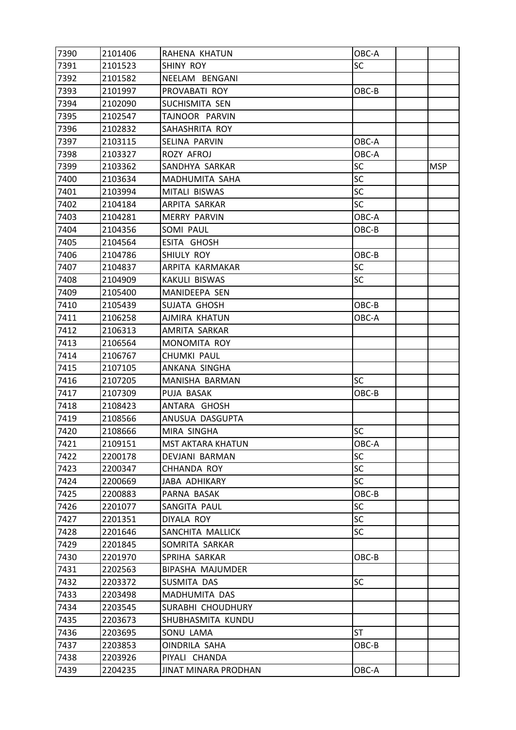| 7390 | 2101406 | RAHENA KHATUN | OBC-A | | |
|---|---|---|---|---|---|
| 7391 | 2101523 | SHINY ROY | SC | | |
| 7392 | 2101582 | NEELAM BENGANI | | | |
| 7393 | 2101997 | PROVABATI ROY | OBC-B | | |
| 7394 | 2102090 | SUCHISMITA SEN | | | |
| 7395 | 2102547 | TAJNOOR PARVIN | | | |
| 7396 | 2102832 | SAHASHRITA ROY | | | |
| 7397 | 2103115 | SELINA PARVIN | OBC-A | | |
| 7398 | 2103327 | ROZY AFROJ | OBC-A | | |
| 7399 | 2103362 | SANDHYA SARKAR | SC | | MSP |
| 7400 | 2103634 | MADHUMITA SAHA | SC | | |
| 7401 | 2103994 | MITALI BISWAS | SC | | |
| 7402 | 2104184 | ARPITA SARKAR | SC | | |
| 7403 | 2104281 | MERRY PARVIN | OBC-A | | |
| 7404 | 2104356 | SOMI PAUL | OBC-B | | |
| 7405 | 2104564 | ESITA GHOSH | | | |
| 7406 | 2104786 | SHIULY ROY | OBC-B | | |
| 7407 | 2104837 | ARPITA KARMAKAR | SC | | |
| 7408 | 2104909 | KAKULI BISWAS | SC | | |
| 7409 | 2105400 | MANIDEEPA SEN | | | |
| 7410 | 2105439 | SUJATA GHOSH | OBC-B | | |
| 7411 | 2106258 | AJMIRA KHATUN | OBC-A | | |
| 7412 | 2106313 | AMRITA SARKAR | | | |
| 7413 | 2106564 | MONOMITA ROY | | | |
| 7414 | 2106767 | CHUMKI PAUL | | | |
| 7415 | 2107105 | ANKANA SINGHA | | | |
| 7416 | 2107205 | MANISHA BARMAN | SC | | |
| 7417 | 2107309 | PUJA BASAK | OBC-B | | |
| 7418 | 2108423 | ANTARA GHOSH | | | |
| 7419 | 2108566 | ANUSUA DASGUPTA | | | |
| 7420 | 2108666 | MIRA SINGHA | SC | | |
| 7421 | 2109151 | MST AKTARA KHATUN | OBC-A | | |
| 7422 | 2200178 | DEVJANI BARMAN | SC | | |
| 7423 | 2200347 | CHHANDA ROY | SC | | |
| 7424 | 2200669 | JABA ADHIKARY | SC | | |
| 7425 | 2200883 | PARNA BASAK | OBC-B | | |
| 7426 | 2201077 | SANGITA PAUL | SC | | |
| 7427 | 2201351 | DIYALA ROY | SC | | |
| 7428 | 2201646 | SANCHITA MALLICK | SC | | |
| 7429 | 2201845 | SOMRITA SARKAR | | | |
| 7430 | 2201970 | SPRIHA SARKAR | OBC-B | | |
| 7431 | 2202563 | BIPASHA MAJUMDER | | | |
| 7432 | 2203372 | SUSMITA DAS | SC | | |
| 7433 | 2203498 | MADHUMITA DAS | | | |
| 7434 | 2203545 | SURABHI CHOUDHURY | | | |
| 7435 | 2203673 | SHUBHASMITA KUNDU | | | |
| 7436 | 2203695 | SONU LAMA | ST | | |
| 7437 | 2203853 | OINDRILA SAHA | OBC-B | | |
| 7438 | 2203926 | PIYALI CHANDA | | | |
| 7439 | 2204235 | JINAT MINARA PRODHAN | OBC-A | | |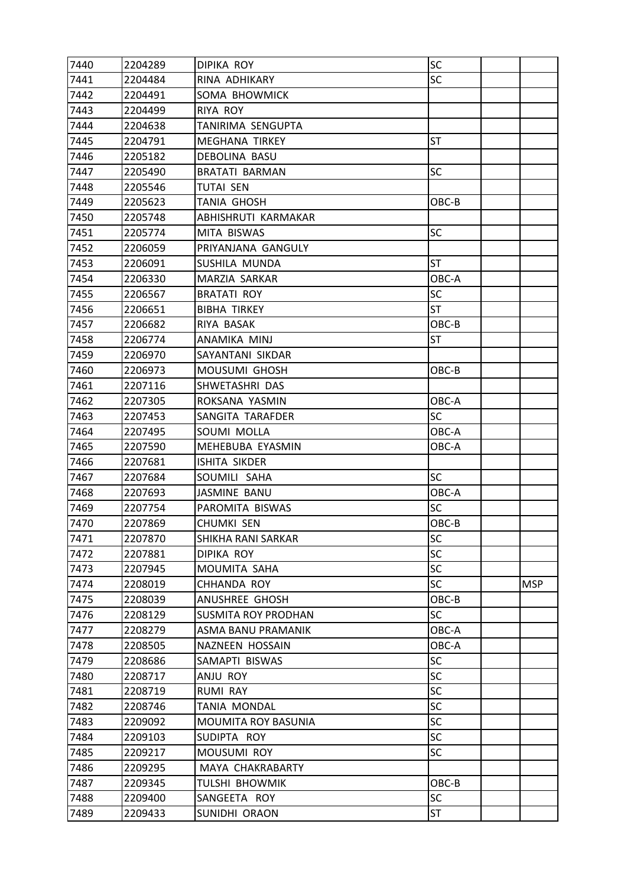| 7440 | 2204289 | DIPIKA ROY | SC | | |
|---|---|---|---|---|---|
| 7441 | 2204484 | RINA ADHIKARY | SC | | |
| 7442 | 2204491 | SOMA BHOWMICK | | | |
| 7443 | 2204499 | RIYA ROY | | | |
| 7444 | 2204638 | TANIRIMA SENGUPTA | | | |
| 7445 | 2204791 | MEGHANA TIRKEY | ST | | |
| 7446 | 2205182 | DEBOLINA BASU | | | |
| 7447 | 2205490 | BRATATI BARMAN | SC | | |
| 7448 | 2205546 | TUTAI SEN | | | |
| 7449 | 2205623 | TANIA GHOSH | OBC-B | | |
| 7450 | 2205748 | ABHISHRUTI KARMAKAR | | | |
| 7451 | 2205774 | MITA BISWAS | SC | | |
| 7452 | 2206059 | PRIYANJANA GANGULY | | | |
| 7453 | 2206091 | SUSHILA MUNDA | ST | | |
| 7454 | 2206330 | MARZIA SARKAR | OBC-A | | |
| 7455 | 2206567 | BRATATI ROY | SC | | |
| 7456 | 2206651 | BIBHA TIRKEY | ST | | |
| 7457 | 2206682 | RIYA BASAK | OBC-B | | |
| 7458 | 2206774 | ANAMIKA MINJ | ST | | |
| 7459 | 2206970 | SAYANTANI SIKDAR | | | |
| 7460 | 2206973 | MOUSUMI GHOSH | OBC-B | | |
| 7461 | 2207116 | SHWETASHRI DAS | | | |
| 7462 | 2207305 | ROKSANA YASMIN | OBC-A | | |
| 7463 | 2207453 | SANGITA TARAFDER | SC | | |
| 7464 | 2207495 | SOUMI MOLLA | OBC-A | | |
| 7465 | 2207590 | MEHEBUBA EYASMIN | OBC-A | | |
| 7466 | 2207681 | ISHITA SIKDER | | | |
| 7467 | 2207684 | SOUMILI SAHA | SC | | |
| 7468 | 2207693 | JASMINE BANU | OBC-A | | |
| 7469 | 2207754 | PAROMITA BISWAS | SC | | |
| 7470 | 2207869 | CHUMKI SEN | OBC-B | | |
| 7471 | 2207870 | SHIKHA RANI SARKAR | SC | | |
| 7472 | 2207881 | DIPIKA ROY | SC | | |
| 7473 | 2207945 | MOUMITA SAHA | SC | | |
| 7474 | 2208019 | CHHANDA ROY | SC | | MSP |
| 7475 | 2208039 | ANUSHREE GHOSH | OBC-B | | |
| 7476 | 2208129 | SUSMITA ROY PRODHAN | SC | | |
| 7477 | 2208279 | ASMA BANU PRAMANIK | OBC-A | | |
| 7478 | 2208505 | NAZNEEN HOSSAIN | OBC-A | | |
| 7479 | 2208686 | SAMAPTI BISWAS | SC | | |
| 7480 | 2208717 | ANJU ROY | SC | | |
| 7481 | 2208719 | RUMI RAY | SC | | |
| 7482 | 2208746 | TANIA MONDAL | SC | | |
| 7483 | 2209092 | MOUMITA ROY BASUNIA | SC | | |
| 7484 | 2209103 | SUDIPTA ROY | SC | | |
| 7485 | 2209217 | MOUSUMI ROY | SC | | |
| 7486 | 2209295 | MAYA CHAKRABARTY | | | |
| 7487 | 2209345 | TULSHI BHOWMIK | OBC-B | | |
| 7488 | 2209400 | SANGEETA ROY | SC | | |
| 7489 | 2209433 | SUNIDHI ORAON | ST | | |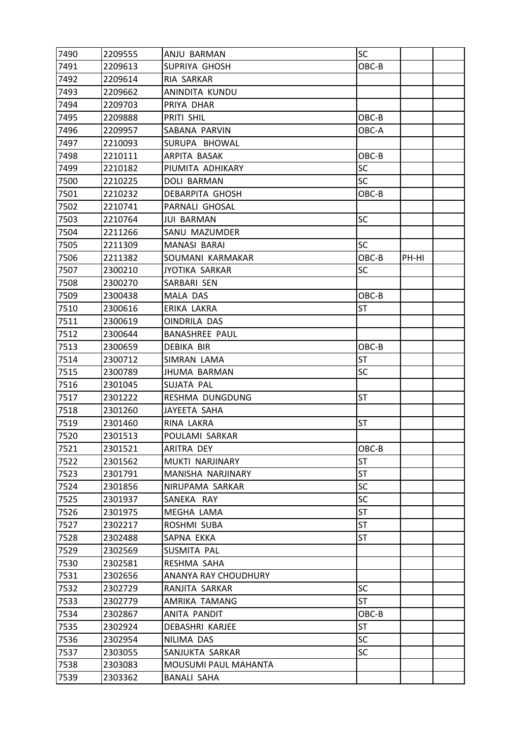| | | | | | |
|---|---|---|---|---|---|
| 7490 | 2209555 | ANJU BARMAN | SC | | |
| 7491 | 2209613 | SUPRIYA GHOSH | OBC-B | | |
| 7492 | 2209614 | RIA SARKAR | | | |
| 7493 | 2209662 | ANINDITA KUNDU | | | |
| 7494 | 2209703 | PRIYA DHAR | | | |
| 7495 | 2209888 | PRITI SHIL | OBC-B | | |
| 7496 | 2209957 | SABANA PARVIN | OBC-A | | |
| 7497 | 2210093 | SURUPA BHOWAL | | | |
| 7498 | 2210111 | ARPITA BASAK | OBC-B | | |
| 7499 | 2210182 | PIUMITA ADHIKARY | SC | | |
| 7500 | 2210225 | DOLI BARMAN | SC | | |
| 7501 | 2210232 | DEBARPITA GHOSH | OBC-B | | |
| 7502 | 2210741 | PARNALI GHOSAL | | | |
| 7503 | 2210764 | JUI BARMAN | SC | | |
| 7504 | 2211266 | SANU MAZUMDER | | | |
| 7505 | 2211309 | MANASI BARAI | SC | | |
| 7506 | 2211382 | SOUMANI KARMAKAR | OBC-B | PH-HI | |
| 7507 | 2300210 | JYOTIKA SARKAR | SC | | |
| 7508 | 2300270 | SARBARI SEN | | | |
| 7509 | 2300438 | MALA DAS | OBC-B | | |
| 7510 | 2300616 | ERIKA LAKRA | ST | | |
| 7511 | 2300619 | OINDRILA DAS | | | |
| 7512 | 2300644 | BANASHREE PAUL | | | |
| 7513 | 2300659 | DEBIKA BIR | OBC-B | | |
| 7514 | 2300712 | SIMRAN LAMA | ST | | |
| 7515 | 2300789 | JHUMA BARMAN | SC | | |
| 7516 | 2301045 | SUJATA PAL | | | |
| 7517 | 2301222 | RESHMA DUNGDUNG | ST | | |
| 7518 | 2301260 | JAYEETA SAHA | | | |
| 7519 | 2301460 | RINA LAKRA | ST | | |
| 7520 | 2301513 | POULAMI SARKAR | | | |
| 7521 | 2301521 | ARITRA DEY | OBC-B | | |
| 7522 | 2301562 | MUKTI NARJINARY | ST | | |
| 7523 | 2301791 | MANISHA NARJINARY | ST | | |
| 7524 | 2301856 | NIRUPAMA SARKAR | SC | | |
| 7525 | 2301937 | SANEKA RAY | SC | | |
| 7526 | 2301975 | MEGHA LAMA | ST | | |
| 7527 | 2302217 | ROSHMI SUBA | ST | | |
| 7528 | 2302488 | SAPNA EKKA | ST | | |
| 7529 | 2302569 | SUSMITA PAL | | | |
| 7530 | 2302581 | RESHMA SAHA | | | |
| 7531 | 2302656 | ANANYA RAY CHOUDHURY | | | |
| 7532 | 2302729 | RANJITA SARKAR | SC | | |
| 7533 | 2302779 | AMRIKA TAMANG | ST | | |
| 7534 | 2302867 | ANITA PANDIT | OBC-B | | |
| 7535 | 2302924 | DEBASHRI KARJEE | ST | | |
| 7536 | 2302954 | NILIMA DAS | SC | | |
| 7537 | 2303055 | SANJUKTA SARKAR | SC | | |
| 7538 | 2303083 | MOUSUMI PAUL MAHANTA | | | |
| 7539 | 2303362 | BANALI SAHA | | | |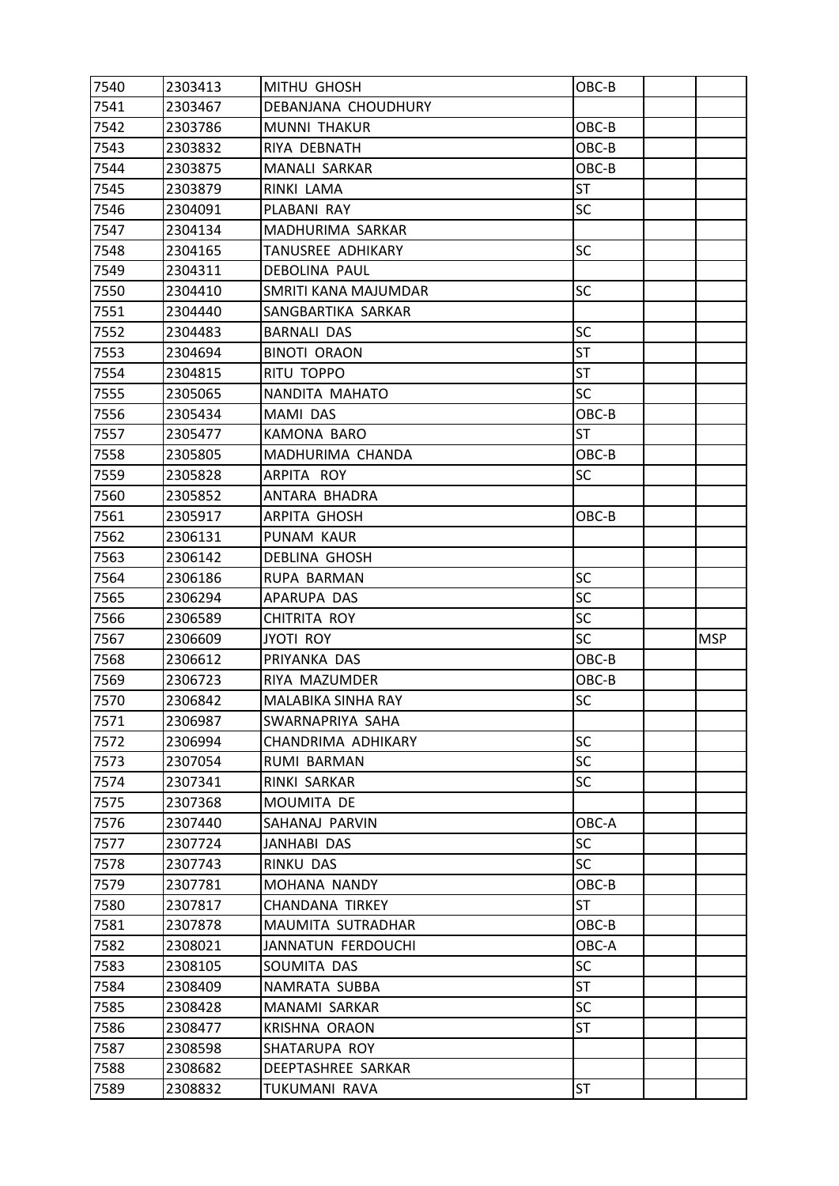| 7540 | 2303413 | MITHU GHOSH | OBC-B | | |
|---|---|---|---|---|---|
| 7541 | 2303467 | DEBANJANA CHOUDHURY | | | |
| 7542 | 2303786 | MUNNI THAKUR | OBC-B | | |
| 7543 | 2303832 | RIYA DEBNATH | OBC-B | | |
| 7544 | 2303875 | MANALI SARKAR | OBC-B | | |
| 7545 | 2303879 | RINKI LAMA | ST | | |
| 7546 | 2304091 | PLABANI RAY | SC | | |
| 7547 | 2304134 | MADHURIMA SARKAR | | | |
| 7548 | 2304165 | TANUSREE ADHIKARY | SC | | |
| 7549 | 2304311 | DEBOLINA PAUL | | | |
| 7550 | 2304410 | SMRITI KANA MAJUMDAR | SC | | |
| 7551 | 2304440 | SANGBARTIKA SARKAR | | | |
| 7552 | 2304483 | BARNALI DAS | SC | | |
| 7553 | 2304694 | BINOTI ORAON | ST | | |
| 7554 | 2304815 | RITU TOPPO | ST | | |
| 7555 | 2305065 | NANDITA MAHATO | SC | | |
| 7556 | 2305434 | MAMI DAS | OBC-B | | |
| 7557 | 2305477 | KAMONA BARO | ST | | |
| 7558 | 2305805 | MADHURIMA CHANDA | OBC-B | | |
| 7559 | 2305828 | ARPITA ROY | SC | | |
| 7560 | 2305852 | ANTARA BHADRA | | | |
| 7561 | 2305917 | ARPITA GHOSH | OBC-B | | |
| 7562 | 2306131 | PUNAM KAUR | | | |
| 7563 | 2306142 | DEBLINA GHOSH | | | |
| 7564 | 2306186 | RUPA BARMAN | SC | | |
| 7565 | 2306294 | APARUPA DAS | SC | | |
| 7566 | 2306589 | CHITRITA ROY | SC | | |
| 7567 | 2306609 | JYOTI ROY | SC | | MSP |
| 7568 | 2306612 | PRIYANKA DAS | OBC-B | | |
| 7569 | 2306723 | RIYA MAZUMDER | OBC-B | | |
| 7570 | 2306842 | MALABIKA SINHA RAY | SC | | |
| 7571 | 2306987 | SWARNAPRIYA SAHA | | | |
| 7572 | 2306994 | CHANDRIMA ADHIKARY | SC | | |
| 7573 | 2307054 | RUMI BARMAN | SC | | |
| 7574 | 2307341 | RINKI SARKAR | SC | | |
| 7575 | 2307368 | MOUMITA DE | | | |
| 7576 | 2307440 | SAHANAJ PARVIN | OBC-A | | |
| 7577 | 2307724 | JANHABI DAS | SC | | |
| 7578 | 2307743 | RINKU DAS | SC | | |
| 7579 | 2307781 | MOHANA NANDY | OBC-B | | |
| 7580 | 2307817 | CHANDANA TIRKEY | ST | | |
| 7581 | 2307878 | MAUMITA SUTRADHAR | OBC-B | | |
| 7582 | 2308021 | JANNATUN FERDOUCHI | OBC-A | | |
| 7583 | 2308105 | SOUMITA DAS | SC | | |
| 7584 | 2308409 | NAMRATA SUBBA | ST | | |
| 7585 | 2308428 | MANAMI SARKAR | SC | | |
| 7586 | 2308477 | KRISHNA ORAON | ST | | |
| 7587 | 2308598 | SHATARUPA ROY | | | |
| 7588 | 2308682 | DEEPTASHREE SARKAR | | | |
| 7589 | 2308832 | TUKUMANI RAVA | ST | | |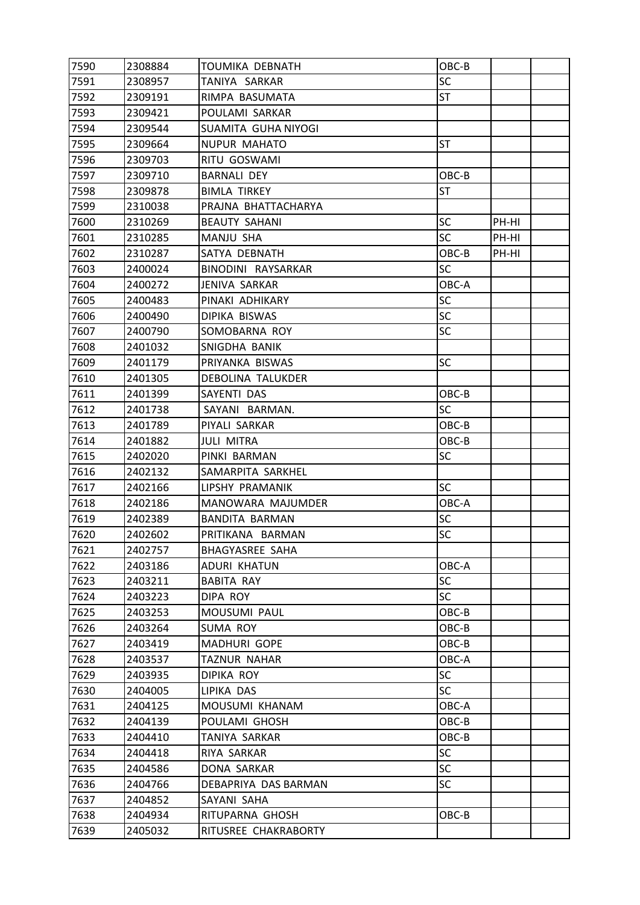| | | | | | |
|---|---|---|---|---|---|
| 7590 | 2308884 | TOUMIKA DEBNATH | OBC-B | | |
| 7591 | 2308957 | TANIYA SARKAR | SC | | |
| 7592 | 2309191 | RIMPA BASUMATA | ST | | |
| 7593 | 2309421 | POULAMI SARKAR | | | |
| 7594 | 2309544 | SUAMITA GUHA NIYOGI | | | |
| 7595 | 2309664 | NUPUR MAHATO | ST | | |
| 7596 | 2309703 | RITU GOSWAMI | | | |
| 7597 | 2309710 | BARNALI DEY | OBC-B | | |
| 7598 | 2309878 | BIMLA TIRKEY | ST | | |
| 7599 | 2310038 | PRAJNA BHATTACHARYA | | | |
| 7600 | 2310269 | BEAUTY SAHANI | SC | PH-HI | |
| 7601 | 2310285 | MANJU SHA | SC | PH-HI | |
| 7602 | 2310287 | SATYA DEBNATH | OBC-B | PH-HI | |
| 7603 | 2400024 | BINODINI RAYSARKAR | SC | | |
| 7604 | 2400272 | JENIVA SARKAR | OBC-A | | |
| 7605 | 2400483 | PINAKI ADHIKARY | SC | | |
| 7606 | 2400490 | DIPIKA BISWAS | SC | | |
| 7607 | 2400790 | SOMOBARNA ROY | SC | | |
| 7608 | 2401032 | SNIGDHA BANIK | | | |
| 7609 | 2401179 | PRIYANKA BISWAS | SC | | |
| 7610 | 2401305 | DEBOLINA TALUKDER | | | |
| 7611 | 2401399 | SAYENTI DAS | OBC-B | | |
| 7612 | 2401738 | SAYANI BARMAN. | SC | | |
| 7613 | 2401789 | PIYALI SARKAR | OBC-B | | |
| 7614 | 2401882 | JULI MITRA | OBC-B | | |
| 7615 | 2402020 | PINKI BARMAN | SC | | |
| 7616 | 2402132 | SAMARPITA SARKHEL | | | |
| 7617 | 2402166 | LIPSHY PRAMANIK | SC | | |
| 7618 | 2402186 | MANOWARA MAJUMDER | OBC-A | | |
| 7619 | 2402389 | BANDITA BARMAN | SC | | |
| 7620 | 2402602 | PRITIKANA BARMAN | SC | | |
| 7621 | 2402757 | BHAGYASREE SAHA | | | |
| 7622 | 2403186 | ADURI KHATUN | OBC-A | | |
| 7623 | 2403211 | BABITA RAY | SC | | |
| 7624 | 2403223 | DIPA ROY | SC | | |
| 7625 | 2403253 | MOUSUMI PAUL | OBC-B | | |
| 7626 | 2403264 | SUMA ROY | OBC-B | | |
| 7627 | 2403419 | MADHURI GOPE | OBC-B | | |
| 7628 | 2403537 | TAZNUR NAHAR | OBC-A | | |
| 7629 | 2403935 | DIPIKA ROY | SC | | |
| 7630 | 2404005 | LIPIKA DAS | SC | | |
| 7631 | 2404125 | MOUSUMI KHANAM | OBC-A | | |
| 7632 | 2404139 | POULAMI GHOSH | OBC-B | | |
| 7633 | 2404410 | TANIYA SARKAR | OBC-B | | |
| 7634 | 2404418 | RIYA SARKAR | SC | | |
| 7635 | 2404586 | DONA SARKAR | SC | | |
| 7636 | 2404766 | DEBAPRIYA DAS BARMAN | SC | | |
| 7637 | 2404852 | SAYANI SAHA | | | |
| 7638 | 2404934 | RITUPARNA GHOSH | OBC-B | | |
| 7639 | 2405032 | RITUSREE CHAKRABORTY | | | |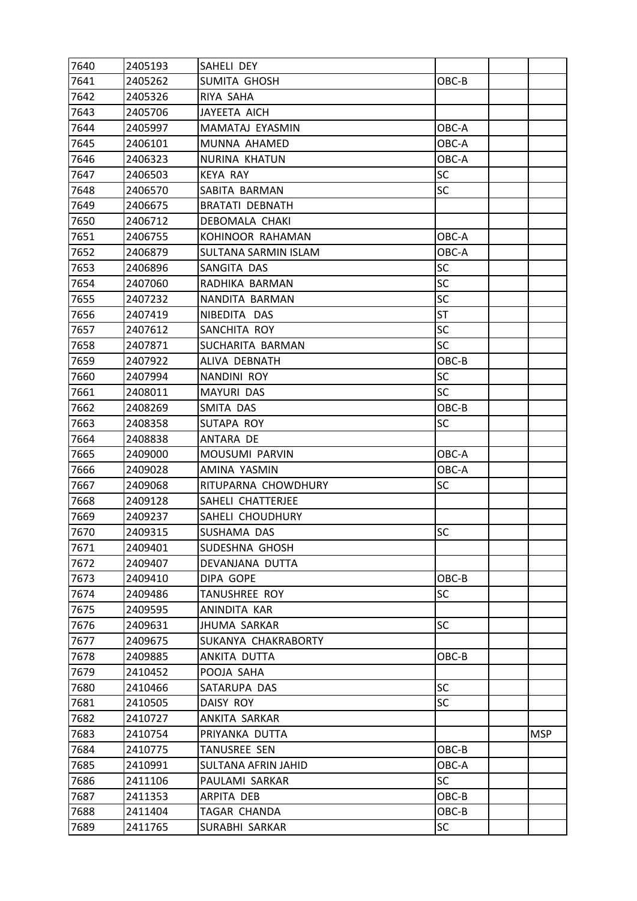| 7640 | 2405193 | SAHELI DEY | | | |
|---|---|---|---|---|---|
| 7641 | 2405262 | SUMITA GHOSH | OBC-B | | |
| 7642 | 2405326 | RIYA SAHA | | | |
| 7643 | 2405706 | JAYEETA AICH | | | |
| 7644 | 2405997 | MAMATAJ EYASMIN | OBC-A | | |
| 7645 | 2406101 | MUNNA AHAMED | OBC-A | | |
| 7646 | 2406323 | NURINA KHATUN | OBC-A | | |
| 7647 | 2406503 | KEYA RAY | SC | | |
| 7648 | 2406570 | SABITA BARMAN | SC | | |
| 7649 | 2406675 | BRATATI DEBNATH | | | |
| 7650 | 2406712 | DEBOMALA CHAKI | | | |
| 7651 | 2406755 | KOHINOOR RAHAMAN | OBC-A | | |
| 7652 | 2406879 | SULTANA SARMIN ISLAM | OBC-A | | |
| 7653 | 2406896 | SANGITA DAS | SC | | |
| 7654 | 2407060 | RADHIKA BARMAN | SC | | |
| 7655 | 2407232 | NANDITA BARMAN | SC | | |
| 7656 | 2407419 | NIBEDITA DAS | ST | | |
| 7657 | 2407612 | SANCHITA ROY | SC | | |
| 7658 | 2407871 | SUCHARITA BARMAN | SC | | |
| 7659 | 2407922 | ALIVA DEBNATH | OBC-B | | |
| 7660 | 2407994 | NANDINI ROY | SC | | |
| 7661 | 2408011 | MAYURI DAS | SC | | |
| 7662 | 2408269 | SMITA DAS | OBC-B | | |
| 7663 | 2408358 | SUTAPA ROY | SC | | |
| 7664 | 2408838 | ANTARA DE | | | |
| 7665 | 2409000 | MOUSUMI PARVIN | OBC-A | | |
| 7666 | 2409028 | AMINA YASMIN | OBC-A | | |
| 7667 | 2409068 | RITUPARNA CHOWDHURY | SC | | |
| 7668 | 2409128 | SAHELI CHATTERJEE | | | |
| 7669 | 2409237 | SAHELI CHOUDHURY | | | |
| 7670 | 2409315 | SUSHAMA DAS | SC | | |
| 7671 | 2409401 | SUDESHNA GHOSH | | | |
| 7672 | 2409407 | DEVANJANA DUTTA | | | |
| 7673 | 2409410 | DIPA GOPE | OBC-B | | |
| 7674 | 2409486 | TANUSHREE ROY | SC | | |
| 7675 | 2409595 | ANINDITA KAR | | | |
| 7676 | 2409631 | JHUMA SARKAR | SC | | |
| 7677 | 2409675 | SUKANYA CHAKRABORTY | | | |
| 7678 | 2409885 | ANKITA DUTTA | OBC-B | | |
| 7679 | 2410452 | POOJA SAHA | | | |
| 7680 | 2410466 | SATARUPA DAS | SC | | |
| 7681 | 2410505 | DAISY ROY | SC | | |
| 7682 | 2410727 | ANKITA SARKAR | | | |
| 7683 | 2410754 | PRIYANKA DUTTA | | | MSP |
| 7684 | 2410775 | TANUSREE SEN | OBC-B | | |
| 7685 | 2410991 | SULTANA AFRIN JAHID | OBC-A | | |
| 7686 | 2411106 | PAULAMI SARKAR | SC | | |
| 7687 | 2411353 | ARPITA DEB | OBC-B | | |
| 7688 | 2411404 | TAGAR CHANDA | OBC-B | | |
| 7689 | 2411765 | SURABHI SARKAR | SC | | |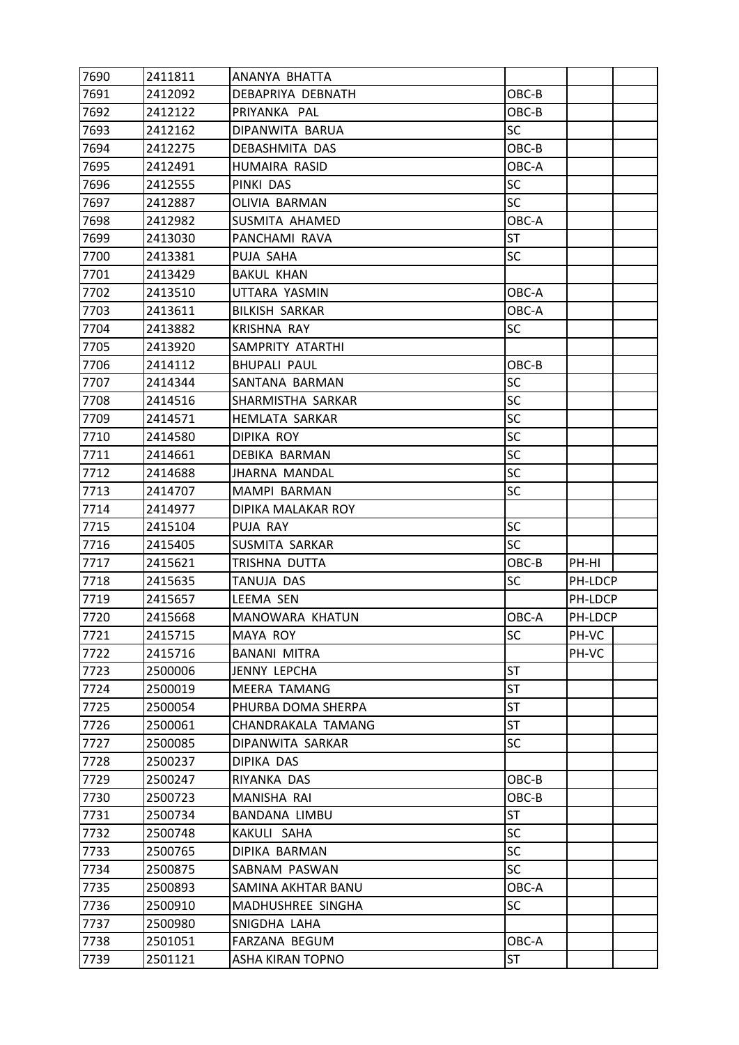| 7690 | 2411811 | ANANYA BHATTA | | | |
|---|---|---|---|---|---|
| 7691 | 2412092 | DEBAPRIYA DEBNATH | OBC-B | | |
| 7692 | 2412122 | PRIYANKA PAL | OBC-B | | |
| 7693 | 2412162 | DIPANWITA BARUA | SC | | |
| 7694 | 2412275 | DEBASHMITA DAS | OBC-B | | |
| 7695 | 2412491 | HUMAIRA RASID | OBC-A | | |
| 7696 | 2412555 | PINKI DAS | SC | | |
| 7697 | 2412887 | OLIVIA BARMAN | SC | | |
| 7698 | 2412982 | SUSMITA AHAMED | OBC-A | | |
| 7699 | 2413030 | PANCHAMI RAVA | ST | | |
| 7700 | 2413381 | PUJA SAHA | SC | | |
| 7701 | 2413429 | BAKUL KHAN | | | |
| 7702 | 2413510 | UTTARA YASMIN | OBC-A | | |
| 7703 | 2413611 | BILKISH SARKAR | OBC-A | | |
| 7704 | 2413882 | KRISHNA RAY | SC | | |
| 7705 | 2413920 | SAMPRITY ATARTHI | | | |
| 7706 | 2414112 | BHUPALI PAUL | OBC-B | | |
| 7707 | 2414344 | SANTANA BARMAN | SC | | |
| 7708 | 2414516 | SHARMISTHA SARKAR | SC | | |
| 7709 | 2414571 | HEMLATA SARKAR | SC | | |
| 7710 | 2414580 | DIPIKA ROY | SC | | |
| 7711 | 2414661 | DEBIKA BARMAN | SC | | |
| 7712 | 2414688 | JHARNA MANDAL | SC | | |
| 7713 | 2414707 | MAMPI BARMAN | SC | | |
| 7714 | 2414977 | DIPIKA MALAKAR ROY | | | |
| 7715 | 2415104 | PUJA RAY | SC | | |
| 7716 | 2415405 | SUSMITA SARKAR | SC | | |
| 7717 | 2415621 | TRISHNA DUTTA | OBC-B | PH-HI | |
| 7718 | 2415635 | TANUJA DAS | SC | PH-LDCP | |
| 7719 | 2415657 | LEEMA SEN | | PH-LDCP | |
| 7720 | 2415668 | MANOWARA KHATUN | OBC-A | PH-LDCP | |
| 7721 | 2415715 | MAYA ROY | SC | PH-VC | |
| 7722 | 2415716 | BANANI MITRA | | PH-VC | |
| 7723 | 2500006 | JENNY LEPCHA | ST | | |
| 7724 | 2500019 | MEERA TAMANG | ST | | |
| 7725 | 2500054 | PHURBA DOMA SHERPA | ST | | |
| 7726 | 2500061 | CHANDRAKALA TAMANG | ST | | |
| 7727 | 2500085 | DIPANWITA SARKAR | SC | | |
| 7728 | 2500237 | DIPIKA DAS | | | |
| 7729 | 2500247 | RIYANKA DAS | OBC-B | | |
| 7730 | 2500723 | MANISHA RAI | OBC-B | | |
| 7731 | 2500734 | BANDANA LIMBU | ST | | |
| 7732 | 2500748 | KAKULI SAHA | SC | | |
| 7733 | 2500765 | DIPIKA BARMAN | SC | | |
| 7734 | 2500875 | SABNAM PASWAN | SC | | |
| 7735 | 2500893 | SAMINA AKHTAR BANU | OBC-A | | |
| 7736 | 2500910 | MADHUSHREE SINGHA | SC | | |
| 7737 | 2500980 | SNIGDHA LAHA | | | |
| 7738 | 2501051 | FARZANA BEGUM | OBC-A | | |
| 7739 | 2501121 | ASHA KIRAN TOPNO | ST | | |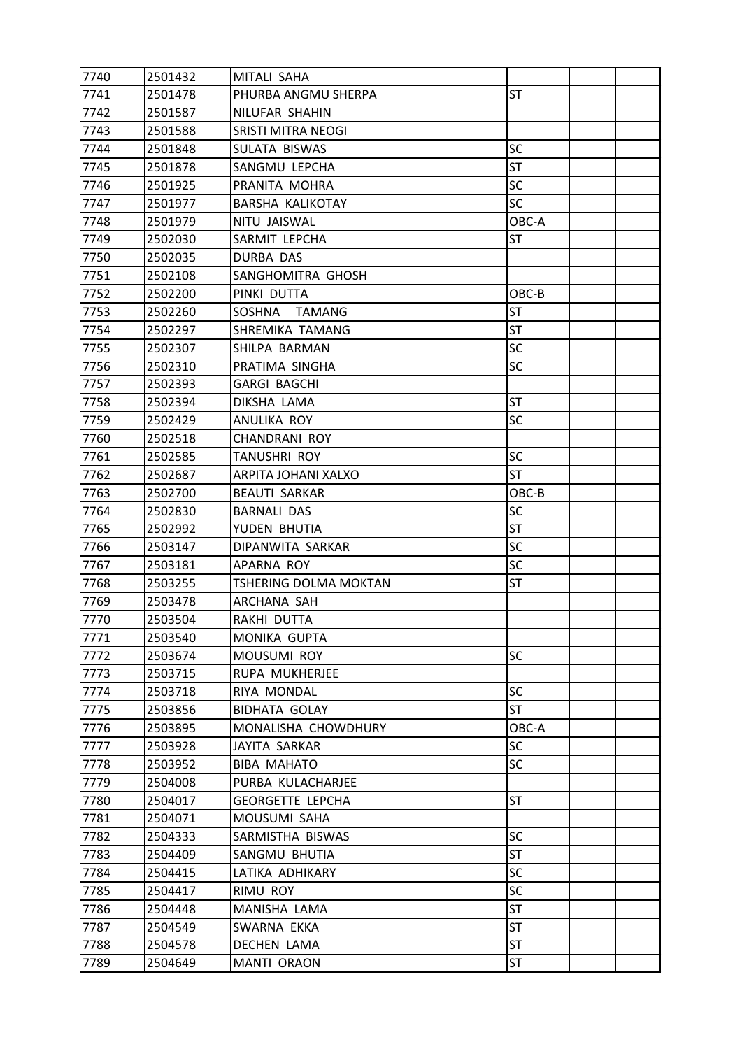| | | | | | |
|---|---|---|---|---|---|
| 7740 | 2501432 | MITALI SAHA | | | |
| 7741 | 2501478 | PHURBA ANGMU SHERPA | ST | | |
| 7742 | 2501587 | NILUFAR SHAHIN | | | |
| 7743 | 2501588 | SRISTI MITRA NEOGI | | | |
| 7744 | 2501848 | SULATA BISWAS | SC | | |
| 7745 | 2501878 | SANGMU LEPCHA | ST | | |
| 7746 | 2501925 | PRANITA MOHRA | SC | | |
| 7747 | 2501977 | BARSHA KALIKOTAY | SC | | |
| 7748 | 2501979 | NITU JAISWAL | OBC-A | | |
| 7749 | 2502030 | SARMIT LEPCHA | ST | | |
| 7750 | 2502035 | DURBA DAS | | | |
| 7751 | 2502108 | SANGHOMITRA GHOSH | | | |
| 7752 | 2502200 | PINKI DUTTA | OBC-B | | |
| 7753 | 2502260 | SOSHNA TAMANG | ST | | |
| 7754 | 2502297 | SHREMIKA TAMANG | ST | | |
| 7755 | 2502307 | SHILPA BARMAN | SC | | |
| 7756 | 2502310 | PRATIMA SINGHA | SC | | |
| 7757 | 2502393 | GARGI BAGCHI | | | |
| 7758 | 2502394 | DIKSHA LAMA | ST | | |
| 7759 | 2502429 | ANULIKA ROY | SC | | |
| 7760 | 2502518 | CHANDRANI ROY | | | |
| 7761 | 2502585 | TANUSHRI ROY | SC | | |
| 7762 | 2502687 | ARPITA JOHANI XALXO | ST | | |
| 7763 | 2502700 | BEAUTI SARKAR | OBC-B | | |
| 7764 | 2502830 | BARNALI DAS | SC | | |
| 7765 | 2502992 | YUDEN BHUTIA | ST | | |
| 7766 | 2503147 | DIPANWITA SARKAR | SC | | |
| 7767 | 2503181 | APARNA ROY | SC | | |
| 7768 | 2503255 | TSHERING DOLMA MOKTAN | ST | | |
| 7769 | 2503478 | ARCHANA SAH | | | |
| 7770 | 2503504 | RAKHI DUTTA | | | |
| 7771 | 2503540 | MONIKA GUPTA | | | |
| 7772 | 2503674 | MOUSUMI ROY | SC | | |
| 7773 | 2503715 | RUPA MUKHERJEE | | | |
| 7774 | 2503718 | RIYA MONDAL | SC | | |
| 7775 | 2503856 | BIDHATA GOLAY | ST | | |
| 7776 | 2503895 | MONALISHA CHOWDHURY | OBC-A | | |
| 7777 | 2503928 | JAYITA SARKAR | SC | | |
| 7778 | 2503952 | BIBA MAHATO | SC | | |
| 7779 | 2504008 | PURBA KULACHARJEE | | | |
| 7780 | 2504017 | GEORGETTE LEPCHA | ST | | |
| 7781 | 2504071 | MOUSUMI SAHA | | | |
| 7782 | 2504333 | SARMISTHA BISWAS | SC | | |
| 7783 | 2504409 | SANGMU BHUTIA | ST | | |
| 7784 | 2504415 | LATIKA ADHIKARY | SC | | |
| 7785 | 2504417 | RIMU ROY | SC | | |
| 7786 | 2504448 | MANISHA LAMA | ST | | |
| 7787 | 2504549 | SWARNA EKKA | ST | | |
| 7788 | 2504578 | DECHEN LAMA | ST | | |
| 7789 | 2504649 | MANTI ORAON | ST | | |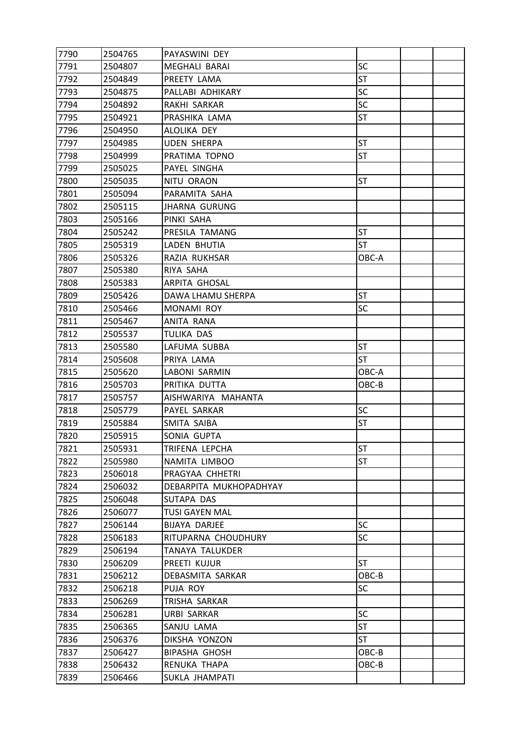| 7790 | 2504765 | PAYASWINI DEY | | | |
|---|---|---|---|---|---|
| 7791 | 2504807 | MEGHALI BARAI | SC | | |
| 7792 | 2504849 | PREETY LAMA | ST | | |
| 7793 | 2504875 | PALLABI ADHIKARY | SC | | |
| 7794 | 2504892 | RAKHI SARKAR | SC | | |
| 7795 | 2504921 | PRASHIKA LAMA | ST | | |
| 7796 | 2504950 | ALOLIKA DEY | | | |
| 7797 | 2504985 | UDEN SHERPA | ST | | |
| 7798 | 2504999 | PRATIMA TOPNO | ST | | |
| 7799 | 2505025 | PAYEL SINGHA | | | |
| 7800 | 2505035 | NITU ORAON | ST | | |
| 7801 | 2505094 | PARAMITA SAHA | | | |
| 7802 | 2505115 | JHARNA GURUNG | | | |
| 7803 | 2505166 | PINKI SAHA | | | |
| 7804 | 2505242 | PRESILA TAMANG | ST | | |
| 7805 | 2505319 | LADEN BHUTIA | ST | | |
| 7806 | 2505326 | RAZIA RUKHSAR | OBC-A | | |
| 7807 | 2505380 | RIYA SAHA | | | |
| 7808 | 2505383 | ARPITA GHOSAL | | | |
| 7809 | 2505426 | DAWA LHAMU SHERPA | ST | | |
| 7810 | 2505466 | MONAMI ROY | SC | | |
| 7811 | 2505467 | ANITA RANA | | | |
| 7812 | 2505537 | TULIKA DAS | | | |
| 7813 | 2505580 | LAFUMA SUBBA | ST | | |
| 7814 | 2505608 | PRIYA LAMA | ST | | |
| 7815 | 2505620 | LABONI SARMIN | OBC-A | | |
| 7816 | 2505703 | PRITIKA DUTTA | OBC-B | | |
| 7817 | 2505757 | AISHWARIYA MAHANTA | | | |
| 7818 | 2505779 | PAYEL SARKAR | SC | | |
| 7819 | 2505884 | SMITA SAIBA | ST | | |
| 7820 | 2505915 | SONIA GUPTA | | | |
| 7821 | 2505931 | TRIFENA LEPCHA | ST | | |
| 7822 | 2505980 | NAMITA LIMBOO | ST | | |
| 7823 | 2506018 | PRAGYAA CHHETRI | | | |
| 7824 | 2506032 | DEBARPITA MUKHOPADHYAY | | | |
| 7825 | 2506048 | SUTAPA DAS | | | |
| 7826 | 2506077 | TUSI GAYEN MAL | | | |
| 7827 | 2506144 | BIJAYA DARJEE | SC | | |
| 7828 | 2506183 | RITUPARNA CHOUDHURY | SC | | |
| 7829 | 2506194 | TANAYA TALUKDER | | | |
| 7830 | 2506209 | PREETI KUJUR | ST | | |
| 7831 | 2506212 | DEBASMITA SARKAR | OBC-B | | |
| 7832 | 2506218 | PUJA ROY | SC | | |
| 7833 | 2506269 | TRISHA SARKAR | | | |
| 7834 | 2506281 | URBI SARKAR | SC | | |
| 7835 | 2506365 | SANJU LAMA | ST | | |
| 7836 | 2506376 | DIKSHA YONZON | ST | | |
| 7837 | 2506427 | BIPASHA GHOSH | OBC-B | | |
| 7838 | 2506432 | RENUKA THAPA | OBC-B | | |
| 7839 | 2506466 | SUKLA JHAMPATI | | | |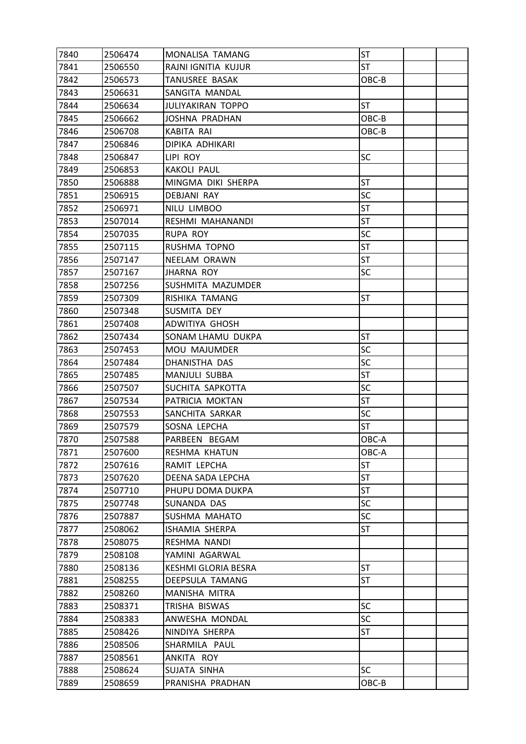| | | | | | |
|---|---|---|---|---|---|
| 7840 | 2506474 | MONALISA TAMANG | ST | | |
| 7841 | 2506550 | RAJNI IGNITIA KUJUR | ST | | |
| 7842 | 2506573 | TANUSREE BASAK | OBC-B | | |
| 7843 | 2506631 | SANGITA MANDAL | | | |
| 7844 | 2506634 | JULIYAKIRAN TOPPO | ST | | |
| 7845 | 2506662 | JOSHNA PRADHAN | OBC-B | | |
| 7846 | 2506708 | KABITA RAI | OBC-B | | |
| 7847 | 2506846 | DIPIKA ADHIKARI | | | |
| 7848 | 2506847 | LIPI ROY | SC | | |
| 7849 | 2506853 | KAKOLI PAUL | | | |
| 7850 | 2506888 | MINGMA DIKI SHERPA | ST | | |
| 7851 | 2506915 | DEBJANI RAY | SC | | |
| 7852 | 2506971 | NILU LIMBOO | ST | | |
| 7853 | 2507014 | RESHMI MAHANANDI | ST | | |
| 7854 | 2507035 | RUPA ROY | SC | | |
| 7855 | 2507115 | RUSHMA TOPNO | ST | | |
| 7856 | 2507147 | NEELAM ORAWN | ST | | |
| 7857 | 2507167 | JHARNA ROY | SC | | |
| 7858 | 2507256 | SUSHMITA MAZUMDER | | | |
| 7859 | 2507309 | RISHIKA TAMANG | ST | | |
| 7860 | 2507348 | SUSMITA DEY | | | |
| 7861 | 2507408 | ADWITIYA GHOSH | | | |
| 7862 | 2507434 | SONAM LHAMU DUKPA | ST | | |
| 7863 | 2507453 | MOU MAJUMDER | SC | | |
| 7864 | 2507484 | DHANISTHA DAS | SC | | |
| 7865 | 2507485 | MANJULI SUBBA | ST | | |
| 7866 | 2507507 | SUCHITA SAPKOTTA | SC | | |
| 7867 | 2507534 | PATRICIA MOKTAN | ST | | |
| 7868 | 2507553 | SANCHITA SARKAR | SC | | |
| 7869 | 2507579 | SOSNA LEPCHA | ST | | |
| 7870 | 2507588 | PARBEEN BEGAM | OBC-A | | |
| 7871 | 2507600 | RESHMA KHATUN | OBC-A | | |
| 7872 | 2507616 | RAMIT LEPCHA | ST | | |
| 7873 | 2507620 | DEENA SADA LEPCHA | ST | | |
| 7874 | 2507710 | PHUPU DOMA DUKPA | ST | | |
| 7875 | 2507748 | SUNANDA DAS | SC | | |
| 7876 | 2507887 | SUSHMA MAHATO | SC | | |
| 7877 | 2508062 | ISHAMIA SHERPA | ST | | |
| 7878 | 2508075 | RESHMA NANDI | | | |
| 7879 | 2508108 | YAMINI AGARWAL | | | |
| 7880 | 2508136 | KESHMI GLORIA BESRA | ST | | |
| 7881 | 2508255 | DEEPSULA TAMANG | ST | | |
| 7882 | 2508260 | MANISHA MITRA | | | |
| 7883 | 2508371 | TRISHA BISWAS | SC | | |
| 7884 | 2508383 | ANWESHA MONDAL | SC | | |
| 7885 | 2508426 | NINDIYA SHERPA | ST | | |
| 7886 | 2508506 | SHARMILA PAUL | | | |
| 7887 | 2508561 | ANKITA ROY | | | |
| 7888 | 2508624 | SUJATA SINHA | SC | | |
| 7889 | 2508659 | PRANISHA PRADHAN | OBC-B | | |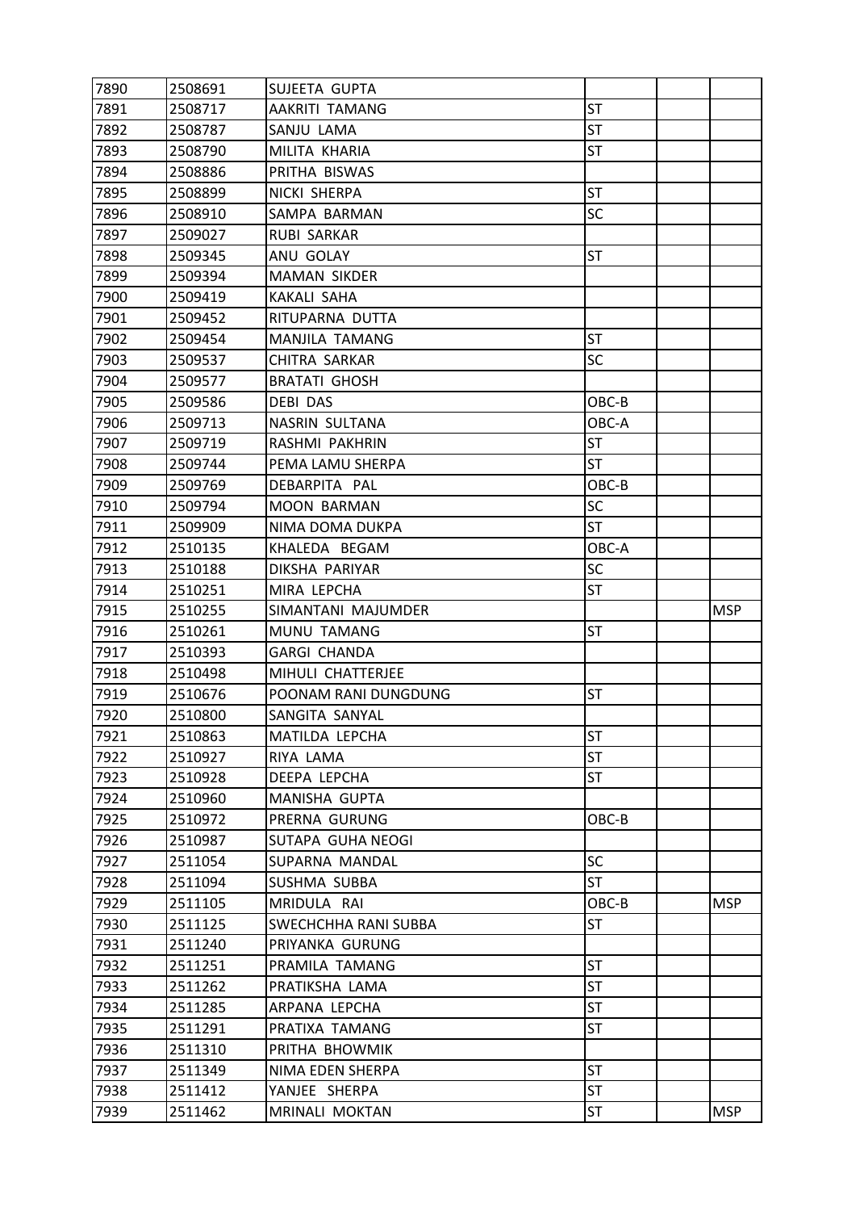| 7890 | 2508691 | SUJEETA GUPTA | | | |
|---|---|---|---|---|---|
| 7891 | 2508717 | AAKRITI TAMANG | ST | | |
| 7892 | 2508787 | SANJU LAMA | ST | | |
| 7893 | 2508790 | MILITA KHARIA | ST | | |
| 7894 | 2508886 | PRITHA BISWAS | | | |
| 7895 | 2508899 | NICKI SHERPA | ST | | |
| 7896 | 2508910 | SAMPA BARMAN | SC | | |
| 7897 | 2509027 | RUBI SARKAR | | | |
| 7898 | 2509345 | ANU GOLAY | ST | | |
| 7899 | 2509394 | MAMAN SIKDER | | | |
| 7900 | 2509419 | KAKALI SAHA | | | |
| 7901 | 2509452 | RITUPARNA DUTTA | | | |
| 7902 | 2509454 | MANJILA TAMANG | ST | | |
| 7903 | 2509537 | CHITRA SARKAR | SC | | |
| 7904 | 2509577 | BRATATI GHOSH | | | |
| 7905 | 2509586 | DEBI DAS | OBC-B | | |
| 7906 | 2509713 | NASRIN SULTANA | OBC-A | | |
| 7907 | 2509719 | RASHMI PAKHRIN | ST | | |
| 7908 | 2509744 | PEMA LAMU SHERPA | ST | | |
| 7909 | 2509769 | DEBARPITA PAL | OBC-B | | |
| 7910 | 2509794 | MOON BARMAN | SC | | |
| 7911 | 2509909 | NIMA DOMA DUKPA | ST | | |
| 7912 | 2510135 | KHALEDA BEGAM | OBC-A | | |
| 7913 | 2510188 | DIKSHA PARIYAR | SC | | |
| 7914 | 2510251 | MIRA LEPCHA | ST | | |
| 7915 | 2510255 | SIMANTANI MAJUMDER | | | MSP |
| 7916 | 2510261 | MUNU TAMANG | ST | | |
| 7917 | 2510393 | GARGI CHANDA | | | |
| 7918 | 2510498 | MIHULI CHATTERJEE | | | |
| 7919 | 2510676 | POONAM RANI DUNGDUNG | ST | | |
| 7920 | 2510800 | SANGITA SANYAL | | | |
| 7921 | 2510863 | MATILDA LEPCHA | ST | | |
| 7922 | 2510927 | RIYA LAMA | ST | | |
| 7923 | 2510928 | DEEPA LEPCHA | ST | | |
| 7924 | 2510960 | MANISHA GUPTA | | | |
| 7925 | 2510972 | PRERNA GURUNG | OBC-B | | |
| 7926 | 2510987 | SUTAPA GUHA NEOGI | | | |
| 7927 | 2511054 | SUPARNA MANDAL | SC | | |
| 7928 | 2511094 | SUSHMA SUBBA | ST | | |
| 7929 | 2511105 | MRIDULA RAI | OBC-B | | MSP |
| 7930 | 2511125 | SWECHCHHA RANI SUBBA | ST | | |
| 7931 | 2511240 | PRIYANKA GURUNG | | | |
| 7932 | 2511251 | PRAMILA TAMANG | ST | | |
| 7933 | 2511262 | PRATIKSHA LAMA | ST | | |
| 7934 | 2511285 | ARPANA LEPCHA | ST | | |
| 7935 | 2511291 | PRATIXA TAMANG | ST | | |
| 7936 | 2511310 | PRITHA BHOWMIK | | | |
| 7937 | 2511349 | NIMA EDEN SHERPA | ST | | |
| 7938 | 2511412 | YANJEE SHERPA | ST | | |
| 7939 | 2511462 | MRINALI MOKTAN | ST | | MSP |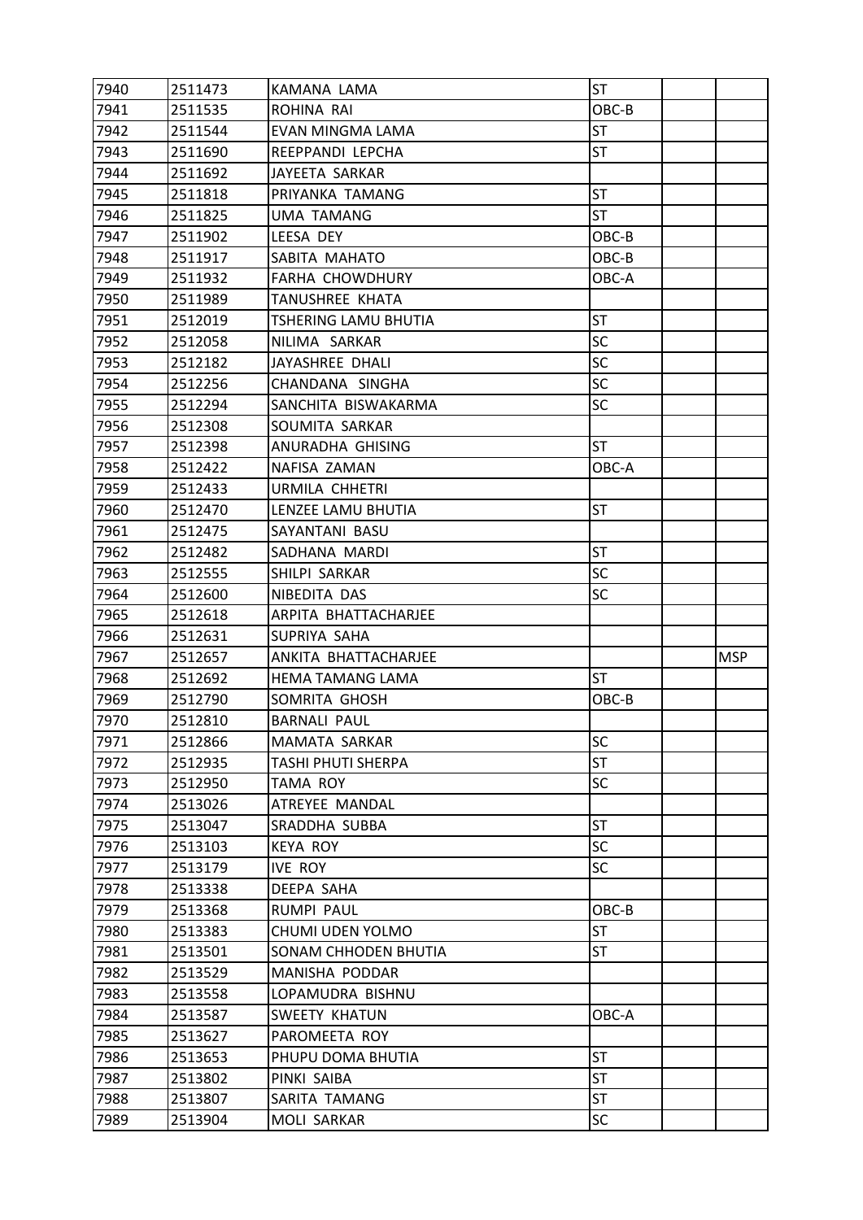| 7940 | 2511473 | KAMANA LAMA | ST | | |
|---|---|---|---|---|---|
| 7941 | 2511535 | ROHINA RAI | OBC-B | | |
| 7942 | 2511544 | EVAN MINGMA LAMA | ST | | |
| 7943 | 2511690 | REEPPANDI LEPCHA | ST | | |
| 7944 | 2511692 | JAYEETA SARKAR | | | |
| 7945 | 2511818 | PRIYANKA TAMANG | ST | | |
| 7946 | 2511825 | UMA TAMANG | ST | | |
| 7947 | 2511902 | LEESA DEY | OBC-B | | |
| 7948 | 2511917 | SABITA MAHATO | OBC-B | | |
| 7949 | 2511932 | FARHA CHOWDHURY | OBC-A | | |
| 7950 | 2511989 | TANUSHREE KHATA | | | |
| 7951 | 2512019 | TSHERING LAMU BHUTIA | ST | | |
| 7952 | 2512058 | NILIMA SARKAR | SC | | |
| 7953 | 2512182 | JAYASHREE DHALI | SC | | |
| 7954 | 2512256 | CHANDANA SINGHA | SC | | |
| 7955 | 2512294 | SANCHITA BISWAKARMA | SC | | |
| 7956 | 2512308 | SOUMITA SARKAR | | | |
| 7957 | 2512398 | ANURADHA GHISING | ST | | |
| 7958 | 2512422 | NAFISA ZAMAN | OBC-A | | |
| 7959 | 2512433 | URMILA CHHETRI | | | |
| 7960 | 2512470 | LENZEE LAMU BHUTIA | ST | | |
| 7961 | 2512475 | SAYANTANI BASU | | | |
| 7962 | 2512482 | SADHANA MARDI | ST | | |
| 7963 | 2512555 | SHILPI SARKAR | SC | | |
| 7964 | 2512600 | NIBEDITA DAS | SC | | |
| 7965 | 2512618 | ARPITA BHATTACHARJEE | | | |
| 7966 | 2512631 | SUPRIYA SAHA | | | |
| 7967 | 2512657 | ANKITA BHATTACHARJEE | | | MSP |
| 7968 | 2512692 | HEMA TAMANG LAMA | ST | | |
| 7969 | 2512790 | SOMRITA GHOSH | OBC-B | | |
| 7970 | 2512810 | BARNALI PAUL | | | |
| 7971 | 2512866 | MAMATA SARKAR | SC | | |
| 7972 | 2512935 | TASHI PHUTI SHERPA | ST | | |
| 7973 | 2512950 | TAMA ROY | SC | | |
| 7974 | 2513026 | ATREYEE MANDAL | | | |
| 7975 | 2513047 | SRADDHA SUBBA | ST | | |
| 7976 | 2513103 | KEYA ROY | SC | | |
| 7977 | 2513179 | IVE ROY | SC | | |
| 7978 | 2513338 | DEEPA SAHA | | | |
| 7979 | 2513368 | RUMPI PAUL | OBC-B | | |
| 7980 | 2513383 | CHUMI UDEN YOLMO | ST | | |
| 7981 | 2513501 | SONAM CHHODEN BHUTIA | ST | | |
| 7982 | 2513529 | MANISHA PODDAR | | | |
| 7983 | 2513558 | LOPAMUDRA BISHNU | | | |
| 7984 | 2513587 | SWEETY KHATUN | OBC-A | | |
| 7985 | 2513627 | PAROMEETA ROY | | | |
| 7986 | 2513653 | PHUPU DOMA BHUTIA | ST | | |
| 7987 | 2513802 | PINKI SAIBA | ST | | |
| 7988 | 2513807 | SARITA TAMANG | ST | | |
| 7989 | 2513904 | MOLI SARKAR | SC | | |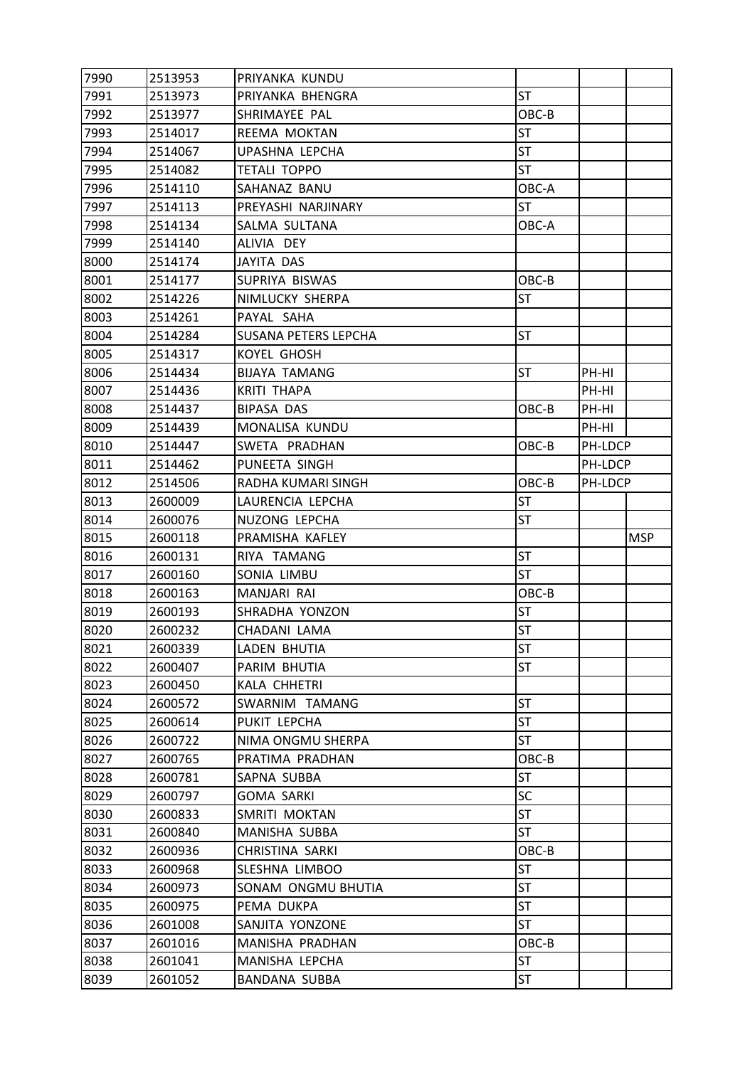| 7990 | 2513953 | PRIYANKA KUNDU | | | |
|---|---|---|---|---|---|
| 7991 | 2513973 | PRIYANKA BHENGRA | ST | | |
| 7992 | 2513977 | SHRIMAYEE PAL | OBC-B | | |
| 7993 | 2514017 | REEMA MOKTAN | ST | | |
| 7994 | 2514067 | UPASHNA LEPCHA | ST | | |
| 7995 | 2514082 | TETALI TOPPO | ST | | |
| 7996 | 2514110 | SAHANAZ BANU | OBC-A | | |
| 7997 | 2514113 | PREYASHI NARJINARY | ST | | |
| 7998 | 2514134 | SALMA SULTANA | OBC-A | | |
| 7999 | 2514140 | ALIVIA DEY | | | |
| 8000 | 2514174 | JAYITA DAS | | | |
| 8001 | 2514177 | SUPRIYA BISWAS | OBC-B | | |
| 8002 | 2514226 | NIMLUCKY SHERPA | ST | | |
| 8003 | 2514261 | PAYAL SAHA | | | |
| 8004 | 2514284 | SUSANA PETERS LEPCHA | ST | | |
| 8005 | 2514317 | KOYEL GHOSH | | | |
| 8006 | 2514434 | BIJAYA TAMANG | ST | PH-HI | |
| 8007 | 2514436 | KRITI THAPA | | PH-HI | |
| 8008 | 2514437 | BIPASA DAS | OBC-B | PH-HI | |
| 8009 | 2514439 | MONALISA KUNDU | | PH-HI | |
| 8010 | 2514447 | SWETA PRADHAN | OBC-B | PH-LDCP | |
| 8011 | 2514462 | PUNEETA SINGH | | PH-LDCP | |
| 8012 | 2514506 | RADHA KUMARI SINGH | OBC-B | PH-LDCP | |
| 8013 | 2600009 | LAURENCIA LEPCHA | ST | | |
| 8014 | 2600076 | NUZONG LEPCHA | ST | | |
| 8015 | 2600118 | PRAMISHA KAFLEY | | | MSP |
| 8016 | 2600131 | RIYA TAMANG | ST | | |
| 8017 | 2600160 | SONIA LIMBU | ST | | |
| 8018 | 2600163 | MANJARI RAI | OBC-B | | |
| 8019 | 2600193 | SHRADHA YONZON | ST | | |
| 8020 | 2600232 | CHADANI LAMA | ST | | |
| 8021 | 2600339 | LADEN BHUTIA | ST | | |
| 8022 | 2600407 | PARIM BHUTIA | ST | | |
| 8023 | 2600450 | KALA CHHETRI | | | |
| 8024 | 2600572 | SWARNIM TAMANG | ST | | |
| 8025 | 2600614 | PUKIT LEPCHA | ST | | |
| 8026 | 2600722 | NIMA ONGMU SHERPA | ST | | |
| 8027 | 2600765 | PRATIMA PRADHAN | OBC-B | | |
| 8028 | 2600781 | SAPNA SUBBA | ST | | |
| 8029 | 2600797 | GOMA SARKI | SC | | |
| 8030 | 2600833 | SMRITI MOKTAN | ST | | |
| 8031 | 2600840 | MANISHA SUBBA | ST | | |
| 8032 | 2600936 | CHRISTINA SARKI | OBC-B | | |
| 8033 | 2600968 | SLESHNA LIMBOO | ST | | |
| 8034 | 2600973 | SONAM ONGMU BHUTIA | ST | | |
| 8035 | 2600975 | PEMA DUKPA | ST | | |
| 8036 | 2601008 | SANJITA YONZONE | ST | | |
| 8037 | 2601016 | MANISHA PRADHAN | OBC-B | | |
| 8038 | 2601041 | MANISHA LEPCHA | ST | | |
| 8039 | 2601052 | BANDANA SUBBA | ST | | |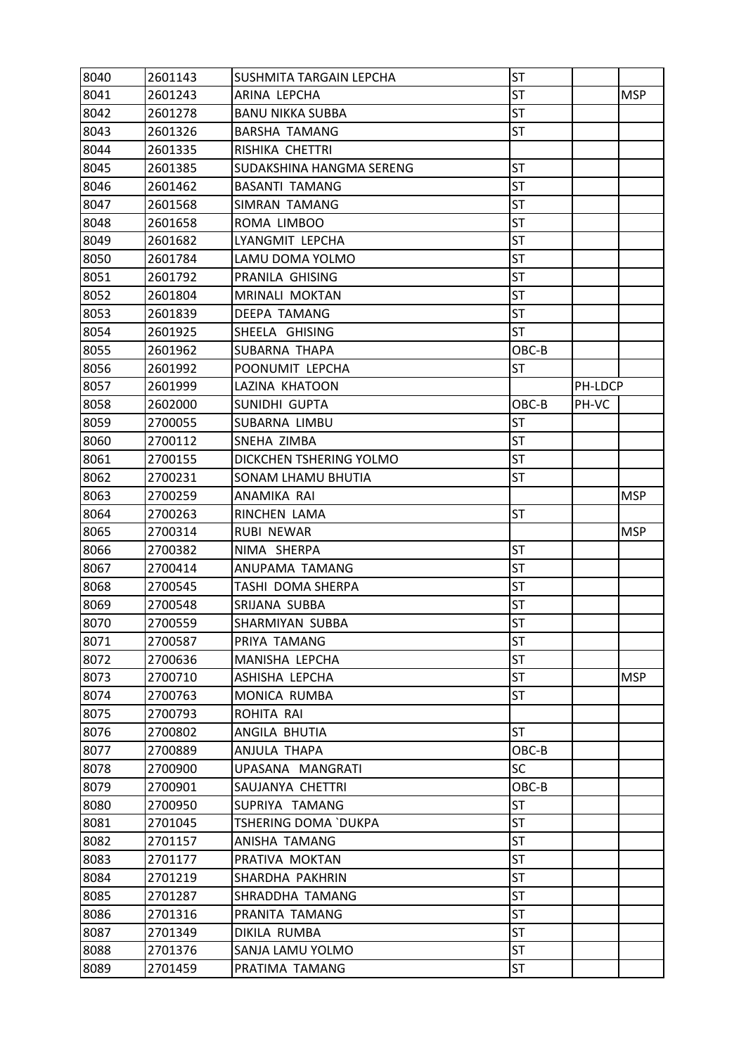| | | | | | |
|---|---|---|---|---|---|
| 8040 | 2601143 | SUSHMITA TARGAIN LEPCHA | ST | | |
| 8041 | 2601243 | ARINA LEPCHA | ST | | MSP |
| 8042 | 2601278 | BANU NIKKA SUBBA | ST | | |
| 8043 | 2601326 | BARSHA TAMANG | ST | | |
| 8044 | 2601335 | RISHIKA CHETTRI | | | |
| 8045 | 2601385 | SUDAKSHINA HANGMA SERENG | ST | | |
| 8046 | 2601462 | BASANTI TAMANG | ST | | |
| 8047 | 2601568 | SIMRAN TAMANG | ST | | |
| 8048 | 2601658 | ROMA LIMBOO | ST | | |
| 8049 | 2601682 | LYANGMIT LEPCHA | ST | | |
| 8050 | 2601784 | LAMU DOMA YOLMO | ST | | |
| 8051 | 2601792 | PRANILA GHISING | ST | | |
| 8052 | 2601804 | MRINALI MOKTAN | ST | | |
| 8053 | 2601839 | DEEPA TAMANG | ST | | |
| 8054 | 2601925 | SHEELA GHISING | ST | | |
| 8055 | 2601962 | SUBARNA THAPA | OBC-B | | |
| 8056 | 2601992 | POONUMIT LEPCHA | ST | | |
| 8057 | 2601999 | LAZINA KHATOON | | PH-LDCP | |
| 8058 | 2602000 | SUNIDHI GUPTA | OBC-B | PH-VC | |
| 8059 | 2700055 | SUBARNA LIMBU | ST | | |
| 8060 | 2700112 | SNEHA ZIMBA | ST | | |
| 8061 | 2700155 | DICKCHEN TSHERING YOLMO | ST | | |
| 8062 | 2700231 | SONAM LHAMU BHUTIA | ST | | |
| 8063 | 2700259 | ANAMIKA RAI | | | MSP |
| 8064 | 2700263 | RINCHEN LAMA | ST | | |
| 8065 | 2700314 | RUBI NEWAR | | | MSP |
| 8066 | 2700382 | NIMA SHERPA | ST | | |
| 8067 | 2700414 | ANUPAMA TAMANG | ST | | |
| 8068 | 2700545 | TASHI DOMA SHERPA | ST | | |
| 8069 | 2700548 | SRIJANA SUBBA | ST | | |
| 8070 | 2700559 | SHARMIYAN SUBBA | ST | | |
| 8071 | 2700587 | PRIYA TAMANG | ST | | |
| 8072 | 2700636 | MANISHA LEPCHA | ST | | |
| 8073 | 2700710 | ASHISHA LEPCHA | ST | | MSP |
| 8074 | 2700763 | MONICA RUMBA | ST | | |
| 8075 | 2700793 | ROHITA RAI | | | |
| 8076 | 2700802 | ANGILA BHUTIA | ST | | |
| 8077 | 2700889 | ANJULA THAPA | OBC-B | | |
| 8078 | 2700900 | UPASANA MANGRATI | SC | | |
| 8079 | 2700901 | SAUJANYA CHETTRI | OBC-B | | |
| 8080 | 2700950 | SUPRIYA TAMANG | ST | | |
| 8081 | 2701045 | TSHERING DOMA `DUKPA | ST | | |
| 8082 | 2701157 | ANISHA TAMANG | ST | | |
| 8083 | 2701177 | PRATIVA MOKTAN | ST | | |
| 8084 | 2701219 | SHARDHA PAKHRIN | ST | | |
| 8085 | 2701287 | SHRADDHA TAMANG | ST | | |
| 8086 | 2701316 | PRANITA TAMANG | ST | | |
| 8087 | 2701349 | DIKILA RUMBA | ST | | |
| 8088 | 2701376 | SANJA LAMU YOLMO | ST | | |
| 8089 | 2701459 | PRATIMA TAMANG | ST | | |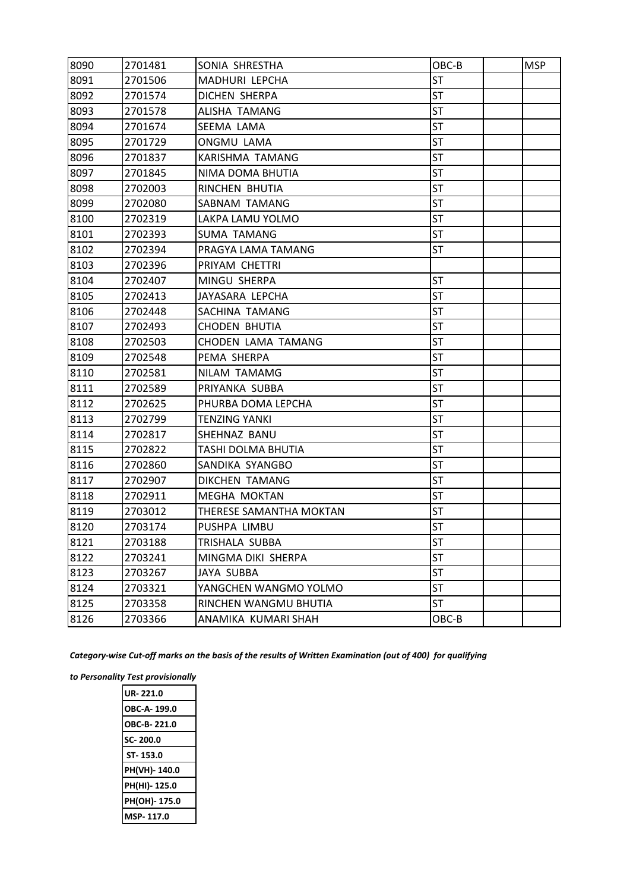| | | | | | |
|---|---|---|---|---|---|
| 8090 | 2701481 | SONIA SHRESTHA | OBC-B | | MSP |
| 8091 | 2701506 | MADHURI LEPCHA | ST | | |
| 8092 | 2701574 | DICHEN SHERPA | ST | | |
| 8093 | 2701578 | ALISHA TAMANG | ST | | |
| 8094 | 2701674 | SEEMA LAMA | ST | | |
| 8095 | 2701729 | ONGMU LAMA | ST | | |
| 8096 | 2701837 | KARISHMA TAMANG | ST | | |
| 8097 | 2701845 | NIMA DOMA BHUTIA | ST | | |
| 8098 | 2702003 | RINCHEN BHUTIA | ST | | |
| 8099 | 2702080 | SABNAM TAMANG | ST | | |
| 8100 | 2702319 | LAKPA LAMU YOLMO | ST | | |
| 8101 | 2702393 | SUMA TAMANG | ST | | |
| 8102 | 2702394 | PRAGYA LAMA TAMANG | ST | | |
| 8103 | 2702396 | PRIYAM CHETTRI | | | |
| 8104 | 2702407 | MINGU SHERPA | ST | | |
| 8105 | 2702413 | JAYASARA LEPCHA | ST | | |
| 8106 | 2702448 | SACHINA TAMANG | ST | | |
| 8107 | 2702493 | CHODEN BHUTIA | ST | | |
| 8108 | 2702503 | CHODEN LAMA TAMANG | ST | | |
| 8109 | 2702548 | PEMA SHERPA | ST | | |
| 8110 | 2702581 | NILAM TAMAMG | ST | | |
| 8111 | 2702589 | PRIYANKA SUBBA | ST | | |
| 8112 | 2702625 | PHURBA DOMA LEPCHA | ST | | |
| 8113 | 2702799 | TENZING YANKI | ST | | |
| 8114 | 2702817 | SHEHNAZ BANU | ST | | |
| 8115 | 2702822 | TASHI DOLMA BHUTIA | ST | | |
| 8116 | 2702860 | SANDIKA SYANGBO | ST | | |
| 8117 | 2702907 | DIKCHEN TAMANG | ST | | |
| 8118 | 2702911 | MEGHA MOKTAN | ST | | |
| 8119 | 2703012 | THERESE SAMANTHA MOKTAN | ST | | |
| 8120 | 2703174 | PUSHPA LIMBU | ST | | |
| 8121 | 2703188 | TRISHALA SUBBA | ST | | |
| 8122 | 2703241 | MINGMA DIKI SHERPA | ST | | |
| 8123 | 2703267 | JAYA SUBBA | ST | | |
| 8124 | 2703321 | YANGCHEN WANGMO YOLMO | ST | | |
| 8125 | 2703358 | RINCHEN WANGMU BHUTIA | ST | | |
| 8126 | 2703366 | ANAMIKA KUMARI SHAH | OBC-B | | |

*Category-wise Cut-off marks on the basis of the results of Written Examination (out of 400) for qualifying to Personality Test provisionally*

| |
|---|
| **UR- 221.0** |
| **OBC-A- 199.0** |
| **OBC-B- 221.0** |
| **SC- 200.0** |
| **ST- 153.0** |
| **PH(VH)- 140.0** |
| **PH(HI)- 125.0** |
| **PH(OH)- 175.0** |
| **MSP- 117.0** |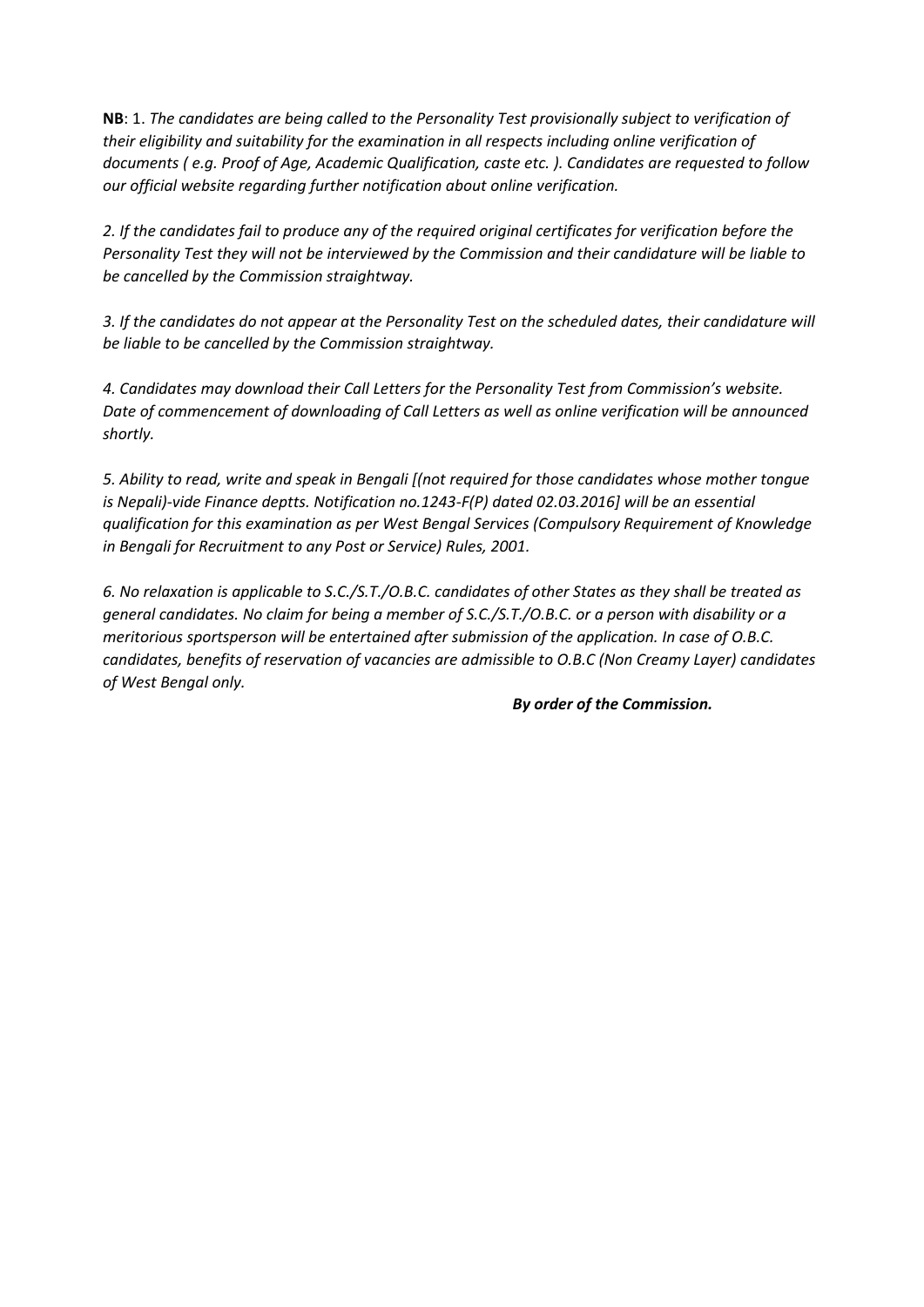**NB**: 1. *The candidates are being called to the Personality Test provisionally subject to verification of their eligibility and suitability for the examination in all respects including online verification of documents ( e.g. Proof of Age, Academic Qualification, caste etc. ). Candidates are requested to follow our official website regarding further notification about online verification.*

*2. If the candidates fail to produce any of the required original certificates for verification before the Personality Test they will not be interviewed by the Commission and their candidature will be liable to be cancelled by the Commission straightway.*

*3. If the candidates do not appear at the Personality Test on the scheduled dates, their candidature will be liable to be cancelled by the Commission straightway.*

*4. Candidates may download their Call Letters for the Personality Test from Commission's website. Date of commencement of downloading of Call Letters as well as online verification will be announced shortly.*

*5. Ability to read, write and speak in Bengali [(not required for those candidates whose mother tongue is Nepali)-vide Finance deptts. Notification no.1243-F(P) dated 02.03.2016] will be an essential qualification for this examination as per West Bengal Services (Compulsory Requirement of Knowledge in Bengali for Recruitment to any Post or Service) Rules, 2001.*

*6. No relaxation is applicable to S.C./S.T./O.B.C. candidates of other States as they shall be treated as general candidates. No claim for being a member of S.C./S.T./O.B.C. or a person with disability or a meritorious sportsperson will be entertained after submission of the application. In case of O.B.C. candidates, benefits of reservation of vacancies are admissible to O.B.C (Non Creamy Layer) candidates of West Bengal only.*

***By order of the Commission.***